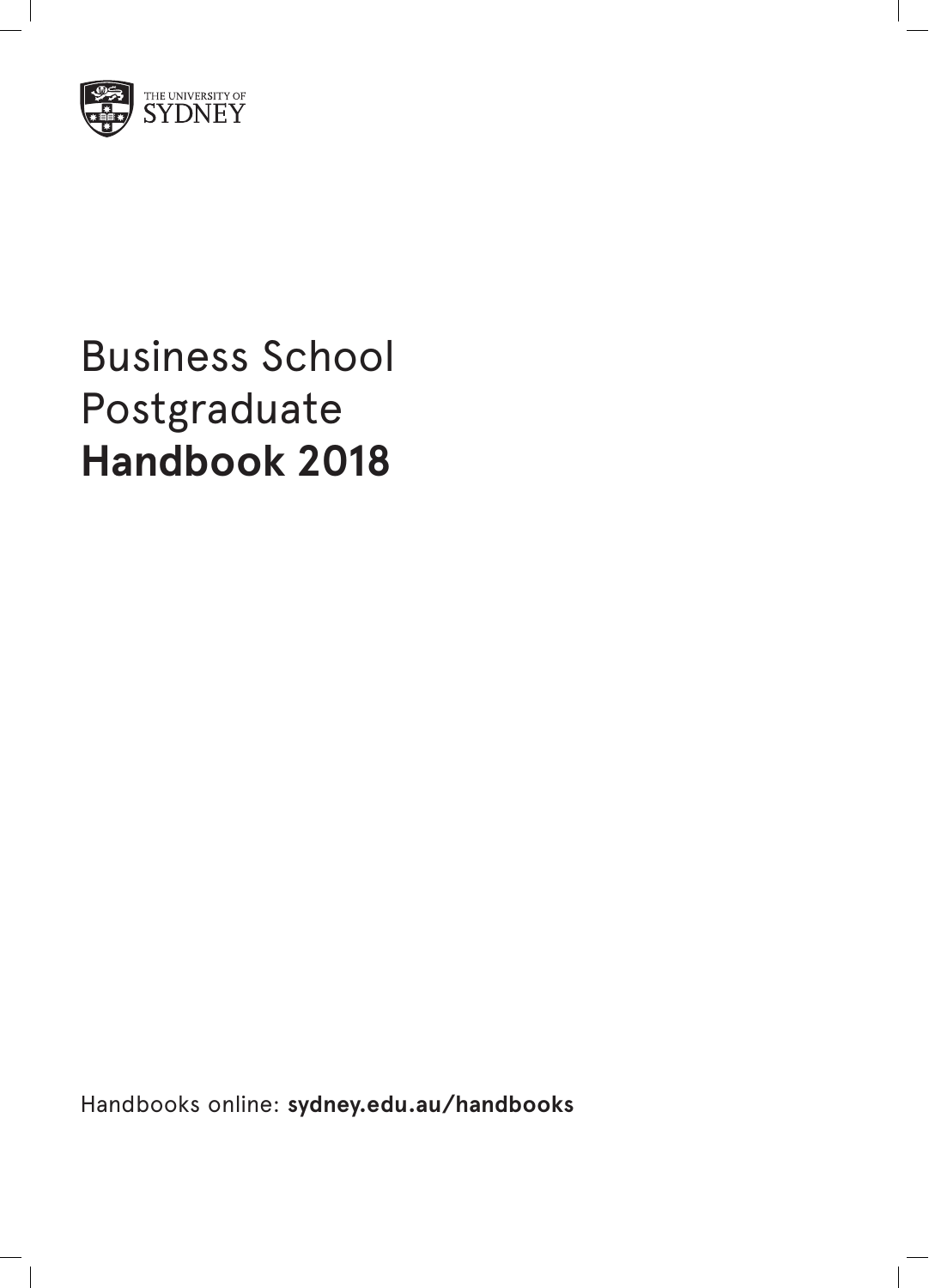THE UNIVERSITY OF SYDNEY

# Business School Postgraduate **Handbook 2018**

Handbooks online: **sydney.edu.au/handbooks**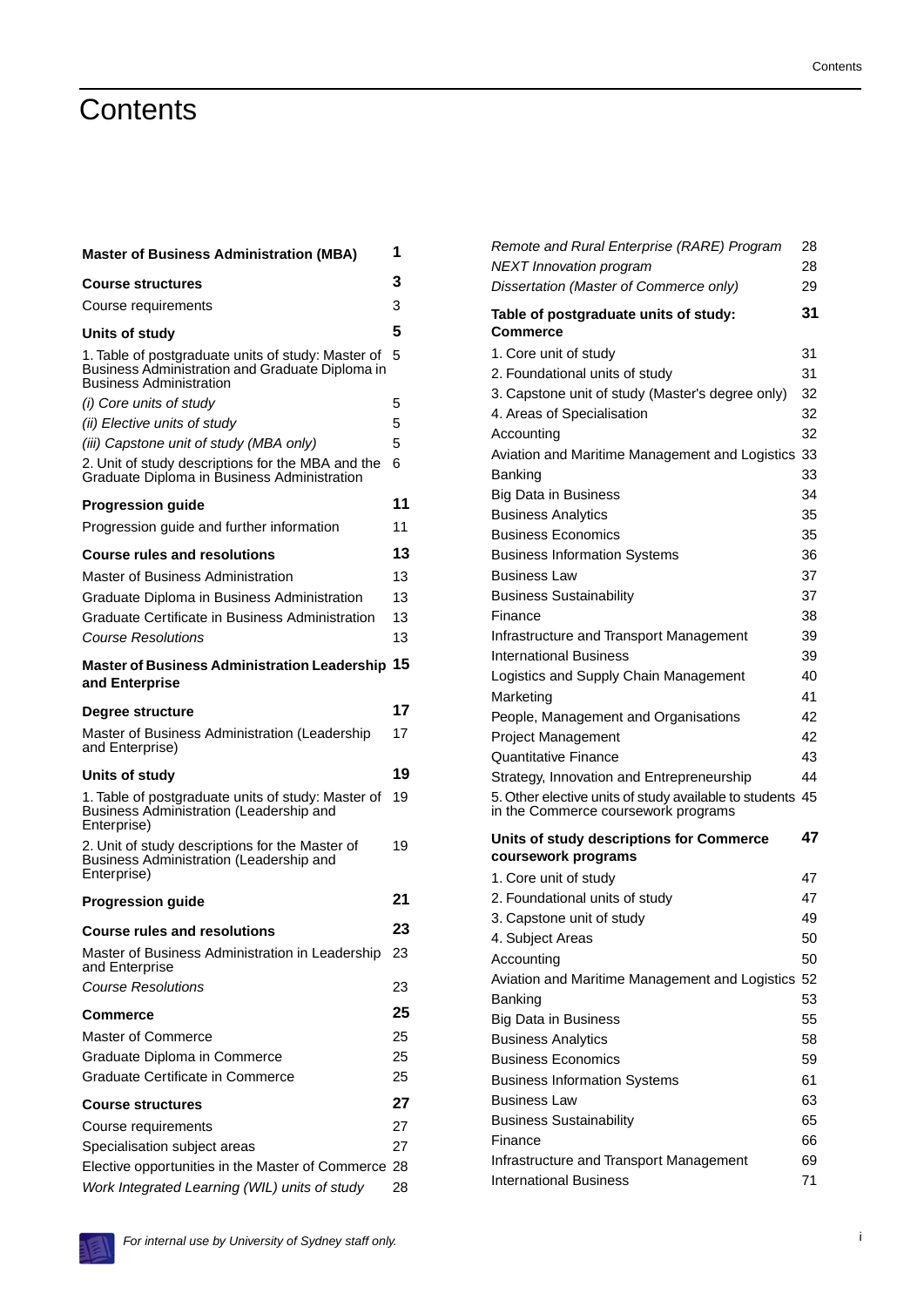# Contents

| | |
|---|---|
| **Master of Business Administration (MBA)** | **1** |
| **Course structures** | **3** |
| Course requirements | 3 |
| **Units of study** | **5** |
| 1. Table of postgraduate units of study: Master of Business Administration and Graduate Diploma in Business Administration | 5 |
| *(i) Core units of study* | 5 |
| *(ii) Elective units of study* | 5 |
| *(iii) Capstone unit of study (MBA only)* | 5 |
| 2. Unit of study descriptions for the MBA and the Graduate Diploma in Business Administration | 6 |
| **Progression guide** | **11** |
| Progression guide and further information | 11 |
| **Course rules and resolutions** | **13** |
| Master of Business Administration | 13 |
| Graduate Diploma in Business Administration | 13 |
| Graduate Certificate in Business Administration | 13 |
| *Course Resolutions* | 13 |
| **Master of Business Administration Leadership and Enterprise** | **15** |
| **Degree structure** | **17** |
| Master of Business Administration (Leadership and Enterprise) | 17 |
| **Units of study** | **19** |
| 1. Table of postgraduate units of study: Master of Business Administration (Leadership and Enterprise) | 19 |
| 2. Unit of study descriptions for the Master of Business Administration (Leadership and Enterprise) | 19 |
| **Progression guide** | **21** |
| **Course rules and resolutions** | **23** |
| Master of Business Administration in Leadership and Enterprise | 23 |
| *Course Resolutions* | 23 |
| **Commerce** | **25** |
| Master of Commerce | 25 |
| Graduate Diploma in Commerce | 25 |
| Graduate Certificate in Commerce | 25 |
| **Course structures** | **27** |
| Course requirements | 27 |
| Specialisation subject areas | 27 |
| Elective opportunities in the Master of Commerce | 28 |
| *Work Integrated Learning (WIL) units of study* | 28 |
| *Remote and Rural Enterprise (RARE) Program* | 28 |
| *NEXT Innovation program* | 28 |
| *Dissertation (Master of Commerce only)* | 29 |
| **Table of postgraduate units of study: Commerce** | **31** |
| 1. Core unit of study | 31 |
| 2. Foundational units of study | 31 |
| 3. Capstone unit of study (Master's degree only) | 32 |
| 4. Areas of Specialisation | 32 |
| Accounting | 32 |
| Aviation and Maritime Management and Logistics | 33 |
| Banking | 33 |
| Big Data in Business | 34 |
| Business Analytics | 35 |
| Business Economics | 35 |
| Business Information Systems | 36 |
| Business Law | 37 |
| Business Sustainability | 37 |
| Finance | 38 |
| Infrastructure and Transport Management | 39 |
| International Business | 39 |
| Logistics and Supply Chain Management | 40 |
| Marketing | 41 |
| People, Management and Organisations | 42 |
| Project Management | 42 |
| Quantitative Finance | 43 |
| Strategy, Innovation and Entrepreneurship | 44 |
| 5. Other elective units of study available to students in the Commerce coursework programs | 45 |
| **Units of study descriptions for Commerce coursework programs** | **47** |
| 1. Core unit of study | 47 |
| 2. Foundational units of study | 47 |
| 3. Capstone unit of study | 49 |
| 4. Subject Areas | 50 |
| Accounting | 50 |
| Aviation and Maritime Management and Logistics | 52 |
| Banking | 53 |
| Big Data in Business | 55 |
| Business Analytics | 58 |
| Business Economics | 59 |
| Business Information Systems | 61 |
| Business Law | 63 |
| Business Sustainability | 65 |
| Finance | 66 |
| Infrastructure and Transport Management | 69 |
| International Business | 71 |

*For internal use by University of Sydney staff only.*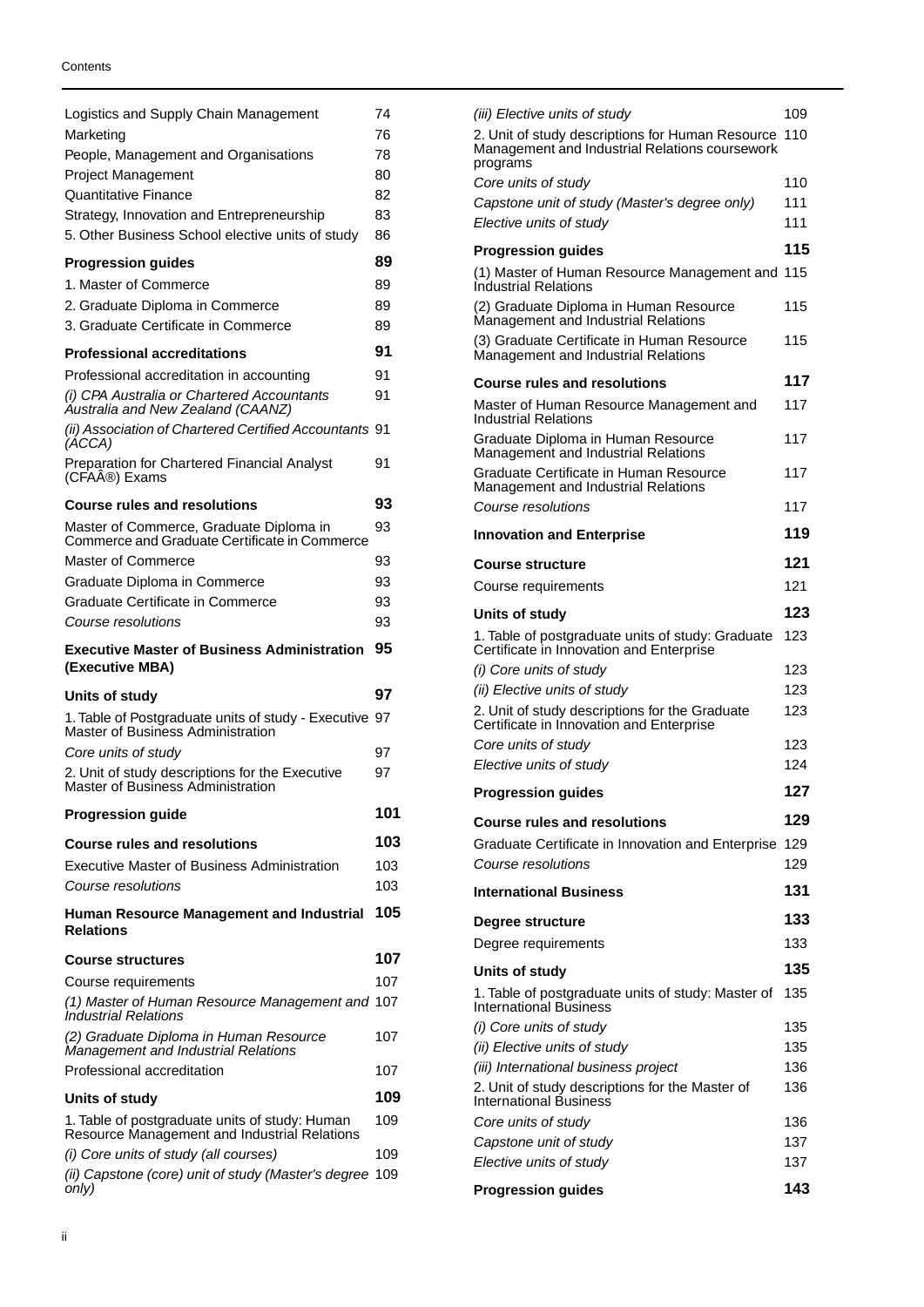Logistics and Supply Chain Management 74
Marketing 76
People, Management and Organisations 78
Project Management 80
Quantitative Finance 82
Strategy, Innovation and Entrepreneurship 83
5. Other Business School elective units of study 86

**Progression guides 89**

1. Master of Commerce 89
2. Graduate Diploma in Commerce 89
3. Graduate Certificate in Commerce 89

**Professional accreditations 91**

Professional accreditation in accounting 91
*(i) CPA Australia or Chartered Accountants Australia and New Zealand (CAANZ)* 91
*(ii) Association of Chartered Certified Accountants (ACCA)* 91
Preparation for Chartered Financial Analyst (CFAÂ®) Exams 91

**Course rules and resolutions 93**

Master of Commerce, Graduate Diploma in Commerce and Graduate Certificate in Commerce 93
Master of Commerce 93
Graduate Diploma in Commerce 93
Graduate Certificate in Commerce 93
*Course resolutions* 93

**Executive Master of Business Administration (Executive MBA) 95**

**Units of study 97**

1. Table of Postgraduate units of study - Executive Master of Business Administration 97
*Core units of study* 97
2. Unit of study descriptions for the Executive Master of Business Administration 97

**Progression guide 101**

**Course rules and resolutions 103**

Executive Master of Business Administration 103
*Course resolutions* 103

**Human Resource Management and Industrial Relations 105**

**Course structures 107**

Course requirements 107
*(1) Master of Human Resource Management and Industrial Relations* 107
*(2) Graduate Diploma in Human Resource Management and Industrial Relations* 107
Professional accreditation 107

**Units of study 109**

1. Table of postgraduate units of study: Human Resource Management and Industrial Relations 109
*(i) Core units of study (all courses)* 109
*(ii) Capstone (core) unit of study (Master's degree only)* 109
*(iii) Elective units of study* 109
2. Unit of study descriptions for Human Resource Management and Industrial Relations coursework programs 110
*Core units of study* 110
*Capstone unit of study (Master's degree only)* 111
*Elective units of study* 111

**Progression guides 115**

(1) Master of Human Resource Management and Industrial Relations 115
(2) Graduate Diploma in Human Resource Management and Industrial Relations 115
(3) Graduate Certificate in Human Resource Management and Industrial Relations 115

**Course rules and resolutions 117**

Master of Human Resource Management and Industrial Relations 117
Graduate Diploma in Human Resource Management and Industrial Relations 117
Graduate Certificate in Human Resource Management and Industrial Relations 117
*Course resolutions* 117

**Innovation and Enterprise 119**

**Course structure 121**

Course requirements 121

**Units of study 123**

1. Table of postgraduate units of study: Graduate Certificate in Innovation and Enterprise 123
*(i) Core units of study* 123
*(ii) Elective units of study* 123
2. Unit of study descriptions for the Graduate Certificate in Innovation and Enterprise 123
*Core units of study* 123
*Elective units of study* 124

**Progression guides 127**

**Course rules and resolutions 129**

Graduate Certificate in Innovation and Enterprise 129
*Course resolutions* 129

**International Business 131**

**Degree structure 133**

Degree requirements 133

**Units of study 135**

1. Table of postgraduate units of study: Master of International Business 135
*(i) Core units of study* 135
*(ii) Elective units of study* 135
*(iii) International business project* 136
2. Unit of study descriptions for the Master of International Business 136
*Core units of study* 136
*Capstone unit of study* 137
*Elective units of study* 137

**Progression guides 143**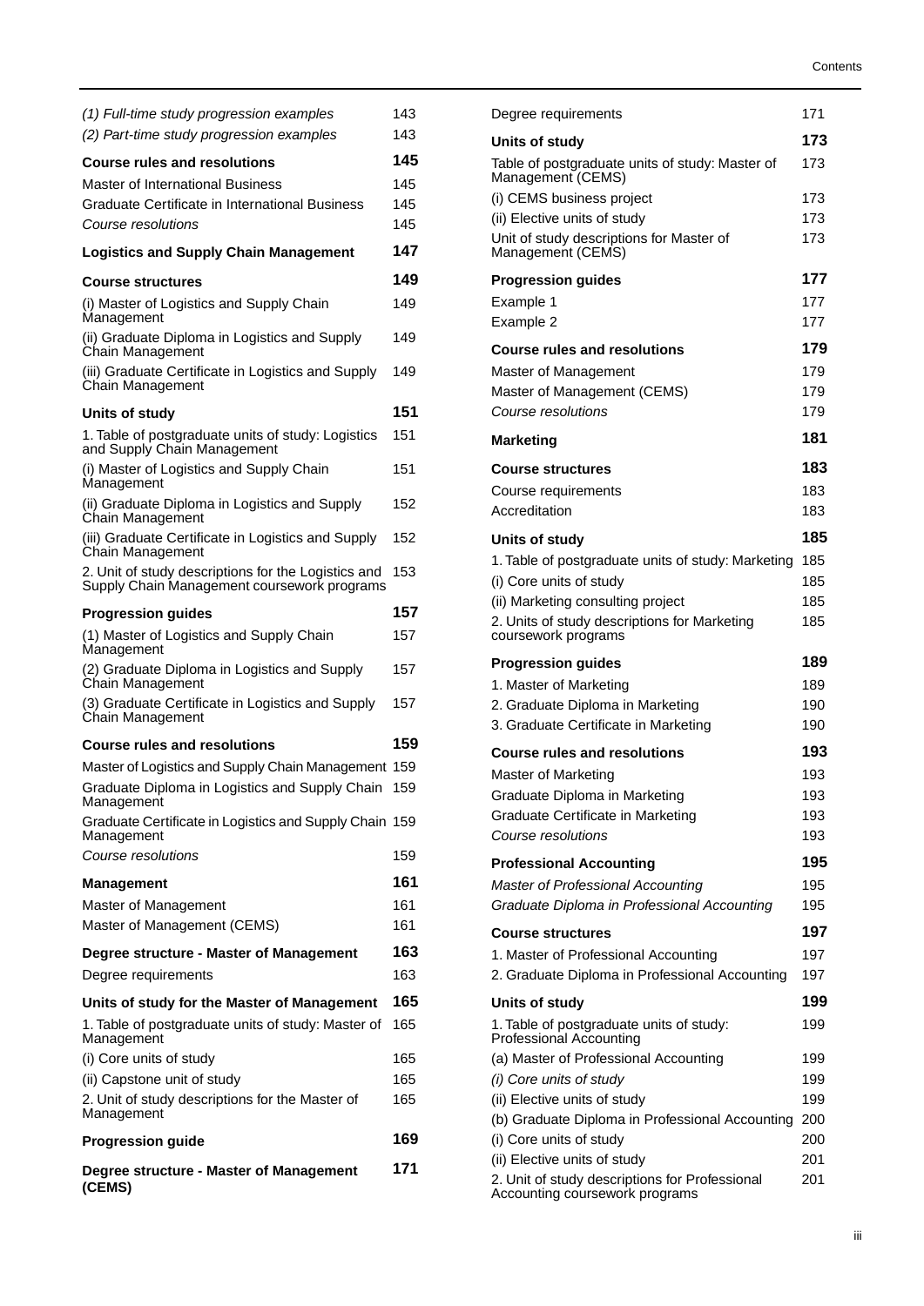| | |
|---|---|
| *(1) Full-time study progression examples* | 143 |
| *(2) Part-time study progression examples* | 143 |
| **Course rules and resolutions** | **145** |
| Master of International Business | 145 |
| Graduate Certificate in International Business | 145 |
| *Course resolutions* | 145 |
| **Logistics and Supply Chain Management** | **147** |
| **Course structures** | **149** |
| (i) Master of Logistics and Supply Chain Management | 149 |
| (ii) Graduate Diploma in Logistics and Supply Chain Management | 149 |
| (iii) Graduate Certificate in Logistics and Supply Chain Management | 149 |
| **Units of study** | **151** |
| 1. Table of postgraduate units of study: Logistics and Supply Chain Management | 151 |
| (i) Master of Logistics and Supply Chain Management | 151 |
| (ii) Graduate Diploma in Logistics and Supply Chain Management | 152 |
| (iii) Graduate Certificate in Logistics and Supply Chain Management | 152 |
| 2. Unit of study descriptions for the Logistics and Supply Chain Management coursework programs | 153 |
| **Progression guides** | **157** |
| (1) Master of Logistics and Supply Chain Management | 157 |
| (2) Graduate Diploma in Logistics and Supply Chain Management | 157 |
| (3) Graduate Certificate in Logistics and Supply Chain Management | 157 |
| **Course rules and resolutions** | **159** |
| Master of Logistics and Supply Chain Management | 159 |
| Graduate Diploma in Logistics and Supply Chain Management | 159 |
| Graduate Certificate in Logistics and Supply Chain Management | 159 |
| *Course resolutions* | 159 |
| **Management** | **161** |
| Master of Management | 161 |
| Master of Management (CEMS) | 161 |
| **Degree structure - Master of Management** | **163** |
| Degree requirements | 163 |
| **Units of study for the Master of Management** | **165** |
| 1. Table of postgraduate units of study: Master of Management | 165 |
| (i) Core units of study | 165 |
| (ii) Capstone unit of study | 165 |
| 2. Unit of study descriptions for the Master of Management | 165 |
| **Progression guide** | **169** |
| **Degree structure - Master of Management (CEMS)** | **171** |
| Degree requirements | 171 |
| **Units of study** | **173** |
| Table of postgraduate units of study: Master of Management (CEMS) | 173 |
| (i) CEMS business project | 173 |
| (ii) Elective units of study | 173 |
| Unit of study descriptions for Master of Management (CEMS) | 173 |
| **Progression guides** | **177** |
| Example 1 | 177 |
| Example 2 | 177 |
| **Course rules and resolutions** | **179** |
| Master of Management | 179 |
| Master of Management (CEMS) | 179 |
| *Course resolutions* | 179 |
| **Marketing** | **181** |
| **Course structures** | **183** |
| Course requirements | 183 |
| Accreditation | 183 |
| **Units of study** | **185** |
| 1. Table of postgraduate units of study: Marketing | 185 |
| (i) Core units of study | 185 |
| (ii) Marketing consulting project | 185 |
| 2. Units of study descriptions for Marketing coursework programs | 185 |
| **Progression guides** | **189** |
| 1. Master of Marketing | 189 |
| 2. Graduate Diploma in Marketing | 190 |
| 3. Graduate Certificate in Marketing | 190 |
| **Course rules and resolutions** | **193** |
| Master of Marketing | 193 |
| Graduate Diploma in Marketing | 193 |
| Graduate Certificate in Marketing | 193 |
| *Course resolutions* | 193 |
| **Professional Accounting** | **195** |
| *Master of Professional Accounting* | 195 |
| *Graduate Diploma in Professional Accounting* | 195 |
| **Course structures** | **197** |
| 1. Master of Professional Accounting | 197 |
| 2. Graduate Diploma in Professional Accounting | 197 |
| **Units of study** | **199** |
| 1. Table of postgraduate units of study: Professional Accounting | 199 |
| (a) Master of Professional Accounting | 199 |
| *(i) Core units of study* | 199 |
| (ii) Elective units of study | 199 |
| (b) Graduate Diploma in Professional Accounting | 200 |
| (i) Core units of study | 200 |
| (ii) Elective units of study | 201 |
| 2. Unit of study descriptions for Professional Accounting coursework programs | 201 |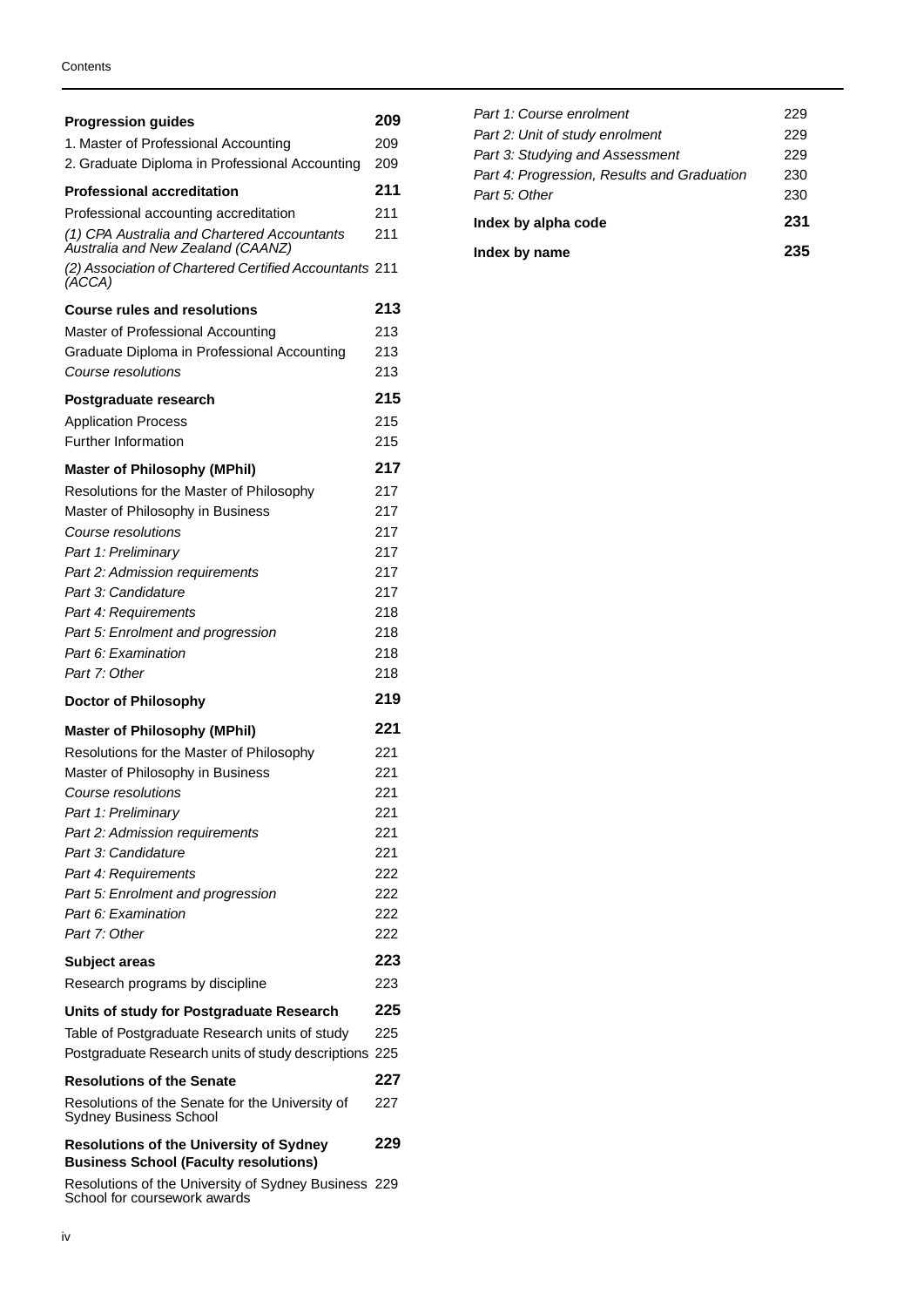| | |
|---|---|
| **Progression guides** | **209** |
| 1. Master of Professional Accounting | 209 |
| 2. Graduate Diploma in Professional Accounting | 209 |
| **Professional accreditation** | **211** |
| Professional accounting accreditation | 211 |
| *(1) CPA Australia and Chartered Accountants Australia and New Zealand (CAANZ)* | 211 |
| *(2) Association of Chartered Certified Accountants (ACCA)* | 211 |
| **Course rules and resolutions** | **213** |
| Master of Professional Accounting | 213 |
| Graduate Diploma in Professional Accounting | 213 |
| *Course resolutions* | 213 |
| **Postgraduate research** | **215** |
| Application Process | 215 |
| Further Information | 215 |
| **Master of Philosophy (MPhil)** | **217** |
| Resolutions for the Master of Philosophy | 217 |
| Master of Philosophy in Business | 217 |
| *Course resolutions* | 217 |
| *Part 1: Preliminary* | 217 |
| *Part 2: Admission requirements* | 217 |
| *Part 3: Candidature* | 217 |
| *Part 4: Requirements* | 218 |
| *Part 5: Enrolment and progression* | 218 |
| *Part 6: Examination* | 218 |
| *Part 7: Other* | 218 |
| **Doctor of Philosophy** | **219** |
| **Master of Philosophy (MPhil)** | **221** |
| Resolutions for the Master of Philosophy | 221 |
| Master of Philosophy in Business | 221 |
| *Course resolutions* | 221 |
| *Part 1: Preliminary* | 221 |
| *Part 2: Admission requirements* | 221 |
| *Part 3: Candidature* | 221 |
| *Part 4: Requirements* | 222 |
| *Part 5: Enrolment and progression* | 222 |
| *Part 6: Examination* | 222 |
| *Part 7: Other* | 222 |
| **Subject areas** | **223** |
| Research programs by discipline | 223 |
| **Units of study for Postgraduate Research** | **225** |
| Table of Postgraduate Research units of study | 225 |
| Postgraduate Research units of study descriptions | 225 |
| **Resolutions of the Senate** | **227** |
| Resolutions of the Senate for the University of Sydney Business School | 227 |
| **Resolutions of the University of Sydney Business School (Faculty resolutions)** | **229** |
| Resolutions of the University of Sydney Business School for coursework awards | 229 |
| *Part 1: Course enrolment* | 229 |
| *Part 2: Unit of study enrolment* | 229 |
| *Part 3: Studying and Assessment* | 229 |
| *Part 4: Progression, Results and Graduation* | 230 |
| *Part 5: Other* | 230 |
| **Index by alpha code** | **231** |
| **Index by name** | **235** |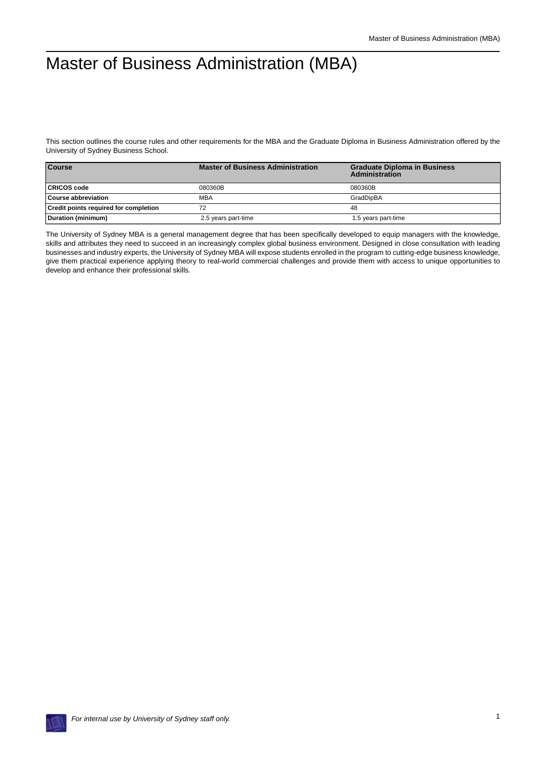# Master of Business Administration (MBA)

This section outlines the course rules and other requirements for the MBA and the Graduate Diploma in Business Administration offered by the University of Sydney Business School.

| Course | Master of Business Administration | Graduate Diploma in Business Administration |
|---|---|---|
| CRICOS code | 080360B | 080360B |
| Course abbreviation | MBA | GradDipBA |
| Credit points required for completion | 72 | 48 |
| Duration (minimum) | 2.5 years part-time | 1.5 years part-time |

The University of Sydney MBA is a general management degree that has been specifically developed to equip managers with the knowledge, skills and attributes they need to succeed in an increasingly complex global business environment. Designed in close consultation with leading businesses and industry experts, the University of Sydney MBA will expose students enrolled in the program to cutting-edge business knowledge, give them practical experience applying theory to real-world commercial challenges and provide them with access to unique opportunities to develop and enhance their professional skills.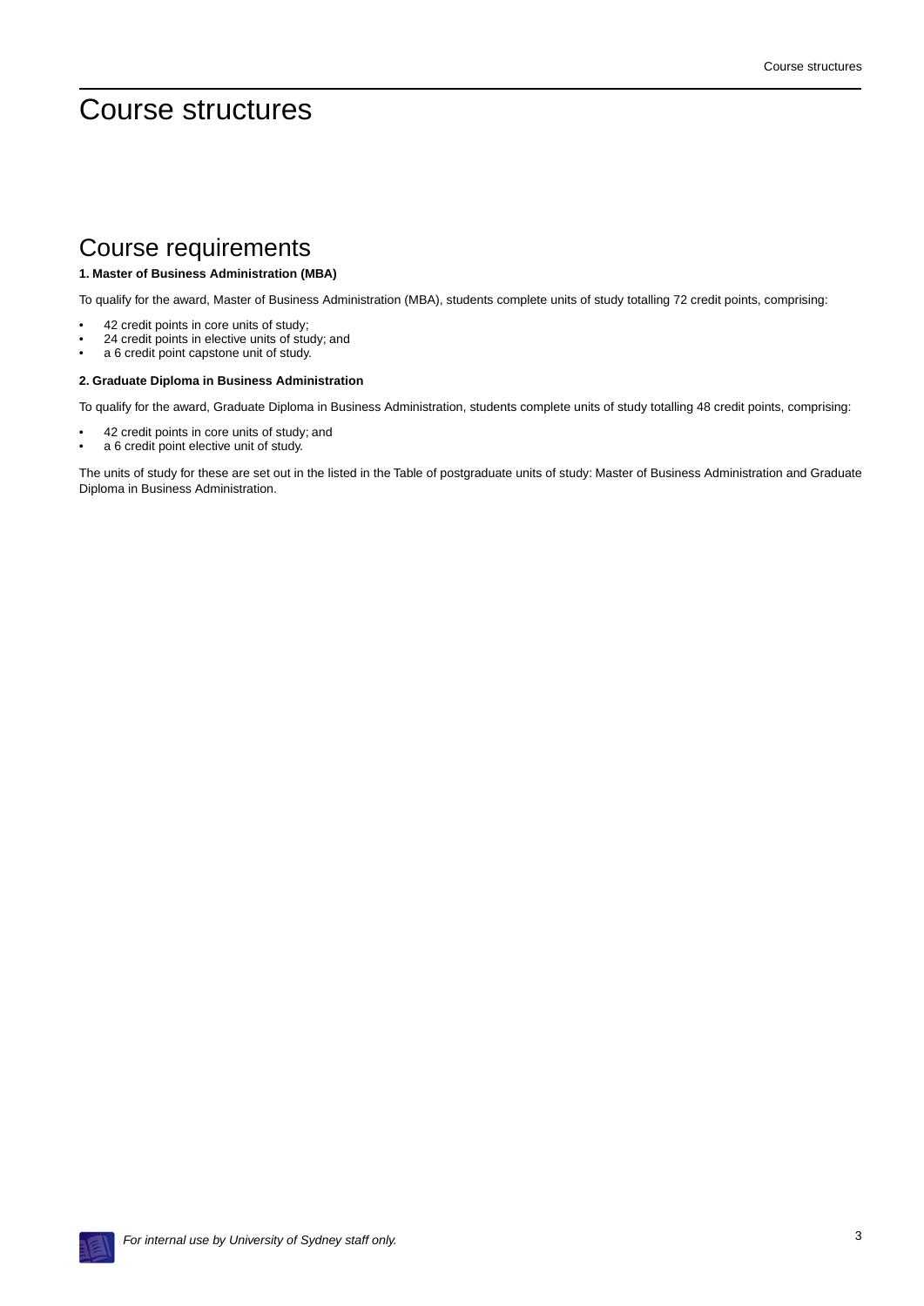# Course structures

## Course requirements

**1. Master of Business Administration (MBA)**

To qualify for the award, Master of Business Administration (MBA), students complete units of study totalling 72 credit points, comprising:

- 42 credit points in core units of study;
- 24 credit points in elective units of study; and
- a 6 credit point capstone unit of study.

**2. Graduate Diploma in Business Administration**

To qualify for the award, Graduate Diploma in Business Administration, students complete units of study totalling 48 credit points, comprising:

- 42 credit points in core units of study; and
- a 6 credit point elective unit of study.

The units of study for these are set out in the listed in the Table of postgraduate units of study: Master of Business Administration and Graduate Diploma in Business Administration.

*For internal use by University of Sydney staff only.*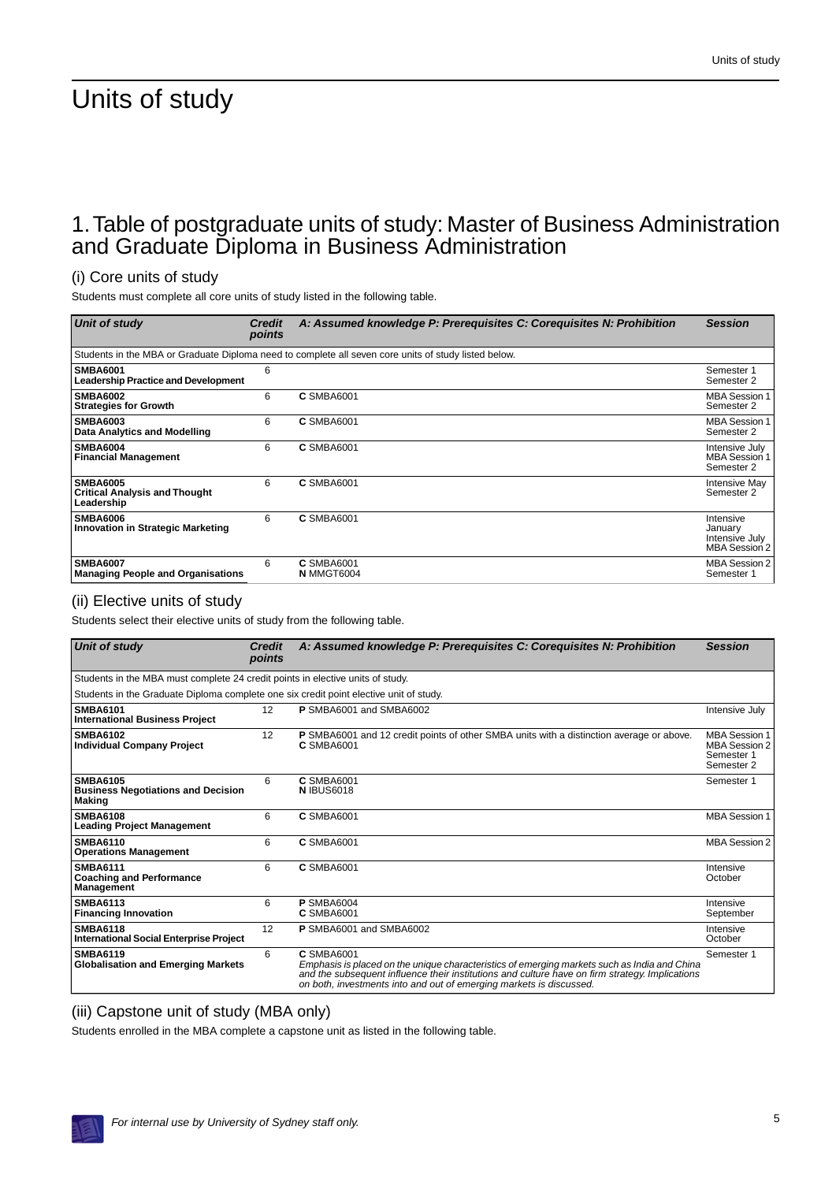# Units of study

## 1. Table of postgraduate units of study: Master of Business Administration and Graduate Diploma in Business Administration

### (i) Core units of study

Students must complete all core units of study listed in the following table.

| Unit of study | Credit points | A: Assumed knowledge P: Prerequisites C: Corequisites N: Prohibition | Session |
|---|---|---|---|
| Students in the MBA or Graduate Diploma need to complete all seven core units of study listed below. | | | |
| **SMBA6001**<br>**Leadership Practice and Development** | 6 | | Semester 1<br>Semester 2 |
| **SMBA6002**<br>**Strategies for Growth** | 6 | **C** SMBA6001 | MBA Session 1<br>Semester 2 |
| **SMBA6003**<br>**Data Analytics and Modelling** | 6 | **C** SMBA6001 | MBA Session 1<br>Semester 2 |
| **SMBA6004**<br>**Financial Management** | 6 | **C** SMBA6001 | Intensive July<br>MBA Session 1<br>Semester 2 |
| **SMBA6005**<br>**Critical Analysis and Thought Leadership** | 6 | **C** SMBA6001 | Intensive May<br>Semester 2 |
| **SMBA6006**<br>**Innovation in Strategic Marketing** | 6 | **C** SMBA6001 | Intensive January<br>Intensive July<br>MBA Session 2 |
| **SMBA6007**<br>**Managing People and Organisations** | 6 | **C** SMBA6001<br>**N** MMGT6004 | MBA Session 2<br>Semester 1 |

### (ii) Elective units of study

Students select their elective units of study from the following table.

| Unit of study | Credit points | A: Assumed knowledge P: Prerequisites C: Corequisites N: Prohibition | Session |
|---|---|---|---|
| Students in the MBA must complete 24 credit points in elective units of study. | | | |
| Students in the Graduate Diploma complete one six credit point elective unit of study. | | | |
| **SMBA6101**<br>**International Business Project** | 12 | **P** SMBA6001 and SMBA6002 | Intensive July |
| **SMBA6102**<br>**Individual Company Project** | 12 | **P** SMBA6001 and 12 credit points of other SMBA units with a distinction average or above.<br>**C** SMBA6001 | MBA Session 1<br>MBA Session 2<br>Semester 1<br>Semester 2 |
| **SMBA6105**<br>**Business Negotiations and Decision Making** | 6 | **C** SMBA6001<br>**N** IBUS6018 | Semester 1 |
| **SMBA6108**<br>**Leading Project Management** | 6 | **C** SMBA6001 | MBA Session 1 |
| **SMBA6110**<br>**Operations Management** | 6 | **C** SMBA6001 | MBA Session 2 |
| **SMBA6111**<br>**Coaching and Performance Management** | 6 | **C** SMBA6001 | Intensive October |
| **SMBA6113**<br>**Financing Innovation** | 6 | **P** SMBA6004<br>**C** SMBA6001 | Intensive September |
| **SMBA6118**<br>**International Social Enterprise Project** | 12 | **P** SMBA6001 and SMBA6002 | Intensive October |
| **SMBA6119**<br>**Globalisation and Emerging Markets** | 6 | **C** SMBA6001<br>*Emphasis is placed on the unique characteristics of emerging markets such as India and China and the subsequent influence their institutions and culture have on firm strategy. Implications on both, investments into and out of emerging markets is discussed.* | Semester 1 |

### (iii) Capstone unit of study (MBA only)

Students enrolled in the MBA complete a capstone unit as listed in the following table.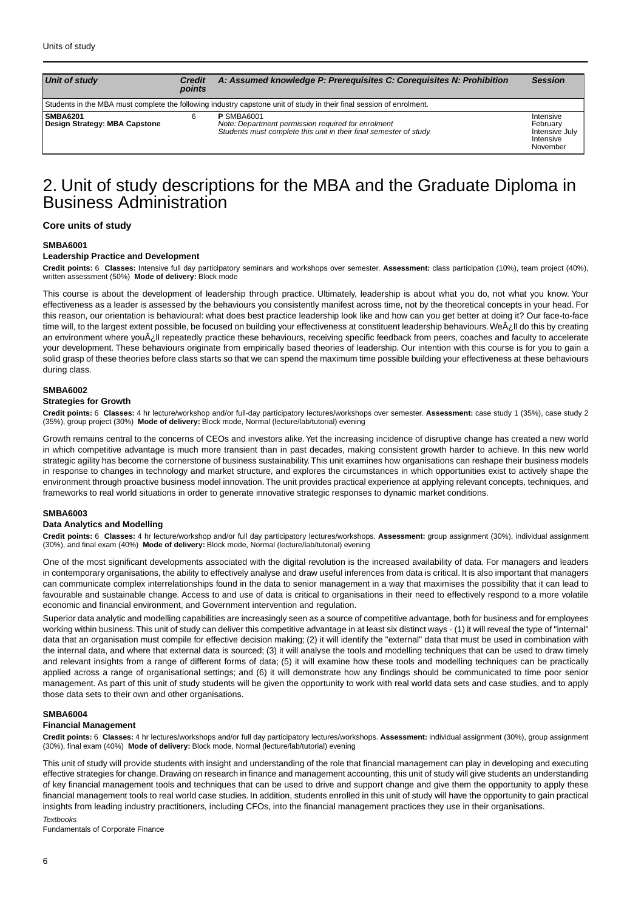| Unit of study | Credit points | A: Assumed knowledge P: Prerequisites C: Corequisites N: Prohibition | Session |
|---|---|---|---|
| Students in the MBA must complete the following industry capstone unit of study in their final session of enrolment. | | | |
| **SMBA6201** **Design Strategy: MBA Capstone** | 6 | **P** SMBA6001 *Note: Department permission required for enrolment* *Students must complete this unit in their final semester of study.* | Intensive February Intensive July Intensive November |

# 2. Unit of study descriptions for the MBA and the Graduate Diploma in Business Administration

### Core units of study

**SMBA6001**

**Leadership Practice and Development**

**Credit points:** 6 **Classes:** Intensive full day participatory seminars and workshops over semester. **Assessment:** class participation (10%), team project (40%), written assessment (50%) **Mode of delivery:** Block mode

This course is about the development of leadership through practice. Ultimately, leadership is about what you do, not what you know. Your effectiveness as a leader is assessed by the behaviours you consistently manifest across time, not by the theoretical concepts in your head. For this reason, our orientation is behavioural: what does best practice leadership look like and how can you get better at doing it? Our face-to-face time will, to the largest extent possible, be focused on building your effectiveness at constituent leadership behaviours. WeÂ¿ll do this by creating an environment where youÂ¿ll repeatedly practice these behaviours, receiving specific feedback from peers, coaches and faculty to accelerate your development. These behaviours originate from empirically based theories of leadership. Our intention with this course is for you to gain a solid grasp of these theories before class starts so that we can spend the maximum time possible building your effectiveness at these behaviours during class.

**SMBA6002**

**Strategies for Growth**

**Credit points:** 6 **Classes:** 4 hr lecture/workshop and/or full-day participatory lectures/workshops over semester. **Assessment:** case study 1 (35%), case study 2 (35%), group project (30%) **Mode of delivery:** Block mode, Normal (lecture/lab/tutorial) evening

Growth remains central to the concerns of CEOs and investors alike. Yet the increasing incidence of disruptive change has created a new world in which competitive advantage is much more transient than in past decades, making consistent growth harder to achieve. In this new world strategic agility has become the cornerstone of business sustainability. This unit examines how organisations can reshape their business models in response to changes in technology and market structure, and explores the circumstances in which opportunities exist to actively shape the environment through proactive business model innovation. The unit provides practical experience at applying relevant concepts, techniques, and frameworks to real world situations in order to generate innovative strategic responses to dynamic market conditions.

**SMBA6003**

**Data Analytics and Modelling**

**Credit points:** 6 **Classes:** 4 hr lecture/workshop and/or full day participatory lectures/workshops. **Assessment:** group assignment (30%), individual assignment (30%), and final exam (40%) **Mode of delivery:** Block mode, Normal (lecture/lab/tutorial) evening

One of the most significant developments associated with the digital revolution is the increased availability of data. For managers and leaders in contemporary organisations, the ability to effectively analyse and draw useful inferences from data is critical. It is also important that managers can communicate complex interrelationships found in the data to senior management in a way that maximises the possibility that it can lead to favourable and sustainable change. Access to and use of data is critical to organisations in their need to effectively respond to a more volatile economic and financial environment, and Government intervention and regulation.

Superior data analytic and modelling capabilities are increasingly seen as a source of competitive advantage, both for business and for employees working within business. This unit of study can deliver this competitive advantage in at least six distinct ways - (1) it will reveal the type of "internal" data that an organisation must compile for effective decision making; (2) it will identify the "external" data that must be used in combination with the internal data, and where that external data is sourced; (3) it will analyse the tools and modelling techniques that can be used to draw timely and relevant insights from a range of different forms of data; (5) it will examine how these tools and modelling techniques can be practically applied across a range of organisational settings; and (6) it will demonstrate how any findings should be communicated to time poor senior management. As part of this unit of study students will be given the opportunity to work with real world data sets and case studies, and to apply those data sets to their own and other organisations.

**SMBA6004**

**Financial Management**

**Credit points:** 6 **Classes:** 4 hr lectures/workshops and/or full day participatory lectures/workshops. **Assessment:** individual assignment (30%), group assignment (30%), final exam (40%) **Mode of delivery:** Block mode, Normal (lecture/lab/tutorial) evening

This unit of study will provide students with insight and understanding of the role that financial management can play in developing and executing effective strategies for change. Drawing on research in finance and management accounting, this unit of study will give students an understanding of key financial management tools and techniques that can be used to drive and support change and give them the opportunity to apply these financial management tools to real world case studies. In addition, students enrolled in this unit of study will have the opportunity to gain practical insights from leading industry practitioners, including CFOs, into the financial management practices they use in their organisations.

*Textbooks*

Fundamentals of Corporate Finance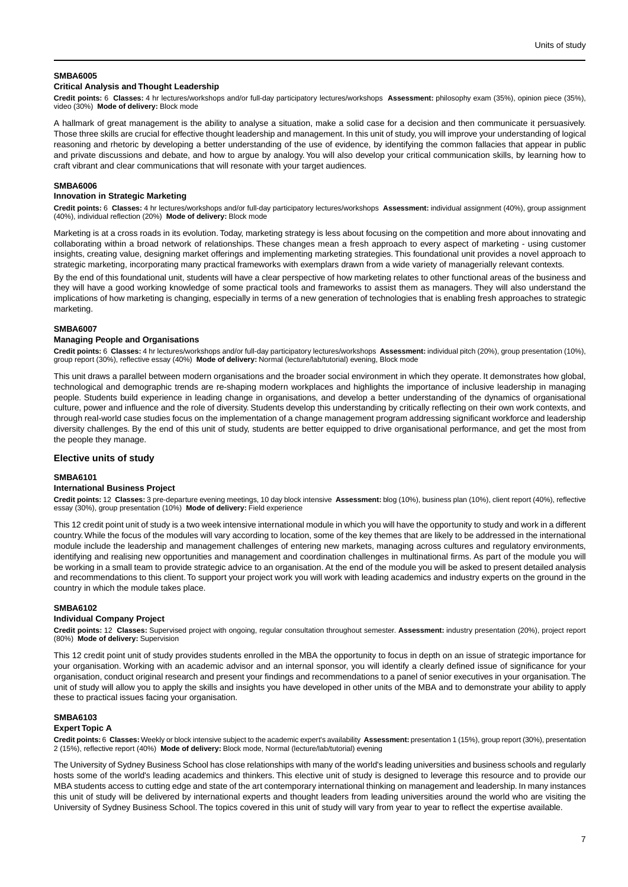#### SMBA6005
#### Critical Analysis and Thought Leadership

**Credit points:** 6 **Classes:** 4 hr lectures/workshops and/or full-day participatory lectures/workshops **Assessment:** philosophy exam (35%), opinion piece (35%), video (30%) **Mode of delivery:** Block mode

A hallmark of great management is the ability to analyse a situation, make a solid case for a decision and then communicate it persuasively. Those three skills are crucial for effective thought leadership and management. In this unit of study, you will improve your understanding of logical reasoning and rhetoric by developing a better understanding of the use of evidence, by identifying the common fallacies that appear in public and private discussions and debate, and how to argue by analogy. You will also develop your critical communication skills, by learning how to craft vibrant and clear communications that will resonate with your target audiences.

#### SMBA6006
#### Innovation in Strategic Marketing

**Credit points:** 6 **Classes:** 4 hr lectures/workshops and/or full-day participatory lectures/workshops **Assessment:** individual assignment (40%), group assignment (40%), individual reflection (20%) **Mode of delivery:** Block mode

Marketing is at a cross roads in its evolution. Today, marketing strategy is less about focusing on the competition and more about innovating and collaborating within a broad network of relationships. These changes mean a fresh approach to every aspect of marketing - using customer insights, creating value, designing market offerings and implementing marketing strategies. This foundational unit provides a novel approach to strategic marketing, incorporating many practical frameworks with exemplars drawn from a wide variety of managerially relevant contexts.

By the end of this foundational unit, students will have a clear perspective of how marketing relates to other functional areas of the business and they will have a good working knowledge of some practical tools and frameworks to assist them as managers. They will also understand the implications of how marketing is changing, especially in terms of a new generation of technologies that is enabling fresh approaches to strategic marketing.

#### SMBA6007
#### Managing People and Organisations

**Credit points:** 6 **Classes:** 4 hr lectures/workshops and/or full-day participatory lectures/workshops **Assessment:** individual pitch (20%), group presentation (10%), group report (30%), reflective essay (40%) **Mode of delivery:** Normal (lecture/lab/tutorial) evening, Block mode

This unit draws a parallel between modern organisations and the broader social environment in which they operate. It demonstrates how global, technological and demographic trends are re-shaping modern workplaces and highlights the importance of inclusive leadership in managing people. Students build experience in leading change in organisations, and develop a better understanding of the dynamics of organisational culture, power and influence and the role of diversity. Students develop this understanding by critically reflecting on their own work contexts, and through real-world case studies focus on the implementation of a change management program addressing significant workforce and leadership diversity challenges. By the end of this unit of study, students are better equipped to drive organisational performance, and get the most from the people they manage.

### Elective units of study

#### SMBA6101
#### International Business Project

**Credit points:** 12 **Classes:** 3 pre-departure evening meetings, 10 day block intensive **Assessment:** blog (10%), business plan (10%), client report (40%), reflective essay (30%), group presentation (10%) **Mode of delivery:** Field experience

This 12 credit point unit of study is a two week intensive international module in which you will have the opportunity to study and work in a different country. While the focus of the modules will vary according to location, some of the key themes that are likely to be addressed in the international module include the leadership and management challenges of entering new markets, managing across cultures and regulatory environments, identifying and realising new opportunities and management and coordination challenges in multinational firms. As part of the module you will be working in a small team to provide strategic advice to an organisation. At the end of the module you will be asked to present detailed analysis and recommendations to this client. To support your project work you will work with leading academics and industry experts on the ground in the country in which the module takes place.

#### SMBA6102
#### Individual Company Project

**Credit points:** 12 **Classes:** Supervised project with ongoing, regular consultation throughout semester. **Assessment:** industry presentation (20%), project report (80%) **Mode of delivery:** Supervision

This 12 credit point unit of study provides students enrolled in the MBA the opportunity to focus in depth on an issue of strategic importance for your organisation. Working with an academic advisor and an internal sponsor, you will identify a clearly defined issue of significance for your organisation, conduct original research and present your findings and recommendations to a panel of senior executives in your organisation. The unit of study will allow you to apply the skills and insights you have developed in other units of the MBA and to demonstrate your ability to apply these to practical issues facing your organisation.

#### SMBA6103
#### Expert Topic A

**Credit points:** 6 **Classes:** Weekly or block intensive subject to the academic expert's availability **Assessment:** presentation 1 (15%), group report (30%), presentation 2 (15%), reflective report (40%) **Mode of delivery:** Block mode, Normal (lecture/lab/tutorial) evening

The University of Sydney Business School has close relationships with many of the world's leading universities and business schools and regularly hosts some of the world's leading academics and thinkers. This elective unit of study is designed to leverage this resource and to provide our MBA students access to cutting edge and state of the art contemporary international thinking on management and leadership. In many instances this unit of study will be delivered by international experts and thought leaders from leading universities around the world who are visiting the University of Sydney Business School. The topics covered in this unit of study will vary from year to year to reflect the expertise available.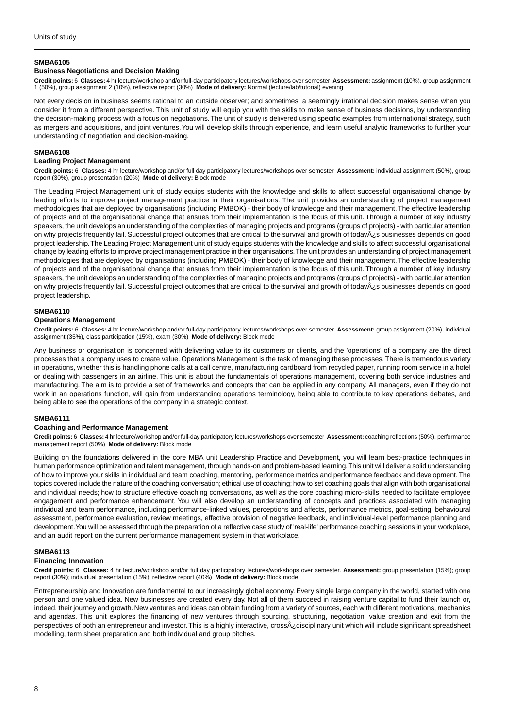### SMBA6105

#### Business Negotiations and Decision Making

**Credit points:** 6 **Classes:** 4 hr lecture/workshop and/or full-day participatory lectures/workshops over semester **Assessment:** assignment (10%), group assignment 1 (50%), group assignment 2 (10%), reflective report (30%) **Mode of delivery:** Normal (lecture/lab/tutorial) evening

Not every decision in business seems rational to an outside observer; and sometimes, a seemingly irrational decision makes sense when you consider it from a different perspective. This unit of study will equip you with the skills to make sense of business decisions, by understanding the decision-making process with a focus on negotiations. The unit of study is delivered using specific examples from international strategy, such as mergers and acquisitions, and joint ventures. You will develop skills through experience, and learn useful analytic frameworks to further your understanding of negotiation and decision-making.

### SMBA6108

#### Leading Project Management

**Credit points:** 6 **Classes:** 4 hr lecture/workshop and/or full day participatory lectures/workshops over semester **Assessment:** individual assignment (50%), group report (30%), group presentation (20%) **Mode of delivery:** Block mode

The Leading Project Management unit of study equips students with the knowledge and skills to affect successful organisational change by leading efforts to improve project management practice in their organisations. The unit provides an understanding of project management methodologies that are deployed by organisations (including PMBOK) - their body of knowledge and their management. The effective leadership of projects and of the organisational change that ensues from their implementation is the focus of this unit. Through a number of key industry speakers, the unit develops an understanding of the complexities of managing projects and programs (groups of projects) - with particular attention on why projects frequently fail. Successful project outcomes that are critical to the survival and growth of todayÂ¿s businesses depends on good project leadership. The Leading Project Management unit of study equips students with the knowledge and skills to affect successful organisational change by leading efforts to improve project management practice in their organisations. The unit provides an understanding of project management methodologies that are deployed by organisations (including PMBOK) - their body of knowledge and their management. The effective leadership of projects and of the organisational change that ensues from their implementation is the focus of this unit. Through a number of key industry speakers, the unit develops an understanding of the complexities of managing projects and programs (groups of projects) - with particular attention on why projects frequently fail. Successful project outcomes that are critical to the survival and growth of todayÂ¿s businesses depends on good project leadership.

### SMBA6110

#### Operations Management

**Credit points:** 6 **Classes:** 4 hr lecture/workshop and/or full-day participatory lectures/workshops over semester **Assessment:** group assignment (20%), individual assignment (35%), class participation (15%), exam (30%) **Mode of delivery:** Block mode

Any business or organisation is concerned with delivering value to its customers or clients, and the 'operations' of a company are the direct processes that a company uses to create value. Operations Management is the task of managing these processes. There is tremendous variety in operations, whether this is handling phone calls at a call centre, manufacturing cardboard from recycled paper, running room service in a hotel or dealing with passengers in an airline. This unit is about the fundamentals of operations management, covering both service industries and manufacturing. The aim is to provide a set of frameworks and concepts that can be applied in any company. All managers, even if they do not work in an operations function, will gain from understanding operations terminology, being able to contribute to key operations debates, and being able to see the operations of the company in a strategic context.

### SMBA6111

#### Coaching and Performance Management

**Credit points:** 6 **Classes:** 4 hr lecture/workshop and/or full-day participatory lectures/workshops over semester **Assessment:** coaching reflections (50%), performance management report (50%) **Mode of delivery:** Block mode

Building on the foundations delivered in the core MBA unit Leadership Practice and Development, you will learn best-practice techniques in human performance optimization and talent management, through hands-on and problem-based learning. This unit will deliver a solid understanding of how to improve your skills in individual and team coaching, mentoring, performance metrics and performance feedback and development. The topics covered include the nature of the coaching conversation; ethical use of coaching; how to set coaching goals that align with both organisational and individual needs; how to structure effective coaching conversations, as well as the core coaching micro-skills needed to facilitate employee engagement and performance enhancement. You will also develop an understanding of concepts and practices associated with managing individual and team performance, including performance-linked values, perceptions and affects, performance metrics, goal-setting, behavioural assessment, performance evaluation, review meetings, effective provision of negative feedback, and individual-level performance planning and development. You will be assessed through the preparation of a reflective case study of 'real-life' performance coaching sessions in your workplace, and an audit report on the current performance management system in that workplace.

### SMBA6113

#### Financing Innovation

**Credit points:** 6 **Classes:** 4 hr lecture/workshop and/or full day participatory lectures/workshops over semester. **Assessment:** group presentation (15%); group report (30%); individual presentation (15%); reflective report (40%) **Mode of delivery:** Block mode

Entrepreneurship and Innovation are fundamental to our increasingly global economy. Every single large company in the world, started with one person and one valued idea. New businesses are created every day. Not all of them succeed in raising venture capital to fund their launch or, indeed, their journey and growth. New ventures and ideas can obtain funding from a variety of sources, each with different motivations, mechanics and agendas. This unit explores the financing of new ventures through sourcing, structuring, negotiation, value creation and exit from the perspectives of both an entrepreneur and investor. This is a highly interactive, crossÂ¿disciplinary unit which will include significant spreadsheet modelling, term sheet preparation and both individual and group pitches.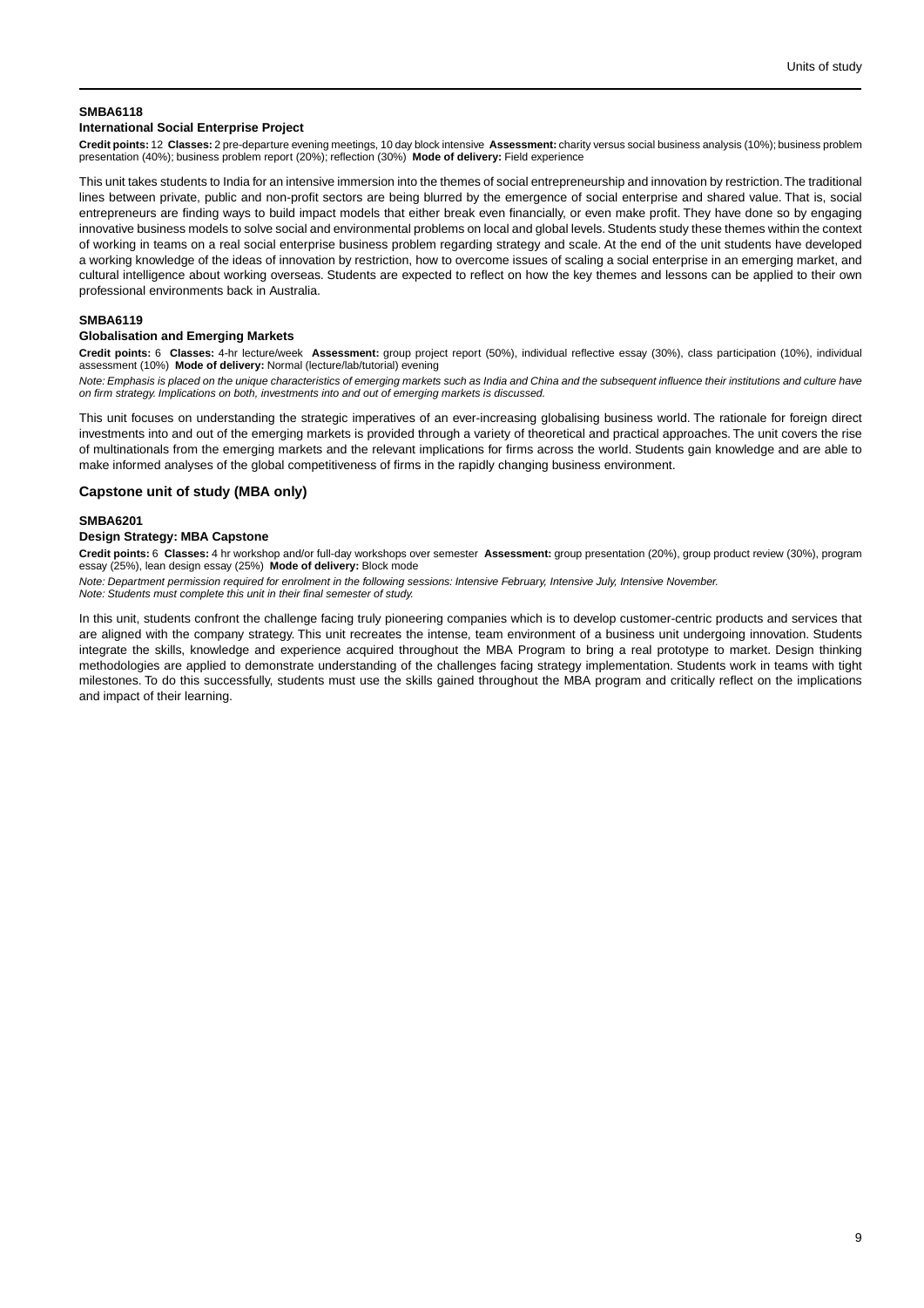**SMBA6118**

**International Social Enterprise Project**

**Credit points:** 12 **Classes:** 2 pre-departure evening meetings, 10 day block intensive **Assessment:** charity versus social business analysis (10%); business problem presentation (40%); business problem report (20%); reflection (30%) **Mode of delivery:** Field experience

This unit takes students to India for an intensive immersion into the themes of social entrepreneurship and innovation by restriction. The traditional lines between private, public and non-profit sectors are being blurred by the emergence of social enterprise and shared value. That is, social entrepreneurs are finding ways to build impact models that either break even financially, or even make profit. They have done so by engaging innovative business models to solve social and environmental problems on local and global levels. Students study these themes within the context of working in teams on a real social enterprise business problem regarding strategy and scale. At the end of the unit students have developed a working knowledge of the ideas of innovation by restriction, how to overcome issues of scaling a social enterprise in an emerging market, and cultural intelligence about working overseas. Students are expected to reflect on how the key themes and lessons can be applied to their own professional environments back in Australia.

**SMBA6119**

**Globalisation and Emerging Markets**

**Credit points:** 6 **Classes:** 4-hr lecture/week **Assessment:** group project report (50%), individual reflective essay (30%), class participation (10%), individual assessment (10%) **Mode of delivery:** Normal (lecture/lab/tutorial) evening

*Note: Emphasis is placed on the unique characteristics of emerging markets such as India and China and the subsequent influence their institutions and culture have on firm strategy. Implications on both, investments into and out of emerging markets is discussed.*

This unit focuses on understanding the strategic imperatives of an ever-increasing globalising business world. The rationale for foreign direct investments into and out of the emerging markets is provided through a variety of theoretical and practical approaches. The unit covers the rise of multinationals from the emerging markets and the relevant implications for firms across the world. Students gain knowledge and are able to make informed analyses of the global competitiveness of firms in the rapidly changing business environment.

## Capstone unit of study (MBA only)

**SMBA6201**

**Design Strategy: MBA Capstone**

**Credit points:** 6 **Classes:** 4 hr workshop and/or full-day workshops over semester **Assessment:** group presentation (20%), group product review (30%), program essay (25%), lean design essay (25%) **Mode of delivery:** Block mode

*Note: Department permission required for enrolment in the following sessions: Intensive February, Intensive July, Intensive November.*
*Note: Students must complete this unit in their final semester of study.*

In this unit, students confront the challenge facing truly pioneering companies which is to develop customer-centric products and services that are aligned with the company strategy. This unit recreates the intense, team environment of a business unit undergoing innovation. Students integrate the skills, knowledge and experience acquired throughout the MBA Program to bring a real prototype to market. Design thinking methodologies are applied to demonstrate understanding of the challenges facing strategy implementation. Students work in teams with tight milestones. To do this successfully, students must use the skills gained throughout the MBA program and critically reflect on the implications and impact of their learning.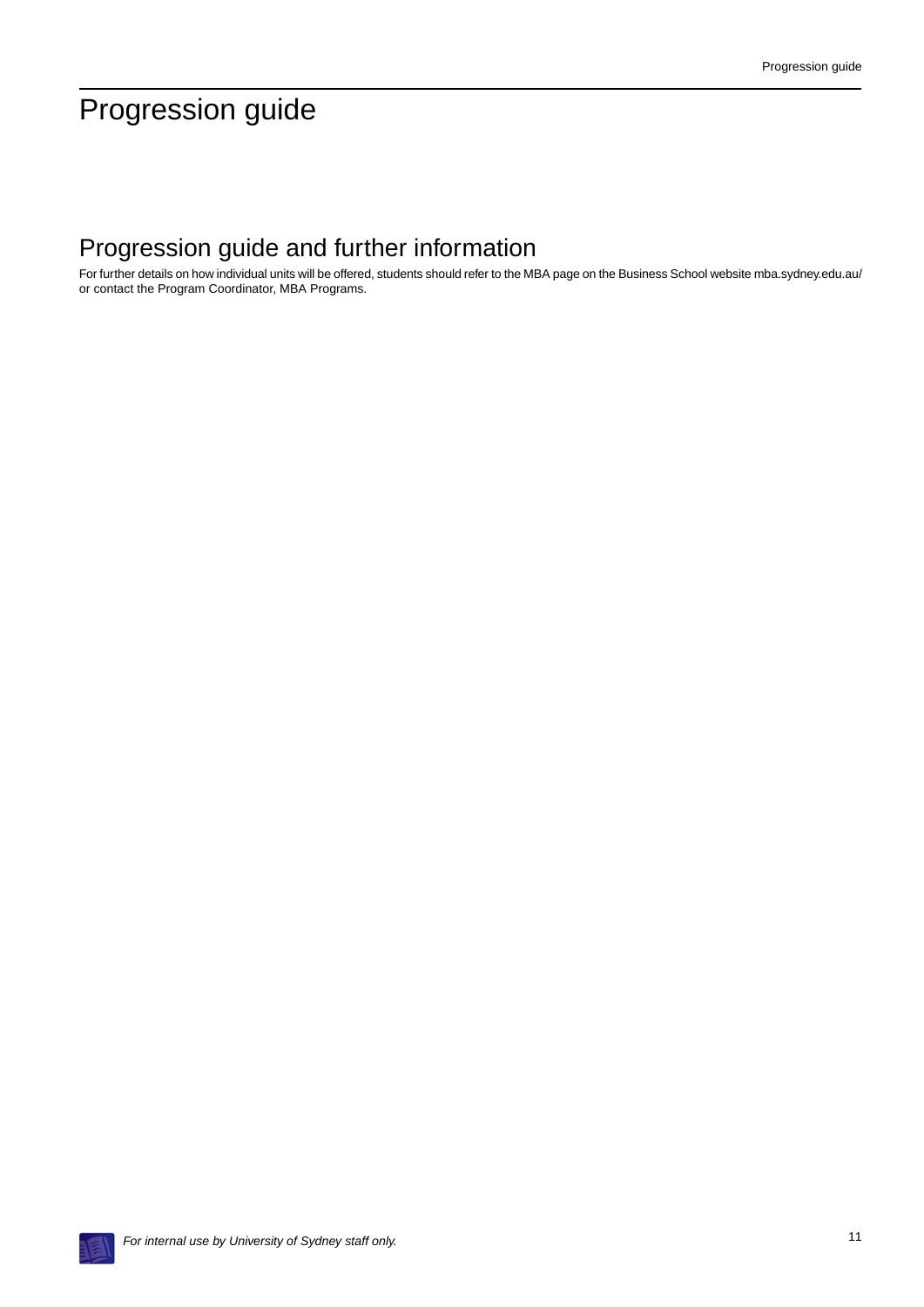# Progression guide

## Progression guide and further information

For further details on how individual units will be offered, students should refer to the MBA page on the Business School website mba.sydney.edu.au/ or contact the Program Coordinator, MBA Programs.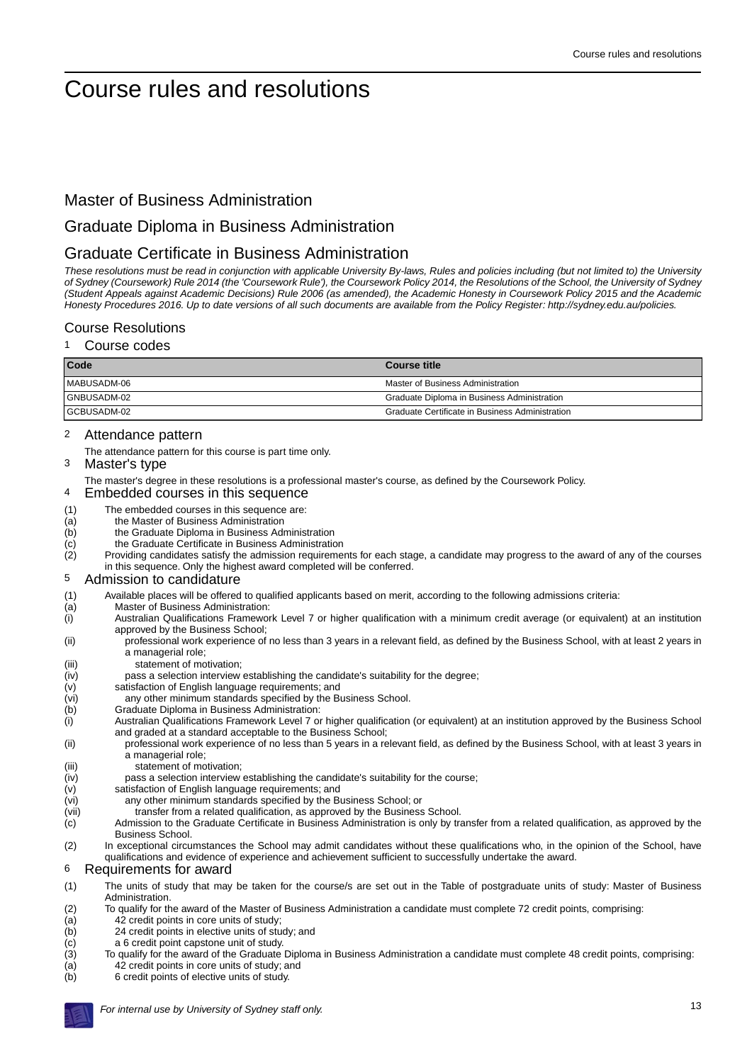# Course rules and resolutions

## Master of Business Administration

## Graduate Diploma in Business Administration

## Graduate Certificate in Business Administration

*These resolutions must be read in conjunction with applicable University By-laws, Rules and policies including (but not limited to) the University of Sydney (Coursework) Rule 2014 (the 'Coursework Rule'), the Coursework Policy 2014, the Resolutions of the School, the University of Sydney (Student Appeals against Academic Decisions) Rule 2006 (as amended), the Academic Honesty in Coursework Policy 2015 and the Academic Honesty Procedures 2016. Up to date versions of all such documents are available from the Policy Register: http://sydney.edu.au/policies.*

### Course Resolutions

#### 1 Course codes

| Code | Course title |
|---|---|
| MABUSADM-06 | Master of Business Administration |
| GNBUSADM-02 | Graduate Diploma in Business Administration |
| GCBUSADM-02 | Graduate Certificate in Business Administration |

#### 2 Attendance pattern

The attendance pattern for this course is part time only.

#### 3 Master's type

The master's degree in these resolutions is a professional master's course, as defined by the Coursework Policy.

#### 4 Embedded courses in this sequence

(1) The embedded courses in this sequence are:
(a) the Master of Business Administration
(b) the Graduate Diploma in Business Administration
(c) the Graduate Certificate in Business Administration
(2) Providing candidates satisfy the admission requirements for each stage, a candidate may progress to the award of any of the courses in this sequence. Only the highest award completed will be conferred.

#### 5 Admission to candidature

(1) Available places will be offered to qualified applicants based on merit, according to the following admissions criteria:
(a) Master of Business Administration:
(i) Australian Qualifications Framework Level 7 or higher qualification with a minimum credit average (or equivalent) at an institution approved by the Business School;
(ii) professional work experience of no less than 3 years in a relevant field, as defined by the Business School, with at least 2 years in a managerial role;
(iii) statement of motivation;
(iv) pass a selection interview establishing the candidate's suitability for the degree;
(v) satisfaction of English language requirements; and
(vi) any other minimum standards specified by the Business School.
(b) Graduate Diploma in Business Administration:
(i) Australian Qualifications Framework Level 7 or higher qualification (or equivalent) at an institution approved by the Business School and graded at a standard acceptable to the Business School;
(ii) professional work experience of no less than 5 years in a relevant field, as defined by the Business School, with at least 3 years in a managerial role;
(iii) statement of motivation;
(iv) pass a selection interview establishing the candidate's suitability for the course;
(v) satisfaction of English language requirements; and
(vi) any other minimum standards specified by the Business School; or
(vii) transfer from a related qualification, as approved by the Business School.
(c) Admission to the Graduate Certificate in Business Administration is only by transfer from a related qualification, as approved by the Business School.
(2) In exceptional circumstances the School may admit candidates without these qualifications who, in the opinion of the School, have qualifications and evidence of experience and achievement sufficient to successfully undertake the award.

#### 6 Requirements for award

(1) The units of study that may be taken for the course/s are set out in the Table of postgraduate units of study: Master of Business Administration.
(2) To qualify for the award of the Master of Business Administration a candidate must complete 72 credit points, comprising:
(a) 42 credit points in core units of study;
(b) 24 credit points in elective units of study; and
(c) a 6 credit point capstone unit of study.
(3) To qualify for the award of the Graduate Diploma in Business Administration a candidate must complete 48 credit points, comprising:
(a) 42 credit points in core units of study; and
(b) 6 credit points of elective units of study.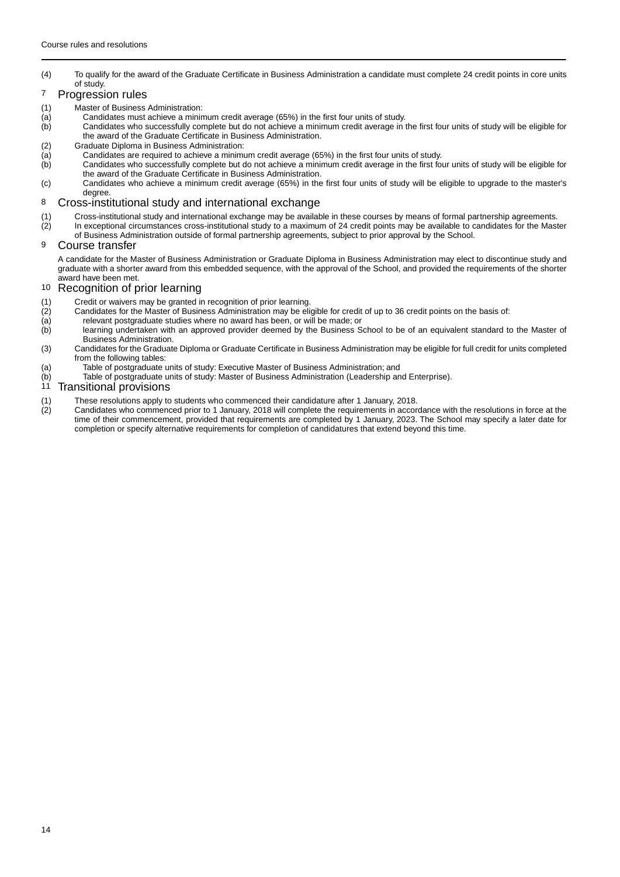(4) To qualify for the award of the Graduate Certificate in Business Administration a candidate must complete 24 credit points in core units of study.

## 7 Progression rules

(1) Master of Business Administration:
  (a) Candidates must achieve a minimum credit average (65%) in the first four units of study.
  (b) Candidates who successfully complete but do not achieve a minimum credit average in the first four units of study will be eligible for the award of the Graduate Certificate in Business Administration.

(2) Graduate Diploma in Business Administration:
  (a) Candidates are required to achieve a minimum credit average (65%) in the first four units of study.
  (b) Candidates who successfully complete but do not achieve a minimum credit average in the first four units of study will be eligible for the award of the Graduate Certificate in Business Administration.
  (c) Candidates who achieve a minimum credit average (65%) in the first four units of study will be eligible to upgrade to the master's degree.

## 8 Cross-institutional study and international exchange

(1) Cross-institutional study and international exchange may be available in these courses by means of formal partnership agreements.

(2) In exceptional circumstances cross-institutional study to a maximum of 24 credit points may be available to candidates for the Master of Business Administration outside of formal partnership agreements, subject to prior approval by the School.

## 9 Course transfer

A candidate for the Master of Business Administration or Graduate Diploma in Business Administration may elect to discontinue study and graduate with a shorter award from this embedded sequence, with the approval of the School, and provided the requirements of the shorter award have been met.

## 10 Recognition of prior learning

(1) Credit or waivers may be granted in recognition of prior learning.

(2) Candidates for the Master of Business Administration may be eligible for credit of up to 36 credit points on the basis of:
  (a) relevant postgraduate studies where no award has been, or will be made; or
  (b) learning undertaken with an approved provider deemed by the Business School to be of an equivalent standard to the Master of Business Administration.

(3) Candidates for the Graduate Diploma or Graduate Certificate in Business Administration may be eligible for full credit for units completed from the following tables:
  (a) Table of postgraduate units of study: Executive Master of Business Administration; and
  (b) Table of postgraduate units of study: Master of Business Administration (Leadership and Enterprise).

## 11 Transitional provisions

(1) These resolutions apply to students who commenced their candidature after 1 January, 2018.

(2) Candidates who commenced prior to 1 January, 2018 will complete the requirements in accordance with the resolutions in force at the time of their commencement, provided that requirements are completed by 1 January, 2023. The School may specify a later date for completion or specify alternative requirements for completion of candidatures that extend beyond this time.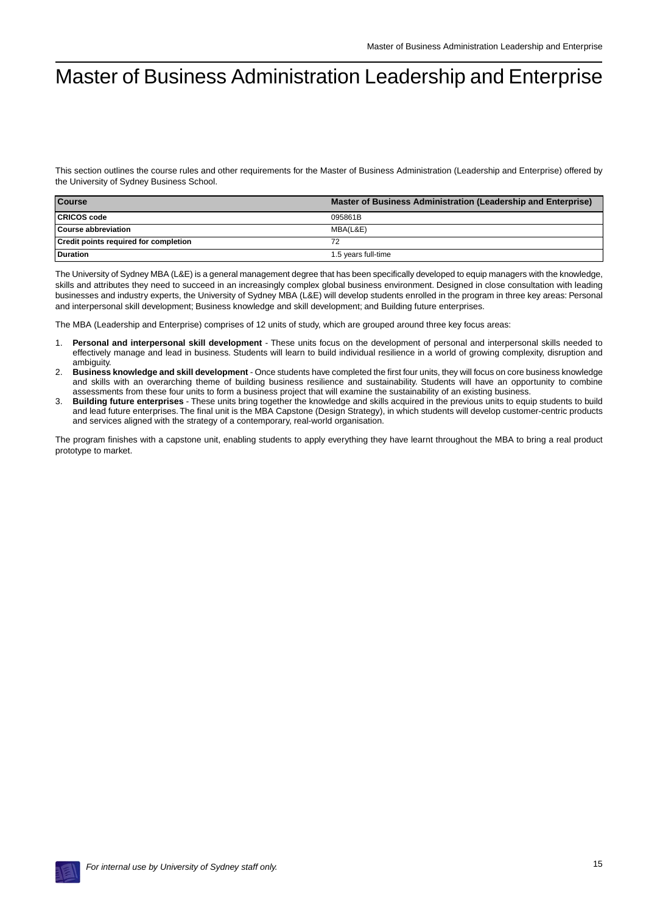# Master of Business Administration Leadership and Enterprise

This section outlines the course rules and other requirements for the Master of Business Administration (Leadership and Enterprise) offered by the University of Sydney Business School.

| Course | Master of Business Administration (Leadership and Enterprise) |
|---|---|
| CRICOS code | 095861B |
| Course abbreviation | MBA(L&E) |
| Credit points required for completion | 72 |
| Duration | 1.5 years full-time |

The University of Sydney MBA (L&E) is a general management degree that has been specifically developed to equip managers with the knowledge, skills and attributes they need to succeed in an increasingly complex global business environment. Designed in close consultation with leading businesses and industry experts, the University of Sydney MBA (L&E) will develop students enrolled in the program in three key areas: Personal and interpersonal skill development; Business knowledge and skill development; and Building future enterprises.

The MBA (Leadership and Enterprise) comprises of 12 units of study, which are grouped around three key focus areas:

1. **Personal and interpersonal skill development** - These units focus on the development of personal and interpersonal skills needed to effectively manage and lead in business. Students will learn to build individual resilience in a world of growing complexity, disruption and ambiguity.
2. **Business knowledge and skill development** - Once students have completed the first four units, they will focus on core business knowledge and skills with an overarching theme of building business resilience and sustainability. Students will have an opportunity to combine assessments from these four units to form a business project that will examine the sustainability of an existing business.
3. **Building future enterprises** - These units bring together the knowledge and skills acquired in the previous units to equip students to build and lead future enterprises. The final unit is the MBA Capstone (Design Strategy), in which students will develop customer-centric products and services aligned with the strategy of a contemporary, real-world organisation.

The program finishes with a capstone unit, enabling students to apply everything they have learnt throughout the MBA to bring a real product prototype to market.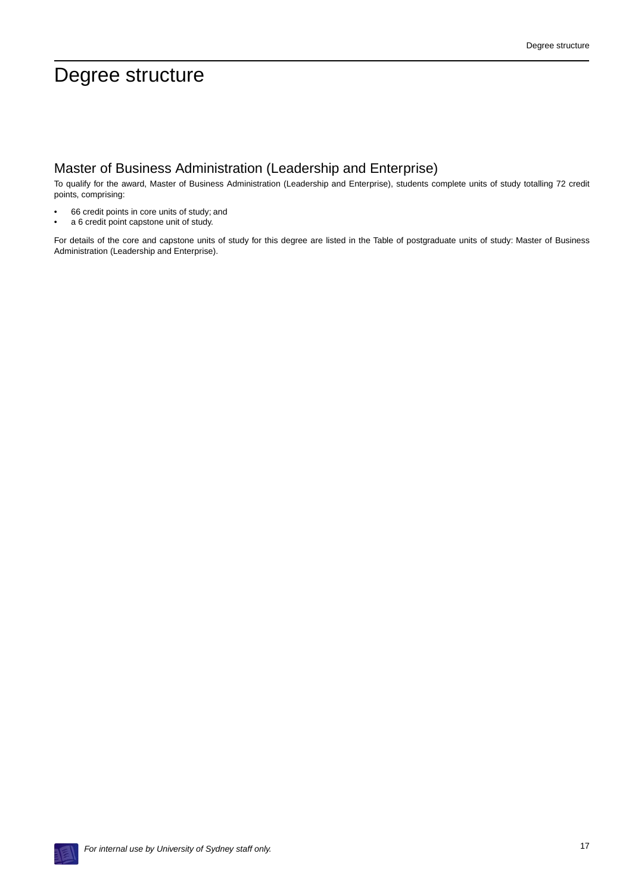# Degree structure

## Master of Business Administration (Leadership and Enterprise)

To qualify for the award, Master of Business Administration (Leadership and Enterprise), students complete units of study totalling 72 credit points, comprising:

- 66 credit points in core units of study; and
- a 6 credit point capstone unit of study.

For details of the core and capstone units of study for this degree are listed in the Table of postgraduate units of study: Master of Business Administration (Leadership and Enterprise).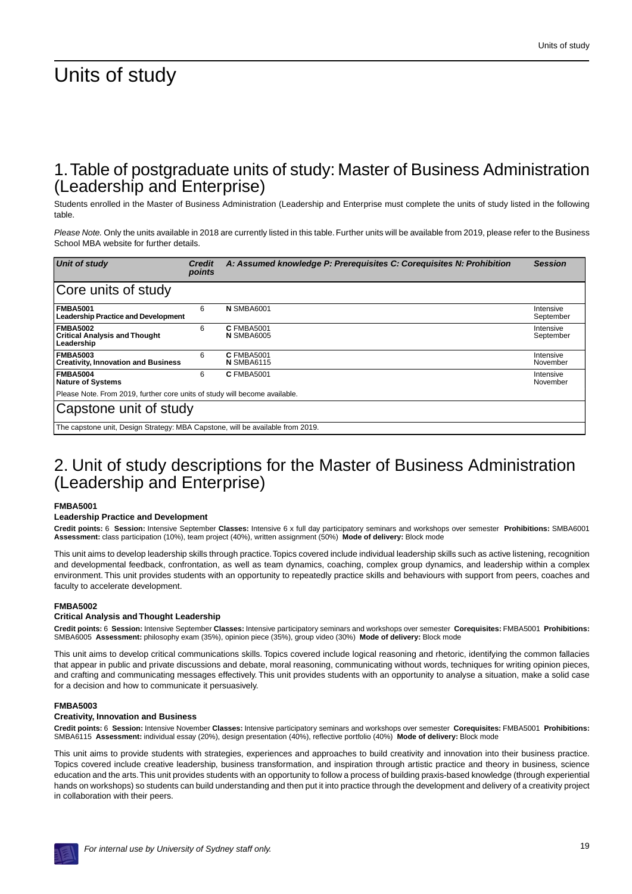# Units of study

## 1. Table of postgraduate units of study: Master of Business Administration (Leadership and Enterprise)

Students enrolled in the Master of Business Administration (Leadership and Enterprise must complete the units of study listed in the following table.

*Please Note.* Only the units available in 2018 are currently listed in this table. Further units will be available from 2019, please refer to the Business School MBA website for further details.

| *Unit of study* | *Credit points* | *A: Assumed knowledge P: Prerequisites C: Corequisites N: Prohibition* | *Session* |
|---|---|---|---|
| **Core units of study** | | | |
| **FMBA5001** **Leadership Practice and Development** | 6 | **N** SMBA6001 | Intensive September |
| **FMBA5002** **Critical Analysis and Thought Leadership** | 6 | **C** FMBA5001 **N** SMBA6005 | Intensive September |
| **FMBA5003** **Creativity, Innovation and Business** | 6 | **C** FMBA5001 **N** SMBA6115 | Intensive November |
| **FMBA5004** **Nature of Systems** | 6 | **C** FMBA5001 | Intensive November |
| Please Note. From 2019, further core units of study will become available. | | | |
| **Capstone unit of study** | | | |
| The capstone unit, Design Strategy: MBA Capstone, will be available from 2019. | | | |

## 2. Unit of study descriptions for the Master of Business Administration (Leadership and Enterprise)

**FMBA5001**

**Leadership Practice and Development**

**Credit points:** 6 **Session:** Intensive September **Classes:** Intensive 6 x full day participatory seminars and workshops over semester **Prohibitions:** SMBA6001 **Assessment:** class participation (10%), team project (40%), written assignment (50%) **Mode of delivery:** Block mode

This unit aims to develop leadership skills through practice. Topics covered include individual leadership skills such as active listening, recognition and developmental feedback, confrontation, as well as team dynamics, coaching, complex group dynamics, and leadership within a complex environment. This unit provides students with an opportunity to repeatedly practice skills and behaviours with support from peers, coaches and faculty to accelerate development.

**FMBA5002**

**Critical Analysis and Thought Leadership**

**Credit points:** 6 **Session:** Intensive September **Classes:** Intensive participatory seminars and workshops over semester **Corequisites:** FMBA5001 **Prohibitions:** SMBA6005 **Assessment:** philosophy exam (35%), opinion piece (35%), group video (30%) **Mode of delivery:** Block mode

This unit aims to develop critical communications skills. Topics covered include logical reasoning and rhetoric, identifying the common fallacies that appear in public and private discussions and debate, moral reasoning, communicating without words, techniques for writing opinion pieces, and crafting and communicating messages effectively. This unit provides students with an opportunity to analyse a situation, make a solid case for a decision and how to communicate it persuasively.

**FMBA5003**

**Creativity, Innovation and Business**

**Credit points:** 6 **Session:** Intensive November **Classes:** Intensive participatory seminars and workshops over semester **Corequisites:** FMBA5001 **Prohibitions:** SMBA6115 **Assessment:** individual essay (20%), design presentation (40%), reflective portfolio (40%) **Mode of delivery:** Block mode

This unit aims to provide students with strategies, experiences and approaches to build creativity and innovation into their business practice. Topics covered include creative leadership, business transformation, and inspiration through artistic practice and theory in business, science education and the arts. This unit provides students with an opportunity to follow a process of building praxis-based knowledge (through experiential hands on workshops) so students can build understanding and then put it into practice through the development and delivery of a creativity project in collaboration with their peers.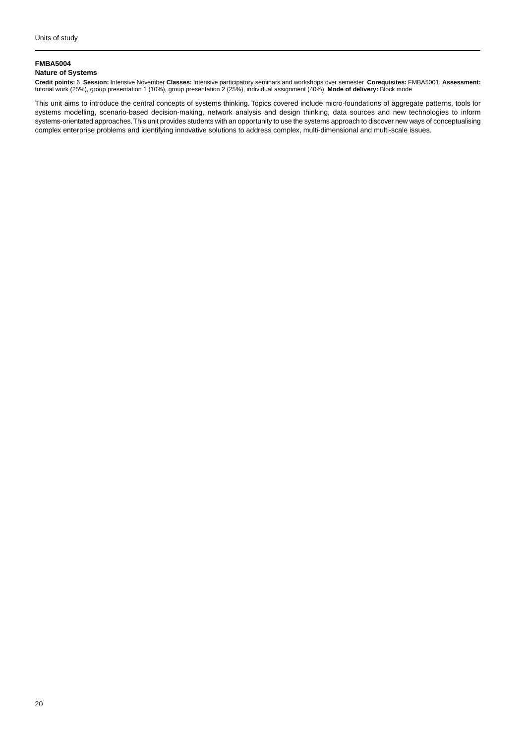#### FMBA5004
#### Nature of Systems

**Credit points:** 6 **Session:** Intensive November **Classes:** Intensive participatory seminars and workshops over semester **Corequisites:** FMBA5001 **Assessment:** tutorial work (25%), group presentation 1 (10%), group presentation 2 (25%), individual assignment (40%) **Mode of delivery:** Block mode

This unit aims to introduce the central concepts of systems thinking. Topics covered include micro-foundations of aggregate patterns, tools for systems modelling, scenario-based decision-making, network analysis and design thinking, data sources and new technologies to inform systems-orientated approaches. This unit provides students with an opportunity to use the systems approach to discover new ways of conceptualising complex enterprise problems and identifying innovative solutions to address complex, multi-dimensional and multi-scale issues.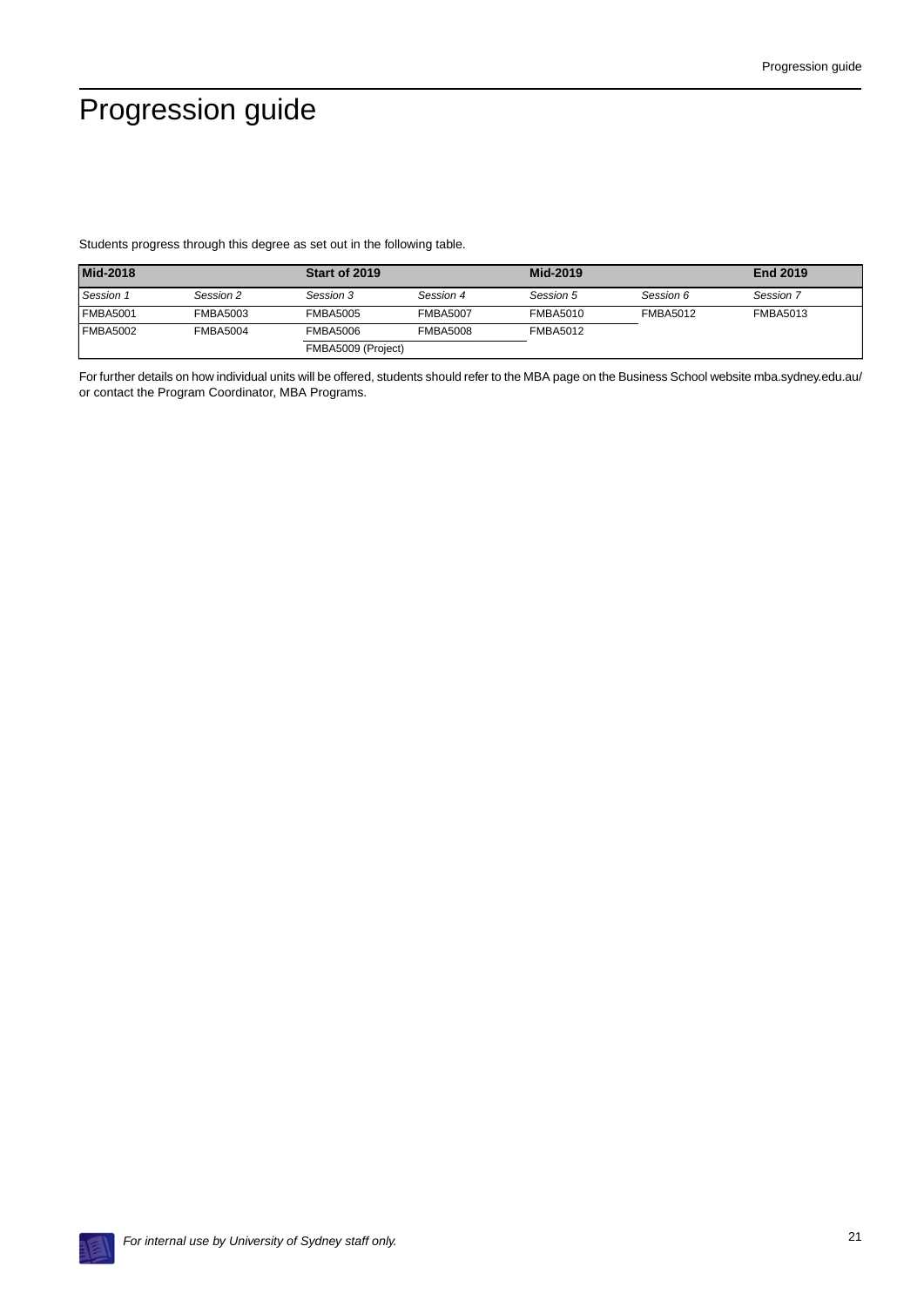# Progression guide

Students progress through this degree as set out in the following table.

| Mid-2018 | | Start of 2019 | | Mid-2019 | | End 2019 |
|---|---|---|---|---|---|---|
| *Session 1* | *Session 2* | *Session 3* | *Session 4* | *Session 5* | *Session 6* | *Session 7* |
| FMBA5001 | FMBA5003 | FMBA5005 | FMBA5007 | FMBA5010 | FMBA5012 | FMBA5013 |
| FMBA5002 | FMBA5004 | FMBA5006 | FMBA5008 | FMBA5012 | | |
| | | FMBA5009 (Project) | | | | |

For further details on how individual units will be offered, students should refer to the MBA page on the Business School website mba.sydney.edu.au/ or contact the Program Coordinator, MBA Programs.

*For internal use by University of Sydney staff only.*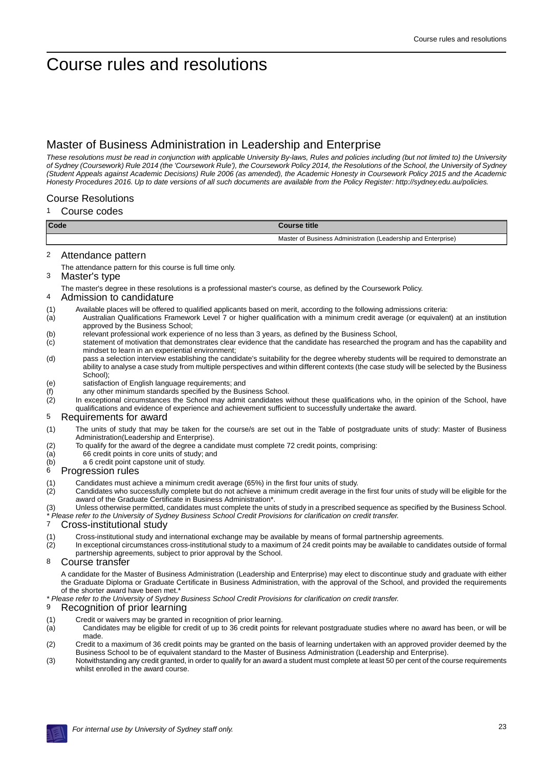# Course rules and resolutions

## Master of Business Administration in Leadership and Enterprise

*These resolutions must be read in conjunction with applicable University By-laws, Rules and policies including (but not limited to) the University of Sydney (Coursework) Rule 2014 (the 'Coursework Rule'), the Coursework Policy 2014, the Resolutions of the School, the University of Sydney (Student Appeals against Academic Decisions) Rule 2006 (as amended), the Academic Honesty in Coursework Policy 2015 and the Academic Honesty Procedures 2016. Up to date versions of all such documents are available from the Policy Register: http://sydney.edu.au/policies.*

### Course Resolutions

#### 1 Course codes

| Code | Course title |
|---|---|
| | Master of Business Administration (Leadership and Enterprise) |

#### 2 Attendance pattern

The attendance pattern for this course is full time only.

#### 3 Master's type

The master's degree in these resolutions is a professional master's course, as defined by the Coursework Policy.

#### 4 Admission to candidature

(1) Available places will be offered to qualified applicants based on merit, according to the following admissions criteria:

(a) Australian Qualifications Framework Level 7 or higher qualification with a minimum credit average (or equivalent) at an institution approved by the Business School;

(b) relevant professional work experience of no less than 3 years, as defined by the Business School,

(c) statement of motivation that demonstrates clear evidence that the candidate has researched the program and has the capability and mindset to learn in an experiential environment;

(d) pass a selection interview establishing the candidate's suitability for the degree whereby students will be required to demonstrate an ability to analyse a case study from multiple perspectives and within different contexts (the case study will be selected by the Business School);

(e) satisfaction of English language requirements; and

(f) any other minimum standards specified by the Business School.

(2) In exceptional circumstances the School may admit candidates without these qualifications who, in the opinion of the School, have qualifications and evidence of experience and achievement sufficient to successfully undertake the award.

#### 5 Requirements for award

(1) The units of study that may be taken for the course/s are set out in the Table of postgraduate units of study: Master of Business Administration(Leadership and Enterprise).

(2) To qualify for the award of the degree a candidate must complete 72 credit points, comprising:

(a) 66 credit points in core units of study; and

(b) a 6 credit point capstone unit of study.

#### 6 Progression rules

(1) Candidates must achieve a minimum credit average (65%) in the first four units of study.

(2) Candidates who successfully complete but do not achieve a minimum credit average in the first four units of study will be eligible for the award of the Graduate Certificate in Business Administration*.

(3) Unless otherwise permitted, candidates must complete the units of study in a prescribed sequence as specified by the Business School.

*\* Please refer to the University of Sydney Business School Credit Provisions for clarification on credit transfer.*

#### 7 Cross-institutional study

(1) Cross-institutional study and international exchange may be available by means of formal partnership agreements.

(2) In exceptional circumstances cross-institutional study to a maximum of 24 credit points may be available to candidates outside of formal partnership agreements, subject to prior approval by the School.

#### 8 Course transfer

A candidate for the Master of Business Administration (Leadership and Enterprise) may elect to discontinue study and graduate with either the Graduate Diploma or Graduate Certificate in Business Administration, with the approval of the School, and provided the requirements of the shorter award have been met.*

*\* Please refer to the University of Sydney Business School Credit Provisions for clarification on credit transfer.*

#### 9 Recognition of prior learning

(1) Credit or waivers may be granted in recognition of prior learning.

(a) Candidates may be eligible for credit of up to 36 credit points for relevant postgraduate studies where no award has been, or will be made.

(2) Credit to a maximum of 36 credit points may be granted on the basis of learning undertaken with an approved provider deemed by the Business School to be of equivalent standard to the Master of Business Administration (Leadership and Enterprise).

(3) Notwithstanding any credit granted, in order to qualify for an award a student must complete at least 50 per cent of the course requirements whilst enrolled in the award course.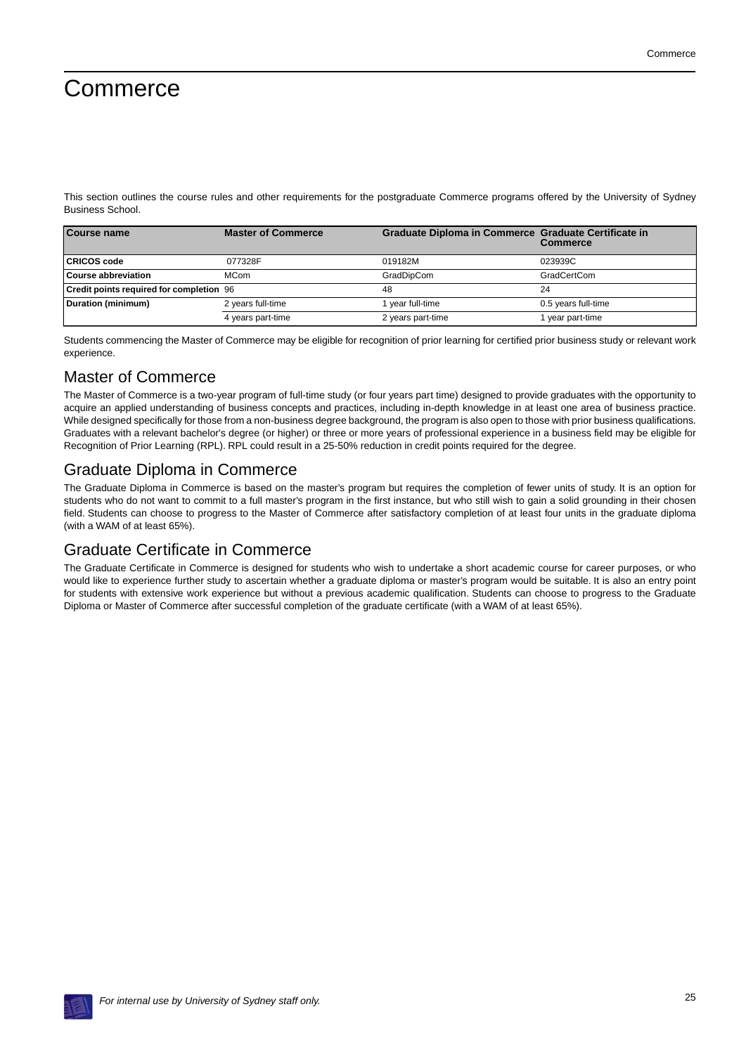# Commerce

This section outlines the course rules and other requirements for the postgraduate Commerce programs offered by the University of Sydney Business School.

| Course name | Master of Commerce | Graduate Diploma in Commerce | Graduate Certificate in Commerce |
|---|---|---|---|
| **CRICOS code** | 077328F | 019182M | 023939C |
| **Course abbreviation** | MCom | GradDipCom | GradCertCom |
| **Credit points required for completion** | 96 | 48 | 24 |
| **Duration (minimum)** | 2 years full-time | 1 year full-time | 0.5 years full-time |
| | 4 years part-time | 2 years part-time | 1 year part-time |

Students commencing the Master of Commerce may be eligible for recognition of prior learning for certified prior business study or relevant work experience.

## Master of Commerce

The Master of Commerce is a two-year program of full-time study (or four years part time) designed to provide graduates with the opportunity to acquire an applied understanding of business concepts and practices, including in-depth knowledge in at least one area of business practice. While designed specifically for those from a non-business degree background, the program is also open to those with prior business qualifications. Graduates with a relevant bachelor's degree (or higher) or three or more years of professional experience in a business field may be eligible for Recognition of Prior Learning (RPL). RPL could result in a 25-50% reduction in credit points required for the degree.

## Graduate Diploma in Commerce

The Graduate Diploma in Commerce is based on the master's program but requires the completion of fewer units of study. It is an option for students who do not want to commit to a full master's program in the first instance, but who still wish to gain a solid grounding in their chosen field. Students can choose to progress to the Master of Commerce after satisfactory completion of at least four units in the graduate diploma (with a WAM of at least 65%).

## Graduate Certificate in Commerce

The Graduate Certificate in Commerce is designed for students who wish to undertake a short academic course for career purposes, or who would like to experience further study to ascertain whether a graduate diploma or master's program would be suitable. It is also an entry point for students with extensive work experience but without a previous academic qualification. Students can choose to progress to the Graduate Diploma or Master of Commerce after successful completion of the graduate certificate (with a WAM of at least 65%).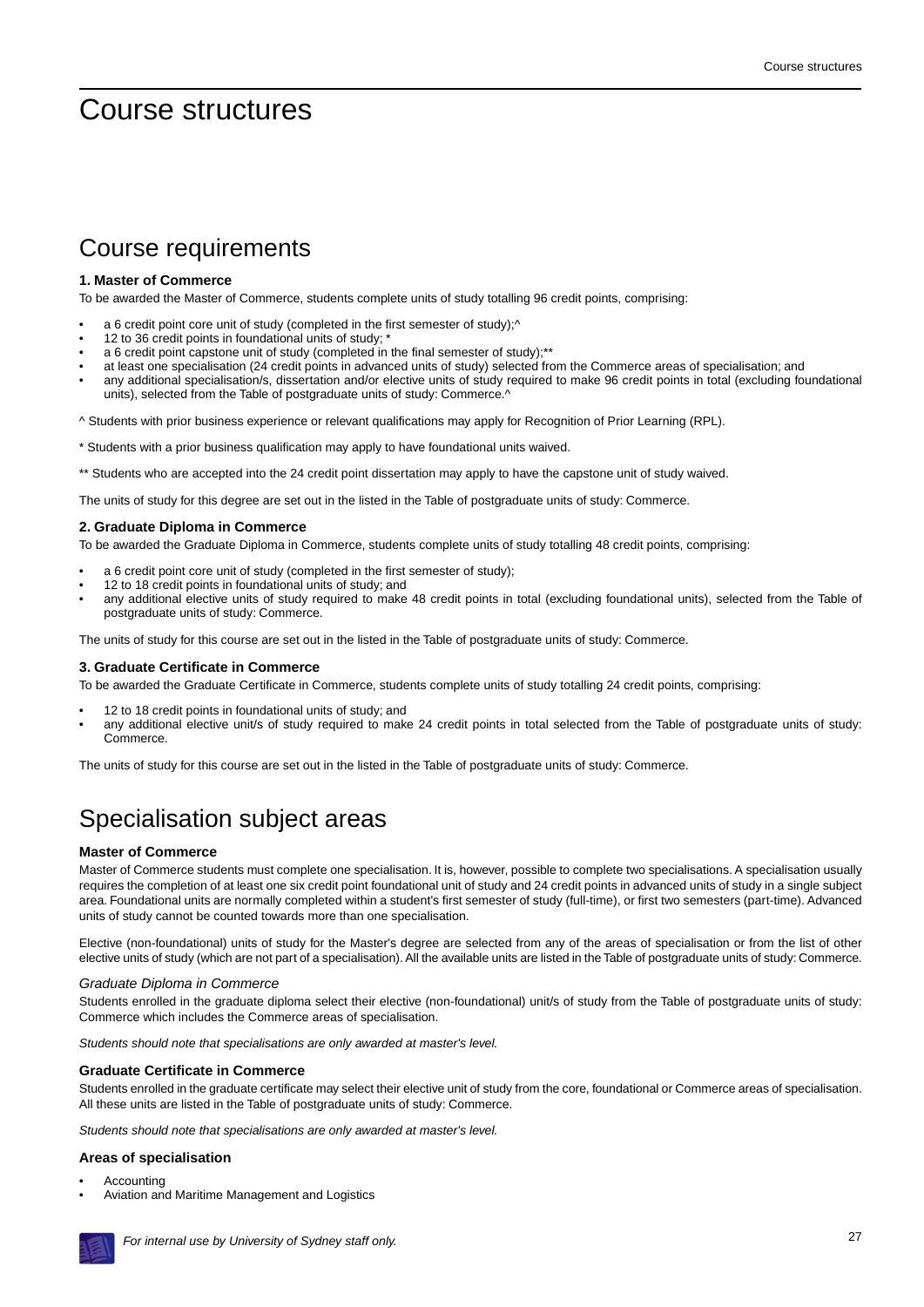# Course structures

## Course requirements

### 1. Master of Commerce

To be awarded the Master of Commerce, students complete units of study totalling 96 credit points, comprising:

- a 6 credit point core unit of study (completed in the first semester of study);^
- 12 to 36 credit points in foundational units of study; *
- a 6 credit point capstone unit of study (completed in the final semester of study);**
- at least one specialisation (24 credit points in advanced units of study) selected from the Commerce areas of specialisation; and
- any additional specialisation/s, dissertation and/or elective units of study required to make 96 credit points in total (excluding foundational units), selected from the Table of postgraduate units of study: Commerce.^

^ Students with prior business experience or relevant qualifications may apply for Recognition of Prior Learning (RPL).

* Students with a prior business qualification may apply to have foundational units waived.

** Students who are accepted into the 24 credit point dissertation may apply to have the capstone unit of study waived.

The units of study for this degree are set out in the listed in the Table of postgraduate units of study: Commerce.

### 2. Graduate Diploma in Commerce

To be awarded the Graduate Diploma in Commerce, students complete units of study totalling 48 credit points, comprising:

- a 6 credit point core unit of study (completed in the first semester of study);
- 12 to 18 credit points in foundational units of study; and
- any additional elective units of study required to make 48 credit points in total (excluding foundational units), selected from the Table of postgraduate units of study: Commerce.

The units of study for this course are set out in the listed in the Table of postgraduate units of study: Commerce.

### 3. Graduate Certificate in Commerce

To be awarded the Graduate Certificate in Commerce, students complete units of study totalling 24 credit points, comprising:

- 12 to 18 credit points in foundational units of study; and
- any additional elective unit/s of study required to make 24 credit points in total selected from the Table of postgraduate units of study: Commerce.

The units of study for this course are set out in the listed in the Table of postgraduate units of study: Commerce.

## Specialisation subject areas

### Master of Commerce

Master of Commerce students must complete one specialisation. It is, however, possible to complete two specialisations. A specialisation usually requires the completion of at least one six credit point foundational unit of study and 24 credit points in advanced units of study in a single subject area. Foundational units are normally completed within a student's first semester of study (full-time), or first two semesters (part-time). Advanced units of study cannot be counted towards more than one specialisation.

Elective (non-foundational) units of study for the Master's degree are selected from any of the areas of specialisation or from the list of other elective units of study (which are not part of a specialisation). All the available units are listed in the Table of postgraduate units of study: Commerce.

#### *Graduate Diploma in Commerce*

Students enrolled in the graduate diploma select their elective (non-foundational) unit/s of study from the Table of postgraduate units of study: Commerce which includes the Commerce areas of specialisation.

*Students should note that specialisations are only awarded at master's level.*

### Graduate Certificate in Commerce

Students enrolled in the graduate certificate may select their elective unit of study from the core, foundational or Commerce areas of specialisation. All these units are listed in the Table of postgraduate units of study: Commerce.

*Students should note that specialisations are only awarded at master's level.*

### Areas of specialisation

- Accounting
- Aviation and Maritime Management and Logistics

*For internal use by University of Sydney staff only.*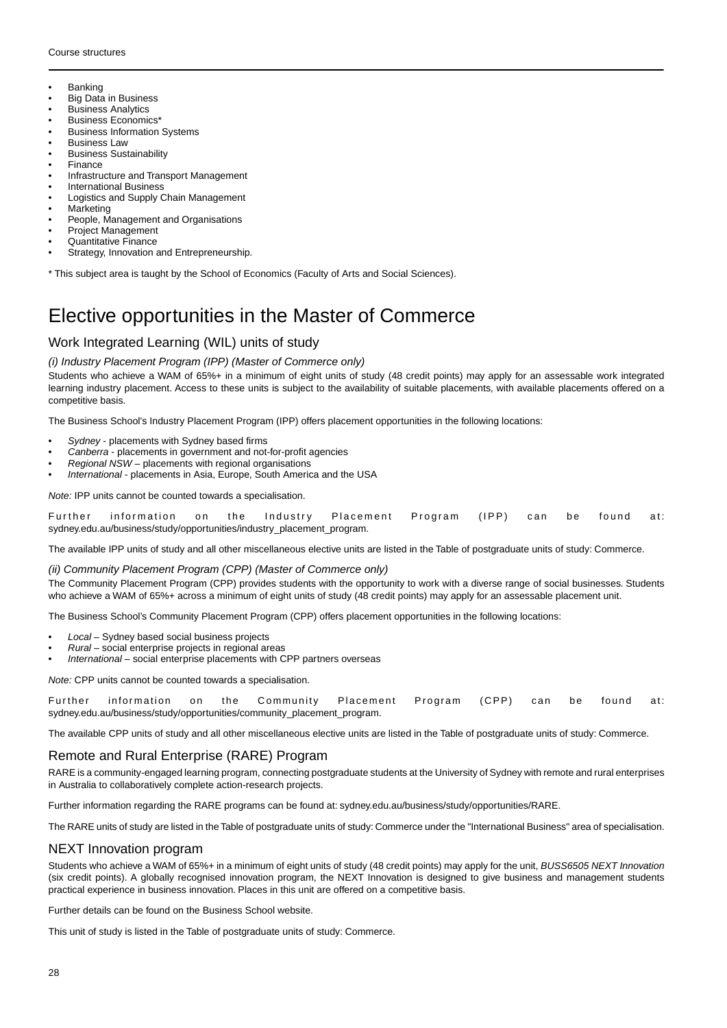- Banking
- Big Data in Business
- Business Analytics
- Business Economics*
- Business Information Systems
- Business Law
- Business Sustainability
- Finance
- Infrastructure and Transport Management
- International Business
- Logistics and Supply Chain Management
- Marketing
- People, Management and Organisations
- Project Management
- Quantitative Finance
- Strategy, Innovation and Entrepreneurship.

\* This subject area is taught by the School of Economics (Faculty of Arts and Social Sciences).

# Elective opportunities in the Master of Commerce

## Work Integrated Learning (WIL) units of study

*(i) Industry Placement Program (IPP) (Master of Commerce only)*

Students who achieve a WAM of 65%+ in a minimum of eight units of study (48 credit points) may apply for an assessable work integrated learning industry placement. Access to these units is subject to the availability of suitable placements, with available placements offered on a competitive basis.

The Business School's Industry Placement Program (IPP) offers placement opportunities in the following locations:

- *Sydney* - placements with Sydney based firms
- *Canberra* - placements in government and not-for-profit agencies
- *Regional NSW* – placements with regional organisations
- *International* - placements in Asia, Europe, South America and the USA

*Note:* IPP units cannot be counted towards a specialisation.

Further information on the Industry Placement Program (IPP) can be found at: sydney.edu.au/business/study/opportunities/industry_placement_program.

The available IPP units of study and all other miscellaneous elective units are listed in the Table of postgraduate units of study: Commerce.

*(ii) Community Placement Program (CPP) (Master of Commerce only)*

The Community Placement Program (CPP) provides students with the opportunity to work with a diverse range of social businesses. Students who achieve a WAM of 65%+ across a minimum of eight units of study (48 credit points) may apply for an assessable placement unit.

The Business School's Community Placement Program (CPP) offers placement opportunities in the following locations:

- *Local* – Sydney based social business projects
- *Rural* – social enterprise projects in regional areas
- *International* – social enterprise placements with CPP partners overseas

*Note:* CPP units cannot be counted towards a specialisation.

Further information on the Community Placement Program (CPP) can be found at: sydney.edu.au/business/study/opportunities/community_placement_program.

The available CPP units of study and all other miscellaneous elective units are listed in the Table of postgraduate units of study: Commerce.

## Remote and Rural Enterprise (RARE) Program

RARE is a community-engaged learning program, connecting postgraduate students at the University of Sydney with remote and rural enterprises in Australia to collaboratively complete action-research projects.

Further information regarding the RARE programs can be found at: sydney.edu.au/business/study/opportunities/RARE.

The RARE units of study are listed in the Table of postgraduate units of study: Commerce under the "International Business" area of specialisation.

## NEXT Innovation program

Students who achieve a WAM of 65%+ in a minimum of eight units of study (48 credit points) may apply for the unit, *BUSS6505 NEXT Innovation* (six credit points). A globally recognised innovation program, the NEXT Innovation is designed to give business and management students practical experience in business innovation. Places in this unit are offered on a competitive basis.

Further details can be found on the Business School website.

This unit of study is listed in the Table of postgraduate units of study: Commerce.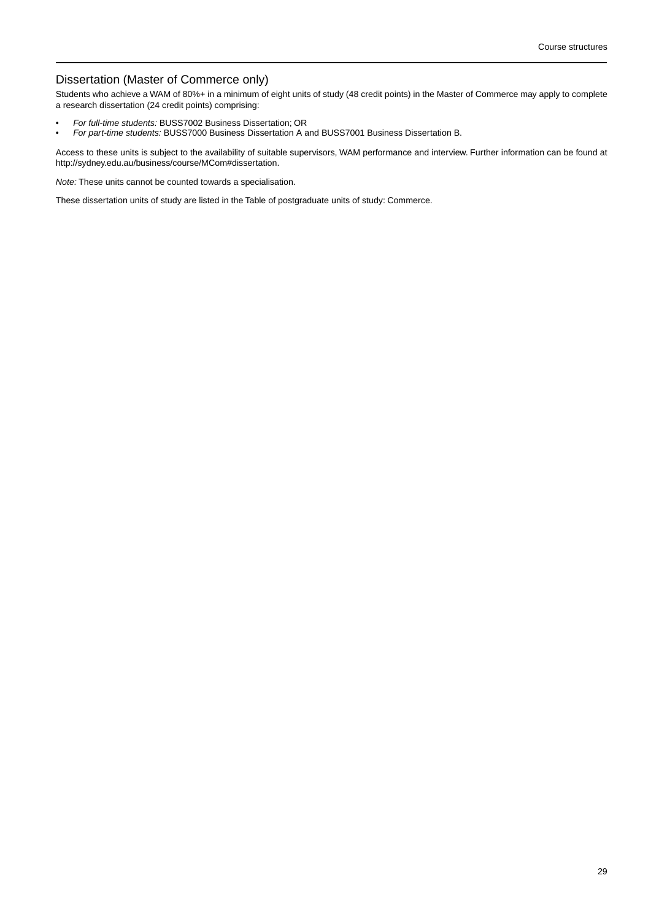## Dissertation (Master of Commerce only)

Students who achieve a WAM of 80%+ in a minimum of eight units of study (48 credit points) in the Master of Commerce may apply to complete a research dissertation (24 credit points) comprising:

- *For full-time students:* BUSS7002 Business Dissertation; OR
- *For part-time students:* BUSS7000 Business Dissertation A and BUSS7001 Business Dissertation B.

Access to these units is subject to the availability of suitable supervisors, WAM performance and interview. Further information can be found at http://sydney.edu.au/business/course/MCom#dissertation.

*Note:* These units cannot be counted towards a specialisation.

These dissertation units of study are listed in the Table of postgraduate units of study: Commerce.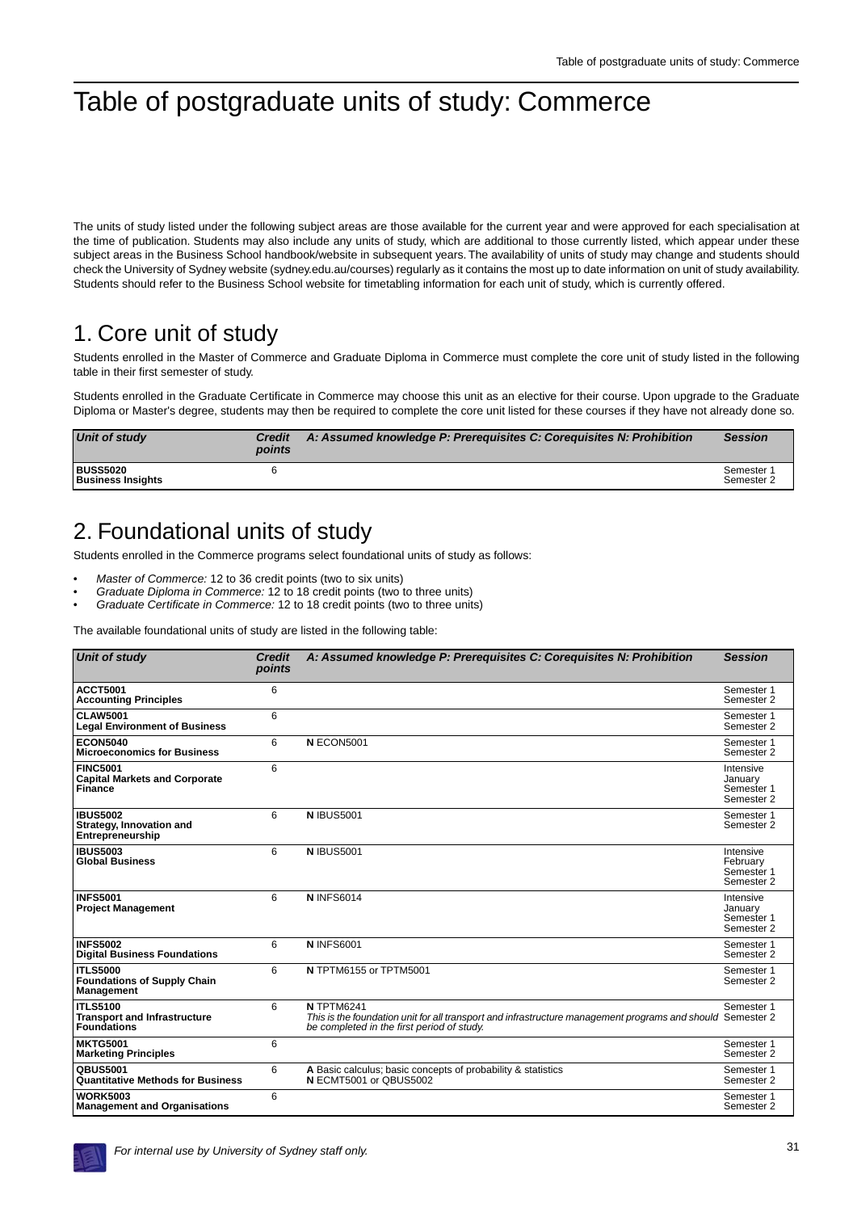# Table of postgraduate units of study: Commerce

The units of study listed under the following subject areas are those available for the current year and were approved for each specialisation at the time of publication. Students may also include any units of study, which are additional to those currently listed, which appear under these subject areas in the Business School handbook/website in subsequent years. The availability of units of study may change and students should check the University of Sydney website (sydney.edu.au/courses) regularly as it contains the most up to date information on unit of study availability. Students should refer to the Business School website for timetabling information for each unit of study, which is currently offered.

## 1. Core unit of study

Students enrolled in the Master of Commerce and Graduate Diploma in Commerce must complete the core unit of study listed in the following table in their first semester of study.

Students enrolled in the Graduate Certificate in Commerce may choose this unit as an elective for their course. Upon upgrade to the Graduate Diploma or Master's degree, students may then be required to complete the core unit listed for these courses if they have not already done so.

| *Unit of study* | *Credit points* | *A: Assumed knowledge P: Prerequisites C: Corequisites N: Prohibition* | *Session* |
|---|---|---|---|
| **BUSS5020** **Business Insights** | 6 | | Semester 1 Semester 2 |

## 2. Foundational units of study

Students enrolled in the Commerce programs select foundational units of study as follows:

- *Master of Commerce:* 12 to 36 credit points (two to six units)
- *Graduate Diploma in Commerce:* 12 to 18 credit points (two to three units)
- *Graduate Certificate in Commerce:* 12 to 18 credit points (two to three units)

The available foundational units of study are listed in the following table:

| *Unit of study* | *Credit points* | *A: Assumed knowledge P: Prerequisites C: Corequisites N: Prohibition* | *Session* |
|---|---|---|---|
| **ACCT5001** **Accounting Principles** | 6 | | Semester 1 Semester 2 |
| **CLAW5001** **Legal Environment of Business** | 6 | | Semester 1 Semester 2 |
| **ECON5040** **Microeconomics for Business** | 6 | **N** ECON5001 | Semester 1 Semester 2 |
| **FINC5001** **Capital Markets and Corporate Finance** | 6 | | Intensive January Semester 1 Semester 2 |
| **IBUS5002** **Strategy, Innovation and Entrepreneurship** | 6 | **N** IBUS5001 | Semester 1 Semester 2 |
| **IBUS5003** **Global Business** | 6 | **N** IBUS5001 | Intensive February Semester 1 Semester 2 |
| **INFS5001** **Project Management** | 6 | **N** INFS6014 | Intensive January Semester 1 Semester 2 |
| **INFS5002** **Digital Business Foundations** | 6 | **N** INFS6001 | Semester 1 Semester 2 |
| **ITLS5000** **Foundations of Supply Chain Management** | 6 | **N** TPTM6155 or TPTM5001 | Semester 1 Semester 2 |
| **ITLS5100** **Transport and Infrastructure Foundations** | 6 | **N** TPTM6241 *This is the foundation unit for all transport and infrastructure management programs and should be completed in the first period of study.* | Semester 1 Semester 2 |
| **MKTG5001** **Marketing Principles** | 6 | | Semester 1 Semester 2 |
| **QBUS5001** **Quantitative Methods for Business** | 6 | **A** Basic calculus; basic concepts of probability & statistics **N** ECMT5001 or QBUS5002 | Semester 1 Semester 2 |
| **WORK5003** **Management and Organisations** | 6 | | Semester 1 Semester 2 |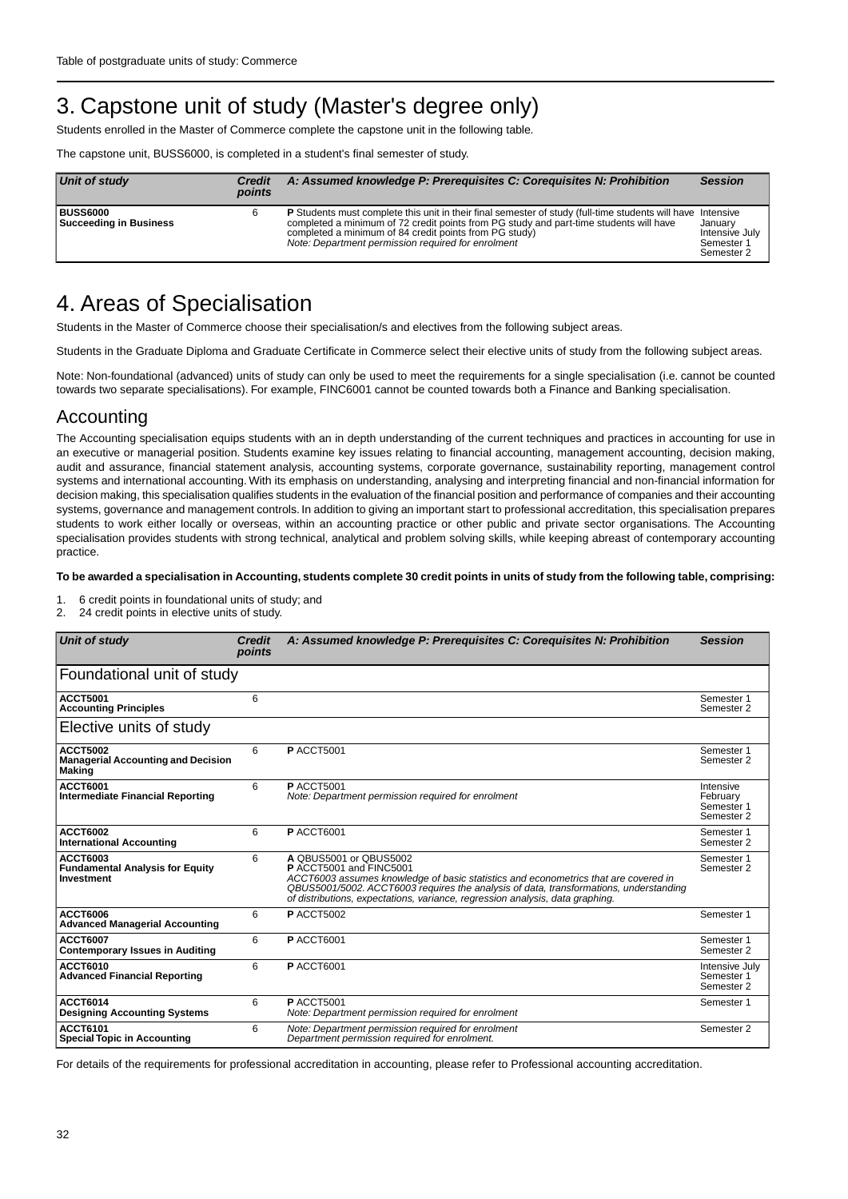# 3. Capstone unit of study (Master's degree only)

Students enrolled in the Master of Commerce complete the capstone unit in the following table.

The capstone unit, BUSS6000, is completed in a student's final semester of study.

| *Unit of study* | *Credit points* | *A: Assumed knowledge P: Prerequisites C: Corequisites N: Prohibition* | *Session* |
|---|---|---|---|
| **BUSS6000** **Succeeding in Business** | 6 | **P** Students must complete this unit in their final semester of study (full-time students will have completed a minimum of 72 credit points from PG study and part-time students will have completed a minimum of 84 credit points from PG study) *Note: Department permission required for enrolment* | Intensive January Intensive July Semester 1 Semester 2 |

# 4. Areas of Specialisation

Students in the Master of Commerce choose their specialisation/s and electives from the following subject areas.

Students in the Graduate Diploma and Graduate Certificate in Commerce select their elective units of study from the following subject areas.

Note: Non-foundational (advanced) units of study can only be used to meet the requirements for a single specialisation (i.e. cannot be counted towards two separate specialisations). For example, FINC6001 cannot be counted towards both a Finance and Banking specialisation.

## Accounting

The Accounting specialisation equips students with an in depth understanding of the current techniques and practices in accounting for use in an executive or managerial position. Students examine key issues relating to financial accounting, management accounting, decision making, audit and assurance, financial statement analysis, accounting systems, corporate governance, sustainability reporting, management control systems and international accounting. With its emphasis on understanding, analysing and interpreting financial and non-financial information for decision making, this specialisation qualifies students in the evaluation of the financial position and performance of companies and their accounting systems, governance and management controls. In addition to giving an important start to professional accreditation, this specialisation prepares students to work either locally or overseas, within an accounting practice or other public and private sector organisations. The Accounting specialisation provides students with strong technical, analytical and problem solving skills, while keeping abreast of contemporary accounting practice.

**To be awarded a specialisation in Accounting, students complete 30 credit points in units of study from the following table, comprising:**

1. 6 credit points in foundational units of study; and
2. 24 credit points in elective units of study.

| *Unit of study* | *Credit points* | *A: Assumed knowledge P: Prerequisites C: Corequisites N: Prohibition* | *Session* |
|---|---|---|---|
| Foundational unit of study | | | |
| **ACCT5001** **Accounting Principles** | 6 | | Semester 1 Semester 2 |
| Elective units of study | | | |
| **ACCT5002** **Managerial Accounting and Decision Making** | 6 | **P** ACCT5001 | Semester 1 Semester 2 |
| **ACCT6001** **Intermediate Financial Reporting** | 6 | **P** ACCT5001 *Note: Department permission required for enrolment* | Intensive February Semester 1 Semester 2 |
| **ACCT6002** **International Accounting** | 6 | **P** ACCT6001 | Semester 1 Semester 2 |
| **ACCT6003** **Fundamental Analysis for Equity Investment** | 6 | **A** QBUS5001 or QBUS5002 **P** ACCT5001 and FINC5001 *ACCT6003 assumes knowledge of basic statistics and econometrics that are covered in QBUS5001/5002. ACCT6003 requires the analysis of data, transformations, understanding of distributions, expectations, variance, regression analysis, data graphing.* | Semester 1 Semester 2 |
| **ACCT6006** **Advanced Managerial Accounting** | 6 | **P** ACCT5002 | Semester 1 |
| **ACCT6007** **Contemporary Issues in Auditing** | 6 | **P** ACCT6001 | Semester 1 Semester 2 |
| **ACCT6010** **Advanced Financial Reporting** | 6 | **P** ACCT6001 | Intensive July Semester 1 Semester 2 |
| **ACCT6014** **Designing Accounting Systems** | 6 | **P** ACCT5001 *Note: Department permission required for enrolment* | Semester 1 |
| **ACCT6101** **Special Topic in Accounting** | 6 | *Note: Department permission required for enrolment* *Department permission required for enrolment.* | Semester 2 |

For details of the requirements for professional accreditation in accounting, please refer to Professional accounting accreditation.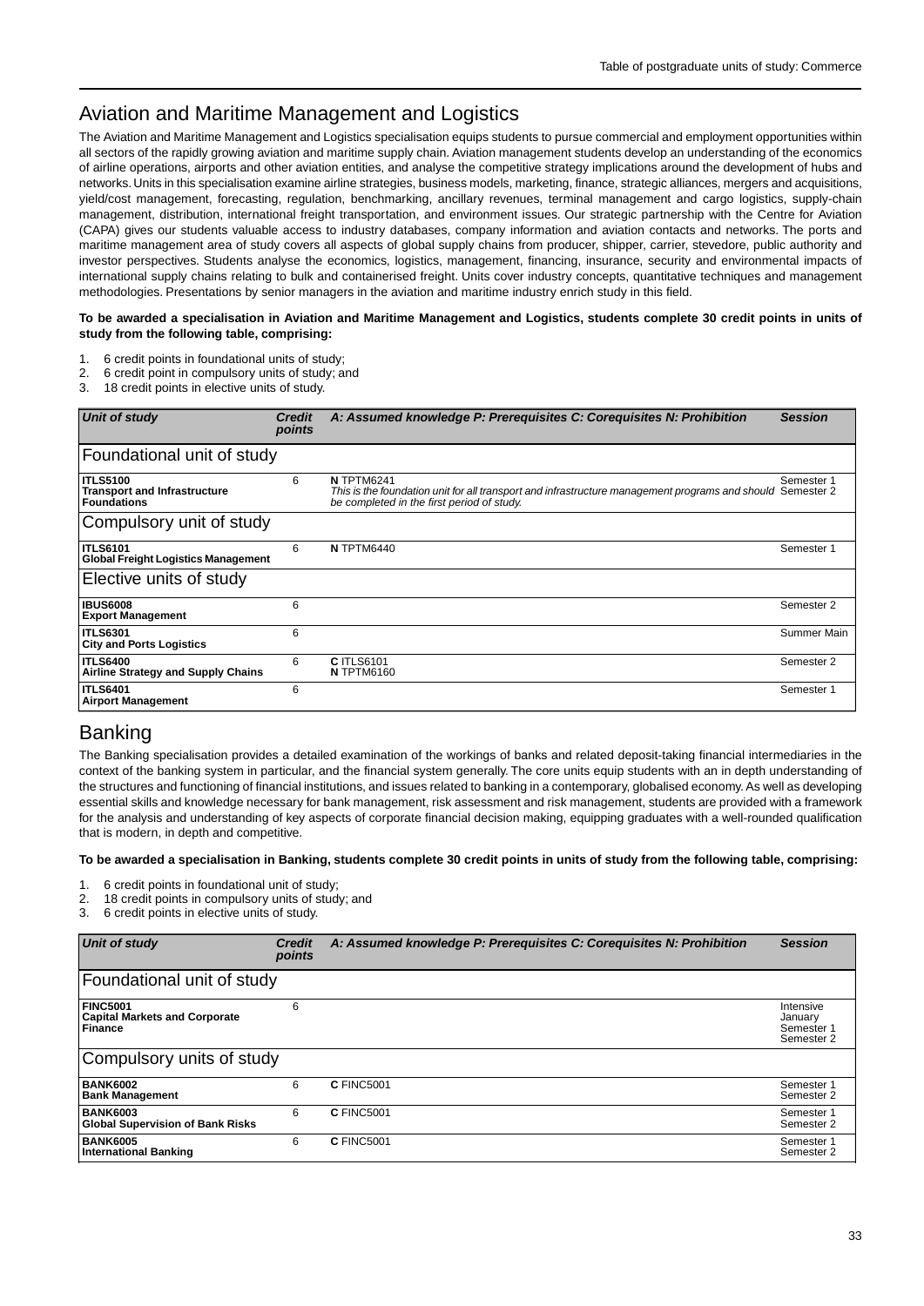## Aviation and Maritime Management and Logistics

The Aviation and Maritime Management and Logistics specialisation equips students to pursue commercial and employment opportunities within all sectors of the rapidly growing aviation and maritime supply chain. Aviation management students develop an understanding of the economics of airline operations, airports and other aviation entities, and analyse the competitive strategy implications around the development of hubs and networks. Units in this specialisation examine airline strategies, business models, marketing, finance, strategic alliances, mergers and acquisitions, yield/cost management, forecasting, regulation, benchmarking, ancillary revenues, terminal management and cargo logistics, supply-chain management, distribution, international freight transportation, and environment issues. Our strategic partnership with the Centre for Aviation (CAPA) gives our students valuable access to industry databases, company information and aviation contacts and networks. The ports and maritime management area of study covers all aspects of global supply chains from producer, shipper, carrier, stevedore, public authority and investor perspectives. Students analyse the economics, logistics, management, financing, insurance, security and environmental impacts of international supply chains relating to bulk and containerised freight. Units cover industry concepts, quantitative techniques and management methodologies. Presentations by senior managers in the aviation and maritime industry enrich study in this field.

**To be awarded a specialisation in Aviation and Maritime Management and Logistics, students complete 30 credit points in units of study from the following table, comprising:**

1. 6 credit points in foundational units of study;
2. 6 credit point in compulsory units of study; and
3. 18 credit points in elective units of study.

| *Unit of study* | *Credit points* | *A: Assumed knowledge P: Prerequisites C: Corequisites N: Prohibition* | *Session* |
|---|---|---|---|
| **Foundational unit of study** | | | |
| **ITLS5100** **Transport and Infrastructure Foundations** | 6 | **N** TPTM6241 *This is the foundation unit for all transport and infrastructure management programs and should be completed in the first period of study.* | Semester 1 Semester 2 |
| **Compulsory unit of study** | | | |
| **ITLS6101** **Global Freight Logistics Management** | 6 | **N** TPTM6440 | Semester 1 |
| **Elective units of study** | | | |
| **IBUS6008** **Export Management** | 6 | | Semester 2 |
| **ITLS6301** **City and Ports Logistics** | 6 | | Summer Main |
| **ITLS6400** **Airline Strategy and Supply Chains** | 6 | **C** ITLS6101 **N** TPTM6160 | Semester 2 |
| **ITLS6401** **Airport Management** | 6 | | Semester 1 |

## Banking

The Banking specialisation provides a detailed examination of the workings of banks and related deposit-taking financial intermediaries in the context of the banking system in particular, and the financial system generally. The core units equip students with an in depth understanding of the structures and functioning of financial institutions, and issues related to banking in a contemporary, globalised economy. As well as developing essential skills and knowledge necessary for bank management, risk assessment and risk management, students are provided with a framework for the analysis and understanding of key aspects of corporate financial decision making, equipping graduates with a well-rounded qualification that is modern, in depth and competitive.

**To be awarded a specialisation in Banking, students complete 30 credit points in units of study from the following table, comprising:**

1. 6 credit points in foundational unit of study;
2. 18 credit points in compulsory units of study; and
3. 6 credit points in elective units of study.

| *Unit of study* | *Credit points* | *A: Assumed knowledge P: Prerequisites C: Corequisites N: Prohibition* | *Session* |
|---|---|---|---|
| **Foundational unit of study** | | | |
| **FINC5001** **Capital Markets and Corporate Finance** | 6 | | Intensive January Semester 1 Semester 2 |
| **Compulsory units of study** | | | |
| **BANK6002** **Bank Management** | 6 | **C** FINC5001 | Semester 1 Semester 2 |
| **BANK6003** **Global Supervision of Bank Risks** | 6 | **C** FINC5001 | Semester 1 Semester 2 |
| **BANK6005** **International Banking** | 6 | **C** FINC5001 | Semester 1 Semester 2 |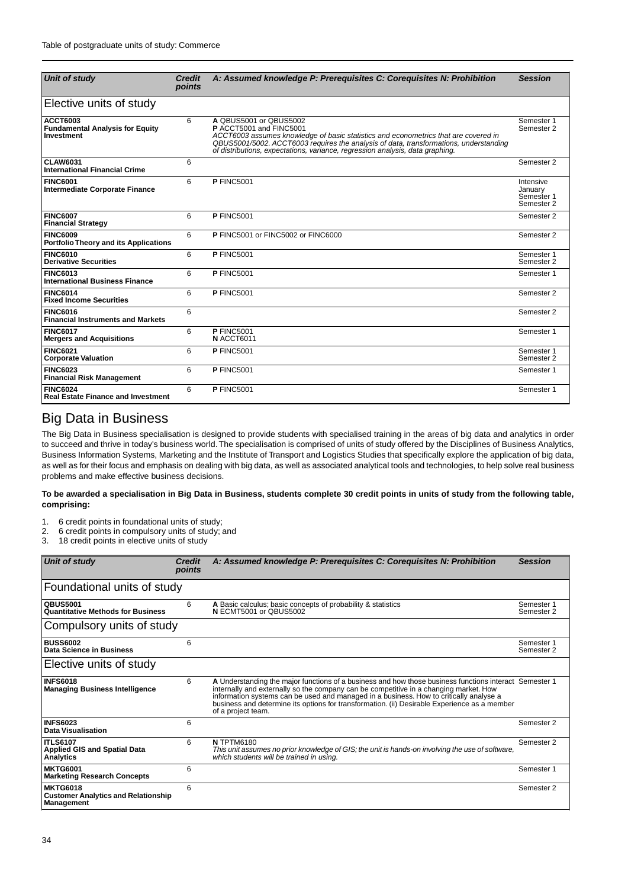| Unit of study | Credit points | A: Assumed knowledge P: Prerequisites C: Corequisites N: Prohibition | Session |
|---|---|---|---|
| **Elective units of study** | | | |
| **ACCT6003** **Fundamental Analysis for Equity Investment** | 6 | **A** QBUS5001 or QBUS5002 **P** ACCT5001 and FINC5001 *ACCT6003 assumes knowledge of basic statistics and econometrics that are covered in QBUS5001/5002. ACCT6003 requires the analysis of data, transformations, understanding of distributions, expectations, variance, regression analysis, data graphing.* | Semester 1 Semester 2 |
| **CLAW6031** **International Financial Crime** | 6 | | Semester 2 |
| **FINC6001** **Intermediate Corporate Finance** | 6 | **P** FINC5001 | Intensive January Semester 1 Semester 2 |
| **FINC6007** **Financial Strategy** | 6 | **P** FINC5001 | Semester 2 |
| **FINC6009** **Portfolio Theory and its Applications** | 6 | **P** FINC5001 or FINC5002 or FINC6000 | Semester 2 |
| **FINC6010** **Derivative Securities** | 6 | **P** FINC5001 | Semester 1 Semester 2 |
| **FINC6013** **International Business Finance** | 6 | **P** FINC5001 | Semester 1 |
| **FINC6014** **Fixed Income Securities** | 6 | **P** FINC5001 | Semester 2 |
| **FINC6016** **Financial Instruments and Markets** | 6 | | Semester 2 |
| **FINC6017** **Mergers and Acquisitions** | 6 | **P** FINC5001 **N** ACCT6011 | Semester 1 |
| **FINC6021** **Corporate Valuation** | 6 | **P** FINC5001 | Semester 1 Semester 2 |
| **FINC6023** **Financial Risk Management** | 6 | **P** FINC5001 | Semester 1 |
| **FINC6024** **Real Estate Finance and Investment** | 6 | **P** FINC5001 | Semester 1 |

## Big Data in Business

The Big Data in Business specialisation is designed to provide students with specialised training in the areas of big data and analytics in order to succeed and thrive in today's business world. The specialisation is comprised of units of study offered by the Disciplines of Business Analytics, Business Information Systems, Marketing and the Institute of Transport and Logistics Studies that specifically explore the application of big data, as well as for their focus and emphasis on dealing with big data, as well as associated analytical tools and technologies, to help solve real business problems and make effective business decisions.

**To be awarded a specialisation in Big Data in Business, students complete 30 credit points in units of study from the following table, comprising:**

1. 6 credit points in foundational units of study;
2. 6 credit points in compulsory units of study; and
3. 18 credit points in elective units of study

| Unit of study | Credit points | A: Assumed knowledge P: Prerequisites C: Corequisites N: Prohibition | Session |
|---|---|---|---|
| **Foundational units of study** | | | |
| **QBUS5001** **Quantitative Methods for Business** | 6 | **A** Basic calculus; basic concepts of probability & statistics **N** ECMT5001 or QBUS5002 | Semester 1 Semester 2 |
| **Compulsory units of study** | | | |
| **BUSS6002** **Data Science in Business** | 6 | | Semester 1 Semester 2 |
| **Elective units of study** | | | |
| **INFS6018** **Managing Business Intelligence** | 6 | **A** Understanding the major functions of a business and how those business functions interact internally and externally so the company can be competitive in a changing market. How information systems can be used and managed in a business. How to critically analyse a business and determine its options for transformation. (ii) Desirable Experience as a member of a project team. | Semester 1 |
| **INFS6023** **Data Visualisation** | 6 | | Semester 2 |
| **ITLS6107** **Applied GIS and Spatial Data Analytics** | 6 | **N** TPTM6180 *This unit assumes no prior knowledge of GIS; the unit is hands-on involving the use of software, which students will be trained in using.* | Semester 2 |
| **MKTG6001** **Marketing Research Concepts** | 6 | | Semester 1 |
| **MKTG6018** **Customer Analytics and Relationship Management** | 6 | | Semester 2 |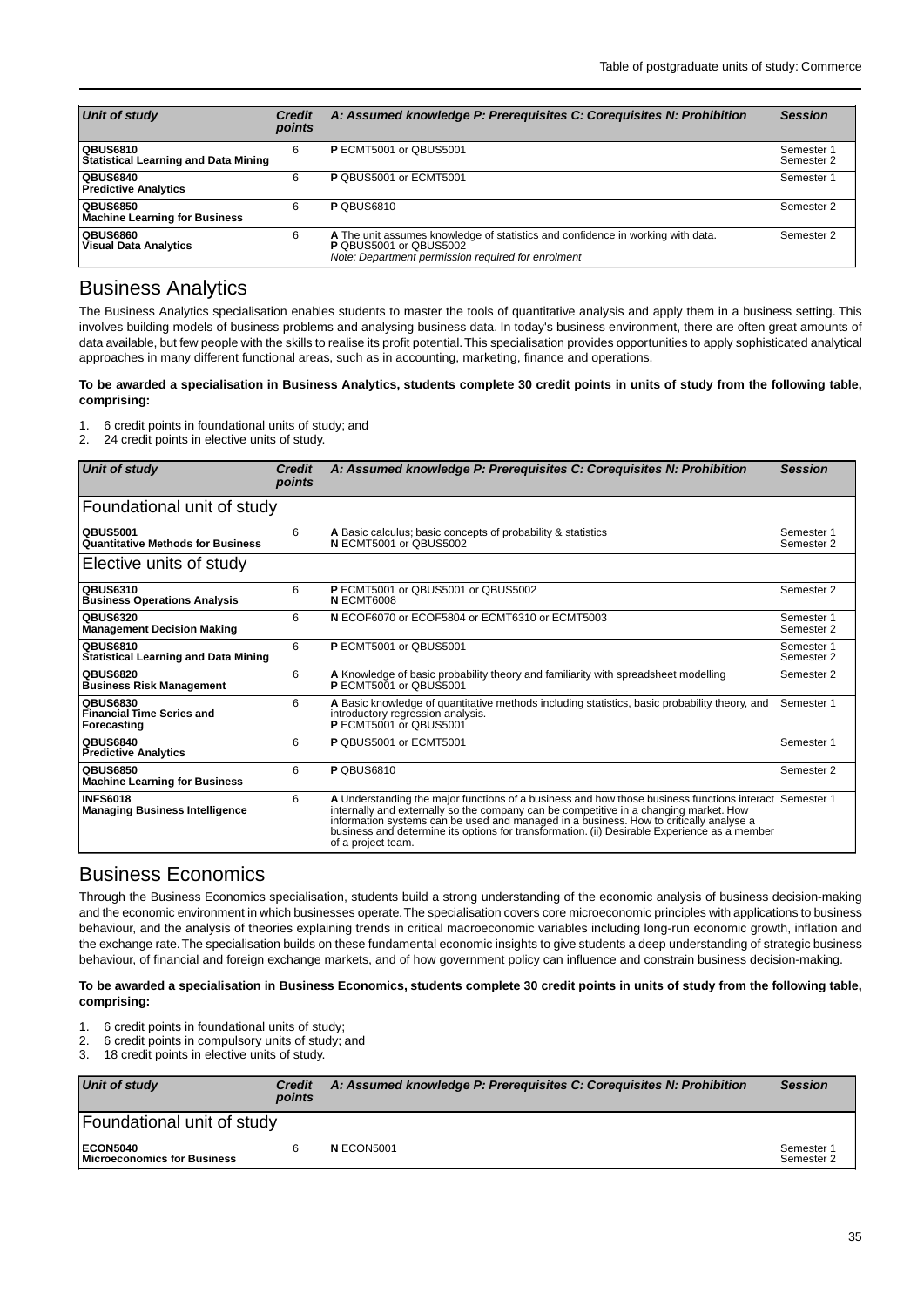| Unit of study | Credit points | A: Assumed knowledge P: Prerequisites C: Corequisites N: Prohibition | Session |
|---|---|---|---|
| **QBUS6810** **Statistical Learning and Data Mining** | 6 | **P** ECMT5001 or QBUS5001 | Semester 1 Semester 2 |
| **QBUS6840** **Predictive Analytics** | 6 | **P** QBUS5001 or ECMT5001 | Semester 1 |
| **QBUS6850** **Machine Learning for Business** | 6 | **P** QBUS6810 | Semester 2 |
| **QBUS6860** **Visual Data Analytics** | 6 | **A** The unit assumes knowledge of statistics and confidence in working with data. **P** QBUS5001 or QBUS5002 *Note: Department permission required for enrolment* | Semester 2 |

## Business Analytics

The Business Analytics specialisation enables students to master the tools of quantitative analysis and apply them in a business setting. This involves building models of business problems and analysing business data. In today's business environment, there are often great amounts of data available, but few people with the skills to realise its profit potential. This specialisation provides opportunities to apply sophisticated analytical approaches in many different functional areas, such as in accounting, marketing, finance and operations.

**To be awarded a specialisation in Business Analytics, students complete 30 credit points in units of study from the following table, comprising:**

1. 6 credit points in foundational units of study; and
2. 24 credit points in elective units of study.

| Unit of study | Credit points | A: Assumed knowledge P: Prerequisites C: Corequisites N: Prohibition | Session |
|---|---|---|---|
| Foundational unit of study | | | |
| **QBUS5001** **Quantitative Methods for Business** | 6 | **A** Basic calculus; basic concepts of probability & statistics **N** ECMT5001 or QBUS5002 | Semester 1 Semester 2 |
| Elective units of study | | | |
| **QBUS6310** **Business Operations Analysis** | 6 | **P** ECMT5001 or QBUS5001 or QBUS5002 **N** ECMT6008 | Semester 2 |
| **QBUS6320** **Management Decision Making** | 6 | **N** ECOF6070 or ECOF5804 or ECMT6310 or ECMT5003 | Semester 1 Semester 2 |
| **QBUS6810** **Statistical Learning and Data Mining** | 6 | **P** ECMT5001 or QBUS5001 | Semester 1 Semester 2 |
| **QBUS6820** **Business Risk Management** | 6 | **A** Knowledge of basic probability theory and familiarity with spreadsheet modelling **P** ECMT5001 or QBUS5001 | Semester 2 |
| **QBUS6830** **Financial Time Series and Forecasting** | 6 | **A** Basic knowledge of quantitative methods including statistics, basic probability theory, and introductory regression analysis. **P** ECMT5001 or QBUS5001 | Semester 1 |
| **QBUS6840** **Predictive Analytics** | 6 | **P** QBUS5001 or ECMT5001 | Semester 1 |
| **QBUS6850** **Machine Learning for Business** | 6 | **P** QBUS6810 | Semester 2 |
| **INFS6018** **Managing Business Intelligence** | 6 | **A** Understanding the major functions of a business and how those business functions interact internally and externally so the company can be competitive in a changing market. How information systems can be used and managed in a business. How to critically analyse a business and determine its options for transformation. (ii) Desirable Experience as a member of a project team. | Semester 1 |

## Business Economics

Through the Business Economics specialisation, students build a strong understanding of the economic analysis of business decision-making and the economic environment in which businesses operate. The specialisation covers core microeconomic principles with applications to business behaviour, and the analysis of theories explaining trends in critical macroeconomic variables including long-run economic growth, inflation and the exchange rate. The specialisation builds on these fundamental economic insights to give students a deep understanding of strategic business behaviour, of financial and foreign exchange markets, and of how government policy can influence and constrain business decision-making.

**To be awarded a specialisation in Business Economics, students complete 30 credit points in units of study from the following table, comprising:**

1. 6 credit points in foundational units of study;
2. 6 credit points in compulsory units of study; and
3. 18 credit points in elective units of study.

| Unit of study | Credit points | A: Assumed knowledge P: Prerequisites C: Corequisites N: Prohibition | Session |
|---|---|---|---|
| Foundational unit of study | | | |
| **ECON5040** **Microeconomics for Business** | 6 | **N** ECON5001 | Semester 1 Semester 2 |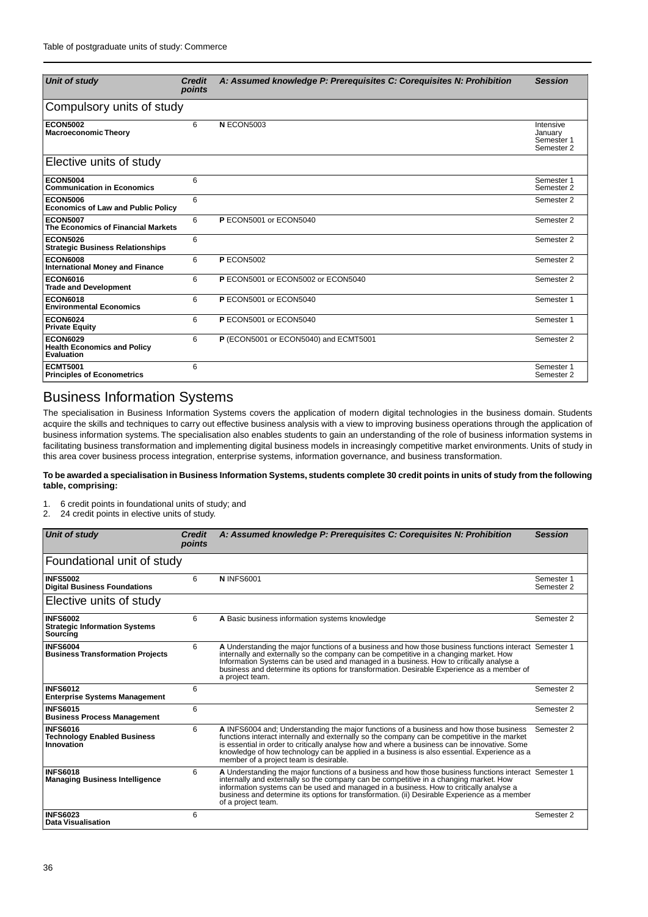| Unit of study | Credit points | A: Assumed knowledge P: Prerequisites C: Corequisites N: Prohibition | Session |
|---|---|---|---|
| **Compulsory units of study** | | | |
| **ECON5002** **Macroeconomic Theory** | 6 | **N** ECON5003 | Intensive January Semester 1 Semester 2 |
| **Elective units of study** | | | |
| **ECON5004** **Communication in Economics** | 6 | | Semester 1 Semester 2 |
| **ECON5006** **Economics of Law and Public Policy** | 6 | | Semester 2 |
| **ECON5007** **The Economics of Financial Markets** | 6 | **P** ECON5001 or ECON5040 | Semester 2 |
| **ECON5026** **Strategic Business Relationships** | 6 | | Semester 2 |
| **ECON6008** **International Money and Finance** | 6 | **P** ECON5002 | Semester 2 |
| **ECON6016** **Trade and Development** | 6 | **P** ECON5001 or ECON5002 or ECON5040 | Semester 2 |
| **ECON6018** **Environmental Economics** | 6 | **P** ECON5001 or ECON5040 | Semester 1 |
| **ECON6024** **Private Equity** | 6 | **P** ECON5001 or ECON5040 | Semester 1 |
| **ECON6029** **Health Economics and Policy Evaluation** | 6 | **P** (ECON5001 or ECON5040) and ECMT5001 | Semester 2 |
| **ECMT5001** **Principles of Econometrics** | 6 | | Semester 1 Semester 2 |

## Business Information Systems

The specialisation in Business Information Systems covers the application of modern digital technologies in the business domain. Students acquire the skills and techniques to carry out effective business analysis with a view to improving business operations through the application of business information systems. The specialisation also enables students to gain an understanding of the role of business information systems in facilitating business transformation and implementing digital business models in increasingly competitive market environments. Units of study in this area cover business process integration, enterprise systems, information governance, and business transformation.

**To be awarded a specialisation in Business Information Systems, students complete 30 credit points in units of study from the following table, comprising:**

1. 6 credit points in foundational units of study; and
2. 24 credit points in elective units of study.

| Unit of study | Credit points | A: Assumed knowledge P: Prerequisites C: Corequisites N: Prohibition | Session |
|---|---|---|---|
| **Foundational unit of study** | | | |
| **INFS5002** **Digital Business Foundations** | 6 | **N** INFS6001 | Semester 1 Semester 2 |
| **Elective units of study** | | | |
| **INFS6002** **Strategic Information Systems Sourcing** | 6 | **A** Basic business information systems knowledge | Semester 2 |
| **INFS6004** **Business Transformation Projects** | 6 | **A** Understanding the major functions of a business and how those business functions interact internally and externally so the company can be competitive in a changing market. How Information Systems can be used and managed in a business. How to critically analyse a business and determine its options for transformation. Desirable Experience as a member of a project team. | Semester 1 |
| **INFS6012** **Enterprise Systems Management** | 6 | | Semester 2 |
| **INFS6015** **Business Process Management** | 6 | | Semester 2 |
| **INFS6016** **Technology Enabled Business Innovation** | 6 | **A** INFS6004 and; Understanding the major functions of a business and how those business functions interact internally and externally so the company can be competitive in the market is essential in order to critically analyse how and where a business can be innovative. Some knowledge of how technology can be applied in a business is also essential. Experience as a member of a project team is desirable. | Semester 2 |
| **INFS6018** **Managing Business Intelligence** | 6 | **A** Understanding the major functions of a business and how those business functions interact internally and externally so the company can be competitive in a changing market. How information systems can be used and managed in a business. How to critically analyse a business and determine its options for transformation. (ii) Desirable Experience as a member of a project team. | Semester 1 |
| **INFS6023** **Data Visualisation** | 6 | | Semester 2 |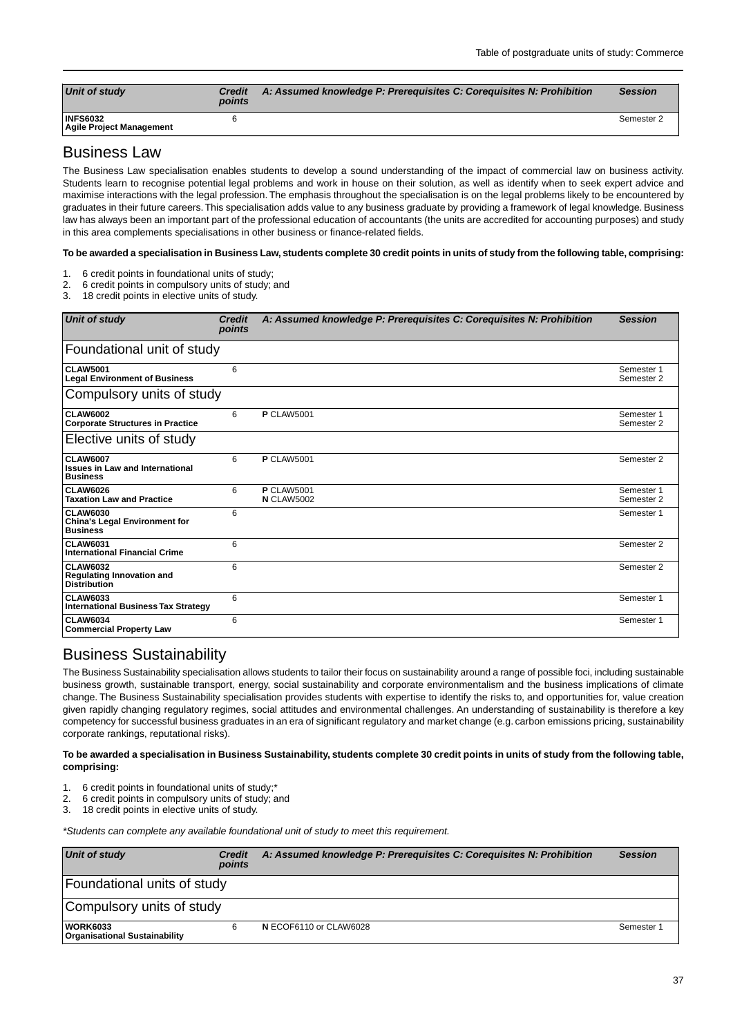| Unit of study | Credit points | A: Assumed knowledge P: Prerequisites C: Corequisites N: Prohibition | Session |
|---|---|---|---|
| **INFS6032** **Agile Project Management** | 6 | | Semester 2 |

## Business Law

The Business Law specialisation enables students to develop a sound understanding of the impact of commercial law on business activity. Students learn to recognise potential legal problems and work in house on their solution, as well as identify when to seek expert advice and maximise interactions with the legal profession. The emphasis throughout the specialisation is on the legal problems likely to be encountered by graduates in their future careers. This specialisation adds value to any business graduate by providing a framework of legal knowledge. Business law has always been an important part of the professional education of accountants (the units are accredited for accounting purposes) and study in this area complements specialisations in other business or finance-related fields.

**To be awarded a specialisation in Business Law, students complete 30 credit points in units of study from the following table, comprising:**

1. 6 credit points in foundational units of study;
2. 6 credit points in compulsory units of study; and
3. 18 credit points in elective units of study.

| Unit of study | Credit points | A: Assumed knowledge P: Prerequisites C: Corequisites N: Prohibition | Session |
|---|---|---|---|
| Foundational unit of study | | | |
| **CLAW5001** **Legal Environment of Business** | 6 | | Semester 1 Semester 2 |
| Compulsory units of study | | | |
| **CLAW6002** **Corporate Structures in Practice** | 6 | **P** CLAW5001 | Semester 1 Semester 2 |
| Elective units of study | | | |
| **CLAW6007** **Issues in Law and International Business** | 6 | **P** CLAW5001 | Semester 2 |
| **CLAW6026** **Taxation Law and Practice** | 6 | **P** CLAW5001 **N** CLAW5002 | Semester 1 Semester 2 |
| **CLAW6030** **China's Legal Environment for Business** | 6 | | Semester 1 |
| **CLAW6031** **International Financial Crime** | 6 | | Semester 2 |
| **CLAW6032** **Regulating Innovation and Distribution** | 6 | | Semester 2 |
| **CLAW6033** **International Business Tax Strategy** | 6 | | Semester 1 |
| **CLAW6034** **Commercial Property Law** | 6 | | Semester 1 |

## Business Sustainability

The Business Sustainability specialisation allows students to tailor their focus on sustainability around a range of possible foci, including sustainable business growth, sustainable transport, energy, social sustainability and corporate environmentalism and the business implications of climate change. The Business Sustainability specialisation provides students with expertise to identify the risks to, and opportunities for, value creation given rapidly changing regulatory regimes, social attitudes and environmental challenges. An understanding of sustainability is therefore a key competency for successful business graduates in an era of significant regulatory and market change (e.g. carbon emissions pricing, sustainability corporate rankings, reputational risks).

**To be awarded a specialisation in Business Sustainability, students complete 30 credit points in units of study from the following table, comprising:**

1. 6 credit points in foundational units of study;*
2. 6 credit points in compulsory units of study; and
3. 18 credit points in elective units of study.

*\*Students can complete any available foundational unit of study to meet this requirement.*

| Unit of study | Credit points | A: Assumed knowledge P: Prerequisites C: Corequisites N: Prohibition | Session |
|---|---|---|---|
| Foundational units of study | | | |
| Compulsory units of study | | | |
| **WORK6033** **Organisational Sustainability** | 6 | **N** ECOF6110 or CLAW6028 | Semester 1 |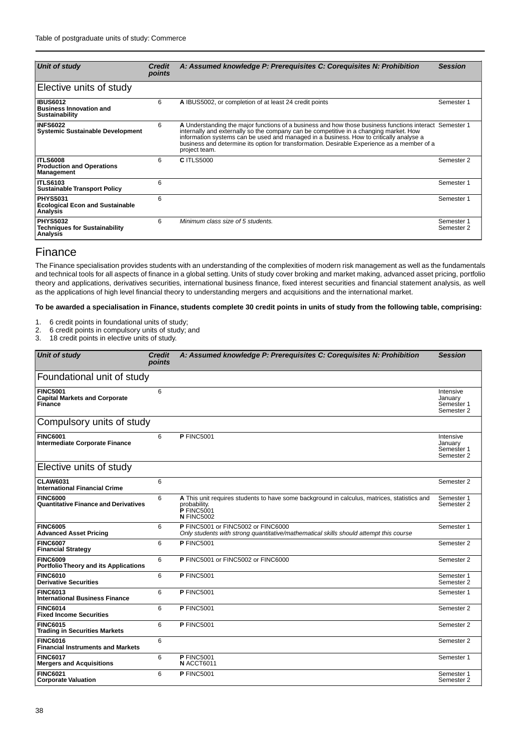| Unit of study | Credit points | A: Assumed knowledge P: Prerequisites C: Corequisites N: Prohibition | Session |
|---|---|---|---|
| **Elective units of study** | | | |
| **IBUS6012** **Business Innovation and Sustainability** | 6 | **A** IBUS5002, or completion of at least 24 credit points | Semester 1 |
| **INFS6022** **Systemic Sustainable Development** | 6 | **A** Understanding the major functions of a business and how those business functions interact internally and externally so the company can be competitive in a changing market. How information systems can be used and managed in a business. How to critically analyse a business and determine its option for transformation. Desirable Experience as a member of a project team. | Semester 1 |
| **ITLS6008** **Production and Operations Management** | 6 | **C** ITLS5000 | Semester 2 |
| **ITLS6103** **Sustainable Transport Policy** | 6 | | Semester 1 |
| **PHYS5031** **Ecological Econ and Sustainable Analysis** | 6 | | Semester 1 |
| **PHYS5032** **Techniques for Sustainability Analysis** | 6 | *Minimum class size of 5 students.* | Semester 1 Semester 2 |

## Finance

The Finance specialisation provides students with an understanding of the complexities of modern risk management as well as the fundamentals and technical tools for all aspects of finance in a global setting. Units of study cover broking and market making, advanced asset pricing, portfolio theory and applications, derivatives securities, international business finance, fixed interest securities and financial statement analysis, as well as the applications of high level financial theory to understanding mergers and acquisitions and the international market.

**To be awarded a specialisation in Finance, students complete 30 credit points in units of study from the following table, comprising:**

1. 6 credit points in foundational units of study;
2. 6 credit points in compulsory units of study; and
3. 18 credit points in elective units of study.

| Unit of study | Credit points | A: Assumed knowledge P: Prerequisites C: Corequisites N: Prohibition | Session |
|---|---|---|---|
| **Foundational unit of study** | | | |
| **FINC5001** **Capital Markets and Corporate Finance** | 6 | | Intensive January Semester 1 Semester 2 |
| **Compulsory units of study** | | | |
| **FINC6001** **Intermediate Corporate Finance** | 6 | **P** FINC5001 | Intensive January Semester 1 Semester 2 |
| **Elective units of study** | | | |
| **CLAW6031** **International Financial Crime** | 6 | | Semester 2 |
| **FINC6000** **Quantitative Finance and Derivatives** | 6 | **A** This unit requires students to have some background in calculus, matrices, statistics and probability. **P** FINC5001 **N** FINC5002 | Semester 1 Semester 2 |
| **FINC6005** **Advanced Asset Pricing** | 6 | **P** FINC5001 or FINC5002 or FINC6000 *Only students with strong quantitative/mathematical skills should attempt this course* | Semester 1 |
| **FINC6007** **Financial Strategy** | 6 | **P** FINC5001 | Semester 2 |
| **FINC6009** **Portfolio Theory and its Applications** | 6 | **P** FINC5001 or FINC5002 or FINC6000 | Semester 2 |
| **FINC6010** **Derivative Securities** | 6 | **P** FINC5001 | Semester 1 Semester 2 |
| **FINC6013** **International Business Finance** | 6 | **P** FINC5001 | Semester 1 |
| **FINC6014** **Fixed Income Securities** | 6 | **P** FINC5001 | Semester 2 |
| **FINC6015** **Trading in Securities Markets** | 6 | **P** FINC5001 | Semester 2 |
| **FINC6016** **Financial Instruments and Markets** | 6 | | Semester 2 |
| **FINC6017** **Mergers and Acquisitions** | 6 | **P** FINC5001 **N** ACCT6011 | Semester 1 |
| **FINC6021** **Corporate Valuation** | 6 | **P** FINC5001 | Semester 1 Semester 2 |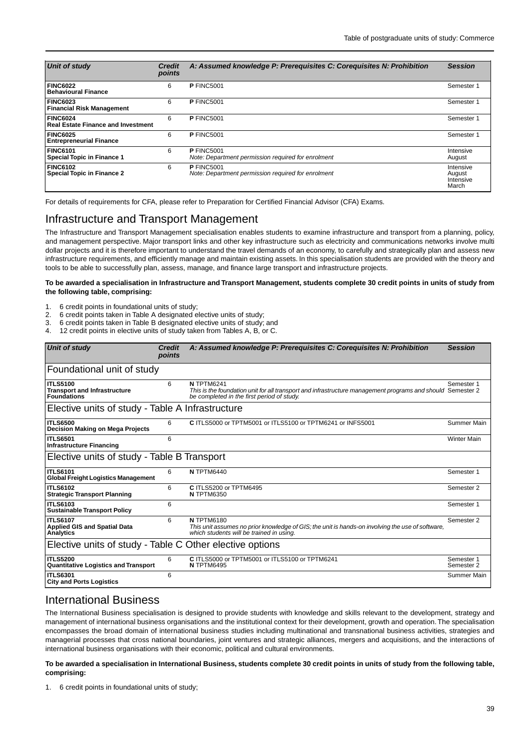| Unit of study | Credit points | A: Assumed knowledge P: Prerequisites C: Corequisites N: Prohibition | Session |
|---|---|---|---|
| **FINC6022**<br>**Behavioural Finance** | 6 | **P** FINC5001 | Semester 1 |
| **FINC6023**<br>**Financial Risk Management** | 6 | **P** FINC5001 | Semester 1 |
| **FINC6024**<br>**Real Estate Finance and Investment** | 6 | **P** FINC5001 | Semester 1 |
| **FINC6025**<br>**Entrepreneurial Finance** | 6 | **P** FINC5001 | Semester 1 |
| **FINC6101**<br>**Special Topic in Finance 1** | 6 | **P** FINC5001<br>*Note: Department permission required for enrolment* | Intensive August |
| **FINC6102**<br>**Special Topic in Finance 2** | 6 | **P** FINC5001<br>*Note: Department permission required for enrolment* | Intensive August<br>Intensive March |

For details of requirements for CFA, please refer to Preparation for Certified Financial Advisor (CFA) Exams.

## Infrastructure and Transport Management

The Infrastructure and Transport Management specialisation enables students to examine infrastructure and transport from a planning, policy, and management perspective. Major transport links and other key infrastructure such as electricity and communications networks involve multi dollar projects and it is therefore important to understand the travel demands of an economy, to carefully and strategically plan and assess new infrastructure requirements, and efficiently manage and maintain existing assets. In this specialisation students are provided with the theory and tools to be able to successfully plan, assess, manage, and finance large transport and infrastructure projects.

**To be awarded a specialisation in Infrastructure and Transport Management, students complete 30 credit points in units of study from the following table, comprising:**

1. 6 credit points in foundational units of study;
2. 6 credit points taken in Table A designated elective units of study;
3. 6 credit points taken in Table B designated elective units of study; and
4. 12 credit points in elective units of study taken from Tables A, B, or C.

| Unit of study | Credit points | A: Assumed knowledge P: Prerequisites C: Corequisites N: Prohibition | Session |
|---|---|---|---|
| **Foundational unit of study** | | | |
| **ITLS5100**<br>**Transport and Infrastructure Foundations** | 6 | **N** TPTM6241<br>*This is the foundation unit for all transport and infrastructure management programs and should be completed in the first period of study.* | Semester 1<br>Semester 2 |
| **Elective units of study - Table A Infrastructure** | | | |
| **ITLS6500**<br>**Decision Making on Mega Projects** | 6 | **C** ITLS5000 or TPTM5001 or ITLS5100 or TPTM6241 or INFS5001 | Summer Main |
| **ITLS6501**<br>**Infrastructure Financing** | 6 | | Winter Main |
| **Elective units of study - Table B Transport** | | | |
| **ITLS6101**<br>**Global Freight Logistics Management** | 6 | **N** TPTM6440 | Semester 1 |
| **ITLS6102**<br>**Strategic Transport Planning** | 6 | **C** ITLS5200 or TPTM6495<br>**N** TPTM6350 | Semester 2 |
| **ITLS6103**<br>**Sustainable Transport Policy** | 6 | | Semester 1 |
| **ITLS6107**<br>**Applied GIS and Spatial Data Analytics** | 6 | **N** TPTM6180<br>*This unit assumes no prior knowledge of GIS; the unit is hands-on involving the use of software, which students will be trained in using.* | Semester 2 |
| **Elective units of study - Table C Other elective options** | | | |
| **ITLS5200**<br>**Quantitative Logistics and Transport** | 6 | **C** ITLS5000 or TPTM5001 or ITLS5100 or TPTM6241<br>**N** TPTM6495 | Semester 1<br>Semester 2 |
| **ITLS6301**<br>**City and Ports Logistics** | 6 | | Summer Main |

## International Business

The International Business specialisation is designed to provide students with knowledge and skills relevant to the development, strategy and management of international business organisations and the institutional context for their development, growth and operation. The specialisation encompasses the broad domain of international business studies including multinational and transnational business activities, strategies and managerial processes that cross national boundaries, joint ventures and strategic alliances, mergers and acquisitions, and the interactions of international business organisations with their economic, political and cultural environments.

**To be awarded a specialisation in International Business, students complete 30 credit points in units of study from the following table, comprising:**

1. 6 credit points in foundational units of study;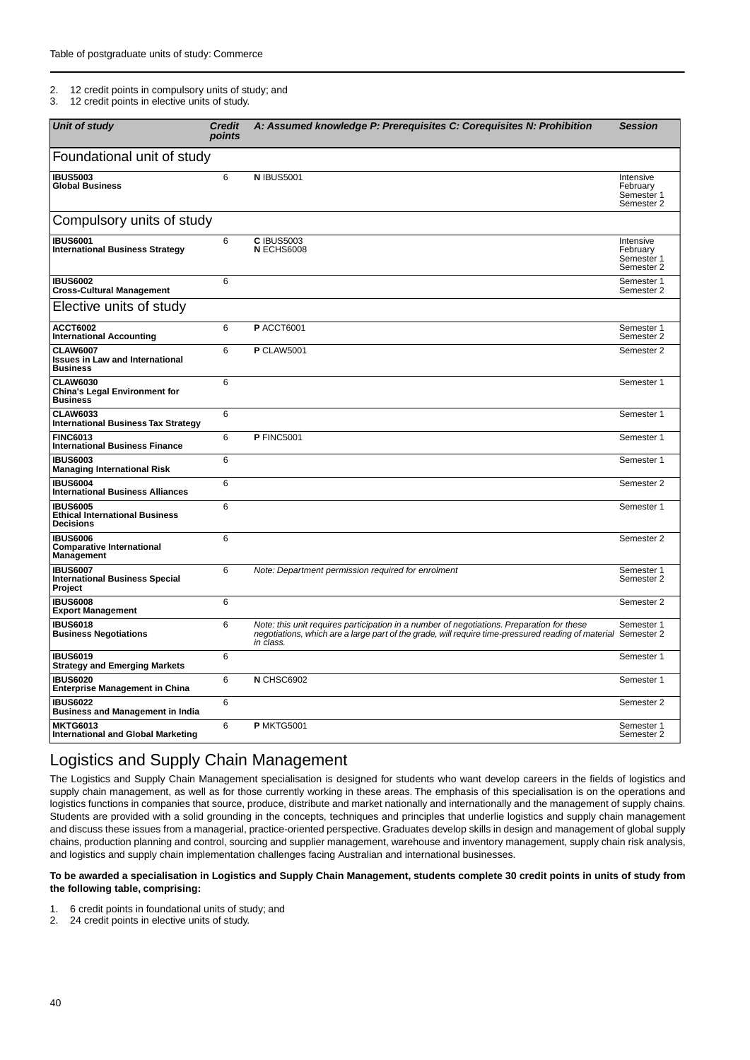2. 12 credit points in compulsory units of study; and
3. 12 credit points in elective units of study.

| *Unit of study* | *Credit points* | *A: Assumed knowledge P: Prerequisites C: Corequisites N: Prohibition* | *Session* |
|---|---|---|---|
| **Foundational unit of study** | | | |
| **IBUS5003**<br>**Global Business** | 6 | **N** IBUS5001 | Intensive February<br>Semester 1<br>Semester 2 |
| **Compulsory units of study** | | | |
| **IBUS6001**<br>**International Business Strategy** | 6 | **C** IBUS5003<br>**N** ECHS6008 | Intensive February<br>Semester 1<br>Semester 2 |
| **IBUS6002**<br>**Cross-Cultural Management** | 6 | | Semester 1<br>Semester 2 |
| **Elective units of study** | | | |
| **ACCT6002**<br>**International Accounting** | 6 | **P** ACCT6001 | Semester 1<br>Semester 2 |
| **CLAW6007**<br>**Issues in Law and International Business** | 6 | **P** CLAW5001 | Semester 2 |
| **CLAW6030**<br>**China's Legal Environment for Business** | 6 | | Semester 1 |
| **CLAW6033**<br>**International Business Tax Strategy** | 6 | | Semester 1 |
| **FINC6013**<br>**International Business Finance** | 6 | **P** FINC5001 | Semester 1 |
| **IBUS6003**<br>**Managing International Risk** | 6 | | Semester 1 |
| **IBUS6004**<br>**International Business Alliances** | 6 | | Semester 2 |
| **IBUS6005**<br>**Ethical International Business Decisions** | 6 | | Semester 1 |
| **IBUS6006**<br>**Comparative International Management** | 6 | | Semester 2 |
| **IBUS6007**<br>**International Business Special Project** | 6 | *Note: Department permission required for enrolment* | Semester 1<br>Semester 2 |
| **IBUS6008**<br>**Export Management** | 6 | | Semester 2 |
| **IBUS6018**<br>**Business Negotiations** | 6 | *Note: this unit requires participation in a number of negotiations. Preparation for these negotiations, which are a large part of the grade, will require time-pressured reading of material in class.* | Semester 1<br>Semester 2 |
| **IBUS6019**<br>**Strategy and Emerging Markets** | 6 | | Semester 1 |
| **IBUS6020**<br>**Enterprise Management in China** | 6 | **N** CHSC6902 | Semester 1 |
| **IBUS6022**<br>**Business and Management in India** | 6 | | Semester 2 |
| **MKTG6013**<br>**International and Global Marketing** | 6 | **P** MKTG5001 | Semester 1<br>Semester 2 |

## Logistics and Supply Chain Management

The Logistics and Supply Chain Management specialisation is designed for students who want develop careers in the fields of logistics and supply chain management, as well as for those currently working in these areas. The emphasis of this specialisation is on the operations and logistics functions in companies that source, produce, distribute and market nationally and internationally and the management of supply chains. Students are provided with a solid grounding in the concepts, techniques and principles that underlie logistics and supply chain management and discuss these issues from a managerial, practice-oriented perspective. Graduates develop skills in design and management of global supply chains, production planning and control, sourcing and supplier management, warehouse and inventory management, supply chain risk analysis, and logistics and supply chain implementation challenges facing Australian and international businesses.

**To be awarded a specialisation in Logistics and Supply Chain Management, students complete 30 credit points in units of study from the following table, comprising:**

1. 6 credit points in foundational units of study; and
2. 24 credit points in elective units of study.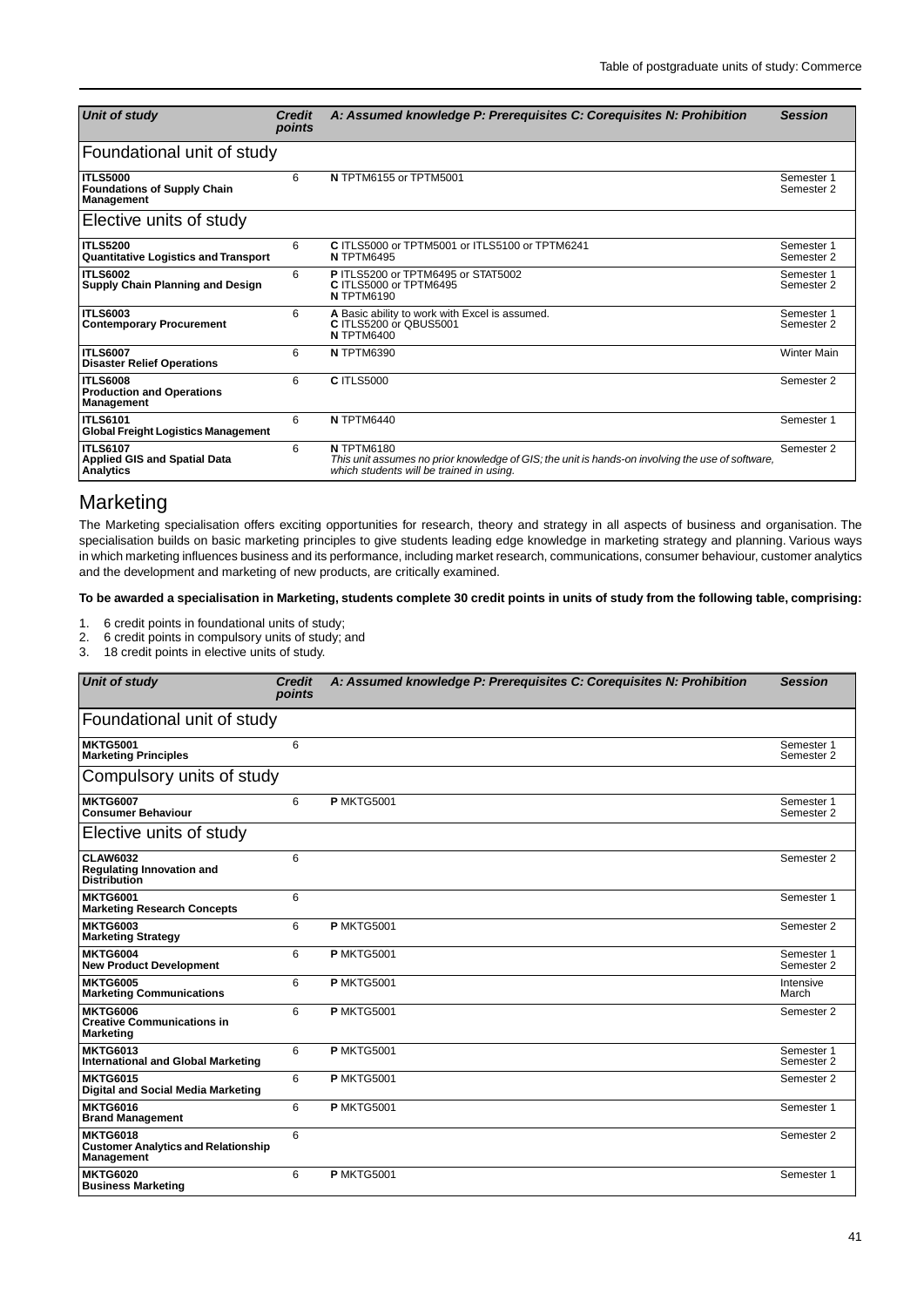| Unit of study | Credit points | A: Assumed knowledge P: Prerequisites C: Corequisites N: Prohibition | Session |
|---|---|---|---|
| **Foundational unit of study** | | | |
| **ITLS5000** **Foundations of Supply Chain Management** | 6 | **N** TPTM6155 or TPTM5001 | Semester 1 Semester 2 |
| **Elective units of study** | | | |
| **ITLS5200** **Quantitative Logistics and Transport** | 6 | **C** ITLS5000 or TPTM5001 or ITLS5100 or TPTM6241 **N** TPTM6495 | Semester 1 Semester 2 |
| **ITLS6002** **Supply Chain Planning and Design** | 6 | **P** ITLS5200 or TPTM6495 or STAT5002 **C** ITLS5000 or TPTM6495 **N** TPTM6190 | Semester 1 Semester 2 |
| **ITLS6003** **Contemporary Procurement** | 6 | **A** Basic ability to work with Excel is assumed. **C** ITLS5200 or QBUS5001 **N** TPTM6400 | Semester 1 Semester 2 |
| **ITLS6007** **Disaster Relief Operations** | 6 | **N** TPTM6390 | Winter Main |
| **ITLS6008** **Production and Operations Management** | 6 | **C** ITLS5000 | Semester 2 |
| **ITLS6101** **Global Freight Logistics Management** | 6 | **N** TPTM6440 | Semester 1 |
| **ITLS6107** **Applied GIS and Spatial Data Analytics** | 6 | **N** TPTM6180 *This unit assumes no prior knowledge of GIS; the unit is hands-on involving the use of software, which students will be trained in using.* | Semester 2 |

## Marketing

The Marketing specialisation offers exciting opportunities for research, theory and strategy in all aspects of business and organisation. The specialisation builds on basic marketing principles to give students leading edge knowledge in marketing strategy and planning. Various ways in which marketing influences business and its performance, including market research, communications, consumer behaviour, customer analytics and the development and marketing of new products, are critically examined.

**To be awarded a specialisation in Marketing, students complete 30 credit points in units of study from the following table, comprising:**

1. 6 credit points in foundational units of study;
2. 6 credit points in compulsory units of study; and
3. 18 credit points in elective units of study.

| Unit of study | Credit points | A: Assumed knowledge P: Prerequisites C: Corequisites N: Prohibition | Session |
|---|---|---|---|
| **Foundational unit of study** | | | |
| **MKTG5001** **Marketing Principles** | 6 | | Semester 1 Semester 2 |
| **Compulsory units of study** | | | |
| **MKTG6007** **Consumer Behaviour** | 6 | **P** MKTG5001 | Semester 1 Semester 2 |
| **Elective units of study** | | | |
| **CLAW6032** **Regulating Innovation and Distribution** | 6 | | Semester 2 |
| **MKTG6001** **Marketing Research Concepts** | 6 | | Semester 1 |
| **MKTG6003** **Marketing Strategy** | 6 | **P** MKTG5001 | Semester 2 |
| **MKTG6004** **New Product Development** | 6 | **P** MKTG5001 | Semester 1 Semester 2 |
| **MKTG6005** **Marketing Communications** | 6 | **P** MKTG5001 | Intensive March |
| **MKTG6006** **Creative Communications in Marketing** | 6 | **P** MKTG5001 | Semester 2 |
| **MKTG6013** **International and Global Marketing** | 6 | **P** MKTG5001 | Semester 1 Semester 2 |
| **MKTG6015** **Digital and Social Media Marketing** | 6 | **P** MKTG5001 | Semester 2 |
| **MKTG6016** **Brand Management** | 6 | **P** MKTG5001 | Semester 1 |
| **MKTG6018** **Customer Analytics and Relationship Management** | 6 | | Semester 2 |
| **MKTG6020** **Business Marketing** | 6 | **P** MKTG5001 | Semester 1 |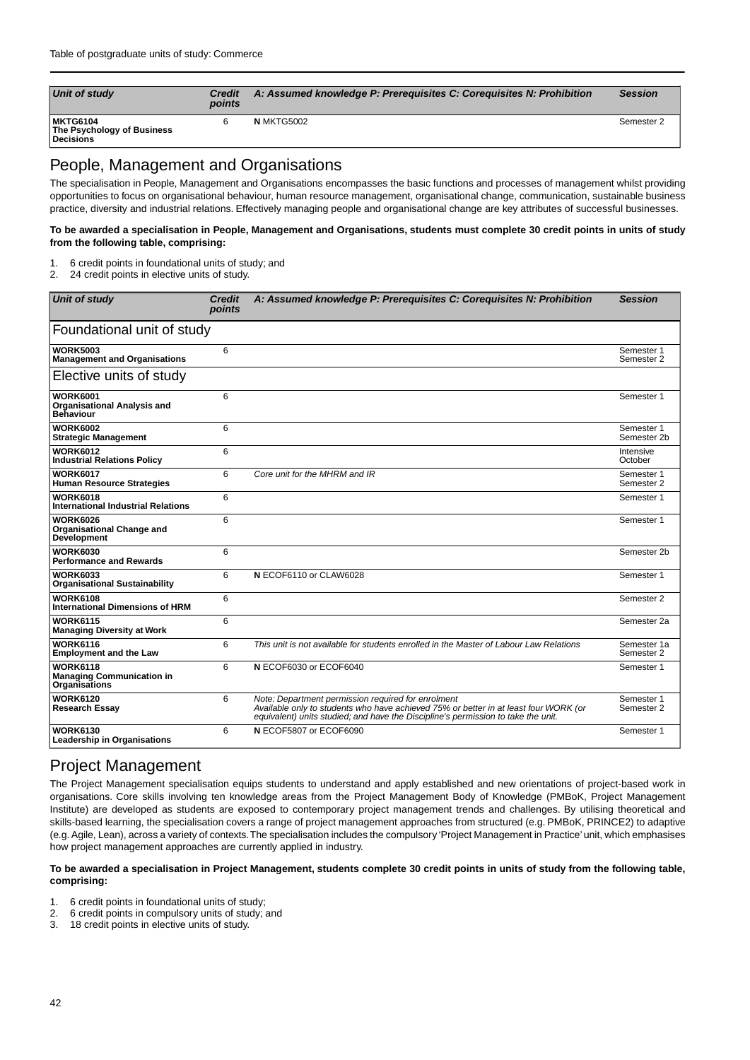| Unit of study | Credit points | A: Assumed knowledge P: Prerequisites C: Corequisites N: Prohibition | Session |
|---|---|---|---|
| **MKTG6104** **The Psychology of Business Decisions** | 6 | **N** MKTG5002 | Semester 2 |

## People, Management and Organisations

The specialisation in People, Management and Organisations encompasses the basic functions and processes of management whilst providing opportunities to focus on organisational behaviour, human resource management, organisational change, communication, sustainable business practice, diversity and industrial relations. Effectively managing people and organisational change are key attributes of successful businesses.

**To be awarded a specialisation in People, Management and Organisations, students must complete 30 credit points in units of study from the following table, comprising:**

1. 6 credit points in foundational units of study; and
2. 24 credit points in elective units of study.

| Unit of study | Credit points | A: Assumed knowledge P: Prerequisites C: Corequisites N: Prohibition | Session |
|---|---|---|---|
| **Foundational unit of study** | | | |
| **WORK5003** **Management and Organisations** | 6 | | Semester 1 Semester 2 |
| **Elective units of study** | | | |
| **WORK6001** **Organisational Analysis and Behaviour** | 6 | | Semester 1 |
| **WORK6002** **Strategic Management** | 6 | | Semester 1 Semester 2b |
| **WORK6012** **Industrial Relations Policy** | 6 | | Intensive October |
| **WORK6017** **Human Resource Strategies** | 6 | *Core unit for the MHRM and IR* | Semester 1 Semester 2 |
| **WORK6018** **International Industrial Relations** | 6 | | Semester 1 |
| **WORK6026** **Organisational Change and Development** | 6 | | Semester 1 |
| **WORK6030** **Performance and Rewards** | 6 | | Semester 2b |
| **WORK6033** **Organisational Sustainability** | 6 | **N** ECOF6110 or CLAW6028 | Semester 1 |
| **WORK6108** **International Dimensions of HRM** | 6 | | Semester 2 |
| **WORK6115** **Managing Diversity at Work** | 6 | | Semester 2a |
| **WORK6116** **Employment and the Law** | 6 | *This unit is not available for students enrolled in the Master of Labour Law Relations* | Semester 1a Semester 2 |
| **WORK6118** **Managing Communication in Organisations** | 6 | **N** ECOF6030 or ECOF6040 | Semester 1 |
| **WORK6120** **Research Essay** | 6 | *Note: Department permission required for enrolment* *Available only to students who have achieved 75% or better in at least four WORK (or equivalent) units studied; and have the Discipline's permission to take the unit.* | Semester 1 Semester 2 |
| **WORK6130** **Leadership in Organisations** | 6 | **N** ECOF5807 or ECOF6090 | Semester 1 |

## Project Management

The Project Management specialisation equips students to understand and apply established and new orientations of project-based work in organisations. Core skills involving ten knowledge areas from the Project Management Body of Knowledge (PMBoK, Project Management Institute) are developed as students are exposed to contemporary project management trends and challenges. By utilising theoretical and skills-based learning, the specialisation covers a range of project management approaches from structured (e.g. PMBoK, PRINCE2) to adaptive (e.g. Agile, Lean), across a variety of contexts. The specialisation includes the compulsory 'Project Management in Practice' unit, which emphasises how project management approaches are currently applied in industry.

**To be awarded a specialisation in Project Management, students complete 30 credit points in units of study from the following table, comprising:**

1. 6 credit points in foundational units of study;
2. 6 credit points in compulsory units of study; and
3. 18 credit points in elective units of study.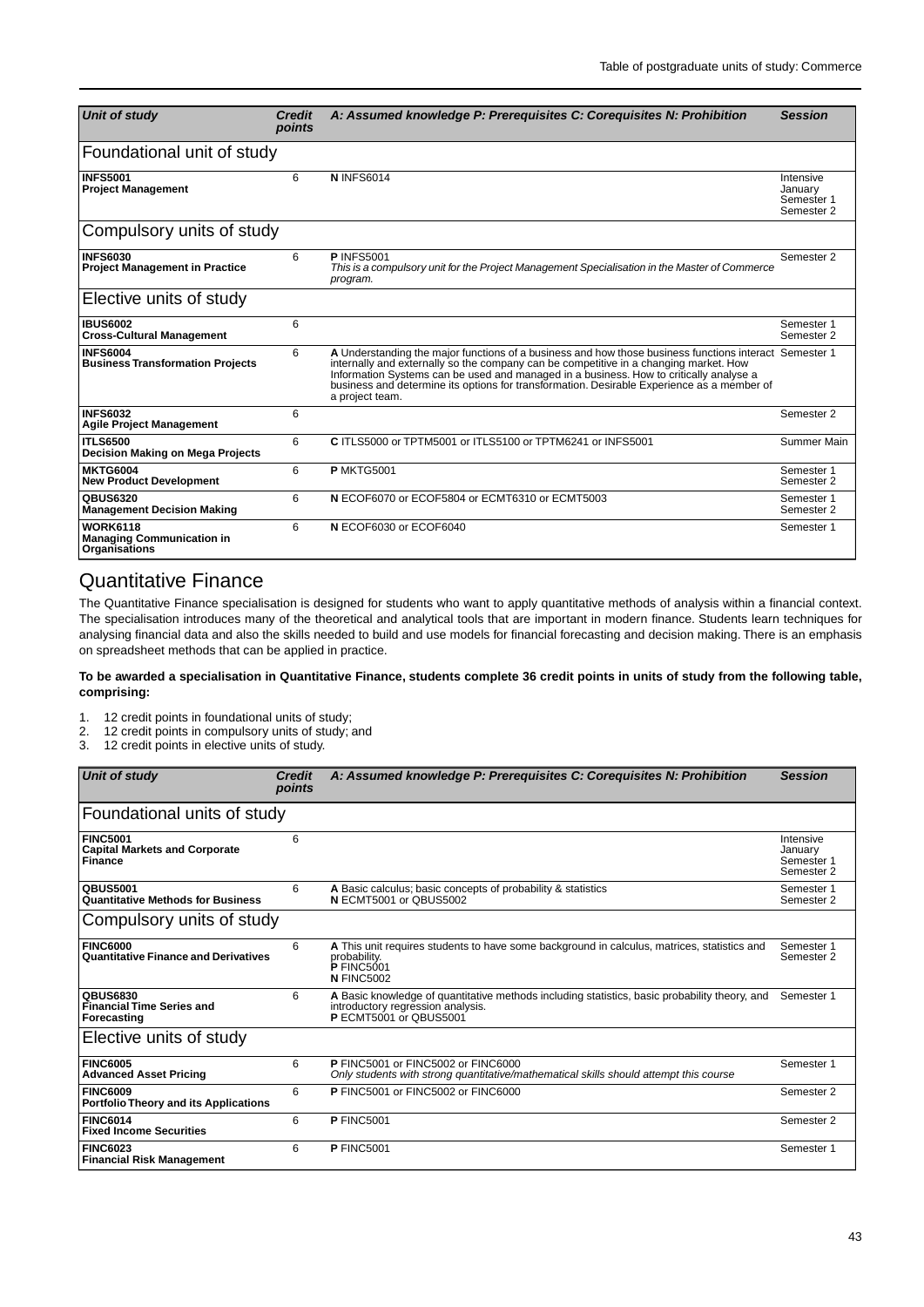| Unit of study | Credit points | A: Assumed knowledge P: Prerequisites C: Corequisites N: Prohibition | Session |
|---|---|---|---|
| **Foundational unit of study** | | | |
| **INFS5001** **Project Management** | 6 | **N** INFS6014 | Intensive January Semester 1 Semester 2 |
| **Compulsory units of study** | | | |
| **INFS6030** **Project Management in Practice** | 6 | **P** INFS5001 *This is a compulsory unit for the Project Management Specialisation in the Master of Commerce program.* | Semester 2 |
| **Elective units of study** | | | |
| **IBUS6002** **Cross-Cultural Management** | 6 | | Semester 1 Semester 2 |
| **INFS6004** **Business Transformation Projects** | 6 | **A** Understanding the major functions of a business and how those business functions interact internally and externally so the company can be competitive in a changing market. How Information Systems can be used and managed in a business. How to critically analyse a business and determine its options for transformation. Desirable Experience as a member of a project team. | Semester 1 |
| **INFS6032** **Agile Project Management** | 6 | | Semester 2 |
| **ITLS6500** **Decision Making on Mega Projects** | 6 | **C** ITLS5000 or TPTM5001 or ITLS5100 or TPTM6241 or INFS5001 | Summer Main |
| **MKTG6004** **New Product Development** | 6 | **P** MKTG5001 | Semester 1 Semester 2 |
| **QBUS6320** **Management Decision Making** | 6 | **N** ECOF6070 or ECOF5804 or ECMT6310 or ECMT5003 | Semester 1 Semester 2 |
| **WORK6118** **Managing Communication in Organisations** | 6 | **N** ECOF6030 or ECOF6040 | Semester 1 |

## Quantitative Finance

The Quantitative Finance specialisation is designed for students who want to apply quantitative methods of analysis within a financial context. The specialisation introduces many of the theoretical and analytical tools that are important in modern finance. Students learn techniques for analysing financial data and also the skills needed to build and use models for financial forecasting and decision making. There is an emphasis on spreadsheet methods that can be applied in practice.

**To be awarded a specialisation in Quantitative Finance, students complete 36 credit points in units of study from the following table, comprising:**

1. 12 credit points in foundational units of study;
2. 12 credit points in compulsory units of study; and
3. 12 credit points in elective units of study.

| Unit of study | Credit points | A: Assumed knowledge P: Prerequisites C: Corequisites N: Prohibition | Session |
|---|---|---|---|
| **Foundational units of study** | | | |
| **FINC5001** **Capital Markets and Corporate Finance** | 6 | | Intensive January Semester 1 Semester 2 |
| **QBUS5001** **Quantitative Methods for Business** | 6 | **A** Basic calculus; basic concepts of probability & statistics **N** ECMT5001 or QBUS5002 | Semester 1 Semester 2 |
| **Compulsory units of study** | | | |
| **FINC6000** **Quantitative Finance and Derivatives** | 6 | **A** This unit requires students to have some background in calculus, matrices, statistics and probability. **P** FINC5001 **N** FINC5002 | Semester 1 Semester 2 |
| **QBUS6830** **Financial Time Series and Forecasting** | 6 | **A** Basic knowledge of quantitative methods including statistics, basic probability theory, and introductory regression analysis. **P** ECMT5001 or QBUS5001 | Semester 1 |
| **Elective units of study** | | | |
| **FINC6005** **Advanced Asset Pricing** | 6 | **P** FINC5001 or FINC5002 or FINC6000 *Only students with strong quantitative/mathematical skills should attempt this course* | Semester 1 |
| **FINC6009** **Portfolio Theory and its Applications** | 6 | **P** FINC5001 or FINC5002 or FINC6000 | Semester 2 |
| **FINC6014** **Fixed Income Securities** | 6 | **P** FINC5001 | Semester 2 |
| **FINC6023** **Financial Risk Management** | 6 | **P** FINC5001 | Semester 1 |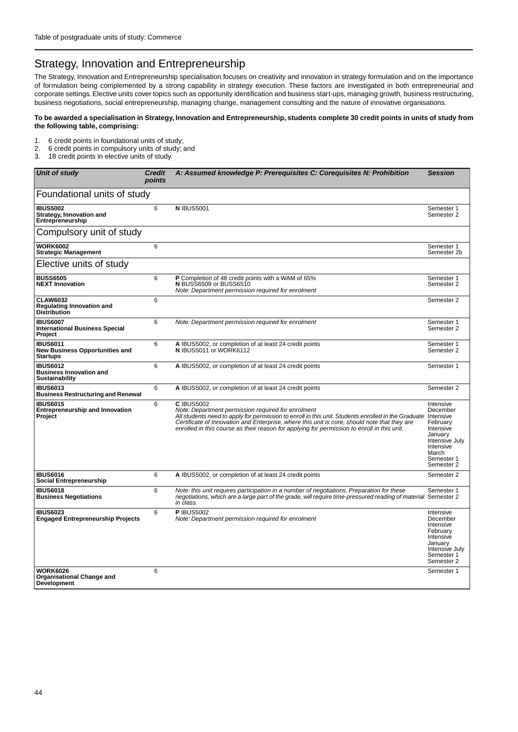## Strategy, Innovation and Entrepreneurship

The Strategy, Innovation and Entrepreneurship specialisation focuses on creativity and innovation in strategy formulation and on the importance of formulation being complemented by a strong capability in strategy execution. These factors are investigated in both entrepreneurial and corporate settings. Elective units cover topics such as opportunity identification and business start-ups, managing growth, business restructuring, business negotiations, social entrepreneurship, managing change, management consulting and the nature of innovative organisations.

**To be awarded a specialisation in Strategy, Innovation and Entrepreneurship, students complete 30 credit points in units of study from the following table, comprising:**

1. 6 credit points in foundational units of study;
2. 6 credit points in compulsory units of study; and
3. 18 credit points in elective units of study.

| Unit of study | Credit points | A: Assumed knowledge P: Prerequisites C: Corequisites N: Prohibition | Session |
|---|---|---|---|
| **Foundational units of study** | | | |
| **IBUS5002 Strategy, Innovation and Entrepreneurship** | 6 | **N** IBUS5001 | Semester 1<br>Semester 2 |
| **Compulsory unit of study** | | | |
| **WORK6002 Strategic Management** | 6 | | Semester 1<br>Semester 2b |
| **Elective units of study** | | | |
| **BUSS6505 NEXT Innovation** | 6 | **P** Completion of 48 credit points with a WAM of 65%<br>**N** BUSS6509 or BUSS6510<br>*Note: Department permission required for enrolment* | Semester 1<br>Semester 2 |
| **CLAW6032 Regulating Innovation and Distribution** | 6 | | Semester 2 |
| **IBUS6007 International Business Special Project** | 6 | *Note: Department permission required for enrolment* | Semester 1<br>Semester 2 |
| **IBUS6011 New Business Opportunities and Startups** | 6 | **A** IBUS5002, or completion of at least 24 credit points<br>**N** IBUS5011 or WORK6112 | Semester 1<br>Semester 2 |
| **IBUS6012 Business Innovation and Sustainability** | 6 | **A** IBUS5002, or completion of at least 24 credit points | Semester 1 |
| **IBUS6013 Business Restructuring and Renewal** | 6 | **A** IBUS5002, or completion of at least 24 credit points | Semester 2 |
| **IBUS6015 Entrepreneurship and Innovation Project** | 6 | **C** IBUS5002<br>*Note: Department permission required for enrolment*<br>*All students need to apply for permission to enroll in this unit. Students enrolled in the Graduate Certificate of Innovation and Enterprise, where this unit is core, should note that they are enrolled in this course as their reason for applying for permission to enroll in this unit.* | Intensive December<br>Intensive February<br>Intensive January<br>Intensive July<br>Intensive March<br>Semester 1<br>Semester 2 |
| **IBUS6016 Social Entrepreneurship** | 6 | **A** IBUS5002, or completion of at least 24 credit points | Semester 2 |
| **IBUS6018 Business Negotiations** | 6 | *Note: this unit requires participation in a number of negotiations. Preparation for these negotiations, which are a large part of the grade, will require time-pressured reading of material in class.* | Semester 1<br>Semester 2 |
| **IBUS6023 Engaged Entrepreneurship Projects** | 6 | **P** IBUS5002<br>*Note: Department permission required for enrolment* | Intensive December<br>Intensive February<br>Intensive January<br>Intensive July<br>Semester 1<br>Semester 2 |
| **WORK6026 Organisational Change and Development** | 6 | | Semester 1 |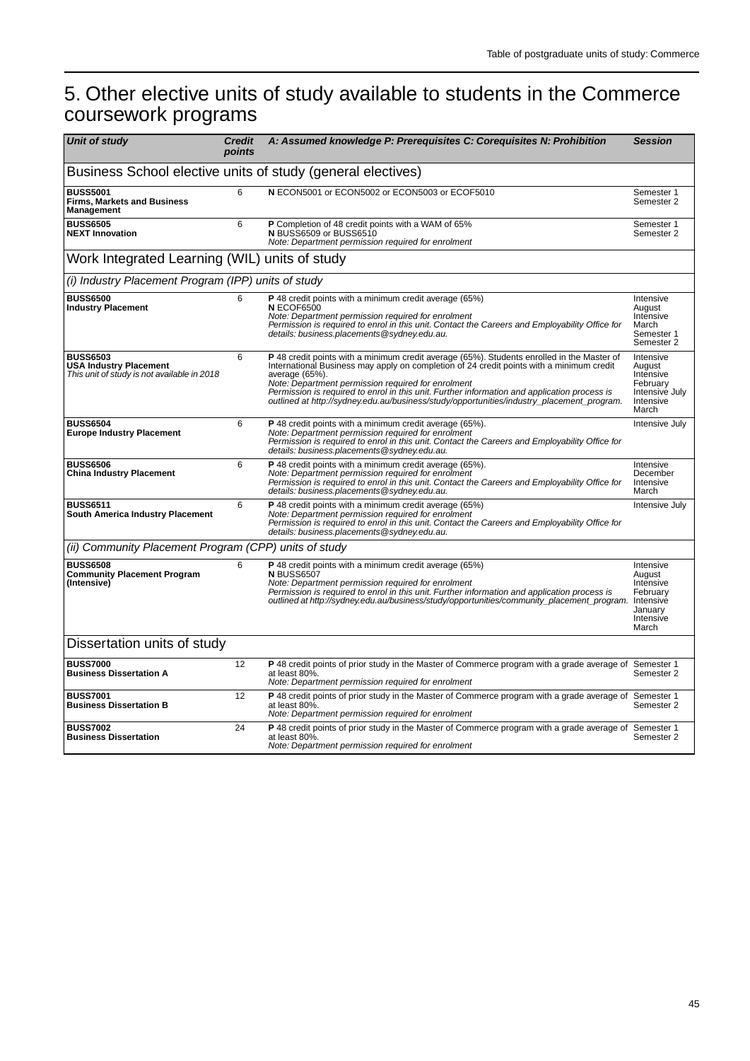## 5. Other elective units of study available to students in the Commerce coursework programs

| Unit of study | Credit points | A: Assumed knowledge P: Prerequisites C: Corequisites N: Prohibition | Session |
|---|---|---|---|
| **Business School elective units of study (general electives)** | | | |
| **BUSS5001**<br>**Firms, Markets and Business Management** | 6 | **N** ECON5001 or ECON5002 or ECON5003 or ECOF5010 | Semester 1<br>Semester 2 |
| **BUSS6505**<br>**NEXT Innovation** | 6 | **P** Completion of 48 credit points with a WAM of 65%<br>**N** BUSS6509 or BUSS6510<br>*Note: Department permission required for enrolment* | Semester 1<br>Semester 2 |
| **Work Integrated Learning (WIL) units of study** | | | |
| *(i) Industry Placement Program (IPP) units of study* | | | |
| **BUSS6500**<br>**Industry Placement** | 6 | **P** 48 credit points with a minimum credit average (65%)<br>**N** ECOF6500<br>*Note: Department permission required for enrolment*<br>*Permission is required to enrol in this unit. Contact the Careers and Employability Office for details: business.placements@sydney.edu.au.* | Intensive August<br>Intensive March<br>Semester 1<br>Semester 2 |
| **BUSS6503**<br>**USA Industry Placement**<br>*This unit of study is not available in 2018* | 6 | **P** 48 credit points with a minimum credit average (65%). Students enrolled in the Master of International Business may apply on completion of 24 credit points with a minimum credit average (65%).<br>*Note: Department permission required for enrolment*<br>*Permission is required to enrol in this unit. Further information and application process is outlined at http://sydney.edu.au/business/study/opportunities/industry_placement_program.* | Intensive August<br>Intensive February<br>Intensive July<br>Intensive March |
| **BUSS6504**<br>**Europe Industry Placement** | 6 | **P** 48 credit points with a minimum credit average (65%).<br>*Note: Department permission required for enrolment*<br>*Permission is required to enrol in this unit. Contact the Careers and Employability Office for details: business.placements@sydney.edu.au.* | Intensive July |
| **BUSS6506**<br>**China Industry Placement** | 6 | **P** 48 credit points with a minimum credit average (65%).<br>*Note: Department permission required for enrolment*<br>*Permission is required to enrol in this unit. Contact the Careers and Employability Office for details: business.placements@sydney.edu.au.* | Intensive December<br>Intensive March |
| **BUSS6511**<br>**South America Industry Placement** | 6 | **P** 48 credit points with a minimum credit average (65%)<br>*Note: Department permission required for enrolment*<br>*Permission is required to enrol in this unit. Contact the Careers and Employability Office for details: business.placements@sydney.edu.au.* | Intensive July |
| *(ii) Community Placement Program (CPP) units of study* | | | |
| **BUSS6508**<br>**Community Placement Program (Intensive)** | 6 | **P** 48 credit points with a minimum credit average (65%)<br>**N** BUSS6507<br>*Note: Department permission required for enrolment*<br>*Permission is required to enrol in this unit. Further information and application process is outlined at http://sydney.edu.au/business/study/opportunities/community_placement_program.* | Intensive August<br>Intensive February<br>Intensive January<br>Intensive March |
| **Dissertation units of study** | | | |
| **BUSS7000**<br>**Business Dissertation A** | 12 | **P** 48 credit points of prior study in the Master of Commerce program with a grade average of at least 80%.<br>*Note: Department permission required for enrolment* | Semester 1<br>Semester 2 |
| **BUSS7001**<br>**Business Dissertation B** | 12 | **P** 48 credit points of prior study in the Master of Commerce program with a grade average of at least 80%.<br>*Note: Department permission required for enrolment* | Semester 1<br>Semester 2 |
| **BUSS7002**<br>**Business Dissertation** | 24 | **P** 48 credit points of prior study in the Master of Commerce program with a grade average of at least 80%.<br>*Note: Department permission required for enrolment* | Semester 1<br>Semester 2 |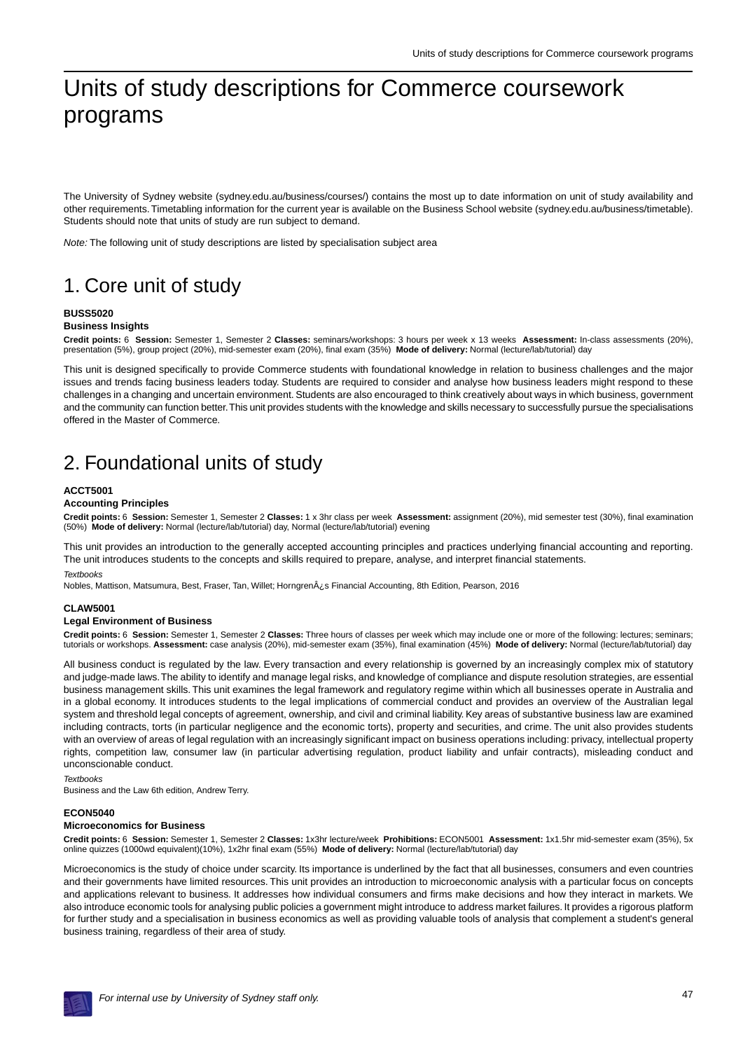# Units of study descriptions for Commerce coursework programs

The University of Sydney website (sydney.edu.au/business/courses/) contains the most up to date information on unit of study availability and other requirements. Timetabling information for the current year is available on the Business School website (sydney.edu.au/business/timetable). Students should note that units of study are run subject to demand.

*Note:* The following unit of study descriptions are listed by specialisation subject area

## 1. Core unit of study

#### BUSS5020
#### Business Insights

**Credit points:** 6 **Session:** Semester 1, Semester 2 **Classes:** seminars/workshops: 3 hours per week x 13 weeks **Assessment:** In-class assessments (20%), presentation (5%), group project (20%), mid-semester exam (20%), final exam (35%) **Mode of delivery:** Normal (lecture/lab/tutorial) day

This unit is designed specifically to provide Commerce students with foundational knowledge in relation to business challenges and the major issues and trends facing business leaders today. Students are required to consider and analyse how business leaders might respond to these challenges in a changing and uncertain environment. Students are also encouraged to think creatively about ways in which business, government and the community can function better. This unit provides students with the knowledge and skills necessary to successfully pursue the specialisations offered in the Master of Commerce.

## 2. Foundational units of study

#### ACCT5001
#### Accounting Principles

**Credit points:** 6 **Session:** Semester 1, Semester 2 **Classes:** 1 x 3hr class per week **Assessment:** assignment (20%), mid semester test (30%), final examination (50%) **Mode of delivery:** Normal (lecture/lab/tutorial) day, Normal (lecture/lab/tutorial) evening

This unit provides an introduction to the generally accepted accounting principles and practices underlying financial accounting and reporting. The unit introduces students to the concepts and skills required to prepare, analyse, and interpret financial statements.

*Textbooks*

Nobles, Mattison, Matsumura, Best, Fraser, Tan, Willet; HorngrenÂ¿s Financial Accounting, 8th Edition, Pearson, 2016

#### CLAW5001
#### Legal Environment of Business

**Credit points:** 6 **Session:** Semester 1, Semester 2 **Classes:** Three hours of classes per week which may include one or more of the following: lectures; seminars; tutorials or workshops. **Assessment:** case analysis (20%), mid-semester exam (35%), final examination (45%) **Mode of delivery:** Normal (lecture/lab/tutorial) day

All business conduct is regulated by the law. Every transaction and every relationship is governed by an increasingly complex mix of statutory and judge-made laws. The ability to identify and manage legal risks, and knowledge of compliance and dispute resolution strategies, are essential business management skills. This unit examines the legal framework and regulatory regime within which all businesses operate in Australia and in a global economy. It introduces students to the legal implications of commercial conduct and provides an overview of the Australian legal system and threshold legal concepts of agreement, ownership, and civil and criminal liability. Key areas of substantive business law are examined including contracts, torts (in particular negligence and the economic torts), property and securities, and crime. The unit also provides students with an overview of areas of legal regulation with an increasingly significant impact on business operations including: privacy, intellectual property rights, competition law, consumer law (in particular advertising regulation, product liability and unfair contracts), misleading conduct and unconscionable conduct.

*Textbooks*

Business and the Law 6th edition, Andrew Terry.

#### ECON5040
#### Microeconomics for Business

**Credit points:** 6 **Session:** Semester 1, Semester 2 **Classes:** 1x3hr lecture/week **Prohibitions:** ECON5001 **Assessment:** 1x1.5hr mid-semester exam (35%), 5x online quizzes (1000wd equivalent)(10%), 1x2hr final exam (55%) **Mode of delivery:** Normal (lecture/lab/tutorial) day

Microeconomics is the study of choice under scarcity. Its importance is underlined by the fact that all businesses, consumers and even countries and their governments have limited resources. This unit provides an introduction to microeconomic analysis with a particular focus on concepts and applications relevant to business. It addresses how individual consumers and firms make decisions and how they interact in markets. We also introduce economic tools for analysing public policies a government might introduce to address market failures. It provides a rigorous platform for further study and a specialisation in business economics as well as providing valuable tools of analysis that complement a student's general business training, regardless of their area of study.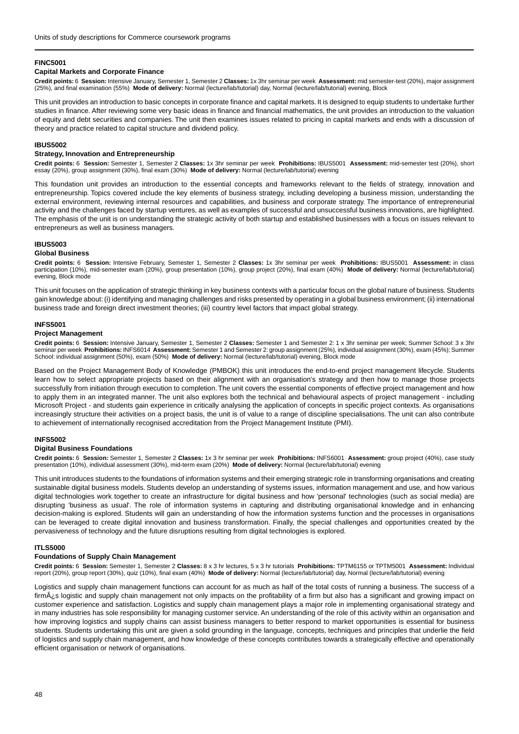### FINC5001

#### Capital Markets and Corporate Finance

**Credit points:** 6 **Session:** Intensive January, Semester 1, Semester 2 **Classes:** 1x 3hr seminar per week **Assessment:** mid semester-test (20%), major assignment (25%), and final examination (55%) **Mode of delivery:** Normal (lecture/lab/tutorial) day, Normal (lecture/lab/tutorial) evening, Block

This unit provides an introduction to basic concepts in corporate finance and capital markets. It is designed to equip students to undertake further studies in finance. After reviewing some very basic ideas in finance and financial mathematics, the unit provides an introduction to the valuation of equity and debt securities and companies. The unit then examines issues related to pricing in capital markets and ends with a discussion of theory and practice related to capital structure and dividend policy.

### IBUS5002

#### Strategy, Innovation and Entrepreneurship

**Credit points:** 6 **Session:** Semester 1, Semester 2 **Classes:** 1x 3hr seminar per week **Prohibitions:** IBUS5001 **Assessment:** mid-semester test (20%), short essay (20%), group assignment (30%), final exam (30%) **Mode of delivery:** Normal (lecture/lab/tutorial) evening

This foundation unit provides an introduction to the essential concepts and frameworks relevant to the fields of strategy, innovation and entrepreneurship. Topics covered include the key elements of business strategy, including developing a business mission, understanding the external environment, reviewing internal resources and capabilities, and business and corporate strategy. The importance of entrepreneurial activity and the challenges faced by startup ventures, as well as examples of successful and unsuccessful business innovations, are highlighted. The emphasis of the unit is on understanding the strategic activity of both startup and established businesses with a focus on issues relevant to entrepreneurs as well as business managers.

### IBUS5003

#### Global Business

**Credit points:** 6 **Session:** Intensive February, Semester 1, Semester 2 **Classes:** 1x 3hr seminar per week **Prohibitions:** IBUS5001 **Assessment:** in class participation (10%), mid-semester exam (20%), group presentation (10%), group project (20%), final exam (40%) **Mode of delivery:** Normal (lecture/lab/tutorial) evening, Block mode

This unit focuses on the application of strategic thinking in key business contexts with a particular focus on the global nature of business. Students gain knowledge about: (i) identifying and managing challenges and risks presented by operating in a global business environment; (ii) international business trade and foreign direct investment theories; (iii) country level factors that impact global strategy.

### INFS5001

#### Project Management

**Credit points:** 6 **Session:** Intensive January, Semester 1, Semester 2 **Classes:** Semester 1 and Semester 2: 1 x 3hr seminar per week; Summer School: 3 x 3hr seminar per week **Prohibitions:** INFS6014 **Assessment:** Semester 1 and Semester 2: group assignment (25%), individual assignment (30%), exam (45%); Summer School: individual assignment (50%), exam (50%) **Mode of delivery:** Normal (lecture/lab/tutorial) evening, Block mode

Based on the Project Management Body of Knowledge (PMBOK) this unit introduces the end-to-end project management lifecycle. Students learn how to select appropriate projects based on their alignment with an organisation's strategy and then how to manage those projects successfully from initiation through execution to completion. The unit covers the essential components of effective project management and how to apply them in an integrated manner. The unit also explores both the technical and behavioural aspects of project management - including Microsoft Project - and students gain experience in critically analysing the application of concepts in specific project contexts. As organisations increasingly structure their activities on a project basis, the unit is of value to a range of discipline specialisations. The unit can also contribute to achievement of internationally recognised accreditation from the Project Management Institute (PMI).

### INFS5002

#### Digital Business Foundations

**Credit points:** 6 **Session:** Semester 1, Semester 2 **Classes:** 1x 3 hr seminar per week **Prohibitions:** INFS6001 **Assessment:** group project (40%), case study presentation (10%), individual assessment (30%), mid-term exam (20%) **Mode of delivery:** Normal (lecture/lab/tutorial) evening

This unit introduces students to the foundations of information systems and their emerging strategic role in transforming organisations and creating sustainable digital business models. Students develop an understanding of systems issues, information management and use, and how various digital technologies work together to create an infrastructure for digital business and how 'personal' technologies (such as social media) are disrupting 'business as usual'. The role of information systems in capturing and distributing organisational knowledge and in enhancing decision-making is explored. Students will gain an understanding of how the information systems function and the processes in organisations can be leveraged to create digital innovation and business transformation. Finally, the special challenges and opportunities created by the pervasiveness of technology and the future disruptions resulting from digital technologies is explored.

### ITLS5000

#### Foundations of Supply Chain Management

**Credit points:** 6 **Session:** Semester 1, Semester 2 **Classes:** 8 x 3 hr lectures, 5 x 3 hr tutorials **Prohibitions:** TPTM6155 or TPTM5001 **Assessment:** Individual report (20%), group report (30%), quiz (10%), final exam (40%) **Mode of delivery:** Normal (lecture/lab/tutorial) day, Normal (lecture/lab/tutorial) evening

Logistics and supply chain management functions can account for as much as half of the total costs of running a business. The success of a firmÂ¿s logistic and supply chain management not only impacts on the profitability of a firm but also has a significant and growing impact on customer experience and satisfaction. Logistics and supply chain management plays a major role in implementing organisational strategy and in many industries has sole responsibility for managing customer service. An understanding of the role of this activity within an organisation and how improving logistics and supply chains can assist business managers to better respond to market opportunities is essential for business students. Students undertaking this unit are given a solid grounding in the language, concepts, techniques and principles that underlie the field of logistics and supply chain management, and how knowledge of these concepts contributes towards a strategically effective and operationally efficient organisation or network of organisations.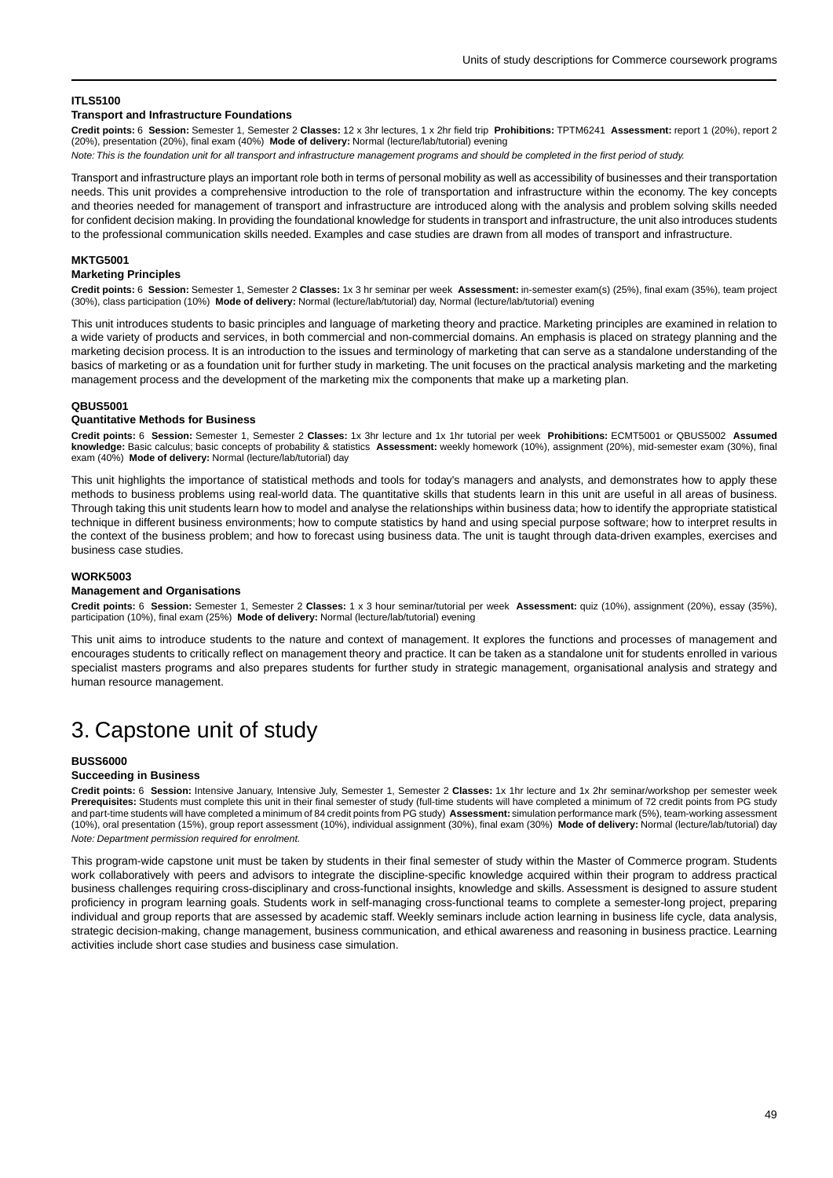#### ITLS5100

**Transport and Infrastructure Foundations**

**Credit points:** 6 **Session:** Semester 1, Semester 2 **Classes:** 12 x 3hr lectures, 1 x 2hr field trip **Prohibitions:** TPTM6241 **Assessment:** report 1 (20%), report 2 (20%), presentation (20%), final exam (40%) **Mode of delivery:** Normal (lecture/lab/tutorial) evening

*Note: This is the foundation unit for all transport and infrastructure management programs and should be completed in the first period of study.*

Transport and infrastructure plays an important role both in terms of personal mobility as well as accessibility of businesses and their transportation needs. This unit provides a comprehensive introduction to the role of transportation and infrastructure within the economy. The key concepts and theories needed for management of transport and infrastructure are introduced along with the analysis and problem solving skills needed for confident decision making. In providing the foundational knowledge for students in transport and infrastructure, the unit also introduces students to the professional communication skills needed. Examples and case studies are drawn from all modes of transport and infrastructure.

#### MKTG5001

**Marketing Principles**

**Credit points:** 6 **Session:** Semester 1, Semester 2 **Classes:** 1x 3 hr seminar per week **Assessment:** in-semester exam(s) (25%), final exam (35%), team project (30%), class participation (10%) **Mode of delivery:** Normal (lecture/lab/tutorial) day, Normal (lecture/lab/tutorial) evening

This unit introduces students to basic principles and language of marketing theory and practice. Marketing principles are examined in relation to a wide variety of products and services, in both commercial and non-commercial domains. An emphasis is placed on strategy planning and the marketing decision process. It is an introduction to the issues and terminology of marketing that can serve as a standalone understanding of the basics of marketing or as a foundation unit for further study in marketing. The unit focuses on the practical analysis marketing and the marketing management process and the development of the marketing mix the components that make up a marketing plan.

#### QBUS5001

**Quantitative Methods for Business**

**Credit points:** 6 **Session:** Semester 1, Semester 2 **Classes:** 1x 3hr lecture and 1x 1hr tutorial per week **Prohibitions:** ECMT5001 or QBUS5002 **Assumed knowledge:** Basic calculus; basic concepts of probability & statistics **Assessment:** weekly homework (10%), assignment (20%), mid-semester exam (30%), final exam (40%) **Mode of delivery:** Normal (lecture/lab/tutorial) day

This unit highlights the importance of statistical methods and tools for today's managers and analysts, and demonstrates how to apply these methods to business problems using real-world data. The quantitative skills that students learn in this unit are useful in all areas of business. Through taking this unit students learn how to model and analyse the relationships within business data; how to identify the appropriate statistical technique in different business environments; how to compute statistics by hand and using special purpose software; how to interpret results in the context of the business problem; and how to forecast using business data. The unit is taught through data-driven examples, exercises and business case studies.

#### WORK5003

**Management and Organisations**

**Credit points:** 6 **Session:** Semester 1, Semester 2 **Classes:** 1 x 3 hour seminar/tutorial per week **Assessment:** quiz (10%), assignment (20%), essay (35%), participation (10%), final exam (25%) **Mode of delivery:** Normal (lecture/lab/tutorial) evening

This unit aims to introduce students to the nature and context of management. It explores the functions and processes of management and encourages students to critically reflect on management theory and practice. It can be taken as a standalone unit for students enrolled in various specialist masters programs and also prepares students for further study in strategic management, organisational analysis and strategy and human resource management.

# 3. Capstone unit of study

#### BUSS6000

**Succeeding in Business**

**Credit points:** 6 **Session:** Intensive January, Intensive July, Semester 1, Semester 2 **Classes:** 1x 1hr lecture and 1x 2hr seminar/workshop per semester week **Prerequisites:** Students must complete this unit in their final semester of study (full-time students will have completed a minimum of 72 credit points from PG study and part-time students will have completed a minimum of 84 credit points from PG study) **Assessment:** simulation performance mark (5%), team-working assessment (10%), oral presentation (15%), group report assessment (10%), individual assignment (30%), final exam (30%) **Mode of delivery:** Normal (lecture/lab/tutorial) day

*Note: Department permission required for enrolment.*

This program-wide capstone unit must be taken by students in their final semester of study within the Master of Commerce program. Students work collaboratively with peers and advisors to integrate the discipline-specific knowledge acquired within their program to address practical business challenges requiring cross-disciplinary and cross-functional insights, knowledge and skills. Assessment is designed to assure student proficiency in program learning goals. Students work in self-managing cross-functional teams to complete a semester-long project, preparing individual and group reports that are assessed by academic staff. Weekly seminars include action learning in business life cycle, data analysis, strategic decision-making, change management, business communication, and ethical awareness and reasoning in business practice. Learning activities include short case studies and business case simulation.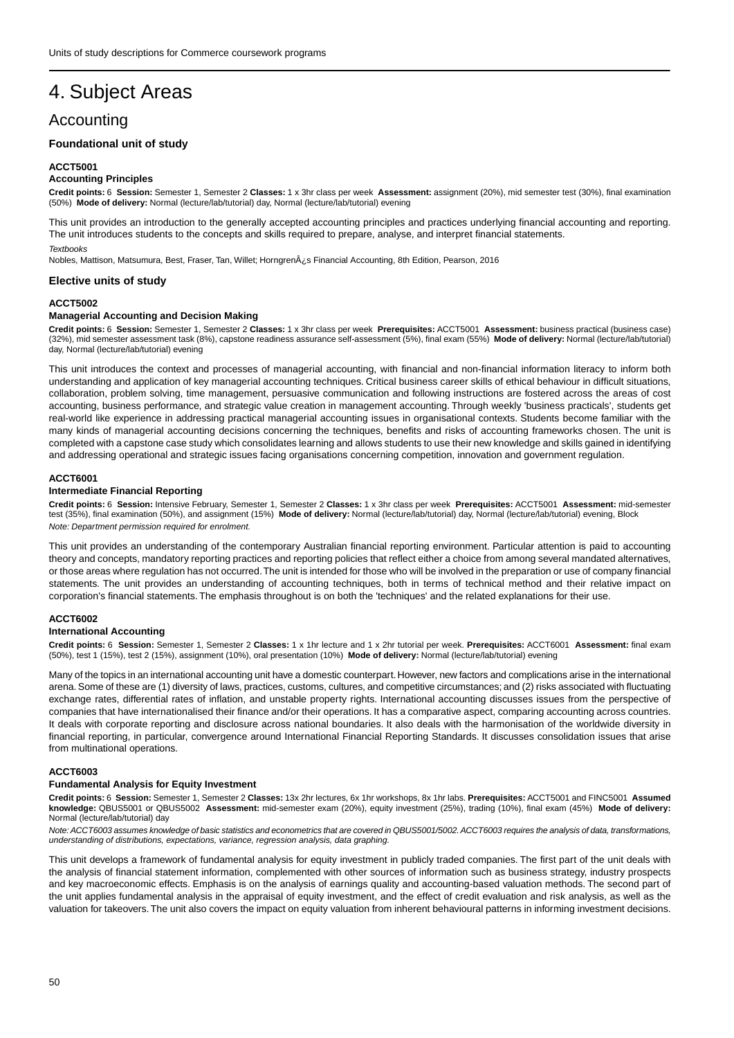# 4. Subject Areas

## Accounting

### Foundational unit of study

#### ACCT5001
**Accounting Principles**

**Credit points:** 6 **Session:** Semester 1, Semester 2 **Classes:** 1 x 3hr class per week **Assessment:** assignment (20%), mid semester test (30%), final examination (50%) **Mode of delivery:** Normal (lecture/lab/tutorial) day, Normal (lecture/lab/tutorial) evening

This unit provides an introduction to the generally accepted accounting principles and practices underlying financial accounting and reporting. The unit introduces students to the concepts and skills required to prepare, analyse, and interpret financial statements.

*Textbooks*

Nobles, Mattison, Matsumura, Best, Fraser, Tan, Willet; HorngrenÂ¿s Financial Accounting, 8th Edition, Pearson, 2016

### Elective units of study

#### ACCT5002
**Managerial Accounting and Decision Making**

**Credit points:** 6 **Session:** Semester 1, Semester 2 **Classes:** 1 x 3hr class per week **Prerequisites:** ACCT5001 **Assessment:** business practical (business case) (32%), mid semester assessment task (8%), capstone readiness assurance self-assessment (5%), final exam (55%) **Mode of delivery:** Normal (lecture/lab/tutorial) day, Normal (lecture/lab/tutorial) evening

This unit introduces the context and processes of managerial accounting, with financial and non-financial information literacy to inform both understanding and application of key managerial accounting techniques. Critical business career skills of ethical behaviour in difficult situations, collaboration, problem solving, time management, persuasive communication and following instructions are fostered across the areas of cost accounting, business performance, and strategic value creation in management accounting. Through weekly 'business practicals', students get real-world like experience in addressing practical managerial accounting issues in organisational contexts. Students become familiar with the many kinds of managerial accounting decisions concerning the techniques, benefits and risks of accounting frameworks chosen. The unit is completed with a capstone case study which consolidates learning and allows students to use their new knowledge and skills gained in identifying and addressing operational and strategic issues facing organisations concerning competition, innovation and government regulation.

#### ACCT6001
**Intermediate Financial Reporting**

**Credit points:** 6 **Session:** Intensive February, Semester 1, Semester 2 **Classes:** 1 x 3hr class per week **Prerequisites:** ACCT5001 **Assessment:** mid-semester test (35%), final examination (50%), and assignment (15%) **Mode of delivery:** Normal (lecture/lab/tutorial) day, Normal (lecture/lab/tutorial) evening, Block

*Note: Department permission required for enrolment.*

This unit provides an understanding of the contemporary Australian financial reporting environment. Particular attention is paid to accounting theory and concepts, mandatory reporting practices and reporting policies that reflect either a choice from among several mandated alternatives, or those areas where regulation has not occurred. The unit is intended for those who will be involved in the preparation or use of company financial statements. The unit provides an understanding of accounting techniques, both in terms of technical method and their relative impact on corporation's financial statements. The emphasis throughout is on both the 'techniques' and the related explanations for their use.

#### ACCT6002
**International Accounting**

**Credit points:** 6 **Session:** Semester 1, Semester 2 **Classes:** 1 x 1hr lecture and 1 x 2hr tutorial per week. **Prerequisites:** ACCT6001 **Assessment:** final exam (50%), test 1 (15%), test 2 (15%), assignment (10%), oral presentation (10%) **Mode of delivery:** Normal (lecture/lab/tutorial) evening

Many of the topics in an international accounting unit have a domestic counterpart. However, new factors and complications arise in the international arena. Some of these are (1) diversity of laws, practices, customs, cultures, and competitive circumstances; and (2) risks associated with fluctuating exchange rates, differential rates of inflation, and unstable property rights. International accounting discusses issues from the perspective of companies that have internationalised their finance and/or their operations. It has a comparative aspect, comparing accounting across countries. It deals with corporate reporting and disclosure across national boundaries. It also deals with the harmonisation of the worldwide diversity in financial reporting, in particular, convergence around International Financial Reporting Standards. It discusses consolidation issues that arise from multinational operations.

#### ACCT6003
**Fundamental Analysis for Equity Investment**

**Credit points:** 6 **Session:** Semester 1, Semester 2 **Classes:** 13x 2hr lectures, 6x 1hr workshops, 8x 1hr labs. **Prerequisites:** ACCT5001 and FINC5001 **Assumed knowledge:** QBUS5001 or QBUS5002 **Assessment:** mid-semester exam (20%), equity investment (25%), trading (10%), final exam (45%) **Mode of delivery:** Normal (lecture/lab/tutorial) day

*Note: ACCT6003 assumes knowledge of basic statistics and econometrics that are covered in QBUS5001/5002. ACCT6003 requires the analysis of data, transformations, understanding of distributions, expectations, variance, regression analysis, data graphing.*

This unit develops a framework of fundamental analysis for equity investment in publicly traded companies. The first part of the unit deals with the analysis of financial statement information, complemented with other sources of information such as business strategy, industry prospects and key macroeconomic effects. Emphasis is on the analysis of earnings quality and accounting-based valuation methods. The second part of the unit applies fundamental analysis in the appraisal of equity investment, and the effect of credit evaluation and risk analysis, as well as the valuation for takeovers. The unit also covers the impact on equity valuation from inherent behavioural patterns in informing investment decisions.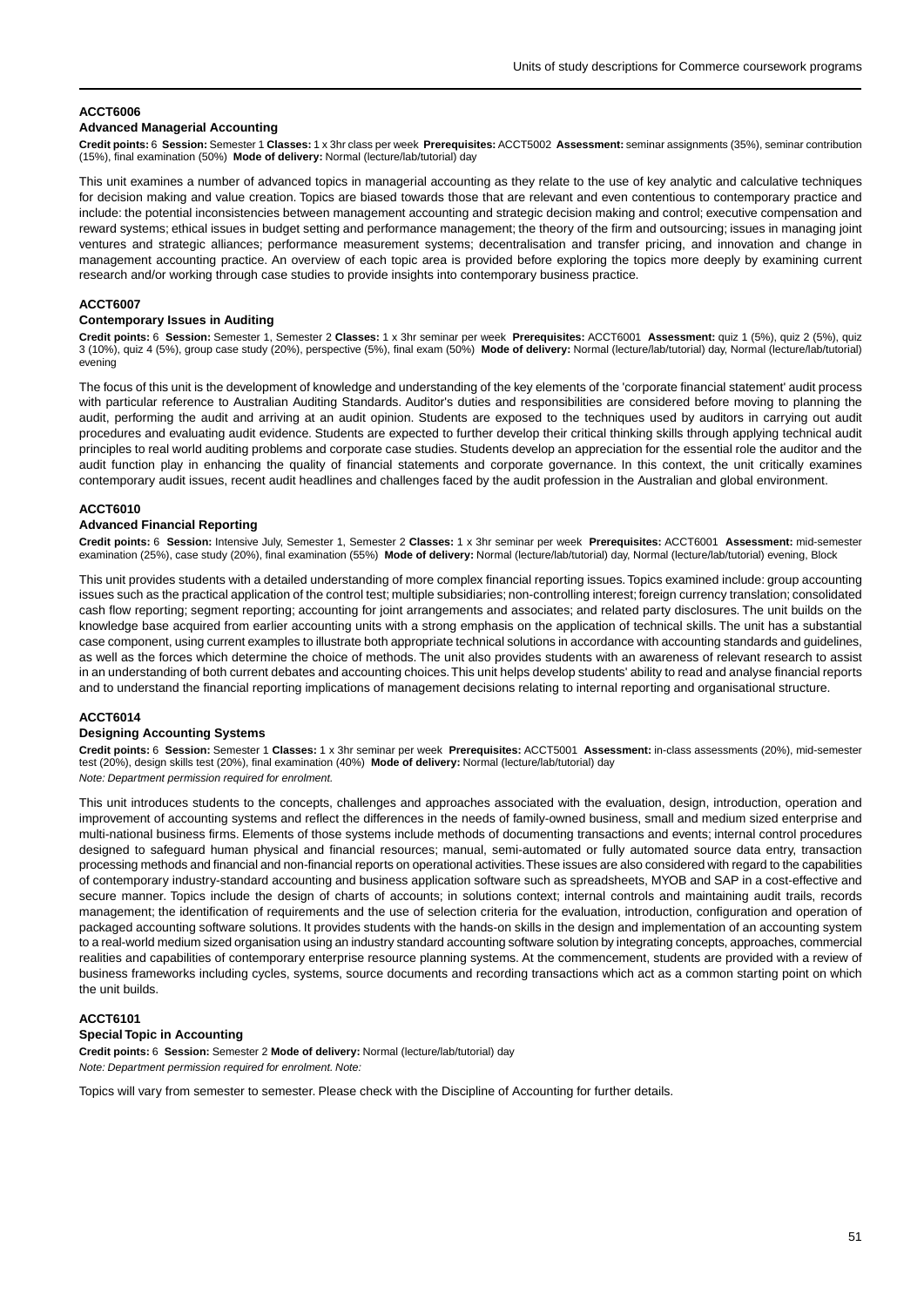## ACCT6006

### Advanced Managerial Accounting

**Credit points:** 6 **Session:** Semester 1 **Classes:** 1 x 3hr class per week **Prerequisites:** ACCT5002 **Assessment:** seminar assignments (35%), seminar contribution (15%), final examination (50%) **Mode of delivery:** Normal (lecture/lab/tutorial) day

This unit examines a number of advanced topics in managerial accounting as they relate to the use of key analytic and calculative techniques for decision making and value creation. Topics are biased towards those that are relevant and even contentious to contemporary practice and include: the potential inconsistencies between management accounting and strategic decision making and control; executive compensation and reward systems; ethical issues in budget setting and performance management; the theory of the firm and outsourcing; issues in managing joint ventures and strategic alliances; performance measurement systems; decentralisation and transfer pricing, and innovation and change in management accounting practice. An overview of each topic area is provided before exploring the topics more deeply by examining current research and/or working through case studies to provide insights into contemporary business practice.

## ACCT6007

### Contemporary Issues in Auditing

**Credit points:** 6 **Session:** Semester 1, Semester 2 **Classes:** 1 x 3hr seminar per week **Prerequisites:** ACCT6001 **Assessment:** quiz 1 (5%), quiz 2 (5%), quiz 3 (10%), quiz 4 (5%), group case study (20%), perspective (5%), final exam (50%) **Mode of delivery:** Normal (lecture/lab/tutorial) day, Normal (lecture/lab/tutorial) evening

The focus of this unit is the development of knowledge and understanding of the key elements of the 'corporate financial statement' audit process with particular reference to Australian Auditing Standards. Auditor's duties and responsibilities are considered before moving to planning the audit, performing the audit and arriving at an audit opinion. Students are exposed to the techniques used by auditors in carrying out audit procedures and evaluating audit evidence. Students are expected to further develop their critical thinking skills through applying technical audit principles to real world auditing problems and corporate case studies. Students develop an appreciation for the essential role the auditor and the audit function play in enhancing the quality of financial statements and corporate governance. In this context, the unit critically examines contemporary audit issues, recent audit headlines and challenges faced by the audit profession in the Australian and global environment.

## ACCT6010

### Advanced Financial Reporting

**Credit points:** 6 **Session:** Intensive July, Semester 1, Semester 2 **Classes:** 1 x 3hr seminar per week **Prerequisites:** ACCT6001 **Assessment:** mid-semester examination (25%), case study (20%), final examination (55%) **Mode of delivery:** Normal (lecture/lab/tutorial) day, Normal (lecture/lab/tutorial) evening, Block

This unit provides students with a detailed understanding of more complex financial reporting issues. Topics examined include: group accounting issues such as the practical application of the control test; multiple subsidiaries; non-controlling interest; foreign currency translation; consolidated cash flow reporting; segment reporting; accounting for joint arrangements and associates; and related party disclosures. The unit builds on the knowledge base acquired from earlier accounting units with a strong emphasis on the application of technical skills. The unit has a substantial case component, using current examples to illustrate both appropriate technical solutions in accordance with accounting standards and guidelines, as well as the forces which determine the choice of methods. The unit also provides students with an awareness of relevant research to assist in an understanding of both current debates and accounting choices. This unit helps develop students' ability to read and analyse financial reports and to understand the financial reporting implications of management decisions relating to internal reporting and organisational structure.

## ACCT6014

### Designing Accounting Systems

**Credit points:** 6 **Session:** Semester 1 **Classes:** 1 x 3hr seminar per week **Prerequisites:** ACCT5001 **Assessment:** in-class assessments (20%), mid-semester test (20%), design skills test (20%), final examination (40%) **Mode of delivery:** Normal (lecture/lab/tutorial) day

*Note: Department permission required for enrolment.*

This unit introduces students to the concepts, challenges and approaches associated with the evaluation, design, introduction, operation and improvement of accounting systems and reflect the differences in the needs of family-owned business, small and medium sized enterprise and multi-national business firms. Elements of those systems include methods of documenting transactions and events; internal control procedures designed to safeguard human physical and financial resources; manual, semi-automated or fully automated source data entry, transaction processing methods and financial and non-financial reports on operational activities. These issues are also considered with regard to the capabilities of contemporary industry-standard accounting and business application software such as spreadsheets, MYOB and SAP in a cost-effective and secure manner. Topics include the design of charts of accounts; in solutions context; internal controls and maintaining audit trails, records management; the identification of requirements and the use of selection criteria for the evaluation, introduction, configuration and operation of packaged accounting software solutions. It provides students with the hands-on skills in the design and implementation of an accounting system to a real-world medium sized organisation using an industry standard accounting software solution by integrating concepts, approaches, commercial realities and capabilities of contemporary enterprise resource planning systems. At the commencement, students are provided with a review of business frameworks including cycles, systems, source documents and recording transactions which act as a common starting point on which the unit builds.

## ACCT6101

### Special Topic in Accounting

**Credit points:** 6 **Session:** Semester 2 **Mode of delivery:** Normal (lecture/lab/tutorial) day

*Note: Department permission required for enrolment. Note:*

Topics will vary from semester to semester. Please check with the Discipline of Accounting for further details.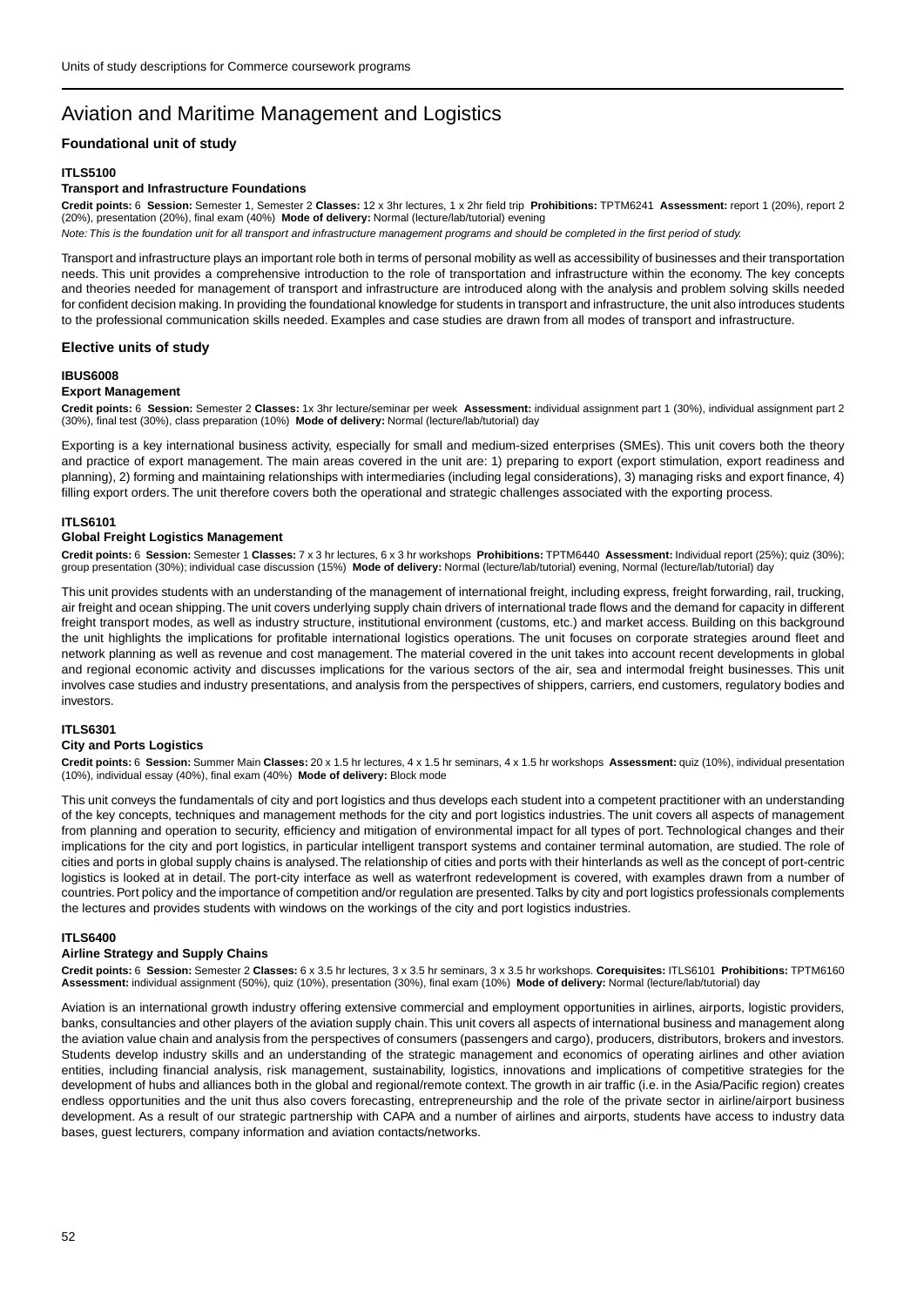# Aviation and Maritime Management and Logistics

### Foundational unit of study

#### ITLS5100

#### Transport and Infrastructure Foundations

**Credit points:** 6 **Session:** Semester 1, Semester 2 **Classes:** 12 x 3hr lectures, 1 x 2hr field trip **Prohibitions:** TPTM6241 **Assessment:** report 1 (20%), report 2 (20%), presentation (20%), final exam (40%) **Mode of delivery:** Normal (lecture/lab/tutorial) evening

*Note: This is the foundation unit for all transport and infrastructure management programs and should be completed in the first period of study.*

Transport and infrastructure plays an important role both in terms of personal mobility as well as accessibility of businesses and their transportation needs. This unit provides a comprehensive introduction to the role of transportation and infrastructure within the economy. The key concepts and theories needed for management of transport and infrastructure are introduced along with the analysis and problem solving skills needed for confident decision making. In providing the foundational knowledge for students in transport and infrastructure, the unit also introduces students to the professional communication skills needed. Examples and case studies are drawn from all modes of transport and infrastructure.

### Elective units of study

#### IBUS6008

#### Export Management

**Credit points:** 6 **Session:** Semester 2 **Classes:** 1x 3hr lecture/seminar per week **Assessment:** individual assignment part 1 (30%), individual assignment part 2 (30%), final test (30%), class preparation (10%) **Mode of delivery:** Normal (lecture/lab/tutorial) day

Exporting is a key international business activity, especially for small and medium-sized enterprises (SMEs). This unit covers both the theory and practice of export management. The main areas covered in the unit are: 1) preparing to export (export stimulation, export readiness and planning), 2) forming and maintaining relationships with intermediaries (including legal considerations), 3) managing risks and export finance, 4) filling export orders. The unit therefore covers both the operational and strategic challenges associated with the exporting process.

#### ITLS6101

#### Global Freight Logistics Management

**Credit points:** 6 **Session:** Semester 1 **Classes:** 7 x 3 hr lectures, 6 x 3 hr workshops **Prohibitions:** TPTM6440 **Assessment:** Individual report (25%); quiz (30%); group presentation (30%); individual case discussion (15%) **Mode of delivery:** Normal (lecture/lab/tutorial) evening, Normal (lecture/lab/tutorial) day

This unit provides students with an understanding of the management of international freight, including express, freight forwarding, rail, trucking, air freight and ocean shipping. The unit covers underlying supply chain drivers of international trade flows and the demand for capacity in different freight transport modes, as well as industry structure, institutional environment (customs, etc.) and market access. Building on this background the unit highlights the implications for profitable international logistics operations. The unit focuses on corporate strategies around fleet and network planning as well as revenue and cost management. The material covered in the unit takes into account recent developments in global and regional economic activity and discusses implications for the various sectors of the air, sea and intermodal freight businesses. This unit involves case studies and industry presentations, and analysis from the perspectives of shippers, carriers, end customers, regulatory bodies and investors.

#### ITLS6301

#### City and Ports Logistics

**Credit points:** 6 **Session:** Summer Main **Classes:** 20 x 1.5 hr lectures, 4 x 1.5 hr seminars, 4 x 1.5 hr workshops **Assessment:** quiz (10%), individual presentation (10%), individual essay (40%), final exam (40%) **Mode of delivery:** Block mode

This unit conveys the fundamentals of city and port logistics and thus develops each student into a competent practitioner with an understanding of the key concepts, techniques and management methods for the city and port logistics industries. The unit covers all aspects of management from planning and operation to security, efficiency and mitigation of environmental impact for all types of port. Technological changes and their implications for the city and port logistics, in particular intelligent transport systems and container terminal automation, are studied. The role of cities and ports in global supply chains is analysed. The relationship of cities and ports with their hinterlands as well as the concept of port-centric logistics is looked at in detail. The port-city interface as well as waterfront redevelopment is covered, with examples drawn from a number of countries. Port policy and the importance of competition and/or regulation are presented. Talks by city and port logistics professionals complements the lectures and provides students with windows on the workings of the city and port logistics industries.

#### ITLS6400

#### Airline Strategy and Supply Chains

**Credit points:** 6 **Session:** Semester 2 **Classes:** 6 x 3.5 hr lectures, 3 x 3.5 hr seminars, 3 x 3.5 hr workshops. **Corequisites:** ITLS6101 **Prohibitions:** TPTM6160 **Assessment:** individual assignment (50%), quiz (10%), presentation (30%), final exam (10%) **Mode of delivery:** Normal (lecture/lab/tutorial) day

Aviation is an international growth industry offering extensive commercial and employment opportunities in airlines, airports, logistic providers, banks, consultancies and other players of the aviation supply chain. This unit covers all aspects of international business and management along the aviation value chain and analysis from the perspectives of consumers (passengers and cargo), producers, distributors, brokers and investors. Students develop industry skills and an understanding of the strategic management and economics of operating airlines and other aviation entities, including financial analysis, risk management, sustainability, logistics, innovations and implications of competitive strategies for the development of hubs and alliances both in the global and regional/remote context. The growth in air traffic (i.e. in the Asia/Pacific region) creates endless opportunities and the unit thus also covers forecasting, entrepreneurship and the role of the private sector in airline/airport business development. As a result of our strategic partnership with CAPA and a number of airlines and airports, students have access to industry data bases, guest lecturers, company information and aviation contacts/networks.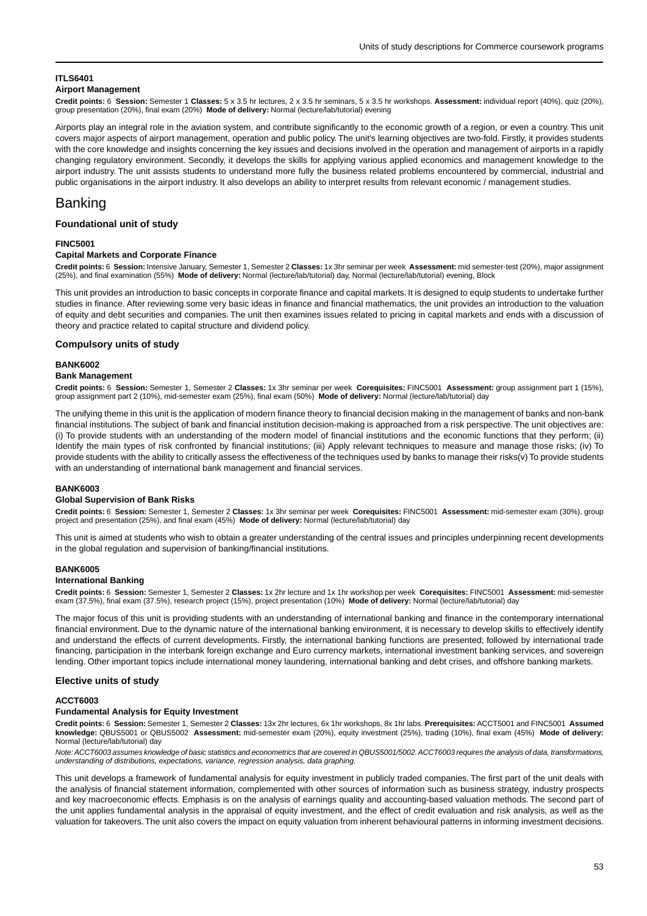#### ITLS6401
#### Airport Management

**Credit points:** 6 **Session:** Semester 1 **Classes:** 5 x 3.5 hr lectures, 2 x 3.5 hr seminars, 5 x 3.5 hr workshops. **Assessment:** individual report (40%), quiz (20%), group presentation (20%), final exam (20%) **Mode of delivery:** Normal (lecture/lab/tutorial) evening

Airports play an integral role in the aviation system, and contribute significantly to the economic growth of a region, or even a country. This unit covers major aspects of airport management, operation and public policy. The unit's learning objectives are two-fold. Firstly, it provides students with the core knowledge and insights concerning the key issues and decisions involved in the operation and management of airports in a rapidly changing regulatory environment. Secondly, it develops the skills for applying various applied economics and management knowledge to the airport industry. The unit assists students to understand more fully the business related problems encountered by commercial, industrial and public organisations in the airport industry. It also develops an ability to interpret results from relevant economic / management studies.

## Banking

### Foundational unit of study

#### FINC5001
#### Capital Markets and Corporate Finance

**Credit points:** 6 **Session:** Intensive January, Semester 1, Semester 2 **Classes:** 1x 3hr seminar per week **Assessment:** mid semester-test (20%), major assignment (25%), and final examination (55%) **Mode of delivery:** Normal (lecture/lab/tutorial) day, Normal (lecture/lab/tutorial) evening, Block

This unit provides an introduction to basic concepts in corporate finance and capital markets. It is designed to equip students to undertake further studies in finance. After reviewing some very basic ideas in finance and financial mathematics, the unit provides an introduction to the valuation of equity and debt securities and companies. The unit then examines issues related to pricing in capital markets and ends with a discussion of theory and practice related to capital structure and dividend policy.

### Compulsory units of study

#### BANK6002
#### Bank Management

**Credit points:** 6 **Session:** Semester 1, Semester 2 **Classes:** 1x 3hr seminar per week **Corequisites:** FINC5001 **Assessment:** group assignment part 1 (15%), group assignment part 2 (10%), mid-semester exam (25%), final exam (50%) **Mode of delivery:** Normal (lecture/lab/tutorial) day

The unifying theme in this unit is the application of modern finance theory to financial decision making in the management of banks and non-bank financial institutions. The subject of bank and financial institution decision-making is approached from a risk perspective. The unit objectives are: (i) To provide students with an understanding of the modern model of financial institutions and the economic functions that they perform; (ii) Identify the main types of risk confronted by financial institutions; (iii) Apply relevant techniques to measure and manage those risks; (iv) To provide students with the ability to critically assess the effectiveness of the techniques used by banks to manage their risks(v) To provide students with an understanding of international bank management and financial services.

#### BANK6003
#### Global Supervision of Bank Risks

**Credit points:** 6 **Session:** Semester 1, Semester 2 **Classes:** 1x 3hr seminar per week **Corequisites:** FINC5001 **Assessment:** mid-semester exam (30%), group project and presentation (25%), and final exam (45%) **Mode of delivery:** Normal (lecture/lab/tutorial) day

This unit is aimed at students who wish to obtain a greater understanding of the central issues and principles underpinning recent developments in the global regulation and supervision of banking/financial institutions.

#### BANK6005
#### International Banking

**Credit points:** 6 **Session:** Semester 1, Semester 2 **Classes:** 1x 2hr lecture and 1x 1hr workshop per week **Corequisites:** FINC5001 **Assessment:** mid-semester exam (37.5%), final exam (37.5%), research project (15%), project presentation (10%) **Mode of delivery:** Normal (lecture/lab/tutorial) day

The major focus of this unit is providing students with an understanding of international banking and finance in the contemporary international financial environment. Due to the dynamic nature of the international banking environment, it is necessary to develop skills to effectively identify and understand the effects of current developments. Firstly, the international banking functions are presented; followed by international trade financing, participation in the interbank foreign exchange and Euro currency markets, international investment banking services, and sovereign lending. Other important topics include international money laundering, international banking and debt crises, and offshore banking markets.

### Elective units of study

#### ACCT6003
#### Fundamental Analysis for Equity Investment

**Credit points:** 6 **Session:** Semester 1, Semester 2 **Classes:** 13x 2hr lectures, 6x 1hr workshops, 8x 1hr labs. **Prerequisites:** ACCT5001 and FINC5001 **Assumed knowledge:** QBUS5001 or QBUS5002 **Assessment:** mid-semester exam (20%), equity investment (25%), trading (10%), final exam (45%) **Mode of delivery:** Normal (lecture/lab/tutorial) day

*Note: ACCT6003 assumes knowledge of basic statistics and econometrics that are covered in QBUS5001/5002. ACCT6003 requires the analysis of data, transformations, understanding of distributions, expectations, variance, regression analysis, data graphing.*

This unit develops a framework of fundamental analysis for equity investment in publicly traded companies. The first part of the unit deals with the analysis of financial statement information, complemented with other sources of information such as business strategy, industry prospects and key macroeconomic effects. Emphasis is on the analysis of earnings quality and accounting-based valuation methods. The second part of the unit applies fundamental analysis in the appraisal of equity investment, and the effect of credit evaluation and risk analysis, as well as the valuation for takeovers. The unit also covers the impact on equity valuation from inherent behavioural patterns in informing investment decisions.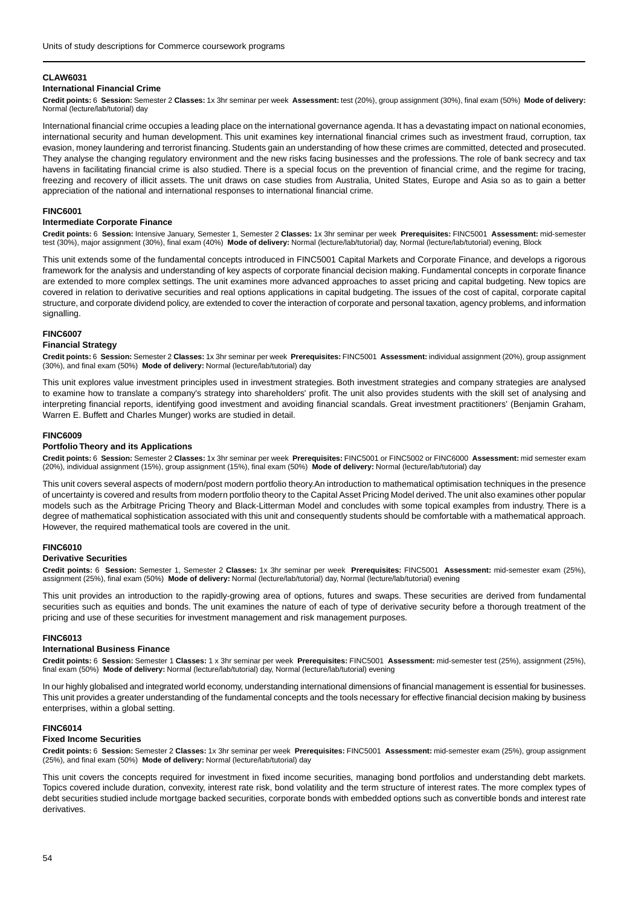### CLAW6031

#### International Financial Crime

**Credit points:** 6 **Session:** Semester 2 **Classes:** 1x 3hr seminar per week **Assessment:** test (20%), group assignment (30%), final exam (50%) **Mode of delivery:** Normal (lecture/lab/tutorial) day

International financial crime occupies a leading place on the international governance agenda. It has a devastating impact on national economies, international security and human development. This unit examines key international financial crimes such as investment fraud, corruption, tax evasion, money laundering and terrorist financing. Students gain an understanding of how these crimes are committed, detected and prosecuted. They analyse the changing regulatory environment and the new risks facing businesses and the professions. The role of bank secrecy and tax havens in facilitating financial crime is also studied. There is a special focus on the prevention of financial crime, and the regime for tracing, freezing and recovery of illicit assets. The unit draws on case studies from Australia, United States, Europe and Asia so as to gain a better appreciation of the national and international responses to international financial crime.

### FINC6001

#### Intermediate Corporate Finance

**Credit points:** 6 **Session:** Intensive January, Semester 1, Semester 2 **Classes:** 1x 3hr seminar per week **Prerequisites:** FINC5001 **Assessment:** mid-semester test (30%), major assignment (30%), final exam (40%) **Mode of delivery:** Normal (lecture/lab/tutorial) day, Normal (lecture/lab/tutorial) evening, Block

This unit extends some of the fundamental concepts introduced in FINC5001 Capital Markets and Corporate Finance, and develops a rigorous framework for the analysis and understanding of key aspects of corporate financial decision making. Fundamental concepts in corporate finance are extended to more complex settings. The unit examines more advanced approaches to asset pricing and capital budgeting. New topics are covered in relation to derivative securities and real options applications in capital budgeting. The issues of the cost of capital, corporate capital structure, and corporate dividend policy, are extended to cover the interaction of corporate and personal taxation, agency problems, and information signalling.

### FINC6007

#### Financial Strategy

**Credit points:** 6 **Session:** Semester 2 **Classes:** 1x 3hr seminar per week **Prerequisites:** FINC5001 **Assessment:** individual assignment (20%), group assignment (30%), and final exam (50%) **Mode of delivery:** Normal (lecture/lab/tutorial) day

This unit explores value investment principles used in investment strategies. Both investment strategies and company strategies are analysed to examine how to translate a company's strategy into shareholders' profit. The unit also provides students with the skill set of analysing and interpreting financial reports, identifying good investment and avoiding financial scandals. Great investment practitioners' (Benjamin Graham, Warren E. Buffett and Charles Munger) works are studied in detail.

### FINC6009

#### Portfolio Theory and its Applications

**Credit points:** 6 **Session:** Semester 2 **Classes:** 1x 3hr seminar per week **Prerequisites:** FINC5001 or FINC5002 or FINC6000 **Assessment:** mid semester exam (20%), individual assignment (15%), group assignment (15%), final exam (50%) **Mode of delivery:** Normal (lecture/lab/tutorial) day

This unit covers several aspects of modern/post modern portfolio theory.An introduction to mathematical optimisation techniques in the presence of uncertainty is covered and results from modern portfolio theory to the Capital Asset Pricing Model derived.The unit also examines other popular models such as the Arbitrage Pricing Theory and Black-Litterman Model and concludes with some topical examples from industry. There is a degree of mathematical sophistication associated with this unit and consequently students should be comfortable with a mathematical approach. However, the required mathematical tools are covered in the unit.

### FINC6010

#### Derivative Securities

**Credit points:** 6 **Session:** Semester 1, Semester 2 **Classes:** 1x 3hr seminar per week **Prerequisites:** FINC5001 **Assessment:** mid-semester exam (25%), assignment (25%), final exam (50%) **Mode of delivery:** Normal (lecture/lab/tutorial) day, Normal (lecture/lab/tutorial) evening

This unit provides an introduction to the rapidly-growing area of options, futures and swaps. These securities are derived from fundamental securities such as equities and bonds. The unit examines the nature of each of type of derivative security before a thorough treatment of the pricing and use of these securities for investment management and risk management purposes.

### FINC6013

#### International Business Finance

**Credit points:** 6 **Session:** Semester 1 **Classes:** 1 x 3hr seminar per week **Prerequisites:** FINC5001 **Assessment:** mid-semester test (25%), assignment (25%), final exam (50%) **Mode of delivery:** Normal (lecture/lab/tutorial) day, Normal (lecture/lab/tutorial) evening

In our highly globalised and integrated world economy, understanding international dimensions of financial management is essential for businesses. This unit provides a greater understanding of the fundamental concepts and the tools necessary for effective financial decision making by business enterprises, within a global setting.

### FINC6014

#### Fixed Income Securities

**Credit points:** 6 **Session:** Semester 2 **Classes:** 1x 3hr seminar per week **Prerequisites:** FINC5001 **Assessment:** mid-semester exam (25%), group assignment (25%), and final exam (50%) **Mode of delivery:** Normal (lecture/lab/tutorial) day

This unit covers the concepts required for investment in fixed income securities, managing bond portfolios and understanding debt markets. Topics covered include duration, convexity, interest rate risk, bond volatility and the term structure of interest rates. The more complex types of debt securities studied include mortgage backed securities, corporate bonds with embedded options such as convertible bonds and interest rate derivatives.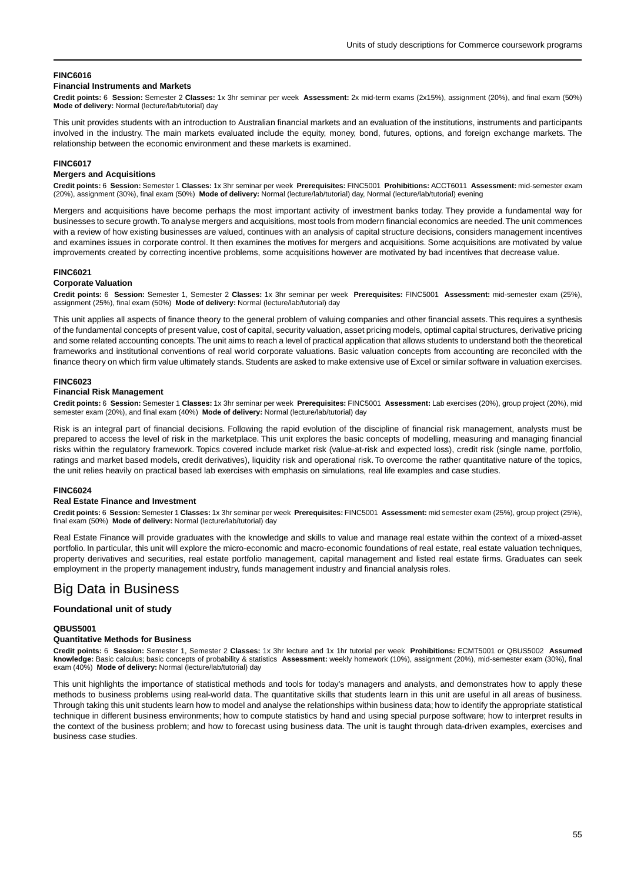#### FINC6016

#### Financial Instruments and Markets

**Credit points:** 6 **Session:** Semester 2 **Classes:** 1x 3hr seminar per week **Assessment:** 2x mid-term exams (2x15%), assignment (20%), and final exam (50%) **Mode of delivery:** Normal (lecture/lab/tutorial) day

This unit provides students with an introduction to Australian financial markets and an evaluation of the institutions, instruments and participants involved in the industry. The main markets evaluated include the equity, money, bond, futures, options, and foreign exchange markets. The relationship between the economic environment and these markets is examined.

#### FINC6017

#### Mergers and Acquisitions

**Credit points:** 6 **Session:** Semester 1 **Classes:** 1x 3hr seminar per week **Prerequisites:** FINC5001 **Prohibitions:** ACCT6011 **Assessment:** mid-semester exam (20%), assignment (30%), final exam (50%) **Mode of delivery:** Normal (lecture/lab/tutorial) day, Normal (lecture/lab/tutorial) evening

Mergers and acquisitions have become perhaps the most important activity of investment banks today. They provide a fundamental way for businesses to secure growth. To analyse mergers and acquisitions, most tools from modern financial economics are needed. The unit commences with a review of how existing businesses are valued, continues with an analysis of capital structure decisions, considers management incentives and examines issues in corporate control. It then examines the motives for mergers and acquisitions. Some acquisitions are motivated by value improvements created by correcting incentive problems, some acquisitions however are motivated by bad incentives that decrease value.

#### FINC6021

#### Corporate Valuation

**Credit points:** 6 **Session:** Semester 1, Semester 2 **Classes:** 1x 3hr seminar per week **Prerequisites:** FINC5001 **Assessment:** mid-semester exam (25%), assignment (25%), final exam (50%) **Mode of delivery:** Normal (lecture/lab/tutorial) day

This unit applies all aspects of finance theory to the general problem of valuing companies and other financial assets. This requires a synthesis of the fundamental concepts of present value, cost of capital, security valuation, asset pricing models, optimal capital structures, derivative pricing and some related accounting concepts. The unit aims to reach a level of practical application that allows students to understand both the theoretical frameworks and institutional conventions of real world corporate valuations. Basic valuation concepts from accounting are reconciled with the finance theory on which firm value ultimately stands. Students are asked to make extensive use of Excel or similar software in valuation exercises.

#### FINC6023

#### Financial Risk Management

**Credit points:** 6 **Session:** Semester 1 **Classes:** 1x 3hr seminar per week **Prerequisites:** FINC5001 **Assessment:** Lab exercises (20%), group project (20%), mid semester exam (20%), and final exam (40%) **Mode of delivery:** Normal (lecture/lab/tutorial) day

Risk is an integral part of financial decisions. Following the rapid evolution of the discipline of financial risk management, analysts must be prepared to access the level of risk in the marketplace. This unit explores the basic concepts of modelling, measuring and managing financial risks within the regulatory framework. Topics covered include market risk (value-at-risk and expected loss), credit risk (single name, portfolio, ratings and market based models, credit derivatives), liquidity risk and operational risk. To overcome the rather quantitative nature of the topics, the unit relies heavily on practical based lab exercises with emphasis on simulations, real life examples and case studies.

#### FINC6024

#### Real Estate Finance and Investment

**Credit points:** 6 **Session:** Semester 1 **Classes:** 1x 3hr seminar per week **Prerequisites:** FINC5001 **Assessment:** mid semester exam (25%), group project (25%), final exam (50%) **Mode of delivery:** Normal (lecture/lab/tutorial) day

Real Estate Finance will provide graduates with the knowledge and skills to value and manage real estate within the context of a mixed-asset portfolio. In particular, this unit will explore the micro-economic and macro-economic foundations of real estate, real estate valuation techniques, property derivatives and securities, real estate portfolio management, capital management and listed real estate firms. Graduates can seek employment in the property management industry, funds management industry and financial analysis roles.

## Big Data in Business

### Foundational unit of study

#### QBUS5001

#### Quantitative Methods for Business

**Credit points:** 6 **Session:** Semester 1, Semester 2 **Classes:** 1x 3hr lecture and 1x 1hr tutorial per week **Prohibitions:** ECMT5001 or QBUS5002 **Assumed knowledge:** Basic calculus; basic concepts of probability & statistics **Assessment:** weekly homework (10%), assignment (20%), mid-semester exam (30%), final exam (40%) **Mode of delivery:** Normal (lecture/lab/tutorial) day

This unit highlights the importance of statistical methods and tools for today's managers and analysts, and demonstrates how to apply these methods to business problems using real-world data. The quantitative skills that students learn in this unit are useful in all areas of business. Through taking this unit students learn how to model and analyse the relationships within business data; how to identify the appropriate statistical technique in different business environments; how to compute statistics by hand and using special purpose software; how to interpret results in the context of the business problem; and how to forecast using business data. The unit is taught through data-driven examples, exercises and business case studies.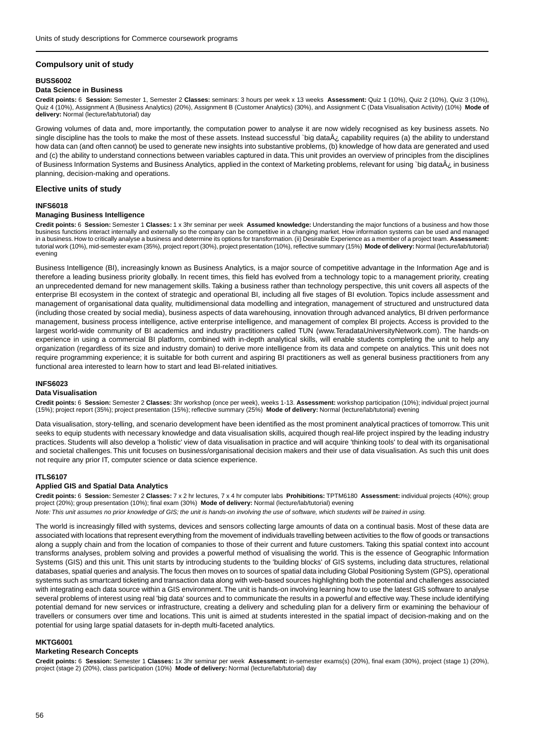## Compulsory unit of study

### BUSS6002

#### Data Science in Business

**Credit points:** 6 **Session:** Semester 1, Semester 2 **Classes:** seminars: 3 hours per week x 13 weeks **Assessment:** Quiz 1 (10%), Quiz 2 (10%), Quiz 3 (10%), Quiz 4 (10%), Assignment A (Business Analytics) (20%), Assignment B (Customer Analytics) (30%), and Assignment C (Data Visualisation Activity) (10%) **Mode of delivery:** Normal (lecture/lab/tutorial) day

Growing volumes of data and, more importantly, the computation power to analyse it are now widely recognised as key business assets. No single discipline has the tools to make the most of these assets. Instead successful `big dataÂ¿ capability requires (a) the ability to understand how data can (and often cannot) be used to generate new insights into substantive problems, (b) knowledge of how data are generated and used and (c) the ability to understand connections between variables captured in data. This unit provides an overview of principles from the disciplines of Business Information Systems and Business Analytics, applied in the context of Marketing problems, relevant for using `big dataÂ¿ in business planning, decision-making and operations.

## Elective units of study

### INFS6018

#### Managing Business Intelligence

**Credit points:** 6 **Session:** Semester 1 **Classes:** 1 x 3hr seminar per week **Assumed knowledge:** Understanding the major functions of a business and how those business functions interact internally and externally so the company can be competitive in a changing market. How information systems can be used and managed in a business. How to critically analyse a business and determine its options for transformation. (ii) Desirable Experience as a member of a project team. **Assessment:** tutorial work (10%), mid-semester exam (35%), project report (30%), project presentation (10%), reflective summary (15%) **Mode of delivery:** Normal (lecture/lab/tutorial) evening

Business Intelligence (BI), increasingly known as Business Analytics, is a major source of competitive advantage in the Information Age and is therefore a leading business priority globally. In recent times, this field has evolved from a technology topic to a management priority, creating an unprecedented demand for new management skills. Taking a business rather than technology perspective, this unit covers all aspects of the enterprise BI ecosystem in the context of strategic and operational BI, including all five stages of BI evolution. Topics include assessment and management of organisational data quality, multidimensional data modelling and integration, management of structured and unstructured data (including those created by social media), business aspects of data warehousing, innovation through advanced analytics, BI driven performance management, business process intelligence, active enterprise intelligence, and management of complex BI projects. Access is provided to the largest world-wide community of BI academics and industry practitioners called TUN (www.TeradataUniversityNetwork.com). The hands-on experience in using a commercial BI platform, combined with in-depth analytical skills, will enable students completing the unit to help any organization (regardless of its size and industry domain) to derive more intelligence from its data and compete on analytics. This unit does not require programming experience; it is suitable for both current and aspiring BI practitioners as well as general business practitioners from any functional area interested to learn how to start and lead BI-related initiatives.

### INFS6023

#### Data Visualisation

**Credit points:** 6 **Session:** Semester 2 **Classes:** 3hr workshop (once per week), weeks 1-13. **Assessment:** workshop participation (10%); individual project journal (15%); project report (35%); project presentation (15%); reflective summary (25%) **Mode of delivery:** Normal (lecture/lab/tutorial) evening

Data visualisation, story-telling, and scenario development have been identified as the most prominent analytical practices of tomorrow. This unit seeks to equip students with necessary knowledge and data visualisation skills, acquired though real-life project inspired by the leading industry practices. Students will also develop a 'holistic' view of data visualisation in practice and will acquire 'thinking tools' to deal with its organisational and societal challenges. This unit focuses on business/organisational decision makers and their use of data visualisation. As such this unit does not require any prior IT, computer science or data science experience.

### ITLS6107

#### Applied GIS and Spatial Data Analytics

**Credit points:** 6 **Session:** Semester 2 **Classes:** 7 x 2 hr lectures, 7 x 4 hr computer labs **Prohibitions:** TPTM6180 **Assessment:** individual projects (40%); group project (20%); group presentation (10%); final exam (30%) **Mode of delivery:** Normal (lecture/lab/tutorial) evening

*Note: This unit assumes no prior knowledge of GIS; the unit is hands-on involving the use of software, which students will be trained in using.*

The world is increasingly filled with systems, devices and sensors collecting large amounts of data on a continual basis. Most of these data are associated with locations that represent everything from the movement of individuals travelling between activities to the flow of goods or transactions along a supply chain and from the location of companies to those of their current and future customers. Taking this spatial context into account transforms analyses, problem solving and provides a powerful method of visualising the world. This is the essence of Geographic Information Systems (GIS) and this unit. This unit starts by introducing students to the 'building blocks' of GIS systems, including data structures, relational databases, spatial queries and analysis. The focus then moves on to sources of spatial data including Global Positioning System (GPS), operational systems such as smartcard ticketing and transaction data along with web-based sources highlighting both the potential and challenges associated with integrating each data source within a GIS environment. The unit is hands-on involving learning how to use the latest GIS software to analyse several problems of interest using real 'big data' sources and to communicate the results in a powerful and effective way. These include identifying potential demand for new services or infrastructure, creating a delivery and scheduling plan for a delivery firm or examining the behaviour of travellers or consumers over time and locations. This unit is aimed at students interested in the spatial impact of decision-making and on the potential for using large spatial datasets for in-depth multi-faceted analytics.

### MKTG6001

#### Marketing Research Concepts

**Credit points:** 6 **Session:** Semester 1 **Classes:** 1x 3hr seminar per week **Assessment:** in-semester exams(s) (20%), final exam (30%), project (stage 1) (20%), project (stage 2) (20%), class participation (10%) **Mode of delivery:** Normal (lecture/lab/tutorial) day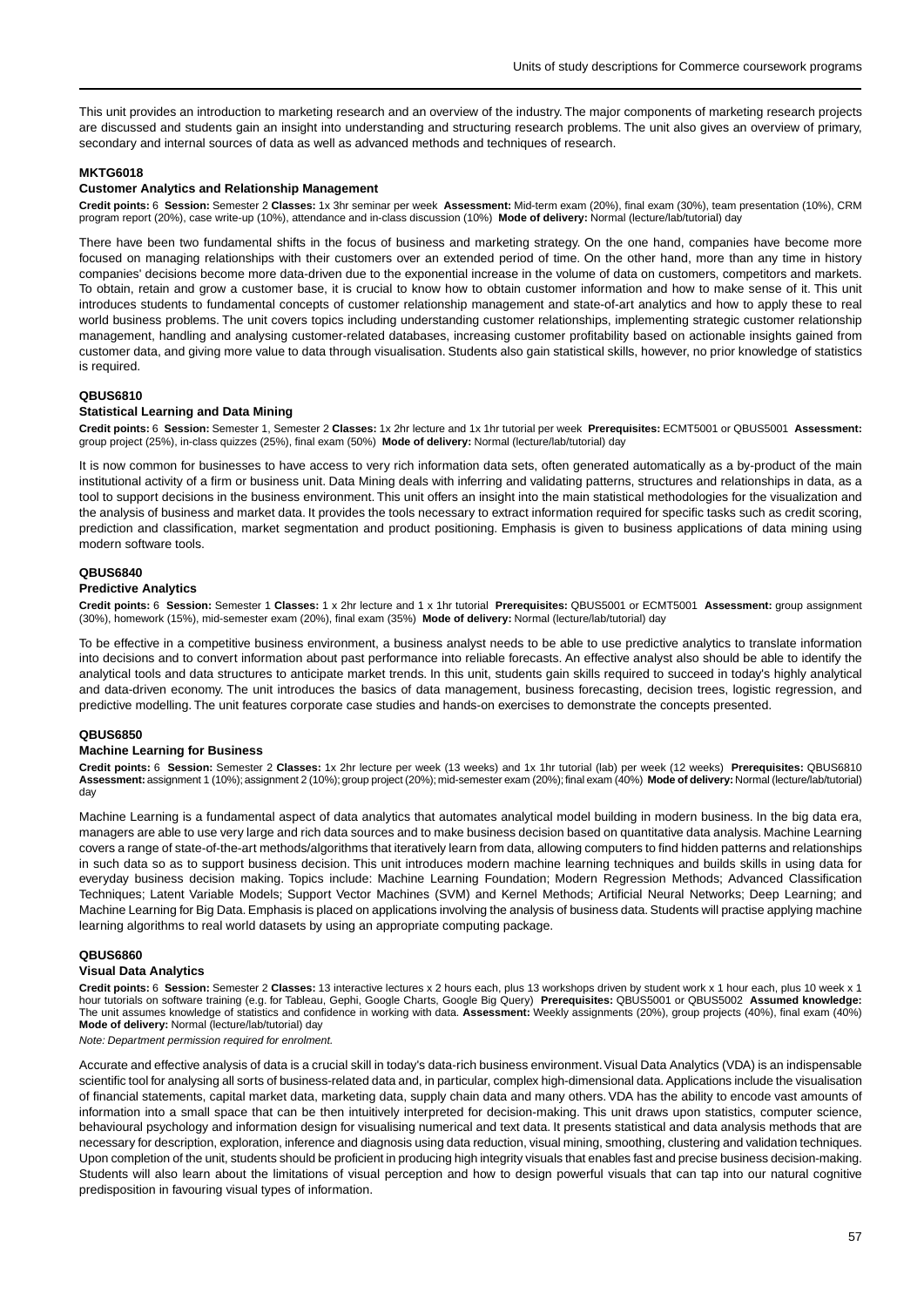This unit provides an introduction to marketing research and an overview of the industry. The major components of marketing research projects are discussed and students gain an insight into understanding and structuring research problems. The unit also gives an overview of primary, secondary and internal sources of data as well as advanced methods and techniques of research.

**MKTG6018**

**Customer Analytics and Relationship Management**

**Credit points:** 6 **Session:** Semester 2 **Classes:** 1x 3hr seminar per week **Assessment:** Mid-term exam (20%), final exam (30%), team presentation (10%), CRM program report (20%), case write-up (10%), attendance and in-class discussion (10%) **Mode of delivery:** Normal (lecture/lab/tutorial) day

There have been two fundamental shifts in the focus of business and marketing strategy. On the one hand, companies have become more focused on managing relationships with their customers over an extended period of time. On the other hand, more than any time in history companies' decisions become more data-driven due to the exponential increase in the volume of data on customers, competitors and markets. To obtain, retain and grow a customer base, it is crucial to know how to obtain customer information and how to make sense of it. This unit introduces students to fundamental concepts of customer relationship management and state-of-art analytics and how to apply these to real world business problems. The unit covers topics including understanding customer relationships, implementing strategic customer relationship management, handling and analysing customer-related databases, increasing customer profitability based on actionable insights gained from customer data, and giving more value to data through visualisation. Students also gain statistical skills, however, no prior knowledge of statistics is required.

**QBUS6810**

**Statistical Learning and Data Mining**

**Credit points:** 6 **Session:** Semester 1, Semester 2 **Classes:** 1x 2hr lecture and 1x 1hr tutorial per week **Prerequisites:** ECMT5001 or QBUS5001 **Assessment:** group project (25%), in-class quizzes (25%), final exam (50%) **Mode of delivery:** Normal (lecture/lab/tutorial) day

It is now common for businesses to have access to very rich information data sets, often generated automatically as a by-product of the main institutional activity of a firm or business unit. Data Mining deals with inferring and validating patterns, structures and relationships in data, as a tool to support decisions in the business environment. This unit offers an insight into the main statistical methodologies for the visualization and the analysis of business and market data. It provides the tools necessary to extract information required for specific tasks such as credit scoring, prediction and classification, market segmentation and product positioning. Emphasis is given to business applications of data mining using modern software tools.

**QBUS6840**

**Predictive Analytics**

**Credit points:** 6 **Session:** Semester 1 **Classes:** 1 x 2hr lecture and 1 x 1hr tutorial **Prerequisites:** QBUS5001 or ECMT5001 **Assessment:** group assignment (30%), homework (15%), mid-semester exam (20%), final exam (35%) **Mode of delivery:** Normal (lecture/lab/tutorial) day

To be effective in a competitive business environment, a business analyst needs to be able to use predictive analytics to translate information into decisions and to convert information about past performance into reliable forecasts. An effective analyst also should be able to identify the analytical tools and data structures to anticipate market trends. In this unit, students gain skills required to succeed in today's highly analytical and data-driven economy. The unit introduces the basics of data management, business forecasting, decision trees, logistic regression, and predictive modelling. The unit features corporate case studies and hands-on exercises to demonstrate the concepts presented.

**QBUS6850**

**Machine Learning for Business**

**Credit points:** 6 **Session:** Semester 2 **Classes:** 1x 2hr lecture per week (13 weeks) and 1x 1hr tutorial (lab) per week (12 weeks) **Prerequisites:** QBUS6810 **Assessment:** assignment 1 (10%); assignment 2 (10%); group project (20%); mid-semester exam (20%); final exam (40%) **Mode of delivery:** Normal (lecture/lab/tutorial) day

Machine Learning is a fundamental aspect of data analytics that automates analytical model building in modern business. In the big data era, managers are able to use very large and rich data sources and to make business decision based on quantitative data analysis. Machine Learning covers a range of state-of-the-art methods/algorithms that iteratively learn from data, allowing computers to find hidden patterns and relationships in such data so as to support business decision. This unit introduces modern machine learning techniques and builds skills in using data for everyday business decision making. Topics include: Machine Learning Foundation; Modern Regression Methods; Advanced Classification Techniques; Latent Variable Models; Support Vector Machines (SVM) and Kernel Methods; Artificial Neural Networks; Deep Learning; and Machine Learning for Big Data. Emphasis is placed on applications involving the analysis of business data. Students will practise applying machine learning algorithms to real world datasets by using an appropriate computing package.

**QBUS6860**

**Visual Data Analytics**

**Credit points:** 6 **Session:** Semester 2 **Classes:** 13 interactive lectures x 2 hours each, plus 13 workshops driven by student work x 1 hour each, plus 10 week x 1 hour tutorials on software training (e.g. for Tableau, Gephi, Google Charts, Google Big Query) **Prerequisites:** QBUS5001 or QBUS5002 **Assumed knowledge:** The unit assumes knowledge of statistics and confidence in working with data. **Assessment:** Weekly assignments (20%), group projects (40%), final exam (40%) **Mode of delivery:** Normal (lecture/lab/tutorial) day

*Note: Department permission required for enrolment.*

Accurate and effective analysis of data is a crucial skill in today's data-rich business environment. Visual Data Analytics (VDA) is an indispensable scientific tool for analysing all sorts of business-related data and, in particular, complex high-dimensional data. Applications include the visualisation of financial statements, capital market data, marketing data, supply chain data and many others. VDA has the ability to encode vast amounts of information into a small space that can be then intuitively interpreted for decision-making. This unit draws upon statistics, computer science, behavioural psychology and information design for visualising numerical and text data. It presents statistical and data analysis methods that are necessary for description, exploration, inference and diagnosis using data reduction, visual mining, smoothing, clustering and validation techniques. Upon completion of the unit, students should be proficient in producing high integrity visuals that enables fast and precise business decision-making. Students will also learn about the limitations of visual perception and how to design powerful visuals that can tap into our natural cognitive predisposition in favouring visual types of information.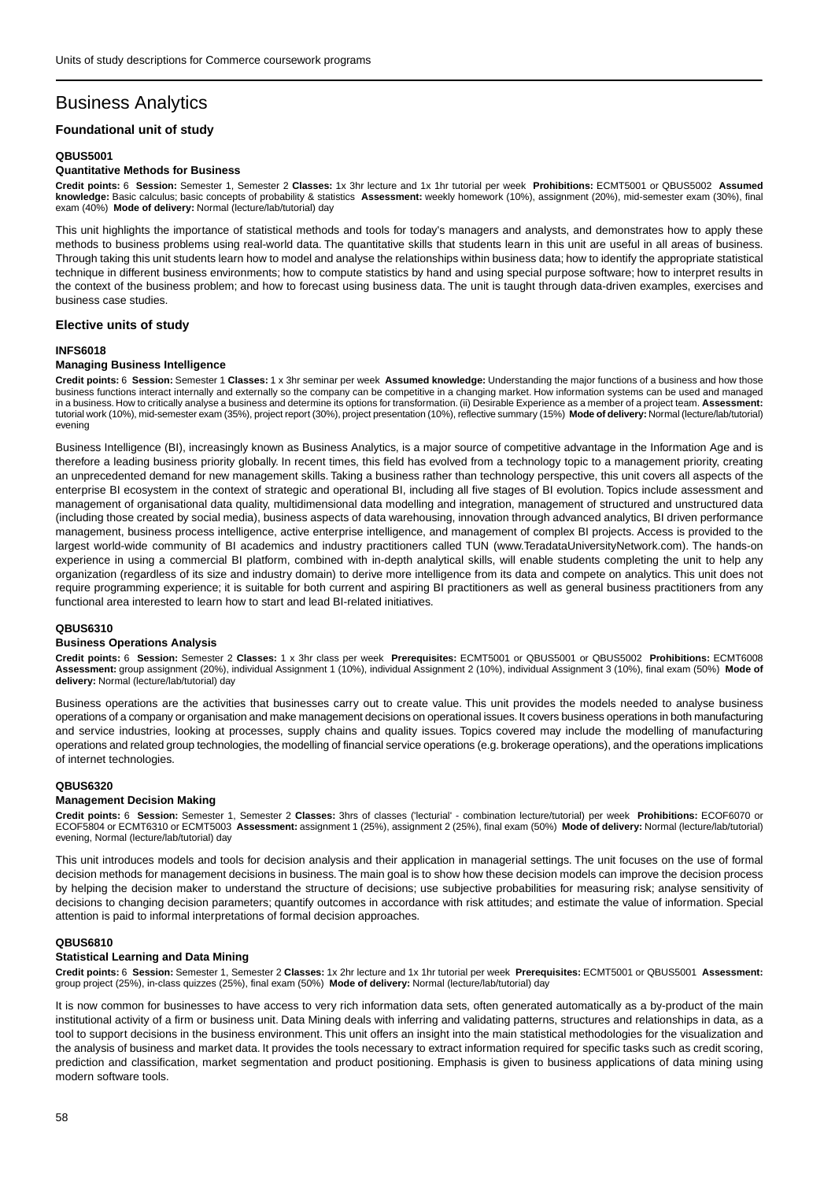# Business Analytics

## Foundational unit of study

### QBUS5001

#### Quantitative Methods for Business

**Credit points:** 6 **Session:** Semester 1, Semester 2 **Classes:** 1x 3hr lecture and 1x 1hr tutorial per week **Prohibitions:** ECMT5001 or QBUS5002 **Assumed knowledge:** Basic calculus; basic concepts of probability & statistics **Assessment:** weekly homework (10%), assignment (20%), mid-semester exam (30%), final exam (40%) **Mode of delivery:** Normal (lecture/lab/tutorial) day

This unit highlights the importance of statistical methods and tools for today's managers and analysts, and demonstrates how to apply these methods to business problems using real-world data. The quantitative skills that students learn in this unit are useful in all areas of business. Through taking this unit students learn how to model and analyse the relationships within business data; how to identify the appropriate statistical technique in different business environments; how to compute statistics by hand and using special purpose software; how to interpret results in the context of the business problem; and how to forecast using business data. The unit is taught through data-driven examples, exercises and business case studies.

## Elective units of study

### INFS6018

#### Managing Business Intelligence

**Credit points:** 6 **Session:** Semester 1 **Classes:** 1 x 3hr seminar per week **Assumed knowledge:** Understanding the major functions of a business and how those business functions interact internally and externally so the company can be competitive in a changing market. How information systems can be used and managed in a business. How to critically analyse a business and determine its options for transformation. (ii) Desirable Experience as a member of a project team. **Assessment:** tutorial work (10%), mid-semester exam (35%), project report (30%), project presentation (10%), reflective summary (15%) **Mode of delivery:** Normal (lecture/lab/tutorial) evening

Business Intelligence (BI), increasingly known as Business Analytics, is a major source of competitive advantage in the Information Age and is therefore a leading business priority globally. In recent times, this field has evolved from a technology topic to a management priority, creating an unprecedented demand for new management skills. Taking a business rather than technology perspective, this unit covers all aspects of the enterprise BI ecosystem in the context of strategic and operational BI, including all five stages of BI evolution. Topics include assessment and management of organisational data quality, multidimensional data modelling and integration, management of structured and unstructured data (including those created by social media), business aspects of data warehousing, innovation through advanced analytics, BI driven performance management, business process intelligence, active enterprise intelligence, and management of complex BI projects. Access is provided to the largest world-wide community of BI academics and industry practitioners called TUN (www.TeradataUniversityNetwork.com). The hands-on experience in using a commercial BI platform, combined with in-depth analytical skills, will enable students completing the unit to help any organization (regardless of its size and industry domain) to derive more intelligence from its data and compete on analytics. This unit does not require programming experience; it is suitable for both current and aspiring BI practitioners as well as general business practitioners from any functional area interested to learn how to start and lead BI-related initiatives.

### QBUS6310

#### Business Operations Analysis

**Credit points:** 6 **Session:** Semester 2 **Classes:** 1 x 3hr class per week **Prerequisites:** ECMT5001 or QBUS5001 or QBUS5002 **Prohibitions:** ECMT6008 **Assessment:** group assignment (20%), individual Assignment 1 (10%), individual Assignment 2 (10%), individual Assignment 3 (10%), final exam (50%) **Mode of delivery:** Normal (lecture/lab/tutorial) day

Business operations are the activities that businesses carry out to create value. This unit provides the models needed to analyse business operations of a company or organisation and make management decisions on operational issues. It covers business operations in both manufacturing and service industries, looking at processes, supply chains and quality issues. Topics covered may include the modelling of manufacturing operations and related group technologies, the modelling of financial service operations (e.g. brokerage operations), and the operations implications of internet technologies.

### QBUS6320

#### Management Decision Making

**Credit points:** 6 **Session:** Semester 1, Semester 2 **Classes:** 3hrs of classes ('lecturial' - combination lecture/tutorial) per week **Prohibitions:** ECOF6070 or ECOF5804 or ECMT6310 or ECMT5003 **Assessment:** assignment 1 (25%), assignment 2 (25%), final exam (50%) **Mode of delivery:** Normal (lecture/lab/tutorial) evening, Normal (lecture/lab/tutorial) day

This unit introduces models and tools for decision analysis and their application in managerial settings. The unit focuses on the use of formal decision methods for management decisions in business. The main goal is to show how these decision models can improve the decision process by helping the decision maker to understand the structure of decisions; use subjective probabilities for measuring risk; analyse sensitivity of decisions to changing decision parameters; quantify outcomes in accordance with risk attitudes; and estimate the value of information. Special attention is paid to informal interpretations of formal decision approaches.

### QBUS6810

#### Statistical Learning and Data Mining

**Credit points:** 6 **Session:** Semester 1, Semester 2 **Classes:** 1x 2hr lecture and 1x 1hr tutorial per week **Prerequisites:** ECMT5001 or QBUS5001 **Assessment:** group project (25%), in-class quizzes (25%), final exam (50%) **Mode of delivery:** Normal (lecture/lab/tutorial) day

It is now common for businesses to have access to very rich information data sets, often generated automatically as a by-product of the main institutional activity of a firm or business unit. Data Mining deals with inferring and validating patterns, structures and relationships in data, as a tool to support decisions in the business environment. This unit offers an insight into the main statistical methodologies for the visualization and the analysis of business and market data. It provides the tools necessary to extract information required for specific tasks such as credit scoring, prediction and classification, market segmentation and product positioning. Emphasis is given to business applications of data mining using modern software tools.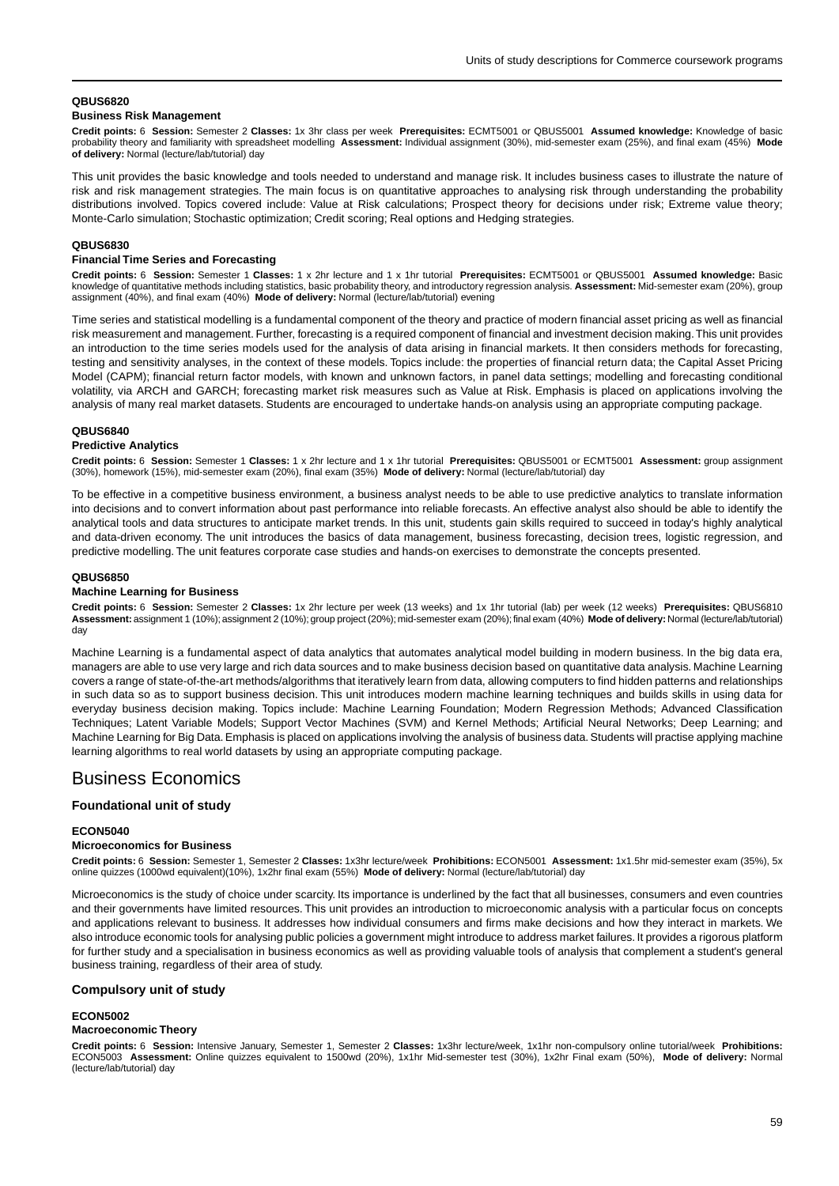#### QBUS6820

#### Business Risk Management

**Credit points:** 6 **Session:** Semester 2 **Classes:** 1x 3hr class per week **Prerequisites:** ECMT5001 or QBUS5001 **Assumed knowledge:** Knowledge of basic probability theory and familiarity with spreadsheet modelling **Assessment:** Individual assignment (30%), mid-semester exam (25%), and final exam (45%) **Mode of delivery:** Normal (lecture/lab/tutorial) day

This unit provides the basic knowledge and tools needed to understand and manage risk. It includes business cases to illustrate the nature of risk and risk management strategies. The main focus is on quantitative approaches to analysing risk through understanding the probability distributions involved. Topics covered include: Value at Risk calculations; Prospect theory for decisions under risk; Extreme value theory; Monte-Carlo simulation; Stochastic optimization; Credit scoring; Real options and Hedging strategies.

#### QBUS6830

#### Financial Time Series and Forecasting

**Credit points:** 6 **Session:** Semester 1 **Classes:** 1 x 2hr lecture and 1 x 1hr tutorial **Prerequisites:** ECMT5001 or QBUS5001 **Assumed knowledge:** Basic knowledge of quantitative methods including statistics, basic probability theory, and introductory regression analysis. **Assessment:** Mid-semester exam (20%), group assignment (40%), and final exam (40%) **Mode of delivery:** Normal (lecture/lab/tutorial) evening

Time series and statistical modelling is a fundamental component of the theory and practice of modern financial asset pricing as well as financial risk measurement and management. Further, forecasting is a required component of financial and investment decision making. This unit provides an introduction to the time series models used for the analysis of data arising in financial markets. It then considers methods for forecasting, testing and sensitivity analyses, in the context of these models. Topics include: the properties of financial return data; the Capital Asset Pricing Model (CAPM); financial return factor models, with known and unknown factors, in panel data settings; modelling and forecasting conditional volatility, via ARCH and GARCH; forecasting market risk measures such as Value at Risk. Emphasis is placed on applications involving the analysis of many real market datasets. Students are encouraged to undertake hands-on analysis using an appropriate computing package.

#### QBUS6840

#### Predictive Analytics

**Credit points:** 6 **Session:** Semester 1 **Classes:** 1 x 2hr lecture and 1 x 1hr tutorial **Prerequisites:** QBUS5001 or ECMT5001 **Assessment:** group assignment (30%), homework (15%), mid-semester exam (20%), final exam (35%) **Mode of delivery:** Normal (lecture/lab/tutorial) day

To be effective in a competitive business environment, a business analyst needs to be able to use predictive analytics to translate information into decisions and to convert information about past performance into reliable forecasts. An effective analyst also should be able to identify the analytical tools and data structures to anticipate market trends. In this unit, students gain skills required to succeed in today's highly analytical and data-driven economy. The unit introduces the basics of data management, business forecasting, decision trees, logistic regression, and predictive modelling. The unit features corporate case studies and hands-on exercises to demonstrate the concepts presented.

#### QBUS6850

#### Machine Learning for Business

**Credit points:** 6 **Session:** Semester 2 **Classes:** 1x 2hr lecture per week (13 weeks) and 1x 1hr tutorial (lab) per week (12 weeks) **Prerequisites:** QBUS6810 **Assessment:** assignment 1 (10%); assignment 2 (10%); group project (20%); mid-semester exam (20%); final exam (40%) **Mode of delivery:** Normal (lecture/lab/tutorial) day

Machine Learning is a fundamental aspect of data analytics that automates analytical model building in modern business. In the big data era, managers are able to use very large and rich data sources and to make business decision based on quantitative data analysis. Machine Learning covers a range of state-of-the-art methods/algorithms that iteratively learn from data, allowing computers to find hidden patterns and relationships in such data so as to support business decision. This unit introduces modern machine learning techniques and builds skills in using data for everyday business decision making. Topics include: Machine Learning Foundation; Modern Regression Methods; Advanced Classification Techniques; Latent Variable Models; Support Vector Machines (SVM) and Kernel Methods; Artificial Neural Networks; Deep Learning; and Machine Learning for Big Data. Emphasis is placed on applications involving the analysis of business data. Students will practise applying machine learning algorithms to real world datasets by using an appropriate computing package.

# Business Economics

### Foundational unit of study

#### ECON5040

#### Microeconomics for Business

**Credit points:** 6 **Session:** Semester 1, Semester 2 **Classes:** 1x3hr lecture/week **Prohibitions:** ECON5001 **Assessment:** 1x1.5hr mid-semester exam (35%), 5x online quizzes (1000wd equivalent)(10%), 1x2hr final exam (55%) **Mode of delivery:** Normal (lecture/lab/tutorial) day

Microeconomics is the study of choice under scarcity. Its importance is underlined by the fact that all businesses, consumers and even countries and their governments have limited resources. This unit provides an introduction to microeconomic analysis with a particular focus on concepts and applications relevant to business. It addresses how individual consumers and firms make decisions and how they interact in markets. We also introduce economic tools for analysing public policies a government might introduce to address market failures. It provides a rigorous platform for further study and a specialisation in business economics as well as providing valuable tools of analysis that complement a student's general business training, regardless of their area of study.

### Compulsory unit of study

#### ECON5002

#### Macroeconomic Theory

**Credit points:** 6 **Session:** Intensive January, Semester 1, Semester 2 **Classes:** 1x3hr lecture/week, 1x1hr non-compulsory online tutorial/week **Prohibitions:** ECON5003 **Assessment:** Online quizzes equivalent to 1500wd (20%), 1x1hr Mid-semester test (30%), 1x2hr Final exam (50%), **Mode of delivery:** Normal (lecture/lab/tutorial) day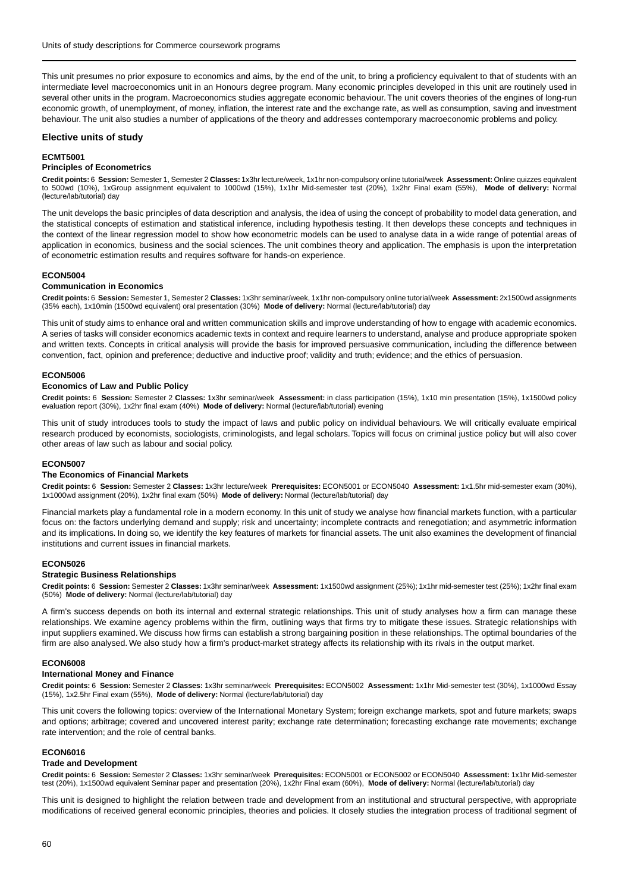This unit presumes no prior exposure to economics and aims, by the end of the unit, to bring a proficiency equivalent to that of students with an intermediate level macroeconomics unit in an Honours degree program. Many economic principles developed in this unit are routinely used in several other units in the program. Macroeconomics studies aggregate economic behaviour. The unit covers theories of the engines of long-run economic growth, of unemployment, of money, inflation, the interest rate and the exchange rate, as well as consumption, saving and investment behaviour. The unit also studies a number of applications of the theory and addresses contemporary macroeconomic problems and policy.

## Elective units of study

### ECMT5001

**Principles of Econometrics**

**Credit points:** 6 **Session:** Semester 1, Semester 2 **Classes:** 1x3hr lecture/week, 1x1hr non-compulsory online tutorial/week **Assessment:** Online quizzes equivalent to 500wd (10%), 1xGroup assignment equivalent to 1000wd (15%), 1x1hr Mid-semester test (20%), 1x2hr Final exam (55%), **Mode of delivery:** Normal (lecture/lab/tutorial) day

The unit develops the basic principles of data description and analysis, the idea of using the concept of probability to model data generation, and the statistical concepts of estimation and statistical inference, including hypothesis testing. It then develops these concepts and techniques in the context of the linear regression model to show how econometric models can be used to analyse data in a wide range of potential areas of application in economics, business and the social sciences. The unit combines theory and application. The emphasis is upon the interpretation of econometric estimation results and requires software for hands-on experience.

### ECON5004

**Communication in Economics**

**Credit points:** 6 **Session:** Semester 1, Semester 2 **Classes:** 1x3hr seminar/week, 1x1hr non-compulsory online tutorial/week **Assessment:** 2x1500wd assignments (35% each), 1x10min (1500wd equivalent) oral presentation (30%) **Mode of delivery:** Normal (lecture/lab/tutorial) day

This unit of study aims to enhance oral and written communication skills and improve understanding of how to engage with academic economics. A series of tasks will consider economics academic texts in context and require learners to understand, analyse and produce appropriate spoken and written texts. Concepts in critical analysis will provide the basis for improved persuasive communication, including the difference between convention, fact, opinion and preference; deductive and inductive proof; validity and truth; evidence; and the ethics of persuasion.

### ECON5006

**Economics of Law and Public Policy**

**Credit points:** 6 **Session:** Semester 2 **Classes:** 1x3hr seminar/week **Assessment:** in class participation (15%), 1x10 min presentation (15%), 1x1500wd policy evaluation report (30%), 1x2hr final exam (40%) **Mode of delivery:** Normal (lecture/lab/tutorial) evening

This unit of study introduces tools to study the impact of laws and public policy on individual behaviours. We will critically evaluate empirical research produced by economists, sociologists, criminologists, and legal scholars. Topics will focus on criminal justice policy but will also cover other areas of law such as labour and social policy.

### ECON5007

**The Economics of Financial Markets**

**Credit points:** 6 **Session:** Semester 2 **Classes:** 1x3hr lecture/week **Prerequisites:** ECON5001 or ECON5040 **Assessment:** 1x1.5hr mid-semester exam (30%), 1x1000wd assignment (20%), 1x2hr final exam (50%) **Mode of delivery:** Normal (lecture/lab/tutorial) day

Financial markets play a fundamental role in a modern economy. In this unit of study we analyse how financial markets function, with a particular focus on: the factors underlying demand and supply; risk and uncertainty; incomplete contracts and renegotiation; and asymmetric information and its implications. In doing so, we identify the key features of markets for financial assets. The unit also examines the development of financial institutions and current issues in financial markets.

### ECON5026

**Strategic Business Relationships**

**Credit points:** 6 **Session:** Semester 2 **Classes:** 1x3hr seminar/week **Assessment:** 1x1500wd assignment (25%); 1x1hr mid-semester test (25%); 1x2hr final exam (50%) **Mode of delivery:** Normal (lecture/lab/tutorial) day

A firm's success depends on both its internal and external strategic relationships. This unit of study analyses how a firm can manage these relationships. We examine agency problems within the firm, outlining ways that firms try to mitigate these issues. Strategic relationships with input suppliers examined. We discuss how firms can establish a strong bargaining position in these relationships. The optimal boundaries of the firm are also analysed. We also study how a firm's product-market strategy affects its relationship with its rivals in the output market.

### ECON6008

**International Money and Finance**

**Credit points:** 6 **Session:** Semester 2 **Classes:** 1x3hr seminar/week **Prerequisites:** ECON5002 **Assessment:** 1x1hr Mid-semester test (30%), 1x1000wd Essay (15%), 1x2.5hr Final exam (55%), **Mode of delivery:** Normal (lecture/lab/tutorial) day

This unit covers the following topics: overview of the International Monetary System; foreign exchange markets, spot and future markets; swaps and options; arbitrage; covered and uncovered interest parity; exchange rate determination; forecasting exchange rate movements; exchange rate intervention; and the role of central banks.

### ECON6016

**Trade and Development**

**Credit points:** 6 **Session:** Semester 2 **Classes:** 1x3hr seminar/week **Prerequisites:** ECON5001 or ECON5002 or ECON5040 **Assessment:** 1x1hr Mid-semester test (20%), 1x1500wd equivalent Seminar paper and presentation (20%), 1x2hr Final exam (60%), **Mode of delivery:** Normal (lecture/lab/tutorial) day

This unit is designed to highlight the relation between trade and development from an institutional and structural perspective, with appropriate modifications of received general economic principles, theories and policies. It closely studies the integration process of traditional segment of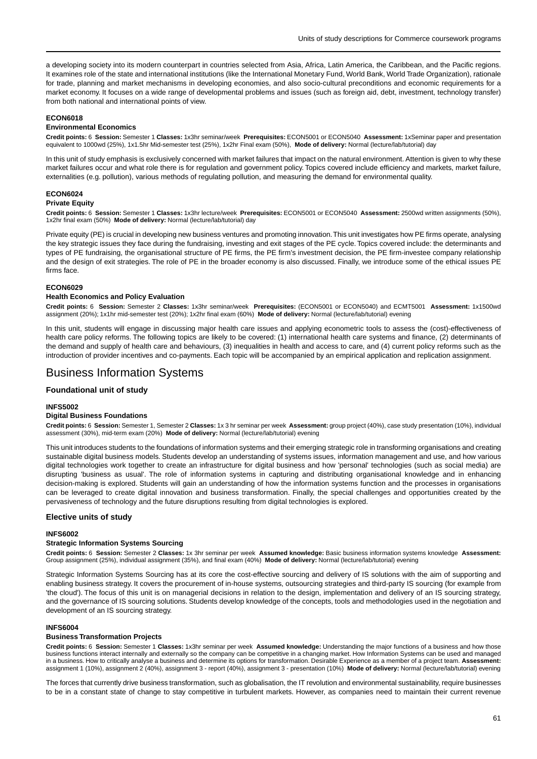a developing society into its modern counterpart in countries selected from Asia, Africa, Latin America, the Caribbean, and the Pacific regions. It examines role of the state and international institutions (like the International Monetary Fund, World Bank, World Trade Organization), rationale for trade, planning and market mechanisms in developing economies, and also socio-cultural preconditions and economic requirements for a market economy. It focuses on a wide range of developmental problems and issues (such as foreign aid, debt, investment, technology transfer) from both national and international points of view.

#### ECON6018
#### Environmental Economics

**Credit points:** 6 **Session:** Semester 1 **Classes:** 1x3hr seminar/week **Prerequisites:** ECON5001 or ECON5040 **Assessment:** 1xSeminar paper and presentation equivalent to 1000wd (25%), 1x1.5hr Mid-semester test (25%), 1x2hr Final exam (50%), **Mode of delivery:** Normal (lecture/lab/tutorial) day

In this unit of study emphasis is exclusively concerned with market failures that impact on the natural environment. Attention is given to why these market failures occur and what role there is for regulation and government policy. Topics covered include efficiency and markets, market failure, externalities (e.g. pollution), various methods of regulating pollution, and measuring the demand for environmental quality.

#### ECON6024
#### Private Equity

**Credit points:** 6 **Session:** Semester 1 **Classes:** 1x3hr lecture/week **Prerequisites:** ECON5001 or ECON5040 **Assessment:** 2500wd written assignments (50%), 1x2hr final exam (50%) **Mode of delivery:** Normal (lecture/lab/tutorial) day

Private equity (PE) is crucial in developing new business ventures and promoting innovation. This unit investigates how PE firms operate, analysing the key strategic issues they face during the fundraising, investing and exit stages of the PE cycle. Topics covered include: the determinants and types of PE fundraising, the organisational structure of PE firms, the PE firm's investment decision, the PE firm-investee company relationship and the design of exit strategies. The role of PE in the broader economy is also discussed. Finally, we introduce some of the ethical issues PE firms face.

#### ECON6029
#### Health Economics and Policy Evaluation

**Credit points:** 6 **Session:** Semester 2 **Classes:** 1x3hr seminar/week **Prerequisites:** (ECON5001 or ECON5040) and ECMT5001 **Assessment:** 1x1500wd assignment (20%); 1x1hr mid-semester test (20%); 1x2hr final exam (60%) **Mode of delivery:** Normal (lecture/lab/tutorial) evening

In this unit, students will engage in discussing major health care issues and applying econometric tools to assess the (cost)-effectiveness of health care policy reforms. The following topics are likely to be covered: (1) international health care systems and finance, (2) determinants of the demand and supply of health care and behaviours, (3) inequalities in health and access to care, and (4) current policy reforms such as the introduction of provider incentives and co-payments. Each topic will be accompanied by an empirical application and replication assignment.

## Business Information Systems

### Foundational unit of study

#### INFS5002
#### Digital Business Foundations

**Credit points:** 6 **Session:** Semester 1, Semester 2 **Classes:** 1x 3 hr seminar per week **Assessment:** group project (40%), case study presentation (10%), individual assessment (30%), mid-term exam (20%) **Mode of delivery:** Normal (lecture/lab/tutorial) evening

This unit introduces students to the foundations of information systems and their emerging strategic role in transforming organisations and creating sustainable digital business models. Students develop an understanding of systems issues, information management and use, and how various digital technologies work together to create an infrastructure for digital business and how 'personal' technologies (such as social media) are disrupting 'business as usual'. The role of information systems in capturing and distributing organisational knowledge and in enhancing decision-making is explored. Students will gain an understanding of how the information systems function and the processes in organisations can be leveraged to create digital innovation and business transformation. Finally, the special challenges and opportunities created by the pervasiveness of technology and the future disruptions resulting from digital technologies is explored.

### Elective units of study

#### INFS6002
#### Strategic Information Systems Sourcing

**Credit points:** 6 **Session:** Semester 2 **Classes:** 1x 3hr seminar per week **Assumed knowledge:** Basic business information systems knowledge **Assessment:** Group assignment (25%), individual assignment (35%), and final exam (40%) **Mode of delivery:** Normal (lecture/lab/tutorial) evening

Strategic Information Systems Sourcing has at its core the cost-effective sourcing and delivery of IS solutions with the aim of supporting and enabling business strategy. It covers the procurement of in-house systems, outsourcing strategies and third-party IS sourcing (for example from 'the cloud'). The focus of this unit is on managerial decisions in relation to the design, implementation and delivery of an IS sourcing strategy, and the governance of IS sourcing solutions. Students develop knowledge of the concepts, tools and methodologies used in the negotiation and development of an IS sourcing strategy.

#### INFS6004
#### Business Transformation Projects

**Credit points:** 6 **Session:** Semester 1 **Classes:** 1x3hr seminar per week **Assumed knowledge:** Understanding the major functions of a business and how those business functions interact internally and externally so the company can be competitive in a changing market. How Information Systems can be used and managed in a business. How to critically analyse a business and determine its options for transformation. Desirable Experience as a member of a project team. **Assessment:** assignment 1 (10%), assignment 2 (40%), assignment 3 - report (40%), assignment 3 - presentation (10%) **Mode of delivery:** Normal (lecture/lab/tutorial) evening

The forces that currently drive business transformation, such as globalisation, the IT revolution and environmental sustainability, require businesses to be in a constant state of change to stay competitive in turbulent markets. However, as companies need to maintain their current revenue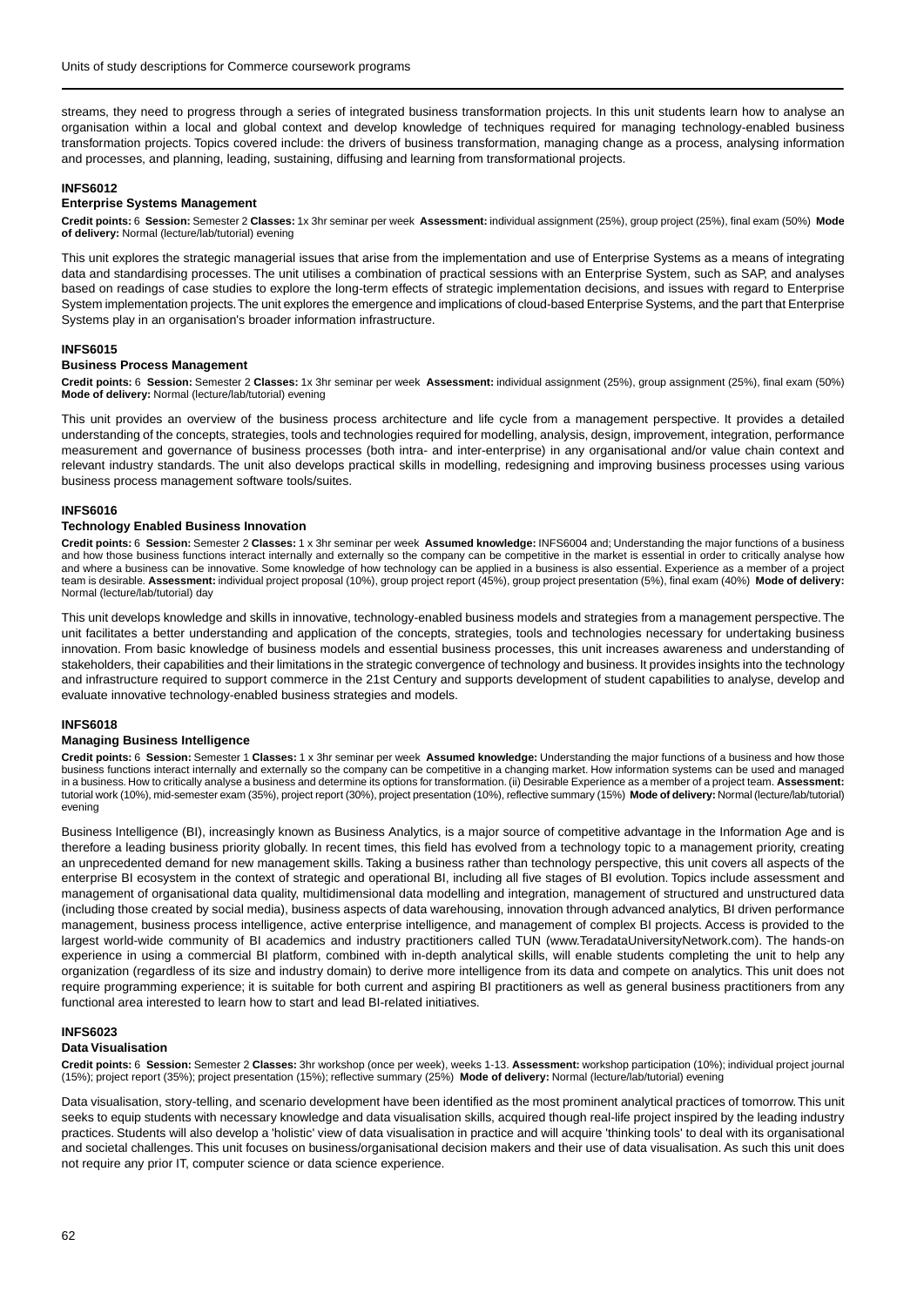streams, they need to progress through a series of integrated business transformation projects. In this unit students learn how to analyse an organisation within a local and global context and develop knowledge of techniques required for managing technology-enabled business transformation projects. Topics covered include: the drivers of business transformation, managing change as a process, analysing information and processes, and planning, leading, sustaining, diffusing and learning from transformational projects.

#### INFS6012
#### Enterprise Systems Management

**Credit points:** 6 **Session:** Semester 2 **Classes:** 1x 3hr seminar per week **Assessment:** individual assignment (25%), group project (25%), final exam (50%) **Mode of delivery:** Normal (lecture/lab/tutorial) evening

This unit explores the strategic managerial issues that arise from the implementation and use of Enterprise Systems as a means of integrating data and standardising processes. The unit utilises a combination of practical sessions with an Enterprise System, such as SAP, and analyses based on readings of case studies to explore the long-term effects of strategic implementation decisions, and issues with regard to Enterprise System implementation projects. The unit explores the emergence and implications of cloud-based Enterprise Systems, and the part that Enterprise Systems play in an organisation's broader information infrastructure.

#### INFS6015
#### Business Process Management

**Credit points:** 6 **Session:** Semester 2 **Classes:** 1x 3hr seminar per week **Assessment:** individual assignment (25%), group assignment (25%), final exam (50%) **Mode of delivery:** Normal (lecture/lab/tutorial) evening

This unit provides an overview of the business process architecture and life cycle from a management perspective. It provides a detailed understanding of the concepts, strategies, tools and technologies required for modelling, analysis, design, improvement, integration, performance measurement and governance of business processes (both intra- and inter-enterprise) in any organisational and/or value chain context and relevant industry standards. The unit also develops practical skills in modelling, redesigning and improving business processes using various business process management software tools/suites.

#### INFS6016
#### Technology Enabled Business Innovation

**Credit points:** 6 **Session:** Semester 2 **Classes:** 1 x 3hr seminar per week **Assumed knowledge:** INFS6004 and; Understanding the major functions of a business and how those business functions interact internally and externally so the company can be competitive in the market is essential in order to critically analyse how and where a business can be innovative. Some knowledge of how technology can be applied in a business is also essential. Experience as a member of a project team is desirable. **Assessment:** individual project proposal (10%), group project report (45%), group project presentation (5%), final exam (40%) **Mode of delivery:** Normal (lecture/lab/tutorial) day

This unit develops knowledge and skills in innovative, technology-enabled business models and strategies from a management perspective. The unit facilitates a better understanding and application of the concepts, strategies, tools and technologies necessary for undertaking business innovation. From basic knowledge of business models and essential business processes, this unit increases awareness and understanding of stakeholders, their capabilities and their limitations in the strategic convergence of technology and business. It provides insights into the technology and infrastructure required to support commerce in the 21st Century and supports development of student capabilities to analyse, develop and evaluate innovative technology-enabled business strategies and models.

#### INFS6018
#### Managing Business Intelligence

**Credit points:** 6 **Session:** Semester 1 **Classes:** 1 x 3hr seminar per week **Assumed knowledge:** Understanding the major functions of a business and how those business functions interact internally and externally so the company can be competitive in a changing market. How information systems can be used and managed in a business. How to critically analyse a business and determine its options for transformation. (ii) Desirable Experience as a member of a project team. **Assessment:** tutorial work (10%), mid-semester exam (35%), project report (30%), project presentation (10%), reflective summary (15%) **Mode of delivery:** Normal (lecture/lab/tutorial) evening

Business Intelligence (BI), increasingly known as Business Analytics, is a major source of competitive advantage in the Information Age and is therefore a leading business priority globally. In recent times, this field has evolved from a technology topic to a management priority, creating an unprecedented demand for new management skills. Taking a business rather than technology perspective, this unit covers all aspects of the enterprise BI ecosystem in the context of strategic and operational BI, including all five stages of BI evolution. Topics include assessment and management of organisational data quality, multidimensional data modelling and integration, management of structured and unstructured data (including those created by social media), business aspects of data warehousing, innovation through advanced analytics, BI driven performance management, business process intelligence, active enterprise intelligence, and management of complex BI projects. Access is provided to the largest world-wide community of BI academics and industry practitioners called TUN (www.TeradataUniversityNetwork.com). The hands-on experience in using a commercial BI platform, combined with in-depth analytical skills, will enable students completing the unit to help any organization (regardless of its size and industry domain) to derive more intelligence from its data and compete on analytics. This unit does not require programming experience; it is suitable for both current and aspiring BI practitioners as well as general business practitioners from any functional area interested to learn how to start and lead BI-related initiatives.

#### INFS6023
#### Data Visualisation

**Credit points:** 6 **Session:** Semester 2 **Classes:** 3hr workshop (once per week), weeks 1-13. **Assessment:** workshop participation (10%); individual project journal (15%); project report (35%); project presentation (15%); reflective summary (25%) **Mode of delivery:** Normal (lecture/lab/tutorial) evening

Data visualisation, story-telling, and scenario development have been identified as the most prominent analytical practices of tomorrow. This unit seeks to equip students with necessary knowledge and data visualisation skills, acquired though real-life project inspired by the leading industry practices. Students will also develop a 'holistic' view of data visualisation in practice and will acquire 'thinking tools' to deal with its organisational and societal challenges. This unit focuses on business/organisational decision makers and their use of data visualisation. As such this unit does not require any prior IT, computer science or data science experience.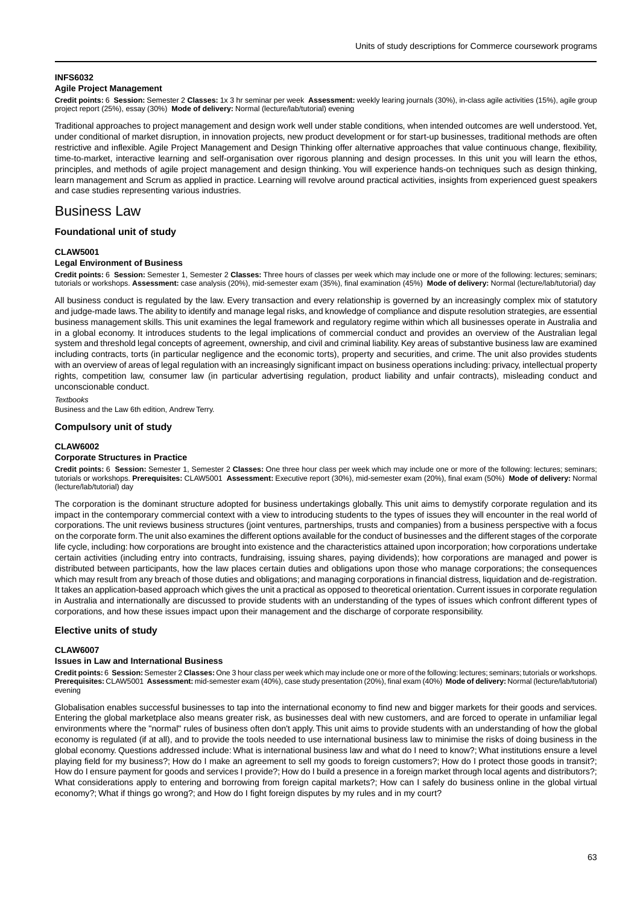#### INFS6032

**Agile Project Management**

**Credit points:** 6 **Session:** Semester 2 **Classes:** 1x 3 hr seminar per week **Assessment:** weekly learing journals (30%), in-class agile activities (15%), agile group project report (25%), essay (30%) **Mode of delivery:** Normal (lecture/lab/tutorial) evening

Traditional approaches to project management and design work well under stable conditions, when intended outcomes are well understood. Yet, under conditional of market disruption, in innovation projects, new product development or for start-up businesses, traditional methods are often restrictive and inflexible. Agile Project Management and Design Thinking offer alternative approaches that value continuous change, flexibility, time-to-market, interactive learning and self-organisation over rigorous planning and design processes. In this unit you will learn the ethos, principles, and methods of agile project management and design thinking. You will experience hands-on techniques such as design thinking, learn management and Scrum as applied in practice. Learning will revolve around practical activities, insights from experienced guest speakers and case studies representing various industries.

## Business Law

### Foundational unit of study

#### CLAW5001

**Legal Environment of Business**

**Credit points:** 6 **Session:** Semester 1, Semester 2 **Classes:** Three hours of classes per week which may include one or more of the following: lectures; seminars; tutorials or workshops. **Assessment:** case analysis (20%), mid-semester exam (35%), final examination (45%) **Mode of delivery:** Normal (lecture/lab/tutorial) day

All business conduct is regulated by the law. Every transaction and every relationship is governed by an increasingly complex mix of statutory and judge-made laws. The ability to identify and manage legal risks, and knowledge of compliance and dispute resolution strategies, are essential business management skills. This unit examines the legal framework and regulatory regime within which all businesses operate in Australia and in a global economy. It introduces students to the legal implications of commercial conduct and provides an overview of the Australian legal system and threshold legal concepts of agreement, ownership, and civil and criminal liability. Key areas of substantive business law are examined including contracts, torts (in particular negligence and the economic torts), property and securities, and crime. The unit also provides students with an overview of areas of legal regulation with an increasingly significant impact on business operations including: privacy, intellectual property rights, competition law, consumer law (in particular advertising regulation, product liability and unfair contracts), misleading conduct and unconscionable conduct.

*Textbooks*

Business and the Law 6th edition, Andrew Terry.

### Compulsory unit of study

#### CLAW6002

**Corporate Structures in Practice**

**Credit points:** 6 **Session:** Semester 1, Semester 2 **Classes:** One three hour class per week which may include one or more of the following: lectures; seminars; tutorials or workshops. **Prerequisites:** CLAW5001 **Assessment:** Executive report (30%), mid-semester exam (20%), final exam (50%) **Mode of delivery:** Normal (lecture/lab/tutorial) day

The corporation is the dominant structure adopted for business undertakings globally. This unit aims to demystify corporate regulation and its impact in the contemporary commercial context with a view to introducing students to the types of issues they will encounter in the real world of corporations. The unit reviews business structures (joint ventures, partnerships, trusts and companies) from a business perspective with a focus on the corporate form. The unit also examines the different options available for the conduct of businesses and the different stages of the corporate life cycle, including: how corporations are brought into existence and the characteristics attained upon incorporation; how corporations undertake certain activities (including entry into contracts, fundraising, issuing shares, paying dividends); how corporations are managed and power is distributed between participants, how the law places certain duties and obligations upon those who manage corporations; the consequences which may result from any breach of those duties and obligations; and managing corporations in financial distress, liquidation and de-registration. It takes an application-based approach which gives the unit a practical as opposed to theoretical orientation. Current issues in corporate regulation in Australia and internationally are discussed to provide students with an understanding of the types of issues which confront different types of corporations, and how these issues impact upon their management and the discharge of corporate responsibility.

### Elective units of study

#### CLAW6007

**Issues in Law and International Business**

**Credit points:** 6 **Session:** Semester 2 **Classes:** One 3 hour class per week which may include one or more of the following: lectures; seminars; tutorials or workshops. **Prerequisites:** CLAW5001 **Assessment:** mid-semester exam (40%), case study presentation (20%), final exam (40%) **Mode of delivery:** Normal (lecture/lab/tutorial) evening

Globalisation enables successful businesses to tap into the international economy to find new and bigger markets for their goods and services. Entering the global marketplace also means greater risk, as businesses deal with new customers, and are forced to operate in unfamiliar legal environments where the "normal" rules of business often don't apply. This unit aims to provide students with an understanding of how the global economy is regulated (if at all), and to provide the tools needed to use international business law to minimise the risks of doing business in the global economy. Questions addressed include: What is international business law and what do I need to know?; What institutions ensure a level playing field for my business?; How do I make an agreement to sell my goods to foreign customers?; How do I protect those goods in transit?; How do I ensure payment for goods and services I provide?; How do I build a presence in a foreign market through local agents and distributors?; What considerations apply to entering and borrowing from foreign capital markets?; How can I safely do business online in the global virtual economy?; What if things go wrong?; and How do I fight foreign disputes by my rules and in my court?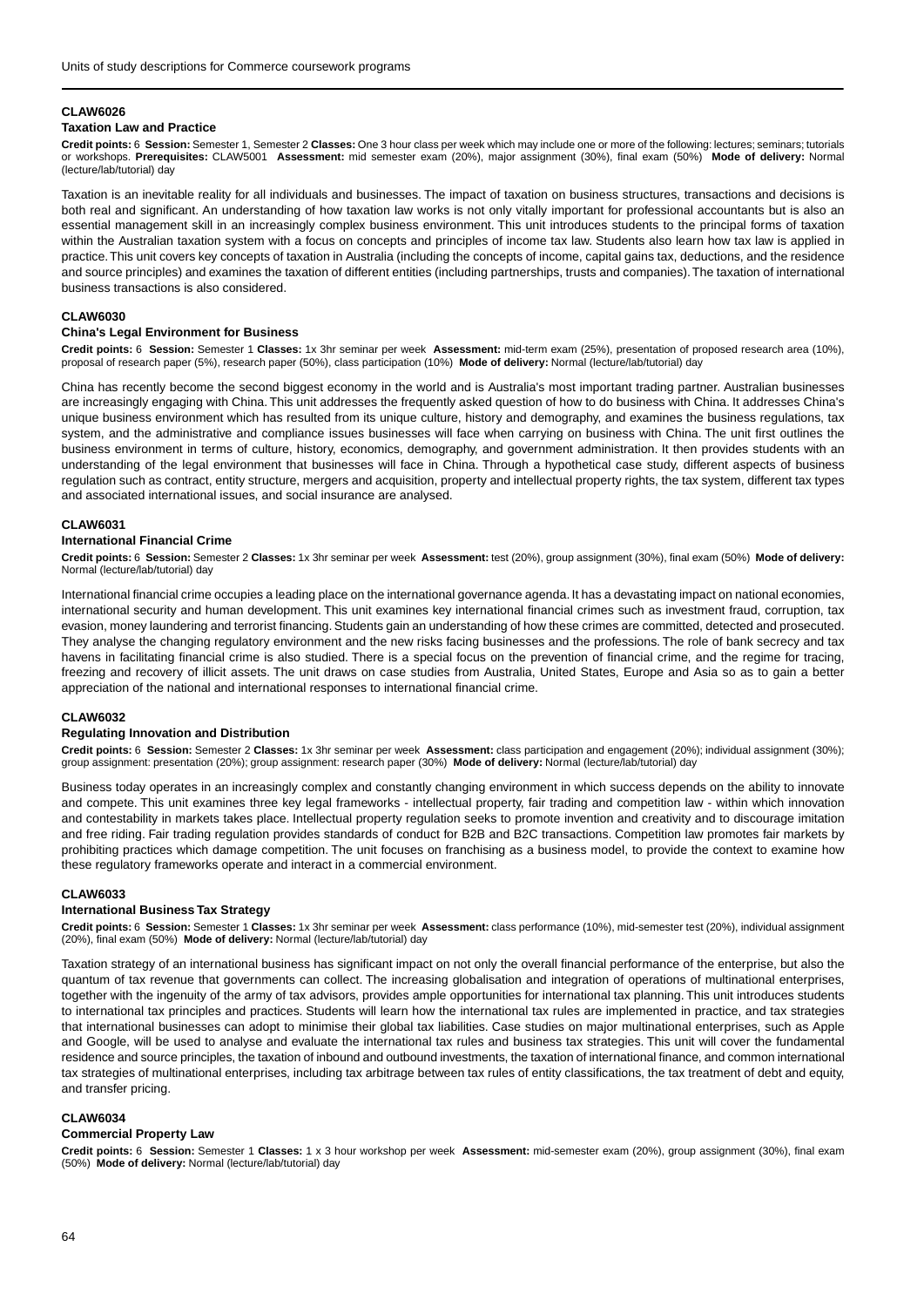### CLAW6026

#### Taxation Law and Practice

**Credit points:** 6 **Session:** Semester 1, Semester 2 **Classes:** One 3 hour class per week which may include one or more of the following: lectures; seminars; tutorials or workshops. **Prerequisites:** CLAW5001 **Assessment:** mid semester exam (20%), major assignment (30%), final exam (50%) **Mode of delivery:** Normal (lecture/lab/tutorial) day

Taxation is an inevitable reality for all individuals and businesses. The impact of taxation on business structures, transactions and decisions is both real and significant. An understanding of how taxation law works is not only vitally important for professional accountants but is also an essential management skill in an increasingly complex business environment. This unit introduces students to the principal forms of taxation within the Australian taxation system with a focus on concepts and principles of income tax law. Students also learn how tax law is applied in practice. This unit covers key concepts of taxation in Australia (including the concepts of income, capital gains tax, deductions, and the residence and source principles) and examines the taxation of different entities (including partnerships, trusts and companies). The taxation of international business transactions is also considered.

### CLAW6030

#### China's Legal Environment for Business

**Credit points:** 6 **Session:** Semester 1 **Classes:** 1x 3hr seminar per week **Assessment:** mid-term exam (25%), presentation of proposed research area (10%), proposal of research paper (5%), research paper (50%), class participation (10%) **Mode of delivery:** Normal (lecture/lab/tutorial) day

China has recently become the second biggest economy in the world and is Australia's most important trading partner. Australian businesses are increasingly engaging with China. This unit addresses the frequently asked question of how to do business with China. It addresses China's unique business environment which has resulted from its unique culture, history and demography, and examines the business regulations, tax system, and the administrative and compliance issues businesses will face when carrying on business with China. The unit first outlines the business environment in terms of culture, history, economics, demography, and government administration. It then provides students with an understanding of the legal environment that businesses will face in China. Through a hypothetical case study, different aspects of business regulation such as contract, entity structure, mergers and acquisition, property and intellectual property rights, the tax system, different tax types and associated international issues, and social insurance are analysed.

### CLAW6031

#### International Financial Crime

**Credit points:** 6 **Session:** Semester 2 **Classes:** 1x 3hr seminar per week **Assessment:** test (20%), group assignment (30%), final exam (50%) **Mode of delivery:** Normal (lecture/lab/tutorial) day

International financial crime occupies a leading place on the international governance agenda. It has a devastating impact on national economies, international security and human development. This unit examines key international financial crimes such as investment fraud, corruption, tax evasion, money laundering and terrorist financing. Students gain an understanding of how these crimes are committed, detected and prosecuted. They analyse the changing regulatory environment and the new risks facing businesses and the professions. The role of bank secrecy and tax havens in facilitating financial crime is also studied. There is a special focus on the prevention of financial crime, and the regime for tracing, freezing and recovery of illicit assets. The unit draws on case studies from Australia, United States, Europe and Asia so as to gain a better appreciation of the national and international responses to international financial crime.

### CLAW6032

#### Regulating Innovation and Distribution

**Credit points:** 6 **Session:** Semester 2 **Classes:** 1x 3hr seminar per week **Assessment:** class participation and engagement (20%); individual assignment (30%); group assignment: presentation (20%); group assignment: research paper (30%) **Mode of delivery:** Normal (lecture/lab/tutorial) day

Business today operates in an increasingly complex and constantly changing environment in which success depends on the ability to innovate and compete. This unit examines three key legal frameworks - intellectual property, fair trading and competition law - within which innovation and contestability in markets takes place. Intellectual property regulation seeks to promote invention and creativity and to discourage imitation and free riding. Fair trading regulation provides standards of conduct for B2B and B2C transactions. Competition law promotes fair markets by prohibiting practices which damage competition. The unit focuses on franchising as a business model, to provide the context to examine how these regulatory frameworks operate and interact in a commercial environment.

### CLAW6033

#### International Business Tax Strategy

**Credit points:** 6 **Session:** Semester 1 **Classes:** 1x 3hr seminar per week **Assessment:** class performance (10%), mid-semester test (20%), individual assignment (20%), final exam (50%) **Mode of delivery:** Normal (lecture/lab/tutorial) day

Taxation strategy of an international business has significant impact on not only the overall financial performance of the enterprise, but also the quantum of tax revenue that governments can collect. The increasing globalisation and integration of operations of multinational enterprises, together with the ingenuity of the army of tax advisors, provides ample opportunities for international tax planning. This unit introduces students to international tax principles and practices. Students will learn how the international tax rules are implemented in practice, and tax strategies that international businesses can adopt to minimise their global tax liabilities. Case studies on major multinational enterprises, such as Apple and Google, will be used to analyse and evaluate the international tax rules and business tax strategies. This unit will cover the fundamental residence and source principles, the taxation of inbound and outbound investments, the taxation of international finance, and common international tax strategies of multinational enterprises, including tax arbitrage between tax rules of entity classifications, the tax treatment of debt and equity, and transfer pricing.

### CLAW6034

#### Commercial Property Law

**Credit points:** 6 **Session:** Semester 1 **Classes:** 1 x 3 hour workshop per week **Assessment:** mid-semester exam (20%), group assignment (30%), final exam (50%) **Mode of delivery:** Normal (lecture/lab/tutorial) day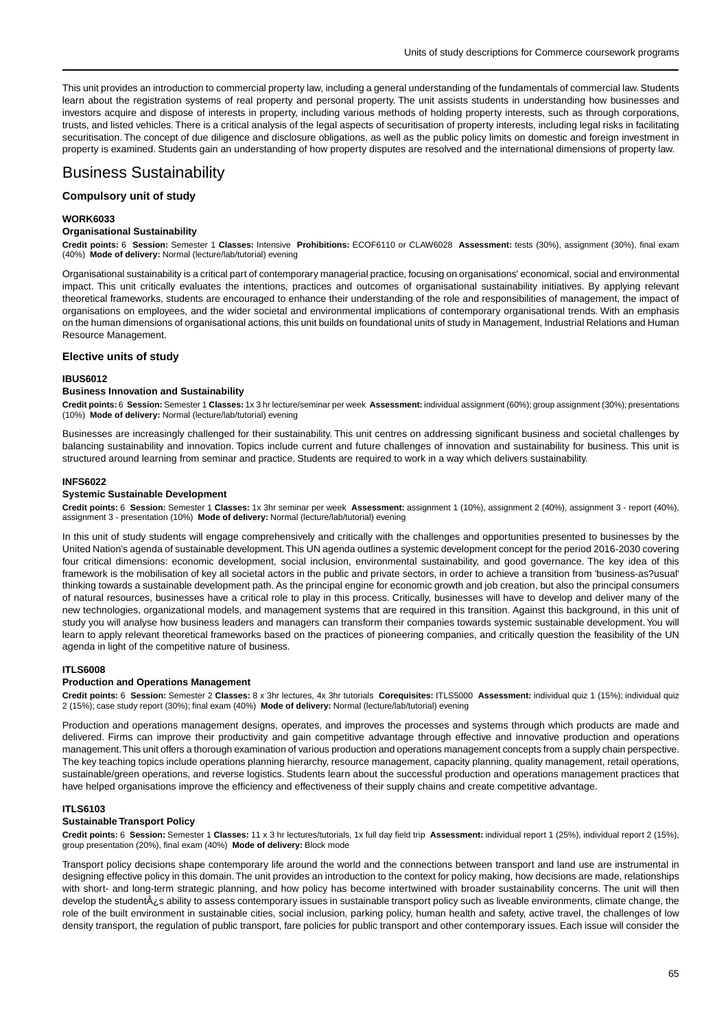This unit provides an introduction to commercial property law, including a general understanding of the fundamentals of commercial law. Students learn about the registration systems of real property and personal property. The unit assists students in understanding how businesses and investors acquire and dispose of interests in property, including various methods of holding property interests, such as through corporations, trusts, and listed vehicles. There is a critical analysis of the legal aspects of securitisation of property interests, including legal risks in facilitating securitisation. The concept of due diligence and disclosure obligations, as well as the public policy limits on domestic and foreign investment in property is examined. Students gain an understanding of how property disputes are resolved and the international dimensions of property law.

# Business Sustainability

### Compulsory unit of study

**WORK6033**

**Organisational Sustainability**

**Credit points:** 6 **Session:** Semester 1 **Classes:** Intensive **Prohibitions:** ECOF6110 or CLAW6028 **Assessment:** tests (30%), assignment (30%), final exam (40%) **Mode of delivery:** Normal (lecture/lab/tutorial) evening

Organisational sustainability is a critical part of contemporary managerial practice, focusing on organisations' economical, social and environmental impact. This unit critically evaluates the intentions, practices and outcomes of organisational sustainability initiatives. By applying relevant theoretical frameworks, students are encouraged to enhance their understanding of the role and responsibilities of management, the impact of organisations on employees, and the wider societal and environmental implications of contemporary organisational trends. With an emphasis on the human dimensions of organisational actions, this unit builds on foundational units of study in Management, Industrial Relations and Human Resource Management.

### Elective units of study

**IBUS6012**

**Business Innovation and Sustainability**

**Credit points:** 6 **Session:** Semester 1 **Classes:** 1x 3 hr lecture/seminar per week **Assessment:** individual assignment (60%); group assignment (30%); presentations (10%) **Mode of delivery:** Normal (lecture/lab/tutorial) evening

Businesses are increasingly challenged for their sustainability. This unit centres on addressing significant business and societal challenges by balancing sustainability and innovation. Topics include current and future challenges of innovation and sustainability for business. This unit is structured around learning from seminar and practice. Students are required to work in a way which delivers sustainability.

**INFS6022**

**Systemic Sustainable Development**

**Credit points:** 6 **Session:** Semester 1 **Classes:** 1x 3hr seminar per week **Assessment:** assignment 1 (10%), assignment 2 (40%), assignment 3 - report (40%), assignment 3 - presentation (10%) **Mode of delivery:** Normal (lecture/lab/tutorial) evening

In this unit of study students will engage comprehensively and critically with the challenges and opportunities presented to businesses by the United Nation's agenda of sustainable development. This UN agenda outlines a systemic development concept for the period 2016-2030 covering four critical dimensions: economic development, social inclusion, environmental sustainability, and good governance. The key idea of this framework is the mobilisation of key all societal actors in the public and private sectors, in order to achieve a transition from 'business-as?usual' thinking towards a sustainable development path. As the principal engine for economic growth and job creation, but also the principal consumers of natural resources, businesses have a critical role to play in this process. Critically, businesses will have to develop and deliver many of the new technologies, organizational models, and management systems that are required in this transition. Against this background, in this unit of study you will analyse how business leaders and managers can transform their companies towards systemic sustainable development. You will learn to apply relevant theoretical frameworks based on the practices of pioneering companies, and critically question the feasibility of the UN agenda in light of the competitive nature of business.

**ITLS6008**

**Production and Operations Management**

**Credit points:** 6 **Session:** Semester 2 **Classes:** 8 x 3hr lectures, 4x 3hr tutorials **Corequisites:** ITLS5000 **Assessment:** individual quiz 1 (15%); individual quiz 2 (15%); case study report (30%); final exam (40%) **Mode of delivery:** Normal (lecture/lab/tutorial) evening

Production and operations management designs, operates, and improves the processes and systems through which products are made and delivered. Firms can improve their productivity and gain competitive advantage through effective and innovative production and operations management. This unit offers a thorough examination of various production and operations management concepts from a supply chain perspective. The key teaching topics include operations planning hierarchy, resource management, capacity planning, quality management, retail operations, sustainable/green operations, and reverse logistics. Students learn about the successful production and operations management practices that have helped organisations improve the efficiency and effectiveness of their supply chains and create competitive advantage.

**ITLS6103**

**Sustainable Transport Policy**

**Credit points:** 6 **Session:** Semester 1 **Classes:** 11 x 3 hr lectures/tutorials, 1x full day field trip **Assessment:** individual report 1 (25%), individual report 2 (15%), group presentation (20%), final exam (40%) **Mode of delivery:** Block mode

Transport policy decisions shape contemporary life around the world and the connections between transport and land use are instrumental in designing effective policy in this domain. The unit provides an introduction to the context for policy making, how decisions are made, relationships with short- and long-term strategic planning, and how policy has become intertwined with broader sustainability concerns. The unit will then develop the studentÂ¿s ability to assess contemporary issues in sustainable transport policy such as liveable environments, climate change, the role of the built environment in sustainable cities, social inclusion, parking policy, human health and safety, active travel, the challenges of low density transport, the regulation of public transport, fare policies for public transport and other contemporary issues. Each issue will consider the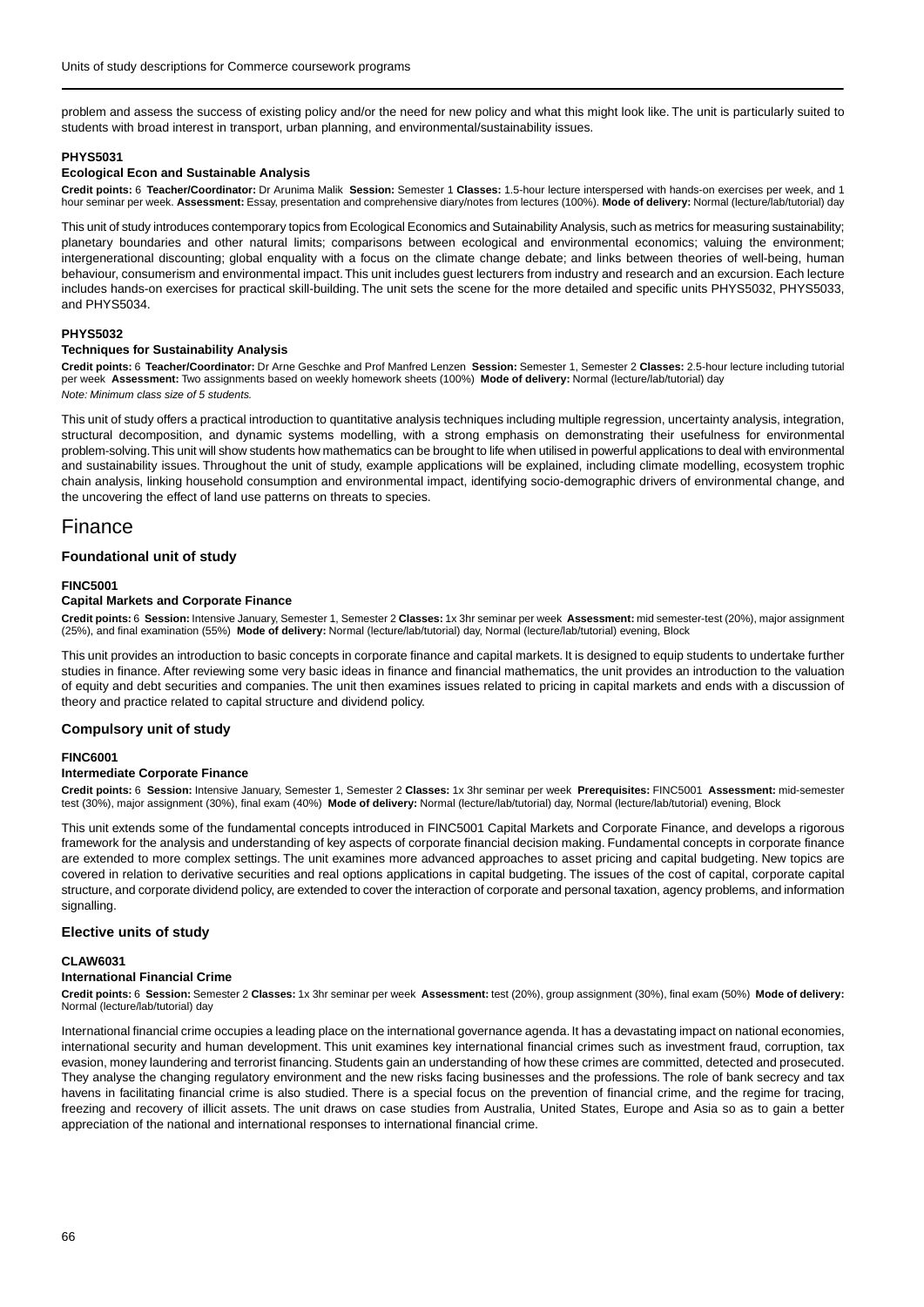problem and assess the success of existing policy and/or the need for new policy and what this might look like. The unit is particularly suited to students with broad interest in transport, urban planning, and environmental/sustainability issues.

#### PHYS5031

#### Ecological Econ and Sustainable Analysis

**Credit points:** 6 **Teacher/Coordinator:** Dr Arunima Malik **Session:** Semester 1 **Classes:** 1.5-hour lecture interspersed with hands-on exercises per week, and 1 hour seminar per week. **Assessment:** Essay, presentation and comprehensive diary/notes from lectures (100%). **Mode of delivery:** Normal (lecture/lab/tutorial) day

This unit of study introduces contemporary topics from Ecological Economics and Sutainability Analysis, such as metrics for measuring sustainability; planetary boundaries and other natural limits; comparisons between ecological and environmental economics; valuing the environment; intergenerational discounting; global enquality with a focus on the climate change debate; and links between theories of well-being, human behaviour, consumerism and environmental impact. This unit includes guest lecturers from industry and research and an excursion. Each lecture includes hands-on exercises for practical skill-building. The unit sets the scene for the more detailed and specific units PHYS5032, PHYS5033, and PHYS5034.

#### PHYS5032

#### Techniques for Sustainability Analysis

**Credit points:** 6 **Teacher/Coordinator:** Dr Arne Geschke and Prof Manfred Lenzen **Session:** Semester 1, Semester 2 **Classes:** 2.5-hour lecture including tutorial per week **Assessment:** Two assignments based on weekly homework sheets (100%) **Mode of delivery:** Normal (lecture/lab/tutorial) day

*Note: Minimum class size of 5 students.*

This unit of study offers a practical introduction to quantitative analysis techniques including multiple regression, uncertainty analysis, integration, structural decomposition, and dynamic systems modelling, with a strong emphasis on demonstrating their usefulness for environmental problem-solving. This unit will show students how mathematics can be brought to life when utilised in powerful applications to deal with environmental and sustainability issues. Throughout the unit of study, example applications will be explained, including climate modelling, ecosystem trophic chain analysis, linking household consumption and environmental impact, identifying socio-demographic drivers of environmental change, and the uncovering the effect of land use patterns on threats to species.

## Finance

### Foundational unit of study

#### FINC5001

#### Capital Markets and Corporate Finance

**Credit points:** 6 **Session:** Intensive January, Semester 1, Semester 2 **Classes:** 1x 3hr seminar per week **Assessment:** mid semester-test (20%), major assignment (25%), and final examination (55%) **Mode of delivery:** Normal (lecture/lab/tutorial) day, Normal (lecture/lab/tutorial) evening, Block

This unit provides an introduction to basic concepts in corporate finance and capital markets. It is designed to equip students to undertake further studies in finance. After reviewing some very basic ideas in finance and financial mathematics, the unit provides an introduction to the valuation of equity and debt securities and companies. The unit then examines issues related to pricing in capital markets and ends with a discussion of theory and practice related to capital structure and dividend policy.

### Compulsory unit of study

#### FINC6001

#### Intermediate Corporate Finance

**Credit points:** 6 **Session:** Intensive January, Semester 1, Semester 2 **Classes:** 1x 3hr seminar per week **Prerequisites:** FINC5001 **Assessment:** mid-semester test (30%), major assignment (30%), final exam (40%) **Mode of delivery:** Normal (lecture/lab/tutorial) day, Normal (lecture/lab/tutorial) evening, Block

This unit extends some of the fundamental concepts introduced in FINC5001 Capital Markets and Corporate Finance, and develops a rigorous framework for the analysis and understanding of key aspects of corporate financial decision making. Fundamental concepts in corporate finance are extended to more complex settings. The unit examines more advanced approaches to asset pricing and capital budgeting. New topics are covered in relation to derivative securities and real options applications in capital budgeting. The issues of the cost of capital, corporate capital structure, and corporate dividend policy, are extended to cover the interaction of corporate and personal taxation, agency problems, and information signalling.

### Elective units of study

#### CLAW6031

#### International Financial Crime

**Credit points:** 6 **Session:** Semester 2 **Classes:** 1x 3hr seminar per week **Assessment:** test (20%), group assignment (30%), final exam (50%) **Mode of delivery:** Normal (lecture/lab/tutorial) day

International financial crime occupies a leading place on the international governance agenda. It has a devastating impact on national economies, international security and human development. This unit examines key international financial crimes such as investment fraud, corruption, tax evasion, money laundering and terrorist financing. Students gain an understanding of how these crimes are committed, detected and prosecuted. They analyse the changing regulatory environment and the new risks facing businesses and the professions. The role of bank secrecy and tax havens in facilitating financial crime is also studied. There is a special focus on the prevention of financial crime, and the regime for tracing, freezing and recovery of illicit assets. The unit draws on case studies from Australia, United States, Europe and Asia so as to gain a better appreciation of the national and international responses to international financial crime.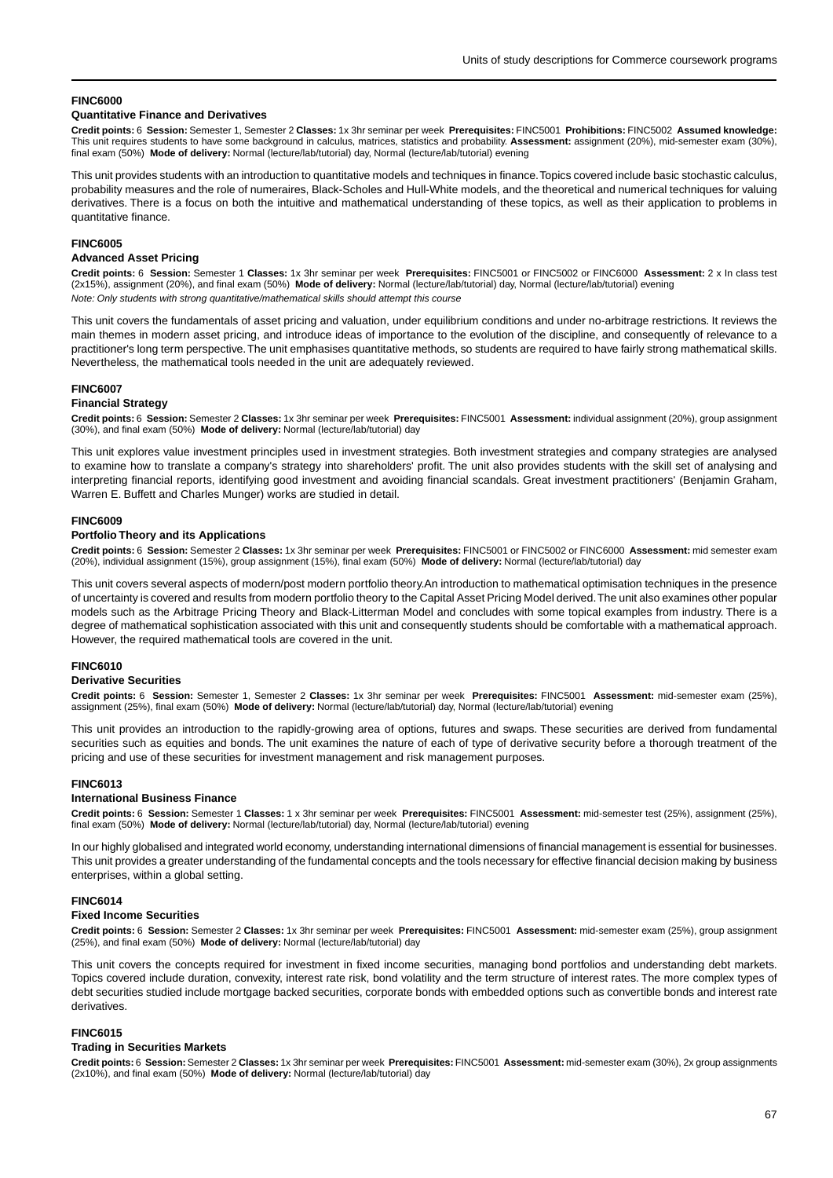#### FINC6000

#### Quantitative Finance and Derivatives

**Credit points:** 6 **Session:** Semester 1, Semester 2 **Classes:** 1x 3hr seminar per week **Prerequisites:** FINC5001 **Prohibitions:** FINC5002 **Assumed knowledge:** This unit requires students to have some background in calculus, matrices, statistics and probability. **Assessment:** assignment (20%), mid-semester exam (30%), final exam (50%) **Mode of delivery:** Normal (lecture/lab/tutorial) day, Normal (lecture/lab/tutorial) evening

This unit provides students with an introduction to quantitative models and techniques in finance. Topics covered include basic stochastic calculus, probability measures and the role of numeraires, Black-Scholes and Hull-White models, and the theoretical and numerical techniques for valuing derivatives. There is a focus on both the intuitive and mathematical understanding of these topics, as well as their application to problems in quantitative finance.

#### FINC6005

#### Advanced Asset Pricing

**Credit points:** 6 **Session:** Semester 1 **Classes:** 1x 3hr seminar per week **Prerequisites:** FINC5001 or FINC5002 or FINC6000 **Assessment:** 2 x In class test (2x15%), assignment (20%), and final exam (50%) **Mode of delivery:** Normal (lecture/lab/tutorial) day, Normal (lecture/lab/tutorial) evening

*Note: Only students with strong quantitative/mathematical skills should attempt this course*

This unit covers the fundamentals of asset pricing and valuation, under equilibrium conditions and under no-arbitrage restrictions. It reviews the main themes in modern asset pricing, and introduce ideas of importance to the evolution of the discipline, and consequently of relevance to a practitioner's long term perspective. The unit emphasises quantitative methods, so students are required to have fairly strong mathematical skills. Nevertheless, the mathematical tools needed in the unit are adequately reviewed.

#### FINC6007

#### Financial Strategy

**Credit points:** 6 **Session:** Semester 2 **Classes:** 1x 3hr seminar per week **Prerequisites:** FINC5001 **Assessment:** individual assignment (20%), group assignment (30%), and final exam (50%) **Mode of delivery:** Normal (lecture/lab/tutorial) day

This unit explores value investment principles used in investment strategies. Both investment strategies and company strategies are analysed to examine how to translate a company's strategy into shareholders' profit. The unit also provides students with the skill set of analysing and interpreting financial reports, identifying good investment and avoiding financial scandals. Great investment practitioners' (Benjamin Graham, Warren E. Buffett and Charles Munger) works are studied in detail.

#### FINC6009

#### Portfolio Theory and its Applications

**Credit points:** 6 **Session:** Semester 2 **Classes:** 1x 3hr seminar per week **Prerequisites:** FINC5001 or FINC5002 or FINC6000 **Assessment:** mid semester exam (20%), individual assignment (15%), group assignment (15%), final exam (50%) **Mode of delivery:** Normal (lecture/lab/tutorial) day

This unit covers several aspects of modern/post modern portfolio theory.An introduction to mathematical optimisation techniques in the presence of uncertainty is covered and results from modern portfolio theory to the Capital Asset Pricing Model derived. The unit also examines other popular models such as the Arbitrage Pricing Theory and Black-Litterman Model and concludes with some topical examples from industry. There is a degree of mathematical sophistication associated with this unit and consequently students should be comfortable with a mathematical approach. However, the required mathematical tools are covered in the unit.

#### FINC6010

#### Derivative Securities

**Credit points:** 6 **Session:** Semester 1, Semester 2 **Classes:** 1x 3hr seminar per week **Prerequisites:** FINC5001 **Assessment:** mid-semester exam (25%), assignment (25%), final exam (50%) **Mode of delivery:** Normal (lecture/lab/tutorial) day, Normal (lecture/lab/tutorial) evening

This unit provides an introduction to the rapidly-growing area of options, futures and swaps. These securities are derived from fundamental securities such as equities and bonds. The unit examines the nature of each of type of derivative security before a thorough treatment of the pricing and use of these securities for investment management and risk management purposes.

#### FINC6013

#### International Business Finance

**Credit points:** 6 **Session:** Semester 1 **Classes:** 1 x 3hr seminar per week **Prerequisites:** FINC5001 **Assessment:** mid-semester test (25%), assignment (25%), final exam (50%) **Mode of delivery:** Normal (lecture/lab/tutorial) day, Normal (lecture/lab/tutorial) evening

In our highly globalised and integrated world economy, understanding international dimensions of financial management is essential for businesses. This unit provides a greater understanding of the fundamental concepts and the tools necessary for effective financial decision making by business enterprises, within a global setting.

#### FINC6014

#### Fixed Income Securities

**Credit points:** 6 **Session:** Semester 2 **Classes:** 1x 3hr seminar per week **Prerequisites:** FINC5001 **Assessment:** mid-semester exam (25%), group assignment (25%), and final exam (50%) **Mode of delivery:** Normal (lecture/lab/tutorial) day

This unit covers the concepts required for investment in fixed income securities, managing bond portfolios and understanding debt markets. Topics covered include duration, convexity, interest rate risk, bond volatility and the term structure of interest rates. The more complex types of debt securities studied include mortgage backed securities, corporate bonds with embedded options such as convertible bonds and interest rate derivatives.

#### FINC6015

#### Trading in Securities Markets

**Credit points:** 6 **Session:** Semester 2 **Classes:** 1x 3hr seminar per week **Prerequisites:** FINC5001 **Assessment:** mid-semester exam (30%), 2x group assignments (2x10%), and final exam (50%) **Mode of delivery:** Normal (lecture/lab/tutorial) day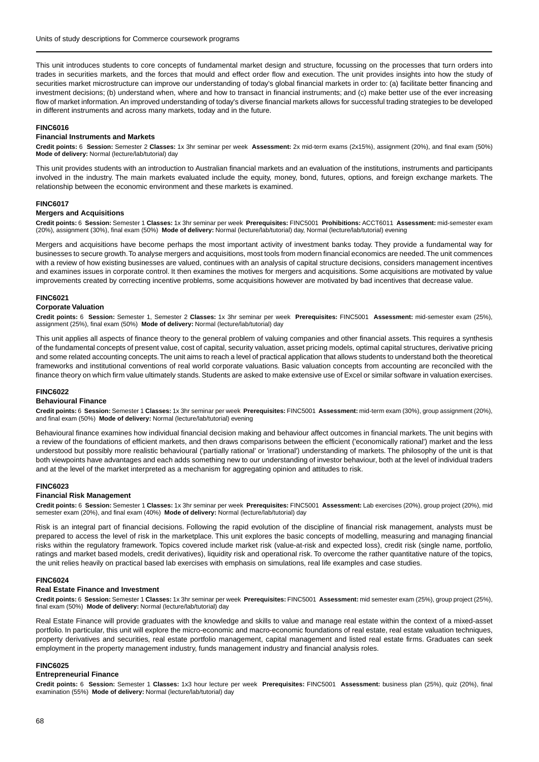This unit introduces students to core concepts of fundamental market design and structure, focussing on the processes that turn orders into trades in securities markets, and the forces that mould and effect order flow and execution. The unit provides insights into how the study of securities market microstructure can improve our understanding of today's global financial markets in order to: (a) facilitate better financing and investment decisions; (b) understand when, where and how to transact in financial instruments; and (c) make better use of the ever increasing flow of market information. An improved understanding of today's diverse financial markets allows for successful trading strategies to be developed in different instruments and across many markets, today and in the future.

#### FINC6016

#### Financial Instruments and Markets

**Credit points:** 6 **Session:** Semester 2 **Classes:** 1x 3hr seminar per week **Assessment:** 2x mid-term exams (2x15%), assignment (20%), and final exam (50%) **Mode of delivery:** Normal (lecture/lab/tutorial) day

This unit provides students with an introduction to Australian financial markets and an evaluation of the institutions, instruments and participants involved in the industry. The main markets evaluated include the equity, money, bond, futures, options, and foreign exchange markets. The relationship between the economic environment and these markets is examined.

#### FINC6017

#### Mergers and Acquisitions

**Credit points:** 6 **Session:** Semester 1 **Classes:** 1x 3hr seminar per week **Prerequisites:** FINC5001 **Prohibitions:** ACCT6011 **Assessment:** mid-semester exam (20%), assignment (30%), final exam (50%) **Mode of delivery:** Normal (lecture/lab/tutorial) day, Normal (lecture/lab/tutorial) evening

Mergers and acquisitions have become perhaps the most important activity of investment banks today. They provide a fundamental way for businesses to secure growth. To analyse mergers and acquisitions, most tools from modern financial economics are needed. The unit commences with a review of how existing businesses are valued, continues with an analysis of capital structure decisions, considers management incentives and examines issues in corporate control. It then examines the motives for mergers and acquisitions. Some acquisitions are motivated by value improvements created by correcting incentive problems, some acquisitions however are motivated by bad incentives that decrease value.

#### FINC6021

#### Corporate Valuation

**Credit points:** 6 **Session:** Semester 1, Semester 2 **Classes:** 1x 3hr seminar per week **Prerequisites:** FINC5001 **Assessment:** mid-semester exam (25%), assignment (25%), final exam (50%) **Mode of delivery:** Normal (lecture/lab/tutorial) day

This unit applies all aspects of finance theory to the general problem of valuing companies and other financial assets. This requires a synthesis of the fundamental concepts of present value, cost of capital, security valuation, asset pricing models, optimal capital structures, derivative pricing and some related accounting concepts. The unit aims to reach a level of practical application that allows students to understand both the theoretical frameworks and institutional conventions of real world corporate valuations. Basic valuation concepts from accounting are reconciled with the finance theory on which firm value ultimately stands. Students are asked to make extensive use of Excel or similar software in valuation exercises.

#### FINC6022

#### Behavioural Finance

**Credit points:** 6 **Session:** Semester 1 **Classes:** 1x 3hr seminar per week **Prerequisites:** FINC5001 **Assessment:** mid-term exam (30%), group assignment (20%), and final exam (50%) **Mode of delivery:** Normal (lecture/lab/tutorial) evening

Behavioural finance examines how individual financial decision making and behaviour affect outcomes in financial markets. The unit begins with a review of the foundations of efficient markets, and then draws comparisons between the efficient ('economically rational') market and the less understood but possibly more realistic behavioural ('partially rational' or 'irrational') understanding of markets. The philosophy of the unit is that both viewpoints have advantages and each adds something new to our understanding of investor behaviour, both at the level of individual traders and at the level of the market interpreted as a mechanism for aggregating opinion and attitudes to risk.

#### FINC6023

#### Financial Risk Management

**Credit points:** 6 **Session:** Semester 1 **Classes:** 1x 3hr seminar per week **Prerequisites:** FINC5001 **Assessment:** Lab exercises (20%), group project (20%), mid semester exam (20%), and final exam (40%) **Mode of delivery:** Normal (lecture/lab/tutorial) day

Risk is an integral part of financial decisions. Following the rapid evolution of the discipline of financial risk management, analysts must be prepared to access the level of risk in the marketplace. This unit explores the basic concepts of modelling, measuring and managing financial risks within the regulatory framework. Topics covered include market risk (value-at-risk and expected loss), credit risk (single name, portfolio, ratings and market based models, credit derivatives), liquidity risk and operational risk. To overcome the rather quantitative nature of the topics, the unit relies heavily on practical based lab exercises with emphasis on simulations, real life examples and case studies.

#### FINC6024

#### Real Estate Finance and Investment

**Credit points:** 6 **Session:** Semester 1 **Classes:** 1x 3hr seminar per week **Prerequisites:** FINC5001 **Assessment:** mid semester exam (25%), group project (25%), final exam (50%) **Mode of delivery:** Normal (lecture/lab/tutorial) day

Real Estate Finance will provide graduates with the knowledge and skills to value and manage real estate within the context of a mixed-asset portfolio. In particular, this unit will explore the micro-economic and macro-economic foundations of real estate, real estate valuation techniques, property derivatives and securities, real estate portfolio management, capital management and listed real estate firms. Graduates can seek employment in the property management industry, funds management industry and financial analysis roles.

#### FINC6025

#### Entrepreneurial Finance

**Credit points:** 6 **Session:** Semester 1 **Classes:** 1x3 hour lecture per week **Prerequisites:** FINC5001 **Assessment:** business plan (25%), quiz (20%), final examination (55%) **Mode of delivery:** Normal (lecture/lab/tutorial) day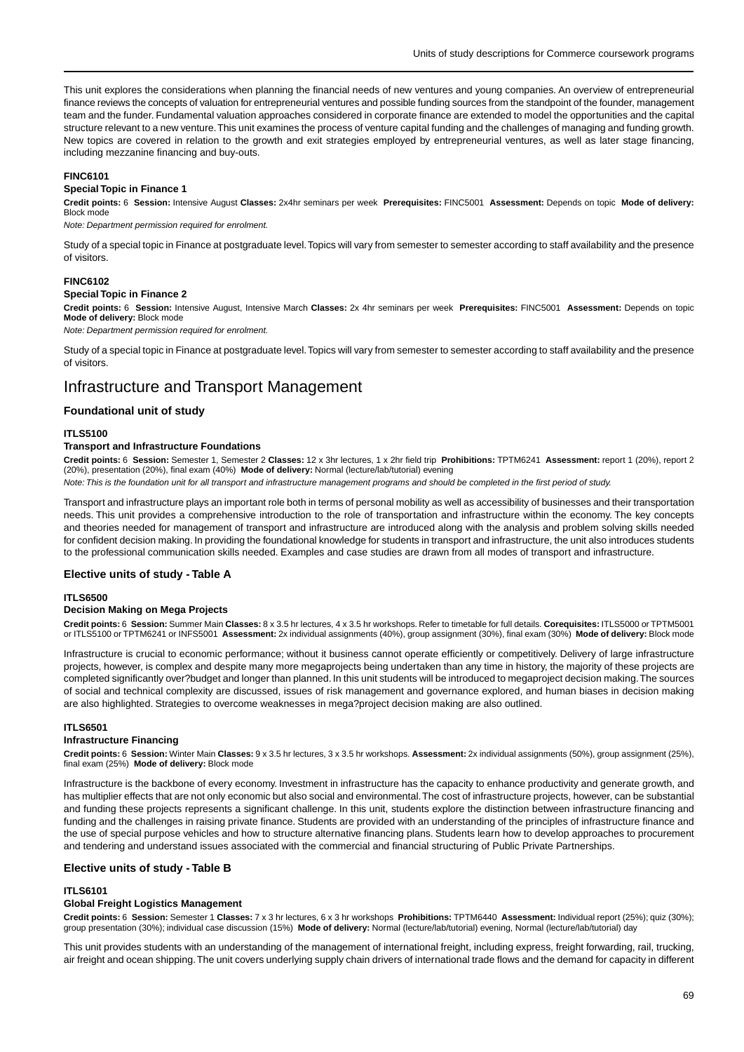This unit explores the considerations when planning the financial needs of new ventures and young companies. An overview of entrepreneurial finance reviews the concepts of valuation for entrepreneurial ventures and possible funding sources from the standpoint of the founder, management team and the funder. Fundamental valuation approaches considered in corporate finance are extended to model the opportunities and the capital structure relevant to a new venture. This unit examines the process of venture capital funding and the challenges of managing and funding growth. New topics are covered in relation to the growth and exit strategies employed by entrepreneurial ventures, as well as later stage financing, including mezzanine financing and buy-outs.

#### FINC6101
#### Special Topic in Finance 1

**Credit points:** 6 **Session:** Intensive August **Classes:** 2x4hr seminars per week **Prerequisites:** FINC5001 **Assessment:** Depends on topic **Mode of delivery:** Block mode

*Note: Department permission required for enrolment.*

Study of a special topic in Finance at postgraduate level. Topics will vary from semester to semester according to staff availability and the presence of visitors.

#### FINC6102
#### Special Topic in Finance 2

**Credit points:** 6 **Session:** Intensive August, Intensive March **Classes:** 2x 4hr seminars per week **Prerequisites:** FINC5001 **Assessment:** Depends on topic **Mode of delivery:** Block mode

*Note: Department permission required for enrolment.*

Study of a special topic in Finance at postgraduate level. Topics will vary from semester to semester according to staff availability and the presence of visitors.

## Infrastructure and Transport Management

### Foundational unit of study

#### ITLS5100
#### Transport and Infrastructure Foundations

**Credit points:** 6 **Session:** Semester 1, Semester 2 **Classes:** 12 x 3hr lectures, 1 x 2hr field trip **Prohibitions:** TPTM6241 **Assessment:** report 1 (20%), report 2 (20%), presentation (20%), final exam (40%) **Mode of delivery:** Normal (lecture/lab/tutorial) evening

*Note: This is the foundation unit for all transport and infrastructure management programs and should be completed in the first period of study.*

Transport and infrastructure plays an important role both in terms of personal mobility as well as accessibility of businesses and their transportation needs. This unit provides a comprehensive introduction to the role of transportation and infrastructure within the economy. The key concepts and theories needed for management of transport and infrastructure are introduced along with the analysis and problem solving skills needed for confident decision making. In providing the foundational knowledge for students in transport and infrastructure, the unit also introduces students to the professional communication skills needed. Examples and case studies are drawn from all modes of transport and infrastructure.

### Elective units of study - Table A

#### ITLS6500
#### Decision Making on Mega Projects

**Credit points:** 6 **Session:** Summer Main **Classes:** 8 x 3.5 hr lectures, 4 x 3.5 hr workshops. Refer to timetable for full details. **Corequisites:** ITLS5000 or TPTM5001 or ITLS5100 or TPTM6241 or INFS5001 **Assessment:** 2x individual assignments (40%), group assignment (30%), final exam (30%) **Mode of delivery:** Block mode

Infrastructure is crucial to economic performance; without it business cannot operate efficiently or competitively. Delivery of large infrastructure projects, however, is complex and despite many more megaprojects being undertaken than any time in history, the majority of these projects are completed significantly over?budget and longer than planned. In this unit students will be introduced to megaproject decision making. The sources of social and technical complexity are discussed, issues of risk management and governance explored, and human biases in decision making are also highlighted. Strategies to overcome weaknesses in mega?project decision making are also outlined.

#### ITLS6501
#### Infrastructure Financing

**Credit points:** 6 **Session:** Winter Main **Classes:** 9 x 3.5 hr lectures, 3 x 3.5 hr workshops. **Assessment:** 2x individual assignments (50%), group assignment (25%), final exam (25%) **Mode of delivery:** Block mode

Infrastructure is the backbone of every economy. Investment in infrastructure has the capacity to enhance productivity and generate growth, and has multiplier effects that are not only economic but also social and environmental. The cost of infrastructure projects, however, can be substantial and funding these projects represents a significant challenge. In this unit, students explore the distinction between infrastructure financing and funding and the challenges in raising private finance. Students are provided with an understanding of the principles of infrastructure finance and the use of special purpose vehicles and how to structure alternative financing plans. Students learn how to develop approaches to procurement and tendering and understand issues associated with the commercial and financial structuring of Public Private Partnerships.

### Elective units of study - Table B

#### ITLS6101
#### Global Freight Logistics Management

**Credit points:** 6 **Session:** Semester 1 **Classes:** 7 x 3 hr lectures, 6 x 3 hr workshops **Prohibitions:** TPTM6440 **Assessment:** Individual report (25%); quiz (30%); group presentation (30%); individual case discussion (15%) **Mode of delivery:** Normal (lecture/lab/tutorial) evening, Normal (lecture/lab/tutorial) day

This unit provides students with an understanding of the management of international freight, including express, freight forwarding, rail, trucking, air freight and ocean shipping. The unit covers underlying supply chain drivers of international trade flows and the demand for capacity in different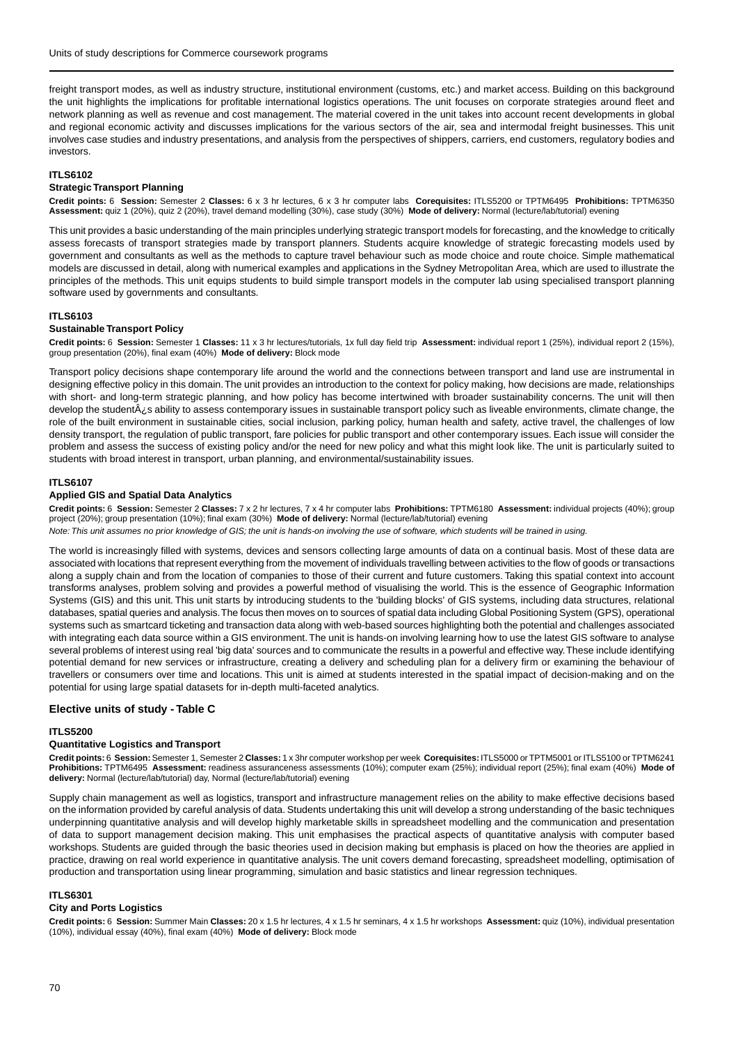freight transport modes, as well as industry structure, institutional environment (customs, etc.) and market access. Building on this background the unit highlights the implications for profitable international logistics operations. The unit focuses on corporate strategies around fleet and network planning as well as revenue and cost management. The material covered in the unit takes into account recent developments in global and regional economic activity and discusses implications for the various sectors of the air, sea and intermodal freight businesses. This unit involves case studies and industry presentations, and analysis from the perspectives of shippers, carriers, end customers, regulatory bodies and investors.

#### ITLS6102

#### Strategic Transport Planning

**Credit points:** 6 **Session:** Semester 2 **Classes:** 6 x 3 hr lectures, 6 x 3 hr computer labs **Corequisites:** ITLS5200 or TPTM6495 **Prohibitions:** TPTM6350 **Assessment:** quiz 1 (20%), quiz 2 (20%), travel demand modelling (30%), case study (30%) **Mode of delivery:** Normal (lecture/lab/tutorial) evening

This unit provides a basic understanding of the main principles underlying strategic transport models for forecasting, and the knowledge to critically assess forecasts of transport strategies made by transport planners. Students acquire knowledge of strategic forecasting models used by government and consultants as well as the methods to capture travel behaviour such as mode choice and route choice. Simple mathematical models are discussed in detail, along with numerical examples and applications in the Sydney Metropolitan Area, which are used to illustrate the principles of the methods. This unit equips students to build simple transport models in the computer lab using specialised transport planning software used by governments and consultants.

#### ITLS6103

#### Sustainable Transport Policy

**Credit points:** 6 **Session:** Semester 1 **Classes:** 11 x 3 hr lectures/tutorials, 1x full day field trip **Assessment:** individual report 1 (25%), individual report 2 (15%), group presentation (20%), final exam (40%) **Mode of delivery:** Block mode

Transport policy decisions shape contemporary life around the world and the connections between transport and land use are instrumental in designing effective policy in this domain. The unit provides an introduction to the context for policy making, how decisions are made, relationships with short- and long-term strategic planning, and how policy has become intertwined with broader sustainability concerns. The unit will then develop the studentÂ¿s ability to assess contemporary issues in sustainable transport policy such as liveable environments, climate change, the role of the built environment in sustainable cities, social inclusion, parking policy, human health and safety, active travel, the challenges of low density transport, the regulation of public transport, fare policies for public transport and other contemporary issues. Each issue will consider the problem and assess the success of existing policy and/or the need for new policy and what this might look like. The unit is particularly suited to students with broad interest in transport, urban planning, and environmental/sustainability issues.

#### ITLS6107

#### Applied GIS and Spatial Data Analytics

**Credit points:** 6 **Session:** Semester 2 **Classes:** 7 x 2 hr lectures, 7 x 4 hr computer labs **Prohibitions:** TPTM6180 **Assessment:** individual projects (40%); group project (20%); group presentation (10%); final exam (30%) **Mode of delivery:** Normal (lecture/lab/tutorial) evening

*Note: This unit assumes no prior knowledge of GIS; the unit is hands-on involving the use of software, which students will be trained in using.*

The world is increasingly filled with systems, devices and sensors collecting large amounts of data on a continual basis. Most of these data are associated with locations that represent everything from the movement of individuals travelling between activities to the flow of goods or transactions along a supply chain and from the location of companies to those of their current and future customers. Taking this spatial context into account transforms analyses, problem solving and provides a powerful method of visualising the world. This is the essence of Geographic Information Systems (GIS) and this unit. This unit starts by introducing students to the 'building blocks' of GIS systems, including data structures, relational databases, spatial queries and analysis. The focus then moves on to sources of spatial data including Global Positioning System (GPS), operational systems such as smartcard ticketing and transaction data along with web-based sources highlighting both the potential and challenges associated with integrating each data source within a GIS environment. The unit is hands-on involving learning how to use the latest GIS software to analyse several problems of interest using real 'big data' sources and to communicate the results in a powerful and effective way. These include identifying potential demand for new services or infrastructure, creating a delivery and scheduling plan for a delivery firm or examining the behaviour of travellers or consumers over time and locations. This unit is aimed at students interested in the spatial impact of decision-making and on the potential for using large spatial datasets for in-depth multi-faceted analytics.

### Elective units of study - Table C

#### ITLS5200

#### Quantitative Logistics and Transport

**Credit points:** 6 **Session:** Semester 1, Semester 2 **Classes:** 1 x 3hr computer workshop per week **Corequisites:** ITLS5000 or TPTM5001 or ITLS5100 or TPTM6241 **Prohibitions:** TPTM6495 **Assessment:** readiness assuranceness assessments (10%); computer exam (25%); individual report (25%); final exam (40%) **Mode of delivery:** Normal (lecture/lab/tutorial) day, Normal (lecture/lab/tutorial) evening

Supply chain management as well as logistics, transport and infrastructure management relies on the ability to make effective decisions based on the information provided by careful analysis of data. Students undertaking this unit will develop a strong understanding of the basic techniques underpinning quantitative analysis and will develop highly marketable skills in spreadsheet modelling and the communication and presentation of data to support management decision making. This unit emphasises the practical aspects of quantitative analysis with computer based workshops. Students are guided through the basic theories used in decision making but emphasis is placed on how the theories are applied in practice, drawing on real world experience in quantitative analysis. The unit covers demand forecasting, spreadsheet modelling, optimisation of production and transportation using linear programming, simulation and basic statistics and linear regression techniques.

#### ITLS6301

#### City and Ports Logistics

**Credit points:** 6 **Session:** Summer Main **Classes:** 20 x 1.5 hr lectures, 4 x 1.5 hr seminars, 4 x 1.5 hr workshops **Assessment:** quiz (10%), individual presentation (10%), individual essay (40%), final exam (40%) **Mode of delivery:** Block mode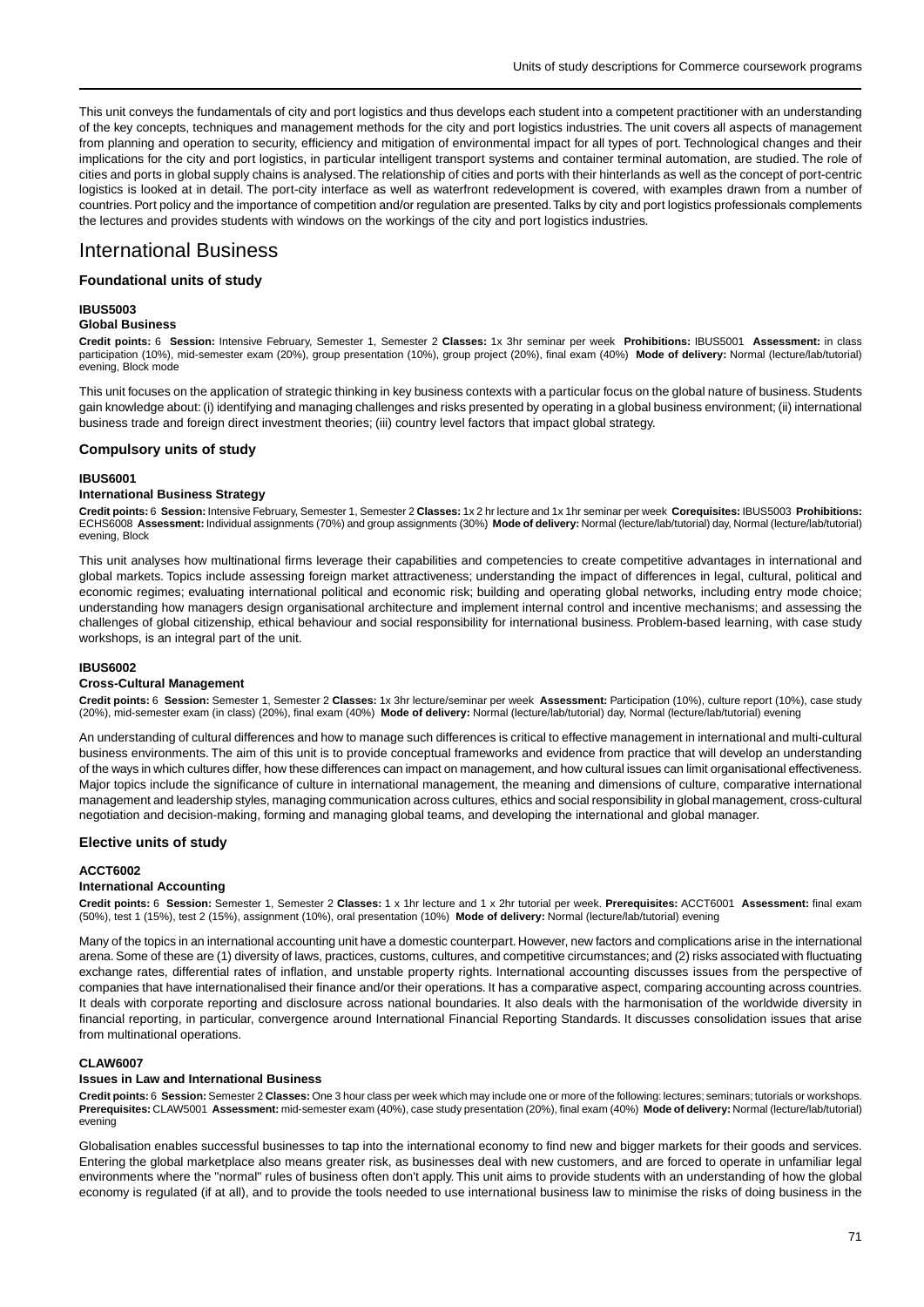This unit conveys the fundamentals of city and port logistics and thus develops each student into a competent practitioner with an understanding of the key concepts, techniques and management methods for the city and port logistics industries. The unit covers all aspects of management from planning and operation to security, efficiency and mitigation of environmental impact for all types of port. Technological changes and their implications for the city and port logistics, in particular intelligent transport systems and container terminal automation, are studied. The role of cities and ports in global supply chains is analysed. The relationship of cities and ports with their hinterlands as well as the concept of port-centric logistics is looked at in detail. The port-city interface as well as waterfront redevelopment is covered, with examples drawn from a number of countries. Port policy and the importance of competition and/or regulation are presented. Talks by city and port logistics professionals complements the lectures and provides students with windows on the workings of the city and port logistics industries.

# International Business

## Foundational units of study

### IBUS5003
### Global Business

**Credit points:** 6 **Session:** Intensive February, Semester 1, Semester 2 **Classes:** 1x 3hr seminar per week **Prohibitions:** IBUS5001 **Assessment:** in class participation (10%), mid-semester exam (20%), group presentation (10%), group project (20%), final exam (40%) **Mode of delivery:** Normal (lecture/lab/tutorial) evening, Block mode

This unit focuses on the application of strategic thinking in key business contexts with a particular focus on the global nature of business. Students gain knowledge about: (i) identifying and managing challenges and risks presented by operating in a global business environment; (ii) international business trade and foreign direct investment theories; (iii) country level factors that impact global strategy.

## Compulsory units of study

### IBUS6001
### International Business Strategy

**Credit points:** 6 **Session:** Intensive February, Semester 1, Semester 2 **Classes:** 1x 2 hr lecture and 1x 1hr seminar per week **Corequisites:** IBUS5003 **Prohibitions:** ECHS6008 **Assessment:** Individual assignments (70%) and group assignments (30%) **Mode of delivery:** Normal (lecture/lab/tutorial) day, Normal (lecture/lab/tutorial) evening, Block

This unit analyses how multinational firms leverage their capabilities and competencies to create competitive advantages in international and global markets. Topics include assessing foreign market attractiveness; understanding the impact of differences in legal, cultural, political and economic regimes; evaluating international political and economic risk; building and operating global networks, including entry mode choice; understanding how managers design organisational architecture and implement internal control and incentive mechanisms; and assessing the challenges of global citizenship, ethical behaviour and social responsibility for international business. Problem-based learning, with case study workshops, is an integral part of the unit.

### IBUS6002
### Cross-Cultural Management

**Credit points:** 6 **Session:** Semester 1, Semester 2 **Classes:** 1x 3hr lecture/seminar per week **Assessment:** Participation (10%), culture report (10%), case study (20%), mid-semester exam (in class) (20%), final exam (40%) **Mode of delivery:** Normal (lecture/lab/tutorial) day, Normal (lecture/lab/tutorial) evening

An understanding of cultural differences and how to manage such differences is critical to effective management in international and multi-cultural business environments. The aim of this unit is to provide conceptual frameworks and evidence from practice that will develop an understanding of the ways in which cultures differ, how these differences can impact on management, and how cultural issues can limit organisational effectiveness. Major topics include the significance of culture in international management, the meaning and dimensions of culture, comparative international management and leadership styles, managing communication across cultures, ethics and social responsibility in global management, cross-cultural negotiation and decision-making, forming and managing global teams, and developing the international and global manager.

## Elective units of study

### ACCT6002
### International Accounting

**Credit points:** 6 **Session:** Semester 1, Semester 2 **Classes:** 1 x 1hr lecture and 1 x 2hr tutorial per week. **Prerequisites:** ACCT6001 **Assessment:** final exam (50%), test 1 (15%), test 2 (15%), assignment (10%), oral presentation (10%) **Mode of delivery:** Normal (lecture/lab/tutorial) evening

Many of the topics in an international accounting unit have a domestic counterpart. However, new factors and complications arise in the international arena. Some of these are (1) diversity of laws, practices, customs, cultures, and competitive circumstances; and (2) risks associated with fluctuating exchange rates, differential rates of inflation, and unstable property rights. International accounting discusses issues from the perspective of companies that have internationalised their finance and/or their operations. It has a comparative aspect, comparing accounting across countries. It deals with corporate reporting and disclosure across national boundaries. It also deals with the harmonisation of the worldwide diversity in financial reporting, in particular, convergence around International Financial Reporting Standards. It discusses consolidation issues that arise from multinational operations.

### CLAW6007
### Issues in Law and International Business

**Credit points:** 6 **Session:** Semester 2 **Classes:** One 3 hour class per week which may include one or more of the following: lectures; seminars; tutorials or workshops. **Prerequisites:** CLAW5001 **Assessment:** mid-semester exam (40%), case study presentation (20%), final exam (40%) **Mode of delivery:** Normal (lecture/lab/tutorial) evening

Globalisation enables successful businesses to tap into the international economy to find new and bigger markets for their goods and services. Entering the global marketplace also means greater risk, as businesses deal with new customers, and are forced to operate in unfamiliar legal environments where the "normal" rules of business often don't apply. This unit aims to provide students with an understanding of how the global economy is regulated (if at all), and to provide the tools needed to use international business law to minimise the risks of doing business in the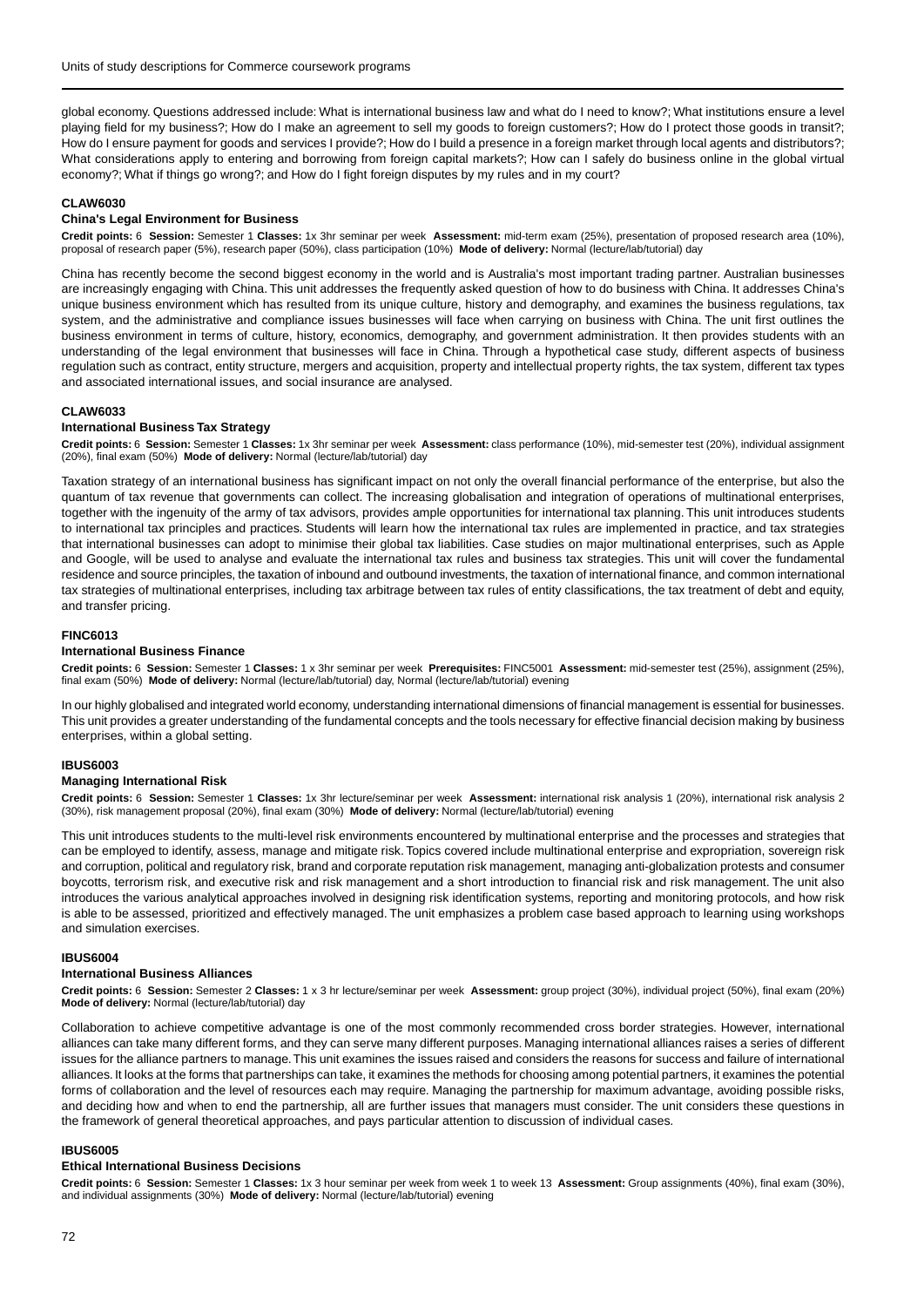global economy. Questions addressed include: What is international business law and what do I need to know?; What institutions ensure a level playing field for my business?; How do I make an agreement to sell my goods to foreign customers?; How do I protect those goods in transit?; How do I ensure payment for goods and services I provide?; How do I build a presence in a foreign market through local agents and distributors?; What considerations apply to entering and borrowing from foreign capital markets?; How can I safely do business online in the global virtual economy?; What if things go wrong?; and How do I fight foreign disputes by my rules and in my court?

#### CLAW6030

#### China's Legal Environment for Business

**Credit points:** 6 **Session:** Semester 1 **Classes:** 1x 3hr seminar per week **Assessment:** mid-term exam (25%), presentation of proposed research area (10%), proposal of research paper (5%), research paper (50%), class participation (10%) **Mode of delivery:** Normal (lecture/lab/tutorial) day

China has recently become the second biggest economy in the world and is Australia's most important trading partner. Australian businesses are increasingly engaging with China. This unit addresses the frequently asked question of how to do business with China. It addresses China's unique business environment which has resulted from its unique culture, history and demography, and examines the business regulations, tax system, and the administrative and compliance issues businesses will face when carrying on business with China. The unit first outlines the business environment in terms of culture, history, economics, demography, and government administration. It then provides students with an understanding of the legal environment that businesses will face in China. Through a hypothetical case study, different aspects of business regulation such as contract, entity structure, mergers and acquisition, property and intellectual property rights, the tax system, different tax types and associated international issues, and social insurance are analysed.

#### CLAW6033

#### International Business Tax Strategy

**Credit points:** 6 **Session:** Semester 1 **Classes:** 1x 3hr seminar per week **Assessment:** class performance (10%), mid-semester test (20%), individual assignment (20%), final exam (50%) **Mode of delivery:** Normal (lecture/lab/tutorial) day

Taxation strategy of an international business has significant impact on not only the overall financial performance of the enterprise, but also the quantum of tax revenue that governments can collect. The increasing globalisation and integration of operations of multinational enterprises, together with the ingenuity of the army of tax advisors, provides ample opportunities for international tax planning. This unit introduces students to international tax principles and practices. Students will learn how the international tax rules are implemented in practice, and tax strategies that international businesses can adopt to minimise their global tax liabilities. Case studies on major multinational enterprises, such as Apple and Google, will be used to analyse and evaluate the international tax rules and business tax strategies. This unit will cover the fundamental residence and source principles, the taxation of inbound and outbound investments, the taxation of international finance, and common international tax strategies of multinational enterprises, including tax arbitrage between tax rules of entity classifications, the tax treatment of debt and equity, and transfer pricing.

#### FINC6013

#### International Business Finance

**Credit points:** 6 **Session:** Semester 1 **Classes:** 1 x 3hr seminar per week **Prerequisites:** FINC5001 **Assessment:** mid-semester test (25%), assignment (25%), final exam (50%) **Mode of delivery:** Normal (lecture/lab/tutorial) day, Normal (lecture/lab/tutorial) evening

In our highly globalised and integrated world economy, understanding international dimensions of financial management is essential for businesses. This unit provides a greater understanding of the fundamental concepts and the tools necessary for effective financial decision making by business enterprises, within a global setting.

#### IBUS6003

#### Managing International Risk

**Credit points:** 6 **Session:** Semester 1 **Classes:** 1x 3hr lecture/seminar per week **Assessment:** international risk analysis 1 (20%), international risk analysis 2 (30%), risk management proposal (20%), final exam (30%) **Mode of delivery:** Normal (lecture/lab/tutorial) evening

This unit introduces students to the multi-level risk environments encountered by multinational enterprise and the processes and strategies that can be employed to identify, assess, manage and mitigate risk. Topics covered include multinational enterprise and expropriation, sovereign risk and corruption, political and regulatory risk, brand and corporate reputation risk management, managing anti-globalization protests and consumer boycotts, terrorism risk, and executive risk and risk management and a short introduction to financial risk and risk management. The unit also introduces the various analytical approaches involved in designing risk identification systems, reporting and monitoring protocols, and how risk is able to be assessed, prioritized and effectively managed. The unit emphasizes a problem case based approach to learning using workshops and simulation exercises.

#### IBUS6004

#### International Business Alliances

**Credit points:** 6 **Session:** Semester 2 **Classes:** 1 x 3 hr lecture/seminar per week **Assessment:** group project (30%), individual project (50%), final exam (20%) **Mode of delivery:** Normal (lecture/lab/tutorial) day

Collaboration to achieve competitive advantage is one of the most commonly recommended cross border strategies. However, international alliances can take many different forms, and they can serve many different purposes. Managing international alliances raises a series of different issues for the alliance partners to manage. This unit examines the issues raised and considers the reasons for success and failure of international alliances. It looks at the forms that partnerships can take, it examines the methods for choosing among potential partners, it examines the potential forms of collaboration and the level of resources each may require. Managing the partnership for maximum advantage, avoiding possible risks, and deciding how and when to end the partnership, all are further issues that managers must consider. The unit considers these questions in the framework of general theoretical approaches, and pays particular attention to discussion of individual cases.

#### IBUS6005

#### Ethical International Business Decisions

**Credit points:** 6 **Session:** Semester 1 **Classes:** 1x 3 hour seminar per week from week 1 to week 13 **Assessment:** Group assignments (40%), final exam (30%), and individual assignments (30%) **Mode of delivery:** Normal (lecture/lab/tutorial) evening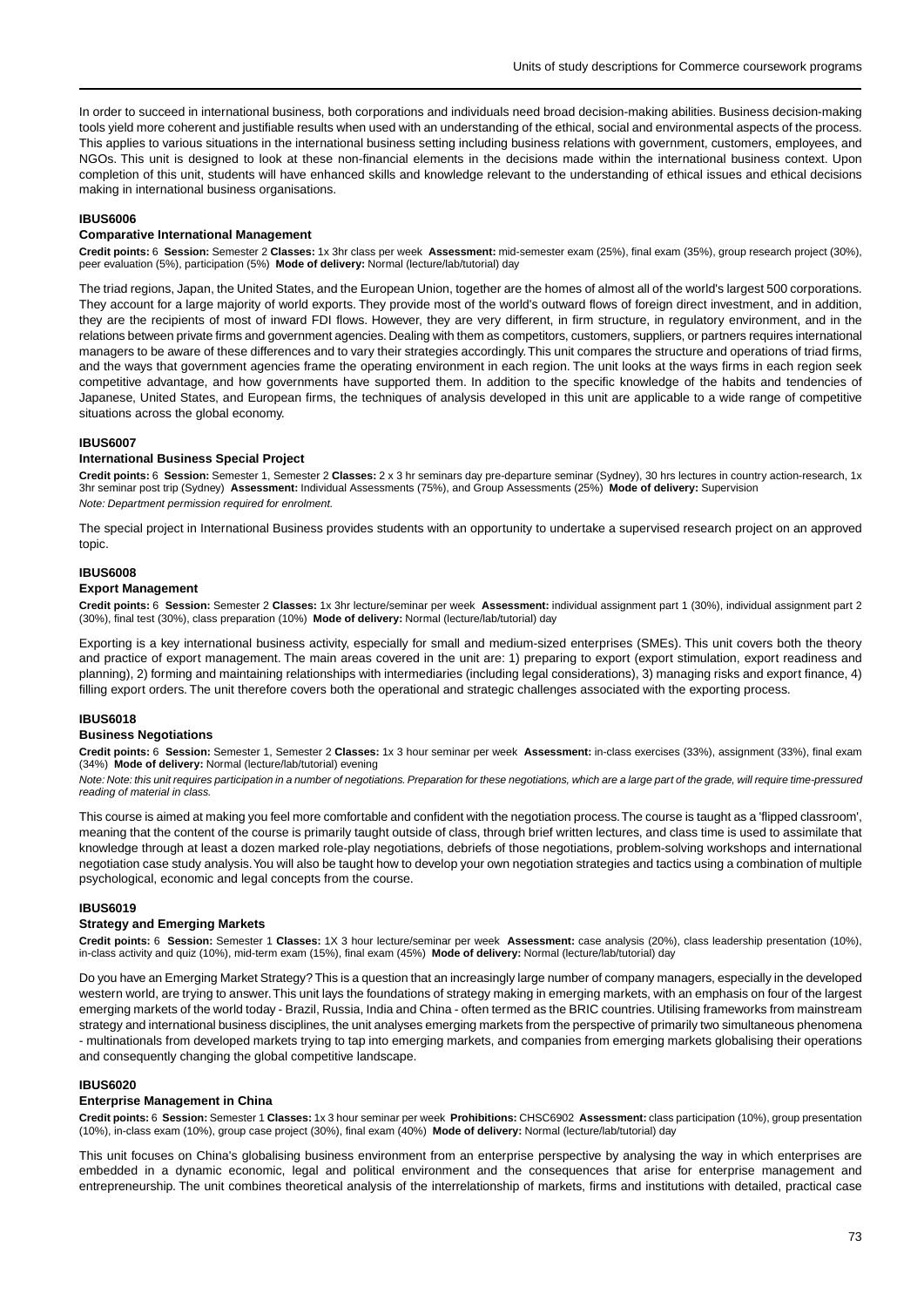In order to succeed in international business, both corporations and individuals need broad decision-making abilities. Business decision-making tools yield more coherent and justifiable results when used with an understanding of the ethical, social and environmental aspects of the process. This applies to various situations in the international business setting including business relations with government, customers, employees, and NGOs. This unit is designed to look at these non-financial elements in the decisions made within the international business context. Upon completion of this unit, students will have enhanced skills and knowledge relevant to the understanding of ethical issues and ethical decisions making in international business organisations.

#### IBUS6006

#### Comparative International Management

**Credit points:** 6 **Session:** Semester 2 **Classes:** 1x 3hr class per week **Assessment:** mid-semester exam (25%), final exam (35%), group research project (30%), peer evaluation (5%), participation (5%) **Mode of delivery:** Normal (lecture/lab/tutorial) day

The triad regions, Japan, the United States, and the European Union, together are the homes of almost all of the world's largest 500 corporations. They account for a large majority of world exports. They provide most of the world's outward flows of foreign direct investment, and in addition, they are the recipients of most of inward FDI flows. However, they are very different, in firm structure, in regulatory environment, and in the relations between private firms and government agencies. Dealing with them as competitors, customers, suppliers, or partners requires international managers to be aware of these differences and to vary their strategies accordingly. This unit compares the structure and operations of triad firms, and the ways that government agencies frame the operating environment in each region. The unit looks at the ways firms in each region seek competitive advantage, and how governments have supported them. In addition to the specific knowledge of the habits and tendencies of Japanese, United States, and European firms, the techniques of analysis developed in this unit are applicable to a wide range of competitive situations across the global economy.

#### IBUS6007

#### International Business Special Project

**Credit points:** 6 **Session:** Semester 1, Semester 2 **Classes:** 2 x 3 hr seminars day pre-departure seminar (Sydney), 30 hrs lectures in country action-research, 1x 3hr seminar post trip (Sydney) **Assessment:** Individual Assessments (75%), and Group Assessments (25%) **Mode of delivery:** Supervision

*Note: Department permission required for enrolment.*

The special project in International Business provides students with an opportunity to undertake a supervised research project on an approved topic.

#### IBUS6008

#### Export Management

**Credit points:** 6 **Session:** Semester 2 **Classes:** 1x 3hr lecture/seminar per week **Assessment:** individual assignment part 1 (30%), individual assignment part 2 (30%), final test (30%), class preparation (10%) **Mode of delivery:** Normal (lecture/lab/tutorial) day

Exporting is a key international business activity, especially for small and medium-sized enterprises (SMEs). This unit covers both the theory and practice of export management. The main areas covered in the unit are: 1) preparing to export (export stimulation, export readiness and planning), 2) forming and maintaining relationships with intermediaries (including legal considerations), 3) managing risks and export finance, 4) filling export orders. The unit therefore covers both the operational and strategic challenges associated with the exporting process.

#### IBUS6018

#### Business Negotiations

**Credit points:** 6 **Session:** Semester 1, Semester 2 **Classes:** 1x 3 hour seminar per week **Assessment:** in-class exercises (33%), assignment (33%), final exam (34%) **Mode of delivery:** Normal (lecture/lab/tutorial) evening

*Note: Note: this unit requires participation in a number of negotiations. Preparation for these negotiations, which are a large part of the grade, will require time-pressured reading of material in class.*

This course is aimed at making you feel more comfortable and confident with the negotiation process. The course is taught as a 'flipped classroom', meaning that the content of the course is primarily taught outside of class, through brief written lectures, and class time is used to assimilate that knowledge through at least a dozen marked role-play negotiations, debriefs of those negotiations, problem-solving workshops and international negotiation case study analysis. You will also be taught how to develop your own negotiation strategies and tactics using a combination of multiple psychological, economic and legal concepts from the course.

#### IBUS6019

#### Strategy and Emerging Markets

**Credit points:** 6 **Session:** Semester 1 **Classes:** 1X 3 hour lecture/seminar per week **Assessment:** case analysis (20%), class leadership presentation (10%), in-class activity and quiz (10%), mid-term exam (15%), final exam (45%) **Mode of delivery:** Normal (lecture/lab/tutorial) day

Do you have an Emerging Market Strategy? This is a question that an increasingly large number of company managers, especially in the developed western world, are trying to answer. This unit lays the foundations of strategy making in emerging markets, with an emphasis on four of the largest emerging markets of the world today - Brazil, Russia, India and China - often termed as the BRIC countries. Utilising frameworks from mainstream strategy and international business disciplines, the unit analyses emerging markets from the perspective of primarily two simultaneous phenomena - multinationals from developed markets trying to tap into emerging markets, and companies from emerging markets globalising their operations and consequently changing the global competitive landscape.

#### IBUS6020

#### Enterprise Management in China

**Credit points:** 6 **Session:** Semester 1 **Classes:** 1x 3 hour seminar per week **Prohibitions:** CHSC6902 **Assessment:** class participation (10%), group presentation (10%), in-class exam (10%), group case project (30%), final exam (40%) **Mode of delivery:** Normal (lecture/lab/tutorial) day

This unit focuses on China's globalising business environment from an enterprise perspective by analysing the way in which enterprises are embedded in a dynamic economic, legal and political environment and the consequences that arise for enterprise management and entrepreneurship. The unit combines theoretical analysis of the interrelationship of markets, firms and institutions with detailed, practical case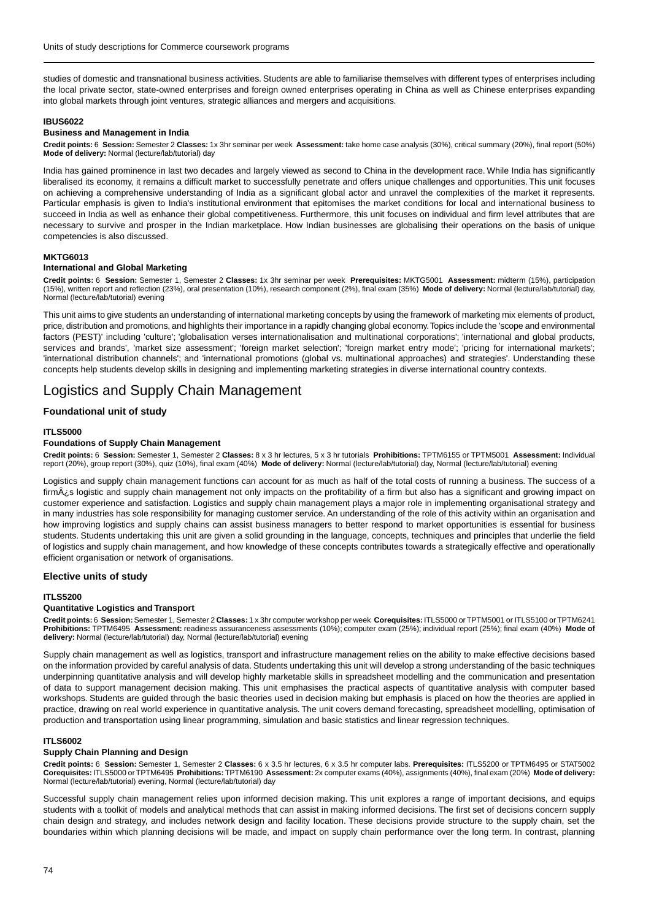studies of domestic and transnational business activities. Students are able to familiarise themselves with different types of enterprises including the local private sector, state-owned enterprises and foreign owned enterprises operating in China as well as Chinese enterprises expanding into global markets through joint ventures, strategic alliances and mergers and acquisitions.

**IBUS6022**

**Business and Management in India**

**Credit points:** 6 **Session:** Semester 2 **Classes:** 1x 3hr seminar per week **Assessment:** take home case analysis (30%), critical summary (20%), final report (50%) **Mode of delivery:** Normal (lecture/lab/tutorial) day

India has gained prominence in last two decades and largely viewed as second to China in the development race. While India has significantly liberalised its economy, it remains a difficult market to successfully penetrate and offers unique challenges and opportunities. This unit focuses on achieving a comprehensive understanding of India as a significant global actor and unravel the complexities of the market it represents. Particular emphasis is given to India's institutional environment that epitomises the market conditions for local and international business to succeed in India as well as enhance their global competitiveness. Furthermore, this unit focuses on individual and firm level attributes that are necessary to survive and prosper in the Indian marketplace. How Indian businesses are globalising their operations on the basis of unique competencies is also discussed.

**MKTG6013**

**International and Global Marketing**

**Credit points:** 6 **Session:** Semester 1, Semester 2 **Classes:** 1x 3hr seminar per week **Prerequisites:** MKTG5001 **Assessment:** midterm (15%), participation (15%), written report and reflection (23%), oral presentation (10%), research component (2%), final exam (35%) **Mode of delivery:** Normal (lecture/lab/tutorial) day, Normal (lecture/lab/tutorial) evening

This unit aims to give students an understanding of international marketing concepts by using the framework of marketing mix elements of product, price, distribution and promotions, and highlights their importance in a rapidly changing global economy. Topics include the 'scope and environmental factors (PEST)' including 'culture'; 'globalisation verses internationalisation and multinational corporations'; 'international and global products, services and brands', 'market size assessment'; 'foreign market selection'; 'foreign market entry mode'; 'pricing for international markets'; 'international distribution channels'; and 'international promotions (global vs. multinational approaches) and strategies'. Understanding these concepts help students develop skills in designing and implementing marketing strategies in diverse international country contexts.

# Logistics and Supply Chain Management

### Foundational unit of study

**ITLS5000**

**Foundations of Supply Chain Management**

**Credit points:** 6 **Session:** Semester 1, Semester 2 **Classes:** 8 x 3 hr lectures, 5 x 3 hr tutorials **Prohibitions:** TPTM6155 or TPTM5001 **Assessment:** Individual report (20%), group report (30%), quiz (10%), final exam (40%) **Mode of delivery:** Normal (lecture/lab/tutorial) day, Normal (lecture/lab/tutorial) evening

Logistics and supply chain management functions can account for as much as half of the total costs of running a business. The success of a firmÂ¿s logistic and supply chain management not only impacts on the profitability of a firm but also has a significant and growing impact on customer experience and satisfaction. Logistics and supply chain management plays a major role in implementing organisational strategy and in many industries has sole responsibility for managing customer service. An understanding of the role of this activity within an organisation and how improving logistics and supply chains can assist business managers to better respond to market opportunities is essential for business students. Students undertaking this unit are given a solid grounding in the language, concepts, techniques and principles that underlie the field of logistics and supply chain management, and how knowledge of these concepts contributes towards a strategically effective and operationally efficient organisation or network of organisations.

### Elective units of study

**ITLS5200**

**Quantitative Logistics and Transport**

**Credit points:** 6 **Session:** Semester 1, Semester 2 **Classes:** 1 x 3hr computer workshop per week **Corequisites:** ITLS5000 or TPTM5001 or ITLS5100 or TPTM6241 **Prohibitions:** TPTM6495 **Assessment:** readiness assuranceness assessments (10%); computer exam (25%); individual report (25%); final exam (40%) **Mode of delivery:** Normal (lecture/lab/tutorial) day, Normal (lecture/lab/tutorial) evening

Supply chain management as well as logistics, transport and infrastructure management relies on the ability to make effective decisions based on the information provided by careful analysis of data. Students undertaking this unit will develop a strong understanding of the basic techniques underpinning quantitative analysis and will develop highly marketable skills in spreadsheet modelling and the communication and presentation of data to support management decision making. This unit emphasises the practical aspects of quantitative analysis with computer based workshops. Students are guided through the basic theories used in decision making but emphasis is placed on how the theories are applied in practice, drawing on real world experience in quantitative analysis. The unit covers demand forecasting, spreadsheet modelling, optimisation of production and transportation using linear programming, simulation and basic statistics and linear regression techniques.

**ITLS6002**

**Supply Chain Planning and Design**

**Credit points:** 6 **Session:** Semester 1, Semester 2 **Classes:** 6 x 3.5 hr lectures, 6 x 3.5 hr computer labs. **Prerequisites:** ITLS5200 or TPTM6495 or STAT5002 **Corequisites:** ITLS5000 or TPTM6495 **Prohibitions:** TPTM6190 **Assessment:** 2x computer exams (40%), assignments (40%), final exam (20%) **Mode of delivery:** Normal (lecture/lab/tutorial) evening, Normal (lecture/lab/tutorial) day

Successful supply chain management relies upon informed decision making. This unit explores a range of important decisions, and equips students with a toolkit of models and analytical methods that can assist in making informed decisions. The first set of decisions concern supply chain design and strategy, and includes network design and facility location. These decisions provide structure to the supply chain, set the boundaries within which planning decisions will be made, and impact on supply chain performance over the long term. In contrast, planning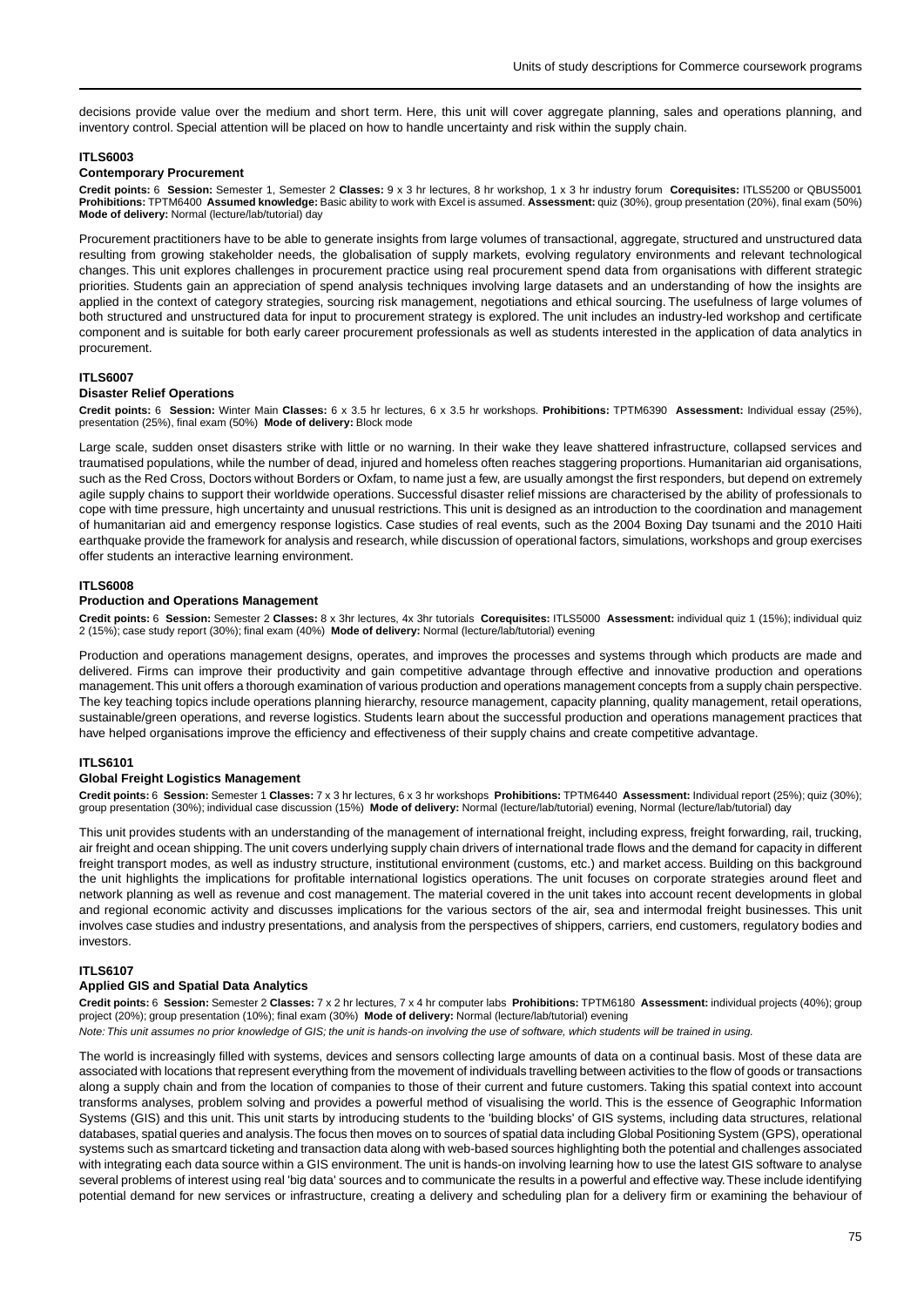decisions provide value over the medium and short term. Here, this unit will cover aggregate planning, sales and operations planning, and inventory control. Special attention will be placed on how to handle uncertainty and risk within the supply chain.

#### ITLS6003

#### Contemporary Procurement

**Credit points:** 6 **Session:** Semester 1, Semester 2 **Classes:** 9 x 3 hr lectures, 8 hr workshop, 1 x 3 hr industry forum **Corequisites:** ITLS5200 or QBUS5001 **Prohibitions:** TPTM6400 **Assumed knowledge:** Basic ability to work with Excel is assumed. **Assessment:** quiz (30%), group presentation (20%), final exam (50%) **Mode of delivery:** Normal (lecture/lab/tutorial) day

Procurement practitioners have to be able to generate insights from large volumes of transactional, aggregate, structured and unstructured data resulting from growing stakeholder needs, the globalisation of supply markets, evolving regulatory environments and relevant technological changes. This unit explores challenges in procurement practice using real procurement spend data from organisations with different strategic priorities. Students gain an appreciation of spend analysis techniques involving large datasets and an understanding of how the insights are applied in the context of category strategies, sourcing risk management, negotiations and ethical sourcing. The usefulness of large volumes of both structured and unstructured data for input to procurement strategy is explored. The unit includes an industry-led workshop and certificate component and is suitable for both early career procurement professionals as well as students interested in the application of data analytics in procurement.

#### ITLS6007

#### Disaster Relief Operations

**Credit points:** 6 **Session:** Winter Main **Classes:** 6 x 3.5 hr lectures, 6 x 3.5 hr workshops. **Prohibitions:** TPTM6390 **Assessment:** Individual essay (25%), presentation (25%), final exam (50%) **Mode of delivery:** Block mode

Large scale, sudden onset disasters strike with little or no warning. In their wake they leave shattered infrastructure, collapsed services and traumatised populations, while the number of dead, injured and homeless often reaches staggering proportions. Humanitarian aid organisations, such as the Red Cross, Doctors without Borders or Oxfam, to name just a few, are usually amongst the first responders, but depend on extremely agile supply chains to support their worldwide operations. Successful disaster relief missions are characterised by the ability of professionals to cope with time pressure, high uncertainty and unusual restrictions. This unit is designed as an introduction to the coordination and management of humanitarian aid and emergency response logistics. Case studies of real events, such as the 2004 Boxing Day tsunami and the 2010 Haiti earthquake provide the framework for analysis and research, while discussion of operational factors, simulations, workshops and group exercises offer students an interactive learning environment.

#### ITLS6008

#### Production and Operations Management

**Credit points:** 6 **Session:** Semester 2 **Classes:** 8 x 3hr lectures, 4x 3hr tutorials **Corequisites:** ITLS5000 **Assessment:** individual quiz 1 (15%); individual quiz 2 (15%); case study report (30%); final exam (40%) **Mode of delivery:** Normal (lecture/lab/tutorial) evening

Production and operations management designs, operates, and improves the processes and systems through which products are made and delivered. Firms can improve their productivity and gain competitive advantage through effective and innovative production and operations management. This unit offers a thorough examination of various production and operations management concepts from a supply chain perspective. The key teaching topics include operations planning hierarchy, resource management, capacity planning, quality management, retail operations, sustainable/green operations, and reverse logistics. Students learn about the successful production and operations management practices that have helped organisations improve the efficiency and effectiveness of their supply chains and create competitive advantage.

#### ITLS6101

#### Global Freight Logistics Management

**Credit points:** 6 **Session:** Semester 1 **Classes:** 7 x 3 hr lectures, 6 x 3 hr workshops **Prohibitions:** TPTM6440 **Assessment:** Individual report (25%); quiz (30%); group presentation (30%); individual case discussion (15%) **Mode of delivery:** Normal (lecture/lab/tutorial) evening, Normal (lecture/lab/tutorial) day

This unit provides students with an understanding of the management of international freight, including express, freight forwarding, rail, trucking, air freight and ocean shipping. The unit covers underlying supply chain drivers of international trade flows and the demand for capacity in different freight transport modes, as well as industry structure, institutional environment (customs, etc.) and market access. Building on this background the unit highlights the implications for profitable international logistics operations. The unit focuses on corporate strategies around fleet and network planning as well as revenue and cost management. The material covered in the unit takes into account recent developments in global and regional economic activity and discusses implications for the various sectors of the air, sea and intermodal freight businesses. This unit involves case studies and industry presentations, and analysis from the perspectives of shippers, carriers, end customers, regulatory bodies and investors.

#### ITLS6107

#### Applied GIS and Spatial Data Analytics

**Credit points:** 6 **Session:** Semester 2 **Classes:** 7 x 2 hr lectures, 7 x 4 hr computer labs **Prohibitions:** TPTM6180 **Assessment:** individual projects (40%); group project (20%); group presentation (10%); final exam (30%) **Mode of delivery:** Normal (lecture/lab/tutorial) evening

*Note: This unit assumes no prior knowledge of GIS; the unit is hands-on involving the use of software, which students will be trained in using.*

The world is increasingly filled with systems, devices and sensors collecting large amounts of data on a continual basis. Most of these data are associated with locations that represent everything from the movement of individuals travelling between activities to the flow of goods or transactions along a supply chain and from the location of companies to those of their current and future customers. Taking this spatial context into account transforms analyses, problem solving and provides a powerful method of visualising the world. This is the essence of Geographic Information Systems (GIS) and this unit. This unit starts by introducing students to the 'building blocks' of GIS systems, including data structures, relational databases, spatial queries and analysis. The focus then moves on to sources of spatial data including Global Positioning System (GPS), operational systems such as smartcard ticketing and transaction data along with web-based sources highlighting both the potential and challenges associated with integrating each data source within a GIS environment. The unit is hands-on involving learning how to use the latest GIS software to analyse several problems of interest using real 'big data' sources and to communicate the results in a powerful and effective way. These include identifying potential demand for new services or infrastructure, creating a delivery and scheduling plan for a delivery firm or examining the behaviour of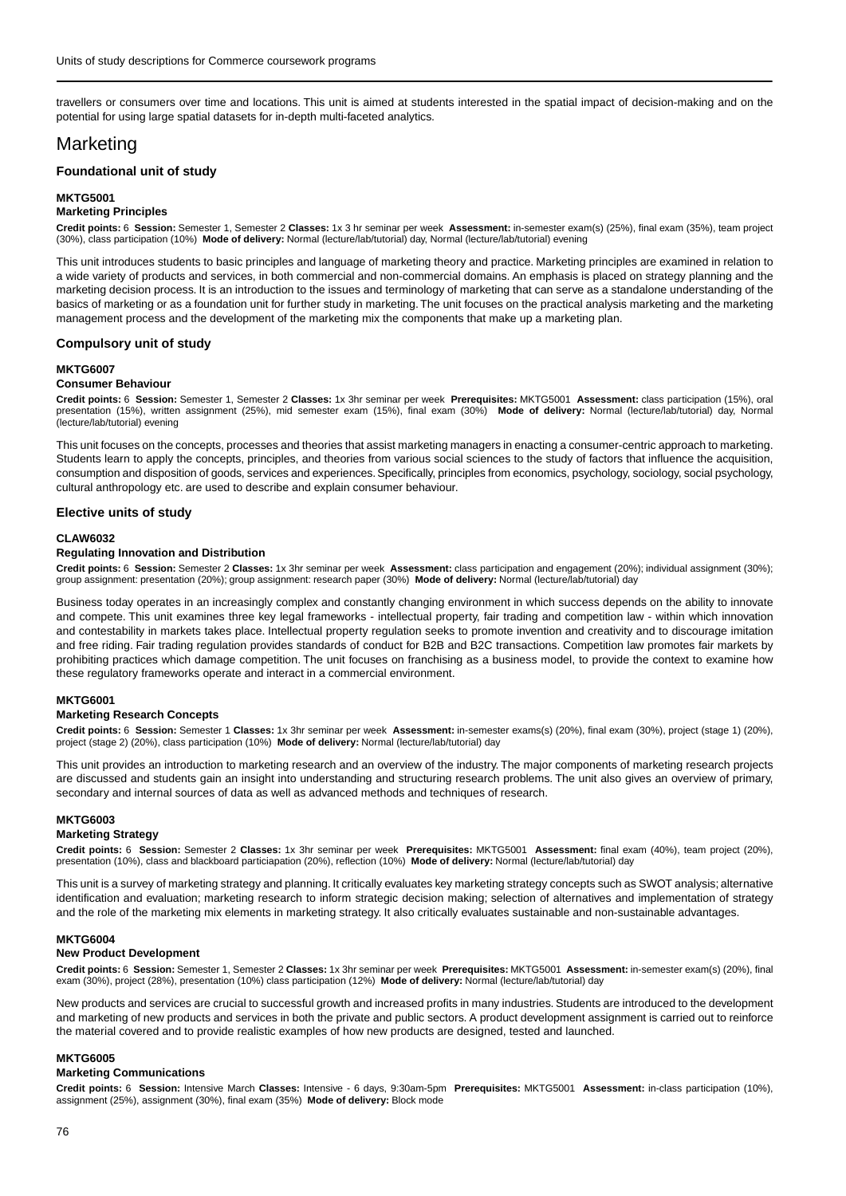travellers or consumers over time and locations. This unit is aimed at students interested in the spatial impact of decision-making and on the potential for using large spatial datasets for in-depth multi-faceted analytics.

# Marketing

### Foundational unit of study

#### MKTG5001
#### Marketing Principles

**Credit points:** 6 **Session:** Semester 1, Semester 2 **Classes:** 1x 3 hr seminar per week **Assessment:** in-semester exam(s) (25%), final exam (35%), team project (30%), class participation (10%) **Mode of delivery:** Normal (lecture/lab/tutorial) day, Normal (lecture/lab/tutorial) evening

This unit introduces students to basic principles and language of marketing theory and practice. Marketing principles are examined in relation to a wide variety of products and services, in both commercial and non-commercial domains. An emphasis is placed on strategy planning and the marketing decision process. It is an introduction to the issues and terminology of marketing that can serve as a standalone understanding of the basics of marketing or as a foundation unit for further study in marketing. The unit focuses on the practical analysis marketing and the marketing management process and the development of the marketing mix the components that make up a marketing plan.

### Compulsory unit of study

#### MKTG6007
#### Consumer Behaviour

**Credit points:** 6 **Session:** Semester 1, Semester 2 **Classes:** 1x 3hr seminar per week **Prerequisites:** MKTG5001 **Assessment:** class participation (15%), oral presentation (15%), written assignment (25%), mid semester exam (15%), final exam (30%) **Mode of delivery:** Normal (lecture/lab/tutorial) day, Normal (lecture/lab/tutorial) evening

This unit focuses on the concepts, processes and theories that assist marketing managers in enacting a consumer-centric approach to marketing. Students learn to apply the concepts, principles, and theories from various social sciences to the study of factors that influence the acquisition, consumption and disposition of goods, services and experiences. Specifically, principles from economics, psychology, sociology, social psychology, cultural anthropology etc. are used to describe and explain consumer behaviour.

### Elective units of study

#### CLAW6032
#### Regulating Innovation and Distribution

**Credit points:** 6 **Session:** Semester 2 **Classes:** 1x 3hr seminar per week **Assessment:** class participation and engagement (20%); individual assignment (30%); group assignment: presentation (20%); group assignment: research paper (30%) **Mode of delivery:** Normal (lecture/lab/tutorial) day

Business today operates in an increasingly complex and constantly changing environment in which success depends on the ability to innovate and compete. This unit examines three key legal frameworks - intellectual property, fair trading and competition law - within which innovation and contestability in markets takes place. Intellectual property regulation seeks to promote invention and creativity and to discourage imitation and free riding. Fair trading regulation provides standards of conduct for B2B and B2C transactions. Competition law promotes fair markets by prohibiting practices which damage competition. The unit focuses on franchising as a business model, to provide the context to examine how these regulatory frameworks operate and interact in a commercial environment.

#### MKTG6001
#### Marketing Research Concepts

**Credit points:** 6 **Session:** Semester 1 **Classes:** 1x 3hr seminar per week **Assessment:** in-semester exams(s) (20%), final exam (30%), project (stage 1) (20%), project (stage 2) (20%), class participation (10%) **Mode of delivery:** Normal (lecture/lab/tutorial) day

This unit provides an introduction to marketing research and an overview of the industry. The major components of marketing research projects are discussed and students gain an insight into understanding and structuring research problems. The unit also gives an overview of primary, secondary and internal sources of data as well as advanced methods and techniques of research.

#### MKTG6003
#### Marketing Strategy

**Credit points:** 6 **Session:** Semester 2 **Classes:** 1x 3hr seminar per week **Prerequisites:** MKTG5001 **Assessment:** final exam (40%), team project (20%), presentation (10%), class and blackboard particiapation (20%), reflection (10%) **Mode of delivery:** Normal (lecture/lab/tutorial) day

This unit is a survey of marketing strategy and planning. It critically evaluates key marketing strategy concepts such as SWOT analysis; alternative identification and evaluation; marketing research to inform strategic decision making; selection of alternatives and implementation of strategy and the role of the marketing mix elements in marketing strategy. It also critically evaluates sustainable and non-sustainable advantages.

#### MKTG6004
#### New Product Development

**Credit points:** 6 **Session:** Semester 1, Semester 2 **Classes:** 1x 3hr seminar per week **Prerequisites:** MKTG5001 **Assessment:** in-semester exam(s) (20%), final exam (30%), project (28%), presentation (10%) class participation (12%) **Mode of delivery:** Normal (lecture/lab/tutorial) day

New products and services are crucial to successful growth and increased profits in many industries. Students are introduced to the development and marketing of new products and services in both the private and public sectors. A product development assignment is carried out to reinforce the material covered and to provide realistic examples of how new products are designed, tested and launched.

#### MKTG6005
#### Marketing Communications

**Credit points:** 6 **Session:** Intensive March **Classes:** Intensive - 6 days, 9:30am-5pm **Prerequisites:** MKTG5001 **Assessment:** in-class participation (10%), assignment (25%), assignment (30%), final exam (35%) **Mode of delivery:** Block mode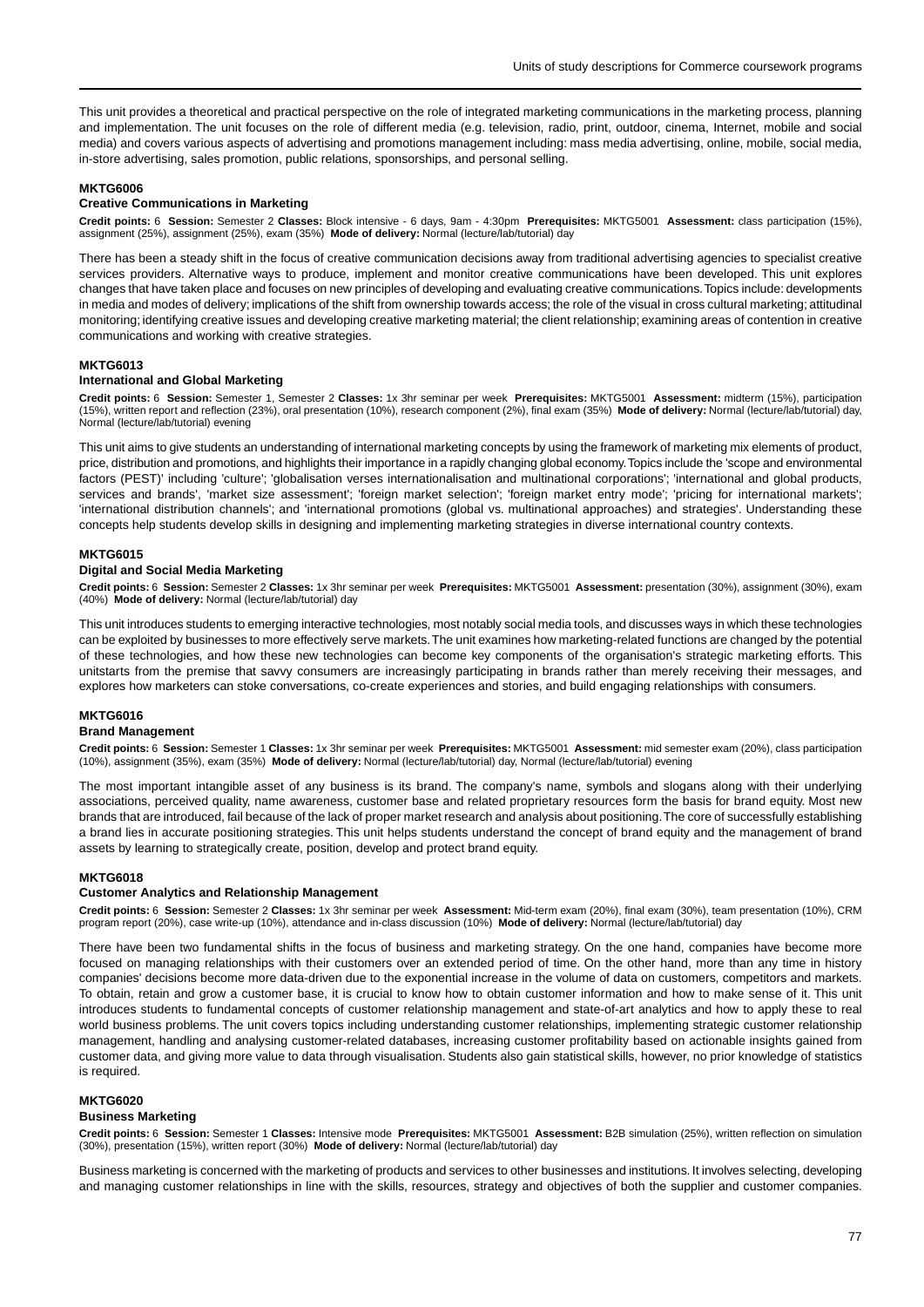This unit provides a theoretical and practical perspective on the role of integrated marketing communications in the marketing process, planning and implementation. The unit focuses on the role of different media (e.g. television, radio, print, outdoor, cinema, Internet, mobile and social media) and covers various aspects of advertising and promotions management including: mass media advertising, online, mobile, social media, in-store advertising, sales promotion, public relations, sponsorships, and personal selling.

#### MKTG6006
#### Creative Communications in Marketing

**Credit points:** 6 **Session:** Semester 2 **Classes:** Block intensive - 6 days, 9am - 4:30pm **Prerequisites:** MKTG5001 **Assessment:** class participation (15%), assignment (25%), assignment (25%), exam (35%) **Mode of delivery:** Normal (lecture/lab/tutorial) day

There has been a steady shift in the focus of creative communication decisions away from traditional advertising agencies to specialist creative services providers. Alternative ways to produce, implement and monitor creative communications have been developed. This unit explores changes that have taken place and focuses on new principles of developing and evaluating creative communications. Topics include: developments in media and modes of delivery; implications of the shift from ownership towards access; the role of the visual in cross cultural marketing; attitudinal monitoring; identifying creative issues and developing creative marketing material; the client relationship; examining areas of contention in creative communications and working with creative strategies.

#### MKTG6013
#### International and Global Marketing

**Credit points:** 6 **Session:** Semester 1, Semester 2 **Classes:** 1x 3hr seminar per week **Prerequisites:** MKTG5001 **Assessment:** midterm (15%), participation (15%), written report and reflection (23%), oral presentation (10%), research component (2%), final exam (35%) **Mode of delivery:** Normal (lecture/lab/tutorial) day, Normal (lecture/lab/tutorial) evening

This unit aims to give students an understanding of international marketing concepts by using the framework of marketing mix elements of product, price, distribution and promotions, and highlights their importance in a rapidly changing global economy. Topics include the 'scope and environmental factors (PEST)' including 'culture'; 'globalisation verses internationalisation and multinational corporations'; 'international and global products, services and brands', 'market size assessment'; 'foreign market selection'; 'foreign market entry mode'; 'pricing for international markets'; 'international distribution channels'; and 'international promotions (global vs. multinational approaches) and strategies'. Understanding these concepts help students develop skills in designing and implementing marketing strategies in diverse international country contexts.

#### MKTG6015
#### Digital and Social Media Marketing

**Credit points:** 6 **Session:** Semester 2 **Classes:** 1x 3hr seminar per week **Prerequisites:** MKTG5001 **Assessment:** presentation (30%), assignment (30%), exam (40%) **Mode of delivery:** Normal (lecture/lab/tutorial) day

This unit introduces students to emerging interactive technologies, most notably social media tools, and discusses ways in which these technologies can be exploited by businesses to more effectively serve markets. The unit examines how marketing-related functions are changed by the potential of these technologies, and how these new technologies can become key components of the organisation's strategic marketing efforts. This unitstarts from the premise that savvy consumers are increasingly participating in brands rather than merely receiving their messages, and explores how marketers can stoke conversations, co-create experiences and stories, and build engaging relationships with consumers.

#### MKTG6016
#### Brand Management

**Credit points:** 6 **Session:** Semester 1 **Classes:** 1x 3hr seminar per week **Prerequisites:** MKTG5001 **Assessment:** mid semester exam (20%), class participation (10%), assignment (35%), exam (35%) **Mode of delivery:** Normal (lecture/lab/tutorial) day, Normal (lecture/lab/tutorial) evening

The most important intangible asset of any business is its brand. The company's name, symbols and slogans along with their underlying associations, perceived quality, name awareness, customer base and related proprietary resources form the basis for brand equity. Most new brands that are introduced, fail because of the lack of proper market research and analysis about positioning. The core of successfully establishing a brand lies in accurate positioning strategies. This unit helps students understand the concept of brand equity and the management of brand assets by learning to strategically create, position, develop and protect brand equity.

#### MKTG6018
#### Customer Analytics and Relationship Management

**Credit points:** 6 **Session:** Semester 2 **Classes:** 1x 3hr seminar per week **Assessment:** Mid-term exam (20%), final exam (30%), team presentation (10%), CRM program report (20%), case write-up (10%), attendance and in-class discussion (10%) **Mode of delivery:** Normal (lecture/lab/tutorial) day

There have been two fundamental shifts in the focus of business and marketing strategy. On the one hand, companies have become more focused on managing relationships with their customers over an extended period of time. On the other hand, more than any time in history companies' decisions become more data-driven due to the exponential increase in the volume of data on customers, competitors and markets. To obtain, retain and grow a customer base, it is crucial to know how to obtain customer information and how to make sense of it. This unit introduces students to fundamental concepts of customer relationship management and state-of-art analytics and how to apply these to real world business problems. The unit covers topics including understanding customer relationships, implementing strategic customer relationship management, handling and analysing customer-related databases, increasing customer profitability based on actionable insights gained from customer data, and giving more value to data through visualisation. Students also gain statistical skills, however, no prior knowledge of statistics is required.

#### MKTG6020
#### Business Marketing

**Credit points:** 6 **Session:** Semester 1 **Classes:** Intensive mode **Prerequisites:** MKTG5001 **Assessment:** B2B simulation (25%), written reflection on simulation (30%), presentation (15%), written report (30%) **Mode of delivery:** Normal (lecture/lab/tutorial) day

Business marketing is concerned with the marketing of products and services to other businesses and institutions. It involves selecting, developing and managing customer relationships in line with the skills, resources, strategy and objectives of both the supplier and customer companies.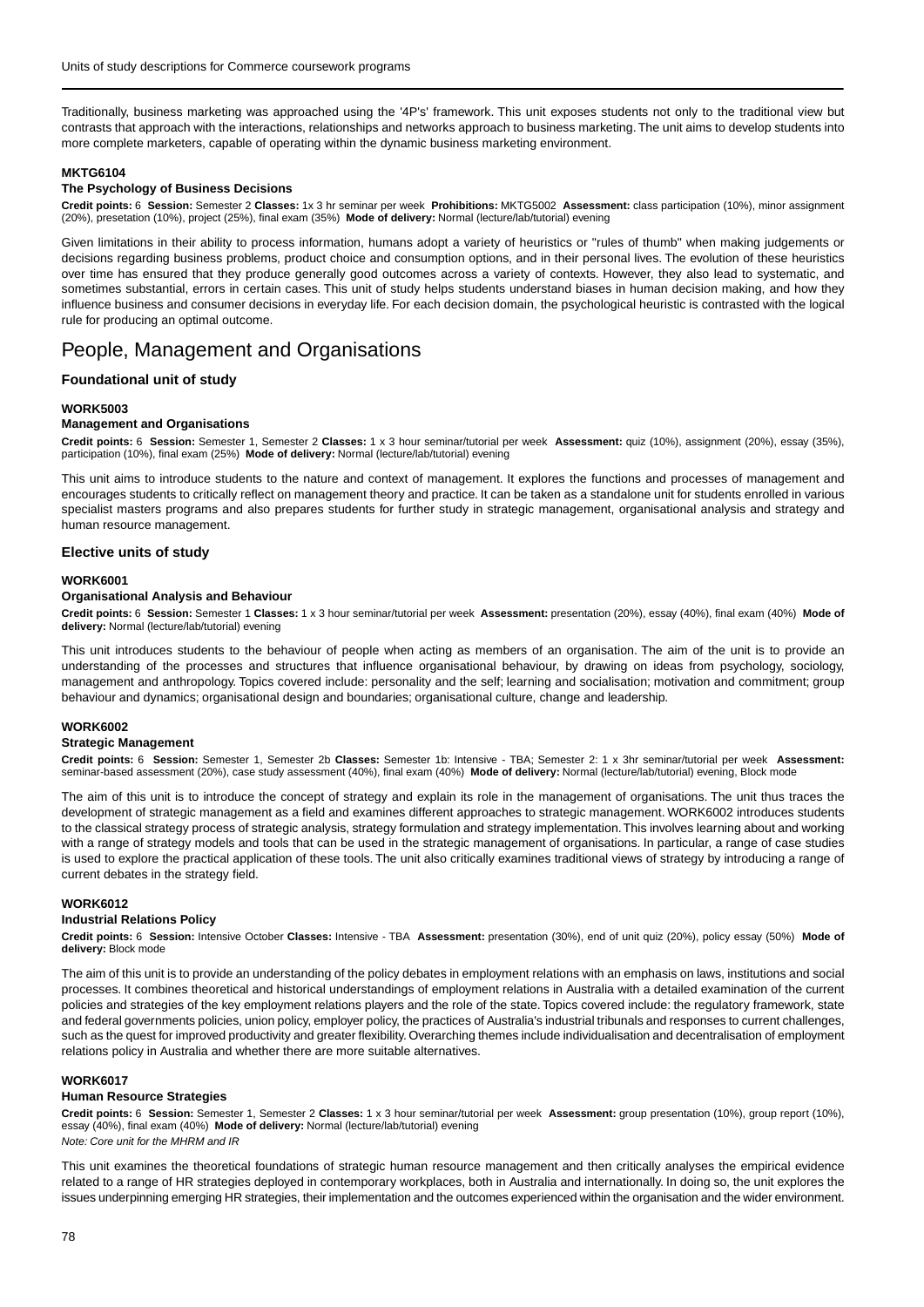Traditionally, business marketing was approached using the '4P's' framework. This unit exposes students not only to the traditional view but contrasts that approach with the interactions, relationships and networks approach to business marketing. The unit aims to develop students into more complete marketers, capable of operating within the dynamic business marketing environment.

#### MKTG6104
#### The Psychology of Business Decisions

**Credit points:** 6 **Session:** Semester 2 **Classes:** 1x 3 hr seminar per week **Prohibitions:** MKTG5002 **Assessment:** class participation (10%), minor assignment (20%), presetation (10%), project (25%), final exam (35%) **Mode of delivery:** Normal (lecture/lab/tutorial) evening

Given limitations in their ability to process information, humans adopt a variety of heuristics or "rules of thumb" when making judgements or decisions regarding business problems, product choice and consumption options, and in their personal lives. The evolution of these heuristics over time has ensured that they produce generally good outcomes across a variety of contexts. However, they also lead to systematic, and sometimes substantial, errors in certain cases. This unit of study helps students understand biases in human decision making, and how they influence business and consumer decisions in everyday life. For each decision domain, the psychological heuristic is contrasted with the logical rule for producing an optimal outcome.

## People, Management and Organisations

### Foundational unit of study

#### WORK5003
#### Management and Organisations

**Credit points:** 6 **Session:** Semester 1, Semester 2 **Classes:** 1 x 3 hour seminar/tutorial per week **Assessment:** quiz (10%), assignment (20%), essay (35%), participation (10%), final exam (25%) **Mode of delivery:** Normal (lecture/lab/tutorial) evening

This unit aims to introduce students to the nature and context of management. It explores the functions and processes of management and encourages students to critically reflect on management theory and practice. It can be taken as a standalone unit for students enrolled in various specialist masters programs and also prepares students for further study in strategic management, organisational analysis and strategy and human resource management.

### Elective units of study

#### WORK6001
#### Organisational Analysis and Behaviour

**Credit points:** 6 **Session:** Semester 1 **Classes:** 1 x 3 hour seminar/tutorial per week **Assessment:** presentation (20%), essay (40%), final exam (40%) **Mode of delivery:** Normal (lecture/lab/tutorial) evening

This unit introduces students to the behaviour of people when acting as members of an organisation. The aim of the unit is to provide an understanding of the processes and structures that influence organisational behaviour, by drawing on ideas from psychology, sociology, management and anthropology. Topics covered include: personality and the self; learning and socialisation; motivation and commitment; group behaviour and dynamics; organisational design and boundaries; organisational culture, change and leadership.

#### WORK6002
#### Strategic Management

**Credit points:** 6 **Session:** Semester 1, Semester 2b **Classes:** Semester 1b: Intensive - TBA; Semester 2: 1 x 3hr seminar/tutorial per week **Assessment:** seminar-based assessment (20%), case study assessment (40%), final exam (40%) **Mode of delivery:** Normal (lecture/lab/tutorial) evening, Block mode

The aim of this unit is to introduce the concept of strategy and explain its role in the management of organisations. The unit thus traces the development of strategic management as a field and examines different approaches to strategic management. WORK6002 introduces students to the classical strategy process of strategic analysis, strategy formulation and strategy implementation. This involves learning about and working with a range of strategy models and tools that can be used in the strategic management of organisations. In particular, a range of case studies is used to explore the practical application of these tools. The unit also critically examines traditional views of strategy by introducing a range of current debates in the strategy field.

#### WORK6012
#### Industrial Relations Policy

**Credit points:** 6 **Session:** Intensive October **Classes:** Intensive - TBA **Assessment:** presentation (30%), end of unit quiz (20%), policy essay (50%) **Mode of delivery:** Block mode

The aim of this unit is to provide an understanding of the policy debates in employment relations with an emphasis on laws, institutions and social processes. It combines theoretical and historical understandings of employment relations in Australia with a detailed examination of the current policies and strategies of the key employment relations players and the role of the state. Topics covered include: the regulatory framework, state and federal governments policies, union policy, employer policy, the practices of Australia's industrial tribunals and responses to current challenges, such as the quest for improved productivity and greater flexibility. Overarching themes include individualisation and decentralisation of employment relations policy in Australia and whether there are more suitable alternatives.

#### WORK6017
#### Human Resource Strategies

**Credit points:** 6 **Session:** Semester 1, Semester 2 **Classes:** 1 x 3 hour seminar/tutorial per week **Assessment:** group presentation (10%), group report (10%), essay (40%), final exam (40%) **Mode of delivery:** Normal (lecture/lab/tutorial) evening

*Note: Core unit for the MHRM and IR*

This unit examines the theoretical foundations of strategic human resource management and then critically analyses the empirical evidence related to a range of HR strategies deployed in contemporary workplaces, both in Australia and internationally. In doing so, the unit explores the issues underpinning emerging HR strategies, their implementation and the outcomes experienced within the organisation and the wider environment.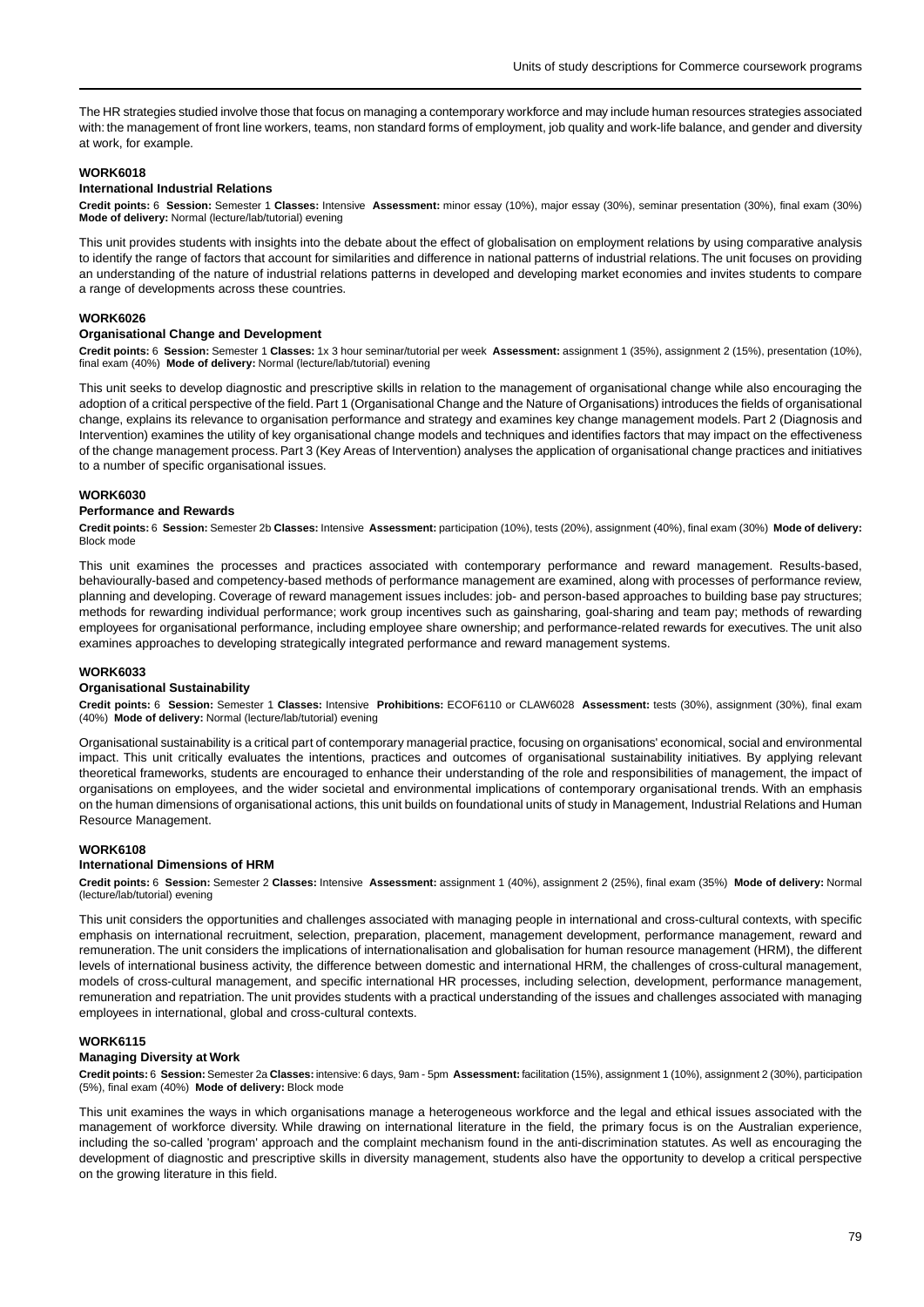The HR strategies studied involve those that focus on managing a contemporary workforce and may include human resources strategies associated with: the management of front line workers, teams, non standard forms of employment, job quality and work-life balance, and gender and diversity at work, for example.

#### WORK6018

#### International Industrial Relations

**Credit points:** 6 **Session:** Semester 1 **Classes:** Intensive **Assessment:** minor essay (10%), major essay (30%), seminar presentation (30%), final exam (30%) **Mode of delivery:** Normal (lecture/lab/tutorial) evening

This unit provides students with insights into the debate about the effect of globalisation on employment relations by using comparative analysis to identify the range of factors that account for similarities and difference in national patterns of industrial relations. The unit focuses on providing an understanding of the nature of industrial relations patterns in developed and developing market economies and invites students to compare a range of developments across these countries.

#### WORK6026

#### Organisational Change and Development

**Credit points:** 6 **Session:** Semester 1 **Classes:** 1x 3 hour seminar/tutorial per week **Assessment:** assignment 1 (35%), assignment 2 (15%), presentation (10%), final exam (40%) **Mode of delivery:** Normal (lecture/lab/tutorial) evening

This unit seeks to develop diagnostic and prescriptive skills in relation to the management of organisational change while also encouraging the adoption of a critical perspective of the field. Part 1 (Organisational Change and the Nature of Organisations) introduces the fields of organisational change, explains its relevance to organisation performance and strategy and examines key change management models. Part 2 (Diagnosis and Intervention) examines the utility of key organisational change models and techniques and identifies factors that may impact on the effectiveness of the change management process. Part 3 (Key Areas of Intervention) analyses the application of organisational change practices and initiatives to a number of specific organisational issues.

#### WORK6030

#### Performance and Rewards

**Credit points:** 6 **Session:** Semester 2b **Classes:** Intensive **Assessment:** participation (10%), tests (20%), assignment (40%), final exam (30%) **Mode of delivery:** Block mode

This unit examines the processes and practices associated with contemporary performance and reward management. Results-based, behaviourally-based and competency-based methods of performance management are examined, along with processes of performance review, planning and developing. Coverage of reward management issues includes: job- and person-based approaches to building base pay structures; methods for rewarding individual performance; work group incentives such as gainsharing, goal-sharing and team pay; methods of rewarding employees for organisational performance, including employee share ownership; and performance-related rewards for executives. The unit also examines approaches to developing strategically integrated performance and reward management systems.

#### WORK6033

#### Organisational Sustainability

**Credit points:** 6 **Session:** Semester 1 **Classes:** Intensive **Prohibitions:** ECOF6110 or CLAW6028 **Assessment:** tests (30%), assignment (30%), final exam (40%) **Mode of delivery:** Normal (lecture/lab/tutorial) evening

Organisational sustainability is a critical part of contemporary managerial practice, focusing on organisations' economical, social and environmental impact. This unit critically evaluates the intentions, practices and outcomes of organisational sustainability initiatives. By applying relevant theoretical frameworks, students are encouraged to enhance their understanding of the role and responsibilities of management, the impact of organisations on employees, and the wider societal and environmental implications of contemporary organisational trends. With an emphasis on the human dimensions of organisational actions, this unit builds on foundational units of study in Management, Industrial Relations and Human Resource Management.

#### WORK6108

#### International Dimensions of HRM

**Credit points:** 6 **Session:** Semester 2 **Classes:** Intensive **Assessment:** assignment 1 (40%), assignment 2 (25%), final exam (35%) **Mode of delivery:** Normal (lecture/lab/tutorial) evening

This unit considers the opportunities and challenges associated with managing people in international and cross-cultural contexts, with specific emphasis on international recruitment, selection, preparation, placement, management development, performance management, reward and remuneration. The unit considers the implications of internationalisation and globalisation for human resource management (HRM), the different levels of international business activity, the difference between domestic and international HRM, the challenges of cross-cultural management, models of cross-cultural management, and specific international HR processes, including selection, development, performance management, remuneration and repatriation. The unit provides students with a practical understanding of the issues and challenges associated with managing employees in international, global and cross-cultural contexts.

#### WORK6115

#### Managing Diversity at Work

**Credit points:** 6 **Session:** Semester 2a **Classes:** intensive: 6 days, 9am - 5pm **Assessment:** facilitation (15%), assignment 1 (10%), assignment 2 (30%), participation (5%), final exam (40%) **Mode of delivery:** Block mode

This unit examines the ways in which organisations manage a heterogeneous workforce and the legal and ethical issues associated with the management of workforce diversity. While drawing on international literature in the field, the primary focus is on the Australian experience, including the so-called 'program' approach and the complaint mechanism found in the anti-discrimination statutes. As well as encouraging the development of diagnostic and prescriptive skills in diversity management, students also have the opportunity to develop a critical perspective on the growing literature in this field.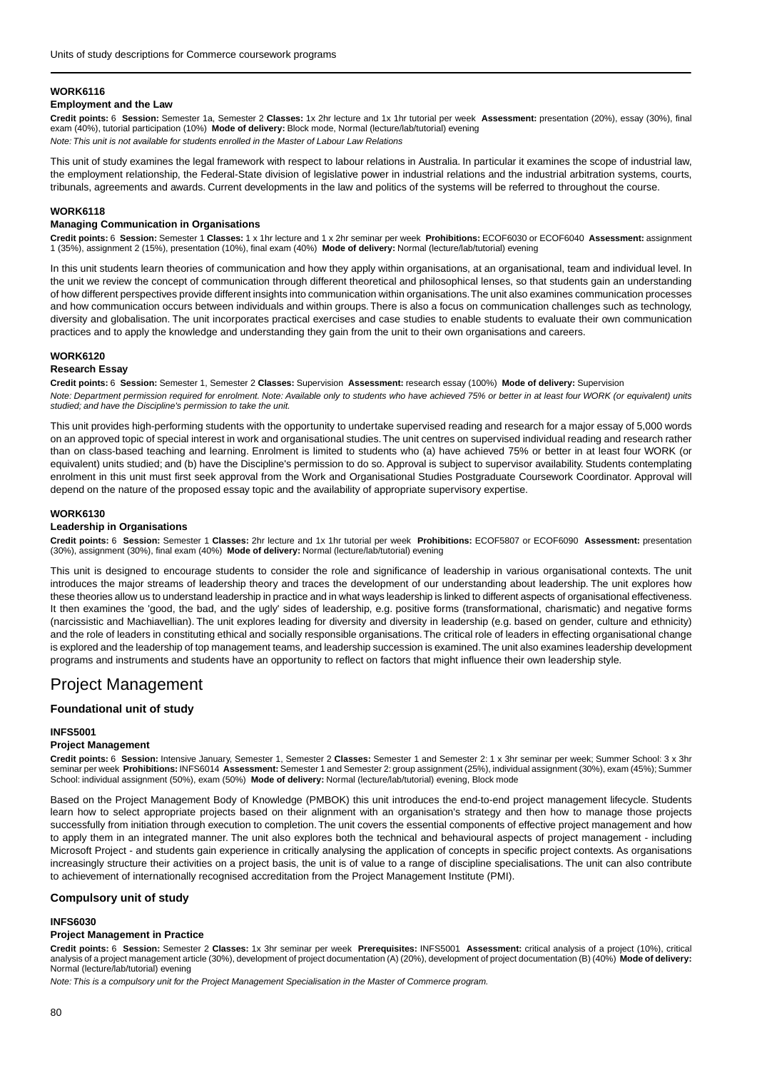#### WORK6116

**Employment and the Law**

**Credit points:** 6 **Session:** Semester 1a, Semester 2 **Classes:** 1x 2hr lecture and 1x 1hr tutorial per week **Assessment:** presentation (20%), essay (30%), final exam (40%), tutorial participation (10%) **Mode of delivery:** Block mode, Normal (lecture/lab/tutorial) evening

*Note: This unit is not available for students enrolled in the Master of Labour Law Relations*

This unit of study examines the legal framework with respect to labour relations in Australia. In particular it examines the scope of industrial law, the employment relationship, the Federal-State division of legislative power in industrial relations and the industrial arbitration systems, courts, tribunals, agreements and awards. Current developments in the law and politics of the systems will be referred to throughout the course.

#### WORK6118

**Managing Communication in Organisations**

**Credit points:** 6 **Session:** Semester 1 **Classes:** 1 x 1hr lecture and 1 x 2hr seminar per week **Prohibitions:** ECOF6030 or ECOF6040 **Assessment:** assignment 1 (35%), assignment 2 (15%), presentation (10%), final exam (40%) **Mode of delivery:** Normal (lecture/lab/tutorial) evening

In this unit students learn theories of communication and how they apply within organisations, at an organisational, team and individual level. In the unit we review the concept of communication through different theoretical and philosophical lenses, so that students gain an understanding of how different perspectives provide different insights into communication within organisations. The unit also examines communication processes and how communication occurs between individuals and within groups. There is also a focus on communication challenges such as technology, diversity and globalisation. The unit incorporates practical exercises and case studies to enable students to evaluate their own communication practices and to apply the knowledge and understanding they gain from the unit to their own organisations and careers.

#### WORK6120

**Research Essay**

**Credit points:** 6 **Session:** Semester 1, Semester 2 **Classes:** Supervision **Assessment:** research essay (100%) **Mode of delivery:** Supervision

*Note: Department permission required for enrolment. Note: Available only to students who have achieved 75% or better in at least four WORK (or equivalent) units studied; and have the Discipline's permission to take the unit.*

This unit provides high-performing students with the opportunity to undertake supervised reading and research for a major essay of 5,000 words on an approved topic of special interest in work and organisational studies. The unit centres on supervised individual reading and research rather than on class-based teaching and learning. Enrolment is limited to students who (a) have achieved 75% or better in at least four WORK (or equivalent) units studied; and (b) have the Discipline's permission to do so. Approval is subject to supervisor availability. Students contemplating enrolment in this unit must first seek approval from the Work and Organisational Studies Postgraduate Coursework Coordinator. Approval will depend on the nature of the proposed essay topic and the availability of appropriate supervisory expertise.

#### WORK6130

**Leadership in Organisations**

**Credit points:** 6 **Session:** Semester 1 **Classes:** 2hr lecture and 1x 1hr tutorial per week **Prohibitions:** ECOF5807 or ECOF6090 **Assessment:** presentation (30%), assignment (30%), final exam (40%) **Mode of delivery:** Normal (lecture/lab/tutorial) evening

This unit is designed to encourage students to consider the role and significance of leadership in various organisational contexts. The unit introduces the major streams of leadership theory and traces the development of our understanding about leadership. The unit explores how these theories allow us to understand leadership in practice and in what ways leadership is linked to different aspects of organisational effectiveness. It then examines the 'good, the bad, and the ugly' sides of leadership, e.g. positive forms (transformational, charismatic) and negative forms (narcissistic and Machiavellian). The unit explores leading for diversity and diversity in leadership (e.g. based on gender, culture and ethnicity) and the role of leaders in constituting ethical and socially responsible organisations. The critical role of leaders in effecting organisational change is explored and the leadership of top management teams, and leadership succession is examined. The unit also examines leadership development programs and instruments and students have an opportunity to reflect on factors that might influence their own leadership style.

# Project Management

## Foundational unit of study

#### INFS5001

**Project Management**

**Credit points:** 6 **Session:** Intensive January, Semester 1, Semester 2 **Classes:** Semester 1 and Semester 2: 1 x 3hr seminar per week; Summer School: 3 x 3hr seminar per week **Prohibitions:** INFS6014 **Assessment:** Semester 1 and Semester 2: group assignment (25%), individual assignment (30%), exam (45%); Summer School: individual assignment (50%), exam (50%) **Mode of delivery:** Normal (lecture/lab/tutorial) evening, Block mode

Based on the Project Management Body of Knowledge (PMBOK) this unit introduces the end-to-end project management lifecycle. Students learn how to select appropriate projects based on their alignment with an organisation's strategy and then how to manage those projects successfully from initiation through execution to completion. The unit covers the essential components of effective project management and how to apply them in an integrated manner. The unit also explores both the technical and behavioural aspects of project management - including Microsoft Project - and students gain experience in critically analysing the application of concepts in specific project contexts. As organisations increasingly structure their activities on a project basis, the unit is of value to a range of discipline specialisations. The unit can also contribute to achievement of internationally recognised accreditation from the Project Management Institute (PMI).

## Compulsory unit of study

#### INFS6030

**Project Management in Practice**

**Credit points:** 6 **Session:** Semester 2 **Classes:** 1x 3hr seminar per week **Prerequisites:** INFS5001 **Assessment:** critical analysis of a project (10%), critical analysis of a project management article (30%), development of project documentation (A) (20%), development of project documentation (B) (40%) **Mode of delivery:** Normal (lecture/lab/tutorial) evening

*Note: This is a compulsory unit for the Project Management Specialisation in the Master of Commerce program.*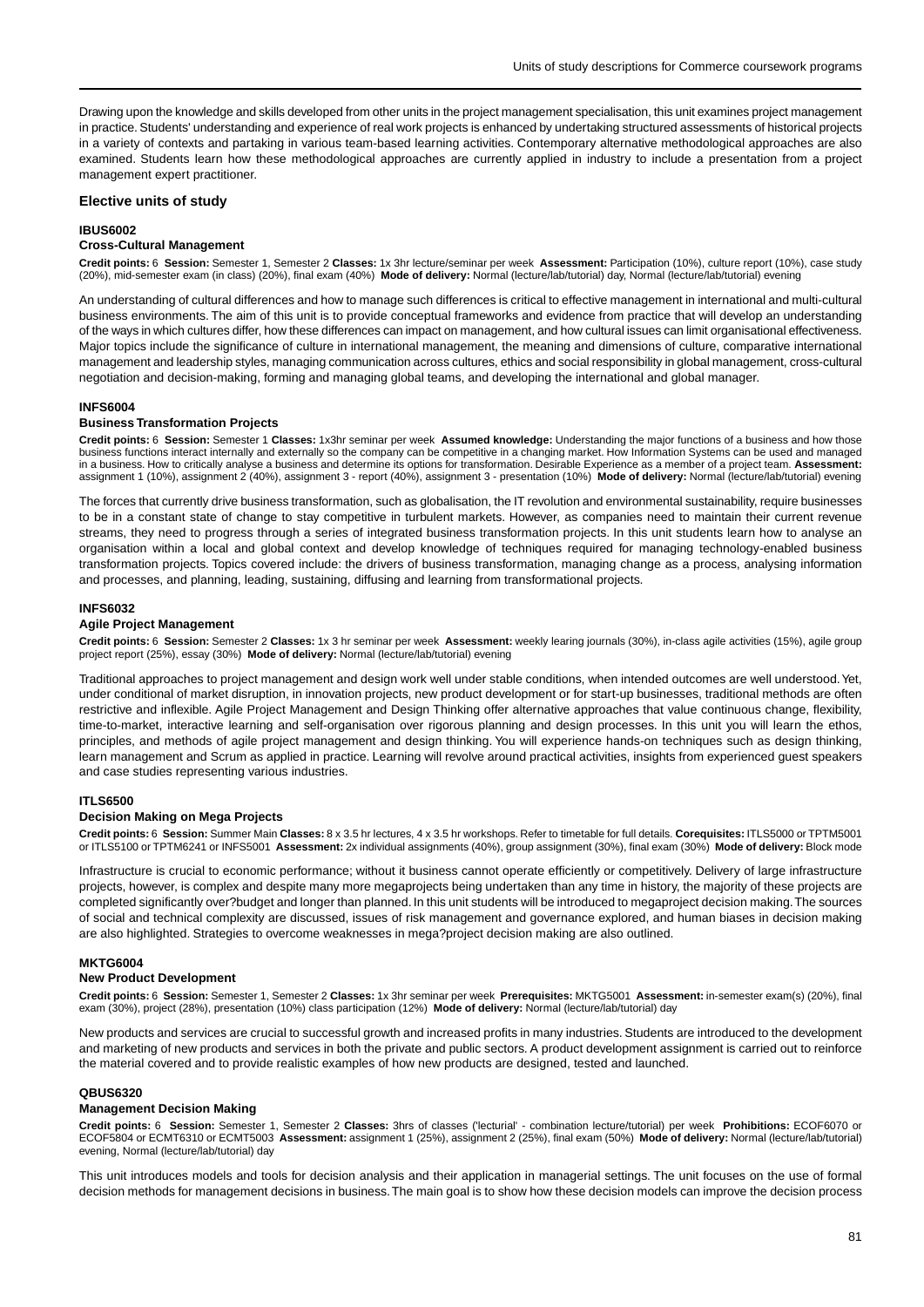Drawing upon the knowledge and skills developed from other units in the project management specialisation, this unit examines project management in practice. Students' understanding and experience of real work projects is enhanced by undertaking structured assessments of historical projects in a variety of contexts and partaking in various team-based learning activities. Contemporary alternative methodological approaches are also examined. Students learn how these methodological approaches are currently applied in industry to include a presentation from a project management expert practitioner.

## Elective units of study

#### IBUS6002
#### Cross-Cultural Management

**Credit points:** 6 **Session:** Semester 1, Semester 2 **Classes:** 1x 3hr lecture/seminar per week **Assessment:** Participation (10%), culture report (10%), case study (20%), mid-semester exam (in class) (20%), final exam (40%) **Mode of delivery:** Normal (lecture/lab/tutorial) day, Normal (lecture/lab/tutorial) evening

An understanding of cultural differences and how to manage such differences is critical to effective management in international and multi-cultural business environments. The aim of this unit is to provide conceptual frameworks and evidence from practice that will develop an understanding of the ways in which cultures differ, how these differences can impact on management, and how cultural issues can limit organisational effectiveness. Major topics include the significance of culture in international management, the meaning and dimensions of culture, comparative international management and leadership styles, managing communication across cultures, ethics and social responsibility in global management, cross-cultural negotiation and decision-making, forming and managing global teams, and developing the international and global manager.

#### INFS6004
#### Business Transformation Projects

**Credit points:** 6 **Session:** Semester 1 **Classes:** 1x3hr seminar per week **Assumed knowledge:** Understanding the major functions of a business and how those business functions interact internally and externally so the company can be competitive in a changing market. How Information Systems can be used and managed in a business. How to critically analyse a business and determine its options for transformation. Desirable Experience as a member of a project team. **Assessment:** assignment 1 (10%), assignment 2 (40%), assignment 3 - report (40%), assignment 3 - presentation (10%) **Mode of delivery:** Normal (lecture/lab/tutorial) evening

The forces that currently drive business transformation, such as globalisation, the IT revolution and environmental sustainability, require businesses to be in a constant state of change to stay competitive in turbulent markets. However, as companies need to maintain their current revenue streams, they need to progress through a series of integrated business transformation projects. In this unit students learn how to analyse an organisation within a local and global context and develop knowledge of techniques required for managing technology-enabled business transformation projects. Topics covered include: the drivers of business transformation, managing change as a process, analysing information and processes, and planning, leading, sustaining, diffusing and learning from transformational projects.

#### INFS6032
#### Agile Project Management

**Credit points:** 6 **Session:** Semester 2 **Classes:** 1x 3 hr seminar per week **Assessment:** weekly learing journals (30%), in-class agile activities (15%), agile group project report (25%), essay (30%) **Mode of delivery:** Normal (lecture/lab/tutorial) evening

Traditional approaches to project management and design work well under stable conditions, when intended outcomes are well understood. Yet, under conditional of market disruption, in innovation projects, new product development or for start-up businesses, traditional methods are often restrictive and inflexible. Agile Project Management and Design Thinking offer alternative approaches that value continuous change, flexibility, time-to-market, interactive learning and self-organisation over rigorous planning and design processes. In this unit you will learn the ethos, principles, and methods of agile project management and design thinking. You will experience hands-on techniques such as design thinking, learn management and Scrum as applied in practice. Learning will revolve around practical activities, insights from experienced guest speakers and case studies representing various industries.

#### ITLS6500
#### Decision Making on Mega Projects

**Credit points:** 6 **Session:** Summer Main **Classes:** 8 x 3.5 hr lectures, 4 x 3.5 hr workshops. Refer to timetable for full details. **Corequisites:** ITLS5000 or TPTM5001 or ITLS5100 or TPTM6241 or INFS5001 **Assessment:** 2x individual assignments (40%), group assignment (30%), final exam (30%) **Mode of delivery:** Block mode

Infrastructure is crucial to economic performance; without it business cannot operate efficiently or competitively. Delivery of large infrastructure projects, however, is complex and despite many more megaprojects being undertaken than any time in history, the majority of these projects are completed significantly over?budget and longer than planned. In this unit students will be introduced to megaproject decision making. The sources of social and technical complexity are discussed, issues of risk management and governance explored, and human biases in decision making are also highlighted. Strategies to overcome weaknesses in mega?project decision making are also outlined.

#### MKTG6004
#### New Product Development

**Credit points:** 6 **Session:** Semester 1, Semester 2 **Classes:** 1x 3hr seminar per week **Prerequisites:** MKTG5001 **Assessment:** in-semester exam(s) (20%), final exam (30%), project (28%), presentation (10%) class participation (12%) **Mode of delivery:** Normal (lecture/lab/tutorial) day

New products and services are crucial to successful growth and increased profits in many industries. Students are introduced to the development and marketing of new products and services in both the private and public sectors. A product development assignment is carried out to reinforce the material covered and to provide realistic examples of how new products are designed, tested and launched.

#### QBUS6320
#### Management Decision Making

**Credit points:** 6 **Session:** Semester 1, Semester 2 **Classes:** 3hrs of classes ('lecturial' - combination lecture/tutorial) per week **Prohibitions:** ECOF6070 or ECOF5804 or ECMT6310 or ECMT5003 **Assessment:** assignment 1 (25%), assignment 2 (25%), final exam (50%) **Mode of delivery:** Normal (lecture/lab/tutorial) evening, Normal (lecture/lab/tutorial) day

This unit introduces models and tools for decision analysis and their application in managerial settings. The unit focuses on the use of formal decision methods for management decisions in business. The main goal is to show how these decision models can improve the decision process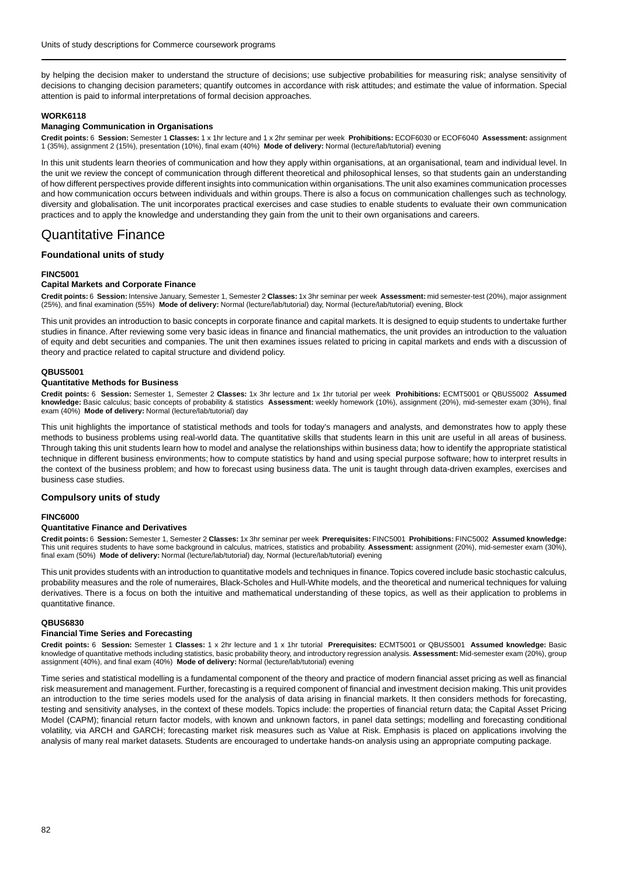by helping the decision maker to understand the structure of decisions; use subjective probabilities for measuring risk; analyse sensitivity of decisions to changing decision parameters; quantify outcomes in accordance with risk attitudes; and estimate the value of information. Special attention is paid to informal interpretations of formal decision approaches.

**WORK6118**

**Managing Communication in Organisations**

**Credit points:** 6 **Session:** Semester 1 **Classes:** 1 x 1hr lecture and 1 x 2hr seminar per week **Prohibitions:** ECOF6030 or ECOF6040 **Assessment:** assignment 1 (35%), assignment 2 (15%), presentation (10%), final exam (40%) **Mode of delivery:** Normal (lecture/lab/tutorial) evening

In this unit students learn theories of communication and how they apply within organisations, at an organisational, team and individual level. In the unit we review the concept of communication through different theoretical and philosophical lenses, so that students gain an understanding of how different perspectives provide different insights into communication within organisations. The unit also examines communication processes and how communication occurs between individuals and within groups. There is also a focus on communication challenges such as technology, diversity and globalisation. The unit incorporates practical exercises and case studies to enable students to evaluate their own communication practices and to apply the knowledge and understanding they gain from the unit to their own organisations and careers.

# Quantitative Finance

## Foundational units of study

**FINC5001**

**Capital Markets and Corporate Finance**

**Credit points:** 6 **Session:** Intensive January, Semester 1, Semester 2 **Classes:** 1x 3hr seminar per week **Assessment:** mid semester-test (20%), major assignment (25%), and final examination (55%) **Mode of delivery:** Normal (lecture/lab/tutorial) day, Normal (lecture/lab/tutorial) evening, Block

This unit provides an introduction to basic concepts in corporate finance and capital markets. It is designed to equip students to undertake further studies in finance. After reviewing some very basic ideas in finance and financial mathematics, the unit provides an introduction to the valuation of equity and debt securities and companies. The unit then examines issues related to pricing in capital markets and ends with a discussion of theory and practice related to capital structure and dividend policy.

**QBUS5001**

**Quantitative Methods for Business**

**Credit points:** 6 **Session:** Semester 1, Semester 2 **Classes:** 1x 3hr lecture and 1x 1hr tutorial per week **Prohibitions:** ECMT5001 or QBUS5002 **Assumed knowledge:** Basic calculus; basic concepts of probability & statistics **Assessment:** weekly homework (10%), assignment (20%), mid-semester exam (30%), final exam (40%) **Mode of delivery:** Normal (lecture/lab/tutorial) day

This unit highlights the importance of statistical methods and tools for today's managers and analysts, and demonstrates how to apply these methods to business problems using real-world data. The quantitative skills that students learn in this unit are useful in all areas of business. Through taking this unit students learn how to model and analyse the relationships within business data; how to identify the appropriate statistical technique in different business environments; how to compute statistics by hand and using special purpose software; how to interpret results in the context of the business problem; and how to forecast using business data. The unit is taught through data-driven examples, exercises and business case studies.

## Compulsory units of study

**FINC6000**

**Quantitative Finance and Derivatives**

**Credit points:** 6 **Session:** Semester 1, Semester 2 **Classes:** 1x 3hr seminar per week **Prerequisites:** FINC5001 **Prohibitions:** FINC5002 **Assumed knowledge:** This unit requires students to have some background in calculus, matrices, statistics and probability. **Assessment:** assignment (20%), mid-semester exam (30%), final exam (50%) **Mode of delivery:** Normal (lecture/lab/tutorial) day, Normal (lecture/lab/tutorial) evening

This unit provides students with an introduction to quantitative models and techniques in finance. Topics covered include basic stochastic calculus, probability measures and the role of numeraires, Black-Scholes and Hull-White models, and the theoretical and numerical techniques for valuing derivatives. There is a focus on both the intuitive and mathematical understanding of these topics, as well as their application to problems in quantitative finance.

**QBUS6830**

**Financial Time Series and Forecasting**

**Credit points:** 6 **Session:** Semester 1 **Classes:** 1 x 2hr lecture and 1 x 1hr tutorial **Prerequisites:** ECMT5001 or QBUS5001 **Assumed knowledge:** Basic knowledge of quantitative methods including statistics, basic probability theory, and introductory regression analysis. **Assessment:** Mid-semester exam (20%), group assignment (40%), and final exam (40%) **Mode of delivery:** Normal (lecture/lab/tutorial) evening

Time series and statistical modelling is a fundamental component of the theory and practice of modern financial asset pricing as well as financial risk measurement and management. Further, forecasting is a required component of financial and investment decision making. This unit provides an introduction to the time series models used for the analysis of data arising in financial markets. It then considers methods for forecasting, testing and sensitivity analyses, in the context of these models. Topics include: the properties of financial return data; the Capital Asset Pricing Model (CAPM); financial return factor models, with known and unknown factors, in panel data settings; modelling and forecasting conditional volatility, via ARCH and GARCH; forecasting market risk measures such as Value at Risk. Emphasis is placed on applications involving the analysis of many real market datasets. Students are encouraged to undertake hands-on analysis using an appropriate computing package.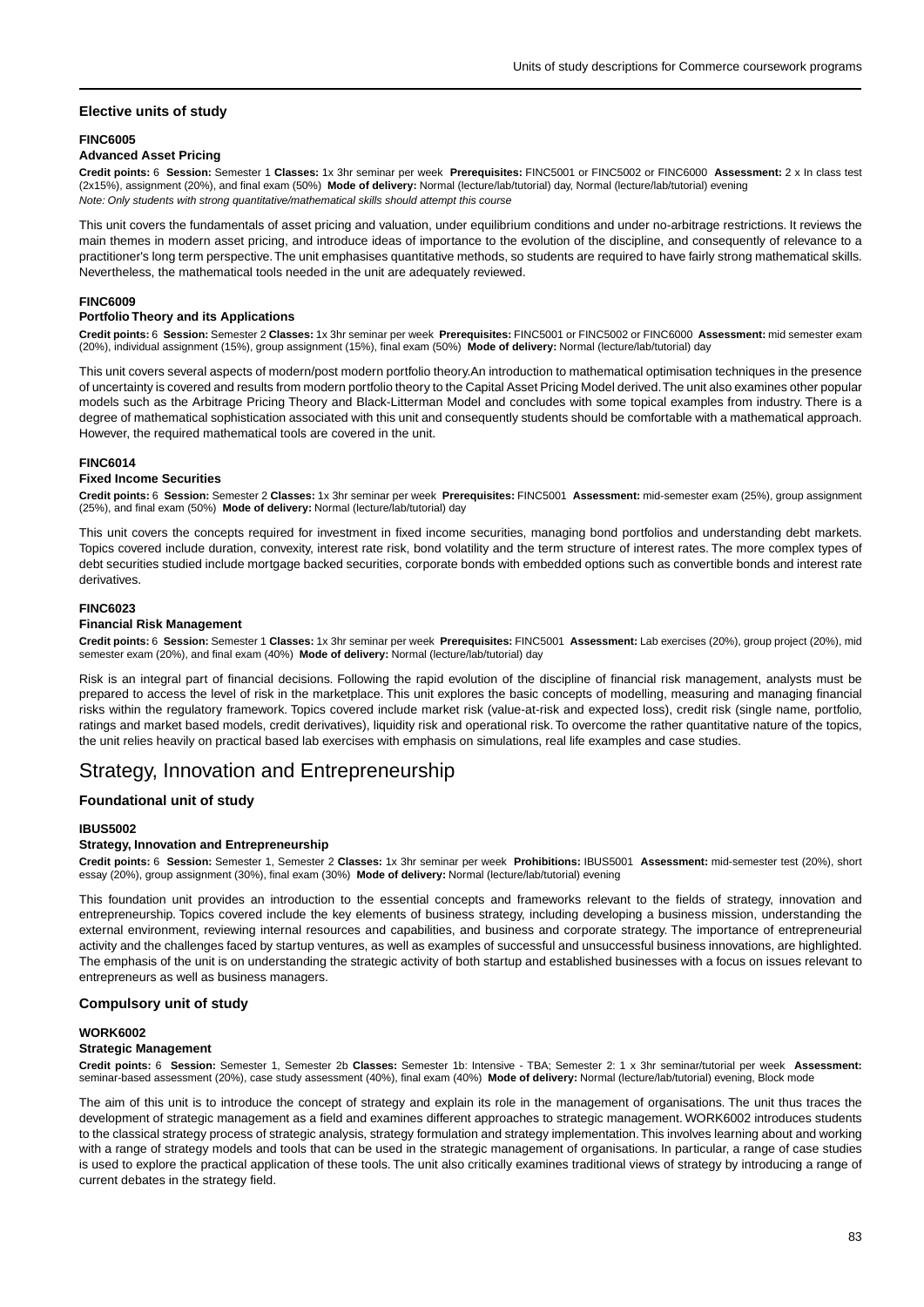### Elective units of study

#### FINC6005
#### Advanced Asset Pricing

**Credit points:** 6 **Session:** Semester 1 **Classes:** 1x 3hr seminar per week **Prerequisites:** FINC5001 or FINC5002 or FINC6000 **Assessment:** 2 x In class test (2x15%), assignment (20%), and final exam (50%) **Mode of delivery:** Normal (lecture/lab/tutorial) day, Normal (lecture/lab/tutorial) evening
*Note: Only students with strong quantitative/mathematical skills should attempt this course*

This unit covers the fundamentals of asset pricing and valuation, under equilibrium conditions and under no-arbitrage restrictions. It reviews the main themes in modern asset pricing, and introduce ideas of importance to the evolution of the discipline, and consequently of relevance to a practitioner's long term perspective. The unit emphasises quantitative methods, so students are required to have fairly strong mathematical skills. Nevertheless, the mathematical tools needed in the unit are adequately reviewed.

#### FINC6009
#### Portfolio Theory and its Applications

**Credit points:** 6 **Session:** Semester 2 **Classes:** 1x 3hr seminar per week **Prerequisites:** FINC5001 or FINC5002 or FINC6000 **Assessment:** mid semester exam (20%), individual assignment (15%), group assignment (15%), final exam (50%) **Mode of delivery:** Normal (lecture/lab/tutorial) day

This unit covers several aspects of modern/post modern portfolio theory.An introduction to mathematical optimisation techniques in the presence of uncertainty is covered and results from modern portfolio theory to the Capital Asset Pricing Model derived. The unit also examines other popular models such as the Arbitrage Pricing Theory and Black-Litterman Model and concludes with some topical examples from industry. There is a degree of mathematical sophistication associated with this unit and consequently students should be comfortable with a mathematical approach. However, the required mathematical tools are covered in the unit.

#### FINC6014
#### Fixed Income Securities

**Credit points:** 6 **Session:** Semester 2 **Classes:** 1x 3hr seminar per week **Prerequisites:** FINC5001 **Assessment:** mid-semester exam (25%), group assignment (25%), and final exam (50%) **Mode of delivery:** Normal (lecture/lab/tutorial) day

This unit covers the concepts required for investment in fixed income securities, managing bond portfolios and understanding debt markets. Topics covered include duration, convexity, interest rate risk, bond volatility and the term structure of interest rates. The more complex types of debt securities studied include mortgage backed securities, corporate bonds with embedded options such as convertible bonds and interest rate derivatives.

#### FINC6023
#### Financial Risk Management

**Credit points:** 6 **Session:** Semester 1 **Classes:** 1x 3hr seminar per week **Prerequisites:** FINC5001 **Assessment:** Lab exercises (20%), group project (20%), mid semester exam (20%), and final exam (40%) **Mode of delivery:** Normal (lecture/lab/tutorial) day

Risk is an integral part of financial decisions. Following the rapid evolution of the discipline of financial risk management, analysts must be prepared to access the level of risk in the marketplace. This unit explores the basic concepts of modelling, measuring and managing financial risks within the regulatory framework. Topics covered include market risk (value-at-risk and expected loss), credit risk (single name, portfolio, ratings and market based models, credit derivatives), liquidity risk and operational risk. To overcome the rather quantitative nature of the topics, the unit relies heavily on practical based lab exercises with emphasis on simulations, real life examples and case studies.

## Strategy, Innovation and Entrepreneurship

### Foundational unit of study

#### IBUS5002
#### Strategy, Innovation and Entrepreneurship

**Credit points:** 6 **Session:** Semester 1, Semester 2 **Classes:** 1x 3hr seminar per week **Prohibitions:** IBUS5001 **Assessment:** mid-semester test (20%), short essay (20%), group assignment (30%), final exam (30%) **Mode of delivery:** Normal (lecture/lab/tutorial) evening

This foundation unit provides an introduction to the essential concepts and frameworks relevant to the fields of strategy, innovation and entrepreneurship. Topics covered include the key elements of business strategy, including developing a business mission, understanding the external environment, reviewing internal resources and capabilities, and business and corporate strategy. The importance of entrepreneurial activity and the challenges faced by startup ventures, as well as examples of successful and unsuccessful business innovations, are highlighted. The emphasis of the unit is on understanding the strategic activity of both startup and established businesses with a focus on issues relevant to entrepreneurs as well as business managers.

### Compulsory unit of study

#### WORK6002
#### Strategic Management

**Credit points:** 6 **Session:** Semester 1, Semester 2b **Classes:** Semester 1b: Intensive - TBA; Semester 2: 1 x 3hr seminar/tutorial per week **Assessment:** seminar-based assessment (20%), case study assessment (40%), final exam (40%) **Mode of delivery:** Normal (lecture/lab/tutorial) evening, Block mode

The aim of this unit is to introduce the concept of strategy and explain its role in the management of organisations. The unit thus traces the development of strategic management as a field and examines different approaches to strategic management. WORK6002 introduces students to the classical strategy process of strategic analysis, strategy formulation and strategy implementation. This involves learning about and working with a range of strategy models and tools that can be used in the strategic management of organisations. In particular, a range of case studies is used to explore the practical application of these tools. The unit also critically examines traditional views of strategy by introducing a range of current debates in the strategy field.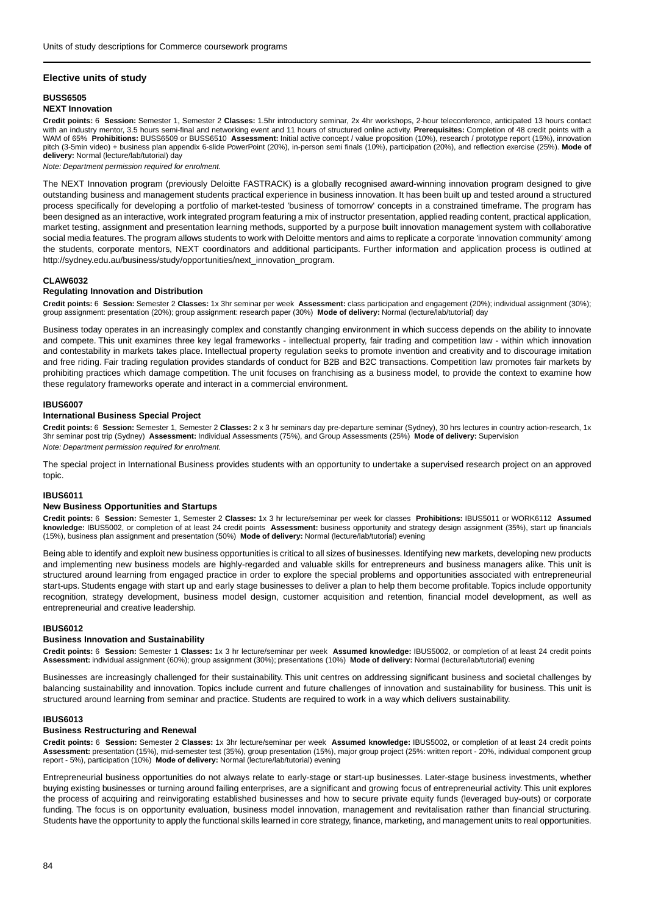## Elective units of study

### BUSS6505
**NEXT Innovation**

**Credit points:** 6 **Session:** Semester 1, Semester 2 **Classes:** 1.5hr introductory seminar, 2x 4hr workshops, 2-hour teleconference, anticipated 13 hours contact with an industry mentor, 3.5 hours semi-final and networking event and 11 hours of structured online activity. **Prerequisites:** Completion of 48 credit points with a WAM of 65% **Prohibitions:** BUSS6509 or BUSS6510 **Assessment:** Initial active concept / value proposition (10%), research / prototype report (15%), innovation pitch (3-5min video) + business plan appendix 6-slide PowerPoint (20%), in-person semi finals (10%), participation (20%), and reflection exercise (25%). **Mode of delivery:** Normal (lecture/lab/tutorial) day

*Note: Department permission required for enrolment.*

The NEXT Innovation program (previously Deloitte FASTRACK) is a globally recognised award-winning innovation program designed to give outstanding business and management students practical experience in business innovation. It has been built up and tested around a structured process specifically for developing a portfolio of market-tested 'business of tomorrow' concepts in a constrained timeframe. The program has been designed as an interactive, work integrated program featuring a mix of instructor presentation, applied reading content, practical application, market testing, assignment and presentation learning methods, supported by a purpose built innovation management system with collaborative social media features. The program allows students to work with Deloitte mentors and aims to replicate a corporate 'innovation community' among the students, corporate mentors, NEXT coordinators and additional participants. Further information and application process is outlined at http://sydney.edu.au/business/study/opportunities/next_innovation_program.

### CLAW6032
**Regulating Innovation and Distribution**

**Credit points:** 6 **Session:** Semester 2 **Classes:** 1x 3hr seminar per week **Assessment:** class participation and engagement (20%); individual assignment (30%); group assignment: presentation (20%); group assignment: research paper (30%) **Mode of delivery:** Normal (lecture/lab/tutorial) day

Business today operates in an increasingly complex and constantly changing environment in which success depends on the ability to innovate and compete. This unit examines three key legal frameworks - intellectual property, fair trading and competition law - within which innovation and contestability in markets takes place. Intellectual property regulation seeks to promote invention and creativity and to discourage imitation and free riding. Fair trading regulation provides standards of conduct for B2B and B2C transactions. Competition law promotes fair markets by prohibiting practices which damage competition. The unit focuses on franchising as a business model, to provide the context to examine how these regulatory frameworks operate and interact in a commercial environment.

### IBUS6007
**International Business Special Project**

**Credit points:** 6 **Session:** Semester 1, Semester 2 **Classes:** 2 x 3 hr seminars day pre-departure seminar (Sydney), 30 hrs lectures in country action-research, 1x 3hr seminar post trip (Sydney) **Assessment:** Individual Assessments (75%), and Group Assessments (25%) **Mode of delivery:** Supervision

*Note: Department permission required for enrolment.*

The special project in International Business provides students with an opportunity to undertake a supervised research project on an approved topic.

### IBUS6011
**New Business Opportunities and Startups**

**Credit points:** 6 **Session:** Semester 1, Semester 2 **Classes:** 1x 3 hr lecture/seminar per week for classes **Prohibitions:** IBUS5011 or WORK6112 **Assumed knowledge:** IBUS5002, or completion of at least 24 credit points **Assessment:** business opportunity and strategy design assignment (35%), start up financials (15%), business plan assignment and presentation (50%) **Mode of delivery:** Normal (lecture/lab/tutorial) evening

Being able to identify and exploit new business opportunities is critical to all sizes of businesses. Identifying new markets, developing new products and implementing new business models are highly-regarded and valuable skills for entrepreneurs and business managers alike. This unit is structured around learning from engaged practice in order to explore the special problems and opportunities associated with entrepreneurial start-ups. Students engage with start up and early stage businesses to deliver a plan to help them become profitable. Topics include opportunity recognition, strategy development, business model design, customer acquisition and retention, financial model development, as well as entrepreneurial and creative leadership.

### IBUS6012
**Business Innovation and Sustainability**

**Credit points:** 6 **Session:** Semester 1 **Classes:** 1x 3 hr lecture/seminar per week **Assumed knowledge:** IBUS5002, or completion of at least 24 credit points **Assessment:** individual assignment (60%); group assignment (30%); presentations (10%) **Mode of delivery:** Normal (lecture/lab/tutorial) evening

Businesses are increasingly challenged for their sustainability. This unit centres on addressing significant business and societal challenges by balancing sustainability and innovation. Topics include current and future challenges of innovation and sustainability for business. This unit is structured around learning from seminar and practice. Students are required to work in a way which delivers sustainability.

### IBUS6013
**Business Restructuring and Renewal**

**Credit points:** 6 **Session:** Semester 2 **Classes:** 1x 3hr lecture/seminar per week **Assumed knowledge:** IBUS5002, or completion of at least 24 credit points **Assessment:** presentation (15%), mid-semester test (35%), group presentation (15%), major group project (25%: written report - 20%, individual component group report - 5%), participation (10%) **Mode of delivery:** Normal (lecture/lab/tutorial) evening

Entrepreneurial business opportunities do not always relate to early-stage or start-up businesses. Later-stage business investments, whether buying existing businesses or turning around failing enterprises, are a significant and growing focus of entrepreneurial activity. This unit explores the process of acquiring and reinvigorating established businesses and how to secure private equity funds (leveraged buy-outs) or corporate funding. The focus is on opportunity evaluation, business model innovation, management and revitalisation rather than financial structuring. Students have the opportunity to apply the functional skills learned in core strategy, finance, marketing, and management units to real opportunities.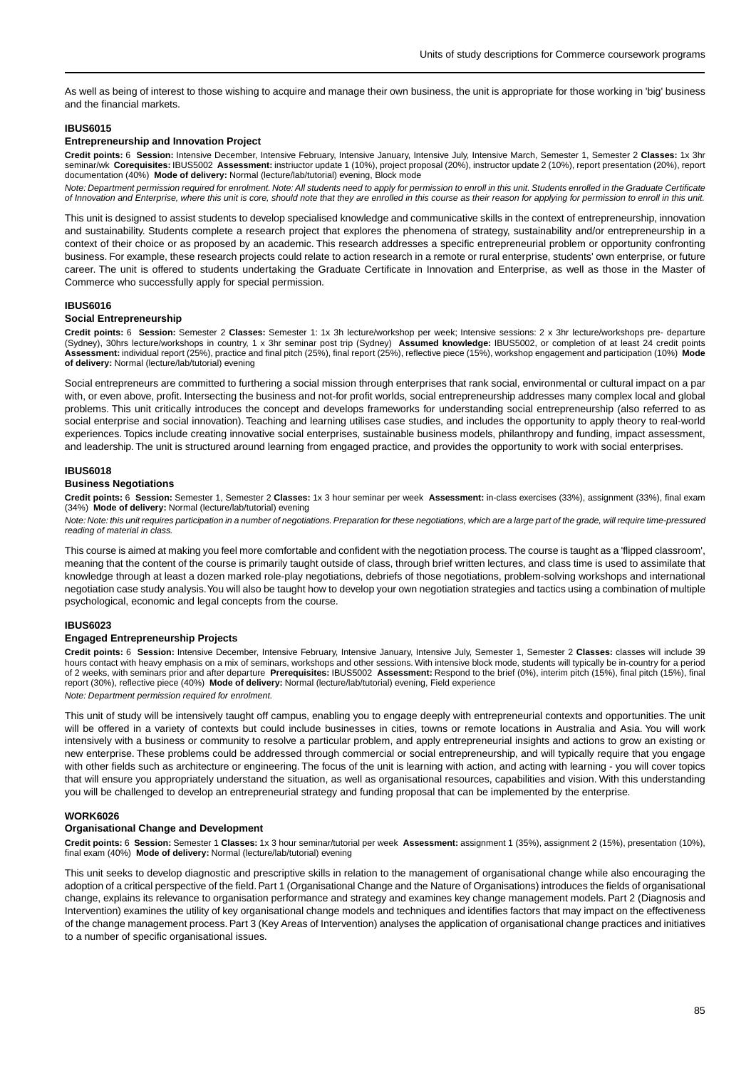As well as being of interest to those wishing to acquire and manage their own business, the unit is appropriate for those working in 'big' business and the financial markets.

#### IBUS6015
#### Entrepreneurship and Innovation Project

**Credit points:** 6 **Session:** Intensive December, Intensive February, Intensive January, Intensive July, Intensive March, Semester 1, Semester 2 **Classes:** 1x 3hr seminar/wk **Corequisites:** IBUS5002 **Assessment:** instriuctor update 1 (10%), project proposal (20%), instructor update 2 (10%), report presentation (20%), report documentation (40%) **Mode of delivery:** Normal (lecture/lab/tutorial) evening, Block mode

*Note: Department permission required for enrolment. Note: All students need to apply for permission to enroll in this unit. Students enrolled in the Graduate Certificate of Innovation and Enterprise, where this unit is core, should note that they are enrolled in this course as their reason for applying for permission to enroll in this unit.*

This unit is designed to assist students to develop specialised knowledge and communicative skills in the context of entrepreneurship, innovation and sustainability. Students complete a research project that explores the phenomena of strategy, sustainability and/or entrepreneurship in a context of their choice or as proposed by an academic. This research addresses a specific entrepreneurial problem or opportunity confronting business. For example, these research projects could relate to action research in a remote or rural enterprise, students' own enterprise, or future career. The unit is offered to students undertaking the Graduate Certificate in Innovation and Enterprise, as well as those in the Master of Commerce who successfully apply for special permission.

#### IBUS6016
#### Social Entrepreneurship

**Credit points:** 6 **Session:** Semester 2 **Classes:** Semester 1: 1x 3h lecture/workshop per week; Intensive sessions: 2 x 3hr lecture/workshops pre- departure (Sydney), 30hrs lecture/workshops in country, 1 x 3hr seminar post trip (Sydney) **Assumed knowledge:** IBUS5002, or completion of at least 24 credit points **Assessment:** individual report (25%), practice and final pitch (25%), final report (25%), reflective piece (15%), workshop engagement and participation (10%) **Mode of delivery:** Normal (lecture/lab/tutorial) evening

Social entrepreneurs are committed to furthering a social mission through enterprises that rank social, environmental or cultural impact on a par with, or even above, profit. Intersecting the business and not-for profit worlds, social entrepreneurship addresses many complex local and global problems. This unit critically introduces the concept and develops frameworks for understanding social entrepreneurship (also referred to as social enterprise and social innovation). Teaching and learning utilises case studies, and includes the opportunity to apply theory to real-world experiences. Topics include creating innovative social enterprises, sustainable business models, philanthropy and funding, impact assessment, and leadership. The unit is structured around learning from engaged practice, and provides the opportunity to work with social enterprises.

#### IBUS6018
#### Business Negotiations

**Credit points:** 6 **Session:** Semester 1, Semester 2 **Classes:** 1x 3 hour seminar per week **Assessment:** in-class exercises (33%), assignment (33%), final exam (34%) **Mode of delivery:** Normal (lecture/lab/tutorial) evening

*Note: Note: this unit requires participation in a number of negotiations. Preparation for these negotiations, which are a large part of the grade, will require time-pressured reading of material in class.*

This course is aimed at making you feel more comfortable and confident with the negotiation process. The course is taught as a 'flipped classroom', meaning that the content of the course is primarily taught outside of class, through brief written lectures, and class time is used to assimilate that knowledge through at least a dozen marked role-play negotiations, debriefs of those negotiations, problem-solving workshops and international negotiation case study analysis. You will also be taught how to develop your own negotiation strategies and tactics using a combination of multiple psychological, economic and legal concepts from the course.

#### IBUS6023
#### Engaged Entrepreneurship Projects

**Credit points:** 6 **Session:** Intensive December, Intensive February, Intensive January, Intensive July, Semester 1, Semester 2 **Classes:** classes will include 39 hours contact with heavy emphasis on a mix of seminars, workshops and other sessions. With intensive block mode, students will typically be in-country for a period of 2 weeks, with seminars prior and after departure **Prerequisites:** IBUS5002 **Assessment:** Respond to the brief (0%), interim pitch (15%), final pitch (15%), final report (30%), reflective piece (40%) **Mode of delivery:** Normal (lecture/lab/tutorial) evening, Field experience

*Note: Department permission required for enrolment.*

This unit of study will be intensively taught off campus, enabling you to engage deeply with entrepreneurial contexts and opportunities. The unit will be offered in a variety of contexts but could include businesses in cities, towns or remote locations in Australia and Asia. You will work intensively with a business or community to resolve a particular problem, and apply entrepreneurial insights and actions to grow an existing or new enterprise. These problems could be addressed through commercial or social entrepreneurship, and will typically require that you engage with other fields such as architecture or engineering. The focus of the unit is learning with action, and acting with learning - you will cover topics that will ensure you appropriately understand the situation, as well as organisational resources, capabilities and vision. With this understanding you will be challenged to develop an entrepreneurial strategy and funding proposal that can be implemented by the enterprise.

#### WORK6026
#### Organisational Change and Development

**Credit points:** 6 **Session:** Semester 1 **Classes:** 1x 3 hour seminar/tutorial per week **Assessment:** assignment 1 (35%), assignment 2 (15%), presentation (10%), final exam (40%) **Mode of delivery:** Normal (lecture/lab/tutorial) evening

This unit seeks to develop diagnostic and prescriptive skills in relation to the management of organisational change while also encouraging the adoption of a critical perspective of the field. Part 1 (Organisational Change and the Nature of Organisations) introduces the fields of organisational change, explains its relevance to organisation performance and strategy and examines key change management models. Part 2 (Diagnosis and Intervention) examines the utility of key organisational change models and techniques and identifies factors that may impact on the effectiveness of the change management process. Part 3 (Key Areas of Intervention) analyses the application of organisational change practices and initiatives to a number of specific organisational issues.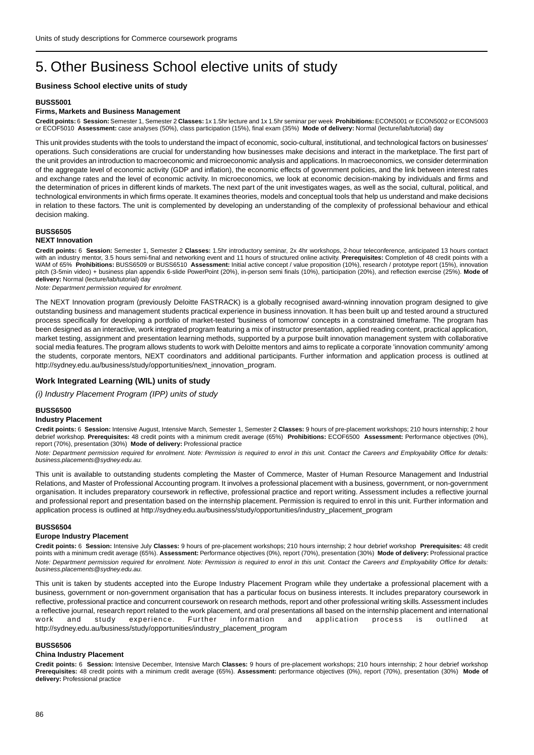# 5. Other Business School elective units of study

## Business School elective units of study

### BUSS5001

#### Firms, Markets and Business Management

**Credit points:** 6 **Session:** Semester 1, Semester 2 **Classes:** 1x 1.5hr lecture and 1x 1.5hr seminar per week **Prohibitions:** ECON5001 or ECON5002 or ECON5003 or ECOF5010 **Assessment:** case analyses (50%), class participation (15%), final exam (35%) **Mode of delivery:** Normal (lecture/lab/tutorial) day

This unit provides students with the tools to understand the impact of economic, socio-cultural, institutional, and technological factors on businesses' operations. Such considerations are crucial for understanding how businesses make decisions and interact in the marketplace. The first part of the unit provides an introduction to macroeconomic and microeconomic analysis and applications. In macroeconomics, we consider determination of the aggregate level of economic activity (GDP and inflation), the economic effects of government policies, and the link between interest rates and exchange rates and the level of economic activity. In microeconomics, we look at economic decision-making by individuals and firms and the determination of prices in different kinds of markets. The next part of the unit investigates wages, as well as the social, cultural, political, and technological environments in which firms operate. It examines theories, models and conceptual tools that help us understand and make decisions in relation to these factors. The unit is complemented by developing an understanding of the complexity of professional behaviour and ethical decision making.

### BUSS6505

#### NEXT Innovation

**Credit points:** 6 **Session:** Semester 1, Semester 2 **Classes:** 1.5hr introductory seminar, 2x 4hr workshops, 2-hour teleconference, anticipated 13 hours contact with an industry mentor, 3.5 hours semi-final and networking event and 11 hours of structured online activity. **Prerequisites:** Completion of 48 credit points with a WAM of 65% **Prohibitions:** BUSS6509 or BUSS6510 **Assessment:** Initial active concept / value proposition (10%), research / prototype report (15%), innovation pitch (3-5min video) + business plan appendix 6-slide PowerPoint (20%), in-person semi finals (10%), participation (20%), and reflection exercise (25%). **Mode of delivery:** Normal (lecture/lab/tutorial) day

*Note: Department permission required for enrolment.*

The NEXT Innovation program (previously Deloitte FASTRACK) is a globally recognised award-winning innovation program designed to give outstanding business and management students practical experience in business innovation. It has been built up and tested around a structured process specifically for developing a portfolio of market-tested 'business of tomorrow' concepts in a constrained timeframe. The program has been designed as an interactive, work integrated program featuring a mix of instructor presentation, applied reading content, practical application, market testing, assignment and presentation learning methods, supported by a purpose built innovation management system with collaborative social media features. The program allows students to work with Deloitte mentors and aims to replicate a corporate 'innovation community' among the students, corporate mentors, NEXT coordinators and additional participants. Further information and application process is outlined at http://sydney.edu.au/business/study/opportunities/next_innovation_program.

## Work Integrated Learning (WIL) units of study

*(i) Industry Placement Program (IPP) units of study*

### BUSS6500

#### Industry Placement

**Credit points:** 6 **Session:** Intensive August, Intensive March, Semester 1, Semester 2 **Classes:** 9 hours of pre-placement workshops; 210 hours internship; 2 hour debrief workshop. **Prerequisites:** 48 credit points with a minimum credit average (65%) **Prohibitions:** ECOF6500 **Assessment:** Performance objectives (0%), report (70%), presentation (30%) **Mode of delivery:** Professional practice

*Note: Department permission required for enrolment. Note: Permission is required to enrol in this unit. Contact the Careers and Employability Office for details: business.placements@sydney.edu.au.*

This unit is available to outstanding students completing the Master of Commerce, Master of Human Resource Management and Industrial Relations, and Master of Professional Accounting program. It involves a professional placement with a business, government, or non-government organisation. It includes preparatory coursework in reflective, professional practice and report writing. Assessment includes a reflective journal and professional report and presentation based on the internship placement. Permission is required to enrol in this unit. Further information and application process is outlined at http://sydney.edu.au/business/study/opportunities/industry_placement_program

### BUSS6504

#### Europe Industry Placement

**Credit points:** 6 **Session:** Intensive July **Classes:** 9 hours of pre-placement workshops; 210 hours internship; 2 hour debrief workshop **Prerequisites:** 48 credit points with a minimum credit average (65%). **Assessment:** Performance objectives (0%), report (70%), presentation (30%) **Mode of delivery:** Professional practice

*Note: Department permission required for enrolment. Note: Permission is required to enrol in this unit. Contact the Careers and Employability Office for details: business.placements@sydney.edu.au.*

This unit is taken by students accepted into the Europe Industry Placement Program while they undertake a professional placement with a business, government or non-government organisation that has a particular focus on business interests. It includes preparatory coursework in reflective, professional practice and concurrent coursework on research methods, report and other professional writing skills. Assessment includes a reflective journal, research report related to the work placement, and oral presentations all based on the internship placement and international work and study experience. Further information and application process is outlined at http://sydney.edu.au/business/study/opportunities/industry_placement_program

### BUSS6506

#### China Industry Placement

**Credit points:** 6 **Session:** Intensive December, Intensive March **Classes:** 9 hours of pre-placement workshops; 210 hours internship; 2 hour debrief workshop **Prerequisites:** 48 credit points with a minimum credit average (65%). **Assessment:** performance objectives (0%), report (70%), presentation (30%) **Mode of delivery:** Professional practice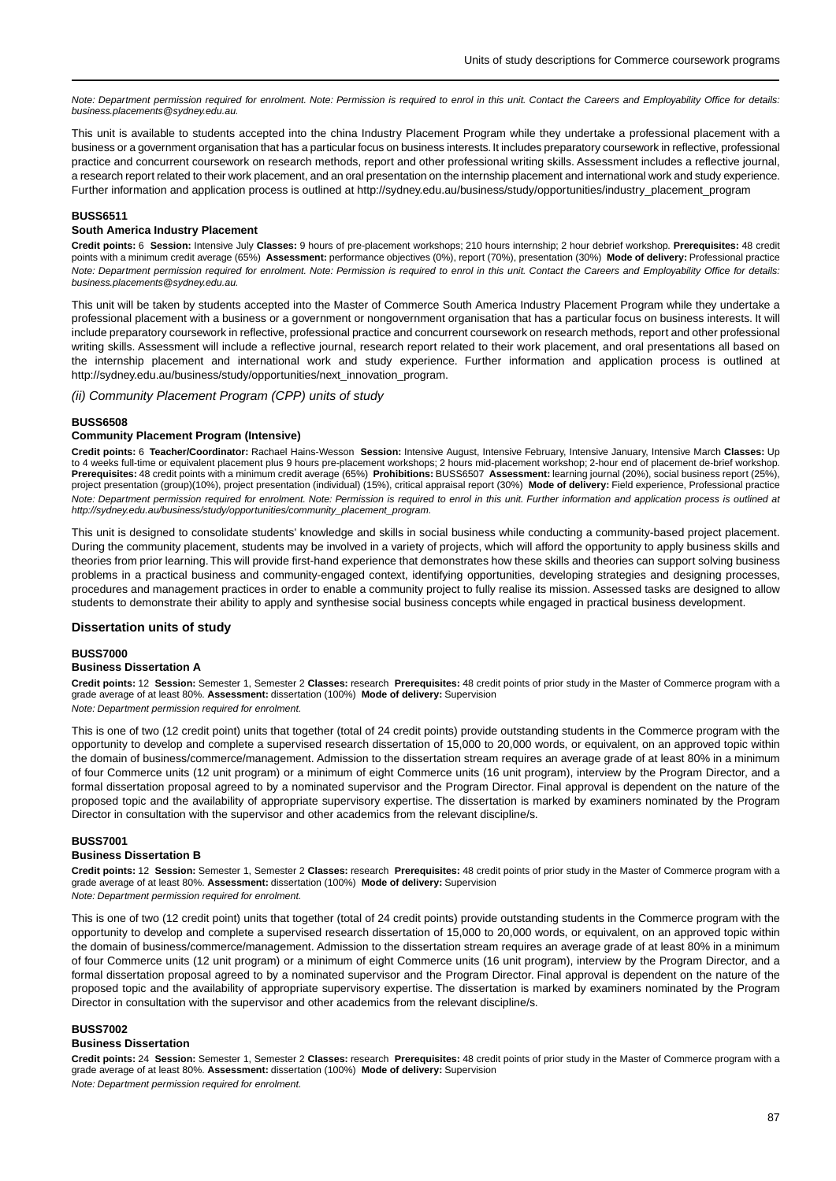*Note: Department permission required for enrolment. Note: Permission is required to enrol in this unit. Contact the Careers and Employability Office for details: business.placements@sydney.edu.au.*

This unit is available to students accepted into the china Industry Placement Program while they undertake a professional placement with a business or a government organisation that has a particular focus on business interests. It includes preparatory coursework in reflective, professional practice and concurrent coursework on research methods, report and other professional writing skills. Assessment includes a reflective journal, a research report related to their work placement, and an oral presentation on the internship placement and international work and study experience. Further information and application process is outlined at http://sydney.edu.au/business/study/opportunities/industry_placement_program

#### BUSS6511

#### South America Industry Placement

**Credit points:** 6 **Session:** Intensive July **Classes:** 9 hours of pre-placement workshops; 210 hours internship; 2 hour debrief workshop. **Prerequisites:** 48 credit points with a minimum credit average (65%) **Assessment:** performance objectives (0%), report (70%), presentation (30%) **Mode of delivery:** Professional practice
*Note: Department permission required for enrolment. Note: Permission is required to enrol in this unit. Contact the Careers and Employability Office for details: business.placements@sydney.edu.au.*

This unit will be taken by students accepted into the Master of Commerce South America Industry Placement Program while they undertake a professional placement with a business or a government or nongovernment organisation that has a particular focus on business interests. It will include preparatory coursework in reflective, professional practice and concurrent coursework on research methods, report and other professional writing skills. Assessment will include a reflective journal, research report related to their work placement, and oral presentations all based on the internship placement and international work and study experience. Further information and application process is outlined at http://sydney.edu.au/business/study/opportunities/next_innovation_program.

*(ii) Community Placement Program (CPP) units of study*

#### BUSS6508

#### Community Placement Program (Intensive)

**Credit points:** 6 **Teacher/Coordinator:** Rachael Hains-Wesson **Session:** Intensive August, Intensive February, Intensive January, Intensive March **Classes:** Up to 4 weeks full-time or equivalent placement plus 9 hours pre-placement workshops; 2 hours mid-placement workshop; 2-hour end of placement de-brief workshop. **Prerequisites:** 48 credit points with a minimum credit average (65%) **Prohibitions:** BUSS6507 **Assessment:** learning journal (20%), social business report (25%), project presentation (group)(10%), project presentation (individual) (15%), critical appraisal report (30%) **Mode of delivery:** Field experience, Professional practice
*Note: Department permission required for enrolment. Note: Permission is required to enrol in this unit. Further information and application process is outlined at http://sydney.edu.au/business/study/opportunities/community_placement_program.*

This unit is designed to consolidate students' knowledge and skills in social business while conducting a community-based project placement. During the community placement, students may be involved in a variety of projects, which will afford the opportunity to apply business skills and theories from prior learning. This will provide first-hand experience that demonstrates how these skills and theories can support solving business problems in a practical business and community-engaged context, identifying opportunities, developing strategies and designing processes, procedures and management practices in order to enable a community project to fully realise its mission. Assessed tasks are designed to allow students to demonstrate their ability to apply and synthesise social business concepts while engaged in practical business development.

### Dissertation units of study

#### BUSS7000

#### Business Dissertation A

**Credit points:** 12 **Session:** Semester 1, Semester 2 **Classes:** research **Prerequisites:** 48 credit points of prior study in the Master of Commerce program with a grade average of at least 80%. **Assessment:** dissertation (100%) **Mode of delivery:** Supervision
*Note: Department permission required for enrolment.*

This is one of two (12 credit point) units that together (total of 24 credit points) provide outstanding students in the Commerce program with the opportunity to develop and complete a supervised research dissertation of 15,000 to 20,000 words, or equivalent, on an approved topic within the domain of business/commerce/management. Admission to the dissertation stream requires an average grade of at least 80% in a minimum of four Commerce units (12 unit program) or a minimum of eight Commerce units (16 unit program), interview by the Program Director, and a formal dissertation proposal agreed to by a nominated supervisor and the Program Director. Final approval is dependent on the nature of the proposed topic and the availability of appropriate supervisory expertise. The dissertation is marked by examiners nominated by the Program Director in consultation with the supervisor and other academics from the relevant discipline/s.

#### BUSS7001

#### Business Dissertation B

**Credit points:** 12 **Session:** Semester 1, Semester 2 **Classes:** research **Prerequisites:** 48 credit points of prior study in the Master of Commerce program with a grade average of at least 80%. **Assessment:** dissertation (100%) **Mode of delivery:** Supervision
*Note: Department permission required for enrolment.*

This is one of two (12 credit point) units that together (total of 24 credit points) provide outstanding students in the Commerce program with the opportunity to develop and complete a supervised research dissertation of 15,000 to 20,000 words, or equivalent, on an approved topic within the domain of business/commerce/management. Admission to the dissertation stream requires an average grade of at least 80% in a minimum of four Commerce units (12 unit program) or a minimum of eight Commerce units (16 unit program), interview by the Program Director, and a formal dissertation proposal agreed to by a nominated supervisor and the Program Director. Final approval is dependent on the nature of the proposed topic and the availability of appropriate supervisory expertise. The dissertation is marked by examiners nominated by the Program Director in consultation with the supervisor and other academics from the relevant discipline/s.

#### BUSS7002

#### Business Dissertation

**Credit points:** 24 **Session:** Semester 1, Semester 2 **Classes:** research **Prerequisites:** 48 credit points of prior study in the Master of Commerce program with a grade average of at least 80%. **Assessment:** dissertation (100%) **Mode of delivery:** Supervision
*Note: Department permission required for enrolment.*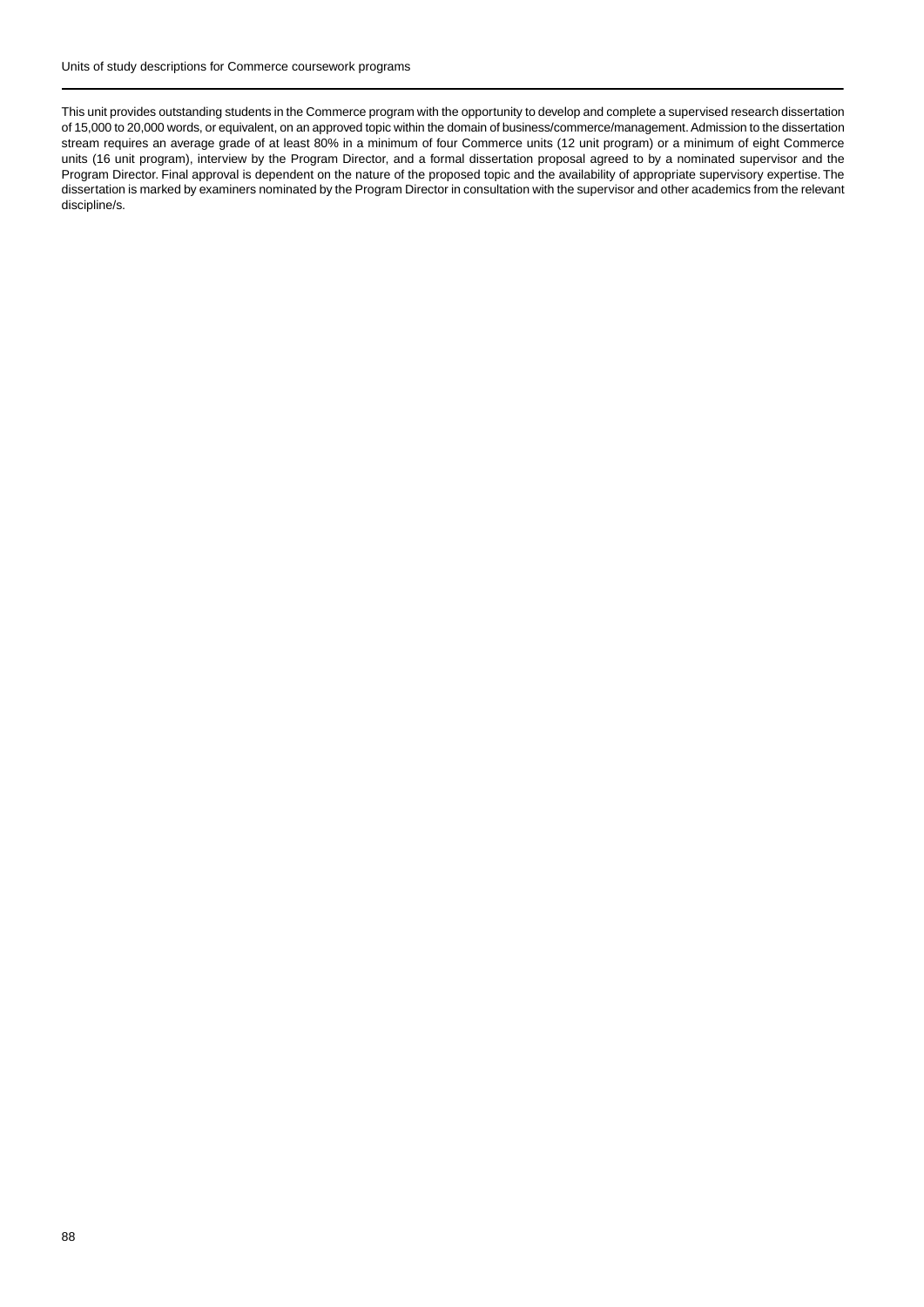This unit provides outstanding students in the Commerce program with the opportunity to develop and complete a supervised research dissertation of 15,000 to 20,000 words, or equivalent, on an approved topic within the domain of business/commerce/management. Admission to the dissertation stream requires an average grade of at least 80% in a minimum of four Commerce units (12 unit program) or a minimum of eight Commerce units (16 unit program), interview by the Program Director, and a formal dissertation proposal agreed to by a nominated supervisor and the Program Director. Final approval is dependent on the nature of the proposed topic and the availability of appropriate supervisory expertise. The dissertation is marked by examiners nominated by the Program Director in consultation with the supervisor and other academics from the relevant discipline/s.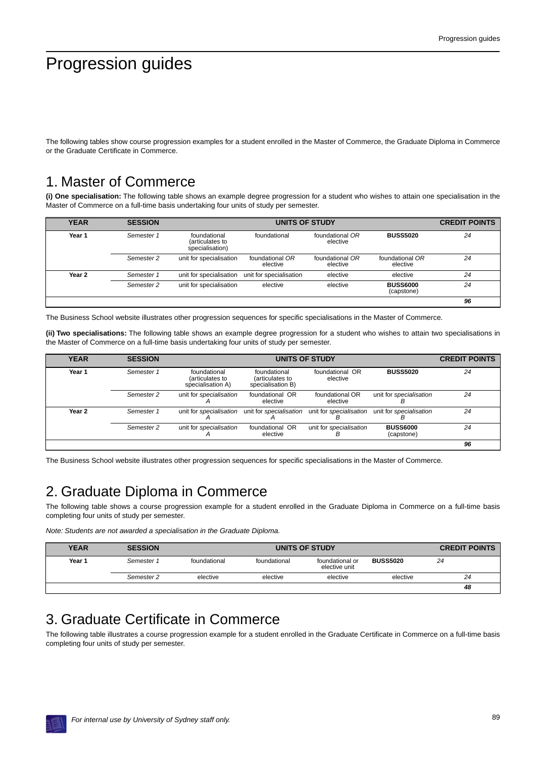# Progression guides

The following tables show course progression examples for a student enrolled in the Master of Commerce, the Graduate Diploma in Commerce or the Graduate Certificate in Commerce.

## 1. Master of Commerce

**(i) One specialisation:** The following table shows an example degree progression for a student who wishes to attain one specialisation in the Master of Commerce on a full-time basis undertaking four units of study per semester.

| YEAR | SESSION | UNITS OF STUDY | | | | CREDIT POINTS |
|---|---|---|---|---|---|---|
| **Year 1** | *Semester 1* | foundational (articulates to specialisation) | foundational | foundational *OR* elective | **BUSS5020** | *24* |
| | *Semester 2* | unit for specialisation | foundational *OR* elective | foundational *OR* elective | foundational *OR* elective | *24* |
| **Year 2** | *Semester 1* | unit for specialisation | unit for specialisation | elective | elective | *24* |
| | *Semester 2* | unit for specialisation | elective | elective | **BUSS6000** (capstone) | *24* |
| | | | | | | ***96*** |

The Business School website illustrates other progression sequences for specific specialisations in the Master of Commerce.

**(ii) Two specialisations:** The following table shows an example degree progression for a student who wishes to attain two specialisations in the Master of Commerce on a full-time basis undertaking four units of study per semester.

| YEAR | SESSION | UNITS OF STUDY | | | | CREDIT POINTS |
|---|---|---|---|---|---|---|
| **Year 1** | *Semester 1* | foundational (articulates to specialisation A) | foundational (articulates to specialisation B) | foundational OR elective | **BUSS5020** | *24* |
| | *Semester 2* | unit for *specialisation A* | foundational OR elective | foundational OR elective | unit for *specialisation B* | *24* |
| **Year 2** | *Semester 1* | unit for *specialisation A* | unit for *specialisation A* | unit for *specialisation B* | unit for *specialisation B* | *24* |
| | *Semester 2* | unit for *specialisation A* | foundational OR elective | unit for *specialisation B* | **BUSS6000** (capstone) | *24* |
| | | | | | | ***96*** |

The Business School website illustrates other progression sequences for specific specialisations in the Master of Commerce.

## 2. Graduate Diploma in Commerce

The following table shows a course progression example for a student enrolled in the Graduate Diploma in Commerce on a full-time basis completing four units of study per semester.

*Note: Students are not awarded a specialisation in the Graduate Diploma.*

| YEAR | SESSION | UNITS OF STUDY | | | | CREDIT POINTS |
|---|---|---|---|---|---|---|
| **Year 1** | *Semester 1* | foundational | foundational | foundational or elective unit | **BUSS5020** | *24* |
| | *Semester 2* | elective | elective | elective | elective | *24* |
| | | | | | | ***48*** |

## 3. Graduate Certificate in Commerce

The following table illustrates a course progression example for a student enrolled in the Graduate Certificate in Commerce on a full-time basis completing four units of study per semester.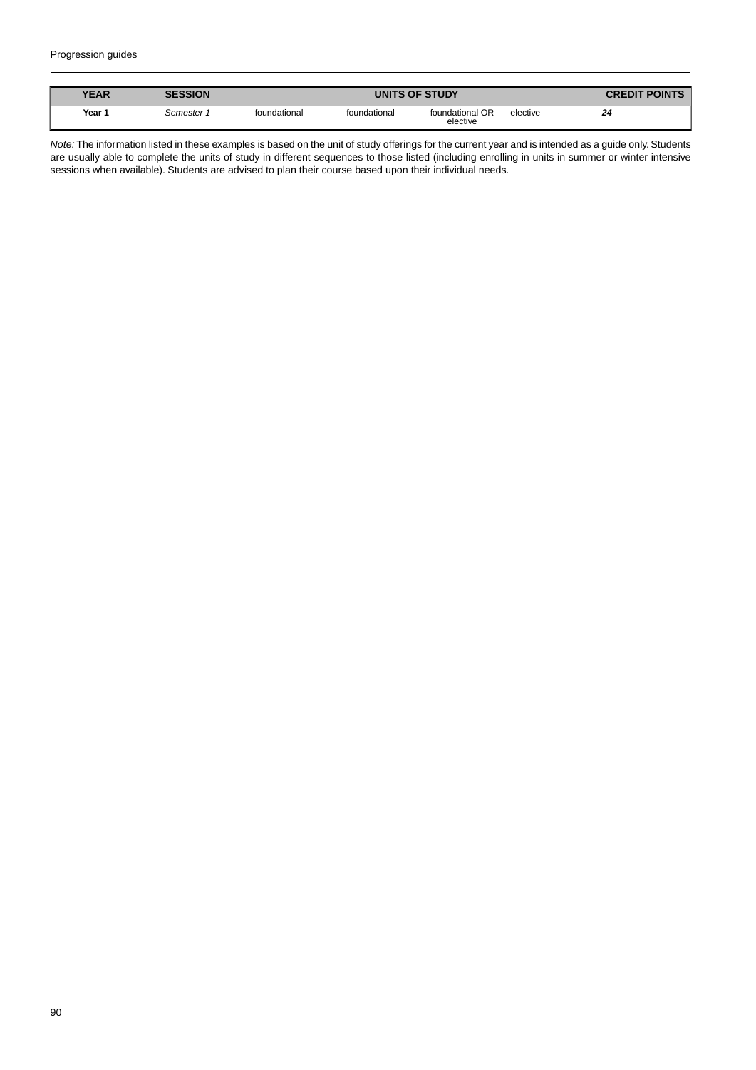| YEAR | SESSION | UNITS OF STUDY | | | | CREDIT POINTS |
|---|---|---|---|---|---|---|
| Year 1 | *Semester 1* | foundational | foundational | foundational OR elective | elective | ***24*** |

*Note:* The information listed in these examples is based on the unit of study offerings for the current year and is intended as a guide only. Students are usually able to complete the units of study in different sequences to those listed (including enrolling in units in summer or winter intensive sessions when available). Students are advised to plan their course based upon their individual needs.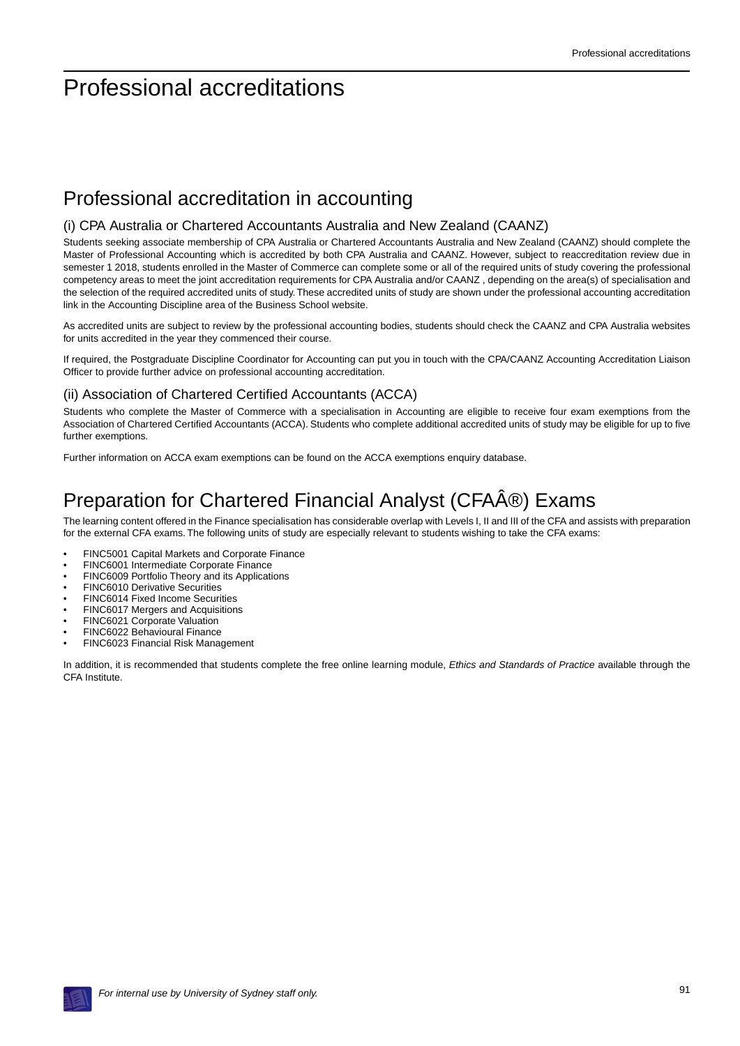# Professional accreditations

## Professional accreditation in accounting

### (i) CPA Australia or Chartered Accountants Australia and New Zealand (CAANZ)

Students seeking associate membership of CPA Australia or Chartered Accountants Australia and New Zealand (CAANZ) should complete the Master of Professional Accounting which is accredited by both CPA Australia and CAANZ. However, subject to reaccreditation review due in semester 1 2018, students enrolled in the Master of Commerce can complete some or all of the required units of study covering the professional competency areas to meet the joint accreditation requirements for CPA Australia and/or CAANZ , depending on the area(s) of specialisation and the selection of the required accredited units of study. These accredited units of study are shown under the professional accounting accreditation link in the Accounting Discipline area of the Business School website.

As accredited units are subject to review by the professional accounting bodies, students should check the CAANZ and CPA Australia websites for units accredited in the year they commenced their course.

If required, the Postgraduate Discipline Coordinator for Accounting can put you in touch with the CPA/CAANZ Accounting Accreditation Liaison Officer to provide further advice on professional accounting accreditation.

### (ii) Association of Chartered Certified Accountants (ACCA)

Students who complete the Master of Commerce with a specialisation in Accounting are eligible to receive four exam exemptions from the Association of Chartered Certified Accountants (ACCA). Students who complete additional accredited units of study may be eligible for up to five further exemptions.

Further information on ACCA exam exemptions can be found on the ACCA exemptions enquiry database.

## Preparation for Chartered Financial Analyst (CFAÂ®) Exams

The learning content offered in the Finance specialisation has considerable overlap with Levels I, II and III of the CFA and assists with preparation for the external CFA exams. The following units of study are especially relevant to students wishing to take the CFA exams:

- FINC5001 Capital Markets and Corporate Finance
- FINC6001 Intermediate Corporate Finance
- FINC6009 Portfolio Theory and its Applications
- FINC6010 Derivative Securities
- FINC6014 Fixed Income Securities
- FINC6017 Mergers and Acquisitions
- FINC6021 Corporate Valuation
- FINC6022 Behavioural Finance
- FINC6023 Financial Risk Management

In addition, it is recommended that students complete the free online learning module, *Ethics and Standards of Practice* available through the CFA Institute.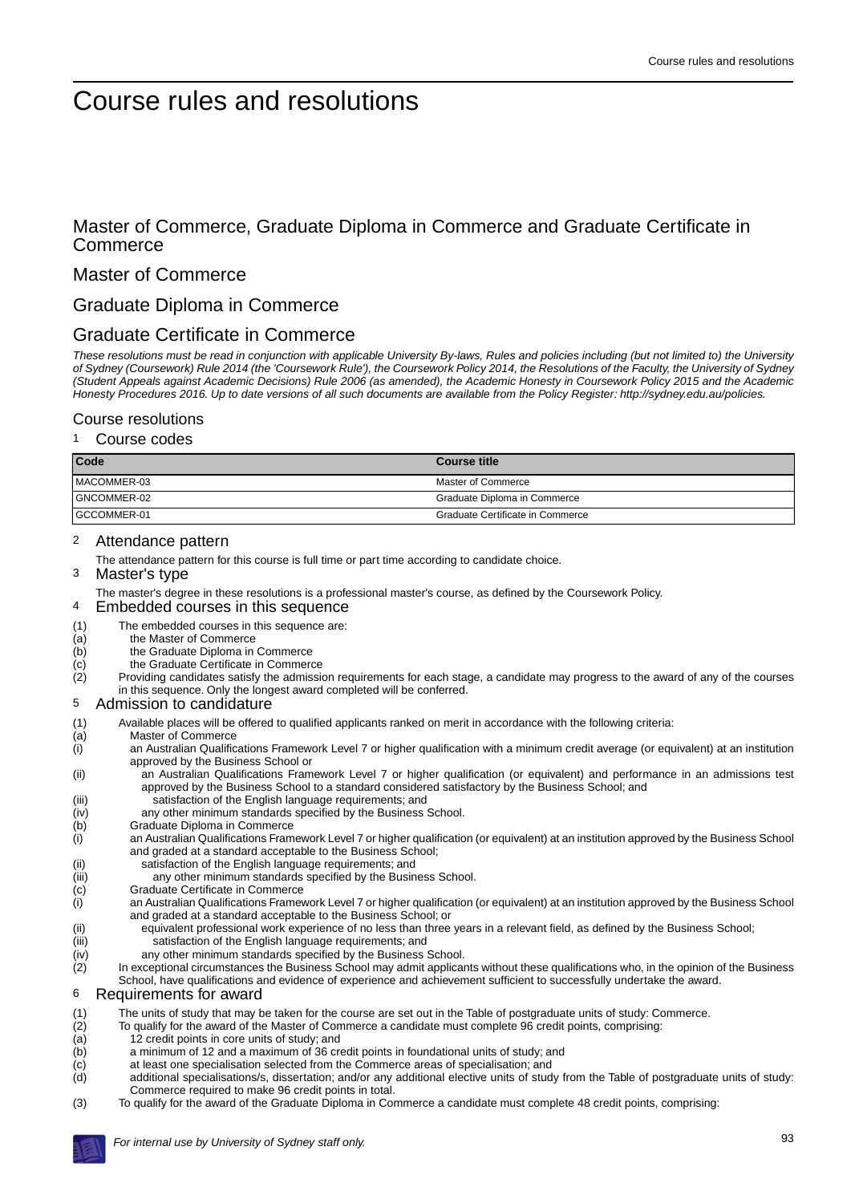# Course rules and resolutions

## Master of Commerce, Graduate Diploma in Commerce and Graduate Certificate in Commerce

## Master of Commerce

## Graduate Diploma in Commerce

## Graduate Certificate in Commerce

*These resolutions must be read in conjunction with applicable University By-laws, Rules and policies including (but not limited to) the University of Sydney (Coursework) Rule 2014 (the 'Coursework Rule'), the Coursework Policy 2014, the Resolutions of the Faculty, the University of Sydney (Student Appeals against Academic Decisions) Rule 2006 (as amended), the Academic Honesty in Coursework Policy 2015 and the Academic Honesty Procedures 2016. Up to date versions of all such documents are available from the Policy Register: http://sydney.edu.au/policies.*

### Course resolutions

#### 1 Course codes

| Code | Course title |
|---|---|
| MACOMMER-03 | Master of Commerce |
| GNCOMMER-02 | Graduate Diploma in Commerce |
| GCCOMMER-01 | Graduate Certificate in Commerce |

#### 2 Attendance pattern

The attendance pattern for this course is full time or part time according to candidate choice.

#### 3 Master's type

The master's degree in these resolutions is a professional master's course, as defined by the Coursework Policy.

#### 4 Embedded courses in this sequence

(1) The embedded courses in this sequence are:
(a) the Master of Commerce
(b) the Graduate Diploma in Commerce
(c) the Graduate Certificate in Commerce
(2) Providing candidates satisfy the admission requirements for each stage, a candidate may progress to the award of any of the courses in this sequence. Only the longest award completed will be conferred.

#### 5 Admission to candidature

(1) Available places will be offered to qualified applicants ranked on merit in accordance with the following criteria:
(a) Master of Commerce
(i) an Australian Qualifications Framework Level 7 or higher qualification with a minimum credit average (or equivalent) at an institution approved by the Business School or
(ii) an Australian Qualifications Framework Level 7 or higher qualification (or equivalent) and performance in an admissions test approved by the Business School to a standard considered satisfactory by the Business School; and
(iii) satisfaction of the English language requirements; and
(iv) any other minimum standards specified by the Business School.
(b) Graduate Diploma in Commerce
(i) an Australian Qualifications Framework Level 7 or higher qualification (or equivalent) at an institution approved by the Business School and graded at a standard acceptable to the Business School;
(ii) satisfaction of the English language requirements; and
(iii) any other minimum standards specified by the Business School.
(c) Graduate Certificate in Commerce
(i) an Australian Qualifications Framework Level 7 or higher qualification (or equivalent) at an institution approved by the Business School and graded at a standard acceptable to the Business School; or
(ii) equivalent professional work experience of no less than three years in a relevant field, as defined by the Business School;
(iii) satisfaction of the English language requirements; and
(iv) any other minimum standards specified by the Business School.
(2) In exceptional circumstances the Business School may admit applicants without these qualifications who, in the opinion of the Business School, have qualifications and evidence of experience and achievement sufficient to successfully undertake the award.

#### 6 Requirements for award

(1) The units of study that may be taken for the course are set out in the Table of postgraduate units of study: Commerce.
(2) To qualify for the award of the Master of Commerce a candidate must complete 96 credit points, comprising:
(a) 12 credit points in core units of study; and
(b) a minimum of 12 and a maximum of 36 credit points in foundational units of study; and
(c) at least one specialisation selected from the Commerce areas of specialisation; and
(d) additional specialisations/s, dissertation; and/or any additional elective units of study from the Table of postgraduate units of study: Commerce required to make 96 credit points in total.
(3) To qualify for the award of the Graduate Diploma in Commerce a candidate must complete 48 credit points, comprising: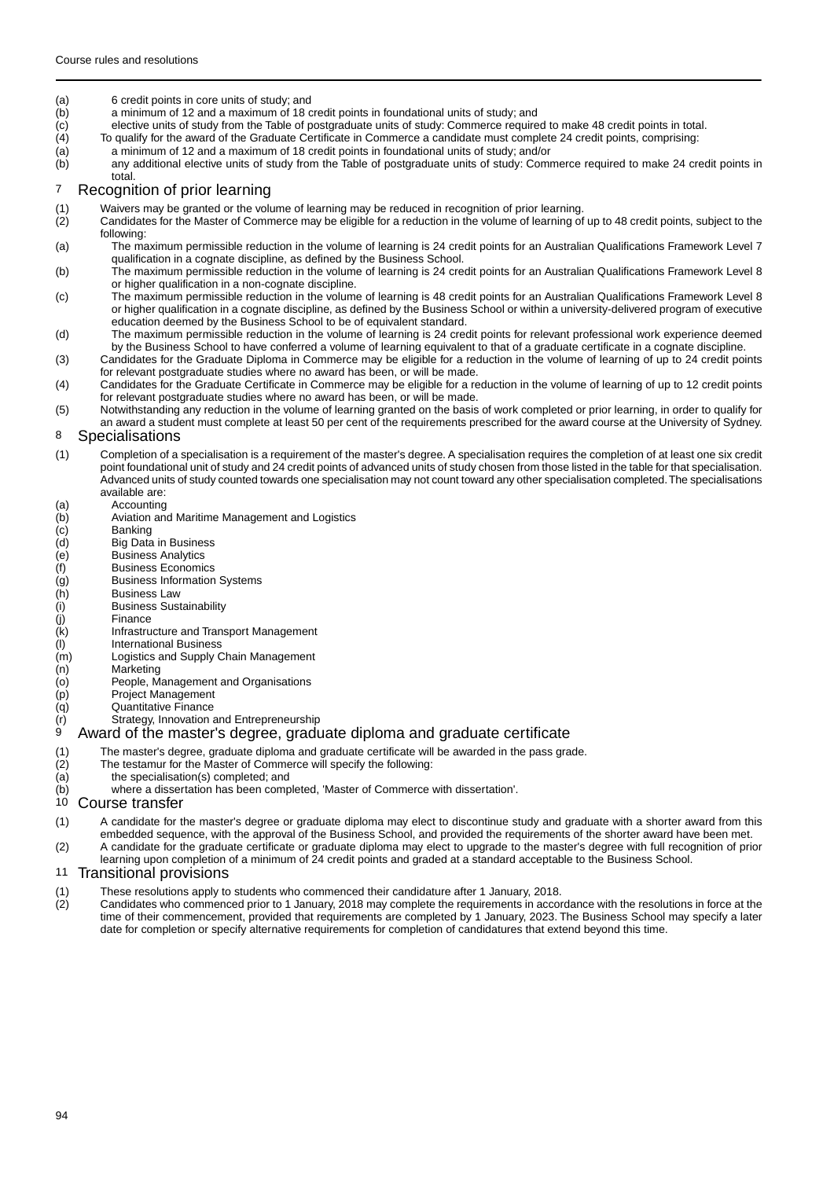(a) 6 credit points in core units of study; and
(b) a minimum of 12 and a maximum of 18 credit points in foundational units of study; and
(c) elective units of study from the Table of postgraduate units of study: Commerce required to make 48 credit points in total.

(4) To qualify for the award of the Graduate Certificate in Commerce a candidate must complete 24 credit points, comprising:
(a) a minimum of 12 and a maximum of 18 credit points in foundational units of study; and/or
(b) any additional elective units of study from the Table of postgraduate units of study: Commerce required to make 24 credit points in total.

## 7 Recognition of prior learning

(1) Waivers may be granted or the volume of learning may be reduced in recognition of prior learning.

(2) Candidates for the Master of Commerce may be eligible for a reduction in the volume of learning of up to 48 credit points, subject to the following:
(a) The maximum permissible reduction in the volume of learning is 24 credit points for an Australian Qualifications Framework Level 7 qualification in a cognate discipline, as defined by the Business School.
(b) The maximum permissible reduction in the volume of learning is 24 credit points for an Australian Qualifications Framework Level 8 or higher qualification in a non-cognate discipline.
(c) The maximum permissible reduction in the volume of learning is 48 credit points for an Australian Qualifications Framework Level 8 or higher qualification in a cognate discipline, as defined by the Business School or within a university-delivered program of executive education deemed by the Business School to be of equivalent standard.
(d) The maximum permissible reduction in the volume of learning is 24 credit points for relevant professional work experience deemed by the Business School to have conferred a volume of learning equivalent to that of a graduate certificate in a cognate discipline.

(3) Candidates for the Graduate Diploma in Commerce may be eligible for a reduction in the volume of learning of up to 24 credit points for relevant postgraduate studies where no award has been, or will be made.

(4) Candidates for the Graduate Certificate in Commerce may be eligible for a reduction in the volume of learning of up to 12 credit points for relevant postgraduate studies where no award has been, or will be made.

(5) Notwithstanding any reduction in the volume of learning granted on the basis of work completed or prior learning, in order to qualify for an award a student must complete at least 50 per cent of the requirements prescribed for the award course at the University of Sydney.

## 8 Specialisations

(1) Completion of a specialisation is a requirement of the master's degree. A specialisation requires the completion of at least one six credit point foundational unit of study and 24 credit points of advanced units of study chosen from those listed in the table for that specialisation. Advanced units of study counted towards one specialisation may not count toward any other specialisation completed. The specialisations available are:
(a) Accounting
(b) Aviation and Maritime Management and Logistics
(c) Banking
(d) Big Data in Business
(e) Business Analytics
(f) Business Economics
(g) Business Information Systems
(h) Business Law
(i) Business Sustainability
(j) Finance
(k) Infrastructure and Transport Management
(l) International Business
(m) Logistics and Supply Chain Management
(n) Marketing
(o) People, Management and Organisations
(p) Project Management
(q) Quantitative Finance
(r) Strategy, Innovation and Entrepreneurship

## 9 Award of the master's degree, graduate diploma and graduate certificate

(1) The master's degree, graduate diploma and graduate certificate will be awarded in the pass grade.

(2) The testamur for the Master of Commerce will specify the following:
(a) the specialisation(s) completed; and
(b) where a dissertation has been completed, 'Master of Commerce with dissertation'.

## 10 Course transfer

(1) A candidate for the master's degree or graduate diploma may elect to discontinue study and graduate with a shorter award from this embedded sequence, with the approval of the Business School, and provided the requirements of the shorter award have been met.

(2) A candidate for the graduate certificate or graduate diploma may elect to upgrade to the master's degree with full recognition of prior learning upon completion of a minimum of 24 credit points and graded at a standard acceptable to the Business School.

## 11 Transitional provisions

(1) These resolutions apply to students who commenced their candidature after 1 January, 2018.

(2) Candidates who commenced prior to 1 January, 2018 may complete the requirements in accordance with the resolutions in force at the time of their commencement, provided that requirements are completed by 1 January, 2023. The Business School may specify a later date for completion or specify alternative requirements for completion of candidatures that extend beyond this time.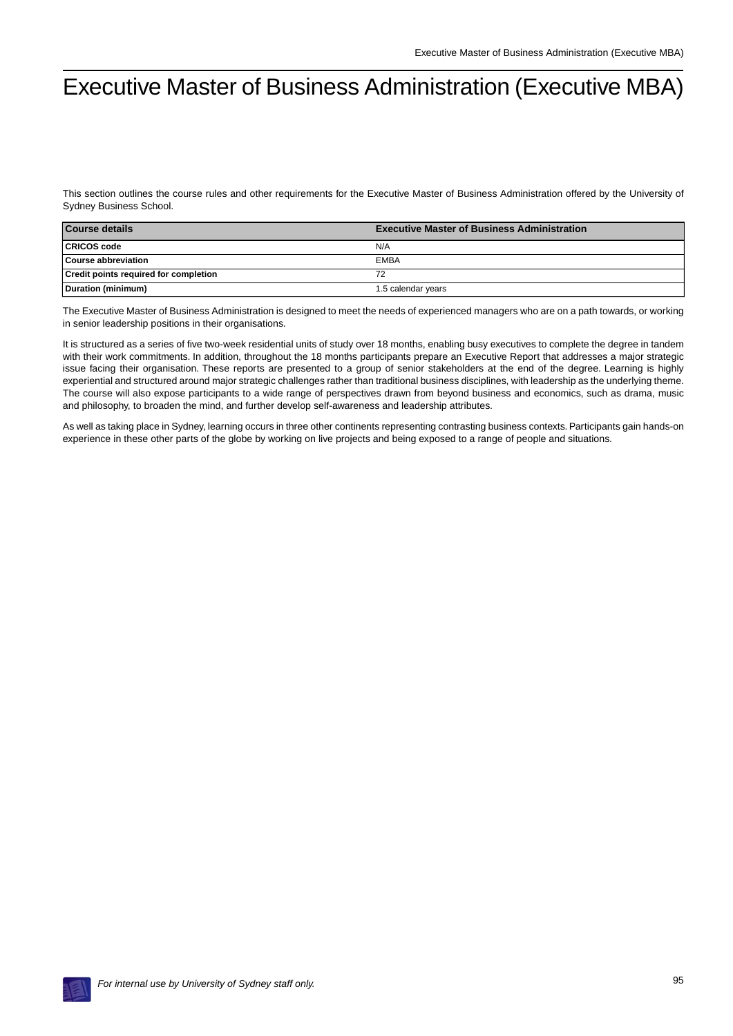# Executive Master of Business Administration (Executive MBA)

This section outlines the course rules and other requirements for the Executive Master of Business Administration offered by the University of Sydney Business School.

| Course details | Executive Master of Business Administration |
| --- | --- |
| **CRICOS code** | N/A |
| **Course abbreviation** | EMBA |
| **Credit points required for completion** | 72 |
| **Duration (minimum)** | 1.5 calendar years |

The Executive Master of Business Administration is designed to meet the needs of experienced managers who are on a path towards, or working in senior leadership positions in their organisations.

It is structured as a series of five two-week residential units of study over 18 months, enabling busy executives to complete the degree in tandem with their work commitments. In addition, throughout the 18 months participants prepare an Executive Report that addresses a major strategic issue facing their organisation. These reports are presented to a group of senior stakeholders at the end of the degree. Learning is highly experiential and structured around major strategic challenges rather than traditional business disciplines, with leadership as the underlying theme. The course will also expose participants to a wide range of perspectives drawn from beyond business and economics, such as drama, music and philosophy, to broaden the mind, and further develop self-awareness and leadership attributes.

As well as taking place in Sydney, learning occurs in three other continents representing contrasting business contexts. Participants gain hands-on experience in these other parts of the globe by working on live projects and being exposed to a range of people and situations.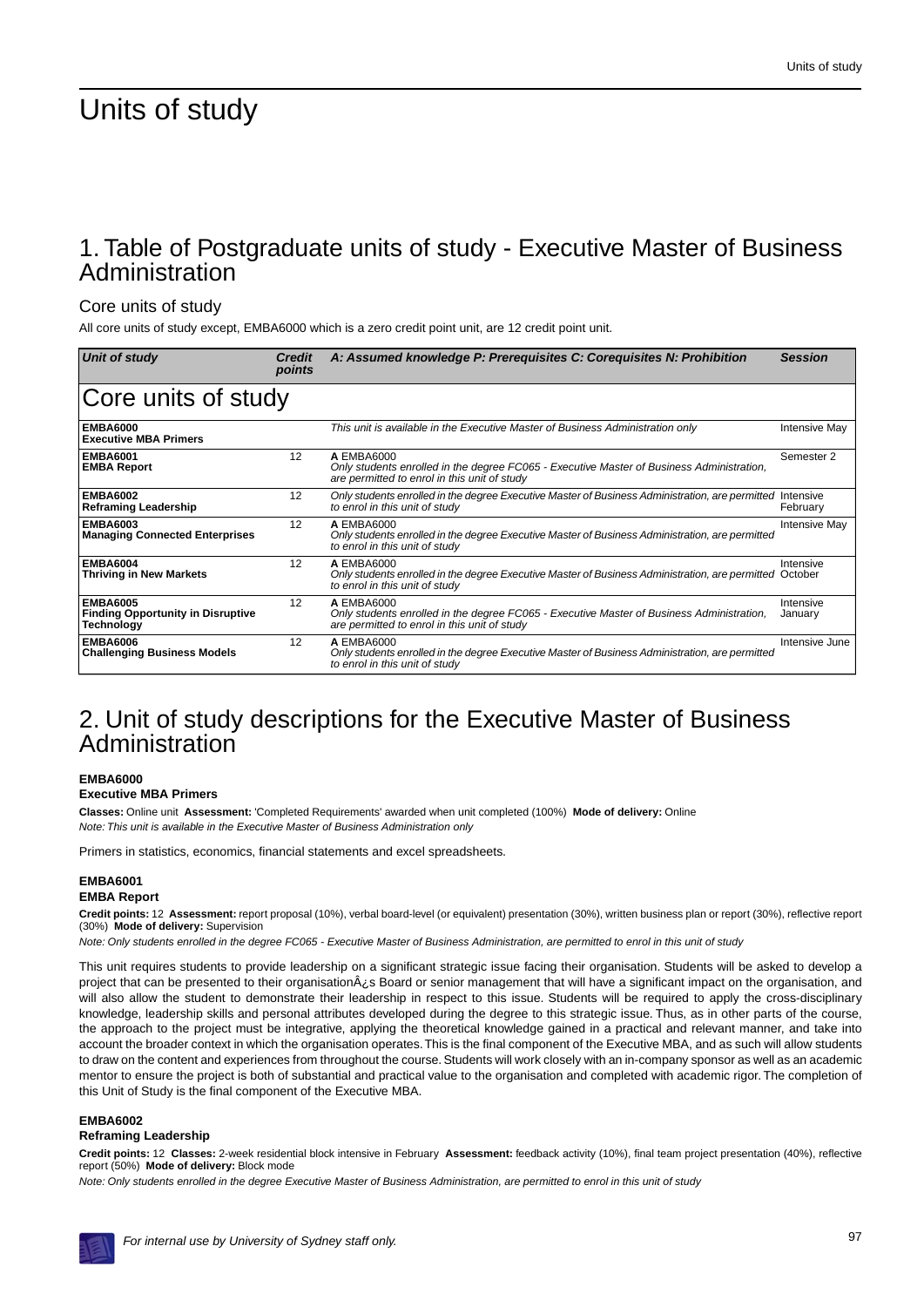# Units of study

## 1. Table of Postgraduate units of study - Executive Master of Business Administration

### Core units of study

All core units of study except, EMBA6000 which is a zero credit point unit, are 12 credit point unit.

| Unit of study | Credit points | A: Assumed knowledge P: Prerequisites C: Corequisites N: Prohibition | Session |
|---|---|---|---|
| **Core units of study** | | | |
| **EMBA6000** **Executive MBA Primers** | | *This unit is available in the Executive Master of Business Administration only* | Intensive May |
| **EMBA6001** **EMBA Report** | 12 | **A** EMBA6000 *Only students enrolled in the degree FC065 - Executive Master of Business Administration, are permitted to enrol in this unit of study* | Semester 2 |
| **EMBA6002** **Reframing Leadership** | 12 | *Only students enrolled in the degree Executive Master of Business Administration, are permitted to enrol in this unit of study* | Intensive February |
| **EMBA6003** **Managing Connected Enterprises** | 12 | **A** EMBA6000 *Only students enrolled in the degree Executive Master of Business Administration, are permitted to enrol in this unit of study* | Intensive May |
| **EMBA6004** **Thriving in New Markets** | 12 | **A** EMBA6000 *Only students enrolled in the degree Executive Master of Business Administration, are permitted to enrol in this unit of study* | Intensive October |
| **EMBA6005** **Finding Opportunity in Disruptive Technology** | 12 | **A** EMBA6000 *Only students enrolled in the degree FC065 - Executive Master of Business Administration, are permitted to enrol in this unit of study* | Intensive January |
| **EMBA6006** **Challenging Business Models** | 12 | **A** EMBA6000 *Only students enrolled in the degree Executive Master of Business Administration, are permitted to enrol in this unit of study* | Intensive June |

## 2. Unit of study descriptions for the Executive Master of Business Administration

**EMBA6000**
**Executive MBA Primers**

**Classes:** Online unit **Assessment:** 'Completed Requirements' awarded when unit completed (100%) **Mode of delivery:** Online
*Note: This unit is available in the Executive Master of Business Administration only*

Primers in statistics, economics, financial statements and excel spreadsheets.

**EMBA6001**
**EMBA Report**

**Credit points:** 12 **Assessment:** report proposal (10%), verbal board-level (or equivalent) presentation (30%), written business plan or report (30%), reflective report (30%) **Mode of delivery:** Supervision
*Note: Only students enrolled in the degree FC065 - Executive Master of Business Administration, are permitted to enrol in this unit of study*

This unit requires students to provide leadership on a significant strategic issue facing their organisation. Students will be asked to develop a project that can be presented to their organisationÂ¿s Board or senior management that will have a significant impact on the organisation, and will also allow the student to demonstrate their leadership in respect to this issue. Students will be required to apply the cross-disciplinary knowledge, leadership skills and personal attributes developed during the degree to this strategic issue. Thus, as in other parts of the course, the approach to the project must be integrative, applying the theoretical knowledge gained in a practical and relevant manner, and take into account the broader context in which the organisation operates. This is the final component of the Executive MBA, and as such will allow students to draw on the content and experiences from throughout the course. Students will work closely with an in-company sponsor as well as an academic mentor to ensure the project is both of substantial and practical value to the organisation and completed with academic rigor. The completion of this Unit of Study is the final component of the Executive MBA.

**EMBA6002**
**Reframing Leadership**

**Credit points:** 12 **Classes:** 2-week residential block intensive in February **Assessment:** feedback activity (10%), final team project presentation (40%), reflective report (50%) **Mode of delivery:** Block mode
*Note: Only students enrolled in the degree Executive Master of Business Administration, are permitted to enrol in this unit of study*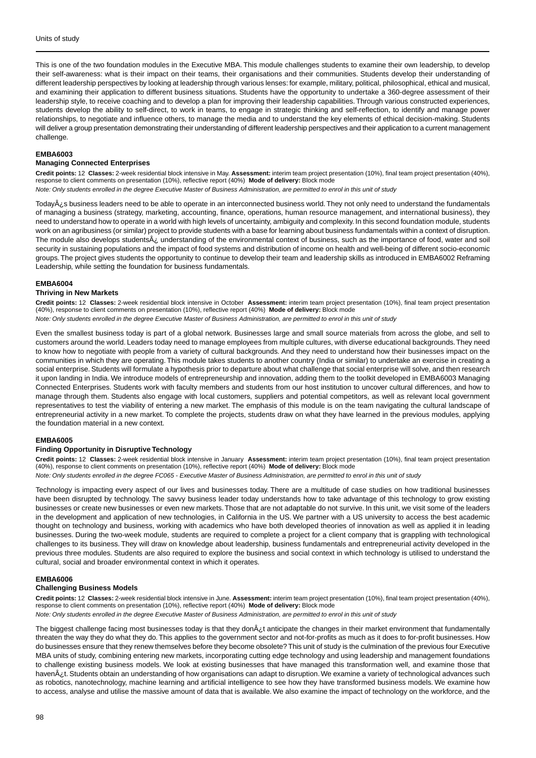This is one of the two foundation modules in the Executive MBA. This module challenges students to examine their own leadership, to develop their self-awareness: what is their impact on their teams, their organisations and their communities. Students develop their understanding of different leadership perspectives by looking at leadership through various lenses: for example, military, political, philosophical, ethical and musical, and examining their application to different business situations. Students have the opportunity to undertake a 360-degree assessment of their leadership style, to receive coaching and to develop a plan for improving their leadership capabilities. Through various constructed experiences, students develop the ability to self-direct, to work in teams, to engage in strategic thinking and self-reflection, to identify and manage power relationships, to negotiate and influence others, to manage the media and to understand the key elements of ethical decision-making. Students will deliver a group presentation demonstrating their understanding of different leadership perspectives and their application to a current management challenge.

#### EMBA6003

#### Managing Connected Enterprises

**Credit points:** 12 **Classes:** 2-week residential block intensive in May. **Assessment:** interim team project presentation (10%), final team project presentation (40%), response to client comments on presentation (10%), reflective report (40%) **Mode of delivery:** Block mode

*Note: Only students enrolled in the degree Executive Master of Business Administration, are permitted to enrol in this unit of study*

TodayÂ¿s business leaders need to be able to operate in an interconnected business world. They not only need to understand the fundamentals of managing a business (strategy, marketing, accounting, finance, operations, human resource management, and international business), they need to understand how to operate in a world with high levels of uncertainty, ambiguity and complexity. In this second foundation module, students work on an agribusiness (or similar) project to provide students with a base for learning about business fundamentals within a context of disruption. The module also develops studentsÂ¿ understanding of the environmental context of business, such as the importance of food, water and soil security in sustaining populations and the impact of food systems and distribution of income on health and well-being of different socio-economic groups. The project gives students the opportunity to continue to develop their team and leadership skills as introduced in EMBA6002 Reframing Leadership, while setting the foundation for business fundamentals.

#### EMBA6004

#### Thriving in New Markets

**Credit points:** 12 **Classes:** 2-week residential block intensive in October **Assessment:** interim team project presentation (10%), final team project presentation (40%), response to client comments on presentation (10%), reflective report (40%) **Mode of delivery:** Block mode

*Note: Only students enrolled in the degree Executive Master of Business Administration, are permitted to enrol in this unit of study*

Even the smallest business today is part of a global network. Businesses large and small source materials from across the globe, and sell to customers around the world. Leaders today need to manage employees from multiple cultures, with diverse educational backgrounds. They need to know how to negotiate with people from a variety of cultural backgrounds. And they need to understand how their businesses impact on the communities in which they are operating. This module takes students to another country (India or similar) to undertake an exercise in creating a social enterprise. Students will formulate a hypothesis prior to departure about what challenge that social enterprise will solve, and then research it upon landing in India. We introduce models of entrepreneurship and innovation, adding them to the toolkit developed in EMBA6003 Managing Connected Enterprises. Students work with faculty members and students from our host institution to uncover cultural differences, and how to manage through them. Students also engage with local customers, suppliers and potential competitors, as well as relevant local government representatives to test the viability of entering a new market. The emphasis of this module is on the team navigating the cultural landscape of entrepreneurial activity in a new market. To complete the projects, students draw on what they have learned in the previous modules, applying the foundation material in a new context.

#### EMBA6005

#### Finding Opportunity in Disruptive Technology

**Credit points:** 12 **Classes:** 2-week residential block intensive in January **Assessment:** interim team project presentation (10%), final team project presentation (40%), response to client comments on presentation (10%), reflective report (40%) **Mode of delivery:** Block mode

*Note: Only students enrolled in the degree FC065 - Executive Master of Business Administration, are permitted to enrol in this unit of study*

Technology is impacting every aspect of our lives and businesses today. There are a multitude of case studies on how traditional businesses have been disrupted by technology. The savvy business leader today understands how to take advantage of this technology to grow existing businesses or create new businesses or even new markets. Those that are not adaptable do not survive. In this unit, we visit some of the leaders in the development and application of new technologies, in California in the US. We partner with a US university to access the best academic thought on technology and business, working with academics who have both developed theories of innovation as well as applied it in leading businesses. During the two-week module, students are required to complete a project for a client company that is grappling with technological challenges to its business. They will draw on knowledge about leadership, business fundamentals and entrepreneurial activity developed in the previous three modules. Students are also required to explore the business and social context in which technology is utilised to understand the cultural, social and broader environmental context in which it operates.

#### EMBA6006

#### Challenging Business Models

**Credit points:** 12 **Classes:** 2-week residential block intensive in June. **Assessment:** interim team project presentation (10%), final team project presentation (40%), response to client comments on presentation (10%), reflective report (40%) **Mode of delivery:** Block mode

*Note: Only students enrolled in the degree Executive Master of Business Administration, are permitted to enrol in this unit of study*

The biggest challenge facing most businesses today is that they donÂ¿t anticipate the changes in their market environment that fundamentally threaten the way they do what they do. This applies to the government sector and not-for-profits as much as it does to for-profit businesses. How do businesses ensure that they renew themselves before they become obsolete? This unit of study is the culmination of the previous four Executive MBA units of study, combining entering new markets, incorporating cutting edge technology and using leadership and management foundations to challenge existing business models. We look at existing businesses that have managed this transformation well, and examine those that havenÂ¿t. Students obtain an understanding of how organisations can adapt to disruption. We examine a variety of technological advances such as robotics, nanotechnology, machine learning and artificial intelligence to see how they have transformed business models. We examine how to access, analyse and utilise the massive amount of data that is available. We also examine the impact of technology on the workforce, and the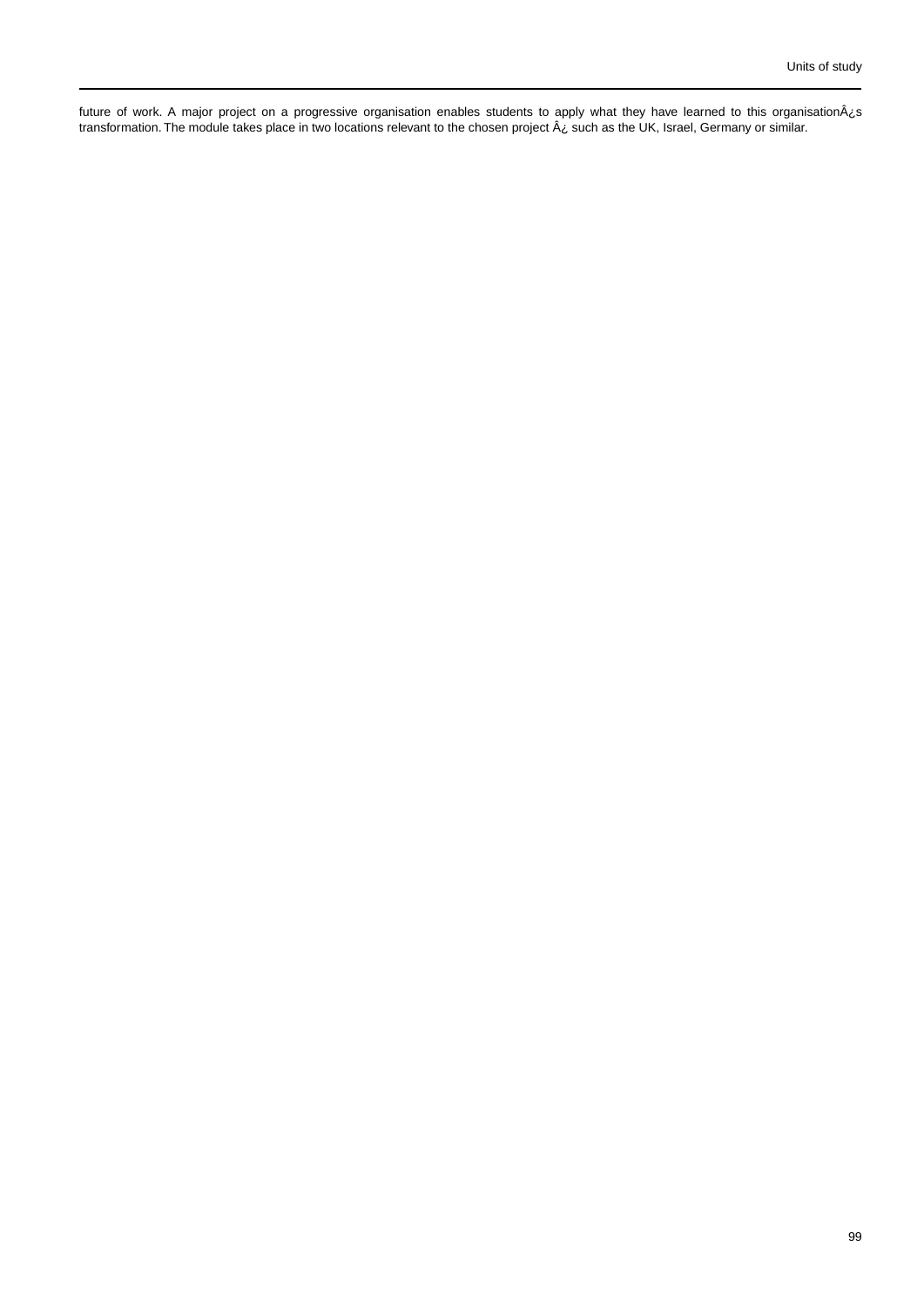future of work. A major project on a progressive organisation enables students to apply what they have learned to this organisationÂ¿s transformation. The module takes place in two locations relevant to the chosen project Â¿ such as the UK, Israel, Germany or similar.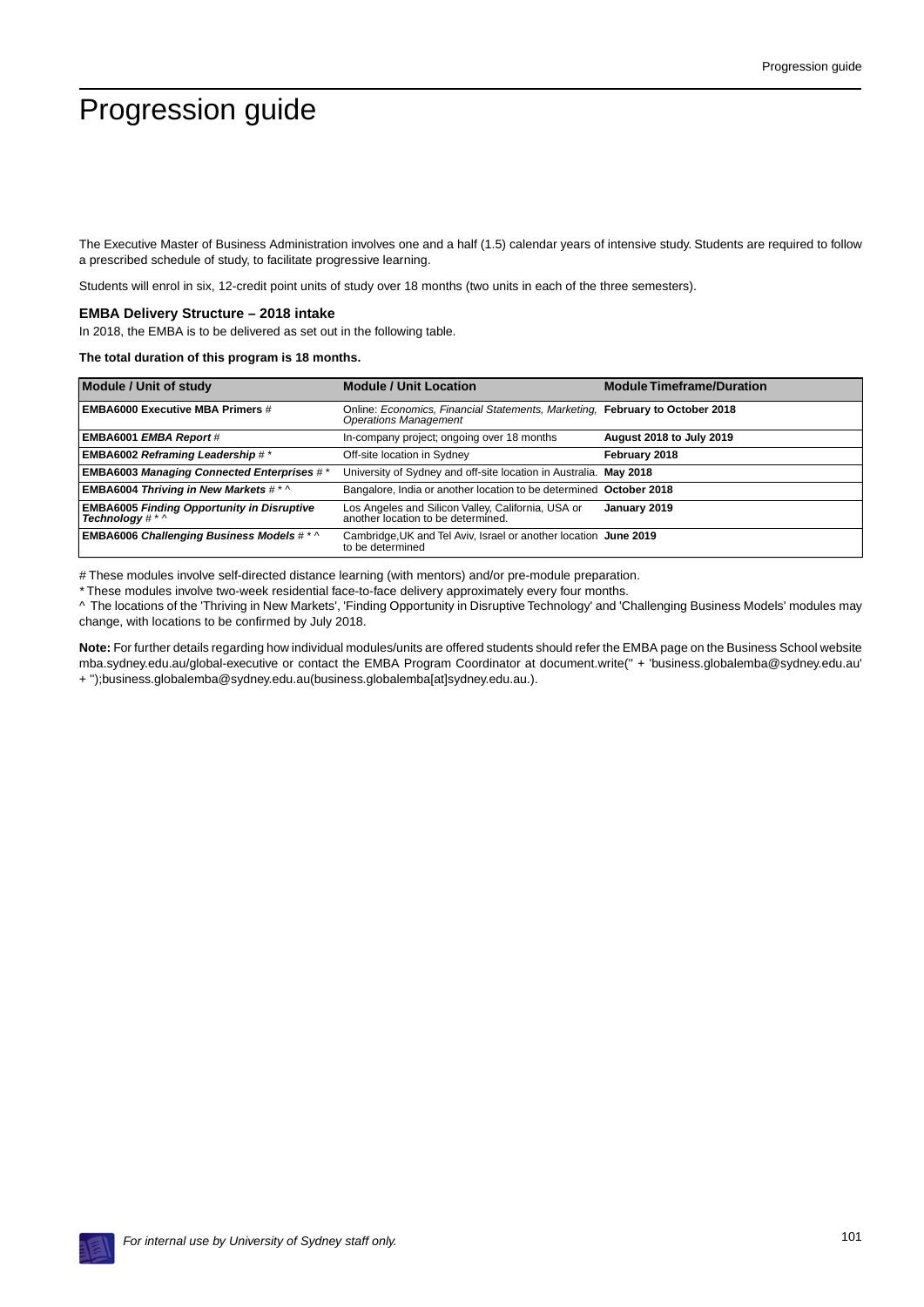# Progression guide

The Executive Master of Business Administration involves one and a half (1.5) calendar years of intensive study. Students are required to follow a prescribed schedule of study, to facilitate progressive learning.

Students will enrol in six, 12-credit point units of study over 18 months (two units in each of the three semesters).

### EMBA Delivery Structure – 2018 intake

In 2018, the EMBA is to be delivered as set out in the following table.

**The total duration of this program is 18 months.**

| Module / Unit of study | Module / Unit Location | Module Timeframe/Duration |
|---|---|---|
| **EMBA6000 Executive MBA Primers** # | Online: *Economics, Financial Statements, Marketing, Operations Management* | **February to October 2018** |
| **EMBA6001** ***EMBA Report*** # | In-company project; ongoing over 18 months | **August 2018 to July 2019** |
| **EMBA6002** ***Reframing Leadership*** # * | Off-site location in Sydney | **February 2018** |
| **EMBA6003** ***Managing Connected Enterprises*** # * | University of Sydney and off-site location in Australia. | **May 2018** |
| **EMBA6004** ***Thriving in New Markets*** # * ^ | Bangalore, India or another location to be determined | **October 2018** |
| **EMBA6005** ***Finding Opportunity in Disruptive Technology*** # * ^ | Los Angeles and Silicon Valley, California, USA or another location to be determined. | **January 2019** |
| **EMBA6006** ***Challenging Business Models*** # * ^ | Cambridge,UK and Tel Aviv, Israel or another location to be determined | **June 2019** |

# These modules involve self-directed distance learning (with mentors) and/or pre-module preparation.

* These modules involve two-week residential face-to-face delivery approximately every four months.

^ The locations of the 'Thriving in New Markets', 'Finding Opportunity in Disruptive Technology' and 'Challenging Business Models' modules may change, with locations to be confirmed by July 2018.

**Note:** For further details regarding how individual modules/units are offered students should refer the EMBA page on the Business School website mba.sydney.edu.au/global-executive or contact the EMBA Program Coordinator at document.write('' + 'business.globalemba@sydney.edu.au' + '');business.globalemba@sydney.edu.au(business.globalemba[at]sydney.edu.au.).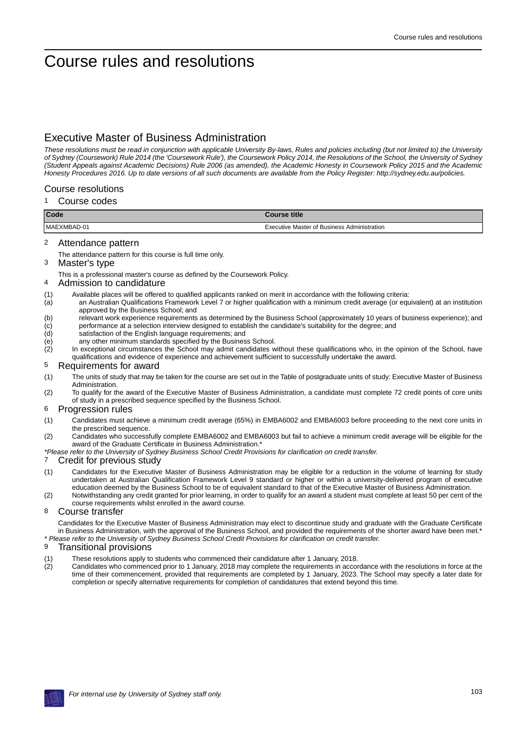# Course rules and resolutions

## Executive Master of Business Administration

*These resolutions must be read in conjunction with applicable University By-laws, Rules and policies including (but not limited to) the University of Sydney (Coursework) Rule 2014 (the 'Coursework Rule'), the Coursework Policy 2014, the Resolutions of the School, the University of Sydney (Student Appeals against Academic Decisions) Rule 2006 (as amended), the Academic Honesty in Coursework Policy 2015 and the Academic Honesty Procedures 2016. Up to date versions of all such documents are available from the Policy Register: http://sydney.edu.au/policies.*

### Course resolutions

#### 1 Course codes

| Code | Course title |
|---|---|
| MAEXMBAD-01 | Executive Master of Business Administration |

#### 2 Attendance pattern

The attendance pattern for this course is full time only.

#### 3 Master's type

This is a professional master's course as defined by the Coursework Policy.

#### 4 Admission to candidature

(1) Available places will be offered to qualified applicants ranked on merit in accordance with the following criteria:

(a) an Australian Qualifications Framework Level 7 or higher qualification with a minimum credit average (or equivalent) at an institution approved by the Business School; and

(b) relevant work experience requirements as determined by the Business School (approximately 10 years of business experience); and

(c) performance at a selection interview designed to establish the candidate's suitability for the degree; and

(d) satisfaction of the English language requirements; and

(e) any other minimum standards specified by the Business School.

(2) In exceptional circumstances the School may admit candidates without these qualifications who, in the opinion of the School, have qualifications and evidence of experience and achievement sufficient to successfully undertake the award.

#### 5 Requirements for award

(1) The units of study that may be taken for the course are set out in the Table of postgraduate units of study: Executive Master of Business Administration.

(2) To qualify for the award of the Executive Master of Business Administration, a candidate must complete 72 credit points of core units of study in a prescribed sequence specified by the Business School.

#### 6 Progression rules

(1) Candidates must achieve a minimum credit average (65%) in EMBA6002 and EMBA6003 before proceeding to the next core units in the prescribed sequence.

(2) Candidates who successfully complete EMBA6002 and EMBA6003 but fail to achieve a minimum credit average will be eligible for the award of the Graduate Certificate in Business Administration.*

*\*Please refer to the University of Sydney Business School Credit Provisions for clarification on credit transfer.*

#### 7 Credit for previous study

(1) Candidates for the Executive Master of Business Administration may be eligible for a reduction in the volume of learning for study undertaken at Australian Qualification Framework Level 9 standard or higher or within a university-delivered program of executive education deemed by the Business School to be of equivalent standard to that of the Executive Master of Business Administration.

(2) Notwithstanding any credit granted for prior learning, in order to qualify for an award a student must complete at least 50 per cent of the course requirements whilst enrolled in the award course.

#### 8 Course transfer

Candidates for the Executive Master of Business Administration may elect to discontinue study and graduate with the Graduate Certificate in Business Administration, with the approval of the Business School, and provided the requirements of the shorter award have been met.*

*\* Please refer to the University of Sydney Business School Credit Provisions for clarification on credit transfer.*

#### 9 Transitional provisions

(1) These resolutions apply to students who commenced their candidature after 1 January, 2018.

(2) Candidates who commenced prior to 1 January, 2018 may complete the requirements in accordance with the resolutions in force at the time of their commencement, provided that requirements are completed by 1 January, 2023. The School may specify a later date for completion or specify alternative requirements for completion of candidatures that extend beyond this time.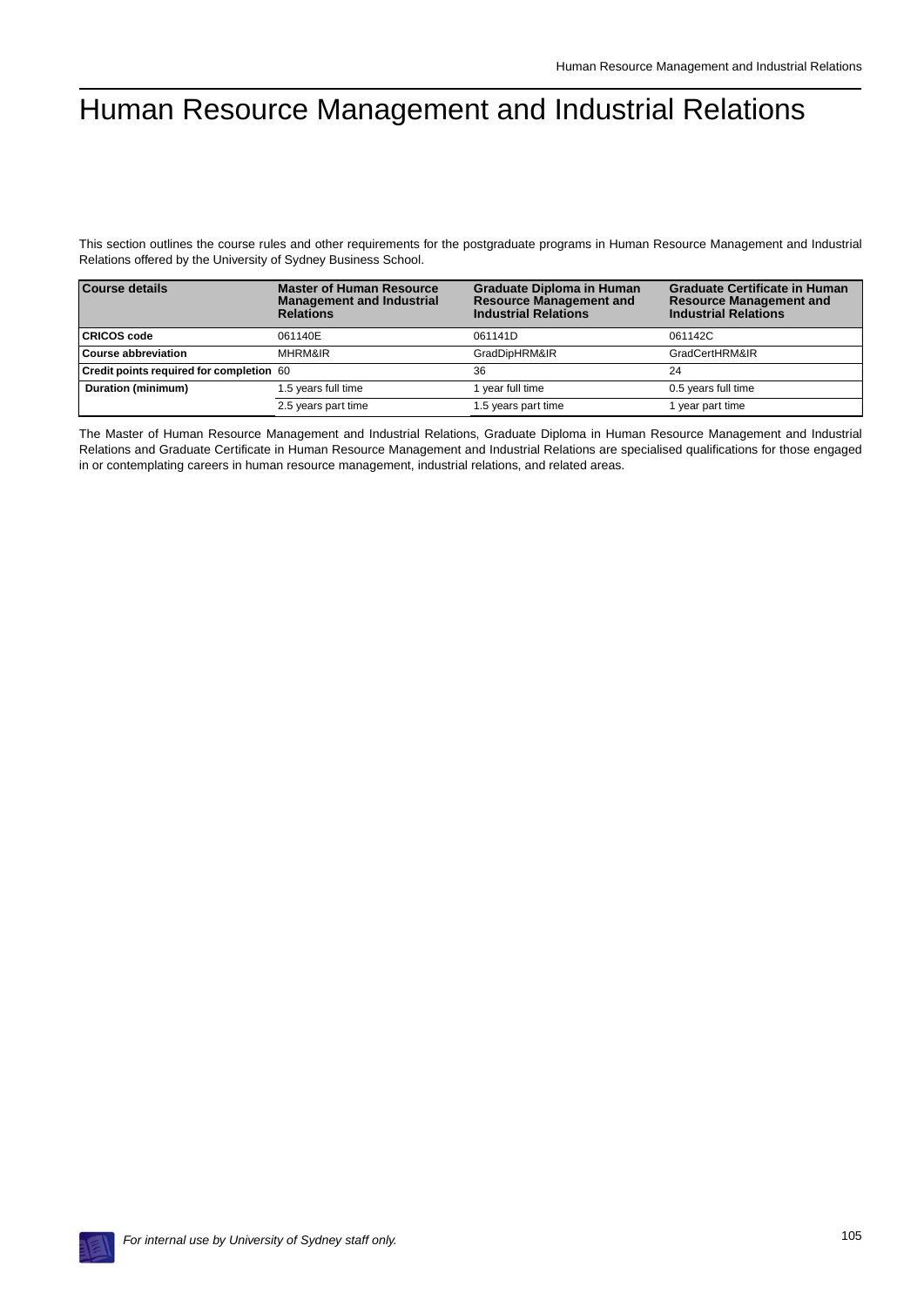# Human Resource Management and Industrial Relations

This section outlines the course rules and other requirements for the postgraduate programs in Human Resource Management and Industrial Relations offered by the University of Sydney Business School.

| Course details | Master of Human Resource Management and Industrial Relations | Graduate Diploma in Human Resource Management and Industrial Relations | Graduate Certificate in Human Resource Management and Industrial Relations |
|---|---|---|---|
| **CRICOS code** | 061140E | 061141D | 061142C |
| **Course abbreviation** | MHRM&IR | GradDipHRM&IR | GradCertHRM&IR |
| **Credit points required for completion** | 60 | 36 | 24 |
| **Duration (minimum)** | 1.5 years full time | 1 year full time | 0.5 years full time |
| | 2.5 years part time | 1.5 years part time | 1 year part time |

The Master of Human Resource Management and Industrial Relations, Graduate Diploma in Human Resource Management and Industrial Relations and Graduate Certificate in Human Resource Management and Industrial Relations are specialised qualifications for those engaged in or contemplating careers in human resource management, industrial relations, and related areas.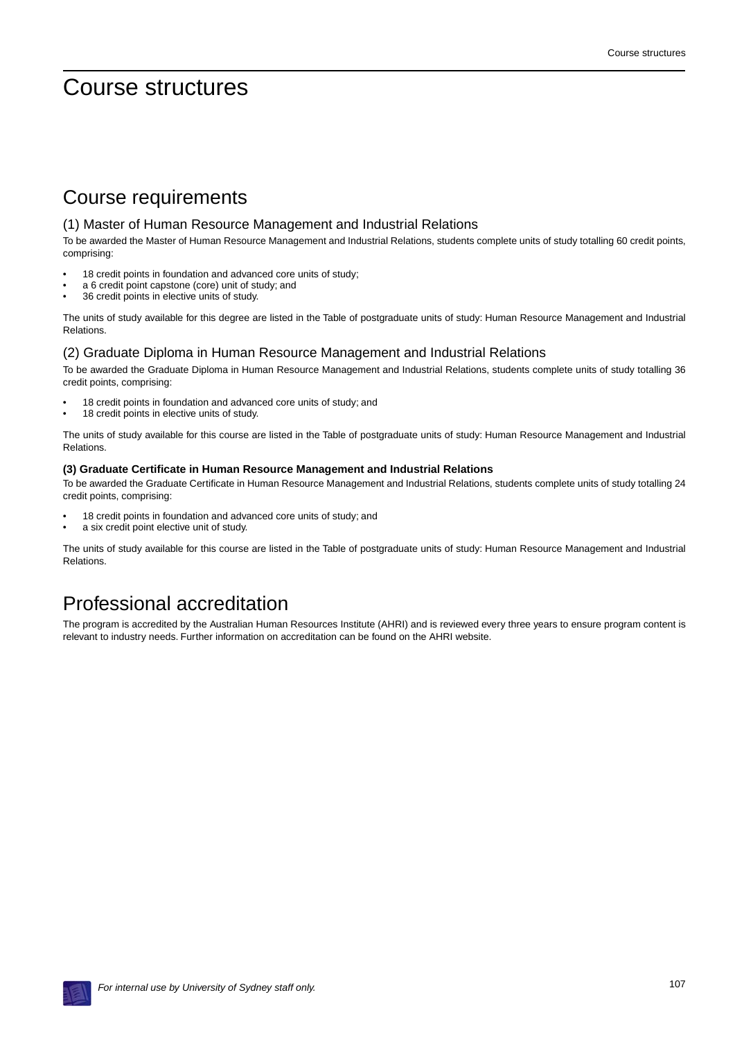# Course structures

## Course requirements

### (1) Master of Human Resource Management and Industrial Relations

To be awarded the Master of Human Resource Management and Industrial Relations, students complete units of study totalling 60 credit points, comprising:

- 18 credit points in foundation and advanced core units of study;
- a 6 credit point capstone (core) unit of study; and
- 36 credit points in elective units of study.

The units of study available for this degree are listed in the Table of postgraduate units of study: Human Resource Management and Industrial Relations.

### (2) Graduate Diploma in Human Resource Management and Industrial Relations

To be awarded the Graduate Diploma in Human Resource Management and Industrial Relations, students complete units of study totalling 36 credit points, comprising:

- 18 credit points in foundation and advanced core units of study; and
- 18 credit points in elective units of study.

The units of study available for this course are listed in the Table of postgraduate units of study: Human Resource Management and Industrial Relations.

**(3) Graduate Certificate in Human Resource Management and Industrial Relations**

To be awarded the Graduate Certificate in Human Resource Management and Industrial Relations, students complete units of study totalling 24 credit points, comprising:

- 18 credit points in foundation and advanced core units of study; and
- a six credit point elective unit of study.

The units of study available for this course are listed in the Table of postgraduate units of study: Human Resource Management and Industrial Relations.

## Professional accreditation

The program is accredited by the Australian Human Resources Institute (AHRI) and is reviewed every three years to ensure program content is relevant to industry needs. Further information on accreditation can be found on the AHRI website.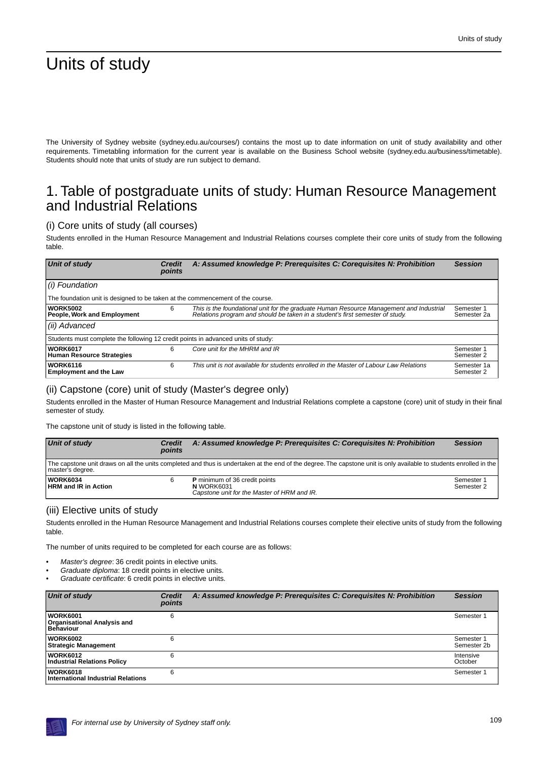# Units of study

The University of Sydney website (sydney.edu.au/courses/) contains the most up to date information on unit of study availability and other requirements. Timetabling information for the current year is available on the Business School website (sydney.edu.au/business/timetable). Students should note that units of study are run subject to demand.

## 1. Table of postgraduate units of study: Human Resource Management and Industrial Relations

### (i) Core units of study (all courses)

Students enrolled in the Human Resource Management and Industrial Relations courses complete their core units of study from the following table.

| *Unit of study* | *Credit points* | *A: Assumed knowledge P: Prerequisites C: Corequisites N: Prohibition* | *Session* |
|---|---|---|---|
| *(i) Foundation* | | | |
| The foundation unit is designed to be taken at the commencement of the course. | | | |
| **WORK5002** **People, Work and Employment** | 6 | *This is the foundational unit for the graduate Human Resource Management and Industrial Relations program and should be taken in a student's first semester of study.* | Semester 1 Semester 2a |
| *(ii) Advanced* | | | |
| Students must complete the following 12 credit points in advanced units of study: | | | |
| **WORK6017** **Human Resource Strategies** | 6 | *Core unit for the MHRM and IR* | Semester 1 Semester 2 |
| **WORK6116** **Employment and the Law** | 6 | *This unit is not available for students enrolled in the Master of Labour Law Relations* | Semester 1a Semester 2 |

### (ii) Capstone (core) unit of study (Master's degree only)

Students enrolled in the Master of Human Resource Management and Industrial Relations complete a capstone (core) unit of study in their final semester of study.

The capstone unit of study is listed in the following table.

| *Unit of study* | *Credit points* | *A: Assumed knowledge P: Prerequisites C: Corequisites N: Prohibition* | *Session* |
|---|---|---|---|
| The capstone unit draws on all the units completed and thus is undertaken at the end of the degree. The capstone unit is only available to students enrolled in the master's degree. | | | |
| **WORK6034** **HRM and IR in Action** | 6 | **P** minimum of 36 credit points **N** WORK6031 *Capstone unit for the Master of HRM and IR.* | Semester 1 Semester 2 |

### (iii) Elective units of study

Students enrolled in the Human Resource Management and Industrial Relations courses complete their elective units of study from the following table.

The number of units required to be completed for each course are as follows:

- *Master's degree*: 36 credit points in elective units.
- *Graduate diploma*: 18 credit points in elective units.
- *Graduate certificate*: 6 credit points in elective units.

| *Unit of study* | *Credit points* | *A: Assumed knowledge P: Prerequisites C: Corequisites N: Prohibition* | *Session* |
|---|---|---|---|
| **WORK6001** **Organisational Analysis and Behaviour** | 6 | | Semester 1 |
| **WORK6002** **Strategic Management** | 6 | | Semester 1 Semester 2b |
| **WORK6012** **Industrial Relations Policy** | 6 | | Intensive October |
| **WORK6018** **International Industrial Relations** | 6 | | Semester 1 |

*For internal use by University of Sydney staff only.*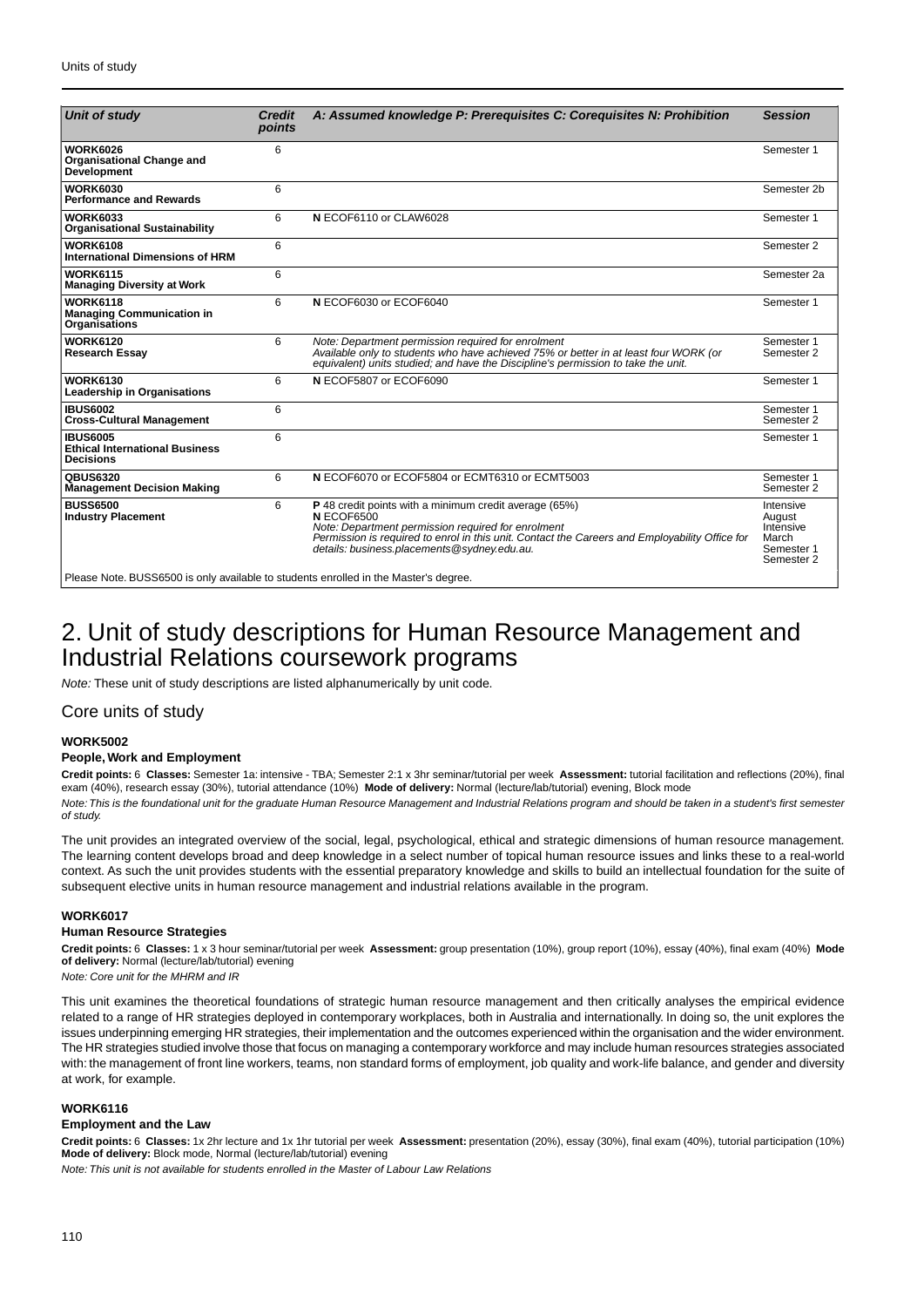| Unit of study | Credit points | A: Assumed knowledge P: Prerequisites C: Corequisites N: Prohibition | Session |
|---|---|---|---|
| **WORK6026** **Organisational Change and Development** | 6 | | Semester 1 |
| **WORK6030** **Performance and Rewards** | 6 | | Semester 2b |
| **WORK6033** **Organisational Sustainability** | 6 | **N** ECOF6110 or CLAW6028 | Semester 1 |
| **WORK6108** **International Dimensions of HRM** | 6 | | Semester 2 |
| **WORK6115** **Managing Diversity at Work** | 6 | | Semester 2a |
| **WORK6118** **Managing Communication in Organisations** | 6 | **N** ECOF6030 or ECOF6040 | Semester 1 |
| **WORK6120** **Research Essay** | 6 | *Note: Department permission required for enrolment* *Available only to students who have achieved 75% or better in at least four WORK (or equivalent) units studied; and have the Discipline's permission to take the unit.* | Semester 1 Semester 2 |
| **WORK6130** **Leadership in Organisations** | 6 | **N** ECOF5807 or ECOF6090 | Semester 1 |
| **IBUS6002** **Cross-Cultural Management** | 6 | | Semester 1 Semester 2 |
| **IBUS6005** **Ethical International Business Decisions** | 6 | | Semester 1 |
| **QBUS6320** **Management Decision Making** | 6 | **N** ECOF6070 or ECOF5804 or ECMT6310 or ECMT5003 | Semester 1 Semester 2 |
| **BUSS6500** **Industry Placement** | 6 | **P** 48 credit points with a minimum credit average (65%) **N** ECOF6500 *Note: Department permission required for enrolment* *Permission is required to enrol in this unit. Contact the Careers and Employability Office for details: business.placements@sydney.edu.au.* | Intensive August Intensive March Semester 1 Semester 2 |
| Please Note. BUSS6500 is only available to students enrolled in the Master's degree. | | | |

# 2. Unit of study descriptions for Human Resource Management and Industrial Relations coursework programs

*Note:* These unit of study descriptions are listed alphanumerically by unit code.

## Core units of study

#### WORK5002

#### People, Work and Employment

**Credit points:** 6 **Classes:** Semester 1a: intensive - TBA; Semester 2:1 x 3hr seminar/tutorial per week **Assessment:** tutorial facilitation and reflections (20%), final exam (40%), research essay (30%), tutorial attendance (10%) **Mode of delivery:** Normal (lecture/lab/tutorial) evening, Block mode

*Note: This is the foundational unit for the graduate Human Resource Management and Industrial Relations program and should be taken in a student's first semester of study.*

The unit provides an integrated overview of the social, legal, psychological, ethical and strategic dimensions of human resource management. The learning content develops broad and deep knowledge in a select number of topical human resource issues and links these to a real-world context. As such the unit provides students with the essential preparatory knowledge and skills to build an intellectual foundation for the suite of subsequent elective units in human resource management and industrial relations available in the program.

#### WORK6017

#### Human Resource Strategies

**Credit points:** 6 **Classes:** 1 x 3 hour seminar/tutorial per week **Assessment:** group presentation (10%), group report (10%), essay (40%), final exam (40%) **Mode of delivery:** Normal (lecture/lab/tutorial) evening

*Note: Core unit for the MHRM and IR*

This unit examines the theoretical foundations of strategic human resource management and then critically analyses the empirical evidence related to a range of HR strategies deployed in contemporary workplaces, both in Australia and internationally. In doing so, the unit explores the issues underpinning emerging HR strategies, their implementation and the outcomes experienced within the organisation and the wider environment. The HR strategies studied involve those that focus on managing a contemporary workforce and may include human resources strategies associated with: the management of front line workers, teams, non standard forms of employment, job quality and work-life balance, and gender and diversity at work, for example.

#### WORK6116

#### Employment and the Law

**Credit points:** 6 **Classes:** 1x 2hr lecture and 1x 1hr tutorial per week **Assessment:** presentation (20%), essay (30%), final exam (40%), tutorial participation (10%) **Mode of delivery:** Block mode, Normal (lecture/lab/tutorial) evening

*Note: This unit is not available for students enrolled in the Master of Labour Law Relations*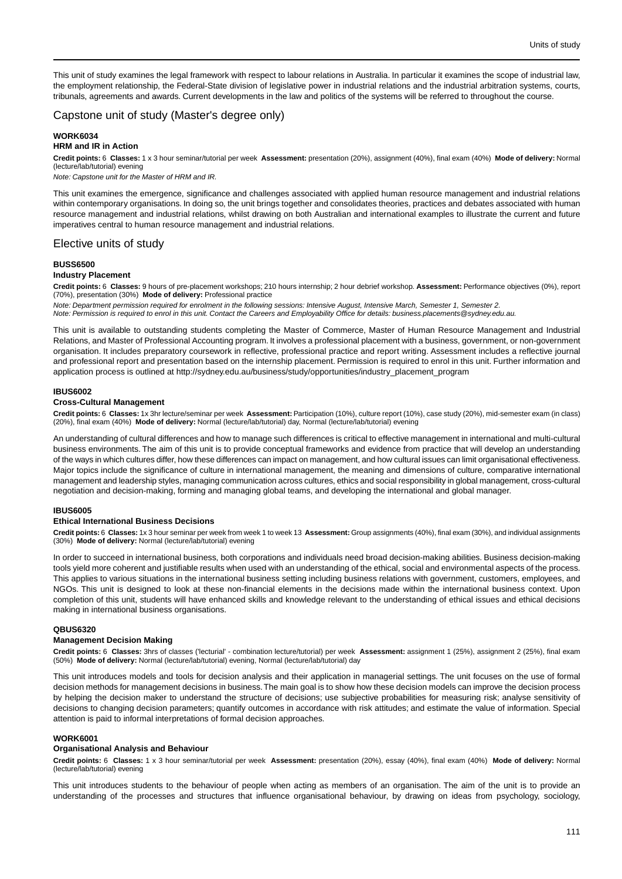This unit of study examines the legal framework with respect to labour relations in Australia. In particular it examines the scope of industrial law, the employment relationship, the Federal-State division of legislative power in industrial relations and the industrial arbitration systems, courts, tribunals, agreements and awards. Current developments in the law and politics of the systems will be referred to throughout the course.

## Capstone unit of study (Master's degree only)

### WORK6034
#### HRM and IR in Action

**Credit points:** 6 **Classes:** 1 x 3 hour seminar/tutorial per week **Assessment:** presentation (20%), assignment (40%), final exam (40%) **Mode of delivery:** Normal (lecture/lab/tutorial) evening

*Note: Capstone unit for the Master of HRM and IR.*

This unit examines the emergence, significance and challenges associated with applied human resource management and industrial relations within contemporary organisations. In doing so, the unit brings together and consolidates theories, practices and debates associated with human resource management and industrial relations, whilst drawing on both Australian and international examples to illustrate the current and future imperatives central to human resource management and industrial relations.

## Elective units of study

### BUSS6500
#### Industry Placement

**Credit points:** 6 **Classes:** 9 hours of pre-placement workshops; 210 hours internship; 2 hour debrief workshop. **Assessment:** Performance objectives (0%), report (70%), presentation (30%) **Mode of delivery:** Professional practice

*Note: Department permission required for enrolment in the following sessions: Intensive August, Intensive March, Semester 1, Semester 2.*
*Note: Permission is required to enrol in this unit. Contact the Careers and Employability Office for details: business.placements@sydney.edu.au.*

This unit is available to outstanding students completing the Master of Commerce, Master of Human Resource Management and Industrial Relations, and Master of Professional Accounting program. It involves a professional placement with a business, government, or non-government organisation. It includes preparatory coursework in reflective, professional practice and report writing. Assessment includes a reflective journal and professional report and presentation based on the internship placement. Permission is required to enrol in this unit. Further information and application process is outlined at http://sydney.edu.au/business/study/opportunities/industry_placement_program

### IBUS6002
#### Cross-Cultural Management

**Credit points:** 6 **Classes:** 1x 3hr lecture/seminar per week **Assessment:** Participation (10%), culture report (10%), case study (20%), mid-semester exam (in class) (20%), final exam (40%) **Mode of delivery:** Normal (lecture/lab/tutorial) day, Normal (lecture/lab/tutorial) evening

An understanding of cultural differences and how to manage such differences is critical to effective management in international and multi-cultural business environments. The aim of this unit is to provide conceptual frameworks and evidence from practice that will develop an understanding of the ways in which cultures differ, how these differences can impact on management, and how cultural issues can limit organisational effectiveness. Major topics include the significance of culture in international management, the meaning and dimensions of culture, comparative international management and leadership styles, managing communication across cultures, ethics and social responsibility in global management, cross-cultural negotiation and decision-making, forming and managing global teams, and developing the international and global manager.

### IBUS6005
#### Ethical International Business Decisions

**Credit points:** 6 **Classes:** 1x 3 hour seminar per week from week 1 to week 13 **Assessment:** Group assignments (40%), final exam (30%), and individual assignments (30%) **Mode of delivery:** Normal (lecture/lab/tutorial) evening

In order to succeed in international business, both corporations and individuals need broad decision-making abilities. Business decision-making tools yield more coherent and justifiable results when used with an understanding of the ethical, social and environmental aspects of the process. This applies to various situations in the international business setting including business relations with government, customers, employees, and NGOs. This unit is designed to look at these non-financial elements in the decisions made within the international business context. Upon completion of this unit, students will have enhanced skills and knowledge relevant to the understanding of ethical issues and ethical decisions making in international business organisations.

### QBUS6320
#### Management Decision Making

**Credit points:** 6 **Classes:** 3hrs of classes ('lecturial' - combination lecture/tutorial) per week **Assessment:** assignment 1 (25%), assignment 2 (25%), final exam (50%) **Mode of delivery:** Normal (lecture/lab/tutorial) evening, Normal (lecture/lab/tutorial) day

This unit introduces models and tools for decision analysis and their application in managerial settings. The unit focuses on the use of formal decision methods for management decisions in business. The main goal is to show how these decision models can improve the decision process by helping the decision maker to understand the structure of decisions; use subjective probabilities for measuring risk; analyse sensitivity of decisions to changing decision parameters; quantify outcomes in accordance with risk attitudes; and estimate the value of information. Special attention is paid to informal interpretations of formal decision approaches.

### WORK6001
#### Organisational Analysis and Behaviour

**Credit points:** 6 **Classes:** 1 x 3 hour seminar/tutorial per week **Assessment:** presentation (20%), essay (40%), final exam (40%) **Mode of delivery:** Normal (lecture/lab/tutorial) evening

This unit introduces students to the behaviour of people when acting as members of an organisation. The aim of the unit is to provide an understanding of the processes and structures that influence organisational behaviour, by drawing on ideas from psychology, sociology,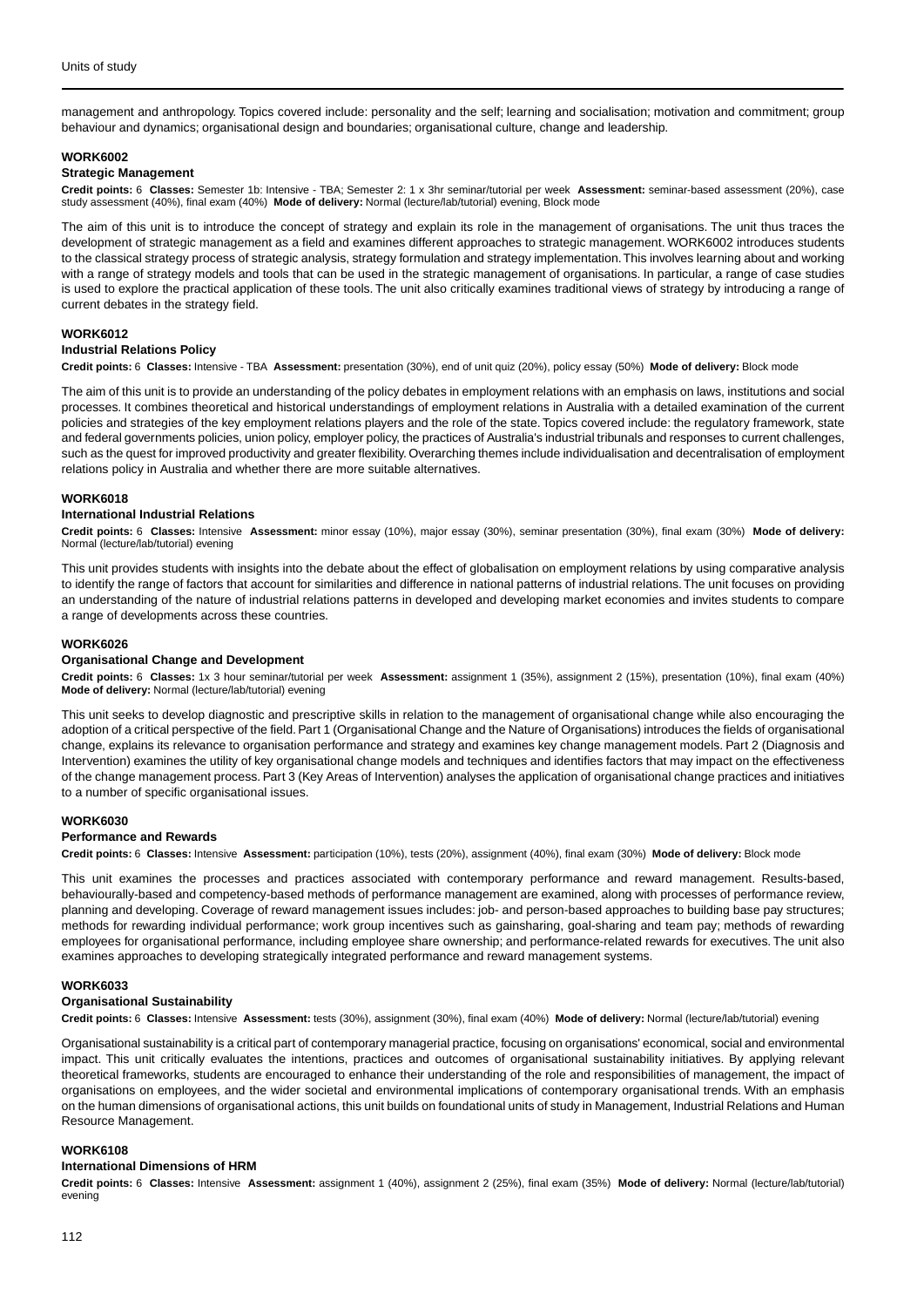management and anthropology. Topics covered include: personality and the self; learning and socialisation; motivation and commitment; group behaviour and dynamics; organisational design and boundaries; organisational culture, change and leadership.

### WORK6002
#### Strategic Management

**Credit points:** 6 **Classes:** Semester 1b: Intensive - TBA; Semester 2: 1 x 3hr seminar/tutorial per week **Assessment:** seminar-based assessment (20%), case study assessment (40%), final exam (40%) **Mode of delivery:** Normal (lecture/lab/tutorial) evening, Block mode

The aim of this unit is to introduce the concept of strategy and explain its role in the management of organisations. The unit thus traces the development of strategic management as a field and examines different approaches to strategic management. WORK6002 introduces students to the classical strategy process of strategic analysis, strategy formulation and strategy implementation. This involves learning about and working with a range of strategy models and tools that can be used in the strategic management of organisations. In particular, a range of case studies is used to explore the practical application of these tools. The unit also critically examines traditional views of strategy by introducing a range of current debates in the strategy field.

### WORK6012
#### Industrial Relations Policy

**Credit points:** 6 **Classes:** Intensive - TBA **Assessment:** presentation (30%), end of unit quiz (20%), policy essay (50%) **Mode of delivery:** Block mode

The aim of this unit is to provide an understanding of the policy debates in employment relations with an emphasis on laws, institutions and social processes. It combines theoretical and historical understandings of employment relations in Australia with a detailed examination of the current policies and strategies of the key employment relations players and the role of the state. Topics covered include: the regulatory framework, state and federal governments policies, union policy, employer policy, the practices of Australia's industrial tribunals and responses to current challenges, such as the quest for improved productivity and greater flexibility. Overarching themes include individualisation and decentralisation of employment relations policy in Australia and whether there are more suitable alternatives.

### WORK6018
#### International Industrial Relations

**Credit points:** 6 **Classes:** Intensive **Assessment:** minor essay (10%), major essay (30%), seminar presentation (30%), final exam (30%) **Mode of delivery:** Normal (lecture/lab/tutorial) evening

This unit provides students with insights into the debate about the effect of globalisation on employment relations by using comparative analysis to identify the range of factors that account for similarities and difference in national patterns of industrial relations. The unit focuses on providing an understanding of the nature of industrial relations patterns in developed and developing market economies and invites students to compare a range of developments across these countries.

### WORK6026
#### Organisational Change and Development

**Credit points:** 6 **Classes:** 1x 3 hour seminar/tutorial per week **Assessment:** assignment 1 (35%), assignment 2 (15%), presentation (10%), final exam (40%) **Mode of delivery:** Normal (lecture/lab/tutorial) evening

This unit seeks to develop diagnostic and prescriptive skills in relation to the management of organisational change while also encouraging the adoption of a critical perspective of the field. Part 1 (Organisational Change and the Nature of Organisations) introduces the fields of organisational change, explains its relevance to organisation performance and strategy and examines key change management models. Part 2 (Diagnosis and Intervention) examines the utility of key organisational change models and techniques and identifies factors that may impact on the effectiveness of the change management process. Part 3 (Key Areas of Intervention) analyses the application of organisational change practices and initiatives to a number of specific organisational issues.

### WORK6030
#### Performance and Rewards

**Credit points:** 6 **Classes:** Intensive **Assessment:** participation (10%), tests (20%), assignment (40%), final exam (30%) **Mode of delivery:** Block mode

This unit examines the processes and practices associated with contemporary performance and reward management. Results-based, behaviourally-based and competency-based methods of performance management are examined, along with processes of performance review, planning and developing. Coverage of reward management issues includes: job- and person-based approaches to building base pay structures; methods for rewarding individual performance; work group incentives such as gainsharing, goal-sharing and team pay; methods of rewarding employees for organisational performance, including employee share ownership; and performance-related rewards for executives. The unit also examines approaches to developing strategically integrated performance and reward management systems.

### WORK6033
#### Organisational Sustainability

**Credit points:** 6 **Classes:** Intensive **Assessment:** tests (30%), assignment (30%), final exam (40%) **Mode of delivery:** Normal (lecture/lab/tutorial) evening

Organisational sustainability is a critical part of contemporary managerial practice, focusing on organisations' economical, social and environmental impact. This unit critically evaluates the intentions, practices and outcomes of organisational sustainability initiatives. By applying relevant theoretical frameworks, students are encouraged to enhance their understanding of the role and responsibilities of management, the impact of organisations on employees, and the wider societal and environmental implications of contemporary organisational trends. With an emphasis on the human dimensions of organisational actions, this unit builds on foundational units of study in Management, Industrial Relations and Human Resource Management.

### WORK6108
#### International Dimensions of HRM

**Credit points:** 6 **Classes:** Intensive **Assessment:** assignment 1 (40%), assignment 2 (25%), final exam (35%) **Mode of delivery:** Normal (lecture/lab/tutorial) evening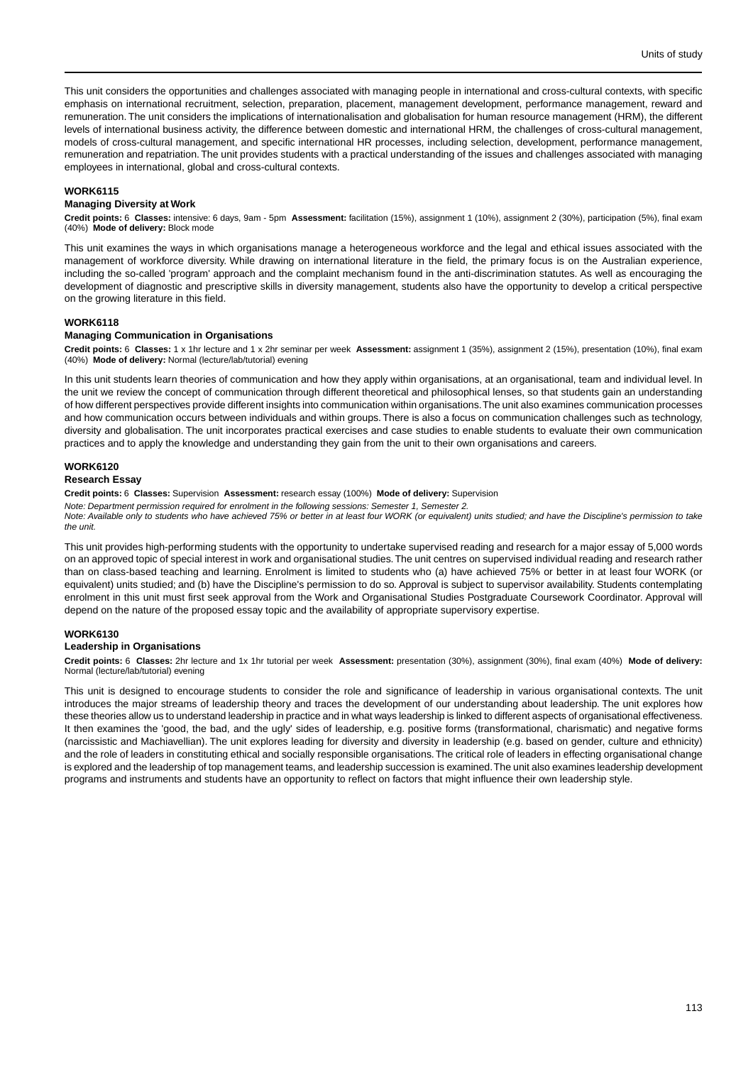This unit considers the opportunities and challenges associated with managing people in international and cross-cultural contexts, with specific emphasis on international recruitment, selection, preparation, placement, management development, performance management, reward and remuneration. The unit considers the implications of internationalisation and globalisation for human resource management (HRM), the different levels of international business activity, the difference between domestic and international HRM, the challenges of cross-cultural management, models of cross-cultural management, and specific international HR processes, including selection, development, performance management, remuneration and repatriation. The unit provides students with a practical understanding of the issues and challenges associated with managing employees in international, global and cross-cultural contexts.

#### WORK6115

#### Managing Diversity at Work

**Credit points:** 6 **Classes:** intensive: 6 days, 9am - 5pm **Assessment:** facilitation (15%), assignment 1 (10%), assignment 2 (30%), participation (5%), final exam (40%) **Mode of delivery:** Block mode

This unit examines the ways in which organisations manage a heterogeneous workforce and the legal and ethical issues associated with the management of workforce diversity. While drawing on international literature in the field, the primary focus is on the Australian experience, including the so-called 'program' approach and the complaint mechanism found in the anti-discrimination statutes. As well as encouraging the development of diagnostic and prescriptive skills in diversity management, students also have the opportunity to develop a critical perspective on the growing literature in this field.

#### WORK6118

#### Managing Communication in Organisations

**Credit points:** 6 **Classes:** 1 x 1hr lecture and 1 x 2hr seminar per week **Assessment:** assignment 1 (35%), assignment 2 (15%), presentation (10%), final exam (40%) **Mode of delivery:** Normal (lecture/lab/tutorial) evening

In this unit students learn theories of communication and how they apply within organisations, at an organisational, team and individual level. In the unit we review the concept of communication through different theoretical and philosophical lenses, so that students gain an understanding of how different perspectives provide different insights into communication within organisations. The unit also examines communication processes and how communication occurs between individuals and within groups. There is also a focus on communication challenges such as technology, diversity and globalisation. The unit incorporates practical exercises and case studies to enable students to evaluate their own communication practices and to apply the knowledge and understanding they gain from the unit to their own organisations and careers.

#### WORK6120

#### Research Essay

**Credit points:** 6 **Classes:** Supervision **Assessment:** research essay (100%) **Mode of delivery:** Supervision

*Note: Department permission required for enrolment in the following sessions: Semester 1, Semester 2.*

*Note: Available only to students who have achieved 75% or better in at least four WORK (or equivalent) units studied; and have the Discipline's permission to take the unit.*

This unit provides high-performing students with the opportunity to undertake supervised reading and research for a major essay of 5,000 words on an approved topic of special interest in work and organisational studies. The unit centres on supervised individual reading and research rather than on class-based teaching and learning. Enrolment is limited to students who (a) have achieved 75% or better in at least four WORK (or equivalent) units studied; and (b) have the Discipline's permission to do so. Approval is subject to supervisor availability. Students contemplating enrolment in this unit must first seek approval from the Work and Organisational Studies Postgraduate Coursework Coordinator. Approval will depend on the nature of the proposed essay topic and the availability of appropriate supervisory expertise.

#### WORK6130

#### Leadership in Organisations

**Credit points:** 6 **Classes:** 2hr lecture and 1x 1hr tutorial per week **Assessment:** presentation (30%), assignment (30%), final exam (40%) **Mode of delivery:** Normal (lecture/lab/tutorial) evening

This unit is designed to encourage students to consider the role and significance of leadership in various organisational contexts. The unit introduces the major streams of leadership theory and traces the development of our understanding about leadership. The unit explores how these theories allow us to understand leadership in practice and in what ways leadership is linked to different aspects of organisational effectiveness. It then examines the 'good, the bad, and the ugly' sides of leadership, e.g. positive forms (transformational, charismatic) and negative forms (narcissistic and Machiavellian). The unit explores leading for diversity and diversity in leadership (e.g. based on gender, culture and ethnicity) and the role of leaders in constituting ethical and socially responsible organisations. The critical role of leaders in effecting organisational change is explored and the leadership of top management teams, and leadership succession is examined. The unit also examines leadership development programs and instruments and students have an opportunity to reflect on factors that might influence their own leadership style.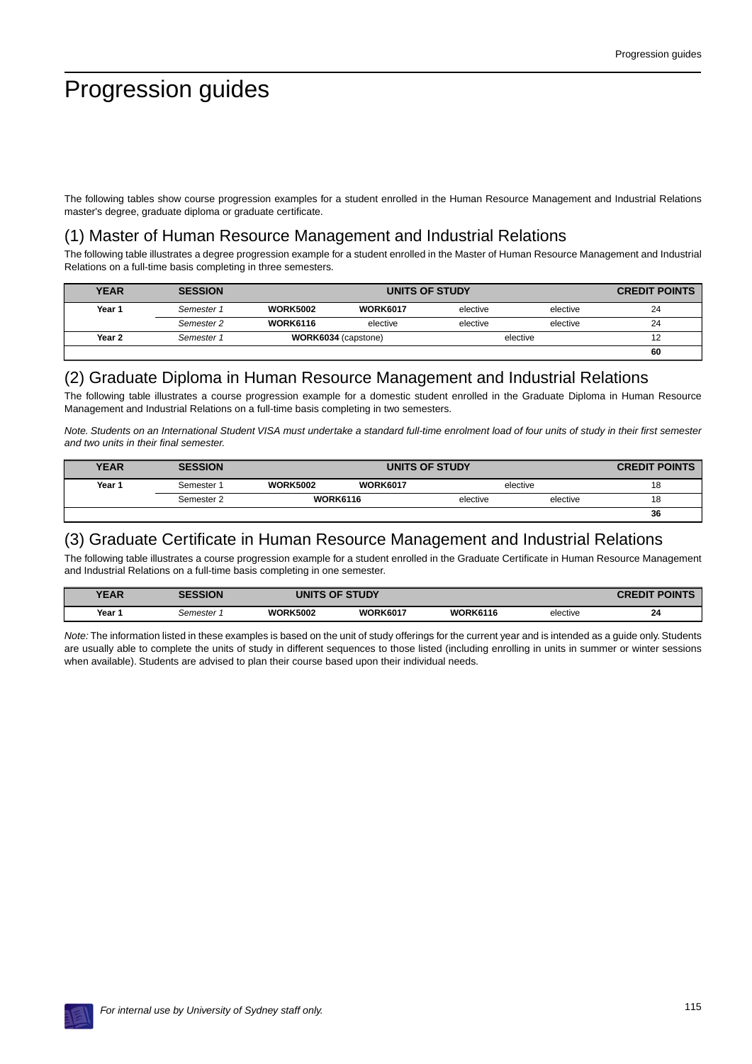# Progression guides

The following tables show course progression examples for a student enrolled in the Human Resource Management and Industrial Relations master's degree, graduate diploma or graduate certificate.

## (1) Master of Human Resource Management and Industrial Relations

The following table illustrates a degree progression example for a student enrolled in the Master of Human Resource Management and Industrial Relations on a full-time basis completing in three semesters.

| YEAR | SESSION | UNITS OF STUDY | | | | CREDIT POINTS |
|---|---|---|---|---|---|---|
| Year 1 | *Semester 1* | **WORK5002** | **WORK6017** | elective | elective | 24 |
| | *Semester 2* | **WORK6116** | elective | elective | elective | 24 |
| Year 2 | *Semester 1* | **WORK6034** (capstone) | | elective | | 12 |
| | | | | | | **60** |

## (2) Graduate Diploma in Human Resource Management and Industrial Relations

The following table illustrates a course progression example for a domestic student enrolled in the Graduate Diploma in Human Resource Management and Industrial Relations on a full-time basis completing in two semesters.

*Note. Students on an International Student VISA must undertake a standard full-time enrolment load of four units of study in their first semester and two units in their final semester.*

| YEAR | SESSION | UNITS OF STUDY | | | | CREDIT POINTS |
|---|---|---|---|---|---|---|
| Year 1 | Semester 1 | **WORK5002** | **WORK6017** | elective | | 18 |
| | Semester 2 | **WORK6116** | | elective | elective | 18 |
| | | | | | | **36** |

## (3) Graduate Certificate in Human Resource Management and Industrial Relations

The following table illustrates a course progression example for a student enrolled in the Graduate Certificate in Human Resource Management and Industrial Relations on a full-time basis completing in one semester.

| YEAR | SESSION | UNITS OF STUDY | | | | CREDIT POINTS |
|---|---|---|---|---|---|---|
| Year 1 | *Semester 1* | **WORK5002** | **WORK6017** | **WORK6116** | elective | **24** |

*Note:* The information listed in these examples is based on the unit of study offerings for the current year and is intended as a guide only. Students are usually able to complete the units of study in different sequences to those listed (including enrolling in units in summer or winter sessions when available). Students are advised to plan their course based upon their individual needs.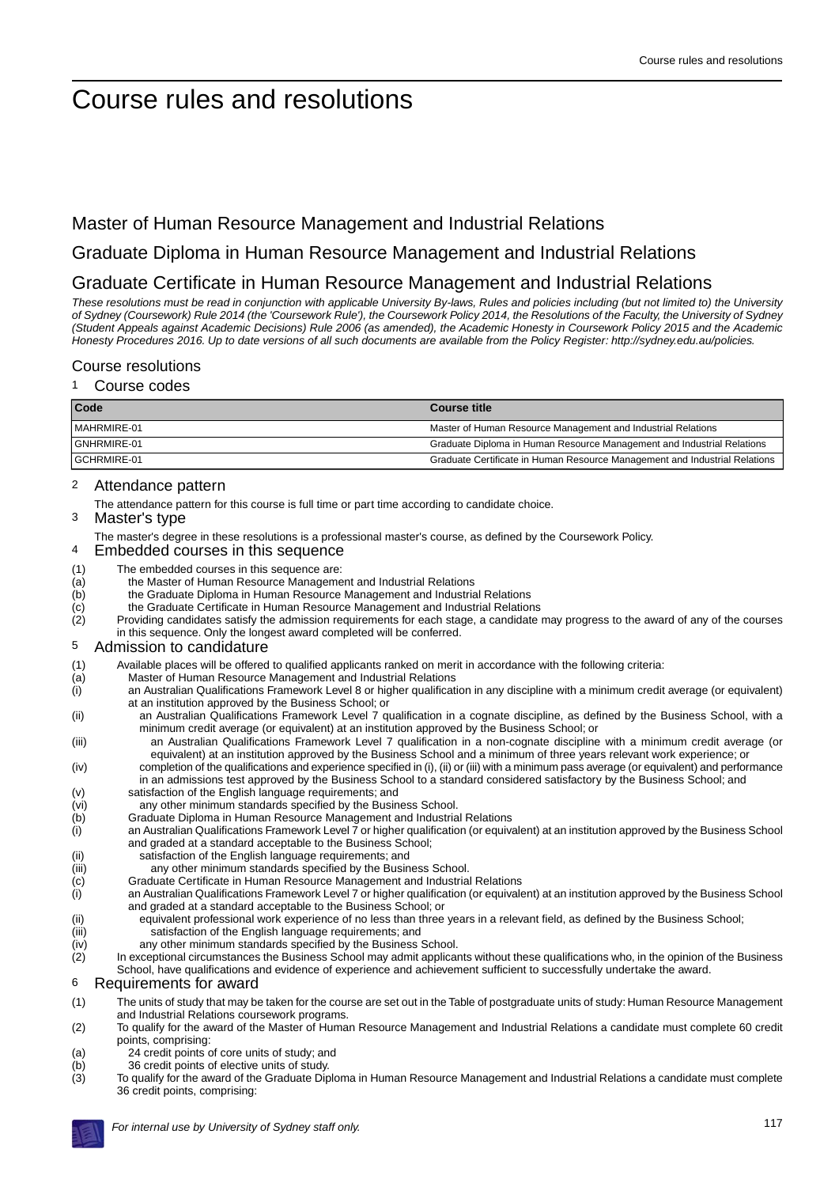# Course rules and resolutions

## Master of Human Resource Management and Industrial Relations

## Graduate Diploma in Human Resource Management and Industrial Relations

## Graduate Certificate in Human Resource Management and Industrial Relations

*These resolutions must be read in conjunction with applicable University By-laws, Rules and policies including (but not limited to) the University of Sydney (Coursework) Rule 2014 (the 'Coursework Rule'), the Coursework Policy 2014, the Resolutions of the Faculty, the University of Sydney (Student Appeals against Academic Decisions) Rule 2006 (as amended), the Academic Honesty in Coursework Policy 2015 and the Academic Honesty Procedures 2016. Up to date versions of all such documents are available from the Policy Register: http://sydney.edu.au/policies.*

### Course resolutions

#### 1 Course codes

| Code | Course title |
|---|---|
| MAHRMIRE-01 | Master of Human Resource Management and Industrial Relations |
| GNHRMIRE-01 | Graduate Diploma in Human Resource Management and Industrial Relations |
| GCHRMIRE-01 | Graduate Certificate in Human Resource Management and Industrial Relations |

#### 2 Attendance pattern

The attendance pattern for this course is full time or part time according to candidate choice.

#### 3 Master's type

The master's degree in these resolutions is a professional master's course, as defined by the Coursework Policy.

#### 4 Embedded courses in this sequence

(1) The embedded courses in this sequence are:
(a) the Master of Human Resource Management and Industrial Relations
(b) the Graduate Diploma in Human Resource Management and Industrial Relations
(c) the Graduate Certificate in Human Resource Management and Industrial Relations
(2) Providing candidates satisfy the admission requirements for each stage, a candidate may progress to the award of any of the courses in this sequence. Only the longest award completed will be conferred.

#### 5 Admission to candidature

(1) Available places will be offered to qualified applicants ranked on merit in accordance with the following criteria:
(a) Master of Human Resource Management and Industrial Relations
(i) an Australian Qualifications Framework Level 8 or higher qualification in any discipline with a minimum credit average (or equivalent) at an institution approved by the Business School; or
(ii) an Australian Qualifications Framework Level 7 qualification in a cognate discipline, as defined by the Business School, with a minimum credit average (or equivalent) at an institution approved by the Business School; or
(iii) an Australian Qualifications Framework Level 7 qualification in a non-cognate discipline with a minimum credit average (or equivalent) at an institution approved by the Business School and a minimum of three years relevant work experience; or
(iv) completion of the qualifications and experience specified in (i), (ii) or (iii) with a minimum pass average (or equivalent) and performance in an admissions test approved by the Business School to a standard considered satisfactory by the Business School; and
(v) satisfaction of the English language requirements; and
(vi) any other minimum standards specified by the Business School.
(b) Graduate Diploma in Human Resource Management and Industrial Relations
(i) an Australian Qualifications Framework Level 7 or higher qualification (or equivalent) at an institution approved by the Business School and graded at a standard acceptable to the Business School;
(ii) satisfaction of the English language requirements; and
(iii) any other minimum standards specified by the Business School.
(c) Graduate Certificate in Human Resource Management and Industrial Relations
(i) an Australian Qualifications Framework Level 7 or higher qualification (or equivalent) at an institution approved by the Business School and graded at a standard acceptable to the Business School; or
(ii) equivalent professional work experience of no less than three years in a relevant field, as defined by the Business School;
(iii) satisfaction of the English language requirements; and
(iv) any other minimum standards specified by the Business School.
(2) In exceptional circumstances the Business School may admit applicants without these qualifications who, in the opinion of the Business School, have qualifications and evidence of experience and achievement sufficient to successfully undertake the award.

#### 6 Requirements for award

(1) The units of study that may be taken for the course are set out in the Table of postgraduate units of study: Human Resource Management and Industrial Relations coursework programs.
(2) To qualify for the award of the Master of Human Resource Management and Industrial Relations a candidate must complete 60 credit points, comprising:
(a) 24 credit points of core units of study; and
(b) 36 credit points of elective units of study.
(3) To qualify for the award of the Graduate Diploma in Human Resource Management and Industrial Relations a candidate must complete 36 credit points, comprising: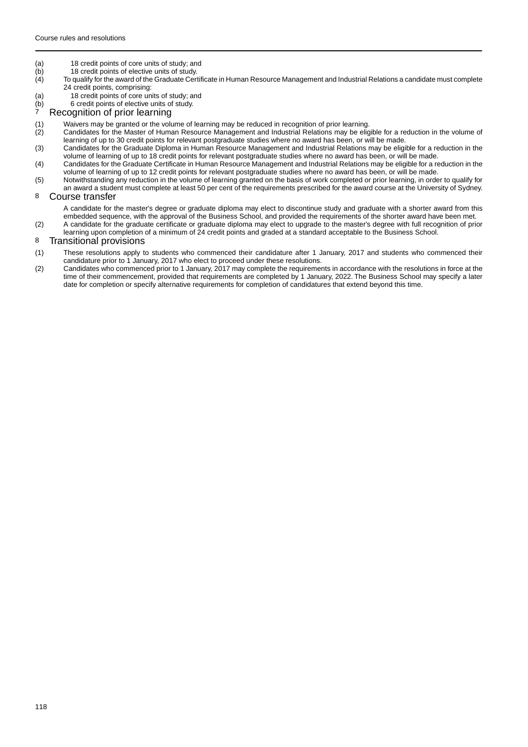(a) 18 credit points of core units of study; and

(b) 18 credit points of elective units of study.

(4) To qualify for the award of the Graduate Certificate in Human Resource Management and Industrial Relations a candidate must complete 24 credit points, comprising:

(a) 18 credit points of core units of study; and

(b) 6 credit points of elective units of study.

## 7 Recognition of prior learning

(1) Waivers may be granted or the volume of learning may be reduced in recognition of prior learning.

(2) Candidates for the Master of Human Resource Management and Industrial Relations may be eligible for a reduction in the volume of learning of up to 30 credit points for relevant postgraduate studies where no award has been, or will be made.

(3) Candidates for the Graduate Diploma in Human Resource Management and Industrial Relations may be eligible for a reduction in the volume of learning of up to 18 credit points for relevant postgraduate studies where no award has been, or will be made.

(4) Candidates for the Graduate Certificate in Human Resource Management and Industrial Relations may be eligible for a reduction in the volume of learning of up to 12 credit points for relevant postgraduate studies where no award has been, or will be made.

(5) Notwithstanding any reduction in the volume of learning granted on the basis of work completed or prior learning, in order to qualify for an award a student must complete at least 50 per cent of the requirements prescribed for the award course at the University of Sydney.

## 8 Course transfer

A candidate for the master's degree or graduate diploma may elect to discontinue study and graduate with a shorter award from this embedded sequence, with the approval of the Business School, and provided the requirements of the shorter award have been met.

(2) A candidate for the graduate certificate or graduate diploma may elect to upgrade to the master's degree with full recognition of prior learning upon completion of a minimum of 24 credit points and graded at a standard acceptable to the Business School.

## 8 Transitional provisions

(1) These resolutions apply to students who commenced their candidature after 1 January, 2017 and students who commenced their candidature prior to 1 January, 2017 who elect to proceed under these resolutions.

(2) Candidates who commenced prior to 1 January, 2017 may complete the requirements in accordance with the resolutions in force at the time of their commencement, provided that requirements are completed by 1 January, 2022. The Business School may specify a later date for completion or specify alternative requirements for completion of candidatures that extend beyond this time.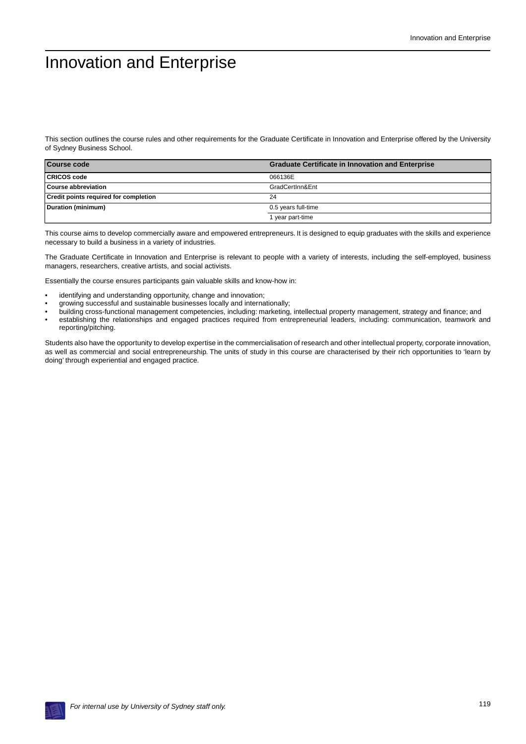# Innovation and Enterprise

This section outlines the course rules and other requirements for the Graduate Certificate in Innovation and Enterprise offered by the University of Sydney Business School.

| Course code | Graduate Certificate in Innovation and Enterprise |
|---|---|
| CRICOS code | 066136E |
| Course abbreviation | GradCertInn&Ent |
| Credit points required for completion | 24 |
| Duration (minimum) | 0.5 years full-time |
| | 1 year part-time |

This course aims to develop commercially aware and empowered entrepreneurs. It is designed to equip graduates with the skills and experience necessary to build a business in a variety of industries.

The Graduate Certificate in Innovation and Enterprise is relevant to people with a variety of interests, including the self-employed, business managers, researchers, creative artists, and social activists.

Essentially the course ensures participants gain valuable skills and know-how in:

- identifying and understanding opportunity, change and innovation;
- growing successful and sustainable businesses locally and internationally;
- building cross-functional management competencies, including: marketing, intellectual property management, strategy and finance; and
- establishing the relationships and engaged practices required from entrepreneurial leaders, including: communication, teamwork and reporting/pitching.

Students also have the opportunity to develop expertise in the commercialisation of research and other intellectual property, corporate innovation, as well as commercial and social entrepreneurship. The units of study in this course are characterised by their rich opportunities to 'learn by doing' through experiential and engaged practice.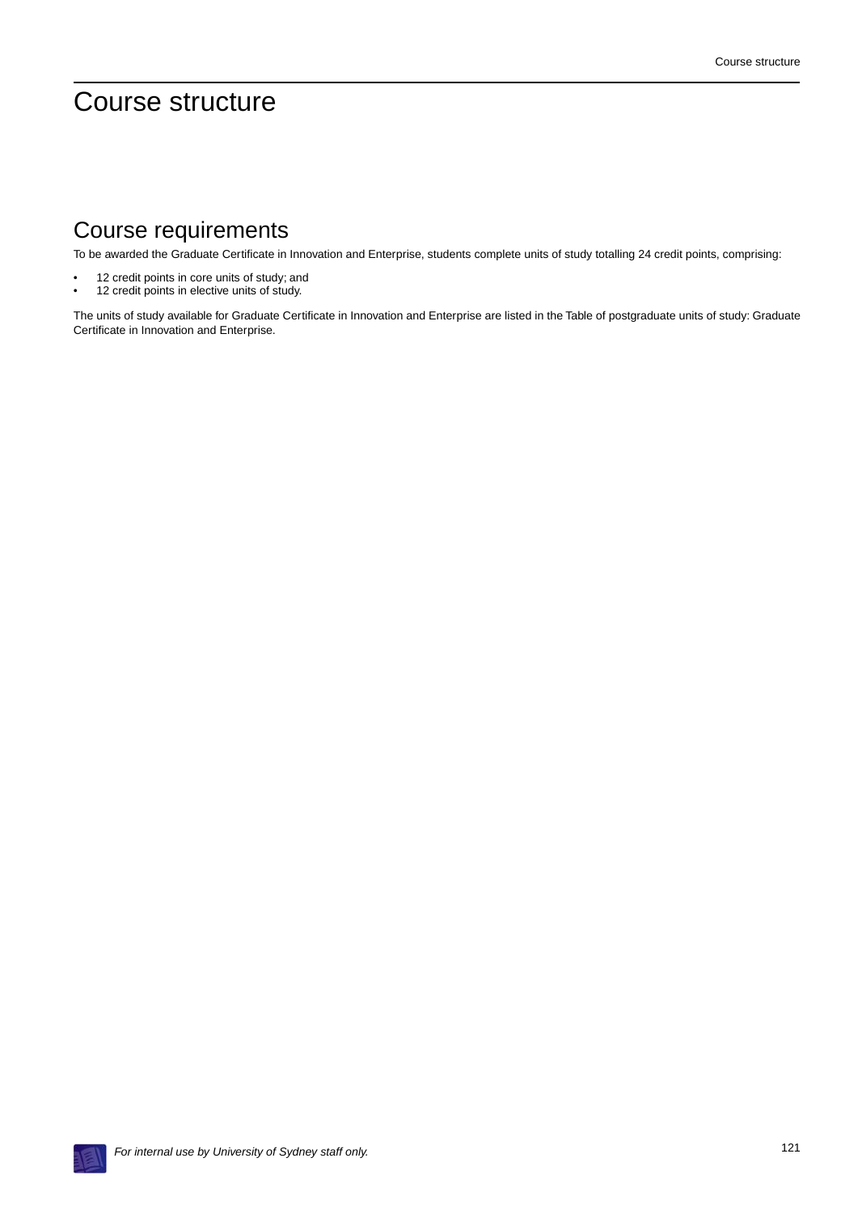# Course structure

## Course requirements

To be awarded the Graduate Certificate in Innovation and Enterprise, students complete units of study totalling 24 credit points, comprising:

- 12 credit points in core units of study; and
- 12 credit points in elective units of study.

The units of study available for Graduate Certificate in Innovation and Enterprise are listed in the Table of postgraduate units of study: Graduate Certificate in Innovation and Enterprise.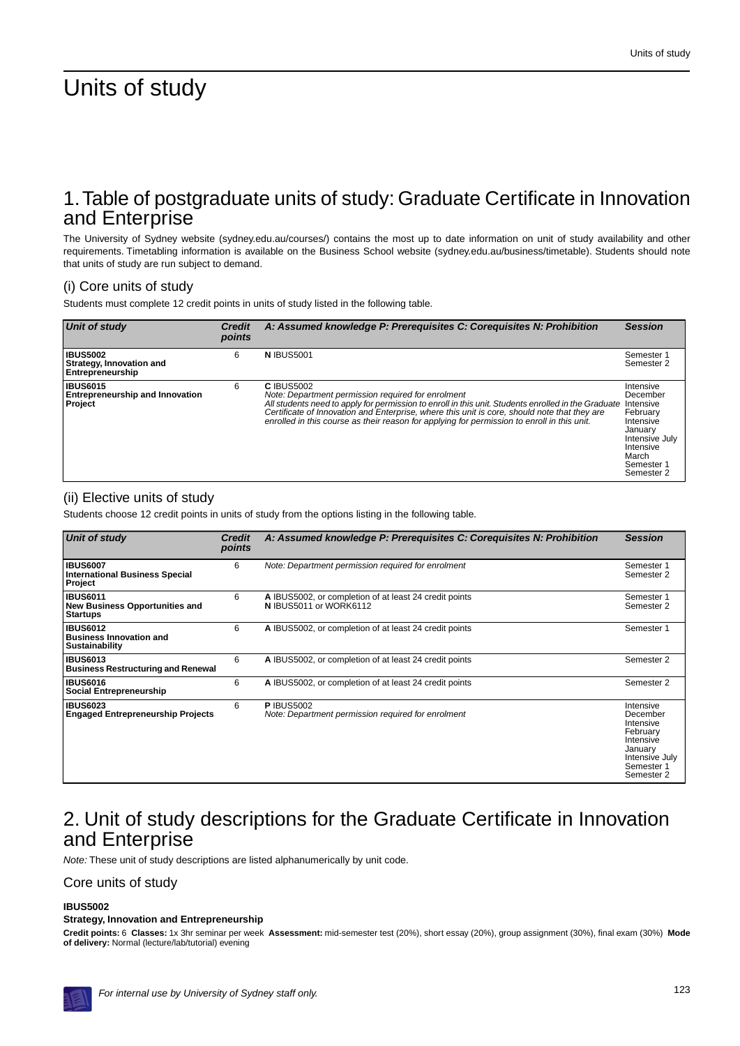# Units of study

## 1. Table of postgraduate units of study: Graduate Certificate in Innovation and Enterprise

The University of Sydney website (sydney.edu.au/courses/) contains the most up to date information on unit of study availability and other requirements. Timetabling information is available on the Business School website (sydney.edu.au/business/timetable). Students should note that units of study are run subject to demand.

### (i) Core units of study

Students must complete 12 credit points in units of study listed in the following table.

| *Unit of study* | *Credit points* | *A: Assumed knowledge P: Prerequisites C: Corequisites N: Prohibition* | *Session* |
|---|---|---|---|
| **IBUS5002** **Strategy, Innovation and Entrepreneurship** | 6 | **N** IBUS5001 | Semester 1 Semester 2 |
| **IBUS6015** **Entrepreneurship and Innovation Project** | 6 | **C** IBUS5002 *Note: Department permission required for enrolment* *All students need to apply for permission to enroll in this unit. Students enrolled in the Graduate Certificate of Innovation and Enterprise, where this unit is core, should note that they are enrolled in this course as their reason for applying for permission to enroll in this unit.* | Intensive December Intensive February Intensive January Intensive July Intensive March Semester 1 Semester 2 |

### (ii) Elective units of study

Students choose 12 credit points in units of study from the options listing in the following table.

| *Unit of study* | *Credit points* | *A: Assumed knowledge P: Prerequisites C: Corequisites N: Prohibition* | *Session* |
|---|---|---|---|
| **IBUS6007** **International Business Special Project** | 6 | *Note: Department permission required for enrolment* | Semester 1 Semester 2 |
| **IBUS6011** **New Business Opportunities and Startups** | 6 | **A** IBUS5002, or completion of at least 24 credit points **N** IBUS5011 or WORK6112 | Semester 1 Semester 2 |
| **IBUS6012** **Business Innovation and Sustainability** | 6 | **A** IBUS5002, or completion of at least 24 credit points | Semester 1 |
| **IBUS6013** **Business Restructuring and Renewal** | 6 | **A** IBUS5002, or completion of at least 24 credit points | Semester 2 |
| **IBUS6016** **Social Entrepreneurship** | 6 | **A** IBUS5002, or completion of at least 24 credit points | Semester 2 |
| **IBUS6023** **Engaged Entrepreneurship Projects** | 6 | **P** IBUS5002 *Note: Department permission required for enrolment* | Intensive December Intensive February Intensive January Intensive July Semester 1 Semester 2 |

## 2. Unit of study descriptions for the Graduate Certificate in Innovation and Enterprise

*Note:* These unit of study descriptions are listed alphanumerically by unit code.

### Core units of study

**IBUS5002**

**Strategy, Innovation and Entrepreneurship**

**Credit points:** 6 **Classes:** 1x 3hr seminar per week **Assessment:** mid-semester test (20%), short essay (20%), group assignment (30%), final exam (30%) **Mode of delivery:** Normal (lecture/lab/tutorial) evening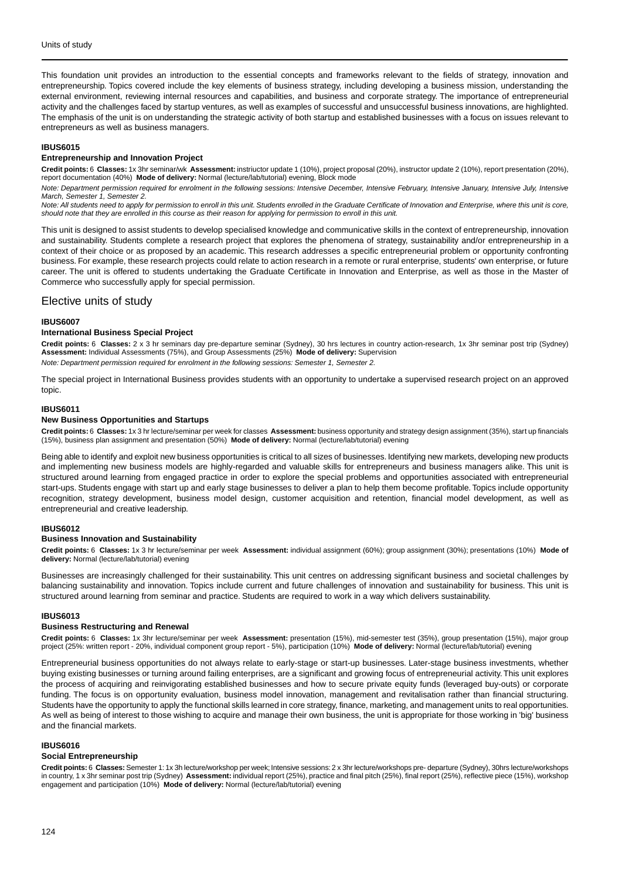This foundation unit provides an introduction to the essential concepts and frameworks relevant to the fields of strategy, innovation and entrepreneurship. Topics covered include the key elements of business strategy, including developing a business mission, understanding the external environment, reviewing internal resources and capabilities, and business and corporate strategy. The importance of entrepreneurial activity and the challenges faced by startup ventures, as well as examples of successful and unsuccessful business innovations, are highlighted. The emphasis of the unit is on understanding the strategic activity of both startup and established businesses with a focus on issues relevant to entrepreneurs as well as business managers.

#### IBUS6015
#### Entrepreneurship and Innovation Project

**Credit points:** 6 **Classes:** 1x 3hr seminar/wk **Assessment:** instriuctor update 1 (10%), project proposal (20%), instructor update 2 (10%), report presentation (20%), report documentation (40%) **Mode of delivery:** Normal (lecture/lab/tutorial) evening, Block mode

*Note: Department permission required for enrolment in the following sessions: Intensive December, Intensive February, Intensive January, Intensive July, Intensive March, Semester 1, Semester 2.*

*Note: All students need to apply for permission to enroll in this unit. Students enrolled in the Graduate Certificate of Innovation and Enterprise, where this unit is core, should note that they are enrolled in this course as their reason for applying for permission to enroll in this unit.*

This unit is designed to assist students to develop specialised knowledge and communicative skills in the context of entrepreneurship, innovation and sustainability. Students complete a research project that explores the phenomena of strategy, sustainability and/or entrepreneurship in a context of their choice or as proposed by an academic. This research addresses a specific entrepreneurial problem or opportunity confronting business. For example, these research projects could relate to action research in a remote or rural enterprise, students' own enterprise, or future career. The unit is offered to students undertaking the Graduate Certificate in Innovation and Enterprise, as well as those in the Master of Commerce who successfully apply for special permission.

## Elective units of study

#### IBUS6007
#### International Business Special Project

**Credit points:** 6 **Classes:** 2 x 3 hr seminars day pre-departure seminar (Sydney), 30 hrs lectures in country action-research, 1x 3hr seminar post trip (Sydney) **Assessment:** Individual Assessments (75%), and Group Assessments (25%) **Mode of delivery:** Supervision

*Note: Department permission required for enrolment in the following sessions: Semester 1, Semester 2.*

The special project in International Business provides students with an opportunity to undertake a supervised research project on an approved topic.

#### IBUS6011
#### New Business Opportunities and Startups

**Credit points:** 6 **Classes:** 1x 3 hr lecture/seminar per week for classes **Assessment:** business opportunity and strategy design assignment (35%), start up financials (15%), business plan assignment and presentation (50%) **Mode of delivery:** Normal (lecture/lab/tutorial) evening

Being able to identify and exploit new business opportunities is critical to all sizes of businesses. Identifying new markets, developing new products and implementing new business models are highly-regarded and valuable skills for entrepreneurs and business managers alike. This unit is structured around learning from engaged practice in order to explore the special problems and opportunities associated with entrepreneurial start-ups. Students engage with start up and early stage businesses to deliver a plan to help them become profitable. Topics include opportunity recognition, strategy development, business model design, customer acquisition and retention, financial model development, as well as entrepreneurial and creative leadership.

#### IBUS6012
#### Business Innovation and Sustainability

**Credit points:** 6 **Classes:** 1x 3 hr lecture/seminar per week **Assessment:** individual assignment (60%); group assignment (30%); presentations (10%) **Mode of delivery:** Normal (lecture/lab/tutorial) evening

Businesses are increasingly challenged for their sustainability. This unit centres on addressing significant business and societal challenges by balancing sustainability and innovation. Topics include current and future challenges of innovation and sustainability for business. This unit is structured around learning from seminar and practice. Students are required to work in a way which delivers sustainability.

#### IBUS6013
#### Business Restructuring and Renewal

**Credit points:** 6 **Classes:** 1x 3hr lecture/seminar per week **Assessment:** presentation (15%), mid-semester test (35%), group presentation (15%), major group project (25%: written report - 20%, individual component group report - 5%), participation (10%) **Mode of delivery:** Normal (lecture/lab/tutorial) evening

Entrepreneurial business opportunities do not always relate to early-stage or start-up businesses. Later-stage business investments, whether buying existing businesses or turning around failing enterprises, are a significant and growing focus of entrepreneurial activity. This unit explores the process of acquiring and reinvigorating established businesses and how to secure private equity funds (leveraged buy-outs) or corporate funding. The focus is on opportunity evaluation, business model innovation, management and revitalisation rather than financial structuring. Students have the opportunity to apply the functional skills learned in core strategy, finance, marketing, and management units to real opportunities. As well as being of interest to those wishing to acquire and manage their own business, the unit is appropriate for those working in 'big' business and the financial markets.

#### IBUS6016
#### Social Entrepreneurship

**Credit points:** 6 **Classes:** Semester 1: 1x 3h lecture/workshop per week; Intensive sessions: 2 x 3hr lecture/workshops pre- departure (Sydney), 30hrs lecture/workshops in country, 1 x 3hr seminar post trip (Sydney) **Assessment:** individual report (25%), practice and final pitch (25%), final report (25%), reflective piece (15%), workshop engagement and participation (10%) **Mode of delivery:** Normal (lecture/lab/tutorial) evening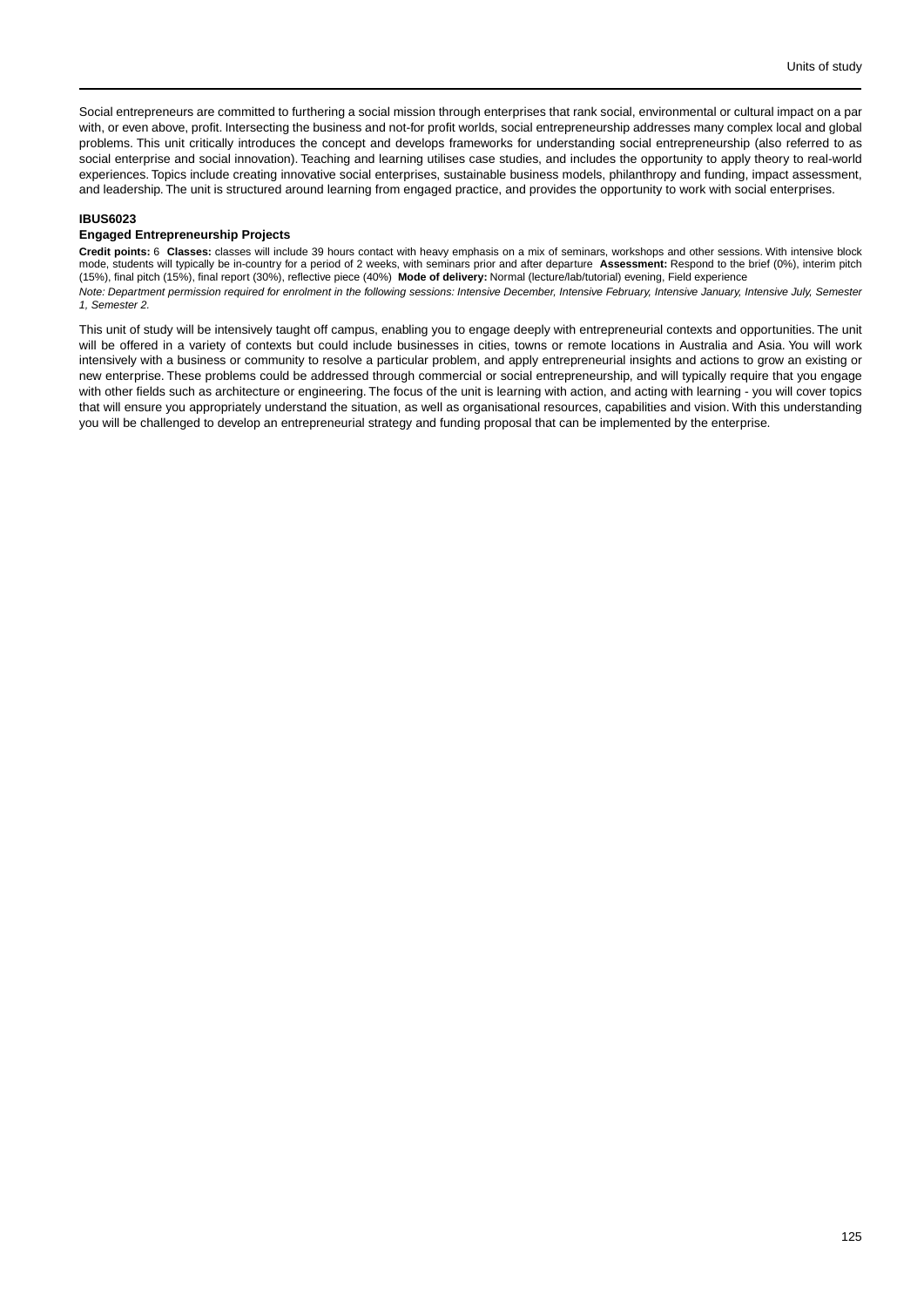Social entrepreneurs are committed to furthering a social mission through enterprises that rank social, environmental or cultural impact on a par with, or even above, profit. Intersecting the business and not-for profit worlds, social entrepreneurship addresses many complex local and global problems. This unit critically introduces the concept and develops frameworks for understanding social entrepreneurship (also referred to as social enterprise and social innovation). Teaching and learning utilises case studies, and includes the opportunity to apply theory to real-world experiences. Topics include creating innovative social enterprises, sustainable business models, philanthropy and funding, impact assessment, and leadership. The unit is structured around learning from engaged practice, and provides the opportunity to work with social enterprises.

**IBUS6023**
**Engaged Entrepreneurship Projects**

**Credit points:** 6 **Classes:** classes will include 39 hours contact with heavy emphasis on a mix of seminars, workshops and other sessions. With intensive block mode, students will typically be in-country for a period of 2 weeks, with seminars prior and after departure **Assessment:** Respond to the brief (0%), interim pitch (15%), final pitch (15%), final report (30%), reflective piece (40%) **Mode of delivery:** Normal (lecture/lab/tutorial) evening, Field experience

*Note: Department permission required for enrolment in the following sessions: Intensive December, Intensive February, Intensive January, Intensive July, Semester 1, Semester 2.*

This unit of study will be intensively taught off campus, enabling you to engage deeply with entrepreneurial contexts and opportunities. The unit will be offered in a variety of contexts but could include businesses in cities, towns or remote locations in Australia and Asia. You will work intensively with a business or community to resolve a particular problem, and apply entrepreneurial insights and actions to grow an existing or new enterprise. These problems could be addressed through commercial or social entrepreneurship, and will typically require that you engage with other fields such as architecture or engineering. The focus of the unit is learning with action, and acting with learning - you will cover topics that will ensure you appropriately understand the situation, as well as organisational resources, capabilities and vision. With this understanding you will be challenged to develop an entrepreneurial strategy and funding proposal that can be implemented by the enterprise.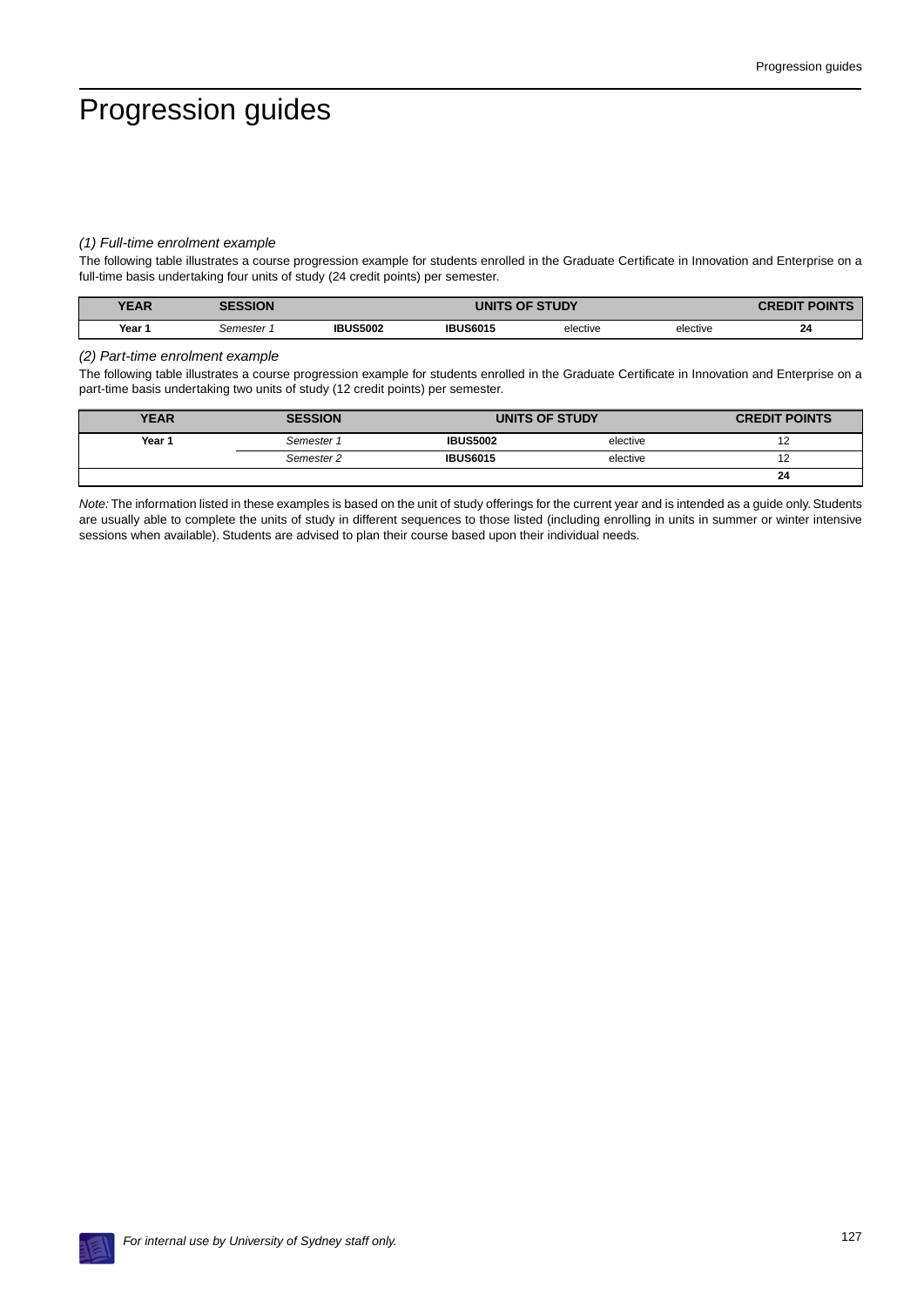# Progression guides

*(1) Full-time enrolment example*

The following table illustrates a course progression example for students enrolled in the Graduate Certificate in Innovation and Enterprise on a full-time basis undertaking four units of study (24 credit points) per semester.

| YEAR | SESSION | UNITS OF STUDY | | | | CREDIT POINTS |
|---|---|---|---|---|---|---|
| **Year 1** | *Semester 1* | **IBUS5002** | **IBUS6015** | elective | elective | **24** |

*(2) Part-time enrolment example*

The following table illustrates a course progression example for students enrolled in the Graduate Certificate in Innovation and Enterprise on a part-time basis undertaking two units of study (12 credit points) per semester.

| YEAR | SESSION | UNITS OF STUDY | | CREDIT POINTS |
|---|---|---|---|---|
| **Year 1** | *Semester 1* | **IBUS5002** | elective | 12 |
| | *Semester 2* | **IBUS6015** | elective | 12 |
| | | | | **24** |

*Note:* The information listed in these examples is based on the unit of study offerings for the current year and is intended as a guide only. Students are usually able to complete the units of study in different sequences to those listed (including enrolling in units in summer or winter intensive sessions when available). Students are advised to plan their course based upon their individual needs.

*For internal use by University of Sydney staff only.*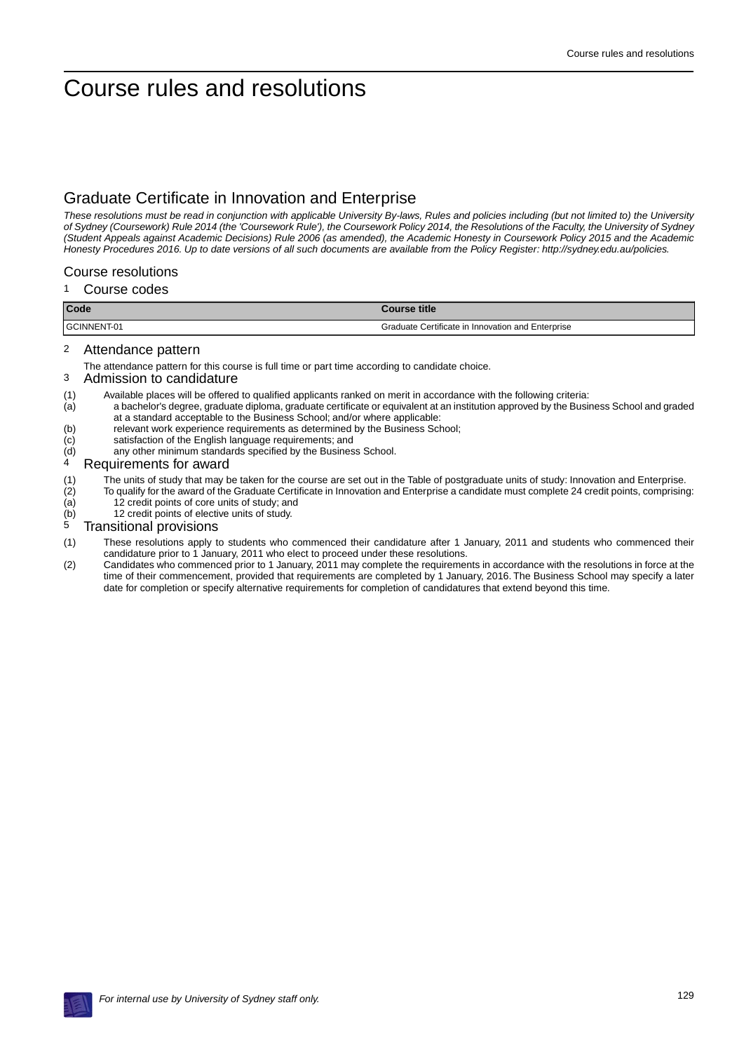# Course rules and resolutions

## Graduate Certificate in Innovation and Enterprise

*These resolutions must be read in conjunction with applicable University By-laws, Rules and policies including (but not limited to) the University of Sydney (Coursework) Rule 2014 (the 'Coursework Rule'), the Coursework Policy 2014, the Resolutions of the Faculty, the University of Sydney (Student Appeals against Academic Decisions) Rule 2006 (as amended), the Academic Honesty in Coursework Policy 2015 and the Academic Honesty Procedures 2016. Up to date versions of all such documents are available from the Policy Register: http://sydney.edu.au/policies.*

### Course resolutions

#### 1 Course codes

| Code | Course title |
|---|---|
| GCINNENT-01 | Graduate Certificate in Innovation and Enterprise |

#### 2 Attendance pattern

The attendance pattern for this course is full time or part time according to candidate choice.

#### 3 Admission to candidature

(1) Available places will be offered to qualified applicants ranked on merit in accordance with the following criteria:

(a) a bachelor's degree, graduate diploma, graduate certificate or equivalent at an institution approved by the Business School and graded at a standard acceptable to the Business School; and/or where applicable:

(b) relevant work experience requirements as determined by the Business School;

(c) satisfaction of the English language requirements; and

(d) any other minimum standards specified by the Business School.

#### 4 Requirements for award

(1) The units of study that may be taken for the course are set out in the Table of postgraduate units of study: Innovation and Enterprise.

(2) To qualify for the award of the Graduate Certificate in Innovation and Enterprise a candidate must complete 24 credit points, comprising:

(a) 12 credit points of core units of study; and

(b) 12 credit points of elective units of study.

#### 5 Transitional provisions

(1) These resolutions apply to students who commenced their candidature after 1 January, 2011 and students who commenced their candidature prior to 1 January, 2011 who elect to proceed under these resolutions.

(2) Candidates who commenced prior to 1 January, 2011 may complete the requirements in accordance with the resolutions in force at the time of their commencement, provided that requirements are completed by 1 January, 2016. The Business School may specify a later date for completion or specify alternative requirements for completion of candidatures that extend beyond this time.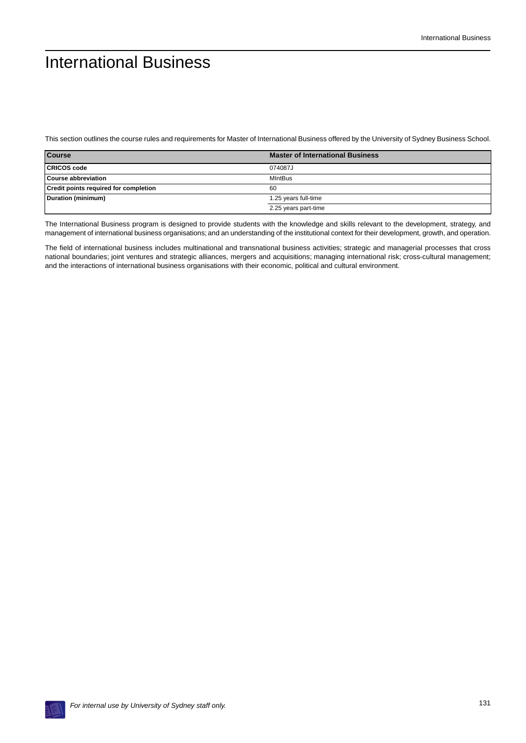# International Business

This section outlines the course rules and requirements for Master of International Business offered by the University of Sydney Business School.

| Course | Master of International Business |
| --- | --- |
| CRICOS code | 074087J |
| Course abbreviation | MIntBus |
| Credit points required for completion | 60 |
| Duration (minimum) | 1.25 years full-time |
| | 2.25 years part-time |

The International Business program is designed to provide students with the knowledge and skills relevant to the development, strategy, and management of international business organisations; and an understanding of the institutional context for their development, growth, and operation.

The field of international business includes multinational and transnational business activities; strategic and managerial processes that cross national boundaries; joint ventures and strategic alliances, mergers and acquisitions; managing international risk; cross-cultural management; and the interactions of international business organisations with their economic, political and cultural environment.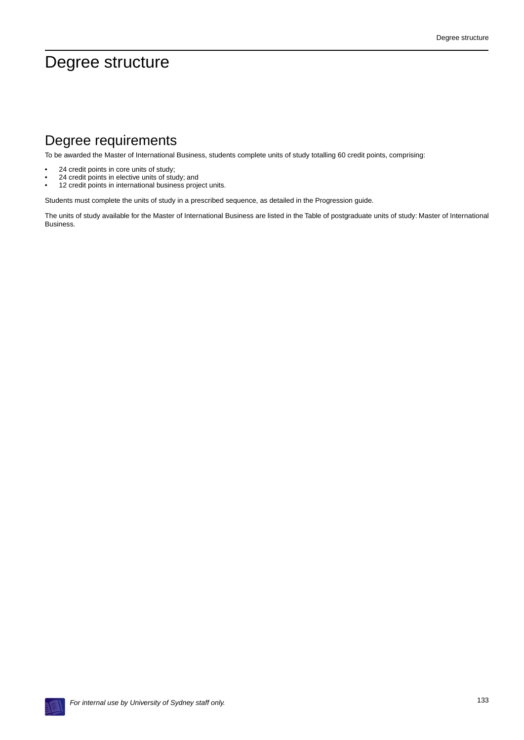# Degree structure

## Degree requirements

To be awarded the Master of International Business, students complete units of study totalling 60 credit points, comprising:

- 24 credit points in core units of study;
- 24 credit points in elective units of study; and
- 12 credit points in international business project units.

Students must complete the units of study in a prescribed sequence, as detailed in the Progression guide.

The units of study available for the Master of International Business are listed in the Table of postgraduate units of study: Master of International Business.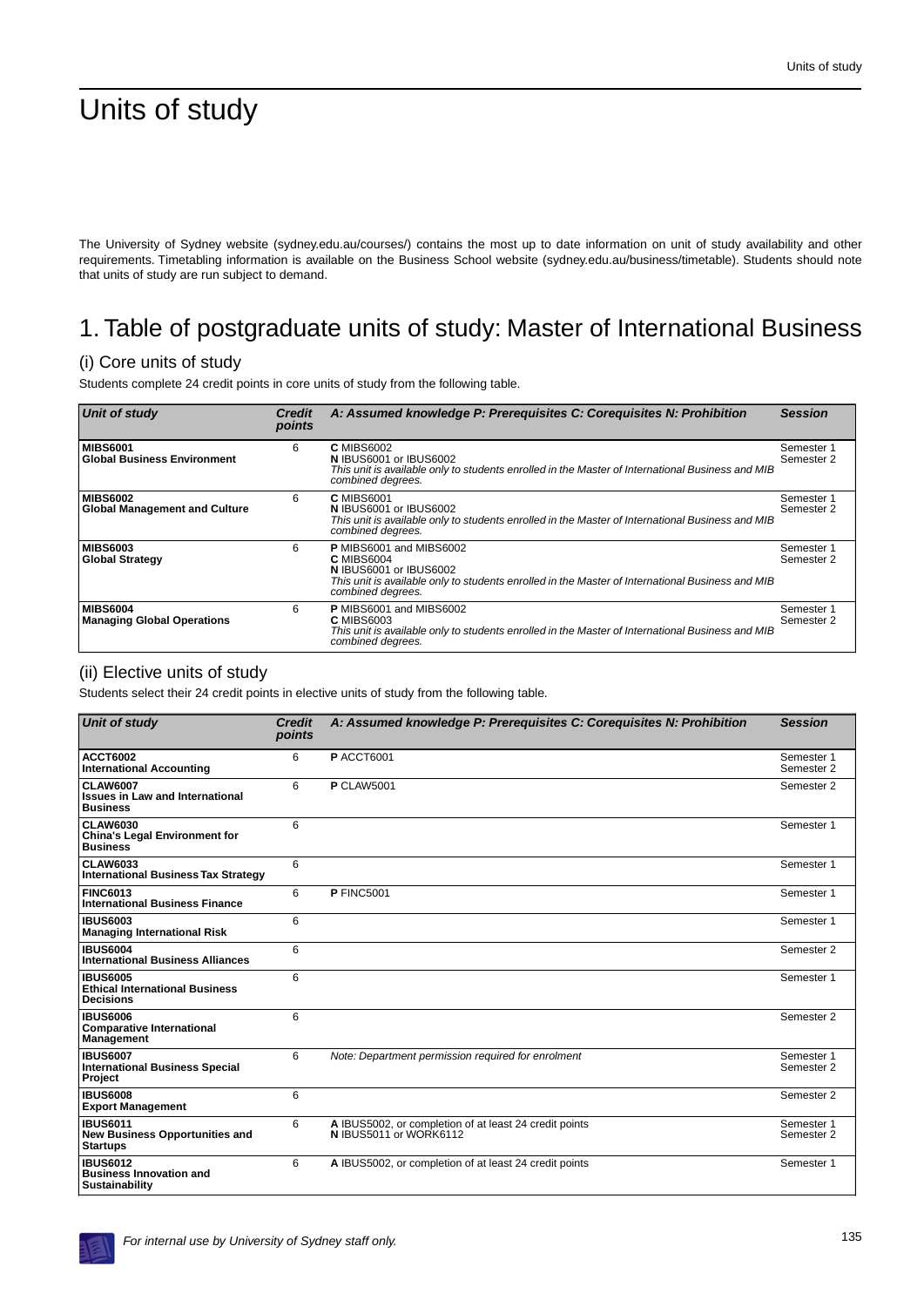# Units of study

The University of Sydney website (sydney.edu.au/courses/) contains the most up to date information on unit of study availability and other requirements. Timetabling information is available on the Business School website (sydney.edu.au/business/timetable). Students should note that units of study are run subject to demand.

## 1. Table of postgraduate units of study: Master of International Business

### (i) Core units of study

Students complete 24 credit points in core units of study from the following table.

| Unit of study | Credit points | A: Assumed knowledge P: Prerequisites C: Corequisites N: Prohibition | Session |
|---|---|---|---|
| **MIBS6001** **Global Business Environment** | 6 | **C** MIBS6002 **N** IBUS6001 or IBUS6002 *This unit is available only to students enrolled in the Master of International Business and MIB combined degrees.* | Semester 1 Semester 2 |
| **MIBS6002** **Global Management and Culture** | 6 | **C** MIBS6001 **N** IBUS6001 or IBUS6002 *This unit is available only to students enrolled in the Master of International Business and MIB combined degrees.* | Semester 1 Semester 2 |
| **MIBS6003** **Global Strategy** | 6 | **P** MIBS6001 and MIBS6002 **C** MIBS6004 **N** IBUS6001 or IBUS6002 *This unit is available only to students enrolled in the Master of International Business and MIB combined degrees.* | Semester 1 Semester 2 |
| **MIBS6004** **Managing Global Operations** | 6 | **P** MIBS6001 and MIBS6002 **C** MIBS6003 *This unit is available only to students enrolled in the Master of International Business and MIB combined degrees.* | Semester 1 Semester 2 |

### (ii) Elective units of study

Students select their 24 credit points in elective units of study from the following table.

| Unit of study | Credit points | A: Assumed knowledge P: Prerequisites C: Corequisites N: Prohibition | Session |
|---|---|---|---|
| **ACCT6002** **International Accounting** | 6 | **P** ACCT6001 | Semester 1 Semester 2 |
| **CLAW6007** **Issues in Law and International Business** | 6 | **P** CLAW5001 | Semester 2 |
| **CLAW6030** **China's Legal Environment for Business** | 6 | | Semester 1 |
| **CLAW6033** **International Business Tax Strategy** | 6 | | Semester 1 |
| **FINC6013** **International Business Finance** | 6 | **P** FINC5001 | Semester 1 |
| **IBUS6003** **Managing International Risk** | 6 | | Semester 1 |
| **IBUS6004** **International Business Alliances** | 6 | | Semester 2 |
| **IBUS6005** **Ethical International Business Decisions** | 6 | | Semester 1 |
| **IBUS6006** **Comparative International Management** | 6 | | Semester 2 |
| **IBUS6007** **International Business Special Project** | 6 | *Note: Department permission required for enrolment* | Semester 1 Semester 2 |
| **IBUS6008** **Export Management** | 6 | | Semester 2 |
| **IBUS6011** **New Business Opportunities and Startups** | 6 | **A** IBUS5002, or completion of at least 24 credit points **N** IBUS5011 or WORK6112 | Semester 1 Semester 2 |
| **IBUS6012** **Business Innovation and Sustainability** | 6 | **A** IBUS5002, or completion of at least 24 credit points | Semester 1 |

*For internal use by University of Sydney staff only.*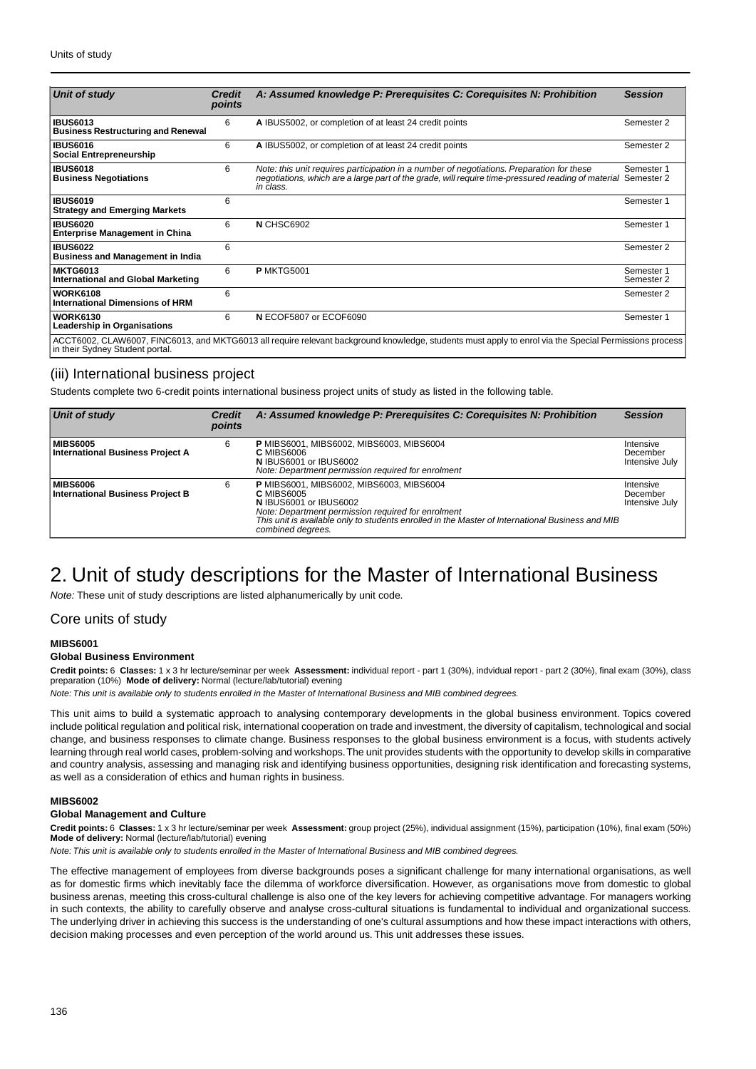| Unit of study | Credit points | A: Assumed knowledge P: Prerequisites C: Corequisites N: Prohibition | Session |
|---|---|---|---|
| **IBUS6013** **Business Restructuring and Renewal** | 6 | **A** IBUS5002, or completion of at least 24 credit points | Semester 2 |
| **IBUS6016** **Social Entrepreneurship** | 6 | **A** IBUS5002, or completion of at least 24 credit points | Semester 2 |
| **IBUS6018** **Business Negotiations** | 6 | *Note: this unit requires participation in a number of negotiations. Preparation for these negotiations, which are a large part of the grade, will require time-pressured reading of material in class.* | Semester 1 Semester 2 |
| **IBUS6019** **Strategy and Emerging Markets** | 6 | | Semester 1 |
| **IBUS6020** **Enterprise Management in China** | 6 | **N** CHSC6902 | Semester 1 |
| **IBUS6022** **Business and Management in India** | 6 | | Semester 2 |
| **MKTG6013** **International and Global Marketing** | 6 | **P** MKTG5001 | Semester 1 Semester 2 |
| **WORK6108** **International Dimensions of HRM** | 6 | | Semester 2 |
| **WORK6130** **Leadership in Organisations** | 6 | **N** ECOF5807 or ECOF6090 | Semester 1 |
| ACCT6002, CLAW6007, FINC6013, and MKTG6013 all require relevant background knowledge, students must apply to enrol via the Special Permissions process in their Sydney Student portal. | | | |

### (iii) International business project

Students complete two 6-credit points international business project units of study as listed in the following table.

| Unit of study | Credit points | A: Assumed knowledge P: Prerequisites C: Corequisites N: Prohibition | Session |
|---|---|---|---|
| **MIBS6005** **International Business Project A** | 6 | **P** MIBS6001, MIBS6002, MIBS6003, MIBS6004 **C** MIBS6006 **N** IBUS6001 or IBUS6002 *Note: Department permission required for enrolment* | Intensive December Intensive July |
| **MIBS6006** **International Business Project B** | 6 | **P** MIBS6001, MIBS6002, MIBS6003, MIBS6004 **C** MIBS6005 **N** IBUS6001 or IBUS6002 *Note: Department permission required for enrolment* *This unit is available only to students enrolled in the Master of International Business and MIB combined degrees.* | Intensive December Intensive July |

# 2. Unit of study descriptions for the Master of International Business

*Note:* These unit of study descriptions are listed alphanumerically by unit code.

## Core units of study

**MIBS6001**

**Global Business Environment**

**Credit points:** 6 **Classes:** 1 x 3 hr lecture/seminar per week **Assessment:** individual report - part 1 (30%), indvidual report - part 2 (30%), final exam (30%), class preparation (10%) **Mode of delivery:** Normal (lecture/lab/tutorial) evening

*Note: This unit is available only to students enrolled in the Master of International Business and MIB combined degrees.*

This unit aims to build a systematic approach to analysing contemporary developments in the global business environment. Topics covered include political regulation and political risk, international cooperation on trade and investment, the diversity of capitalism, technological and social change, and business responses to climate change. Business responses to the global business environment is a focus, with students actively learning through real world cases, problem-solving and workshops. The unit provides students with the opportunity to develop skills in comparative and country analysis, assessing and managing risk and identifying business opportunities, designing risk identification and forecasting systems, as well as a consideration of ethics and human rights in business.

**MIBS6002**

**Global Management and Culture**

**Credit points:** 6 **Classes:** 1 x 3 hr lecture/seminar per week **Assessment:** group project (25%), individual assignment (15%), participation (10%), final exam (50%) **Mode of delivery:** Normal (lecture/lab/tutorial) evening

*Note: This unit is available only to students enrolled in the Master of International Business and MIB combined degrees.*

The effective management of employees from diverse backgrounds poses a significant challenge for many international organisations, as well as for domestic firms which inevitably face the dilemma of workforce diversification. However, as organisations move from domestic to global business arenas, meeting this cross-cultural challenge is also one of the key levers for achieving competitive advantage. For managers working in such contexts, the ability to carefully observe and analyse cross-cultural situations is fundamental to individual and organizational success. The underlying driver in achieving this success is the understanding of one's cultural assumptions and how these impact interactions with others, decision making processes and even perception of the world around us. This unit addresses these issues.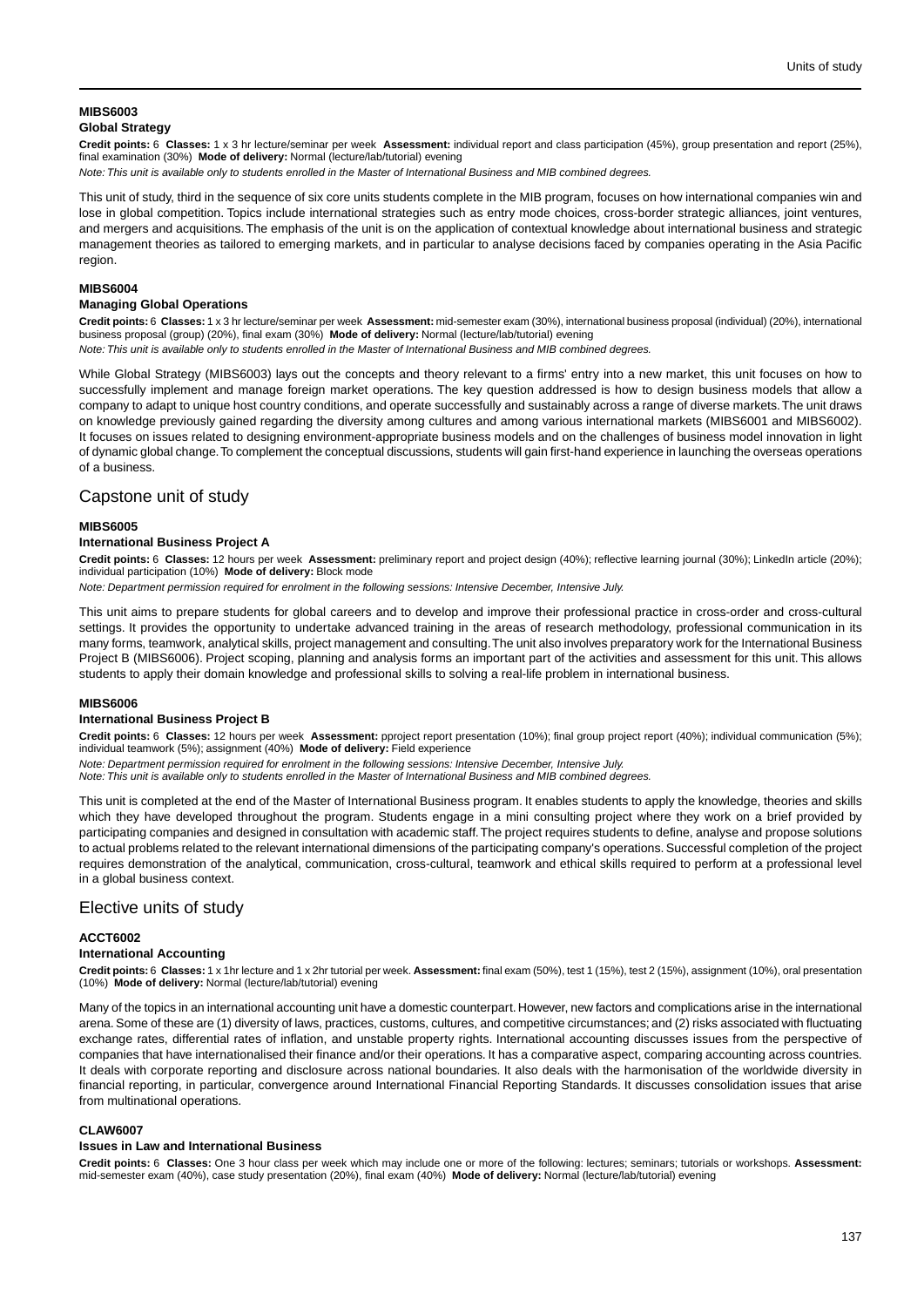#### MIBS6003
**Global Strategy**

**Credit points:** 6 **Classes:** 1 x 3 hr lecture/seminar per week **Assessment:** individual report and class participation (45%), group presentation and report (25%), final examination (30%) **Mode of delivery:** Normal (lecture/lab/tutorial) evening

*Note: This unit is available only to students enrolled in the Master of International Business and MIB combined degrees.*

This unit of study, third in the sequence of six core units students complete in the MIB program, focuses on how international companies win and lose in global competition. Topics include international strategies such as entry mode choices, cross-border strategic alliances, joint ventures, and mergers and acquisitions. The emphasis of the unit is on the application of contextual knowledge about international business and strategic management theories as tailored to emerging markets, and in particular to analyse decisions faced by companies operating in the Asia Pacific region.

#### MIBS6004
**Managing Global Operations**

**Credit points:** 6 **Classes:** 1 x 3 hr lecture/seminar per week **Assessment:** mid-semester exam (30%), international business proposal (individual) (20%), international business proposal (group) (20%), final exam (30%) **Mode of delivery:** Normal (lecture/lab/tutorial) evening

*Note: This unit is available only to students enrolled in the Master of International Business and MIB combined degrees.*

While Global Strategy (MIBS6003) lays out the concepts and theory relevant to a firms' entry into a new market, this unit focuses on how to successfully implement and manage foreign market operations. The key question addressed is how to design business models that allow a company to adapt to unique host country conditions, and operate successfully and sustainably across a range of diverse markets. The unit draws on knowledge previously gained regarding the diversity among cultures and among various international markets (MIBS6001 and MIBS6002). It focuses on issues related to designing environment-appropriate business models and on the challenges of business model innovation in light of dynamic global change. To complement the conceptual discussions, students will gain first-hand experience in launching the overseas operations of a business.

## Capstone unit of study

#### MIBS6005
**International Business Project A**

**Credit points:** 6 **Classes:** 12 hours per week **Assessment:** preliminary report and project design (40%); reflective learning journal (30%); LinkedIn article (20%); individual participation (10%) **Mode of delivery:** Block mode

*Note: Department permission required for enrolment in the following sessions: Intensive December, Intensive July.*

This unit aims to prepare students for global careers and to develop and improve their professional practice in cross-order and cross-cultural settings. It provides the opportunity to undertake advanced training in the areas of research methodology, professional communication in its many forms, teamwork, analytical skills, project management and consulting. The unit also involves preparatory work for the International Business Project B (MIBS6006). Project scoping, planning and analysis forms an important part of the activities and assessment for this unit. This allows students to apply their domain knowledge and professional skills to solving a real-life problem in international business.

#### MIBS6006
**International Business Project B**

**Credit points:** 6 **Classes:** 12 hours per week **Assessment:** pproject report presentation (10%); final group project report (40%); individual communication (5%); individual teamwork (5%); assignment (40%) **Mode of delivery:** Field experience

*Note: Department permission required for enrolment in the following sessions: Intensive December, Intensive July.*
*Note: This unit is available only to students enrolled in the Master of International Business and MIB combined degrees.*

This unit is completed at the end of the Master of International Business program. It enables students to apply the knowledge, theories and skills which they have developed throughout the program. Students engage in a mini consulting project where they work on a brief provided by participating companies and designed in consultation with academic staff. The project requires students to define, analyse and propose solutions to actual problems related to the relevant international dimensions of the participating company's operations. Successful completion of the project requires demonstration of the analytical, communication, cross-cultural, teamwork and ethical skills required to perform at a professional level in a global business context.

## Elective units of study

#### ACCT6002
**International Accounting**

**Credit points:** 6 **Classes:** 1 x 1hr lecture and 1 x 2hr tutorial per week. **Assessment:** final exam (50%), test 1 (15%), test 2 (15%), assignment (10%), oral presentation (10%) **Mode of delivery:** Normal (lecture/lab/tutorial) evening

Many of the topics in an international accounting unit have a domestic counterpart. However, new factors and complications arise in the international arena. Some of these are (1) diversity of laws, practices, customs, cultures, and competitive circumstances; and (2) risks associated with fluctuating exchange rates, differential rates of inflation, and unstable property rights. International accounting discusses issues from the perspective of companies that have internationalised their finance and/or their operations. It has a comparative aspect, comparing accounting across countries. It deals with corporate reporting and disclosure across national boundaries. It also deals with the harmonisation of the worldwide diversity in financial reporting, in particular, convergence around International Financial Reporting Standards. It discusses consolidation issues that arise from multinational operations.

#### CLAW6007
**Issues in Law and International Business**

**Credit points:** 6 **Classes:** One 3 hour class per week which may include one or more of the following: lectures; seminars; tutorials or workshops. **Assessment:** mid-semester exam (40%), case study presentation (20%), final exam (40%) **Mode of delivery:** Normal (lecture/lab/tutorial) evening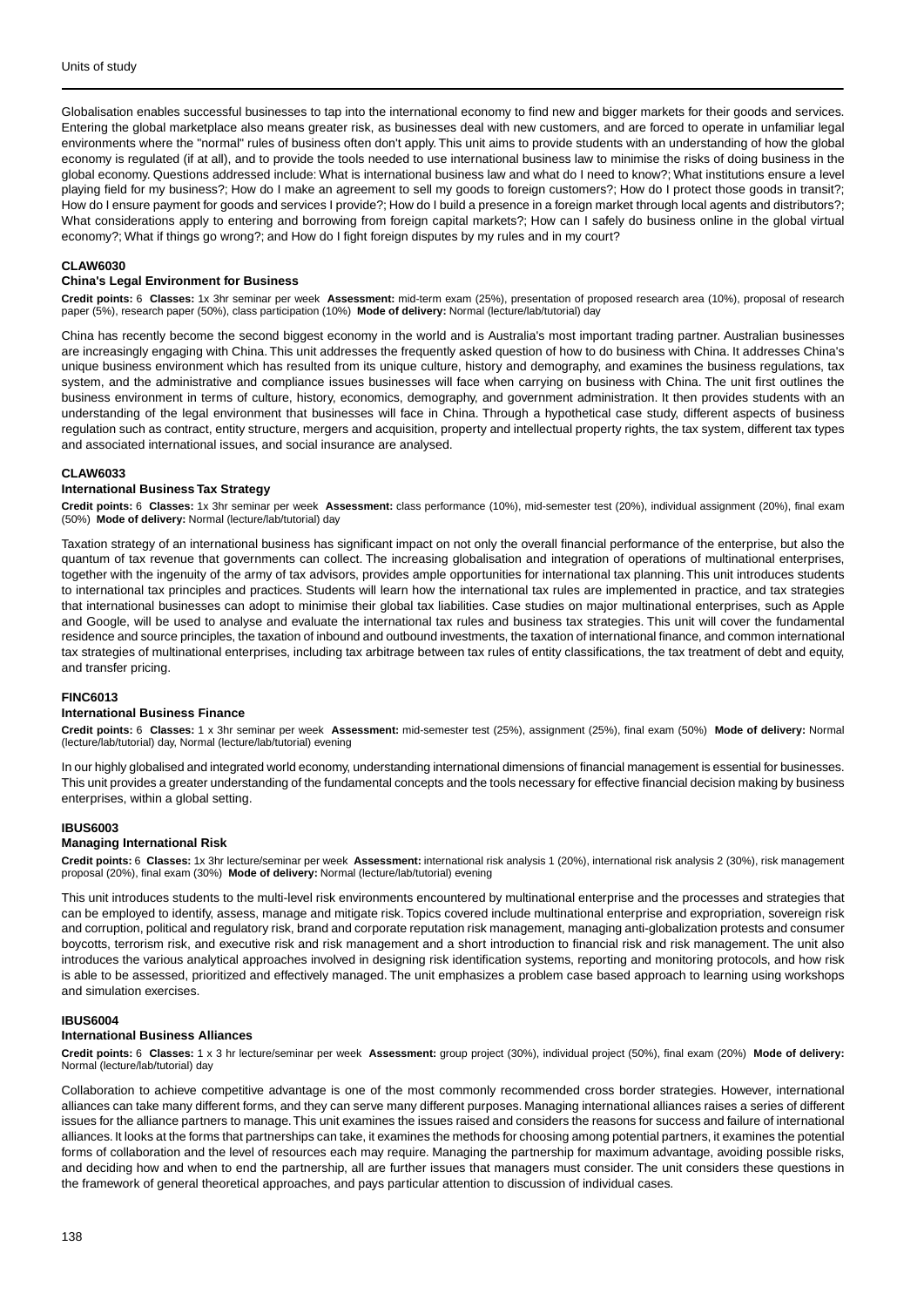Globalisation enables successful businesses to tap into the international economy to find new and bigger markets for their goods and services. Entering the global marketplace also means greater risk, as businesses deal with new customers, and are forced to operate in unfamiliar legal environments where the "normal" rules of business often don't apply. This unit aims to provide students with an understanding of how the global economy is regulated (if at all), and to provide the tools needed to use international business law to minimise the risks of doing business in the global economy. Questions addressed include: What is international business law and what do I need to know?; What institutions ensure a level playing field for my business?; How do I make an agreement to sell my goods to foreign customers?; How do I protect those goods in transit?; How do I ensure payment for goods and services I provide?; How do I build a presence in a foreign market through local agents and distributors?; What considerations apply to entering and borrowing from foreign capital markets?; How can I safely do business online in the global virtual economy?; What if things go wrong?; and How do I fight foreign disputes by my rules and in my court?

#### CLAW6030
#### China's Legal Environment for Business

**Credit points:** 6 **Classes:** 1x 3hr seminar per week **Assessment:** mid-term exam (25%), presentation of proposed research area (10%), proposal of research paper (5%), research paper (50%), class participation (10%) **Mode of delivery:** Normal (lecture/lab/tutorial) day

China has recently become the second biggest economy in the world and is Australia's most important trading partner. Australian businesses are increasingly engaging with China. This unit addresses the frequently asked question of how to do business with China. It addresses China's unique business environment which has resulted from its unique culture, history and demography, and examines the business regulations, tax system, and the administrative and compliance issues businesses will face when carrying on business with China. The unit first outlines the business environment in terms of culture, history, economics, demography, and government administration. It then provides students with an understanding of the legal environment that businesses will face in China. Through a hypothetical case study, different aspects of business regulation such as contract, entity structure, mergers and acquisition, property and intellectual property rights, the tax system, different tax types and associated international issues, and social insurance are analysed.

#### CLAW6033
#### International Business Tax Strategy

**Credit points:** 6 **Classes:** 1x 3hr seminar per week **Assessment:** class performance (10%), mid-semester test (20%), individual assignment (20%), final exam (50%) **Mode of delivery:** Normal (lecture/lab/tutorial) day

Taxation strategy of an international business has significant impact on not only the overall financial performance of the enterprise, but also the quantum of tax revenue that governments can collect. The increasing globalisation and integration of operations of multinational enterprises, together with the ingenuity of the army of tax advisors, provides ample opportunities for international tax planning. This unit introduces students to international tax principles and practices. Students will learn how the international tax rules are implemented in practice, and tax strategies that international businesses can adopt to minimise their global tax liabilities. Case studies on major multinational enterprises, such as Apple and Google, will be used to analyse and evaluate the international tax rules and business tax strategies. This unit will cover the fundamental residence and source principles, the taxation of inbound and outbound investments, the taxation of international finance, and common international tax strategies of multinational enterprises, including tax arbitrage between tax rules of entity classifications, the tax treatment of debt and equity, and transfer pricing.

#### FINC6013
#### International Business Finance

**Credit points:** 6 **Classes:** 1 x 3hr seminar per week **Assessment:** mid-semester test (25%), assignment (25%), final exam (50%) **Mode of delivery:** Normal (lecture/lab/tutorial) day, Normal (lecture/lab/tutorial) evening

In our highly globalised and integrated world economy, understanding international dimensions of financial management is essential for businesses. This unit provides a greater understanding of the fundamental concepts and the tools necessary for effective financial decision making by business enterprises, within a global setting.

#### IBUS6003
#### Managing International Risk

**Credit points:** 6 **Classes:** 1x 3hr lecture/seminar per week **Assessment:** international risk analysis 1 (20%), international risk analysis 2 (30%), risk management proposal (20%), final exam (30%) **Mode of delivery:** Normal (lecture/lab/tutorial) evening

This unit introduces students to the multi-level risk environments encountered by multinational enterprise and the processes and strategies that can be employed to identify, assess, manage and mitigate risk. Topics covered include multinational enterprise and expropriation, sovereign risk and corruption, political and regulatory risk, brand and corporate reputation risk management, managing anti-globalization protests and consumer boycotts, terrorism risk, and executive risk and risk management and a short introduction to financial risk and risk management. The unit also introduces the various analytical approaches involved in designing risk identification systems, reporting and monitoring protocols, and how risk is able to be assessed, prioritized and effectively managed. The unit emphasizes a problem case based approach to learning using workshops and simulation exercises.

#### IBUS6004
#### International Business Alliances

**Credit points:** 6 **Classes:** 1 x 3 hr lecture/seminar per week **Assessment:** group project (30%), individual project (50%), final exam (20%) **Mode of delivery:** Normal (lecture/lab/tutorial) day

Collaboration to achieve competitive advantage is one of the most commonly recommended cross border strategies. However, international alliances can take many different forms, and they can serve many different purposes. Managing international alliances raises a series of different issues for the alliance partners to manage. This unit examines the issues raised and considers the reasons for success and failure of international alliances. It looks at the forms that partnerships can take, it examines the methods for choosing among potential partners, it examines the potential forms of collaboration and the level of resources each may require. Managing the partnership for maximum advantage, avoiding possible risks, and deciding how and when to end the partnership, all are further issues that managers must consider. The unit considers these questions in the framework of general theoretical approaches, and pays particular attention to discussion of individual cases.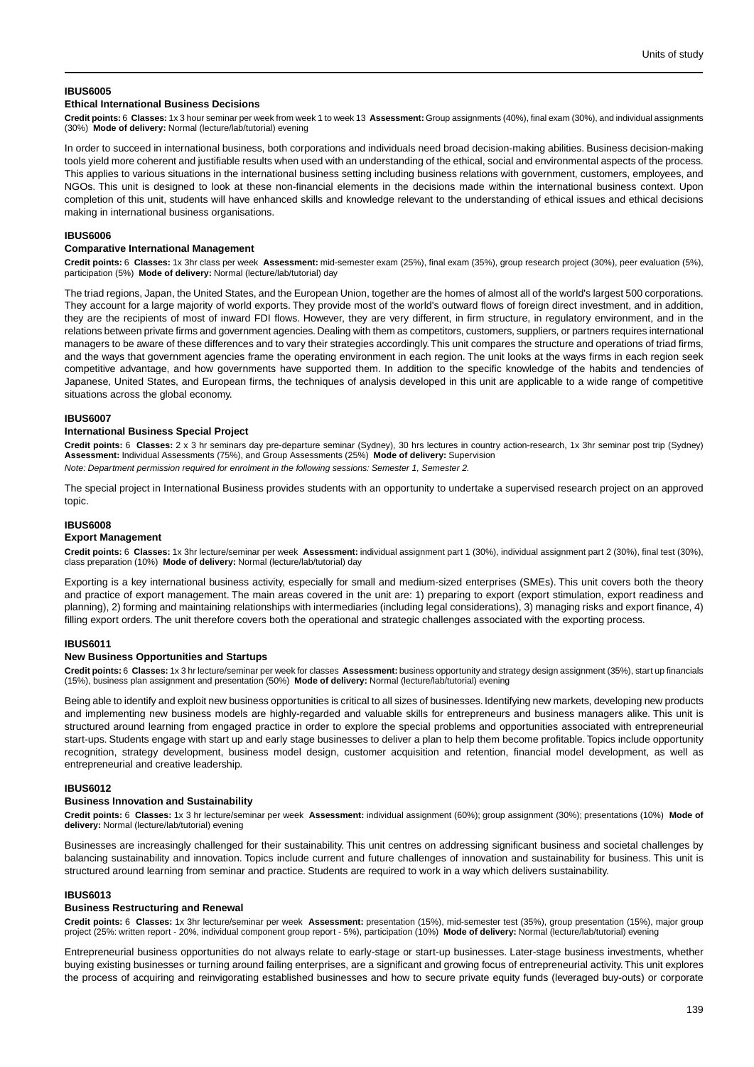### IBUS6005

#### Ethical International Business Decisions

**Credit points:** 6 **Classes:** 1x 3 hour seminar per week from week 1 to week 13 **Assessment:** Group assignments (40%), final exam (30%), and individual assignments (30%) **Mode of delivery:** Normal (lecture/lab/tutorial) evening

In order to succeed in international business, both corporations and individuals need broad decision-making abilities. Business decision-making tools yield more coherent and justifiable results when used with an understanding of the ethical, social and environmental aspects of the process. This applies to various situations in the international business setting including business relations with government, customers, employees, and NGOs. This unit is designed to look at these non-financial elements in the decisions made within the international business context. Upon completion of this unit, students will have enhanced skills and knowledge relevant to the understanding of ethical issues and ethical decisions making in international business organisations.

### IBUS6006

#### Comparative International Management

**Credit points:** 6 **Classes:** 1x 3hr class per week **Assessment:** mid-semester exam (25%), final exam (35%), group research project (30%), peer evaluation (5%), participation (5%) **Mode of delivery:** Normal (lecture/lab/tutorial) day

The triad regions, Japan, the United States, and the European Union, together are the homes of almost all of the world's largest 500 corporations. They account for a large majority of world exports. They provide most of the world's outward flows of foreign direct investment, and in addition, they are the recipients of most of inward FDI flows. However, they are very different, in firm structure, in regulatory environment, and in the relations between private firms and government agencies. Dealing with them as competitors, customers, suppliers, or partners requires international managers to be aware of these differences and to vary their strategies accordingly. This unit compares the structure and operations of triad firms, and the ways that government agencies frame the operating environment in each region. The unit looks at the ways firms in each region seek competitive advantage, and how governments have supported them. In addition to the specific knowledge of the habits and tendencies of Japanese, United States, and European firms, the techniques of analysis developed in this unit are applicable to a wide range of competitive situations across the global economy.

### IBUS6007

#### International Business Special Project

**Credit points:** 6 **Classes:** 2 x 3 hr seminars day pre-departure seminar (Sydney), 30 hrs lectures in country action-research, 1x 3hr seminar post trip (Sydney) **Assessment:** Individual Assessments (75%), and Group Assessments (25%) **Mode of delivery:** Supervision

*Note: Department permission required for enrolment in the following sessions: Semester 1, Semester 2.*

The special project in International Business provides students with an opportunity to undertake a supervised research project on an approved topic.

### IBUS6008

#### Export Management

**Credit points:** 6 **Classes:** 1x 3hr lecture/seminar per week **Assessment:** individual assignment part 1 (30%), individual assignment part 2 (30%), final test (30%), class preparation (10%) **Mode of delivery:** Normal (lecture/lab/tutorial) day

Exporting is a key international business activity, especially for small and medium-sized enterprises (SMEs). This unit covers both the theory and practice of export management. The main areas covered in the unit are: 1) preparing to export (export stimulation, export readiness and planning), 2) forming and maintaining relationships with intermediaries (including legal considerations), 3) managing risks and export finance, 4) filling export orders. The unit therefore covers both the operational and strategic challenges associated with the exporting process.

### IBUS6011

#### New Business Opportunities and Startups

**Credit points:** 6 **Classes:** 1x 3 hr lecture/seminar per week for classes **Assessment:** business opportunity and strategy design assignment (35%), start up financials (15%), business plan assignment and presentation (50%) **Mode of delivery:** Normal (lecture/lab/tutorial) evening

Being able to identify and exploit new business opportunities is critical to all sizes of businesses. Identifying new markets, developing new products and implementing new business models are highly-regarded and valuable skills for entrepreneurs and business managers alike. This unit is structured around learning from engaged practice in order to explore the special problems and opportunities associated with entrepreneurial start-ups. Students engage with start up and early stage businesses to deliver a plan to help them become profitable. Topics include opportunity recognition, strategy development, business model design, customer acquisition and retention, financial model development, as well as entrepreneurial and creative leadership.

### IBUS6012

#### Business Innovation and Sustainability

**Credit points:** 6 **Classes:** 1x 3 hr lecture/seminar per week **Assessment:** individual assignment (60%); group assignment (30%); presentations (10%) **Mode of delivery:** Normal (lecture/lab/tutorial) evening

Businesses are increasingly challenged for their sustainability. This unit centres on addressing significant business and societal challenges by balancing sustainability and innovation. Topics include current and future challenges of innovation and sustainability for business. This unit is structured around learning from seminar and practice. Students are required to work in a way which delivers sustainability.

### IBUS6013

#### Business Restructuring and Renewal

**Credit points:** 6 **Classes:** 1x 3hr lecture/seminar per week **Assessment:** presentation (15%), mid-semester test (35%), group presentation (15%), major group project (25%: written report - 20%, individual component group report - 5%), participation (10%) **Mode of delivery:** Normal (lecture/lab/tutorial) evening

Entrepreneurial business opportunities do not always relate to early-stage or start-up businesses. Later-stage business investments, whether buying existing businesses or turning around failing enterprises, are a significant and growing focus of entrepreneurial activity. This unit explores the process of acquiring and reinvigorating established businesses and how to secure private equity funds (leveraged buy-outs) or corporate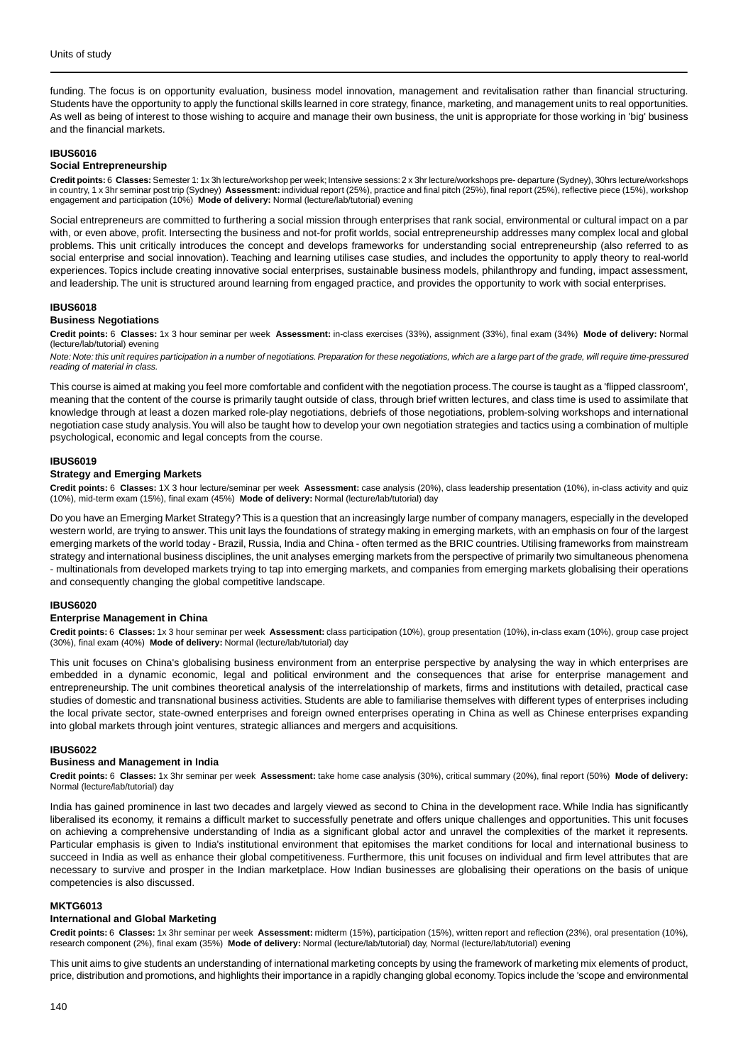funding. The focus is on opportunity evaluation, business model innovation, management and revitalisation rather than financial structuring. Students have the opportunity to apply the functional skills learned in core strategy, finance, marketing, and management units to real opportunities. As well as being of interest to those wishing to acquire and manage their own business, the unit is appropriate for those working in 'big' business and the financial markets.

#### IBUS6016
#### Social Entrepreneurship

**Credit points:** 6 **Classes:** Semester 1: 1x 3h lecture/workshop per week; Intensive sessions: 2 x 3hr lecture/workshops pre- departure (Sydney), 30hrs lecture/workshops in country, 1 x 3hr seminar post trip (Sydney) **Assessment:** individual report (25%), practice and final pitch (25%), final report (25%), reflective piece (15%), workshop engagement and participation (10%) **Mode of delivery:** Normal (lecture/lab/tutorial) evening

Social entrepreneurs are committed to furthering a social mission through enterprises that rank social, environmental or cultural impact on a par with, or even above, profit. Intersecting the business and not-for profit worlds, social entrepreneurship addresses many complex local and global problems. This unit critically introduces the concept and develops frameworks for understanding social entrepreneurship (also referred to as social enterprise and social innovation). Teaching and learning utilises case studies, and includes the opportunity to apply theory to real-world experiences. Topics include creating innovative social enterprises, sustainable business models, philanthropy and funding, impact assessment, and leadership. The unit is structured around learning from engaged practice, and provides the opportunity to work with social enterprises.

#### IBUS6018
#### Business Negotiations

**Credit points:** 6 **Classes:** 1x 3 hour seminar per week **Assessment:** in-class exercises (33%), assignment (33%), final exam (34%) **Mode of delivery:** Normal (lecture/lab/tutorial) evening

*Note: Note: this unit requires participation in a number of negotiations. Preparation for these negotiations, which are a large part of the grade, will require time-pressured reading of material in class.*

This course is aimed at making you feel more comfortable and confident with the negotiation process. The course is taught as a 'flipped classroom', meaning that the content of the course is primarily taught outside of class, through brief written lectures, and class time is used to assimilate that knowledge through at least a dozen marked role-play negotiations, debriefs of those negotiations, problem-solving workshops and international negotiation case study analysis. You will also be taught how to develop your own negotiation strategies and tactics using a combination of multiple psychological, economic and legal concepts from the course.

#### IBUS6019
#### Strategy and Emerging Markets

**Credit points:** 6 **Classes:** 1X 3 hour lecture/seminar per week **Assessment:** case analysis (20%), class leadership presentation (10%), in-class activity and quiz (10%), mid-term exam (15%), final exam (45%) **Mode of delivery:** Normal (lecture/lab/tutorial) day

Do you have an Emerging Market Strategy? This is a question that an increasingly large number of company managers, especially in the developed western world, are trying to answer. This unit lays the foundations of strategy making in emerging markets, with an emphasis on four of the largest emerging markets of the world today - Brazil, Russia, India and China - often termed as the BRIC countries. Utilising frameworks from mainstream strategy and international business disciplines, the unit analyses emerging markets from the perspective of primarily two simultaneous phenomena - multinationals from developed markets trying to tap into emerging markets, and companies from emerging markets globalising their operations and consequently changing the global competitive landscape.

#### IBUS6020
#### Enterprise Management in China

**Credit points:** 6 **Classes:** 1x 3 hour seminar per week **Assessment:** class participation (10%), group presentation (10%), in-class exam (10%), group case project (30%), final exam (40%) **Mode of delivery:** Normal (lecture/lab/tutorial) day

This unit focuses on China's globalising business environment from an enterprise perspective by analysing the way in which enterprises are embedded in a dynamic economic, legal and political environment and the consequences that arise for enterprise management and entrepreneurship. The unit combines theoretical analysis of the interrelationship of markets, firms and institutions with detailed, practical case studies of domestic and transnational business activities. Students are able to familiarise themselves with different types of enterprises including the local private sector, state-owned enterprises and foreign owned enterprises operating in China as well as Chinese enterprises expanding into global markets through joint ventures, strategic alliances and mergers and acquisitions.

#### IBUS6022
#### Business and Management in India

**Credit points:** 6 **Classes:** 1x 3hr seminar per week **Assessment:** take home case analysis (30%), critical summary (20%), final report (50%) **Mode of delivery:** Normal (lecture/lab/tutorial) day

India has gained prominence in last two decades and largely viewed as second to China in the development race. While India has significantly liberalised its economy, it remains a difficult market to successfully penetrate and offers unique challenges and opportunities. This unit focuses on achieving a comprehensive understanding of India as a significant global actor and unravel the complexities of the market it represents. Particular emphasis is given to India's institutional environment that epitomises the market conditions for local and international business to succeed in India as well as enhance their global competitiveness. Furthermore, this unit focuses on individual and firm level attributes that are necessary to survive and prosper in the Indian marketplace. How Indian businesses are globalising their operations on the basis of unique competencies is also discussed.

#### MKTG6013
#### International and Global Marketing

**Credit points:** 6 **Classes:** 1x 3hr seminar per week **Assessment:** midterm (15%), participation (15%), written report and reflection (23%), oral presentation (10%), research component (2%), final exam (35%) **Mode of delivery:** Normal (lecture/lab/tutorial) day, Normal (lecture/lab/tutorial) evening

This unit aims to give students an understanding of international marketing concepts by using the framework of marketing mix elements of product, price, distribution and promotions, and highlights their importance in a rapidly changing global economy. Topics include the 'scope and environmental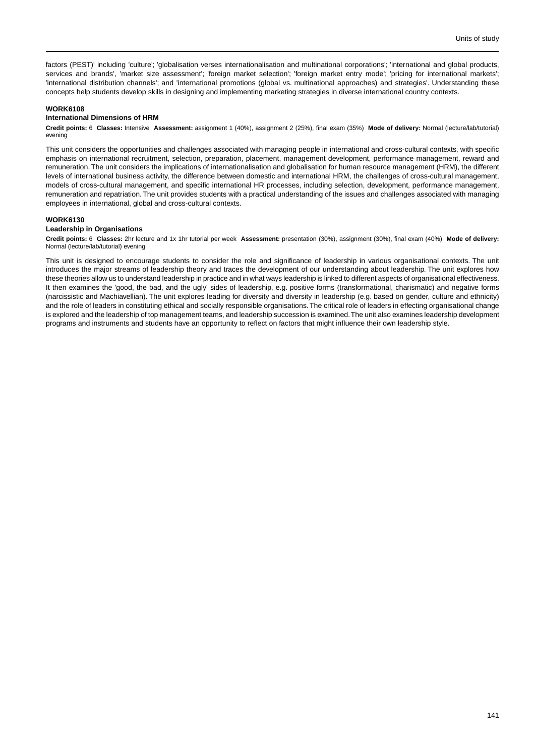factors (PEST)' including 'culture'; 'globalisation verses internationalisation and multinational corporations'; 'international and global products, services and brands', 'market size assessment'; 'foreign market selection'; 'foreign market entry mode'; 'pricing for international markets'; 'international distribution channels'; and 'international promotions (global vs. multinational approaches) and strategies'. Understanding these concepts help students develop skills in designing and implementing marketing strategies in diverse international country contexts.

#### WORK6108
#### International Dimensions of HRM

**Credit points:** 6 **Classes:** Intensive **Assessment:** assignment 1 (40%), assignment 2 (25%), final exam (35%) **Mode of delivery:** Normal (lecture/lab/tutorial) evening

This unit considers the opportunities and challenges associated with managing people in international and cross-cultural contexts, with specific emphasis on international recruitment, selection, preparation, placement, management development, performance management, reward and remuneration. The unit considers the implications of internationalisation and globalisation for human resource management (HRM), the different levels of international business activity, the difference between domestic and international HRM, the challenges of cross-cultural management, models of cross-cultural management, and specific international HR processes, including selection, development, performance management, remuneration and repatriation. The unit provides students with a practical understanding of the issues and challenges associated with managing employees in international, global and cross-cultural contexts.

#### WORK6130
#### Leadership in Organisations

**Credit points:** 6 **Classes:** 2hr lecture and 1x 1hr tutorial per week **Assessment:** presentation (30%), assignment (30%), final exam (40%) **Mode of delivery:** Normal (lecture/lab/tutorial) evening

This unit is designed to encourage students to consider the role and significance of leadership in various organisational contexts. The unit introduces the major streams of leadership theory and traces the development of our understanding about leadership. The unit explores how these theories allow us to understand leadership in practice and in what ways leadership is linked to different aspects of organisational effectiveness. It then examines the 'good, the bad, and the ugly' sides of leadership, e.g. positive forms (transformational, charismatic) and negative forms (narcissistic and Machiavellian). The unit explores leading for diversity and diversity in leadership (e.g. based on gender, culture and ethnicity) and the role of leaders in constituting ethical and socially responsible organisations. The critical role of leaders in effecting organisational change is explored and the leadership of top management teams, and leadership succession is examined. The unit also examines leadership development programs and instruments and students have an opportunity to reflect on factors that might influence their own leadership style.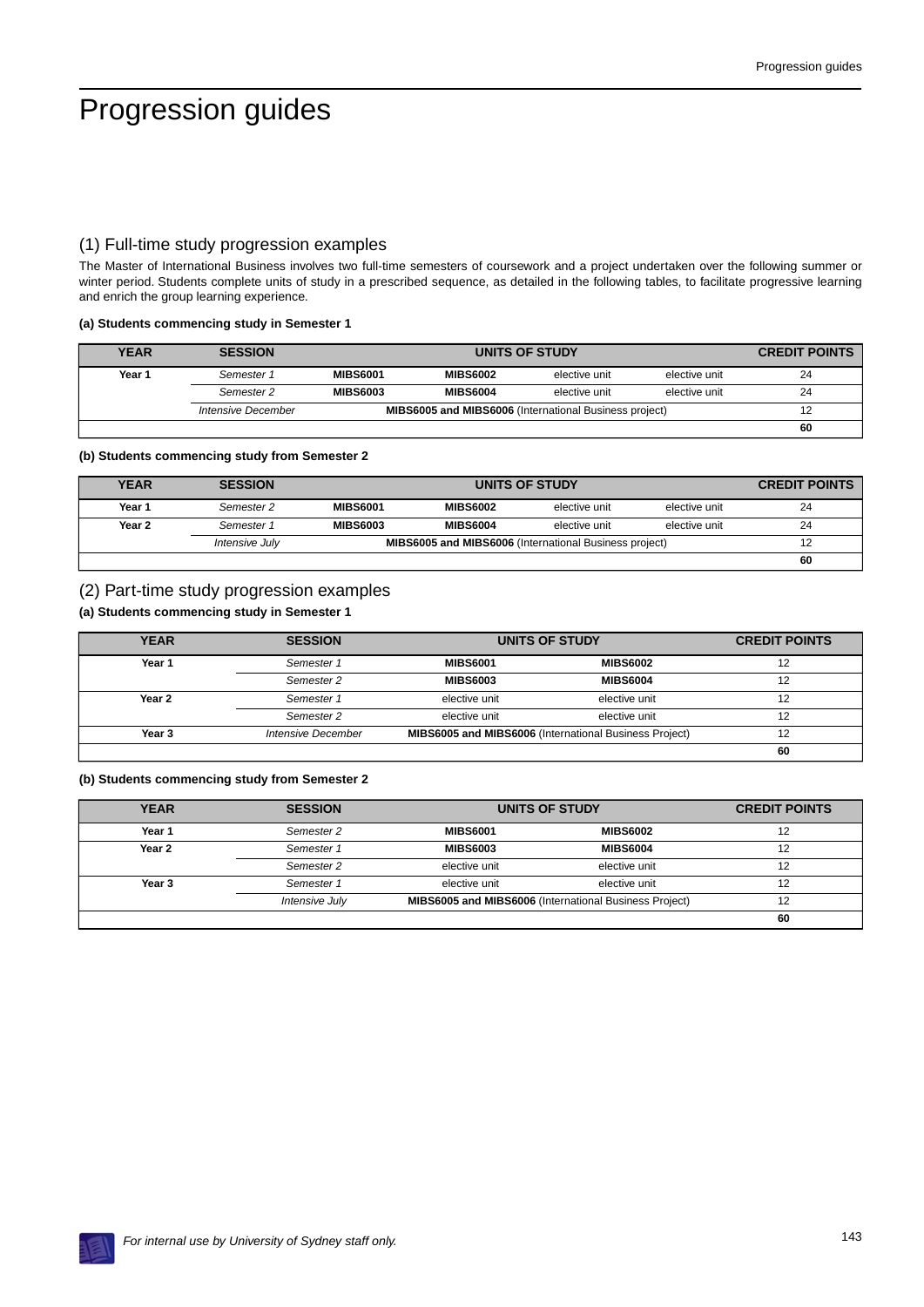# Progression guides

## (1) Full-time study progression examples

The Master of International Business involves two full-time semesters of coursework and a project undertaken over the following summer or winter period. Students complete units of study in a prescribed sequence, as detailed in the following tables, to facilitate progressive learning and enrich the group learning experience.

**(a) Students commencing study in Semester 1**

| YEAR | SESSION | UNITS OF STUDY | | | | CREDIT POINTS |
|---|---|---|---|---|---|---|
| **Year 1** | *Semester 1* | **MIBS6001** | **MIBS6002** | elective unit | elective unit | 24 |
| | *Semester 2* | **MIBS6003** | **MIBS6004** | elective unit | elective unit | 24 |
| | *Intensive December* | **MIBS6005 and MIBS6006** (International Business project) | | | | 12 |
| | | | | | | **60** |

**(b) Students commencing study from Semester 2**

| YEAR | SESSION | UNITS OF STUDY | | | | CREDIT POINTS |
|---|---|---|---|---|---|---|
| **Year 1** | *Semester 2* | **MIBS6001** | **MIBS6002** | elective unit | elective unit | 24 |
| **Year 2** | *Semester 1* | **MIBS6003** | **MIBS6004** | elective unit | elective unit | 24 |
| | *Intensive July* | **MIBS6005 and MIBS6006** (International Business project) | | | | 12 |
| | | | | | | **60** |

## (2) Part-time study progression examples

**(a) Students commencing study in Semester 1**

| YEAR | SESSION | UNITS OF STUDY | | CREDIT POINTS |
|---|---|---|---|---|
| **Year 1** | *Semester 1* | **MIBS6001** | **MIBS6002** | 12 |
| | *Semester 2* | **MIBS6003** | **MIBS6004** | 12 |
| **Year 2** | *Semester 1* | elective unit | elective unit | 12 |
| | *Semester 2* | elective unit | elective unit | 12 |
| **Year 3** | *Intensive December* | **MIBS6005 and MIBS6006** (International Business Project) | | 12 |
| | | | | **60** |

**(b) Students commencing study from Semester 2**

| YEAR | SESSION | UNITS OF STUDY | | CREDIT POINTS |
|---|---|---|---|---|
| **Year 1** | *Semester 2* | **MIBS6001** | **MIBS6002** | 12 |
| **Year 2** | *Semester 1* | **MIBS6003** | **MIBS6004** | 12 |
| | *Semester 2* | elective unit | elective unit | 12 |
| **Year 3** | *Semester 1* | elective unit | elective unit | 12 |
| | *Intensive July* | **MIBS6005 and MIBS6006** (International Business Project) | | 12 |
| | | | | **60** |

*For internal use by University of Sydney staff only.*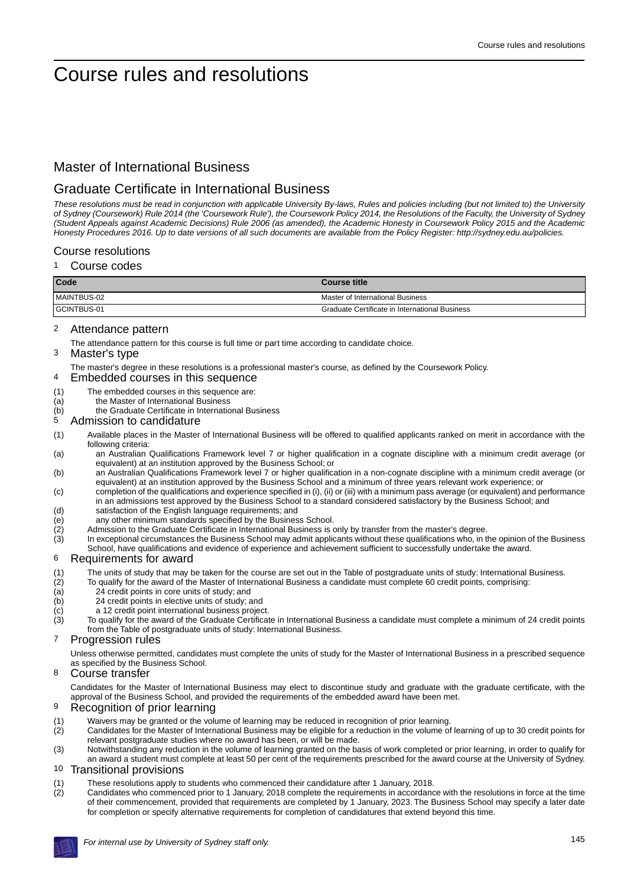# Course rules and resolutions

## Master of International Business

## Graduate Certificate in International Business

*These resolutions must be read in conjunction with applicable University By-laws, Rules and policies including (but not limited to) the University of Sydney (Coursework) Rule 2014 (the 'Coursework Rule'), the Coursework Policy 2014, the Resolutions of the Faculty, the University of Sydney (Student Appeals against Academic Decisions) Rule 2006 (as amended), the Academic Honesty in Coursework Policy 2015 and the Academic Honesty Procedures 2016. Up to date versions of all such documents are available from the Policy Register: http://sydney.edu.au/policies.*

### Course resolutions

#### 1 Course codes

| Code | Course title |
|---|---|
| MAINTBUS-02 | Master of International Business |
| GCINTBUS-01 | Graduate Certificate in International Business |

#### 2 Attendance pattern

The attendance pattern for this course is full time or part time according to candidate choice.

#### 3 Master's type

The master's degree in these resolutions is a professional master's course, as defined by the Coursework Policy.

#### 4 Embedded courses in this sequence

(1) The embedded courses in this sequence are:
(a) the Master of International Business
(b) the Graduate Certificate in International Business

#### 5 Admission to candidature

(1) Available places in the Master of International Business will be offered to qualified applicants ranked on merit in accordance with the following criteria:
(a) an Australian Qualifications Framework level 7 or higher qualification in a cognate discipline with a minimum credit average (or equivalent) at an institution approved by the Business School; or
(b) an Australian Qualifications Framework level 7 or higher qualification in a non-cognate discipline with a minimum credit average (or equivalent) at an institution approved by the Business School and a minimum of three years relevant work experience; or
(c) completion of the qualifications and experience specified in (i), (ii) or (iii) with a minimum pass average (or equivalent) and performance in an admissions test approved by the Business School to a standard considered satisfactory by the Business School; and
(d) satisfaction of the English language requirements; and
(e) any other minimum standards specified by the Business School.
(2) Admission to the Graduate Certificate in International Business is only by transfer from the master's degree.
(3) In exceptional circumstances the Business School may admit applicants without these qualifications who, in the opinion of the Business School, have qualifications and evidence of experience and achievement sufficient to successfully undertake the award.

#### 6 Requirements for award

(1) The units of study that may be taken for the course are set out in the Table of postgraduate units of study: International Business.
(2) To qualify for the award of the Master of International Business a candidate must complete 60 credit points, comprising:
(a) 24 credit points in core units of study; and
(b) 24 credit points in elective units of study; and
(c) a 12 credit point international business project.
(3) To qualify for the award of the Graduate Certificate in International Business a candidate must complete a minimum of 24 credit points from the Table of postgraduate units of study: International Business.

#### 7 Progression rules

Unless otherwise permitted, candidates must complete the units of study for the Master of International Business in a prescribed sequence as specified by the Business School.

#### 8 Course transfer

Candidates for the Master of International Business may elect to discontinue study and graduate with the graduate certificate, with the approval of the Business School, and provided the requirements of the embedded award have been met.

#### 9 Recognition of prior learning

(1) Waivers may be granted or the volume of learning may be reduced in recognition of prior learning.
(2) Candidates for the Master of International Business may be eligible for a reduction in the volume of learning of up to 30 credit points for relevant postgraduate studies where no award has been, or will be made.
(3) Notwithstanding any reduction in the volume of learning granted on the basis of work completed or prior learning, in order to qualify for an award a student must complete at least 50 per cent of the requirements prescribed for the award course at the University of Sydney.

#### 10 Transitional provisions

(1) These resolutions apply to students who commenced their candidature after 1 January, 2018.
(2) Candidates who commenced prior to 1 January, 2018 complete the requirements in accordance with the resolutions in force at the time of their commencement, provided that requirements are completed by 1 January, 2023. The Business School may specify a later date for completion or specify alternative requirements for completion of candidatures that extend beyond this time.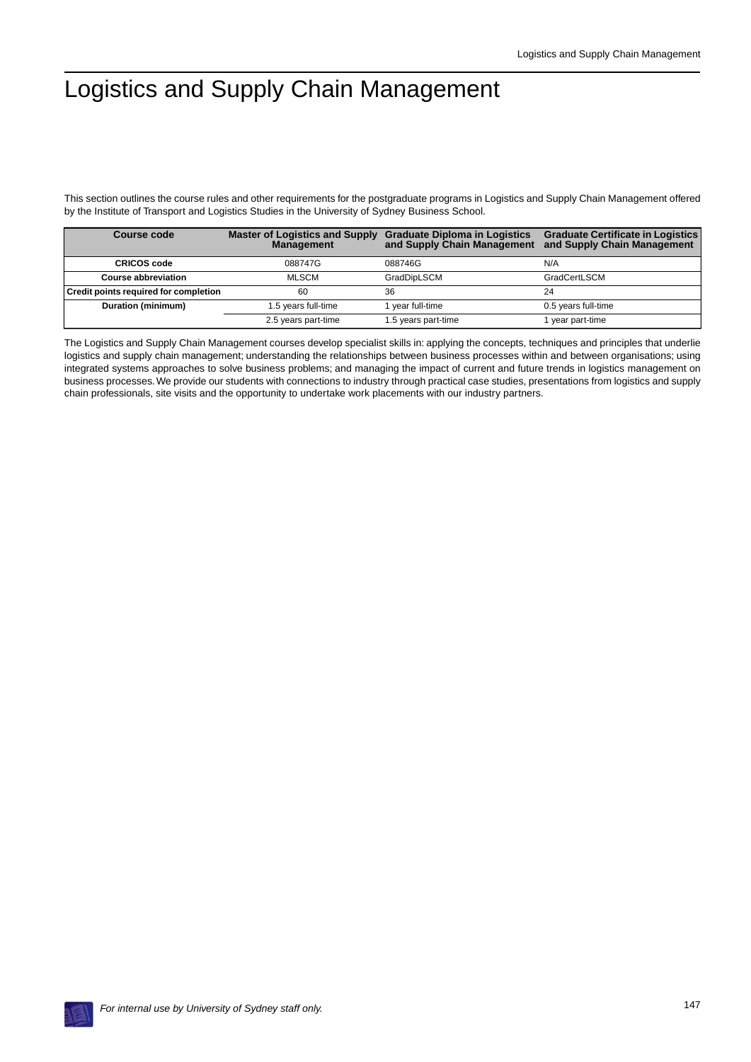# Logistics and Supply Chain Management

This section outlines the course rules and other requirements for the postgraduate programs in Logistics and Supply Chain Management offered by the Institute of Transport and Logistics Studies in the University of Sydney Business School.

| Course code | Master of Logistics and Supply Management | Graduate Diploma in Logistics and Supply Chain Management | Graduate Certificate in Logistics and Supply Chain Management |
|---|---|---|---|
| CRICOS code | 088747G | 088746G | N/A |
| Course abbreviation | MLSCM | GradDipLSCM | GradCertLSCM |
| Credit points required for completion | 60 | 36 | 24 |
| Duration (minimum) | 1.5 years full-time | 1 year full-time | 0.5 years full-time |
| | 2.5 years part-time | 1.5 years part-time | 1 year part-time |

The Logistics and Supply Chain Management courses develop specialist skills in: applying the concepts, techniques and principles that underlie logistics and supply chain management; understanding the relationships between business processes within and between organisations; using integrated systems approaches to solve business problems; and managing the impact of current and future trends in logistics management on business processes. We provide our students with connections to industry through practical case studies, presentations from logistics and supply chain professionals, site visits and the opportunity to undertake work placements with our industry partners.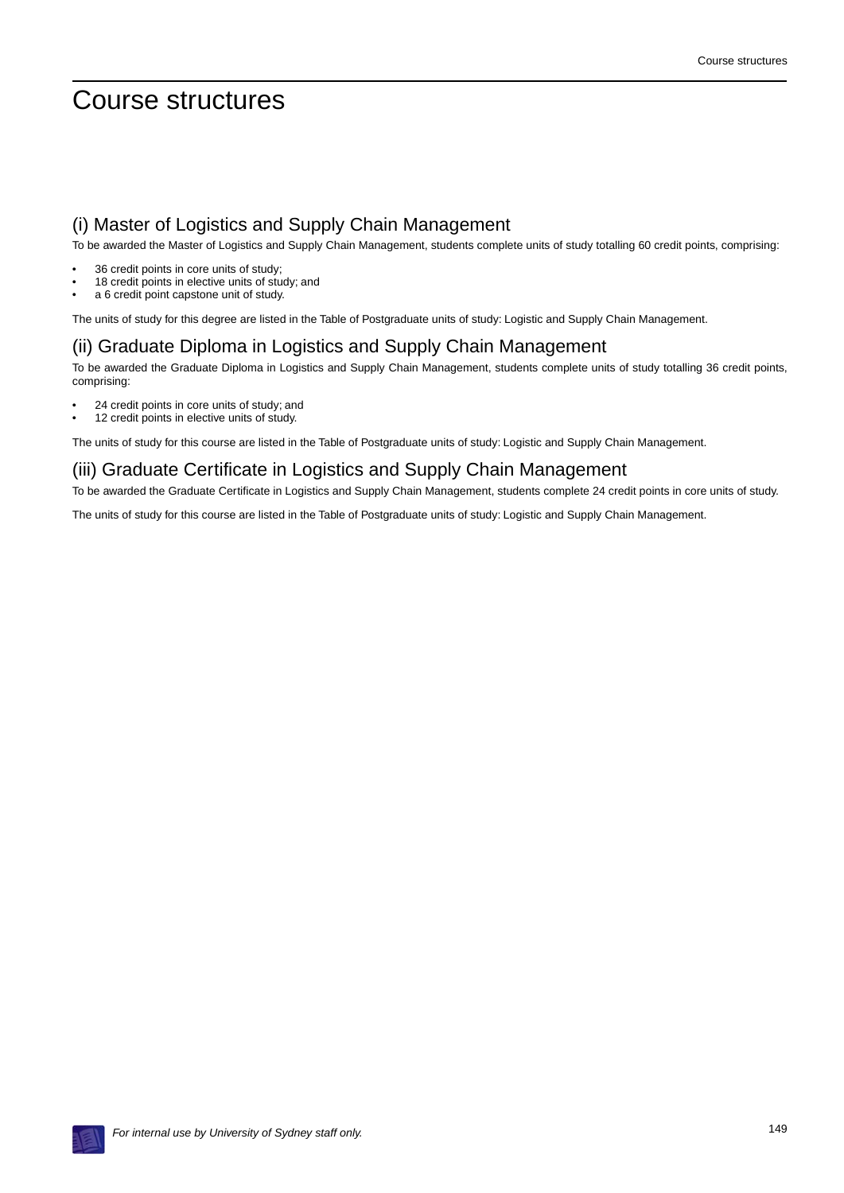# Course structures

## (i) Master of Logistics and Supply Chain Management

To be awarded the Master of Logistics and Supply Chain Management, students complete units of study totalling 60 credit points, comprising:

- 36 credit points in core units of study;
- 18 credit points in elective units of study; and
- a 6 credit point capstone unit of study.

The units of study for this degree are listed in the Table of Postgraduate units of study: Logistic and Supply Chain Management.

## (ii) Graduate Diploma in Logistics and Supply Chain Management

To be awarded the Graduate Diploma in Logistics and Supply Chain Management, students complete units of study totalling 36 credit points, comprising:

- 24 credit points in core units of study; and
- 12 credit points in elective units of study.

The units of study for this course are listed in the Table of Postgraduate units of study: Logistic and Supply Chain Management.

## (iii) Graduate Certificate in Logistics and Supply Chain Management

To be awarded the Graduate Certificate in Logistics and Supply Chain Management, students complete 24 credit points in core units of study.

The units of study for this course are listed in the Table of Postgraduate units of study: Logistic and Supply Chain Management.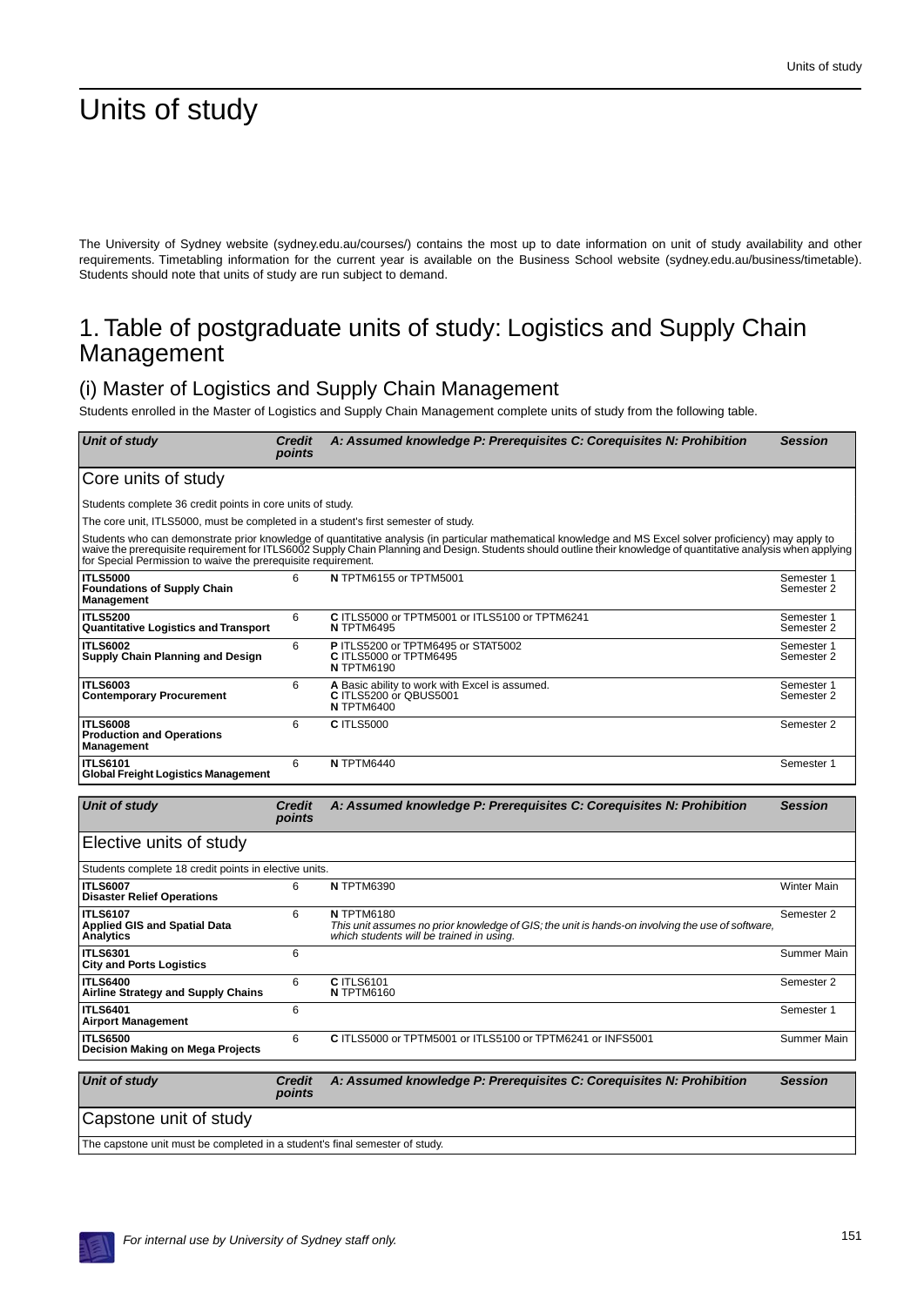# Units of study

The University of Sydney website (sydney.edu.au/courses/) contains the most up to date information on unit of study availability and other requirements. Timetabling information for the current year is available on the Business School website (sydney.edu.au/business/timetable). Students should note that units of study are run subject to demand.

## 1. Table of postgraduate units of study: Logistics and Supply Chain Management

### (i) Master of Logistics and Supply Chain Management

Students enrolled in the Master of Logistics and Supply Chain Management complete units of study from the following table.

| *Unit of study* | *Credit points* | *A: Assumed knowledge P: Prerequisites C: Corequisites N: Prohibition* | *Session* |
|---|---|---|---|
| **Core units of study** | | | |
| Students complete 36 credit points in core units of study. | | | |
| The core unit, ITLS5000, must be completed in a student's first semester of study. | | | |
| Students who can demonstrate prior knowledge of quantitative analysis (in particular mathematical knowledge and MS Excel solver proficiency) may apply to waive the prerequisite requirement for ITLS6002 Supply Chain Planning and Design. Students should outline their knowledge of quantitative analysis when applying for Special Permission to waive the prerequisite requirement. | | | |
| **ITLS5000** **Foundations of Supply Chain Management** | 6 | **N** TPTM6155 or TPTM5001 | Semester 1 Semester 2 |
| **ITLS5200** **Quantitative Logistics and Transport** | 6 | **C** ITLS5000 or TPTM5001 or ITLS5100 or TPTM6241 **N** TPTM6495 | Semester 1 Semester 2 |
| **ITLS6002** **Supply Chain Planning and Design** | 6 | **P** ITLS5200 or TPTM6495 or STAT5002 **C** ITLS5000 or TPTM6495 **N** TPTM6190 | Semester 1 Semester 2 |
| **ITLS6003** **Contemporary Procurement** | 6 | **A** Basic ability to work with Excel is assumed. **C** ITLS5200 or QBUS5001 **N** TPTM6400 | Semester 1 Semester 2 |
| **ITLS6008** **Production and Operations Management** | 6 | **C** ITLS5000 | Semester 2 |
| **ITLS6101** **Global Freight Logistics Management** | 6 | **N** TPTM6440 | Semester 1 |

| *Unit of study* | *Credit points* | *A: Assumed knowledge P: Prerequisites C: Corequisites N: Prohibition* | *Session* |
|---|---|---|---|
| **Elective units of study** | | | |
| Students complete 18 credit points in elective units. | | | |
| **ITLS6007** **Disaster Relief Operations** | 6 | **N** TPTM6390 | Winter Main |
| **ITLS6107** **Applied GIS and Spatial Data Analytics** | 6 | **N** TPTM6180 *This unit assumes no prior knowledge of GIS; the unit is hands-on involving the use of software, which students will be trained in using.* | Semester 2 |
| **ITLS6301** **City and Ports Logistics** | 6 | | Summer Main |
| **ITLS6400** **Airline Strategy and Supply Chains** | 6 | **C** ITLS6101 **N** TPTM6160 | Semester 2 |
| **ITLS6401** **Airport Management** | 6 | | Semester 1 |
| **ITLS6500** **Decision Making on Mega Projects** | 6 | **C** ITLS5000 or TPTM5001 or ITLS5100 or TPTM6241 or INFS5001 | Summer Main |

| *Unit of study* | *Credit points* | *A: Assumed knowledge P: Prerequisites C: Corequisites N: Prohibition* | *Session* |
|---|---|---|---|
| **Capstone unit of study** | | | |
| The capstone unit must be completed in a student's final semester of study. | | | |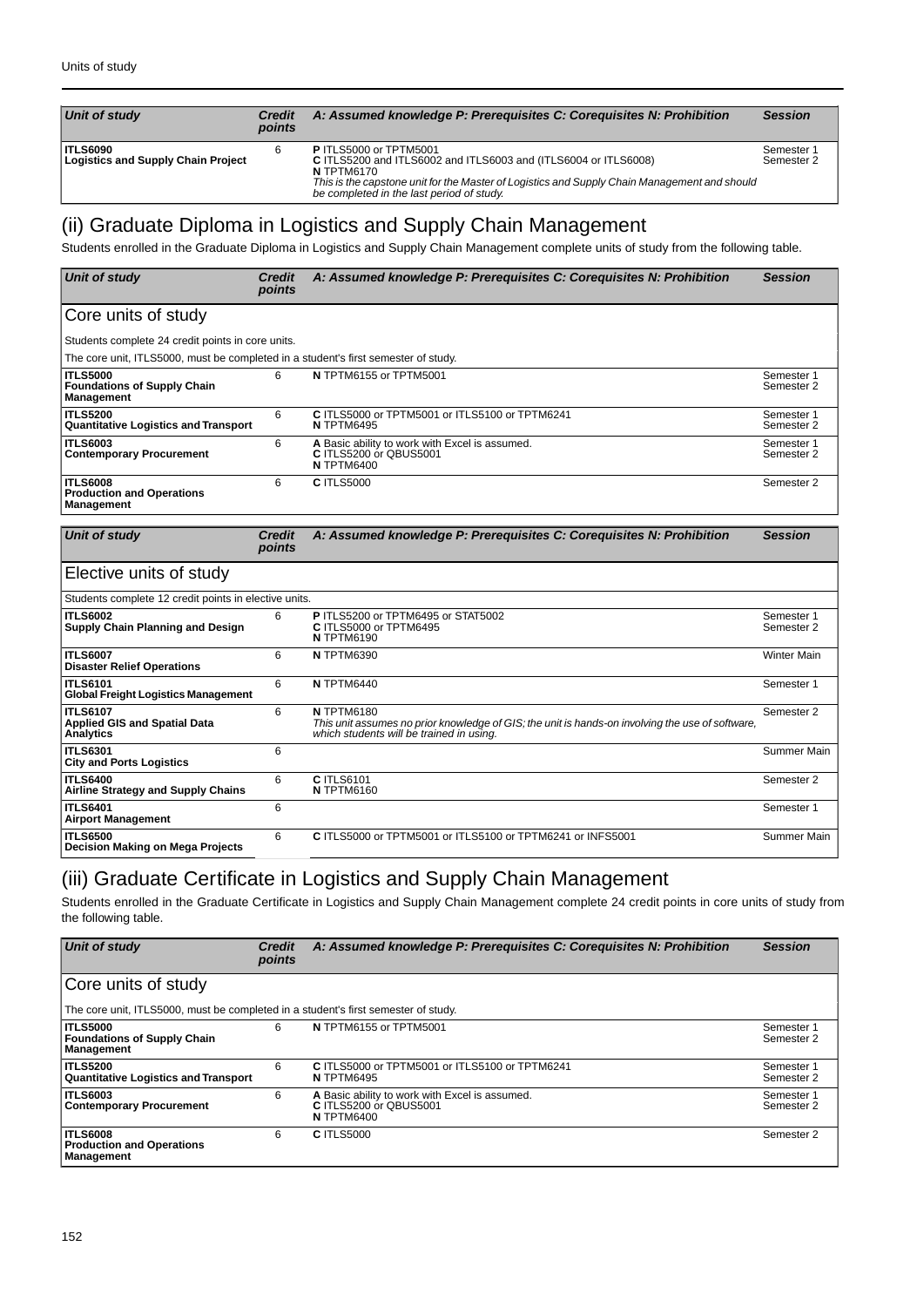| Unit of study | Credit points | A: Assumed knowledge P: Prerequisites C: Corequisites N: Prohibition | Session |
|---|---|---|---|
| **ITLS6090** **Logistics and Supply Chain Project** | 6 | **P** ITLS5000 or TPTM5001 **C** ITLS5200 and ITLS6002 and ITLS6003 and (ITLS6004 or ITLS6008) **N** TPTM6170 *This is the capstone unit for the Master of Logistics and Supply Chain Management and should be completed in the last period of study.* | Semester 1 Semester 2 |

## (ii) Graduate Diploma in Logistics and Supply Chain Management

Students enrolled in the Graduate Diploma in Logistics and Supply Chain Management complete units of study from the following table.

| Unit of study | Credit points | A: Assumed knowledge P: Prerequisites C: Corequisites N: Prohibition | Session |
|---|---|---|---|
| **Core units of study** | | | |
| Students complete 24 credit points in core units. | | | |
| The core unit, ITLS5000, must be completed in a student's first semester of study. | | | |
| **ITLS5000** **Foundations of Supply Chain Management** | 6 | **N** TPTM6155 or TPTM5001 | Semester 1 Semester 2 |
| **ITLS5200** **Quantitative Logistics and Transport** | 6 | **C** ITLS5000 or TPTM5001 or ITLS5100 or TPTM6241 **N** TPTM6495 | Semester 1 Semester 2 |
| **ITLS6003** **Contemporary Procurement** | 6 | **A** Basic ability to work with Excel is assumed. **C** ITLS5200 or QBUS5001 **N** TPTM6400 | Semester 1 Semester 2 |
| **ITLS6008** **Production and Operations Management** | 6 | **C** ITLS5000 | Semester 2 |

| Unit of study | Credit points | A: Assumed knowledge P: Prerequisites C: Corequisites N: Prohibition | Session |
|---|---|---|---|
| **Elective units of study** | | | |
| Students complete 12 credit points in elective units. | | | |
| **ITLS6002** **Supply Chain Planning and Design** | 6 | **P** ITLS5200 or TPTM6495 or STAT5002 **C** ITLS5000 or TPTM6495 **N** TPTM6190 | Semester 1 Semester 2 |
| **ITLS6007** **Disaster Relief Operations** | 6 | **N** TPTM6390 | Winter Main |
| **ITLS6101** **Global Freight Logistics Management** | 6 | **N** TPTM6440 | Semester 1 |
| **ITLS6107** **Applied GIS and Spatial Data Analytics** | 6 | **N** TPTM6180 *This unit assumes no prior knowledge of GIS; the unit is hands-on involving the use of software, which students will be trained in using.* | Semester 2 |
| **ITLS6301** **City and Ports Logistics** | 6 | | Summer Main |
| **ITLS6400** **Airline Strategy and Supply Chains** | 6 | **C** ITLS6101 **N** TPTM6160 | Semester 2 |
| **ITLS6401** **Airport Management** | 6 | | Semester 1 |
| **ITLS6500** **Decision Making on Mega Projects** | 6 | **C** ITLS5000 or TPTM5001 or ITLS5100 or TPTM6241 or INFS5001 | Summer Main |

## (iii) Graduate Certificate in Logistics and Supply Chain Management

Students enrolled in the Graduate Certificate in Logistics and Supply Chain Management complete 24 credit points in core units of study from the following table.

| Unit of study | Credit points | A: Assumed knowledge P: Prerequisites C: Corequisites N: Prohibition | Session |
|---|---|---|---|
| **Core units of study** | | | |
| The core unit, ITLS5000, must be completed in a student's first semester of study. | | | |
| **ITLS5000** **Foundations of Supply Chain Management** | 6 | **N** TPTM6155 or TPTM5001 | Semester 1 Semester 2 |
| **ITLS5200** **Quantitative Logistics and Transport** | 6 | **C** ITLS5000 or TPTM5001 or ITLS5100 or TPTM6241 **N** TPTM6495 | Semester 1 Semester 2 |
| **ITLS6003** **Contemporary Procurement** | 6 | **A** Basic ability to work with Excel is assumed. **C** ITLS5200 or QBUS5001 **N** TPTM6400 | Semester 1 Semester 2 |
| **ITLS6008** **Production and Operations Management** | 6 | **C** ITLS5000 | Semester 2 |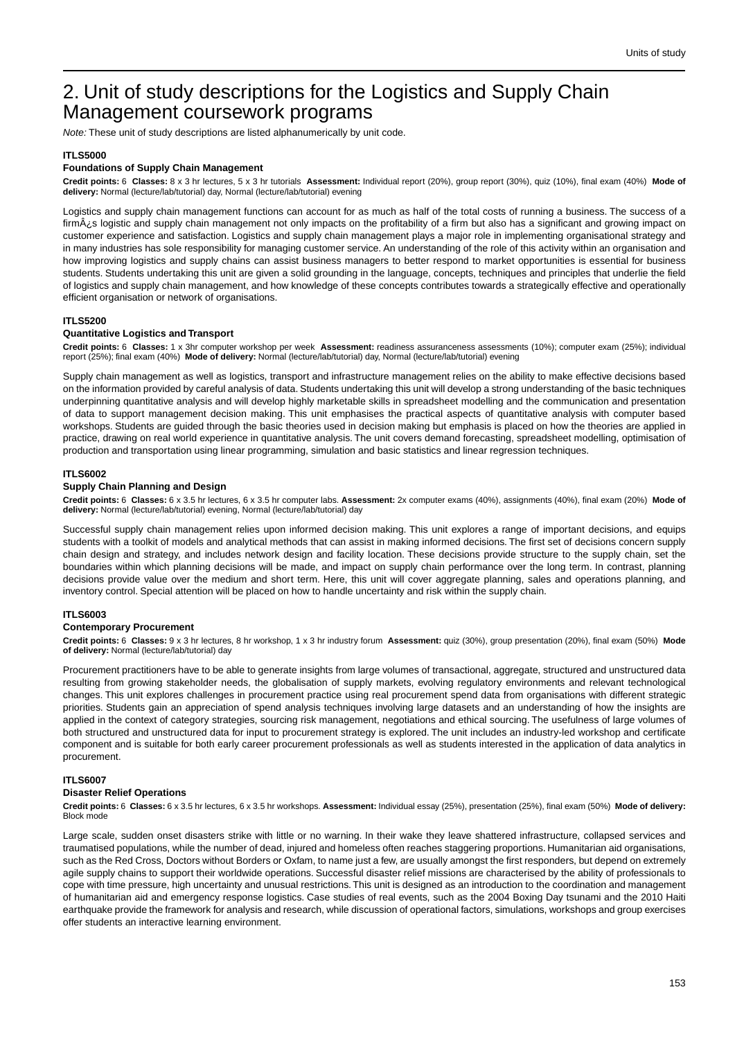# 2. Unit of study descriptions for the Logistics and Supply Chain Management coursework programs

*Note:* These unit of study descriptions are listed alphanumerically by unit code.

**ITLS5000**

**Foundations of Supply Chain Management**

**Credit points:** 6 **Classes:** 8 x 3 hr lectures, 5 x 3 hr tutorials **Assessment:** Individual report (20%), group report (30%), quiz (10%), final exam (40%) **Mode of delivery:** Normal (lecture/lab/tutorial) day, Normal (lecture/lab/tutorial) evening

Logistics and supply chain management functions can account for as much as half of the total costs of running a business. The success of a firmÂ¿s logistic and supply chain management not only impacts on the profitability of a firm but also has a significant and growing impact on customer experience and satisfaction. Logistics and supply chain management plays a major role in implementing organisational strategy and in many industries has sole responsibility for managing customer service. An understanding of the role of this activity within an organisation and how improving logistics and supply chains can assist business managers to better respond to market opportunities is essential for business students. Students undertaking this unit are given a solid grounding in the language, concepts, techniques and principles that underlie the field of logistics and supply chain management, and how knowledge of these concepts contributes towards a strategically effective and operationally efficient organisation or network of organisations.

**ITLS5200**

**Quantitative Logistics and Transport**

**Credit points:** 6 **Classes:** 1 x 3hr computer workshop per week **Assessment:** readiness assuranceness assessments (10%); computer exam (25%); individual report (25%); final exam (40%) **Mode of delivery:** Normal (lecture/lab/tutorial) day, Normal (lecture/lab/tutorial) evening

Supply chain management as well as logistics, transport and infrastructure management relies on the ability to make effective decisions based on the information provided by careful analysis of data. Students undertaking this unit will develop a strong understanding of the basic techniques underpinning quantitative analysis and will develop highly marketable skills in spreadsheet modelling and the communication and presentation of data to support management decision making. This unit emphasises the practical aspects of quantitative analysis with computer based workshops. Students are guided through the basic theories used in decision making but emphasis is placed on how the theories are applied in practice, drawing on real world experience in quantitative analysis. The unit covers demand forecasting, spreadsheet modelling, optimisation of production and transportation using linear programming, simulation and basic statistics and linear regression techniques.

**ITLS6002**

**Supply Chain Planning and Design**

**Credit points:** 6 **Classes:** 6 x 3.5 hr lectures, 6 x 3.5 hr computer labs. **Assessment:** 2x computer exams (40%), assignments (40%), final exam (20%) **Mode of delivery:** Normal (lecture/lab/tutorial) evening, Normal (lecture/lab/tutorial) day

Successful supply chain management relies upon informed decision making. This unit explores a range of important decisions, and equips students with a toolkit of models and analytical methods that can assist in making informed decisions. The first set of decisions concern supply chain design and strategy, and includes network design and facility location. These decisions provide structure to the supply chain, set the boundaries within which planning decisions will be made, and impact on supply chain performance over the long term. In contrast, planning decisions provide value over the medium and short term. Here, this unit will cover aggregate planning, sales and operations planning, and inventory control. Special attention will be placed on how to handle uncertainty and risk within the supply chain.

**ITLS6003**

**Contemporary Procurement**

**Credit points:** 6 **Classes:** 9 x 3 hr lectures, 8 hr workshop, 1 x 3 hr industry forum **Assessment:** quiz (30%), group presentation (20%), final exam (50%) **Mode of delivery:** Normal (lecture/lab/tutorial) day

Procurement practitioners have to be able to generate insights from large volumes of transactional, aggregate, structured and unstructured data resulting from growing stakeholder needs, the globalisation of supply markets, evolving regulatory environments and relevant technological changes. This unit explores challenges in procurement practice using real procurement spend data from organisations with different strategic priorities. Students gain an appreciation of spend analysis techniques involving large datasets and an understanding of how the insights are applied in the context of category strategies, sourcing risk management, negotiations and ethical sourcing. The usefulness of large volumes of both structured and unstructured data for input to procurement strategy is explored. The unit includes an industry-led workshop and certificate component and is suitable for both early career procurement professionals as well as students interested in the application of data analytics in procurement.

**ITLS6007**

**Disaster Relief Operations**

**Credit points:** 6 **Classes:** 6 x 3.5 hr lectures, 6 x 3.5 hr workshops. **Assessment:** Individual essay (25%), presentation (25%), final exam (50%) **Mode of delivery:** Block mode

Large scale, sudden onset disasters strike with little or no warning. In their wake they leave shattered infrastructure, collapsed services and traumatised populations, while the number of dead, injured and homeless often reaches staggering proportions. Humanitarian aid organisations, such as the Red Cross, Doctors without Borders or Oxfam, to name just a few, are usually amongst the first responders, but depend on extremely agile supply chains to support their worldwide operations. Successful disaster relief missions are characterised by the ability of professionals to cope with time pressure, high uncertainty and unusual restrictions. This unit is designed as an introduction to the coordination and management of humanitarian aid and emergency response logistics. Case studies of real events, such as the 2004 Boxing Day tsunami and the 2010 Haiti earthquake provide the framework for analysis and research, while discussion of operational factors, simulations, workshops and group exercises offer students an interactive learning environment.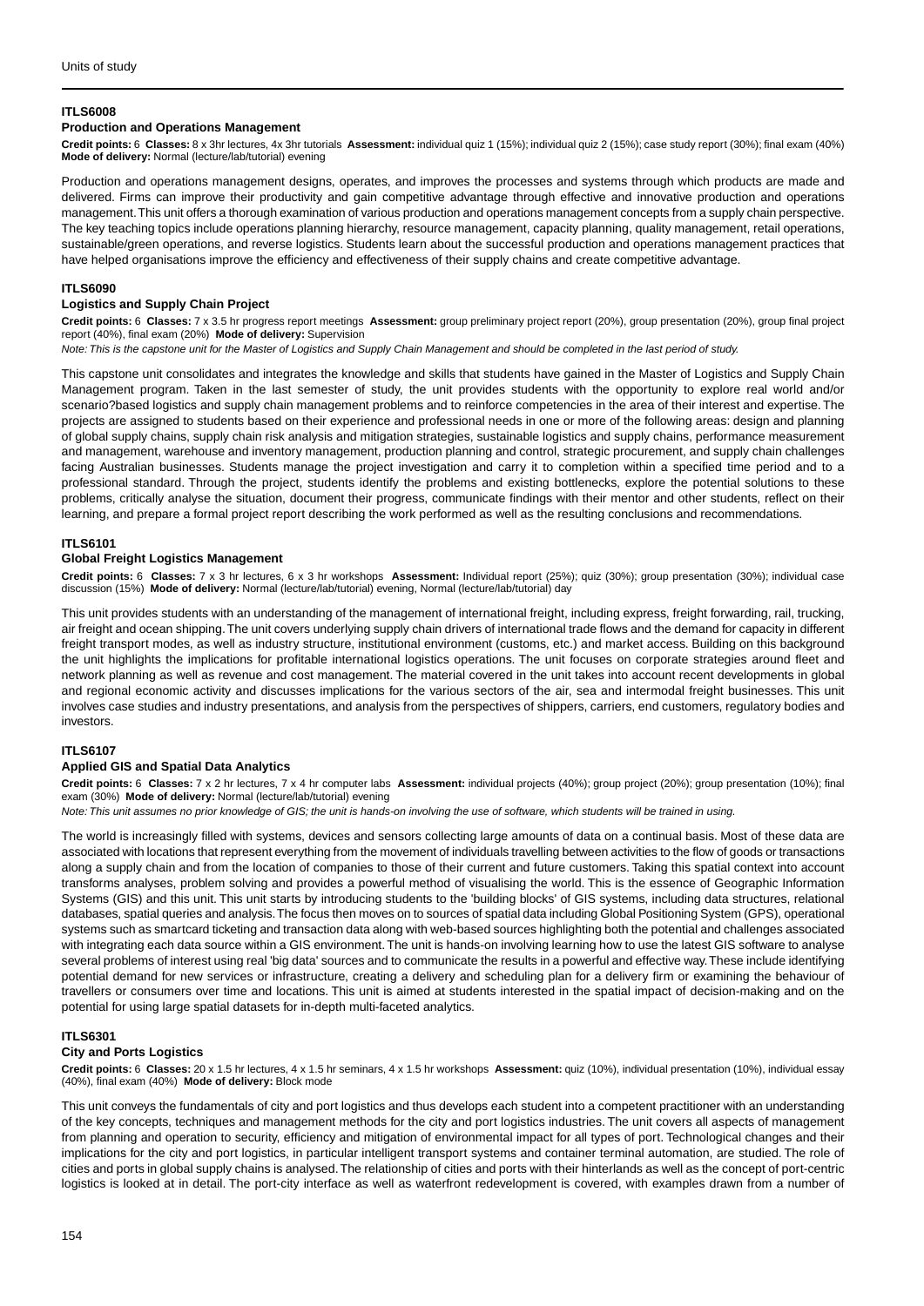### ITLS6008

#### Production and Operations Management

**Credit points:** 6 **Classes:** 8 x 3hr lectures, 4x 3hr tutorials **Assessment:** individual quiz 1 (15%); individual quiz 2 (15%); case study report (30%); final exam (40%) **Mode of delivery:** Normal (lecture/lab/tutorial) evening

Production and operations management designs, operates, and improves the processes and systems through which products are made and delivered. Firms can improve their productivity and gain competitive advantage through effective and innovative production and operations management. This unit offers a thorough examination of various production and operations management concepts from a supply chain perspective. The key teaching topics include operations planning hierarchy, resource management, capacity planning, quality management, retail operations, sustainable/green operations, and reverse logistics. Students learn about the successful production and operations management practices that have helped organisations improve the efficiency and effectiveness of their supply chains and create competitive advantage.

### ITLS6090

#### Logistics and Supply Chain Project

**Credit points:** 6 **Classes:** 7 x 3.5 hr progress report meetings **Assessment:** group preliminary project report (20%), group presentation (20%), group final project report (40%), final exam (20%) **Mode of delivery:** Supervision

*Note: This is the capstone unit for the Master of Logistics and Supply Chain Management and should be completed in the last period of study.*

This capstone unit consolidates and integrates the knowledge and skills that students have gained in the Master of Logistics and Supply Chain Management program. Taken in the last semester of study, the unit provides students with the opportunity to explore real world and/or scenario?based logistics and supply chain management problems and to reinforce competencies in the area of their interest and expertise. The projects are assigned to students based on their experience and professional needs in one or more of the following areas: design and planning of global supply chains, supply chain risk analysis and mitigation strategies, sustainable logistics and supply chains, performance measurement and management, warehouse and inventory management, production planning and control, strategic procurement, and supply chain challenges facing Australian businesses. Students manage the project investigation and carry it to completion within a specified time period and to a professional standard. Through the project, students identify the problems and existing bottlenecks, explore the potential solutions to these problems, critically analyse the situation, document their progress, communicate findings with their mentor and other students, reflect on their learning, and prepare a formal project report describing the work performed as well as the resulting conclusions and recommendations.

### ITLS6101

#### Global Freight Logistics Management

**Credit points:** 6 **Classes:** 7 x 3 hr lectures, 6 x 3 hr workshops **Assessment:** Individual report (25%); quiz (30%); group presentation (30%); individual case discussion (15%) **Mode of delivery:** Normal (lecture/lab/tutorial) evening, Normal (lecture/lab/tutorial) day

This unit provides students with an understanding of the management of international freight, including express, freight forwarding, rail, trucking, air freight and ocean shipping. The unit covers underlying supply chain drivers of international trade flows and the demand for capacity in different freight transport modes, as well as industry structure, institutional environment (customs, etc.) and market access. Building on this background the unit highlights the implications for profitable international logistics operations. The unit focuses on corporate strategies around fleet and network planning as well as revenue and cost management. The material covered in the unit takes into account recent developments in global and regional economic activity and discusses implications for the various sectors of the air, sea and intermodal freight businesses. This unit involves case studies and industry presentations, and analysis from the perspectives of shippers, carriers, end customers, regulatory bodies and investors.

### ITLS6107

#### Applied GIS and Spatial Data Analytics

**Credit points:** 6 **Classes:** 7 x 2 hr lectures, 7 x 4 hr computer labs **Assessment:** individual projects (40%); group project (20%); group presentation (10%); final exam (30%) **Mode of delivery:** Normal (lecture/lab/tutorial) evening

*Note: This unit assumes no prior knowledge of GIS; the unit is hands-on involving the use of software, which students will be trained in using.*

The world is increasingly filled with systems, devices and sensors collecting large amounts of data on a continual basis. Most of these data are associated with locations that represent everything from the movement of individuals travelling between activities to the flow of goods or transactions along a supply chain and from the location of companies to those of their current and future customers. Taking this spatial context into account transforms analyses, problem solving and provides a powerful method of visualising the world. This is the essence of Geographic Information Systems (GIS) and this unit. This unit starts by introducing students to the 'building blocks' of GIS systems, including data structures, relational databases, spatial queries and analysis. The focus then moves on to sources of spatial data including Global Positioning System (GPS), operational systems such as smartcard ticketing and transaction data along with web-based sources highlighting both the potential and challenges associated with integrating each data source within a GIS environment. The unit is hands-on involving learning how to use the latest GIS software to analyse several problems of interest using real 'big data' sources and to communicate the results in a powerful and effective way. These include identifying potential demand for new services or infrastructure, creating a delivery and scheduling plan for a delivery firm or examining the behaviour of travellers or consumers over time and locations. This unit is aimed at students interested in the spatial impact of decision-making and on the potential for using large spatial datasets for in-depth multi-faceted analytics.

### ITLS6301

#### City and Ports Logistics

**Credit points:** 6 **Classes:** 20 x 1.5 hr lectures, 4 x 1.5 hr seminars, 4 x 1.5 hr workshops **Assessment:** quiz (10%), individual presentation (10%), individual essay (40%), final exam (40%) **Mode of delivery:** Block mode

This unit conveys the fundamentals of city and port logistics and thus develops each student into a competent practitioner with an understanding of the key concepts, techniques and management methods for the city and port logistics industries. The unit covers all aspects of management from planning and operation to security, efficiency and mitigation of environmental impact for all types of port. Technological changes and their implications for the city and port logistics, in particular intelligent transport systems and container terminal automation, are studied. The role of cities and ports in global supply chains is analysed. The relationship of cities and ports with their hinterlands as well as the concept of port-centric logistics is looked at in detail. The port-city interface as well as waterfront redevelopment is covered, with examples drawn from a number of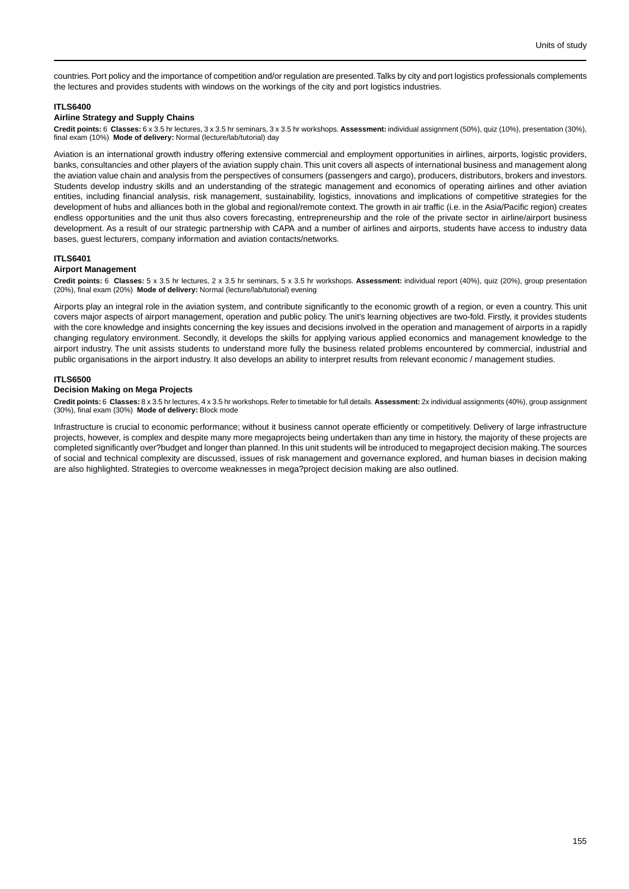countries. Port policy and the importance of competition and/or regulation are presented. Talks by city and port logistics professionals complements the lectures and provides students with windows on the workings of the city and port logistics industries.

#### ITLS6400
#### Airline Strategy and Supply Chains

**Credit points:** 6 **Classes:** 6 x 3.5 hr lectures, 3 x 3.5 hr seminars, 3 x 3.5 hr workshops. **Assessment:** individual assignment (50%), quiz (10%), presentation (30%), final exam (10%) **Mode of delivery:** Normal (lecture/lab/tutorial) day

Aviation is an international growth industry offering extensive commercial and employment opportunities in airlines, airports, logistic providers, banks, consultancies and other players of the aviation supply chain. This unit covers all aspects of international business and management along the aviation value chain and analysis from the perspectives of consumers (passengers and cargo), producers, distributors, brokers and investors. Students develop industry skills and an understanding of the strategic management and economics of operating airlines and other aviation entities, including financial analysis, risk management, sustainability, logistics, innovations and implications of competitive strategies for the development of hubs and alliances both in the global and regional/remote context. The growth in air traffic (i.e. in the Asia/Pacific region) creates endless opportunities and the unit thus also covers forecasting, entrepreneurship and the role of the private sector in airline/airport business development. As a result of our strategic partnership with CAPA and a number of airlines and airports, students have access to industry data bases, guest lecturers, company information and aviation contacts/networks.

#### ITLS6401
#### Airport Management

**Credit points:** 6 **Classes:** 5 x 3.5 hr lectures, 2 x 3.5 hr seminars, 5 x 3.5 hr workshops. **Assessment:** individual report (40%), quiz (20%), group presentation (20%), final exam (20%) **Mode of delivery:** Normal (lecture/lab/tutorial) evening

Airports play an integral role in the aviation system, and contribute significantly to the economic growth of a region, or even a country. This unit covers major aspects of airport management, operation and public policy. The unit's learning objectives are two-fold. Firstly, it provides students with the core knowledge and insights concerning the key issues and decisions involved in the operation and management of airports in a rapidly changing regulatory environment. Secondly, it develops the skills for applying various applied economics and management knowledge to the airport industry. The unit assists students to understand more fully the business related problems encountered by commercial, industrial and public organisations in the airport industry. It also develops an ability to interpret results from relevant economic / management studies.

#### ITLS6500
#### Decision Making on Mega Projects

**Credit points:** 6 **Classes:** 8 x 3.5 hr lectures, 4 x 3.5 hr workshops. Refer to timetable for full details. **Assessment:** 2x individual assignments (40%), group assignment (30%), final exam (30%) **Mode of delivery:** Block mode

Infrastructure is crucial to economic performance; without it business cannot operate efficiently or competitively. Delivery of large infrastructure projects, however, is complex and despite many more megaprojects being undertaken than any time in history, the majority of these projects are completed significantly over?budget and longer than planned. In this unit students will be introduced to megaproject decision making. The sources of social and technical complexity are discussed, issues of risk management and governance explored, and human biases in decision making are also highlighted. Strategies to overcome weaknesses in mega?project decision making are also outlined.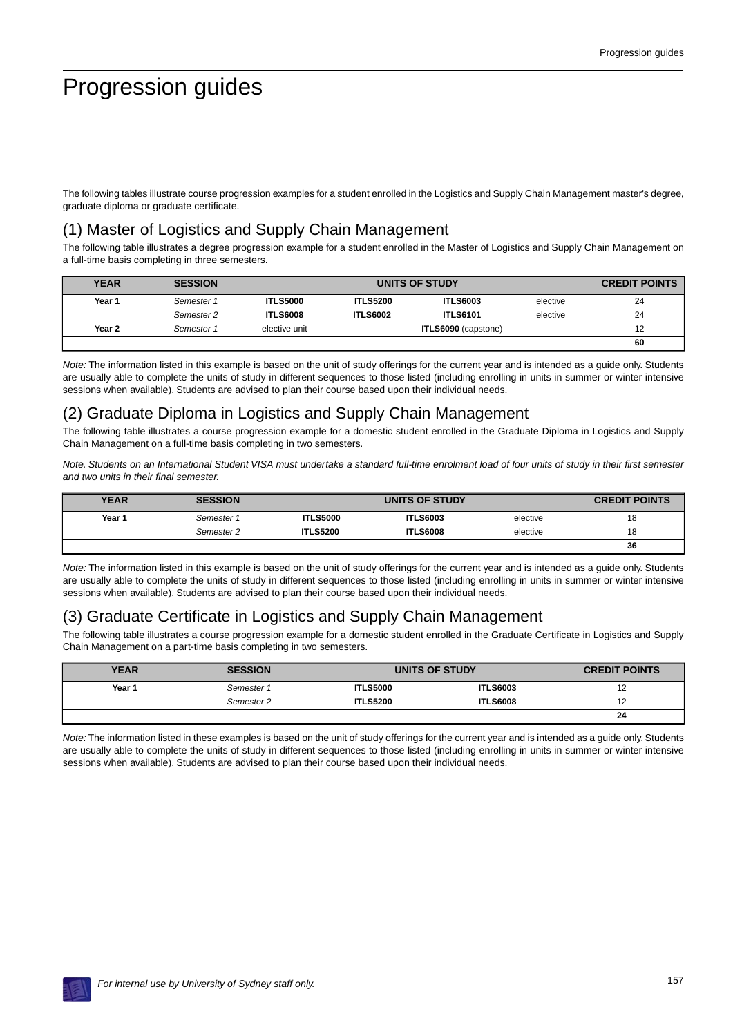# Progression guides

The following tables illustrate course progression examples for a student enrolled in the Logistics and Supply Chain Management master's degree, graduate diploma or graduate certificate.

## (1) Master of Logistics and Supply Chain Management

The following table illustrates a degree progression example for a student enrolled in the Master of Logistics and Supply Chain Management on a full-time basis completing in three semesters.

| YEAR | SESSION | UNITS OF STUDY | | | | CREDIT POINTS |
|---|---|---|---|---|---|---|
| **Year 1** | *Semester 1* | **ITLS5000** | **ITLS5200** | **ITLS6003** | elective | 24 |
| | *Semester 2* | **ITLS6008** | **ITLS6002** | **ITLS6101** | elective | 24 |
| **Year 2** | *Semester 1* | elective unit | | **ITLS6090** (capstone) | | 12 |
| | | | | | | **60** |

*Note:* The information listed in this example is based on the unit of study offerings for the current year and is intended as a guide only. Students are usually able to complete the units of study in different sequences to those listed (including enrolling in units in summer or winter intensive sessions when available). Students are advised to plan their course based upon their individual needs.

## (2) Graduate Diploma in Logistics and Supply Chain Management

The following table illustrates a course progression example for a domestic student enrolled in the Graduate Diploma in Logistics and Supply Chain Management on a full-time basis completing in two semesters.

*Note. Students on an International Student VISA must undertake a standard full-time enrolment load of four units of study in their first semester and two units in their final semester.*

| YEAR | SESSION | UNITS OF STUDY | | | CREDIT POINTS |
|---|---|---|---|---|---|
| **Year 1** | *Semester 1* | **ITLS5000** | **ITLS6003** | elective | 18 |
| | *Semester 2* | **ITLS5200** | **ITLS6008** | elective | 18 |
| | | | | | **36** |

*Note:* The information listed in this example is based on the unit of study offerings for the current year and is intended as a guide only. Students are usually able to complete the units of study in different sequences to those listed (including enrolling in units in summer or winter intensive sessions when available). Students are advised to plan their course based upon their individual needs.

## (3) Graduate Certificate in Logistics and Supply Chain Management

The following table illustrates a course progression example for a domestic student enrolled in the Graduate Certificate in Logistics and Supply Chain Management on a part-time basis completing in two semesters.

| YEAR | SESSION | UNITS OF STUDY | | CREDIT POINTS |
|---|---|---|---|---|
| **Year 1** | *Semester 1* | **ITLS5000** | **ITLS6003** | 12 |
| | *Semester 2* | **ITLS5200** | **ITLS6008** | 12 |
| | | | | **24** |

*Note:* The information listed in these examples is based on the unit of study offerings for the current year and is intended as a guide only. Students are usually able to complete the units of study in different sequences to those listed (including enrolling in units in summer or winter intensive sessions when available). Students are advised to plan their course based upon their individual needs.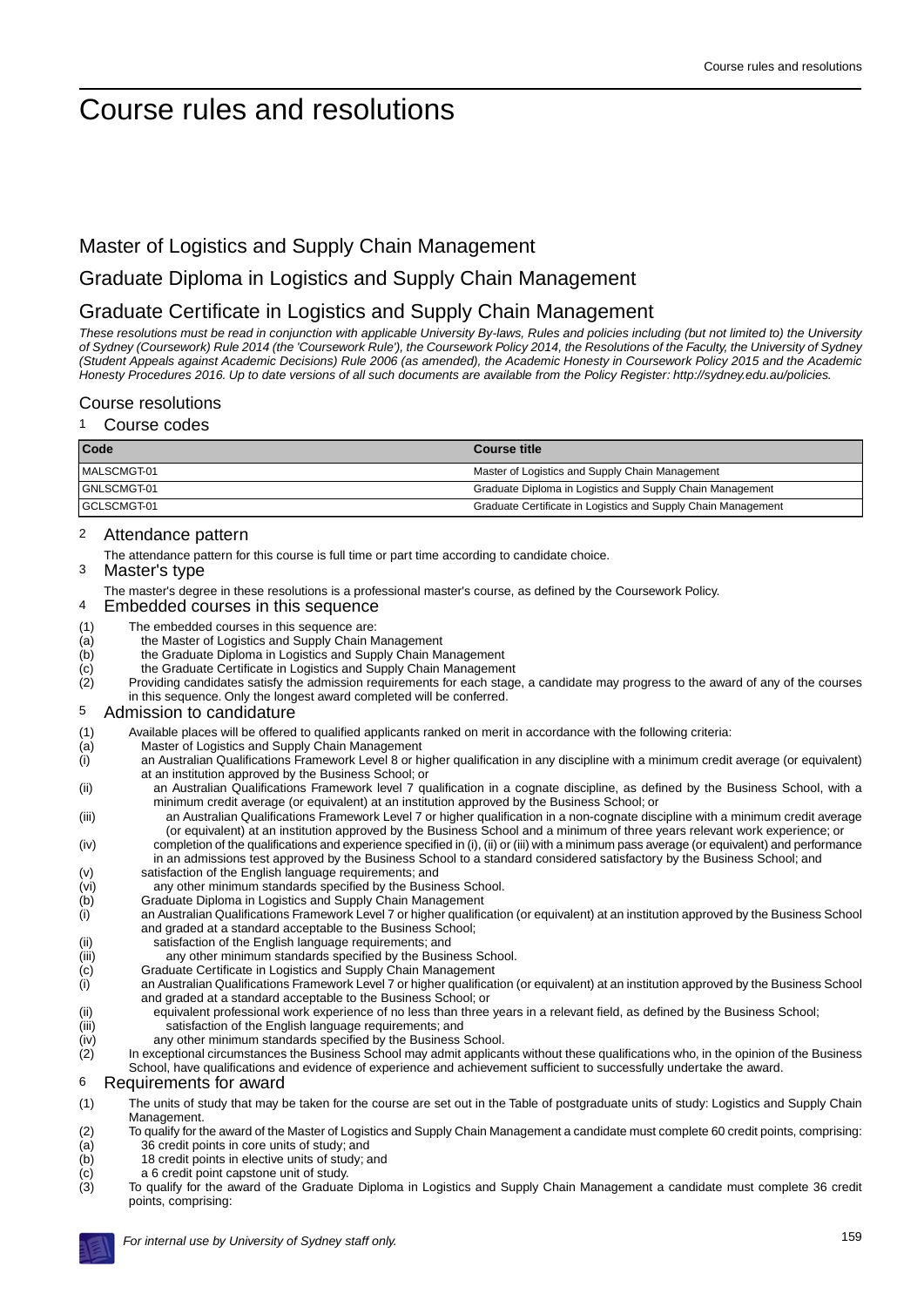# Course rules and resolutions

## Master of Logistics and Supply Chain Management

## Graduate Diploma in Logistics and Supply Chain Management

## Graduate Certificate in Logistics and Supply Chain Management

*These resolutions must be read in conjunction with applicable University By-laws, Rules and policies including (but not limited to) the University of Sydney (Coursework) Rule 2014 (the 'Coursework Rule'), the Coursework Policy 2014, the Resolutions of the Faculty, the University of Sydney (Student Appeals against Academic Decisions) Rule 2006 (as amended), the Academic Honesty in Coursework Policy 2015 and the Academic Honesty Procedures 2016. Up to date versions of all such documents are available from the Policy Register: http://sydney.edu.au/policies.*

### Course resolutions

#### 1 Course codes

| Code | Course title |
|---|---|
| MALSCMGT-01 | Master of Logistics and Supply Chain Management |
| GNLSCMGT-01 | Graduate Diploma in Logistics and Supply Chain Management |
| GCLSCMGT-01 | Graduate Certificate in Logistics and Supply Chain Management |

#### 2 Attendance pattern

The attendance pattern for this course is full time or part time according to candidate choice.

#### 3 Master's type

The master's degree in these resolutions is a professional master's course, as defined by the Coursework Policy.

#### 4 Embedded courses in this sequence

(1) The embedded courses in this sequence are:
(a) the Master of Logistics and Supply Chain Management
(b) the Graduate Diploma in Logistics and Supply Chain Management
(c) the Graduate Certificate in Logistics and Supply Chain Management
(2) Providing candidates satisfy the admission requirements for each stage, a candidate may progress to the award of any of the courses in this sequence. Only the longest award completed will be conferred.

#### 5 Admission to candidature

(1) Available places will be offered to qualified applicants ranked on merit in accordance with the following criteria:
(a) Master of Logistics and Supply Chain Management
(i) an Australian Qualifications Framework Level 8 or higher qualification in any discipline with a minimum credit average (or equivalent) at an institution approved by the Business School; or
(ii) an Australian Qualifications Framework level 7 qualification in a cognate discipline, as defined by the Business School, with a minimum credit average (or equivalent) at an institution approved by the Business School; or
(iii) an Australian Qualifications Framework Level 7 or higher qualification in a non-cognate discipline with a minimum credit average (or equivalent) at an institution approved by the Business School and a minimum of three years relevant work experience; or
(iv) completion of the qualifications and experience specified in (i), (ii) or (iii) with a minimum pass average (or equivalent) and performance in an admissions test approved by the Business School to a standard considered satisfactory by the Business School; and
(v) satisfaction of the English language requirements; and
(vi) any other minimum standards specified by the Business School.
(b) Graduate Diploma in Logistics and Supply Chain Management
(i) an Australian Qualifications Framework Level 7 or higher qualification (or equivalent) at an institution approved by the Business School and graded at a standard acceptable to the Business School;
(ii) satisfaction of the English language requirements; and
(iii) any other minimum standards specified by the Business School.
(c) Graduate Certificate in Logistics and Supply Chain Management
(i) an Australian Qualifications Framework Level 7 or higher qualification (or equivalent) at an institution approved by the Business School and graded at a standard acceptable to the Business School; or
(ii) equivalent professional work experience of no less than three years in a relevant field, as defined by the Business School;
(iii) satisfaction of the English language requirements; and
(iv) any other minimum standards specified by the Business School.
(2) In exceptional circumstances the Business School may admit applicants without these qualifications who, in the opinion of the Business School, have qualifications and evidence of experience and achievement sufficient to successfully undertake the award.

#### 6 Requirements for award

(1) The units of study that may be taken for the course are set out in the Table of postgraduate units of study: Logistics and Supply Chain Management.
(2) To qualify for the award of the Master of Logistics and Supply Chain Management a candidate must complete 60 credit points, comprising:
(a) 36 credit points in core units of study; and
(b) 18 credit points in elective units of study; and
(c) a 6 credit point capstone unit of study.
(3) To qualify for the award of the Graduate Diploma in Logistics and Supply Chain Management a candidate must complete 36 credit points, comprising: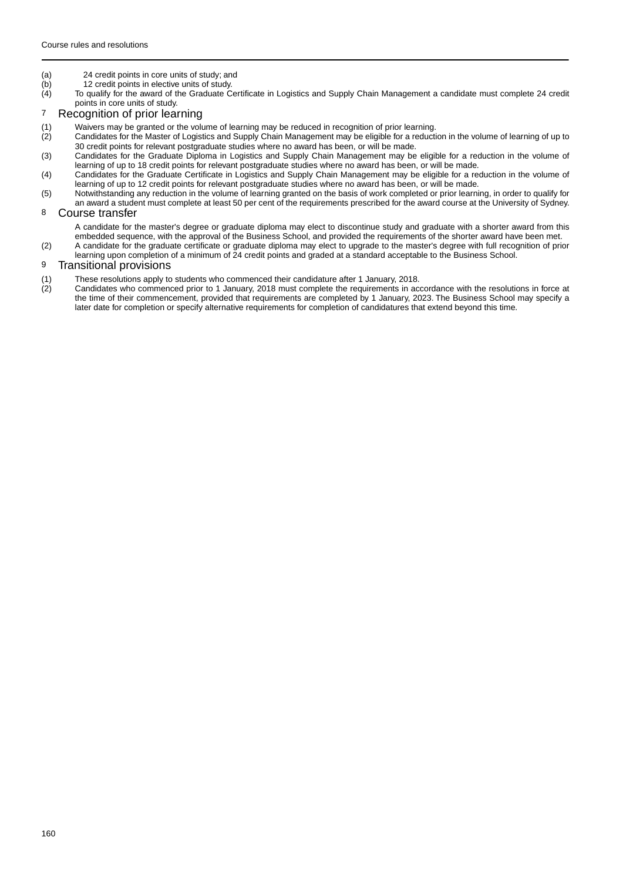(a) 24 credit points in core units of study; and
(b) 12 credit points in elective units of study.

(4) To qualify for the award of the Graduate Certificate in Logistics and Supply Chain Management a candidate must complete 24 credit points in core units of study.

## 7 Recognition of prior learning

(1) Waivers may be granted or the volume of learning may be reduced in recognition of prior learning.

(2) Candidates for the Master of Logistics and Supply Chain Management may be eligible for a reduction in the volume of learning of up to 30 credit points for relevant postgraduate studies where no award has been, or will be made.

(3) Candidates for the Graduate Diploma in Logistics and Supply Chain Management may be eligible for a reduction in the volume of learning of up to 18 credit points for relevant postgraduate studies where no award has been, or will be made.

(4) Candidates for the Graduate Certificate in Logistics and Supply Chain Management may be eligible for a reduction in the volume of learning of up to 12 credit points for relevant postgraduate studies where no award has been, or will be made.

(5) Notwithstanding any reduction in the volume of learning granted on the basis of work completed or prior learning, in order to qualify for an award a student must complete at least 50 per cent of the requirements prescribed for the award course at the University of Sydney.

## 8 Course transfer

A candidate for the master's degree or graduate diploma may elect to discontinue study and graduate with a shorter award from this embedded sequence, with the approval of the Business School, and provided the requirements of the shorter award have been met.

(2) A candidate for the graduate certificate or graduate diploma may elect to upgrade to the master's degree with full recognition of prior learning upon completion of a minimum of 24 credit points and graded at a standard acceptable to the Business School.

## 9 Transitional provisions

(1) These resolutions apply to students who commenced their candidature after 1 January, 2018.

(2) Candidates who commenced prior to 1 January, 2018 must complete the requirements in accordance with the resolutions in force at the time of their commencement, provided that requirements are completed by 1 January, 2023. The Business School may specify a later date for completion or specify alternative requirements for completion of candidatures that extend beyond this time.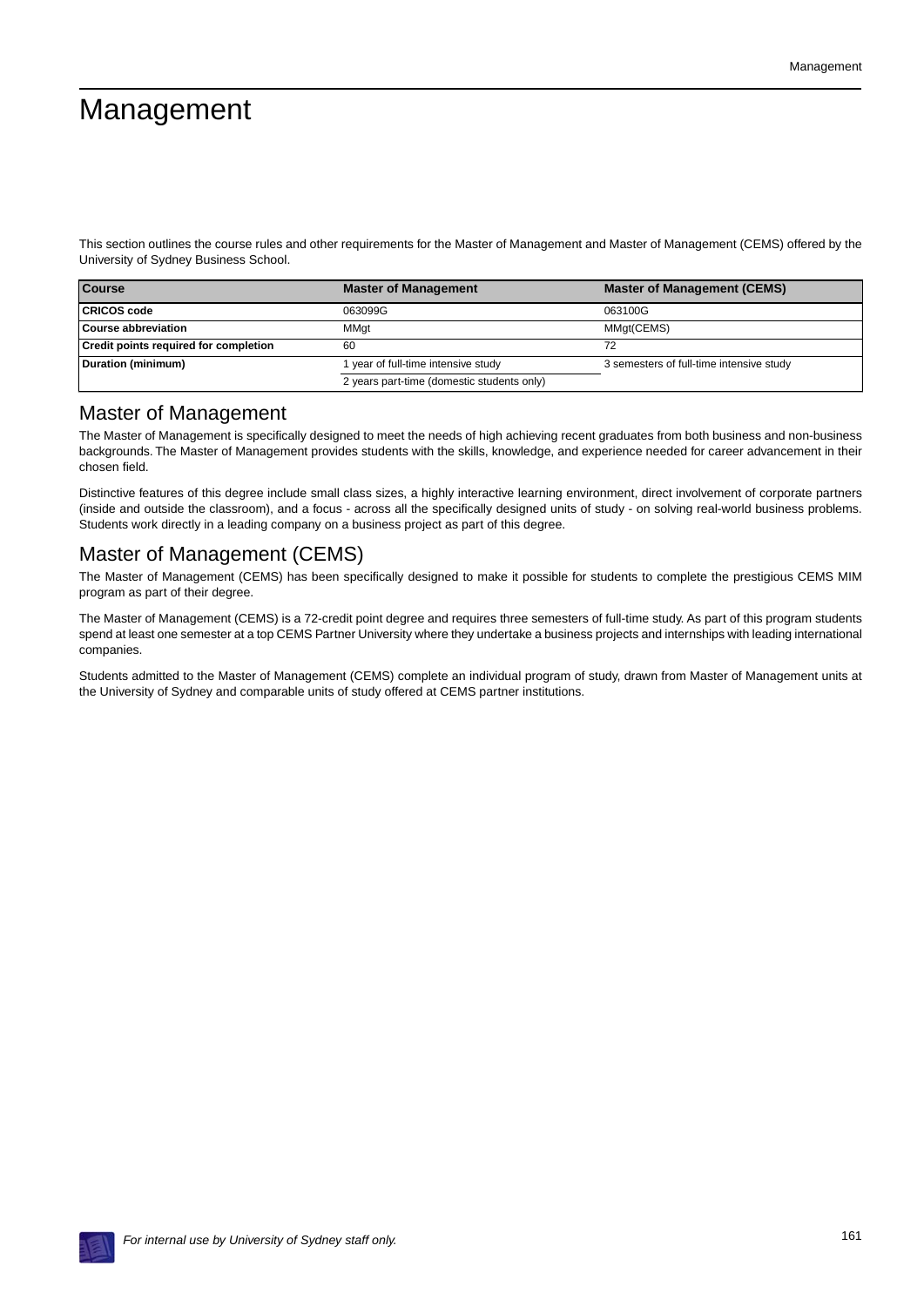# Management

This section outlines the course rules and other requirements for the Master of Management and Master of Management (CEMS) offered by the University of Sydney Business School.

| Course | Master of Management | Master of Management (CEMS) |
|---|---|---|
| CRICOS code | 063099G | 063100G |
| Course abbreviation | MMgt | MMgt(CEMS) |
| Credit points required for completion | 60 | 72 |
| Duration (minimum) | 1 year of full-time intensive study | 3 semesters of full-time intensive study |
| | 2 years part-time (domestic students only) | |

## Master of Management

The Master of Management is specifically designed to meet the needs of high achieving recent graduates from both business and non-business backgrounds. The Master of Management provides students with the skills, knowledge, and experience needed for career advancement in their chosen field.

Distinctive features of this degree include small class sizes, a highly interactive learning environment, direct involvement of corporate partners (inside and outside the classroom), and a focus - across all the specifically designed units of study - on solving real-world business problems. Students work directly in a leading company on a business project as part of this degree.

## Master of Management (CEMS)

The Master of Management (CEMS) has been specifically designed to make it possible for students to complete the prestigious CEMS MIM program as part of their degree.

The Master of Management (CEMS) is a 72-credit point degree and requires three semesters of full-time study. As part of this program students spend at least one semester at a top CEMS Partner University where they undertake a business projects and internships with leading international companies.

Students admitted to the Master of Management (CEMS) complete an individual program of study, drawn from Master of Management units at the University of Sydney and comparable units of study offered at CEMS partner institutions.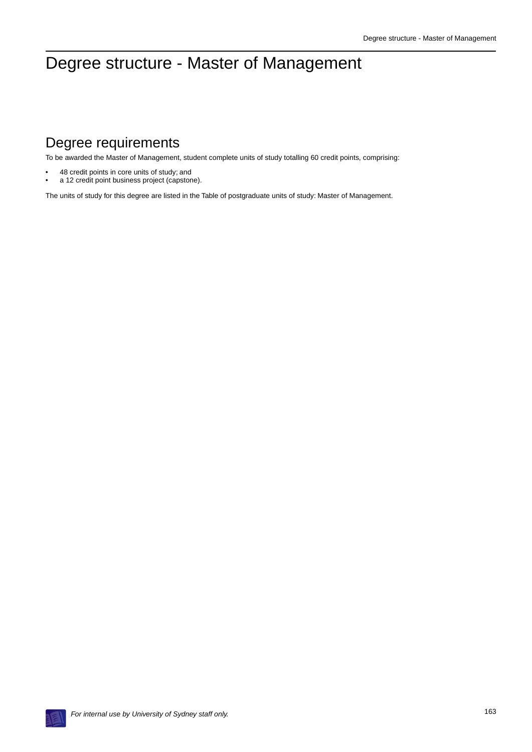# Degree structure - Master of Management

## Degree requirements

To be awarded the Master of Management, student complete units of study totalling 60 credit points, comprising:

- 48 credit points in core units of study; and
- a 12 credit point business project (capstone).

The units of study for this degree are listed in the Table of postgraduate units of study: Master of Management.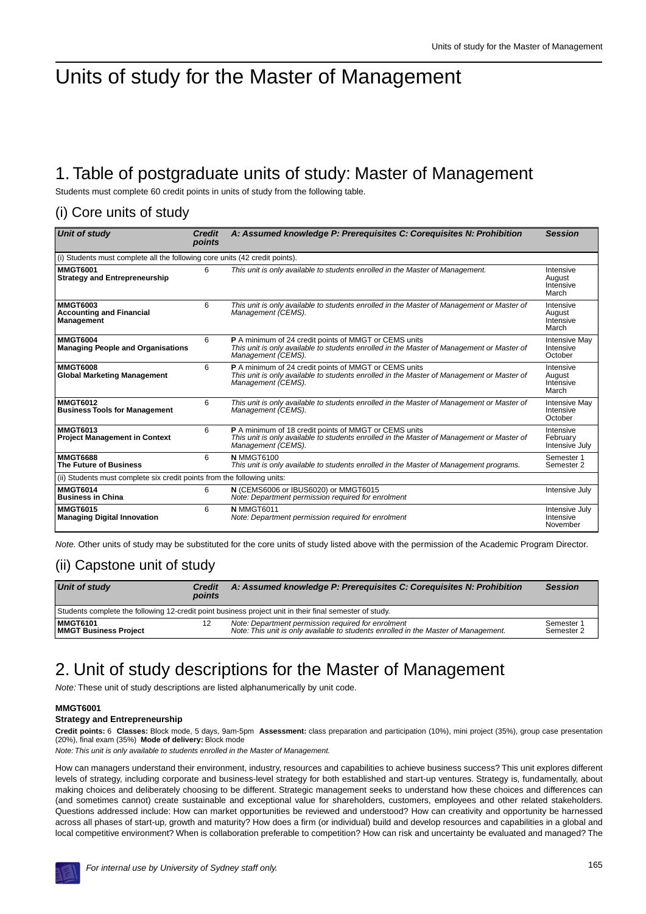# Units of study for the Master of Management

## 1. Table of postgraduate units of study: Master of Management

Students must complete 60 credit points in units of study from the following table.

### (i) Core units of study

| Unit of study | Credit points | A: Assumed knowledge P: Prerequisites C: Corequisites N: Prohibition | Session |
|---|---|---|---|
| (i) Students must complete all the following core units (42 credit points). | | | |
| **MMGT6001**<br>**Strategy and Entrepreneurship** | 6 | *This unit is only available to students enrolled in the Master of Management.* | Intensive August<br>Intensive March |
| **MMGT6003**<br>**Accounting and Financial Management** | 6 | *This unit is only available to students enrolled in the Master of Management or Master of Management (CEMS).* | Intensive August<br>Intensive March |
| **MMGT6004**<br>**Managing People and Organisations** | 6 | **P** A minimum of 24 credit points of MMGT or CEMS units<br>*This unit is only available to students enrolled in the Master of Management or Master of Management (CEMS).* | Intensive May<br>Intensive October |
| **MMGT6008**<br>**Global Marketing Management** | 6 | **P** A minimum of 24 credit points of MMGT or CEMS units<br>*This unit is only available to students enrolled in the Master of Management or Master of Management (CEMS).* | Intensive August<br>Intensive March |
| **MMGT6012**<br>**Business Tools for Management** | 6 | *This unit is only available to students enrolled in the Master of Management or Master of Management (CEMS).* | Intensive May<br>Intensive October |
| **MMGT6013**<br>**Project Management in Context** | 6 | **P** A minimum of 18 credit points of MMGT or CEMS units<br>*This unit is only available to students enrolled in the Master of Management or Master of Management (CEMS).* | Intensive February<br>Intensive July |
| **MMGT6688**<br>**The Future of Business** | 6 | **N** MMGT6100<br>*This unit is only available to students enrolled in the Master of Management programs.* | Semester 1<br>Semester 2 |
| (ii) Students must complete six credit points from the following units: | | | |
| **MMGT6014**<br>**Business in China** | 6 | **N** (CEMS6006 or IBUS6020) or MMGT6015<br>*Note: Department permission required for enrolment* | Intensive July |
| **MMGT6015**<br>**Managing Digital Innovation** | 6 | **N** MMGT6011<br>*Note: Department permission required for enrolment* | Intensive July<br>Intensive November |

*Note.* Other units of study may be substituted for the core units of study listed above with the permission of the Academic Program Director.

### (ii) Capstone unit of study

| Unit of study | Credit points | A: Assumed knowledge P: Prerequisites C: Corequisites N: Prohibition | Session |
|---|---|---|---|
| Students complete the following 12-credit point business project unit in their final semester of study. | | | |
| **MMGT6101**<br>**MMGT Business Project** | 12 | *Note: Department permission required for enrolment*<br>*Note: This unit is only available to students enrolled in the Master of Management.* | Semester 1<br>Semester 2 |

## 2. Unit of study descriptions for the Master of Management

*Note:* These unit of study descriptions are listed alphanumerically by unit code.

**MMGT6001**
**Strategy and Entrepreneurship**

**Credit points:** 6 **Classes:** Block mode, 5 days, 9am-5pm **Assessment:** class preparation and participation (10%), mini project (35%), group case presentation (20%), final exam (35%) **Mode of delivery:** Block mode

*Note: This unit is only available to students enrolled in the Master of Management.*

How can managers understand their environment, industry, resources and capabilities to achieve business success? This unit explores different levels of strategy, including corporate and business-level strategy for both established and start-up ventures. Strategy is, fundamentally, about making choices and deliberately choosing to be different. Strategic management seeks to understand how these choices and differences can (and sometimes cannot) create sustainable and exceptional value for shareholders, customers, employees and other related stakeholders. Questions addressed include: How can market opportunities be reviewed and understood? How can creativity and opportunity be harnessed across all phases of start-up, growth and maturity? How does a firm (or individual) build and develop resources and capabilities in a global and local competitive environment? When is collaboration preferable to competition? How can risk and uncertainty be evaluated and managed? The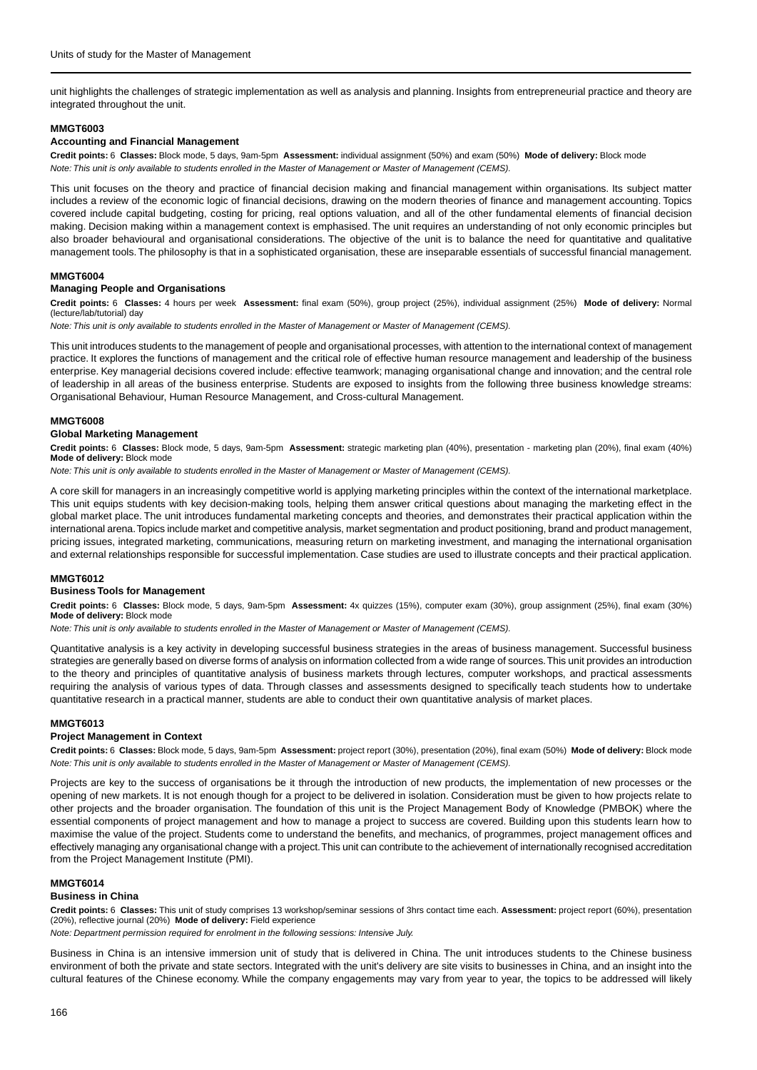unit highlights the challenges of strategic implementation as well as analysis and planning. Insights from entrepreneurial practice and theory are integrated throughout the unit.

#### MMGT6003

#### Accounting and Financial Management

**Credit points:** 6 **Classes:** Block mode, 5 days, 9am-5pm **Assessment:** individual assignment (50%) and exam (50%) **Mode of delivery:** Block mode

*Note: This unit is only available to students enrolled in the Master of Management or Master of Management (CEMS).*

This unit focuses on the theory and practice of financial decision making and financial management within organisations. Its subject matter includes a review of the economic logic of financial decisions, drawing on the modern theories of finance and management accounting. Topics covered include capital budgeting, costing for pricing, real options valuation, and all of the other fundamental elements of financial decision making. Decision making within a management context is emphasised. The unit requires an understanding of not only economic principles but also broader behavioural and organisational considerations. The objective of the unit is to balance the need for quantitative and qualitative management tools. The philosophy is that in a sophisticated organisation, these are inseparable essentials of successful financial management.

#### MMGT6004

#### Managing People and Organisations

**Credit points:** 6 **Classes:** 4 hours per week **Assessment:** final exam (50%), group project (25%), individual assignment (25%) **Mode of delivery:** Normal (lecture/lab/tutorial) day

*Note: This unit is only available to students enrolled in the Master of Management or Master of Management (CEMS).*

This unit introduces students to the management of people and organisational processes, with attention to the international context of management practice. It explores the functions of management and the critical role of effective human resource management and leadership of the business enterprise. Key managerial decisions covered include: effective teamwork; managing organisational change and innovation; and the central role of leadership in all areas of the business enterprise. Students are exposed to insights from the following three business knowledge streams: Organisational Behaviour, Human Resource Management, and Cross-cultural Management.

#### MMGT6008

#### Global Marketing Management

**Credit points:** 6 **Classes:** Block mode, 5 days, 9am-5pm **Assessment:** strategic marketing plan (40%), presentation - marketing plan (20%), final exam (40%) **Mode of delivery:** Block mode

*Note: This unit is only available to students enrolled in the Master of Management or Master of Management (CEMS).*

A core skill for managers in an increasingly competitive world is applying marketing principles within the context of the international marketplace. This unit equips students with key decision-making tools, helping them answer critical questions about managing the marketing effect in the global market place. The unit introduces fundamental marketing concepts and theories, and demonstrates their practical application within the international arena. Topics include market and competitive analysis, market segmentation and product positioning, brand and product management, pricing issues, integrated marketing, communications, measuring return on marketing investment, and managing the international organisation and external relationships responsible for successful implementation. Case studies are used to illustrate concepts and their practical application.

#### MMGT6012

#### Business Tools for Management

**Credit points:** 6 **Classes:** Block mode, 5 days, 9am-5pm **Assessment:** 4x quizzes (15%), computer exam (30%), group assignment (25%), final exam (30%) **Mode of delivery:** Block mode

*Note: This unit is only available to students enrolled in the Master of Management or Master of Management (CEMS).*

Quantitative analysis is a key activity in developing successful business strategies in the areas of business management. Successful business strategies are generally based on diverse forms of analysis on information collected from a wide range of sources. This unit provides an introduction to the theory and principles of quantitative analysis of business markets through lectures, computer workshops, and practical assessments requiring the analysis of various types of data. Through classes and assessments designed to specifically teach students how to undertake quantitative research in a practical manner, students are able to conduct their own quantitative analysis of market places.

#### MMGT6013

#### Project Management in Context

**Credit points:** 6 **Classes:** Block mode, 5 days, 9am-5pm **Assessment:** project report (30%), presentation (20%), final exam (50%) **Mode of delivery:** Block mode

*Note: This unit is only available to students enrolled in the Master of Management or Master of Management (CEMS).*

Projects are key to the success of organisations be it through the introduction of new products, the implementation of new processes or the opening of new markets. It is not enough though for a project to be delivered in isolation. Consideration must be given to how projects relate to other projects and the broader organisation. The foundation of this unit is the Project Management Body of Knowledge (PMBOK) where the essential components of project management and how to manage a project to success are covered. Building upon this students learn how to maximise the value of the project. Students come to understand the benefits, and mechanics, of programmes, project management offices and effectively managing any organisational change with a project. This unit can contribute to the achievement of internationally recognised accreditation from the Project Management Institute (PMI).

#### MMGT6014

#### Business in China

**Credit points:** 6 **Classes:** This unit of study comprises 13 workshop/seminar sessions of 3hrs contact time each. **Assessment:** project report (60%), presentation (20%), reflective journal (20%) **Mode of delivery:** Field experience

*Note: Department permission required for enrolment in the following sessions: Intensive July.*

Business in China is an intensive immersion unit of study that is delivered in China. The unit introduces students to the Chinese business environment of both the private and state sectors. Integrated with the unit's delivery are site visits to businesses in China, and an insight into the cultural features of the Chinese economy. While the company engagements may vary from year to year, the topics to be addressed will likely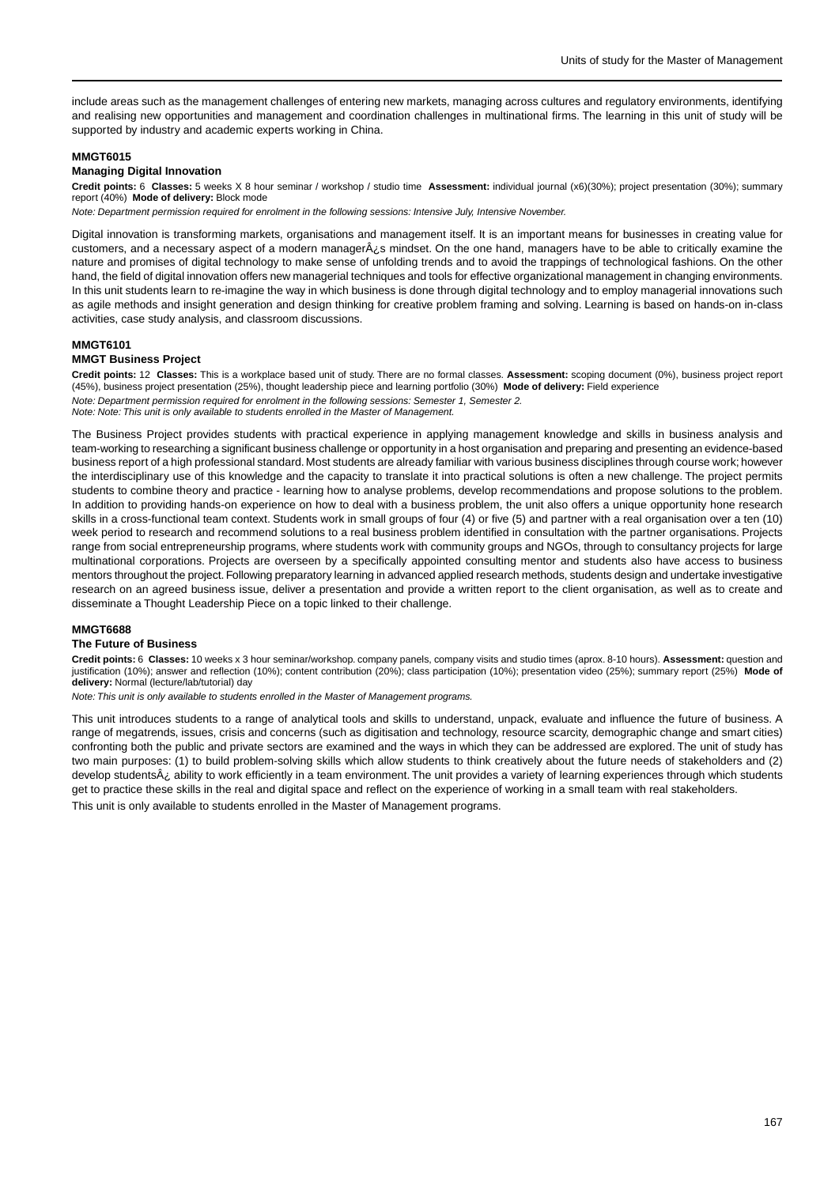include areas such as the management challenges of entering new markets, managing across cultures and regulatory environments, identifying and realising new opportunities and management and coordination challenges in multinational firms. The learning in this unit of study will be supported by industry and academic experts working in China.

#### MMGT6015
#### Managing Digital Innovation

**Credit points:** 6 **Classes:** 5 weeks X 8 hour seminar / workshop / studio time **Assessment:** individual journal (x6)(30%); project presentation (30%); summary report (40%) **Mode of delivery:** Block mode

*Note: Department permission required for enrolment in the following sessions: Intensive July, Intensive November.*

Digital innovation is transforming markets, organisations and management itself. It is an important means for businesses in creating value for customers, and a necessary aspect of a modern managerÂ¿s mindset. On the one hand, managers have to be able to critically examine the nature and promises of digital technology to make sense of unfolding trends and to avoid the trappings of technological fashions. On the other hand, the field of digital innovation offers new managerial techniques and tools for effective organizational management in changing environments. In this unit students learn to re-imagine the way in which business is done through digital technology and to employ managerial innovations such as agile methods and insight generation and design thinking for creative problem framing and solving. Learning is based on hands-on in-class activities, case study analysis, and classroom discussions.

#### MMGT6101
#### MMGT Business Project

**Credit points:** 12 **Classes:** This is a workplace based unit of study. There are no formal classes. **Assessment:** scoping document (0%), business project report (45%), business project presentation (25%), thought leadership piece and learning portfolio (30%) **Mode of delivery:** Field experience

*Note: Department permission required for enrolment in the following sessions: Semester 1, Semester 2.*
*Note: Note: This unit is only available to students enrolled in the Master of Management.*

The Business Project provides students with practical experience in applying management knowledge and skills in business analysis and team-working to researching a significant business challenge or opportunity in a host organisation and preparing and presenting an evidence-based business report of a high professional standard. Most students are already familiar with various business disciplines through course work; however the interdisciplinary use of this knowledge and the capacity to translate it into practical solutions is often a new challenge. The project permits students to combine theory and practice - learning how to analyse problems, develop recommendations and propose solutions to the problem. In addition to providing hands-on experience on how to deal with a business problem, the unit also offers a unique opportunity hone research skills in a cross-functional team context. Students work in small groups of four (4) or five (5) and partner with a real organisation over a ten (10) week period to research and recommend solutions to a real business problem identified in consultation with the partner organisations. Projects range from social entrepreneurship programs, where students work with community groups and NGOs, through to consultancy projects for large multinational corporations. Projects are overseen by a specifically appointed consulting mentor and students also have access to business mentors throughout the project. Following preparatory learning in advanced applied research methods, students design and undertake investigative research on an agreed business issue, deliver a presentation and provide a written report to the client organisation, as well as to create and disseminate a Thought Leadership Piece on a topic linked to their challenge.

#### MMGT6688
#### The Future of Business

**Credit points:** 6 **Classes:** 10 weeks x 3 hour seminar/workshop. company panels, company visits and studio times (aprox. 8-10 hours). **Assessment:** question and justification (10%); answer and reflection (10%); content contribution (20%); class participation (10%); presentation video (25%); summary report (25%) **Mode of delivery:** Normal (lecture/lab/tutorial) day

*Note: This unit is only available to students enrolled in the Master of Management programs.*

This unit introduces students to a range of analytical tools and skills to understand, unpack, evaluate and influence the future of business. A range of megatrends, issues, crisis and concerns (such as digitisation and technology, resource scarcity, demographic change and smart cities) confronting both the public and private sectors are examined and the ways in which they can be addressed are explored. The unit of study has two main purposes: (1) to build problem-solving skills which allow students to think creatively about the future needs of stakeholders and (2) develop studentsÂ¿ ability to work efficiently in a team environment. The unit provides a variety of learning experiences through which students get to practice these skills in the real and digital space and reflect on the experience of working in a small team with real stakeholders.

This unit is only available to students enrolled in the Master of Management programs.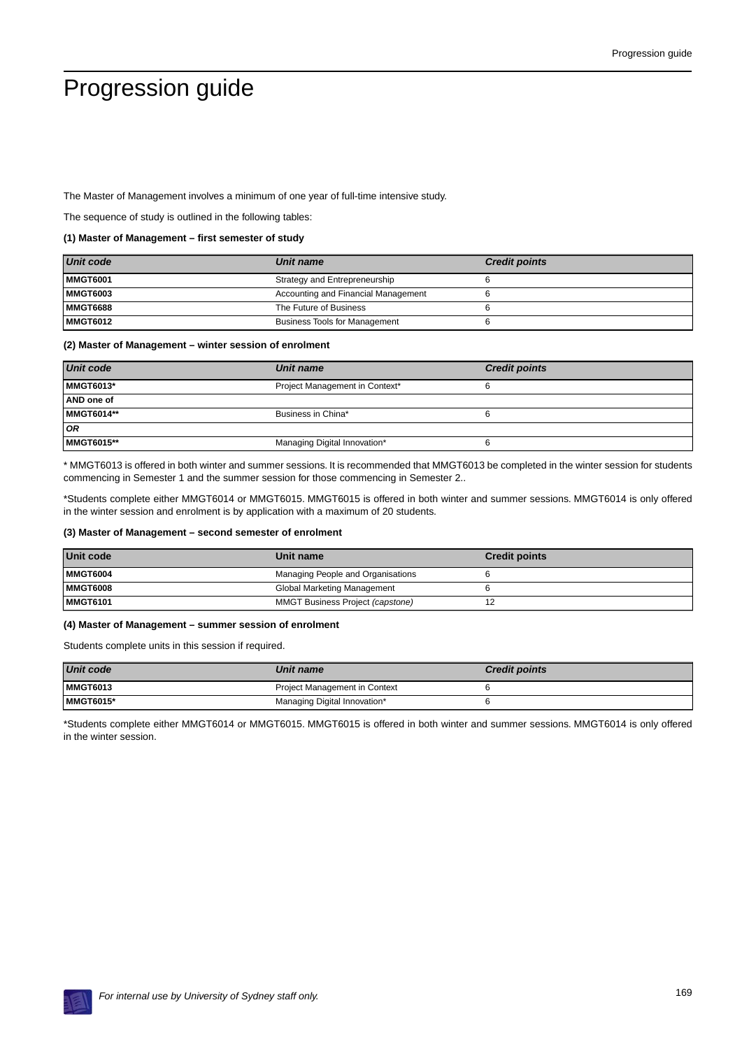# Progression guide

The Master of Management involves a minimum of one year of full-time intensive study.

The sequence of study is outlined in the following tables:

**(1) Master of Management – first semester of study**

| *Unit code* | *Unit name* | *Credit points* |
|---|---|---|
| **MMGT6001** | Strategy and Entrepreneurship | 6 |
| **MMGT6003** | Accounting and Financial Management | 6 |
| **MMGT6688** | The Future of Business | 6 |
| **MMGT6012** | Business Tools for Management | 6 |

**(2) Master of Management – winter session of enrolment**

| *Unit code* | *Unit name* | *Credit points* |
|---|---|---|
| **MMGT6013*** | Project Management in Context* | 6 |
| **AND one of** | | |
| **MMGT6014**** | Business in China* | 6 |
| ***OR*** | | |
| **MMGT6015**** | Managing Digital Innovation* | 6 |

* MMGT6013 is offered in both winter and summer sessions. It is recommended that MMGT6013 be completed in the winter session for students commencing in Semester 1 and the summer session for those commencing in Semester 2..

*Students complete either MMGT6014 or MMGT6015. MMGT6015 is offered in both winter and summer sessions. MMGT6014 is only offered in the winter session and enrolment is by application with a maximum of 20 students.

**(3) Master of Management – second semester of enrolment**

| Unit code | Unit name | Credit points |
|---|---|---|
| **MMGT6004** | Managing People and Organisations | 6 |
| **MMGT6008** | Global Marketing Management | 6 |
| **MMGT6101** | MMGT Business Project *(capstone)* | 12 |

**(4) Master of Management – summer session of enrolment**

Students complete units in this session if required.

| *Unit code* | *Unit name* | *Credit points* |
|---|---|---|
| **MMGT6013** | Project Management in Context | 6 |
| **MMGT6015*** | Managing Digital Innovation* | 6 |

*Students complete either MMGT6014 or MMGT6015. MMGT6015 is offered in both winter and summer sessions. MMGT6014 is only offered in the winter session.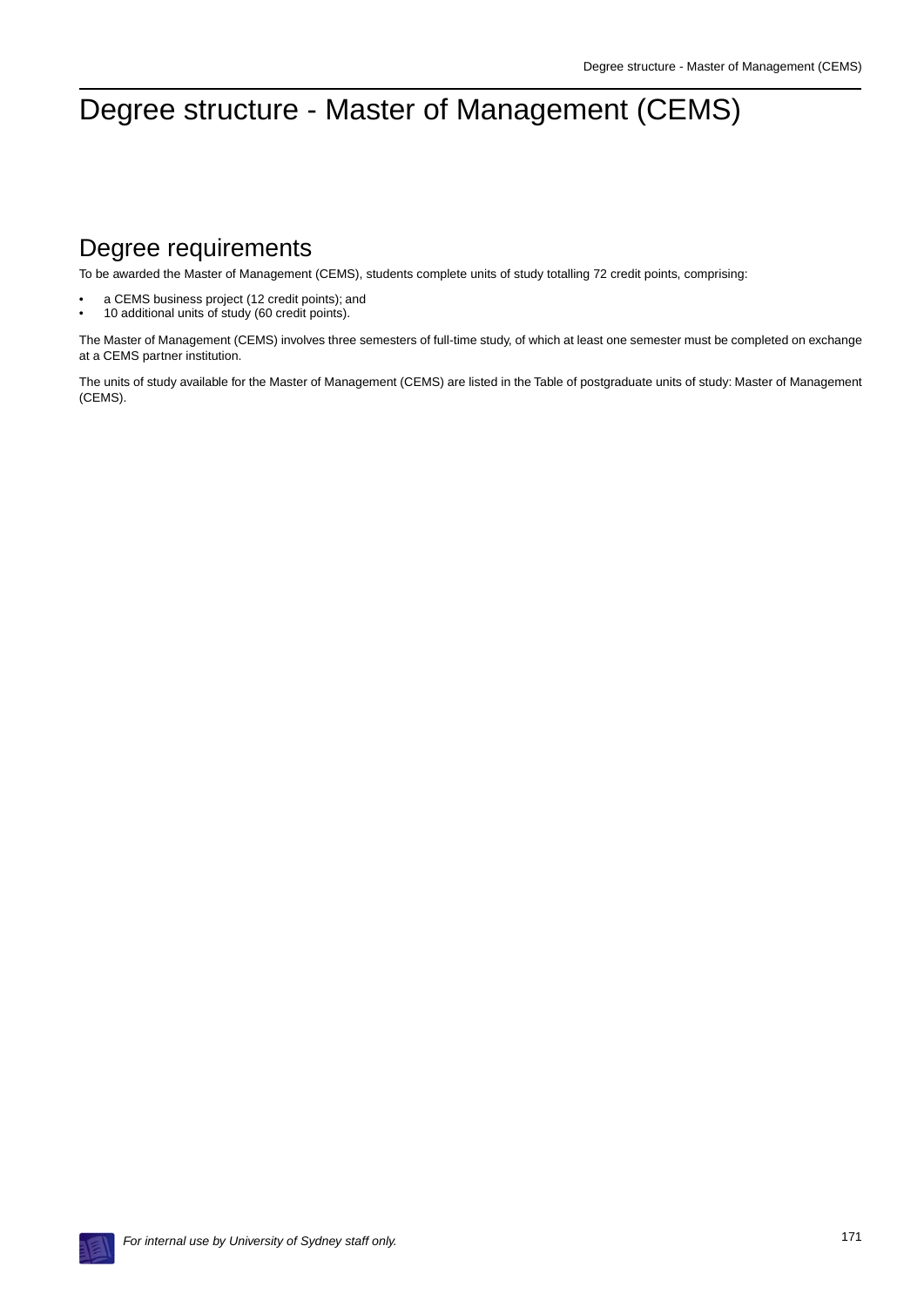# Degree structure - Master of Management (CEMS)

## Degree requirements

To be awarded the Master of Management (CEMS), students complete units of study totalling 72 credit points, comprising:

- a CEMS business project (12 credit points); and
- 10 additional units of study (60 credit points).

The Master of Management (CEMS) involves three semesters of full-time study, of which at least one semester must be completed on exchange at a CEMS partner institution.

The units of study available for the Master of Management (CEMS) are listed in the Table of postgraduate units of study: Master of Management (CEMS).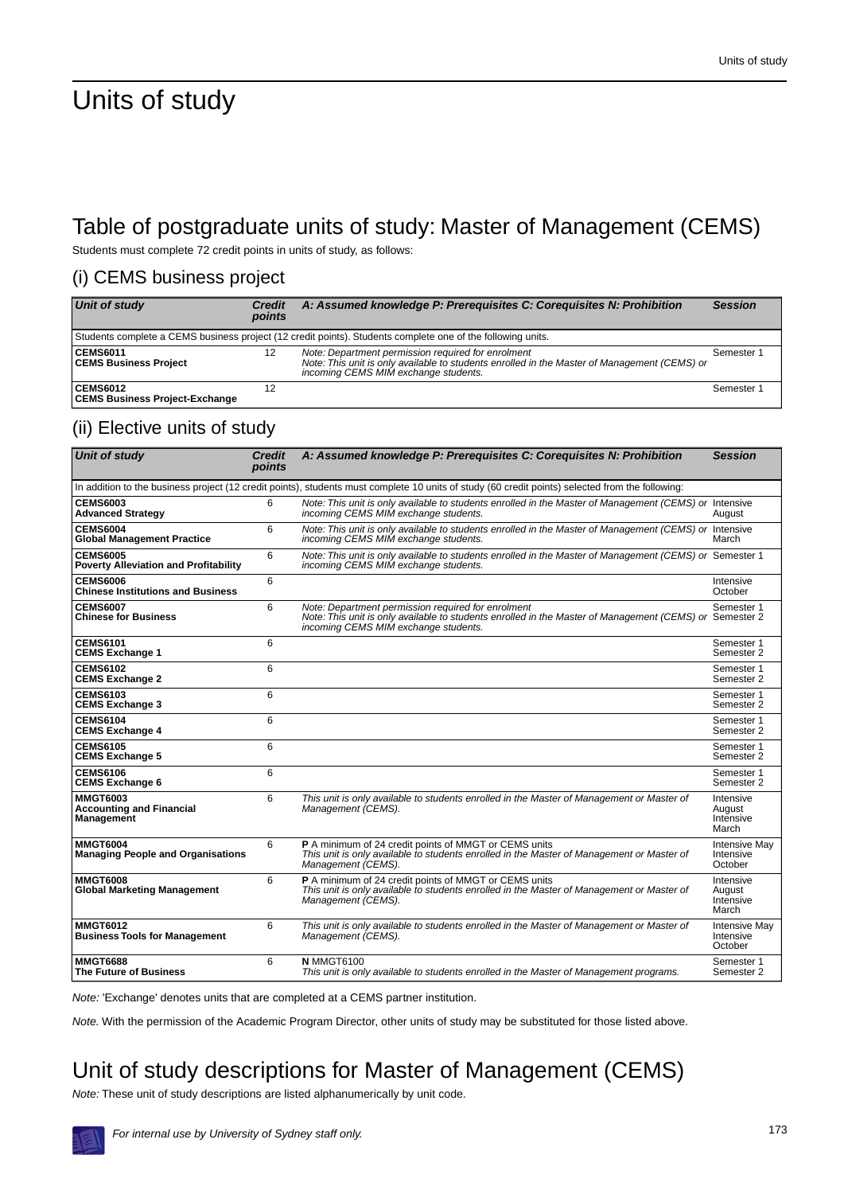# Units of study

## Table of postgraduate units of study: Master of Management (CEMS)

Students must complete 72 credit points in units of study, as follows:

### (i) CEMS business project

| Unit of study | Credit points | A: Assumed knowledge P: Prerequisites C: Corequisites N: Prohibition | Session |
|---|---|---|---|
| Students complete a CEMS business project (12 credit points). Students complete one of the following units. | | | |
| **CEMS6011** **CEMS Business Project** | 12 | *Note: Department permission required for enrolment* *Note: This unit is only available to students enrolled in the Master of Management (CEMS) or incoming CEMS MIM exchange students.* | Semester 1 |
| **CEMS6012** **CEMS Business Project-Exchange** | 12 | | Semester 1 |

### (ii) Elective units of study

| Unit of study | Credit points | A: Assumed knowledge P: Prerequisites C: Corequisites N: Prohibition | Session |
|---|---|---|---|
| In addition to the business project (12 credit points), students must complete 10 units of study (60 credit points) selected from the following: | | | |
| **CEMS6003** **Advanced Strategy** | 6 | *Note: This unit is only available to students enrolled in the Master of Management (CEMS) or incoming CEMS MIM exchange students.* | Intensive August |
| **CEMS6004** **Global Management Practice** | 6 | *Note: This unit is only available to students enrolled in the Master of Management (CEMS) or incoming CEMS MIM exchange students.* | Intensive March |
| **CEMS6005** **Poverty Alleviation and Profitability** | 6 | *Note: This unit is only available to students enrolled in the Master of Management (CEMS) or incoming CEMS MIM exchange students.* | Semester 1 |
| **CEMS6006** **Chinese Institutions and Business** | 6 | | Intensive October |
| **CEMS6007** **Chinese for Business** | 6 | *Note: Department permission required for enrolment* *Note: This unit is only available to students enrolled in the Master of Management (CEMS) or incoming CEMS MIM exchange students.* | Semester 1 Semester 2 |
| **CEMS6101** **CEMS Exchange 1** | 6 | | Semester 1 Semester 2 |
| **CEMS6102** **CEMS Exchange 2** | 6 | | Semester 1 Semester 2 |
| **CEMS6103** **CEMS Exchange 3** | 6 | | Semester 1 Semester 2 |
| **CEMS6104** **CEMS Exchange 4** | 6 | | Semester 1 Semester 2 |
| **CEMS6105** **CEMS Exchange 5** | 6 | | Semester 1 Semester 2 |
| **CEMS6106** **CEMS Exchange 6** | 6 | | Semester 1 Semester 2 |
| **MMGT6003** **Accounting and Financial Management** | 6 | *This unit is only available to students enrolled in the Master of Management or Master of Management (CEMS).* | Intensive August Intensive March |
| **MMGT6004** **Managing People and Organisations** | 6 | **P** A minimum of 24 credit points of MMGT or CEMS units *This unit is only available to students enrolled in the Master of Management or Master of Management (CEMS).* | Intensive May Intensive October |
| **MMGT6008** **Global Marketing Management** | 6 | **P** A minimum of 24 credit points of MMGT or CEMS units *This unit is only available to students enrolled in the Master of Management or Master of Management (CEMS).* | Intensive August Intensive March |
| **MMGT6012** **Business Tools for Management** | 6 | *This unit is only available to students enrolled in the Master of Management or Master of Management (CEMS).* | Intensive May Intensive October |
| **MMGT6688** **The Future of Business** | 6 | **N** MMGT6100 *This unit is only available to students enrolled in the Master of Management programs.* | Semester 1 Semester 2 |

*Note:* 'Exchange' denotes units that are completed at a CEMS partner institution.

*Note.* With the permission of the Academic Program Director, other units of study may be substituted for those listed above.

## Unit of study descriptions for Master of Management (CEMS)

*Note:* These unit of study descriptions are listed alphanumerically by unit code.

*For internal use by University of Sydney staff only.*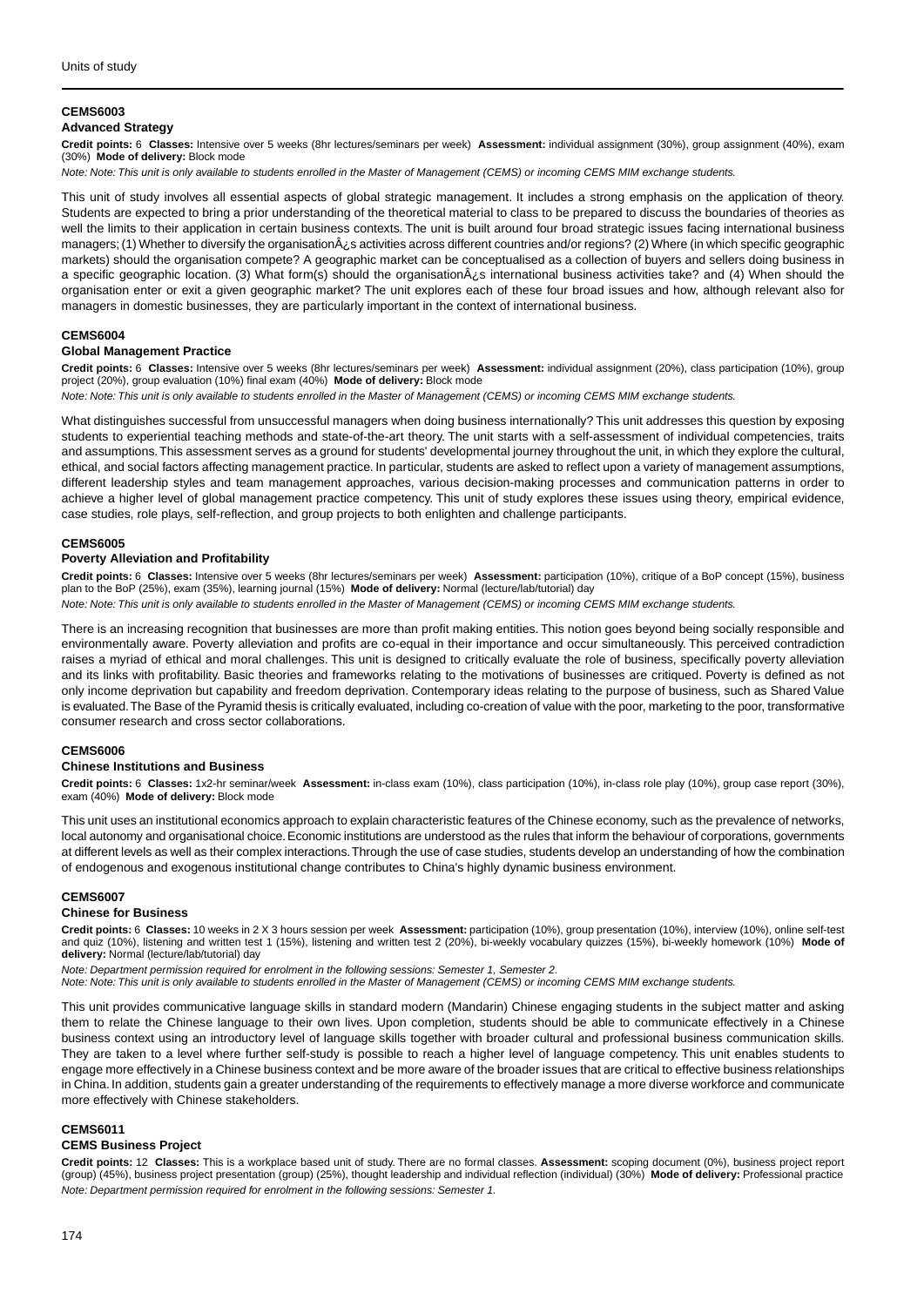### CEMS6003
**Advanced Strategy**

**Credit points:** 6 **Classes:** Intensive over 5 weeks (8hr lectures/seminars per week) **Assessment:** individual assignment (30%), group assignment (40%), exam (30%) **Mode of delivery:** Block mode

*Note: Note: This unit is only available to students enrolled in the Master of Management (CEMS) or incoming CEMS MIM exchange students.*

This unit of study involves all essential aspects of global strategic management. It includes a strong emphasis on the application of theory. Students are expected to bring a prior understanding of the theoretical material to class to be prepared to discuss the boundaries of theories as well the limits to their application in certain business contexts. The unit is built around four broad strategic issues facing international business managers; (1) Whether to diversify the organisationÂ¿s activities across different countries and/or regions? (2) Where (in which specific geographic markets) should the organisation compete? A geographic market can be conceptualised as a collection of buyers and sellers doing business in a specific geographic location. (3) What form(s) should the organisationÂ¿s international business activities take? and (4) When should the organisation enter or exit a given geographic market? The unit explores each of these four broad issues and how, although relevant also for managers in domestic businesses, they are particularly important in the context of international business.

### CEMS6004
**Global Management Practice**

**Credit points:** 6 **Classes:** Intensive over 5 weeks (8hr lectures/seminars per week) **Assessment:** individual assignment (20%), class participation (10%), group project (20%), group evaluation (10%) final exam (40%) **Mode of delivery:** Block mode

*Note: Note: This unit is only available to students enrolled in the Master of Management (CEMS) or incoming CEMS MIM exchange students.*

What distinguishes successful from unsuccessful managers when doing business internationally? This unit addresses this question by exposing students to experiential teaching methods and state-of-the-art theory. The unit starts with a self-assessment of individual competencies, traits and assumptions. This assessment serves as a ground for students' developmental journey throughout the unit, in which they explore the cultural, ethical, and social factors affecting management practice. In particular, students are asked to reflect upon a variety of management assumptions, different leadership styles and team management approaches, various decision-making processes and communication patterns in order to achieve a higher level of global management practice competency. This unit of study explores these issues using theory, empirical evidence, case studies, role plays, self-reflection, and group projects to both enlighten and challenge participants.

### CEMS6005
**Poverty Alleviation and Profitability**

**Credit points:** 6 **Classes:** Intensive over 5 weeks (8hr lectures/seminars per week) **Assessment:** participation (10%), critique of a BoP concept (15%), business plan to the BoP (25%), exam (35%), learning journal (15%) **Mode of delivery:** Normal (lecture/lab/tutorial) day

*Note: Note: This unit is only available to students enrolled in the Master of Management (CEMS) or incoming CEMS MIM exchange students.*

There is an increasing recognition that businesses are more than profit making entities. This notion goes beyond being socially responsible and environmentally aware. Poverty alleviation and profits are co-equal in their importance and occur simultaneously. This perceived contradiction raises a myriad of ethical and moral challenges. This unit is designed to critically evaluate the role of business, specifically poverty alleviation and its links with profitability. Basic theories and frameworks relating to the motivations of businesses are critiqued. Poverty is defined as not only income deprivation but capability and freedom deprivation. Contemporary ideas relating to the purpose of business, such as Shared Value is evaluated. The Base of the Pyramid thesis is critically evaluated, including co-creation of value with the poor, marketing to the poor, transformative consumer research and cross sector collaborations.

### CEMS6006
**Chinese Institutions and Business**

**Credit points:** 6 **Classes:** 1x2-hr seminar/week **Assessment:** in-class exam (10%), class participation (10%), in-class role play (10%), group case report (30%), exam (40%) **Mode of delivery:** Block mode

This unit uses an institutional economics approach to explain characteristic features of the Chinese economy, such as the prevalence of networks, local autonomy and organisational choice. Economic institutions are understood as the rules that inform the behaviour of corporations, governments at different levels as well as their complex interactions. Through the use of case studies, students develop an understanding of how the combination of endogenous and exogenous institutional change contributes to China's highly dynamic business environment.

### CEMS6007
**Chinese for Business**

**Credit points:** 6 **Classes:** 10 weeks in 2 X 3 hours session per week **Assessment:** participation (10%), group presentation (10%), interview (10%), online self-test and quiz (10%), listening and written test 1 (15%), listening and written test 2 (20%), bi-weekly vocabulary quizzes (15%), bi-weekly homework (10%) **Mode of delivery:** Normal (lecture/lab/tutorial) day

*Note: Department permission required for enrolment in the following sessions: Semester 1, Semester 2.*
*Note: Note: This unit is only available to students enrolled in the Master of Management (CEMS) or incoming CEMS MIM exchange students.*

This unit provides communicative language skills in standard modern (Mandarin) Chinese engaging students in the subject matter and asking them to relate the Chinese language to their own lives. Upon completion, students should be able to communicate effectively in a Chinese business context using an introductory level of language skills together with broader cultural and professional business communication skills. They are taken to a level where further self-study is possible to reach a higher level of language competency. This unit enables students to engage more effectively in a Chinese business context and be more aware of the broader issues that are critical to effective business relationships in China. In addition, students gain a greater understanding of the requirements to effectively manage a more diverse workforce and communicate more effectively with Chinese stakeholders.

### CEMS6011
**CEMS Business Project**

**Credit points:** 12 **Classes:** This is a workplace based unit of study. There are no formal classes. **Assessment:** scoping document (0%), business project report (group) (45%), business project presentation (group) (25%), thought leadership and individual reflection (individual) (30%) **Mode of delivery:** Professional practice

*Note: Department permission required for enrolment in the following sessions: Semester 1.*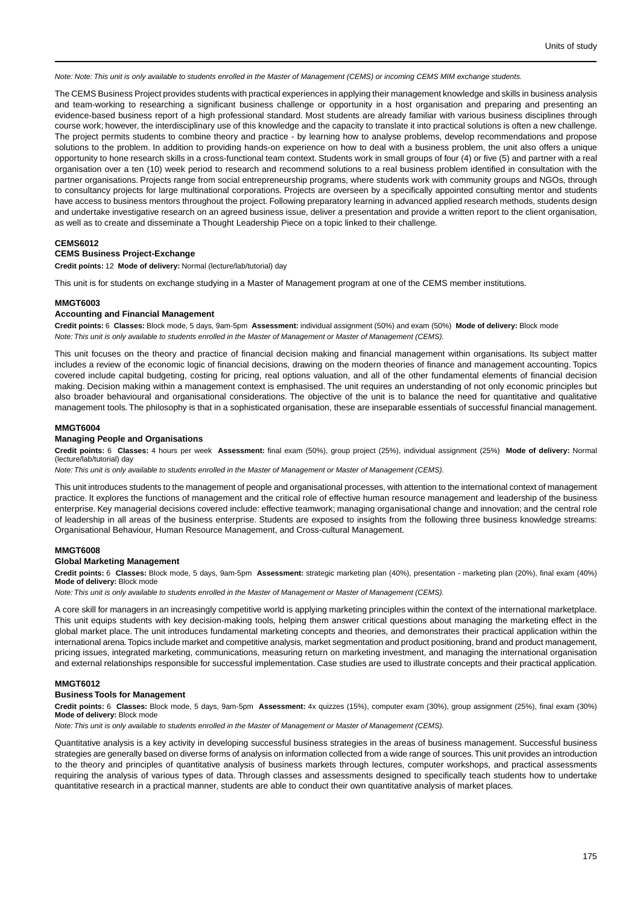*Note: Note: This unit is only available to students enrolled in the Master of Management (CEMS) or incoming CEMS MIM exchange students.*

The CEMS Business Project provides students with practical experiences in applying their management knowledge and skills in business analysis and team-working to researching a significant business challenge or opportunity in a host organisation and preparing and presenting an evidence-based business report of a high professional standard. Most students are already familiar with various business disciplines through course work; however, the interdisciplinary use of this knowledge and the capacity to translate it into practical solutions is often a new challenge. The project permits students to combine theory and practice - by learning how to analyse problems, develop recommendations and propose solutions to the problem. In addition to providing hands-on experience on how to deal with a business problem, the unit also offers a unique opportunity to hone research skills in a cross-functional team context. Students work in small groups of four (4) or five (5) and partner with a real organisation over a ten (10) week period to research and recommend solutions to a real business problem identified in consultation with the partner organisations. Projects range from social entrepreneurship programs, where students work with community groups and NGOs, through to consultancy projects for large multinational corporations. Projects are overseen by a specifically appointed consulting mentor and students have access to business mentors throughout the project. Following preparatory learning in advanced applied research methods, students design and undertake investigative research on an agreed business issue, deliver a presentation and provide a written report to the client organisation, as well as to create and disseminate a Thought Leadership Piece on a topic linked to their challenge.

#### CEMS6012
#### CEMS Business Project-Exchange

**Credit points:** 12 **Mode of delivery:** Normal (lecture/lab/tutorial) day

This unit is for students on exchange studying in a Master of Management program at one of the CEMS member institutions.

#### MMGT6003
#### Accounting and Financial Management

**Credit points:** 6 **Classes:** Block mode, 5 days, 9am-5pm **Assessment:** individual assignment (50%) and exam (50%) **Mode of delivery:** Block mode

*Note: This unit is only available to students enrolled in the Master of Management or Master of Management (CEMS).*

This unit focuses on the theory and practice of financial decision making and financial management within organisations. Its subject matter includes a review of the economic logic of financial decisions, drawing on the modern theories of finance and management accounting. Topics covered include capital budgeting, costing for pricing, real options valuation, and all of the other fundamental elements of financial decision making. Decision making within a management context is emphasised. The unit requires an understanding of not only economic principles but also broader behavioural and organisational considerations. The objective of the unit is to balance the need for quantitative and qualitative management tools. The philosophy is that in a sophisticated organisation, these are inseparable essentials of successful financial management.

#### MMGT6004
#### Managing People and Organisations

**Credit points:** 6 **Classes:** 4 hours per week **Assessment:** final exam (50%), group project (25%), individual assignment (25%) **Mode of delivery:** Normal (lecture/lab/tutorial) day

*Note: This unit is only available to students enrolled in the Master of Management or Master of Management (CEMS).*

This unit introduces students to the management of people and organisational processes, with attention to the international context of management practice. It explores the functions of management and the critical role of effective human resource management and leadership of the business enterprise. Key managerial decisions covered include: effective teamwork; managing organisational change and innovation; and the central role of leadership in all areas of the business enterprise. Students are exposed to insights from the following three business knowledge streams: Organisational Behaviour, Human Resource Management, and Cross-cultural Management.

#### MMGT6008
#### Global Marketing Management

**Credit points:** 6 **Classes:** Block mode, 5 days, 9am-5pm **Assessment:** strategic marketing plan (40%), presentation - marketing plan (20%), final exam (40%) **Mode of delivery:** Block mode

*Note: This unit is only available to students enrolled in the Master of Management or Master of Management (CEMS).*

A core skill for managers in an increasingly competitive world is applying marketing principles within the context of the international marketplace. This unit equips students with key decision-making tools, helping them answer critical questions about managing the marketing effect in the global market place. The unit introduces fundamental marketing concepts and theories, and demonstrates their practical application within the international arena. Topics include market and competitive analysis, market segmentation and product positioning, brand and product management, pricing issues, integrated marketing, communications, measuring return on marketing investment, and managing the international organisation and external relationships responsible for successful implementation. Case studies are used to illustrate concepts and their practical application.

#### MMGT6012
#### Business Tools for Management

**Credit points:** 6 **Classes:** Block mode, 5 days, 9am-5pm **Assessment:** 4x quizzes (15%), computer exam (30%), group assignment (25%), final exam (30%) **Mode of delivery:** Block mode

*Note: This unit is only available to students enrolled in the Master of Management or Master of Management (CEMS).*

Quantitative analysis is a key activity in developing successful business strategies in the areas of business management. Successful business strategies are generally based on diverse forms of analysis on information collected from a wide range of sources. This unit provides an introduction to the theory and principles of quantitative analysis of business markets through lectures, computer workshops, and practical assessments requiring the analysis of various types of data. Through classes and assessments designed to specifically teach students how to undertake quantitative research in a practical manner, students are able to conduct their own quantitative analysis of market places.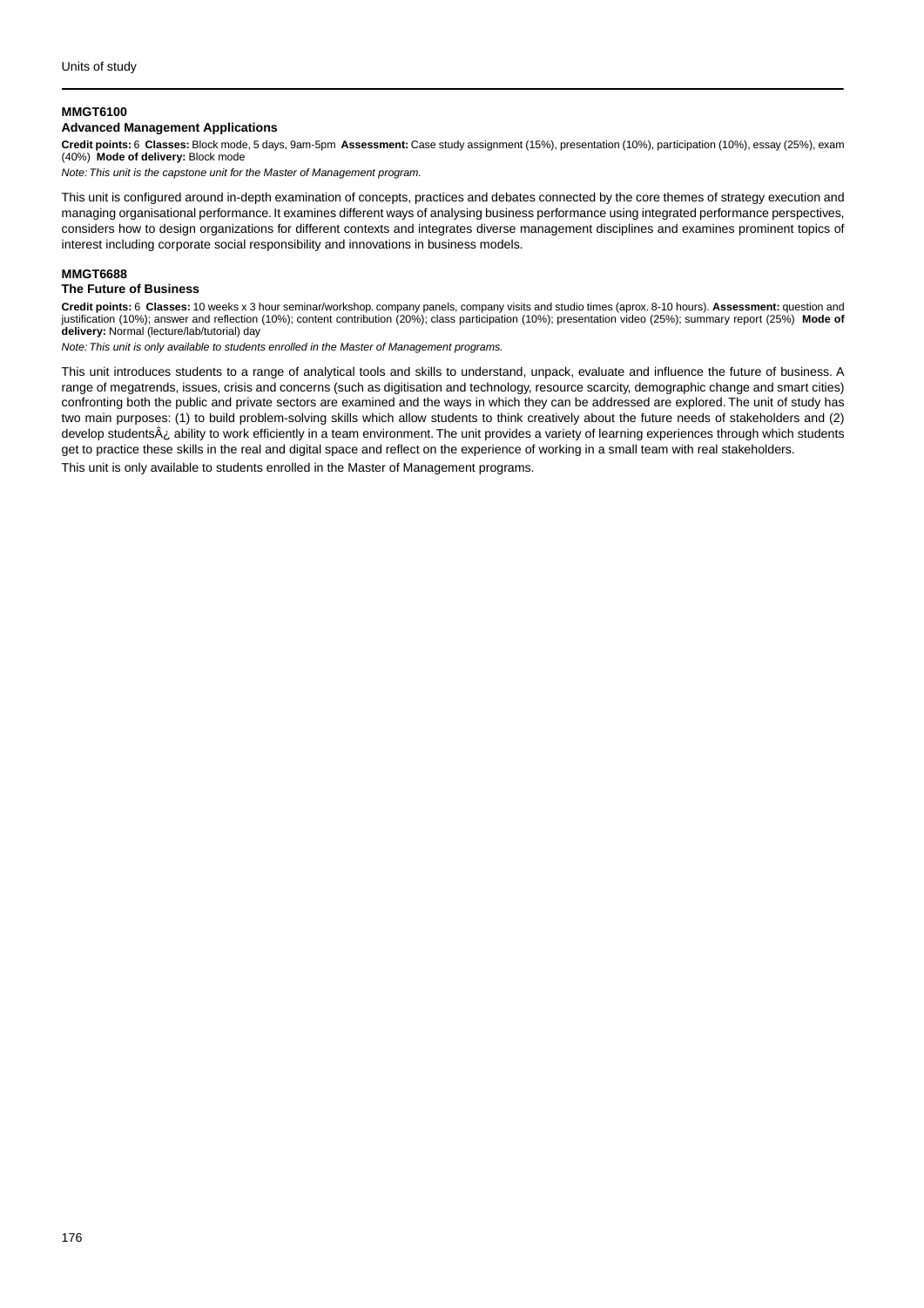### MMGT6100

#### Advanced Management Applications

**Credit points:** 6 **Classes:** Block mode, 5 days, 9am-5pm **Assessment:** Case study assignment (15%), presentation (10%), participation (10%), essay (25%), exam (40%) **Mode of delivery:** Block mode

*Note: This unit is the capstone unit for the Master of Management program.*

This unit is configured around in-depth examination of concepts, practices and debates connected by the core themes of strategy execution and managing organisational performance. It examines different ways of analysing business performance using integrated performance perspectives, considers how to design organizations for different contexts and integrates diverse management disciplines and examines prominent topics of interest including corporate social responsibility and innovations in business models.

### MMGT6688

#### The Future of Business

**Credit points:** 6 **Classes:** 10 weeks x 3 hour seminar/workshop. company panels, company visits and studio times (aprox. 8-10 hours). **Assessment:** question and justification (10%); answer and reflection (10%); content contribution (20%); class participation (10%); presentation video (25%); summary report (25%) **Mode of delivery:** Normal (lecture/lab/tutorial) day

*Note: This unit is only available to students enrolled in the Master of Management programs.*

This unit introduces students to a range of analytical tools and skills to understand, unpack, evaluate and influence the future of business. A range of megatrends, issues, crisis and concerns (such as digitisation and technology, resource scarcity, demographic change and smart cities) confronting both the public and private sectors are examined and the ways in which they can be addressed are explored. The unit of study has two main purposes: (1) to build problem-solving skills which allow students to think creatively about the future needs of stakeholders and (2) develop studentsÂ¿ ability to work efficiently in a team environment. The unit provides a variety of learning experiences through which students get to practice these skills in the real and digital space and reflect on the experience of working in a small team with real stakeholders.

This unit is only available to students enrolled in the Master of Management programs.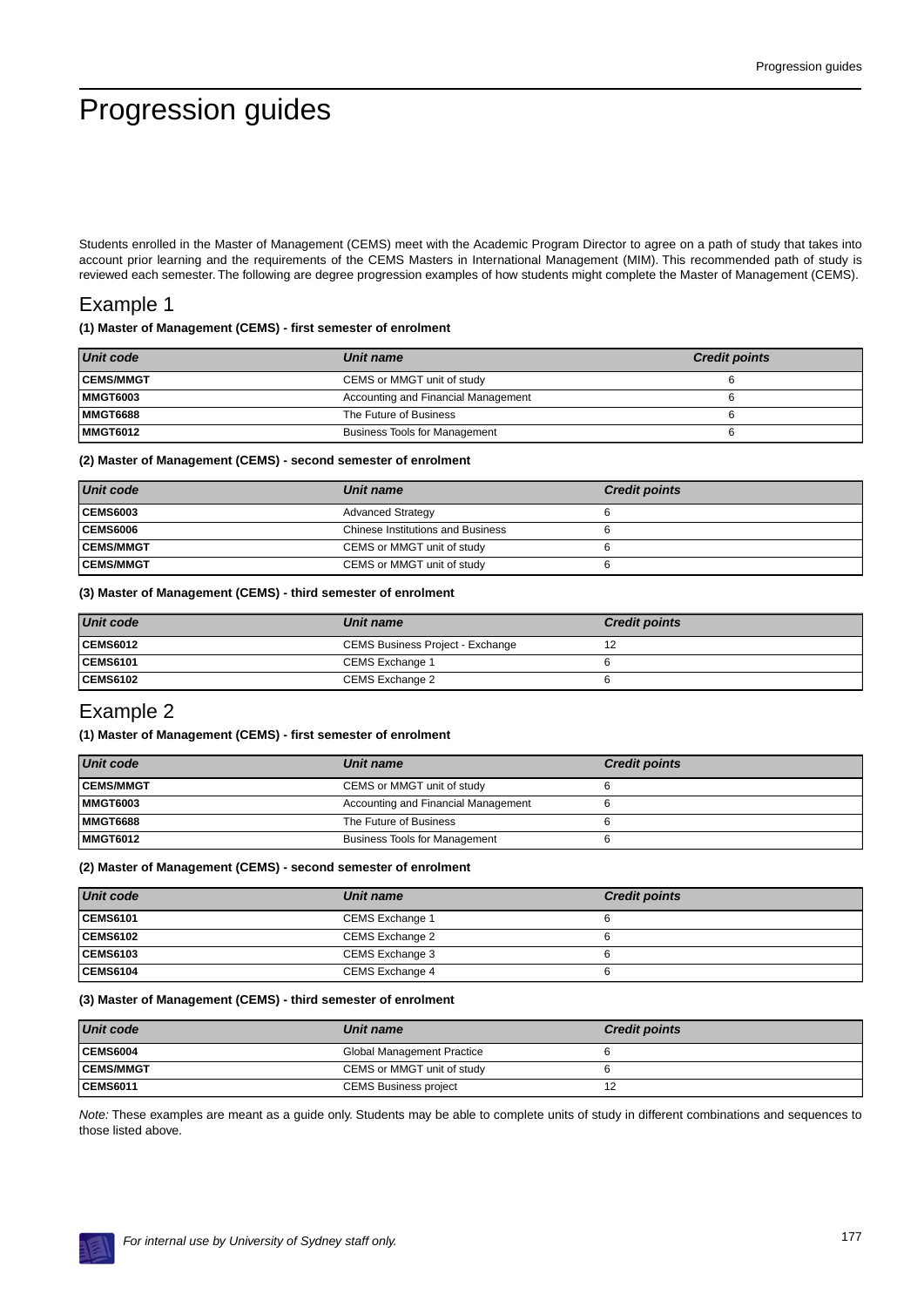# Progression guides

Students enrolled in the Master of Management (CEMS) meet with the Academic Program Director to agree on a path of study that takes into account prior learning and the requirements of the CEMS Masters in International Management (MIM). This recommended path of study is reviewed each semester. The following are degree progression examples of how students might complete the Master of Management (CEMS).

## Example 1

**(1) Master of Management (CEMS) - first semester of enrolment**

| *Unit code* | *Unit name* | *Credit points* |
|---|---|---|
| **CEMS/MMGT** | CEMS or MMGT unit of study | 6 |
| **MMGT6003** | Accounting and Financial Management | 6 |
| **MMGT6688** | The Future of Business | 6 |
| **MMGT6012** | Business Tools for Management | 6 |

**(2) Master of Management (CEMS) - second semester of enrolment**

| *Unit code* | *Unit name* | *Credit points* |
|---|---|---|
| **CEMS6003** | Advanced Strategy | 6 |
| **CEMS6006** | Chinese Institutions and Business | 6 |
| **CEMS/MMGT** | CEMS or MMGT unit of study | 6 |
| **CEMS/MMGT** | CEMS or MMGT unit of study | 6 |

**(3) Master of Management (CEMS) - third semester of enrolment**

| *Unit code* | *Unit name* | *Credit points* |
|---|---|---|
| **CEMS6012** | CEMS Business Project - Exchange | 12 |
| **CEMS6101** | CEMS Exchange 1 | 6 |
| **CEMS6102** | CEMS Exchange 2 | 6 |

## Example 2

**(1) Master of Management (CEMS) - first semester of enrolment**

| *Unit code* | *Unit name* | *Credit points* |
|---|---|---|
| **CEMS/MMGT** | CEMS or MMGT unit of study | 6 |
| **MMGT6003** | Accounting and Financial Management | 6 |
| **MMGT6688** | The Future of Business | 6 |
| **MMGT6012** | Business Tools for Management | 6 |

**(2) Master of Management (CEMS) - second semester of enrolment**

| *Unit code* | *Unit name* | *Credit points* |
|---|---|---|
| **CEMS6101** | CEMS Exchange 1 | 6 |
| **CEMS6102** | CEMS Exchange 2 | 6 |
| **CEMS6103** | CEMS Exchange 3 | 6 |
| **CEMS6104** | CEMS Exchange 4 | 6 |

**(3) Master of Management (CEMS) - third semester of enrolment**

| *Unit code* | *Unit name* | *Credit points* |
|---|---|---|
| **CEMS6004** | Global Management Practice | 6 |
| **CEMS/MMGT** | CEMS or MMGT unit of study | 6 |
| **CEMS6011** | CEMS Business project | 12 |

*Note:* These examples are meant as a guide only. Students may be able to complete units of study in different combinations and sequences to those listed above.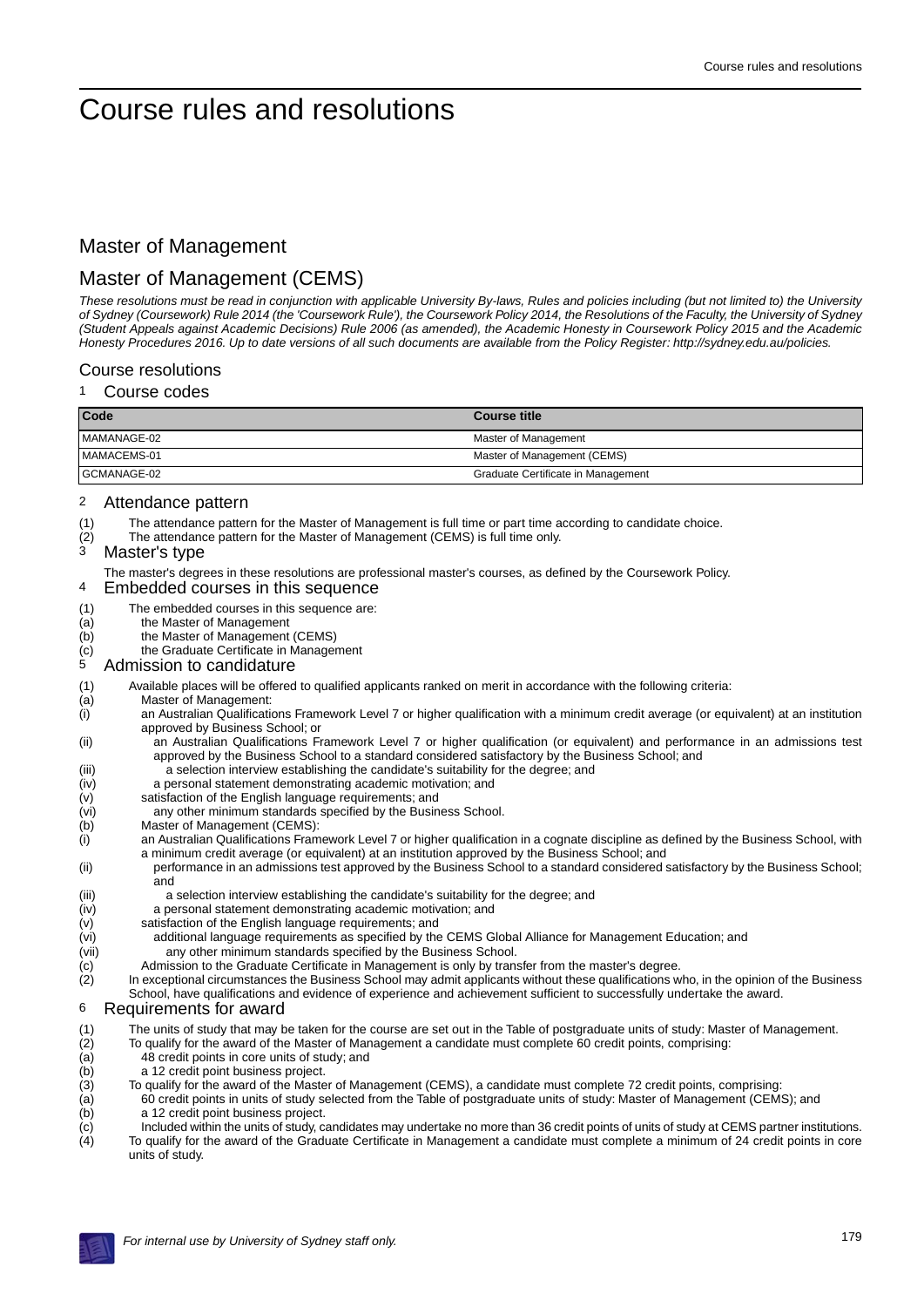# Course rules and resolutions

## Master of Management

## Master of Management (CEMS)

*These resolutions must be read in conjunction with applicable University By-laws, Rules and policies including (but not limited to) the University of Sydney (Coursework) Rule 2014 (the 'Coursework Rule'), the Coursework Policy 2014, the Resolutions of the Faculty, the University of Sydney (Student Appeals against Academic Decisions) Rule 2006 (as amended), the Academic Honesty in Coursework Policy 2015 and the Academic Honesty Procedures 2016. Up to date versions of all such documents are available from the Policy Register: http://sydney.edu.au/policies.*

### Course resolutions

#### 1 Course codes

| Code | Course title |
|---|---|
| MAMANAGE-02 | Master of Management |
| MAMACEMS-01 | Master of Management (CEMS) |
| GCMANAGE-02 | Graduate Certificate in Management |

#### 2 Attendance pattern

(1) The attendance pattern for the Master of Management is full time or part time according to candidate choice.

(2) The attendance pattern for the Master of Management (CEMS) is full time only.

#### 3 Master's type

The master's degrees in these resolutions are professional master's courses, as defined by the Coursework Policy.

#### 4 Embedded courses in this sequence

(1) The embedded courses in this sequence are:

(a) the Master of Management

(b) the Master of Management (CEMS)

(c) the Graduate Certificate in Management

#### 5 Admission to candidature

(1) Available places will be offered to qualified applicants ranked on merit in accordance with the following criteria:

(a) Master of Management:

(i) an Australian Qualifications Framework Level 7 or higher qualification with a minimum credit average (or equivalent) at an institution approved by Business School; or

(ii) an Australian Qualifications Framework Level 7 or higher qualification (or equivalent) and performance in an admissions test approved by the Business School to a standard considered satisfactory by the Business School; and

(iii) a selection interview establishing the candidate's suitability for the degree; and

(iv) a personal statement demonstrating academic motivation; and

(v) satisfaction of the English language requirements; and

(vi) any other minimum standards specified by the Business School.

(b) Master of Management (CEMS):

(i) an Australian Qualifications Framework Level 7 or higher qualification in a cognate discipline as defined by the Business School, with a minimum credit average (or equivalent) at an institution approved by the Business School; and

(ii) performance in an admissions test approved by the Business School to a standard considered satisfactory by the Business School; and

(iii) a selection interview establishing the candidate's suitability for the degree; and

(iv) a personal statement demonstrating academic motivation; and

(v) satisfaction of the English language requirements; and

(vi) additional language requirements as specified by the CEMS Global Alliance for Management Education; and

(vii) any other minimum standards specified by the Business School.

(c) Admission to the Graduate Certificate in Management is only by transfer from the master's degree.

(2) In exceptional circumstances the Business School may admit applicants without these qualifications who, in the opinion of the Business School, have qualifications and evidence of experience and achievement sufficient to successfully undertake the award.

#### 6 Requirements for award

(1) The units of study that may be taken for the course are set out in the Table of postgraduate units of study: Master of Management.

(2) To qualify for the award of the Master of Management a candidate must complete 60 credit points, comprising:

(a) 48 credit points in core units of study; and

(b) a 12 credit point business project.

(3) To qualify for the award of the Master of Management (CEMS), a candidate must complete 72 credit points, comprising:

(a) 60 credit points in units of study selected from the Table of postgraduate units of study: Master of Management (CEMS); and

(b) a 12 credit point business project.

(c) Included within the units of study, candidates may undertake no more than 36 credit points of units of study at CEMS partner institutions.

(4) To qualify for the award of the Graduate Certificate in Management a candidate must complete a minimum of 24 credit points in core units of study.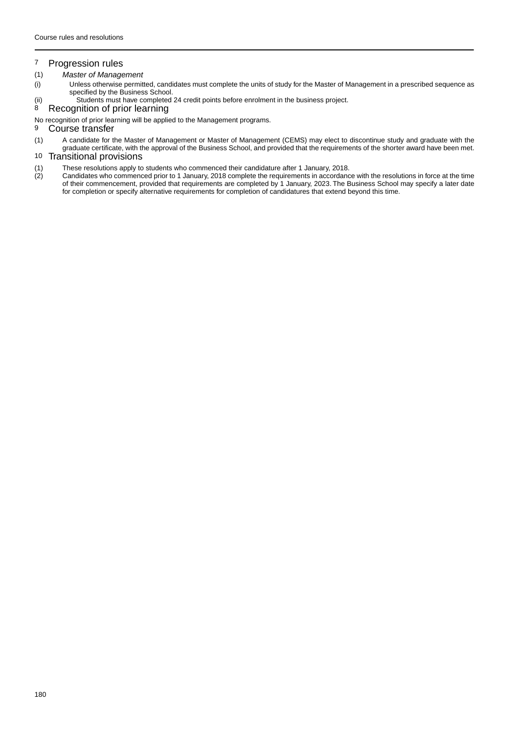## 7 Progression rules

(1) *Master of Management*

(i) Unless otherwise permitted, candidates must complete the units of study for the Master of Management in a prescribed sequence as specified by the Business School.

(ii) Students must have completed 24 credit points before enrolment in the business project.

## 8 Recognition of prior learning

No recognition of prior learning will be applied to the Management programs.

## 9 Course transfer

(1) A candidate for the Master of Management or Master of Management (CEMS) may elect to discontinue study and graduate with the graduate certificate, with the approval of the Business School, and provided that the requirements of the shorter award have been met.

## 10 Transitional provisions

(1) These resolutions apply to students who commenced their candidature after 1 January, 2018.

(2) Candidates who commenced prior to 1 January, 2018 complete the requirements in accordance with the resolutions in force at the time of their commencement, provided that requirements are completed by 1 January, 2023. The Business School may specify a later date for completion or specify alternative requirements for completion of candidatures that extend beyond this time.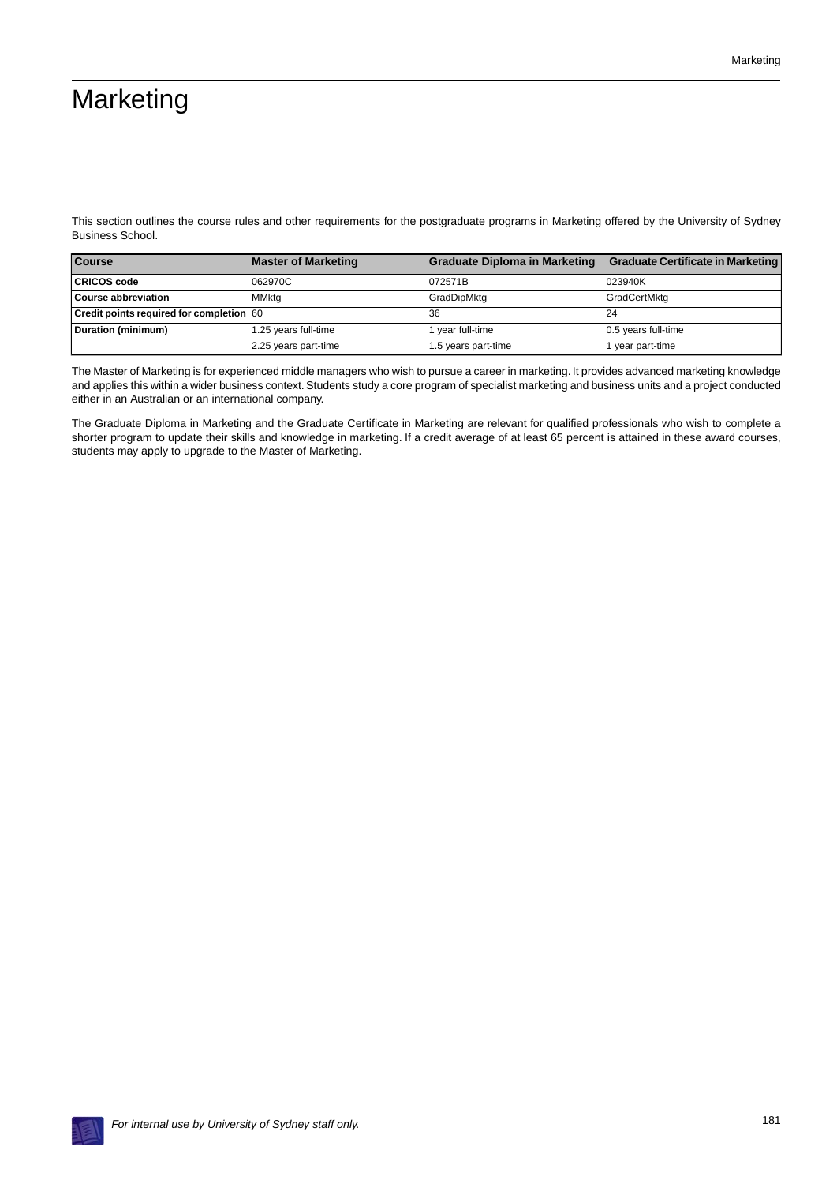# Marketing

This section outlines the course rules and other requirements for the postgraduate programs in Marketing offered by the University of Sydney Business School.

| Course | Master of Marketing | Graduate Diploma in Marketing | Graduate Certificate in Marketing |
|---|---|---|---|
| **CRICOS code** | 062970C | 072571B | 023940K |
| **Course abbreviation** | MMktg | GradDipMktg | GradCertMktg |
| **Credit points required for completion** | 60 | 36 | 24 |
| **Duration (minimum)** | 1.25 years full-time | 1 year full-time | 0.5 years full-time |
| | 2.25 years part-time | 1.5 years part-time | 1 year part-time |

The Master of Marketing is for experienced middle managers who wish to pursue a career in marketing. It provides advanced marketing knowledge and applies this within a wider business context. Students study a core program of specialist marketing and business units and a project conducted either in an Australian or an international company.

The Graduate Diploma in Marketing and the Graduate Certificate in Marketing are relevant for qualified professionals who wish to complete a shorter program to update their skills and knowledge in marketing. If a credit average of at least 65 percent is attained in these award courses, students may apply to upgrade to the Master of Marketing.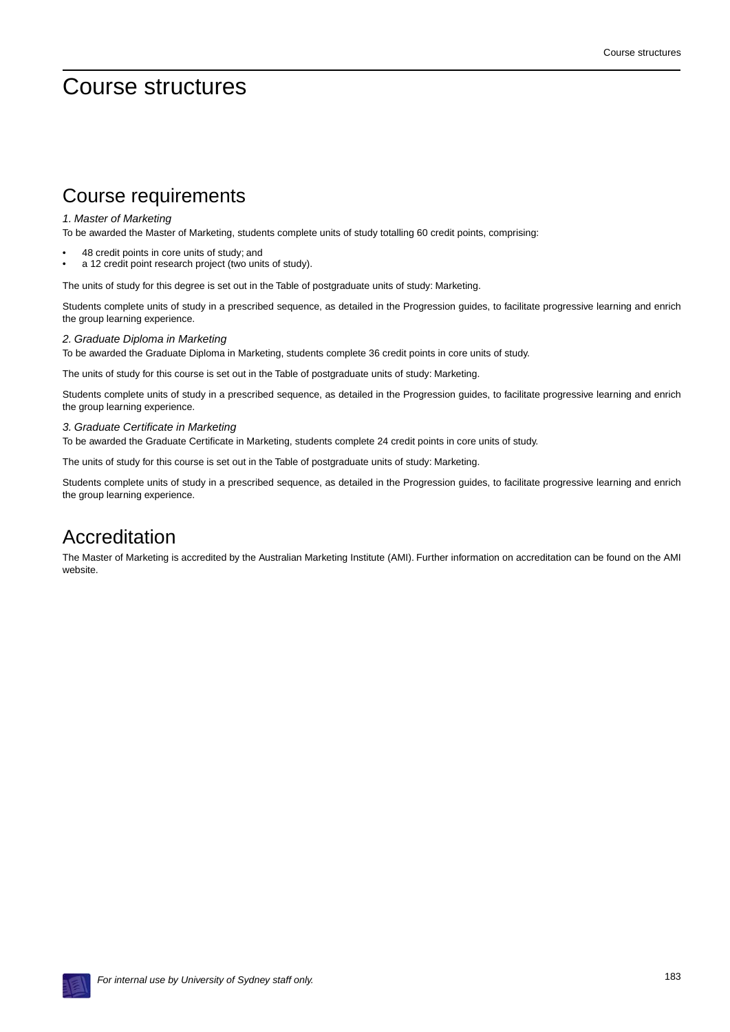# Course structures

## Course requirements

*1. Master of Marketing*

To be awarded the Master of Marketing, students complete units of study totalling 60 credit points, comprising:

- 48 credit points in core units of study; and
- a 12 credit point research project (two units of study).

The units of study for this degree is set out in the Table of postgraduate units of study: Marketing.

Students complete units of study in a prescribed sequence, as detailed in the Progression guides, to facilitate progressive learning and enrich the group learning experience.

*2. Graduate Diploma in Marketing*

To be awarded the Graduate Diploma in Marketing, students complete 36 credit points in core units of study.

The units of study for this course is set out in the Table of postgraduate units of study: Marketing.

Students complete units of study in a prescribed sequence, as detailed in the Progression guides, to facilitate progressive learning and enrich the group learning experience.

*3. Graduate Certificate in Marketing*

To be awarded the Graduate Certificate in Marketing, students complete 24 credit points in core units of study.

The units of study for this course is set out in the Table of postgraduate units of study: Marketing.

Students complete units of study in a prescribed sequence, as detailed in the Progression guides, to facilitate progressive learning and enrich the group learning experience.

## Accreditation

The Master of Marketing is accredited by the Australian Marketing Institute (AMI). Further information on accreditation can be found on the AMI website.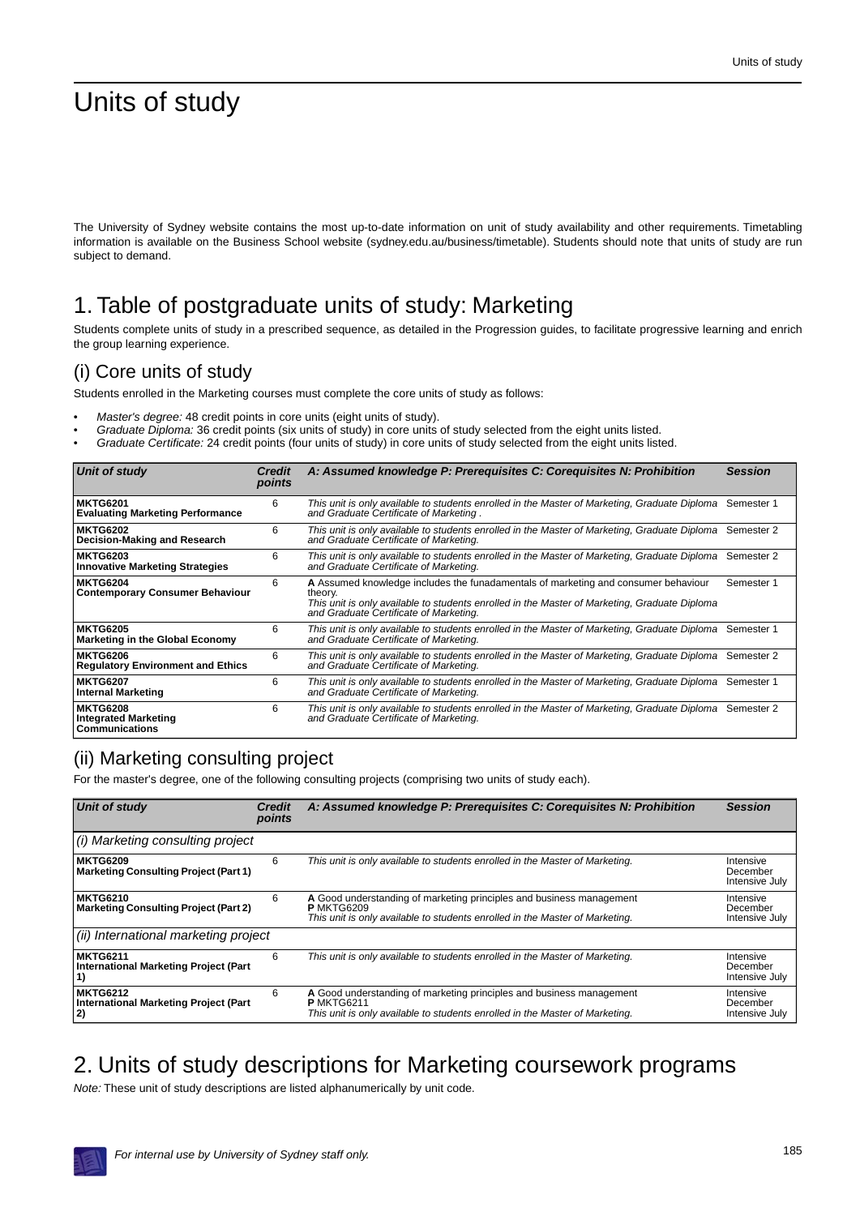# Units of study

The University of Sydney website contains the most up-to-date information on unit of study availability and other requirements. Timetabling information is available on the Business School website (sydney.edu.au/business/timetable). Students should note that units of study are run subject to demand.

## 1. Table of postgraduate units of study: Marketing

Students complete units of study in a prescribed sequence, as detailed in the Progression guides, to facilitate progressive learning and enrich the group learning experience.

### (i) Core units of study

Students enrolled in the Marketing courses must complete the core units of study as follows:

- *Master's degree:* 48 credit points in core units (eight units of study).
- *Graduate Diploma:* 36 credit points (six units of study) in core units of study selected from the eight units listed.
- *Graduate Certificate:* 24 credit points (four units of study) in core units of study selected from the eight units listed.

| *Unit of study* | *Credit points* | *A: Assumed knowledge P: Prerequisites C: Corequisites N: Prohibition* | *Session* |
|---|---|---|---|
| **MKTG6201** **Evaluating Marketing Performance** | 6 | *This unit is only available to students enrolled in the Master of Marketing, Graduate Diploma and Graduate Certificate of Marketing .* | Semester 1 |
| **MKTG6202** **Decision-Making and Research** | 6 | *This unit is only available to students enrolled in the Master of Marketing, Graduate Diploma and Graduate Certificate of Marketing.* | Semester 2 |
| **MKTG6203** **Innovative Marketing Strategies** | 6 | *This unit is only available to students enrolled in the Master of Marketing, Graduate Diploma and Graduate Certificate of Marketing.* | Semester 2 |
| **MKTG6204** **Contemporary Consumer Behaviour** | 6 | **A** Assumed knowledge includes the funadamentals of marketing and consumer behaviour theory. *This unit is only available to students enrolled in the Master of Marketing, Graduate Diploma and Graduate Certificate of Marketing.* | Semester 1 |
| **MKTG6205** **Marketing in the Global Economy** | 6 | *This unit is only available to students enrolled in the Master of Marketing, Graduate Diploma and Graduate Certificate of Marketing.* | Semester 1 |
| **MKTG6206** **Regulatory Environment and Ethics** | 6 | *This unit is only available to students enrolled in the Master of Marketing, Graduate Diploma and Graduate Certificate of Marketing.* | Semester 2 |
| **MKTG6207** **Internal Marketing** | 6 | *This unit is only available to students enrolled in the Master of Marketing, Graduate Diploma and Graduate Certificate of Marketing.* | Semester 1 |
| **MKTG6208** **Integrated Marketing Communications** | 6 | *This unit is only available to students enrolled in the Master of Marketing, Graduate Diploma and Graduate Certificate of Marketing.* | Semester 2 |

### (ii) Marketing consulting project

For the master's degree, one of the following consulting projects (comprising two units of study each).

| *Unit of study* | *Credit points* | *A: Assumed knowledge P: Prerequisites C: Corequisites N: Prohibition* | *Session* |
|---|---|---|---|
| *(i) Marketing consulting project* | | | |
| **MKTG6209** **Marketing Consulting Project (Part 1)** | 6 | *This unit is only available to students enrolled in the Master of Marketing.* | Intensive December Intensive July |
| **MKTG6210** **Marketing Consulting Project (Part 2)** | 6 | **A** Good understanding of marketing principles and business management **P** MKTG6209 *This unit is only available to students enrolled in the Master of Marketing.* | Intensive December Intensive July |
| *(ii) International marketing project* | | | |
| **MKTG6211** **International Marketing Project (Part 1)** | 6 | *This unit is only available to students enrolled in the Master of Marketing.* | Intensive December Intensive July |
| **MKTG6212** **International Marketing Project (Part 2)** | 6 | **A** Good understanding of marketing principles and business management **P** MKTG6211 *This unit is only available to students enrolled in the Master of Marketing.* | Intensive December Intensive July |

## 2. Units of study descriptions for Marketing coursework programs

*Note:* These unit of study descriptions are listed alphanumerically by unit code.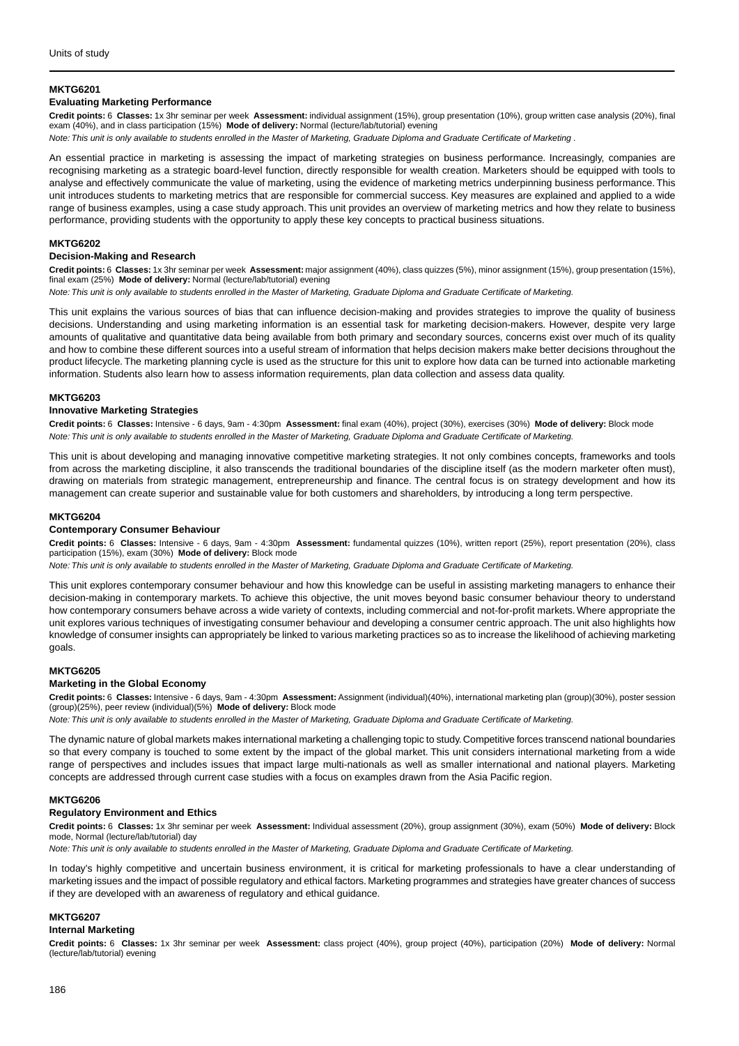### MKTG6201

#### Evaluating Marketing Performance

**Credit points:** 6 **Classes:** 1x 3hr seminar per week **Assessment:** individual assignment (15%), group presentation (10%), group written case analysis (20%), final exam (40%), and in class participation (15%) **Mode of delivery:** Normal (lecture/lab/tutorial) evening

*Note: This unit is only available to students enrolled in the Master of Marketing, Graduate Diploma and Graduate Certificate of Marketing .*

An essential practice in marketing is assessing the impact of marketing strategies on business performance. Increasingly, companies are recognising marketing as a strategic board-level function, directly responsible for wealth creation. Marketers should be equipped with tools to analyse and effectively communicate the value of marketing, using the evidence of marketing metrics underpinning business performance. This unit introduces students to marketing metrics that are responsible for commercial success. Key measures are explained and applied to a wide range of business examples, using a case study approach. This unit provides an overview of marketing metrics and how they relate to business performance, providing students with the opportunity to apply these key concepts to practical business situations.

### MKTG6202

#### Decision-Making and Research

**Credit points:** 6 **Classes:** 1x 3hr seminar per week **Assessment:** major assignment (40%), class quizzes (5%), minor assignment (15%), group presentation (15%), final exam (25%) **Mode of delivery:** Normal (lecture/lab/tutorial) evening

*Note: This unit is only available to students enrolled in the Master of Marketing, Graduate Diploma and Graduate Certificate of Marketing.*

This unit explains the various sources of bias that can influence decision-making and provides strategies to improve the quality of business decisions. Understanding and using marketing information is an essential task for marketing decision-makers. However, despite very large amounts of qualitative and quantitative data being available from both primary and secondary sources, concerns exist over much of its quality and how to combine these different sources into a useful stream of information that helps decision makers make better decisions throughout the product lifecycle. The marketing planning cycle is used as the structure for this unit to explore how data can be turned into actionable marketing information. Students also learn how to assess information requirements, plan data collection and assess data quality.

### MKTG6203

#### Innovative Marketing Strategies

**Credit points:** 6 **Classes:** Intensive - 6 days, 9am - 4:30pm **Assessment:** final exam (40%), project (30%), exercises (30%) **Mode of delivery:** Block mode

*Note: This unit is only available to students enrolled in the Master of Marketing, Graduate Diploma and Graduate Certificate of Marketing.*

This unit is about developing and managing innovative competitive marketing strategies. It not only combines concepts, frameworks and tools from across the marketing discipline, it also transcends the traditional boundaries of the discipline itself (as the modern marketer often must), drawing on materials from strategic management, entrepreneurship and finance. The central focus is on strategy development and how its management can create superior and sustainable value for both customers and shareholders, by introducing a long term perspective.

### MKTG6204

#### Contemporary Consumer Behaviour

**Credit points:** 6 **Classes:** Intensive - 6 days, 9am - 4:30pm **Assessment:** fundamental quizzes (10%), written report (25%), report presentation (20%), class participation (15%), exam (30%) **Mode of delivery:** Block mode

*Note: This unit is only available to students enrolled in the Master of Marketing, Graduate Diploma and Graduate Certificate of Marketing.*

This unit explores contemporary consumer behaviour and how this knowledge can be useful in assisting marketing managers to enhance their decision-making in contemporary markets. To achieve this objective, the unit moves beyond basic consumer behaviour theory to understand how contemporary consumers behave across a wide variety of contexts, including commercial and not-for-profit markets. Where appropriate the unit explores various techniques of investigating consumer behaviour and developing a consumer centric approach. The unit also highlights how knowledge of consumer insights can appropriately be linked to various marketing practices so as to increase the likelihood of achieving marketing goals.

### MKTG6205

#### Marketing in the Global Economy

**Credit points:** 6 **Classes:** Intensive - 6 days, 9am - 4:30pm **Assessment:** Assignment (individual)(40%), international marketing plan (group)(30%), poster session (group)(25%), peer review (individual)(5%) **Mode of delivery:** Block mode

*Note: This unit is only available to students enrolled in the Master of Marketing, Graduate Diploma and Graduate Certificate of Marketing.*

The dynamic nature of global markets makes international marketing a challenging topic to study. Competitive forces transcend national boundaries so that every company is touched to some extent by the impact of the global market. This unit considers international marketing from a wide range of perspectives and includes issues that impact large multi-nationals as well as smaller international and national players. Marketing concepts are addressed through current case studies with a focus on examples drawn from the Asia Pacific region.

### MKTG6206

#### Regulatory Environment and Ethics

**Credit points:** 6 **Classes:** 1x 3hr seminar per week **Assessment:** Individual assessment (20%), group assignment (30%), exam (50%) **Mode of delivery:** Block mode, Normal (lecture/lab/tutorial) day

*Note: This unit is only available to students enrolled in the Master of Marketing, Graduate Diploma and Graduate Certificate of Marketing.*

In today's highly competitive and uncertain business environment, it is critical for marketing professionals to have a clear understanding of marketing issues and the impact of possible regulatory and ethical factors. Marketing programmes and strategies have greater chances of success if they are developed with an awareness of regulatory and ethical guidance.

### MKTG6207

#### Internal Marketing

**Credit points:** 6 **Classes:** 1x 3hr seminar per week **Assessment:** class project (40%), group project (40%), participation (20%) **Mode of delivery:** Normal (lecture/lab/tutorial) evening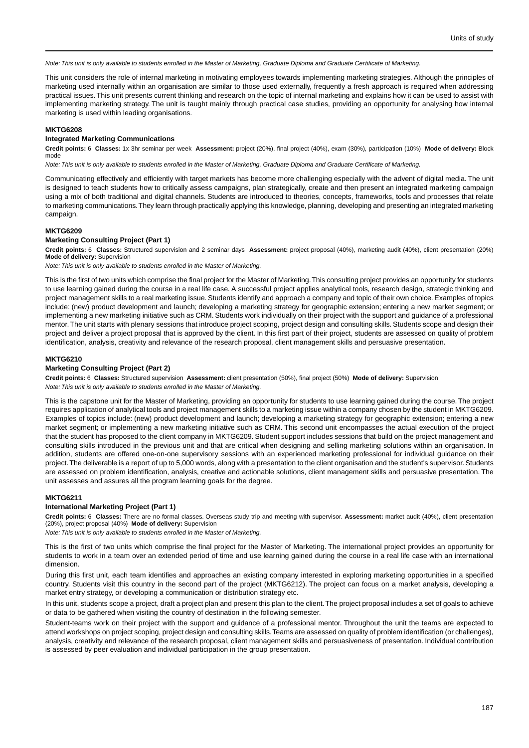*Note: This unit is only available to students enrolled in the Master of Marketing, Graduate Diploma and Graduate Certificate of Marketing.*

This unit considers the role of internal marketing in motivating employees towards implementing marketing strategies. Although the principles of marketing used internally within an organisation are similar to those used externally, frequently a fresh approach is required when addressing practical issues. This unit presents current thinking and research on the topic of internal marketing and explains how it can be used to assist with implementing marketing strategy. The unit is taught mainly through practical case studies, providing an opportunity for analysing how internal marketing is used within leading organisations.

#### MKTG6208

#### Integrated Marketing Communications

**Credit points:** 6 **Classes:** 1x 3hr seminar per week **Assessment:** project (20%), final project (40%), exam (30%), participation (10%) **Mode of delivery:** Block mode

*Note: This unit is only available to students enrolled in the Master of Marketing, Graduate Diploma and Graduate Certificate of Marketing.*

Communicating effectively and efficiently with target markets has become more challenging especially with the advent of digital media. The unit is designed to teach students how to critically assess campaigns, plan strategically, create and then present an integrated marketing campaign using a mix of both traditional and digital channels. Students are introduced to theories, concepts, frameworks, tools and processes that relate to marketing communications. They learn through practically applying this knowledge, planning, developing and presenting an integrated marketing campaign.

#### MKTG6209

#### Marketing Consulting Project (Part 1)

**Credit points:** 6 **Classes:** Structured supervision and 2 seminar days **Assessment:** project proposal (40%), marketing audit (40%), client presentation (20%) **Mode of delivery:** Supervision

*Note: This unit is only available to students enrolled in the Master of Marketing.*

This is the first of two units which comprise the final project for the Master of Marketing. This consulting project provides an opportunity for students to use learning gained during the course in a real life case. A successful project applies analytical tools, research design, strategic thinking and project management skills to a real marketing issue. Students identify and approach a company and topic of their own choice. Examples of topics include: (new) product development and launch; developing a marketing strategy for geographic extension; entering a new market segment; or implementing a new marketing initiative such as CRM. Students work individually on their project with the support and guidance of a professional mentor. The unit starts with plenary sessions that introduce project scoping, project design and consulting skills. Students scope and design their project and deliver a project proposal that is approved by the client. In this first part of their project, students are assessed on quality of problem identification, analysis, creativity and relevance of the research proposal, client management skills and persuasive presentation.

#### MKTG6210

#### Marketing Consulting Project (Part 2)

**Credit points:** 6 **Classes:** Structured supervision **Assessment:** client presentation (50%), final project (50%) **Mode of delivery:** Supervision

*Note: This unit is only available to students enrolled in the Master of Marketing.*

This is the capstone unit for the Master of Marketing, providing an opportunity for students to use learning gained during the course. The project requires application of analytical tools and project management skills to a marketing issue within a company chosen by the student in MKTG6209. Examples of topics include: (new) product development and launch; developing a marketing strategy for geographic extension; entering a new market segment; or implementing a new marketing initiative such as CRM. This second unit encompasses the actual execution of the project that the student has proposed to the client company in MKTG6209. Student support includes sessions that build on the project management and consulting skills introduced in the previous unit and that are critical when designing and selling marketing solutions within an organisation. In addition, students are offered one-on-one supervisory sessions with an experienced marketing professional for individual guidance on their project. The deliverable is a report of up to 5,000 words, along with a presentation to the client organisation and the student's supervisor. Students are assessed on problem identification, analysis, creative and actionable solutions, client management skills and persuasive presentation. The unit assesses and assures all the program learning goals for the degree.

#### MKTG6211

#### International Marketing Project (Part 1)

**Credit points:** 6 **Classes:** There are no formal classes. Overseas study trip and meeting with supervisor. **Assessment:** market audit (40%), client presentation (20%), project proposal (40%) **Mode of delivery:** Supervision

*Note: This unit is only available to students enrolled in the Master of Marketing.*

This is the first of two units which comprise the final project for the Master of Marketing. The international project provides an opportunity for students to work in a team over an extended period of time and use learning gained during the course in a real life case with an international dimension.

During this first unit, each team identifies and approaches an existing company interested in exploring marketing opportunities in a specified country. Students visit this country in the second part of the project (MKTG6212). The project can focus on a market analysis, developing a market entry strategy, or developing a communication or distribution strategy etc.

In this unit, students scope a project, draft a project plan and present this plan to the client. The project proposal includes a set of goals to achieve or data to be gathered when visiting the country of destination in the following semester.

Student-teams work on their project with the support and guidance of a professional mentor. Throughout the unit the teams are expected to attend workshops on project scoping, project design and consulting skills. Teams are assessed on quality of problem identification (or challenges), analysis, creativity and relevance of the research proposal, client management skills and persuasiveness of presentation. Individual contribution is assessed by peer evaluation and individual participation in the group presentation.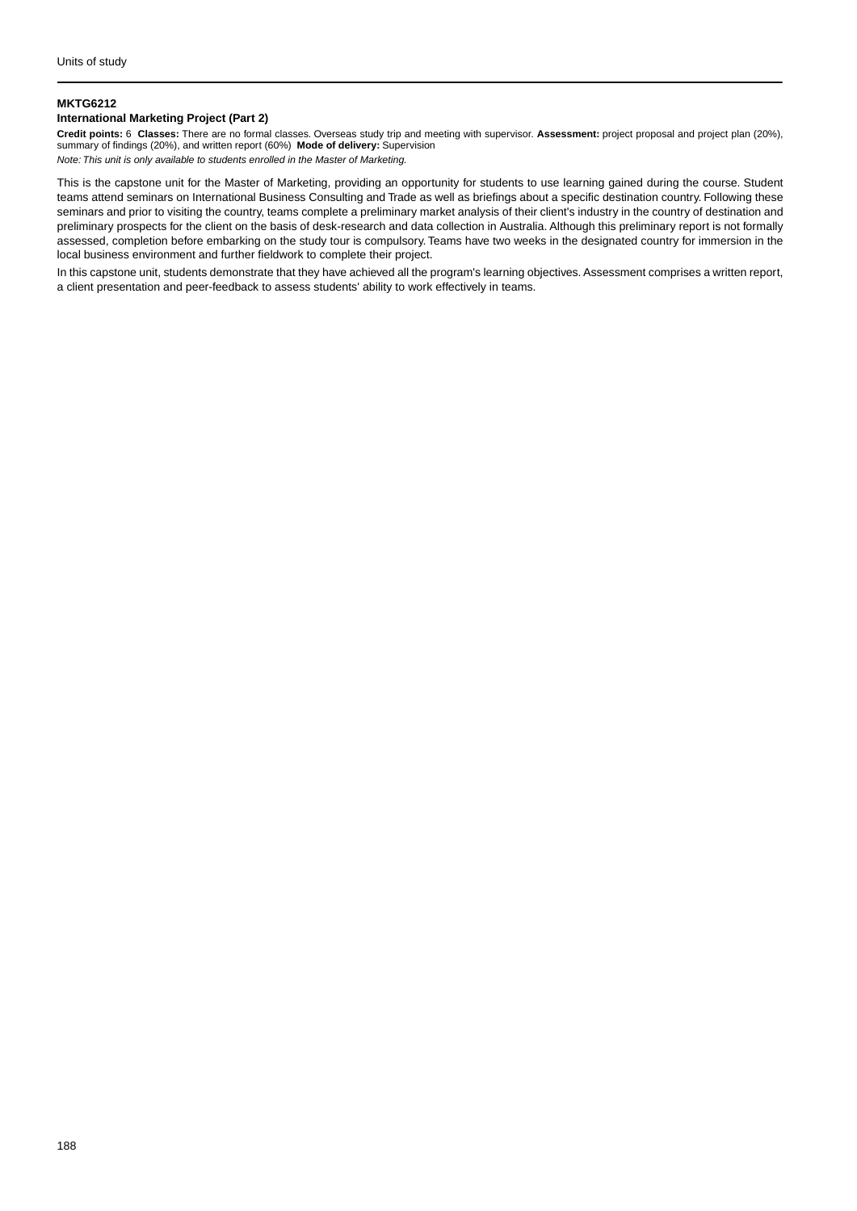**MKTG6212**

**International Marketing Project (Part 2)**

**Credit points:** 6 **Classes:** There are no formal classes. Overseas study trip and meeting with supervisor. **Assessment:** project proposal and project plan (20%), summary of findings (20%), and written report (60%) **Mode of delivery:** Supervision

*Note: This unit is only available to students enrolled in the Master of Marketing.*

This is the capstone unit for the Master of Marketing, providing an opportunity for students to use learning gained during the course. Student teams attend seminars on International Business Consulting and Trade as well as briefings about a specific destination country. Following these seminars and prior to visiting the country, teams complete a preliminary market analysis of their client's industry in the country of destination and preliminary prospects for the client on the basis of desk-research and data collection in Australia. Although this preliminary report is not formally assessed, completion before embarking on the study tour is compulsory. Teams have two weeks in the designated country for immersion in the local business environment and further fieldwork to complete their project.

In this capstone unit, students demonstrate that they have achieved all the program's learning objectives. Assessment comprises a written report, a client presentation and peer-feedback to assess students' ability to work effectively in teams.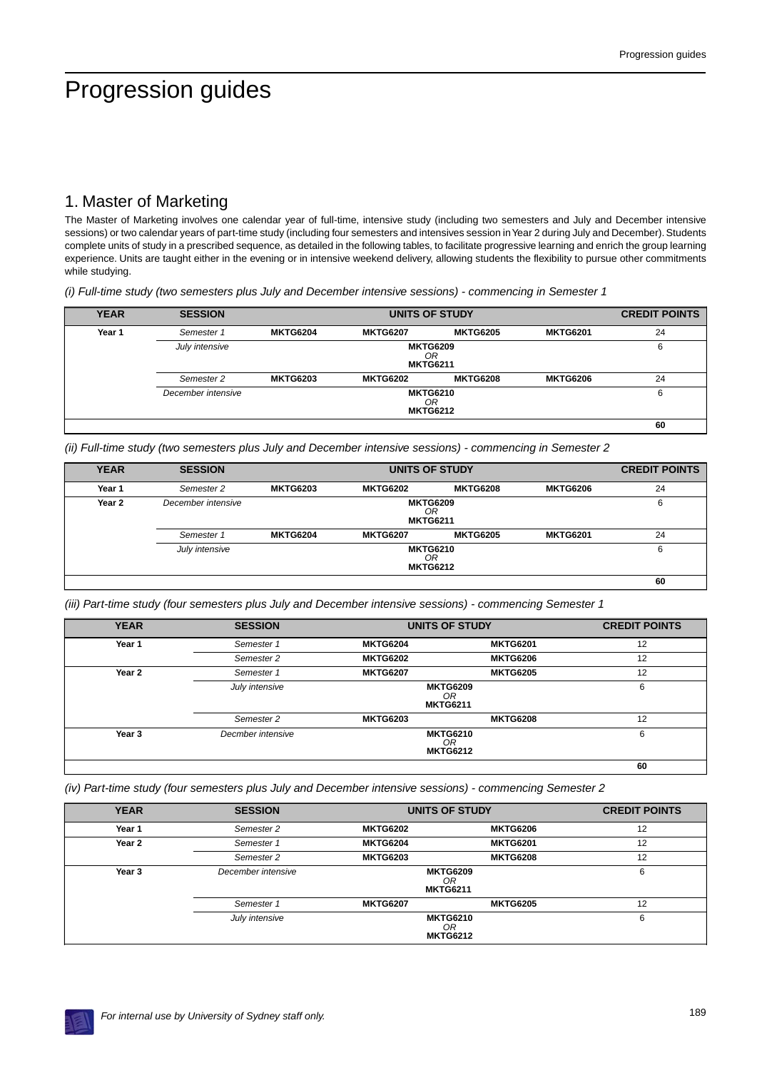# Progression guides

## 1. Master of Marketing

The Master of Marketing involves one calendar year of full-time, intensive study (including two semesters and July and December intensive sessions) or two calendar years of part-time study (including four semesters and intensives session in Year 2 during July and December). Students complete units of study in a prescribed sequence, as detailed in the following tables, to facilitate progressive learning and enrich the group learning experience. Units are taught either in the evening or in intensive weekend delivery, allowing students the flexibility to pursue other commitments while studying.

*(i) Full-time study (two semesters plus July and December intensive sessions) - commencing in Semester 1*

| YEAR | SESSION | UNITS OF STUDY | | | | CREDIT POINTS |
|---|---|---|---|---|---|---|
| **Year 1** | *Semester 1* | **MKTG6204** | **MKTG6207** | **MKTG6205** | **MKTG6201** | 24 |
| | *July intensive* | **MKTG6209** *OR* **MKTG6211** | | | | 6 |
| | *Semester 2* | **MKTG6203** | **MKTG6202** | **MKTG6208** | **MKTG6206** | 24 |
| | *December intensive* | **MKTG6210** *OR* **MKTG6212** | | | | 6 |
| | | | | | | **60** |

*(ii) Full-time study (two semesters plus July and December intensive sessions) - commencing in Semester 2*

| YEAR | SESSION | UNITS OF STUDY | | | | CREDIT POINTS |
|---|---|---|---|---|---|---|
| **Year 1** | *Semester 2* | **MKTG6203** | **MKTG6202** | **MKTG6208** | **MKTG6206** | 24 |
| **Year 2** | *December intensive* | **MKTG6209** *OR* **MKTG6211** | | | | 6 |
| | *Semester 1* | **MKTG6204** | **MKTG6207** | **MKTG6205** | **MKTG6201** | 24 |
| | *July intensive* | **MKTG6210** *OR* **MKTG6212** | | | | 6 |
| | | | | | | **60** |

*(iii) Part-time study (four semesters plus July and December intensive sessions) - commencing Semester 1*

| YEAR | SESSION | UNITS OF STUDY | | CREDIT POINTS |
|---|---|---|---|---|
| **Year 1** | *Semester 1* | **MKTG6204** | **MKTG6201** | 12 |
| | *Semester 2* | **MKTG6202** | **MKTG6206** | 12 |
| **Year 2** | *Semester 1* | **MKTG6207** | **MKTG6205** | 12 |
| | *July intensive* | **MKTG6209** *OR* **MKTG6211** | | 6 |
| | *Semester 2* | **MKTG6203** | **MKTG6208** | 12 |
| **Year 3** | *Decmber intensive* | **MKTG6210** *OR* **MKTG6212** | | 6 |
| | | | | **60** |

*(iv) Part-time study (four semesters plus July and December intensive sessions) - commencing Semester 2*

| YEAR | SESSION | UNITS OF STUDY | | CREDIT POINTS |
|---|---|---|---|---|
| **Year 1** | *Semester 2* | **MKTG6202** | **MKTG6206** | 12 |
| **Year 2** | *Semester 1* | **MKTG6204** | **MKTG6201** | 12 |
| | *Semester 2* | **MKTG6203** | **MKTG6208** | 12 |
| **Year 3** | *December intensive* | **MKTG6209** *OR* **MKTG6211** | | 6 |
| | *Semester 1* | **MKTG6207** | **MKTG6205** | 12 |
| | *July intensive* | **MKTG6210** *OR* **MKTG6212** | | 6 |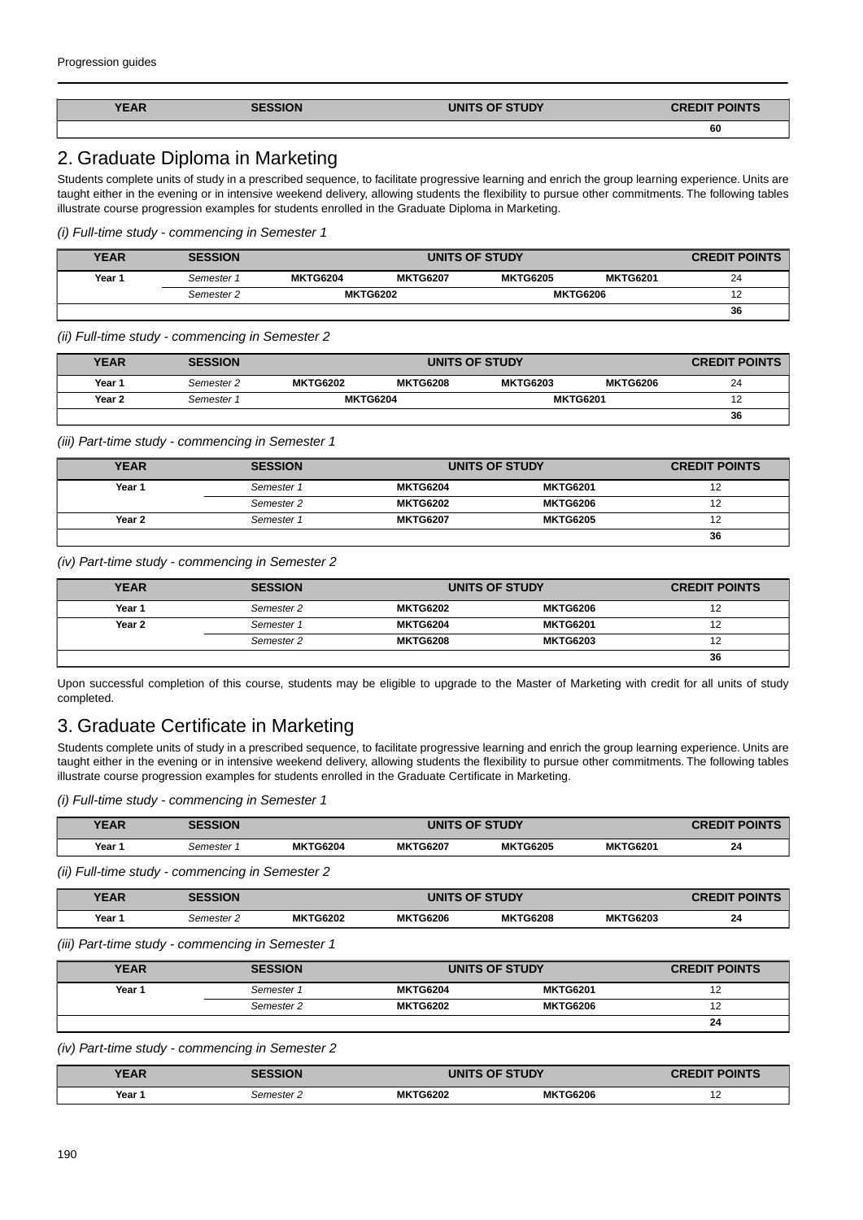| YEAR | SESSION | UNITS OF STUDY | CREDIT POINTS |
|---|---|---|---|
| | | | 60 |

## 2. Graduate Diploma in Marketing

Students complete units of study in a prescribed sequence, to facilitate progressive learning and enrich the group learning experience. Units are taught either in the evening or in intensive weekend delivery, allowing students the flexibility to pursue other commitments. The following tables illustrate course progression examples for students enrolled in the Graduate Diploma in Marketing.

*(i) Full-time study - commencing in Semester 1*

| YEAR | SESSION | UNITS OF STUDY | | | | CREDIT POINTS |
|---|---|---|---|---|---|---|
| Year 1 | *Semester 1* | MKTG6204 | MKTG6207 | MKTG6205 | MKTG6201 | 24 |
| | *Semester 2* | MKTG6202 | | MKTG6206 | | 12 |
| | | | | | | 36 |

*(ii) Full-time study - commencing in Semester 2*

| YEAR | SESSION | UNITS OF STUDY | | | | CREDIT POINTS |
|---|---|---|---|---|---|---|
| Year 1 | *Semester 2* | MKTG6202 | MKTG6208 | MKTG6203 | MKTG6206 | 24 |
| Year 2 | *Semester 1* | MKTG6204 | | MKTG6201 | | 12 |
| | | | | | | 36 |

*(iii) Part-time study - commencing in Semester 1*

| YEAR | SESSION | UNITS OF STUDY | | CREDIT POINTS |
|---|---|---|---|---|
| Year 1 | *Semester 1* | MKTG6204 | MKTG6201 | 12 |
| | *Semester 2* | MKTG6202 | MKTG6206 | 12 |
| Year 2 | *Semester 1* | MKTG6207 | MKTG6205 | 12 |
| | | | | 36 |

*(iv) Part-time study - commencing in Semester 2*

| YEAR | SESSION | UNITS OF STUDY | | CREDIT POINTS |
|---|---|---|---|---|
| Year 1 | *Semester 2* | MKTG6202 | MKTG6206 | 12 |
| Year 2 | *Semester 1* | MKTG6204 | MKTG6201 | 12 |
| | *Semester 2* | MKTG6208 | MKTG6203 | 12 |
| | | | | 36 |

Upon successful completion of this course, students may be eligible to upgrade to the Master of Marketing with credit for all units of study completed.

## 3. Graduate Certificate in Marketing

Students complete units of study in a prescribed sequence, to facilitate progressive learning and enrich the group learning experience. Units are taught either in the evening or in intensive weekend delivery, allowing students the flexibility to pursue other commitments. The following tables illustrate course progression examples for students enrolled in the Graduate Certificate in Marketing.

*(i) Full-time study - commencing in Semester 1*

| YEAR | SESSION | UNITS OF STUDY | | | | CREDIT POINTS |
|---|---|---|---|---|---|---|
| Year 1 | *Semester 1* | MKTG6204 | MKTG6207 | MKTG6205 | MKTG6201 | 24 |

*(ii) Full-time study - commencing in Semester 2*

| YEAR | SESSION | UNITS OF STUDY | | | | CREDIT POINTS |
|---|---|---|---|---|---|---|
| Year 1 | *Semester 2* | MKTG6202 | MKTG6206 | MKTG6208 | MKTG6203 | 24 |

*(iii) Part-time study - commencing in Semester 1*

| YEAR | SESSION | UNITS OF STUDY | | CREDIT POINTS |
|---|---|---|---|---|
| Year 1 | *Semester 1* | MKTG6204 | MKTG6201 | 12 |
| | *Semester 2* | MKTG6202 | MKTG6206 | 12 |
| | | | | 24 |

*(iv) Part-time study - commencing in Semester 2*

| YEAR | SESSION | UNITS OF STUDY | | CREDIT POINTS |
|---|---|---|---|---|
| Year 1 | *Semester 2* | MKTG6202 | MKTG6206 | 12 |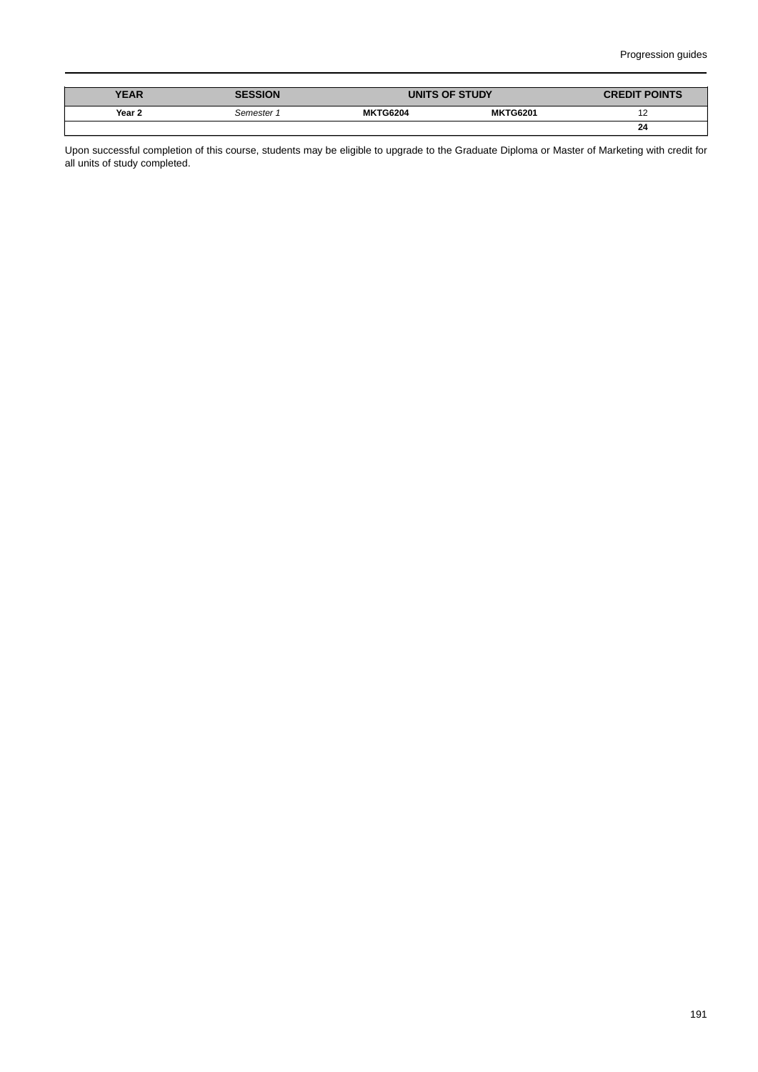| YEAR | SESSION | UNITS OF STUDY | | CREDIT POINTS |
|---|---|---|---|---|
| **Year 2** | *Semester 1* | **MKTG6204** | **MKTG6201** | 12 |
| | | | | **24** |

Upon successful completion of this course, students may be eligible to upgrade to the Graduate Diploma or Master of Marketing with credit for all units of study completed.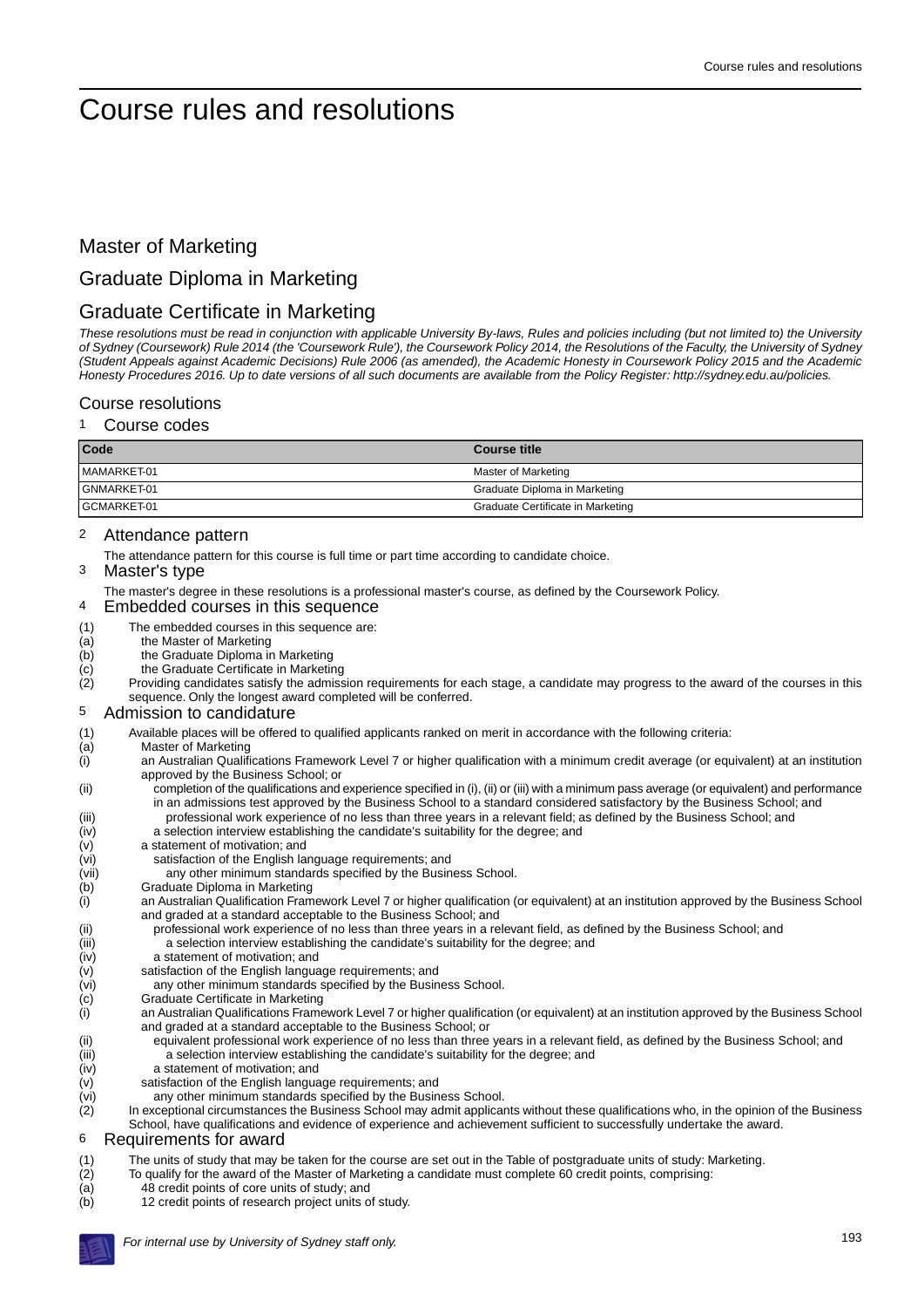# Course rules and resolutions

## Master of Marketing

## Graduate Diploma in Marketing

## Graduate Certificate in Marketing

*These resolutions must be read in conjunction with applicable University By-laws, Rules and policies including (but not limited to) the University of Sydney (Coursework) Rule 2014 (the 'Coursework Rule'), the Coursework Policy 2014, the Resolutions of the Faculty, the University of Sydney (Student Appeals against Academic Decisions) Rule 2006 (as amended), the Academic Honesty in Coursework Policy 2015 and the Academic Honesty Procedures 2016. Up to date versions of all such documents are available from the Policy Register: http://sydney.edu.au/policies.*

### Course resolutions

#### 1 Course codes

| Code | Course title |
|---|---|
| MAMARKET-01 | Master of Marketing |
| GNMARKET-01 | Graduate Diploma in Marketing |
| GCMARKET-01 | Graduate Certificate in Marketing |

#### 2 Attendance pattern

The attendance pattern for this course is full time or part time according to candidate choice.

#### 3 Master's type

The master's degree in these resolutions is a professional master's course, as defined by the Coursework Policy.

#### 4 Embedded courses in this sequence

(1) The embedded courses in this sequence are:
(a) the Master of Marketing
(b) the Graduate Diploma in Marketing
(c) the Graduate Certificate in Marketing
(2) Providing candidates satisfy the admission requirements for each stage, a candidate may progress to the award of the courses in this sequence. Only the longest award completed will be conferred.

#### 5 Admission to candidature

(1) Available places will be offered to qualified applicants ranked on merit in accordance with the following criteria:
(a) Master of Marketing
(i) an Australian Qualifications Framework Level 7 or higher qualification with a minimum credit average (or equivalent) at an institution approved by the Business School; or
(ii) completion of the qualifications and experience specified in (i), (ii) or (iii) with a minimum pass average (or equivalent) and performance in an admissions test approved by the Business School to a standard considered satisfactory by the Business School; and
(iii) professional work experience of no less than three years in a relevant field; as defined by the Business School; and
(iv) a selection interview establishing the candidate's suitability for the degree; and
(v) a statement of motivation; and
(vi) satisfaction of the English language requirements; and
(vii) any other minimum standards specified by the Business School.
(b) Graduate Diploma in Marketing
(i) an Australian Qualification Framework Level 7 or higher qualification (or equivalent) at an institution approved by the Business School and graded at a standard acceptable to the Business School; and
(ii) professional work experience of no less than three years in a relevant field, as defined by the Business School; and
(iii) a selection interview establishing the candidate's suitability for the degree; and
(iv) a statement of motivation; and
(v) satisfaction of the English language requirements; and
(vi) any other minimum standards specified by the Business School.
(c) Graduate Certificate in Marketing
(i) an Australian Qualifications Framework Level 7 or higher qualification (or equivalent) at an institution approved by the Business School and graded at a standard acceptable to the Business School; or
(ii) equivalent professional work experience of no less than three years in a relevant field, as defined by the Business School; and
(iii) a selection interview establishing the candidate's suitability for the degree; and
(iv) a statement of motivation; and
(v) satisfaction of the English language requirements; and
(vi) any other minimum standards specified by the Business School.
(2) In exceptional circumstances the Business School may admit applicants without these qualifications who, in the opinion of the Business School, have qualifications and evidence of experience and achievement sufficient to successfully undertake the award.

#### 6 Requirements for award

(1) The units of study that may be taken for the course are set out in the Table of postgraduate units of study: Marketing.
(2) To qualify for the award of the Master of Marketing a candidate must complete 60 credit points, comprising:
(a) 48 credit points of core units of study; and
(b) 12 credit points of research project units of study.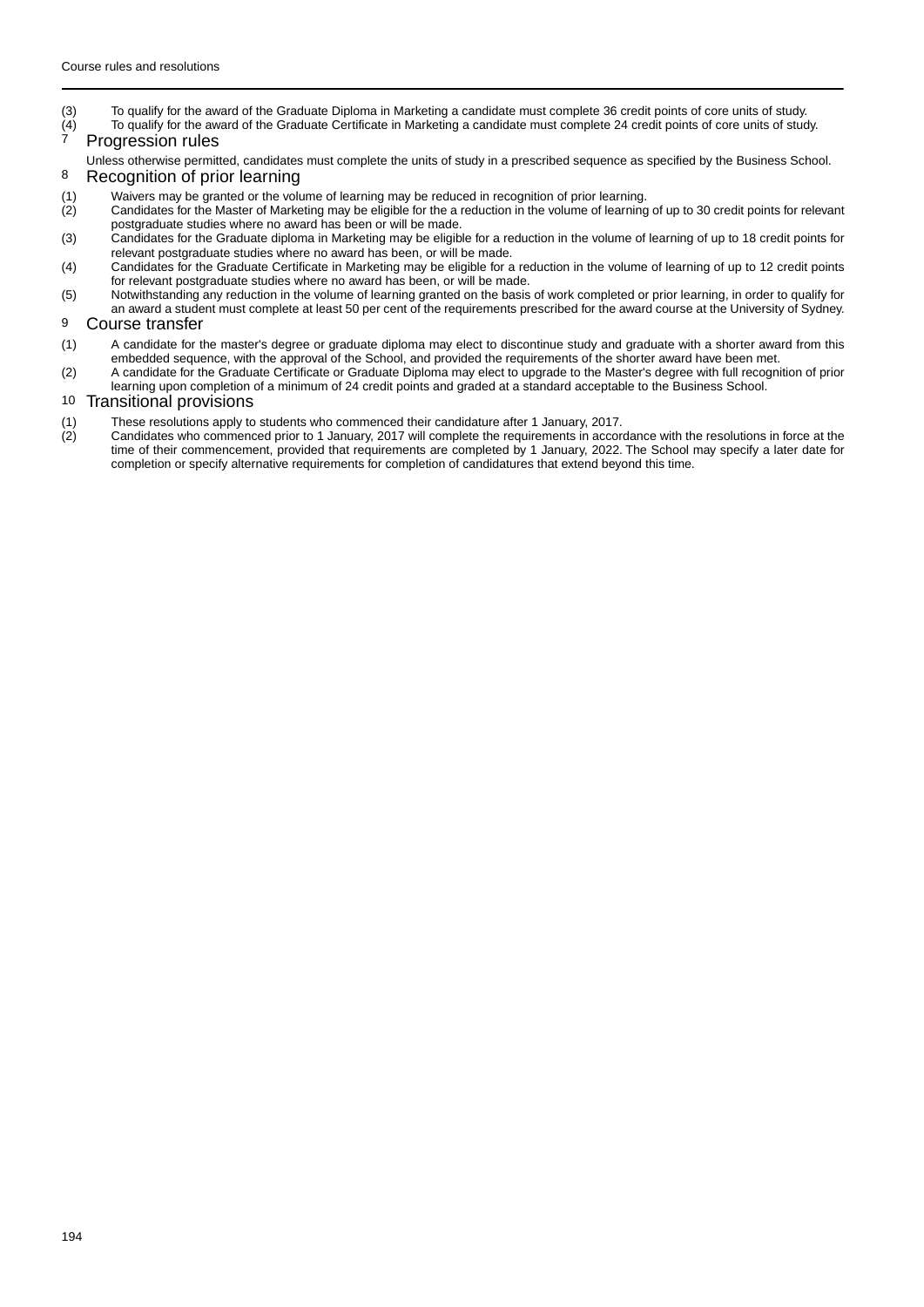(3) To qualify for the award of the Graduate Diploma in Marketing a candidate must complete 36 credit points of core units of study.

(4) To qualify for the award of the Graduate Certificate in Marketing a candidate must complete 24 credit points of core units of study.

## 7 Progression rules

Unless otherwise permitted, candidates must complete the units of study in a prescribed sequence as specified by the Business School.

## 8 Recognition of prior learning

(1) Waivers may be granted or the volume of learning may be reduced in recognition of prior learning.

(2) Candidates for the Master of Marketing may be eligible for the a reduction in the volume of learning of up to 30 credit points for relevant postgraduate studies where no award has been or will be made.

(3) Candidates for the Graduate diploma in Marketing may be eligible for a reduction in the volume of learning of up to 18 credit points for relevant postgraduate studies where no award has been, or will be made.

(4) Candidates for the Graduate Certificate in Marketing may be eligible for a reduction in the volume of learning of up to 12 credit points for relevant postgraduate studies where no award has been, or will be made.

(5) Notwithstanding any reduction in the volume of learning granted on the basis of work completed or prior learning, in order to qualify for an award a student must complete at least 50 per cent of the requirements prescribed for the award course at the University of Sydney.

## 9 Course transfer

(1) A candidate for the master's degree or graduate diploma may elect to discontinue study and graduate with a shorter award from this embedded sequence, with the approval of the School, and provided the requirements of the shorter award have been met.

(2) A candidate for the Graduate Certificate or Graduate Diploma may elect to upgrade to the Master's degree with full recognition of prior learning upon completion of a minimum of 24 credit points and graded at a standard acceptable to the Business School.

## 10 Transitional provisions

(1) These resolutions apply to students who commenced their candidature after 1 January, 2017.

(2) Candidates who commenced prior to 1 January, 2017 will complete the requirements in accordance with the resolutions in force at the time of their commencement, provided that requirements are completed by 1 January, 2022. The School may specify a later date for completion or specify alternative requirements for completion of candidatures that extend beyond this time.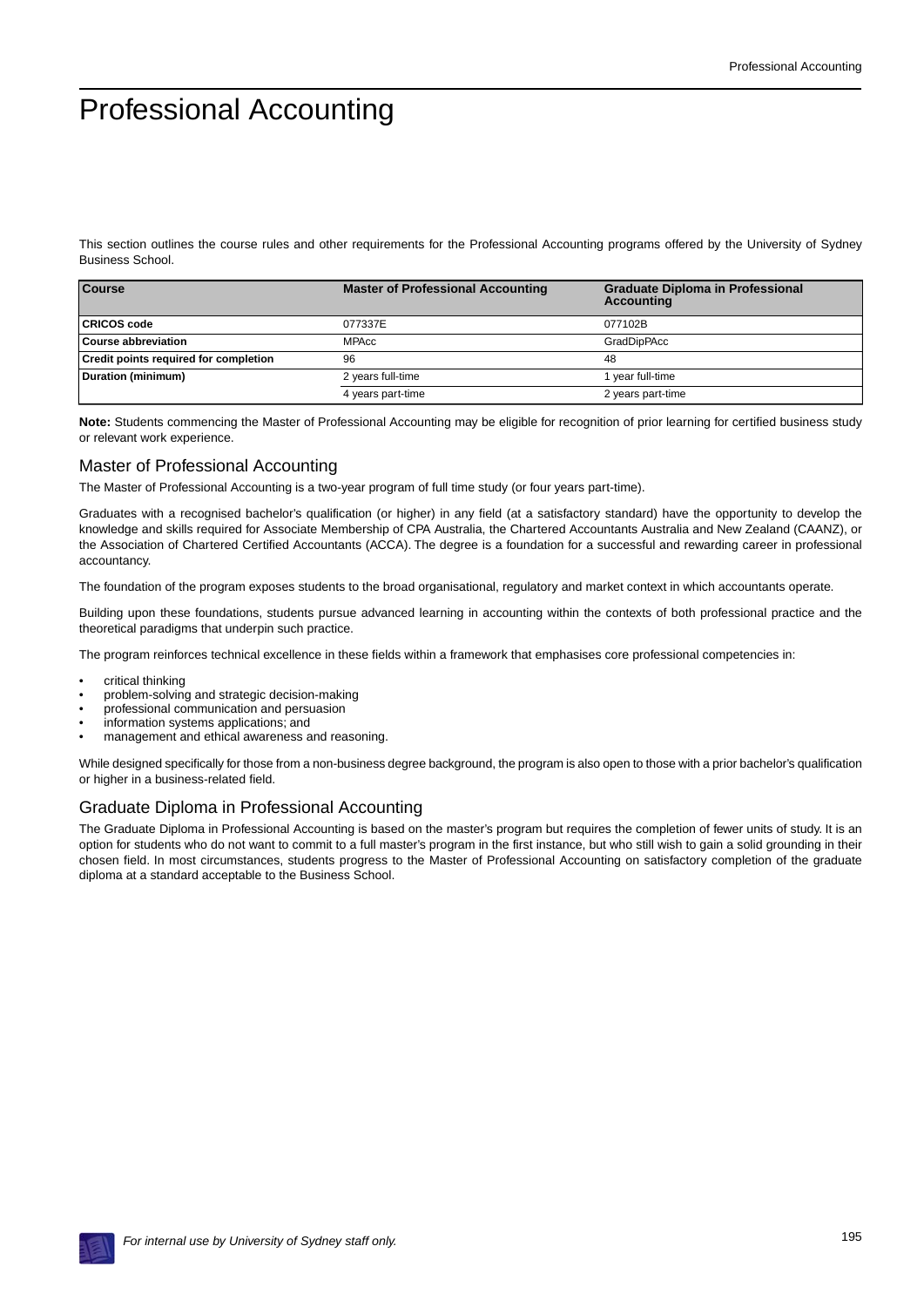# Professional Accounting

This section outlines the course rules and other requirements for the Professional Accounting programs offered by the University of Sydney Business School.

| Course | Master of Professional Accounting | Graduate Diploma in Professional Accounting |
|---|---|---|
| **CRICOS code** | 077337E | 077102B |
| **Course abbreviation** | MPAcc | GradDipPAcc |
| **Credit points required for completion** | 96 | 48 |
| **Duration (minimum)** | 2 years full-time | 1 year full-time |
| | 4 years part-time | 2 years part-time |

**Note:** Students commencing the Master of Professional Accounting may be eligible for recognition of prior learning for certified business study or relevant work experience.

## Master of Professional Accounting

The Master of Professional Accounting is a two-year program of full time study (or four years part-time).

Graduates with a recognised bachelor's qualification (or higher) in any field (at a satisfactory standard) have the opportunity to develop the knowledge and skills required for Associate Membership of CPA Australia, the Chartered Accountants Australia and New Zealand (CAANZ), or the Association of Chartered Certified Accountants (ACCA). The degree is a foundation for a successful and rewarding career in professional accountancy.

The foundation of the program exposes students to the broad organisational, regulatory and market context in which accountants operate.

Building upon these foundations, students pursue advanced learning in accounting within the contexts of both professional practice and the theoretical paradigms that underpin such practice.

The program reinforces technical excellence in these fields within a framework that emphasises core professional competencies in:

- critical thinking
- problem-solving and strategic decision-making
- professional communication and persuasion
- information systems applications; and
- management and ethical awareness and reasoning.

While designed specifically for those from a non-business degree background, the program is also open to those with a prior bachelor's qualification or higher in a business-related field.

## Graduate Diploma in Professional Accounting

The Graduate Diploma in Professional Accounting is based on the master's program but requires the completion of fewer units of study. It is an option for students who do not want to commit to a full master's program in the first instance, but who still wish to gain a solid grounding in their chosen field. In most circumstances, students progress to the Master of Professional Accounting on satisfactory completion of the graduate diploma at a standard acceptable to the Business School.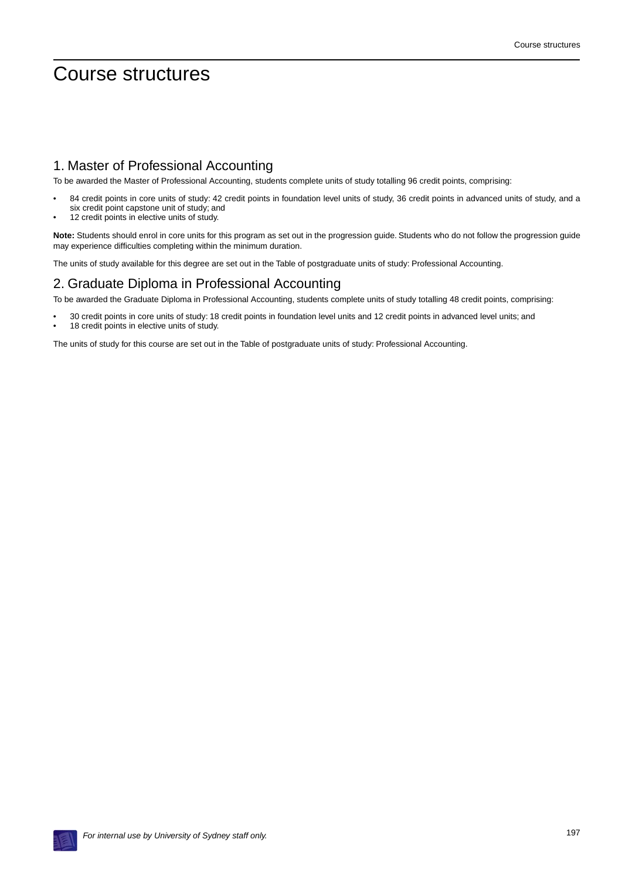# Course structures

## 1. Master of Professional Accounting

To be awarded the Master of Professional Accounting, students complete units of study totalling 96 credit points, comprising:

- 84 credit points in core units of study: 42 credit points in foundation level units of study, 36 credit points in advanced units of study, and a six credit point capstone unit of study; and
- 12 credit points in elective units of study.

**Note:** Students should enrol in core units for this program as set out in the progression guide. Students who do not follow the progression guide may experience difficulties completing within the minimum duration.

The units of study available for this degree are set out in the Table of postgraduate units of study: Professional Accounting.

## 2. Graduate Diploma in Professional Accounting

To be awarded the Graduate Diploma in Professional Accounting, students complete units of study totalling 48 credit points, comprising:

- 30 credit points in core units of study: 18 credit points in foundation level units and 12 credit points in advanced level units; and
- 18 credit points in elective units of study.

The units of study for this course are set out in the Table of postgraduate units of study: Professional Accounting.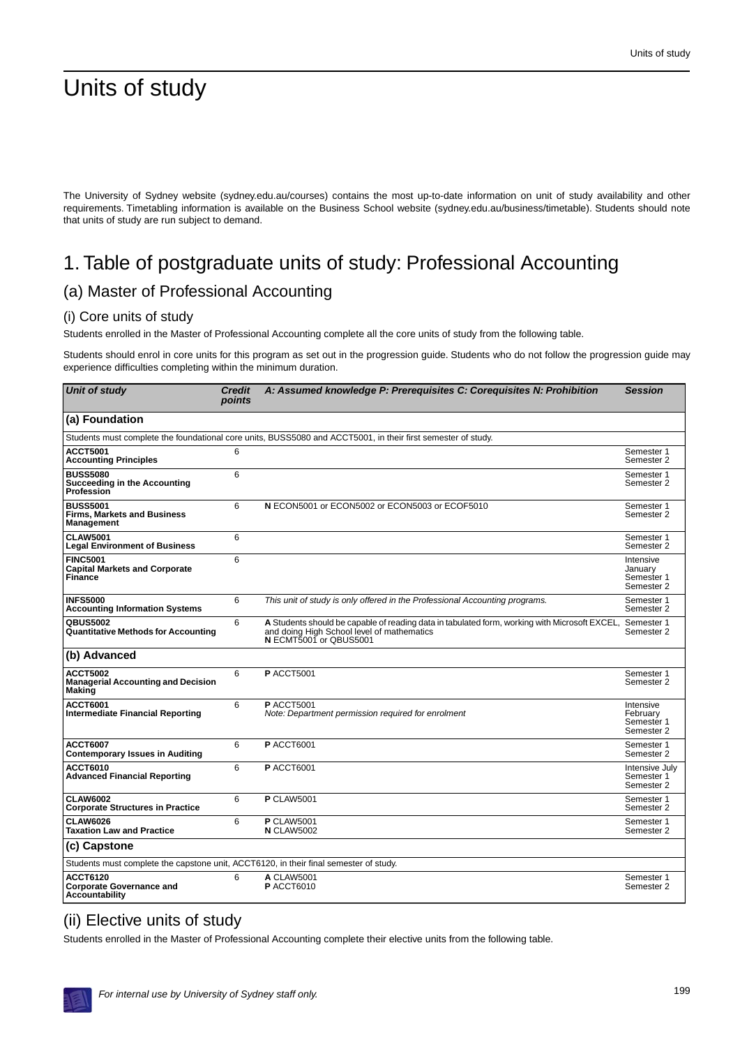# Units of study

The University of Sydney website (sydney.edu.au/courses) contains the most up-to-date information on unit of study availability and other requirements. Timetabling information is available on the Business School website (sydney.edu.au/business/timetable). Students should note that units of study are run subject to demand.

## 1. Table of postgraduate units of study: Professional Accounting

### (a) Master of Professional Accounting

#### (i) Core units of study

Students enrolled in the Master of Professional Accounting complete all the core units of study from the following table.

Students should enrol in core units for this program as set out in the progression guide. Students who do not follow the progression guide may experience difficulties completing within the minimum duration.

| *Unit of study* | *Credit points* | *A: Assumed knowledge P: Prerequisites C: Corequisites N: Prohibition* | *Session* |
|---|---|---|---|
| **(a) Foundation** | | | |
| Students must complete the foundational core units, BUSS5080 and ACCT5001, in their first semester of study. | | | |
| **ACCT5001** **Accounting Principles** | 6 | | Semester 1 Semester 2 |
| **BUSS5080** **Succeeding in the Accounting Profession** | 6 | | Semester 1 Semester 2 |
| **BUSS5001** **Firms, Markets and Business Management** | 6 | **N** ECON5001 or ECON5002 or ECON5003 or ECOF5010 | Semester 1 Semester 2 |
| **CLAW5001** **Legal Environment of Business** | 6 | | Semester 1 Semester 2 |
| **FINC5001** **Capital Markets and Corporate Finance** | 6 | | Intensive January Semester 1 Semester 2 |
| **INFS5000** **Accounting Information Systems** | 6 | *This unit of study is only offered in the Professional Accounting programs.* | Semester 1 Semester 2 |
| **QBUS5002** **Quantitative Methods for Accounting** | 6 | **A** Students should be capable of reading data in tabulated form, working with Microsoft EXCEL, and doing High School level of mathematics **N** ECMT5001 or QBUS5001 | Semester 1 Semester 2 |
| **(b) Advanced** | | | |
| **ACCT5002** **Managerial Accounting and Decision Making** | 6 | **P** ACCT5001 | Semester 1 Semester 2 |
| **ACCT6001** **Intermediate Financial Reporting** | 6 | **P** ACCT5001 *Note: Department permission required for enrolment* | Intensive February Semester 1 Semester 2 |
| **ACCT6007** **Contemporary Issues in Auditing** | 6 | **P** ACCT6001 | Semester 1 Semester 2 |
| **ACCT6010** **Advanced Financial Reporting** | 6 | **P** ACCT6001 | Intensive July Semester 1 Semester 2 |
| **CLAW6002** **Corporate Structures in Practice** | 6 | **P** CLAW5001 | Semester 1 Semester 2 |
| **CLAW6026** **Taxation Law and Practice** | 6 | **P** CLAW5001 **N** CLAW5002 | Semester 1 Semester 2 |
| **(c) Capstone** | | | |
| Students must complete the capstone unit, ACCT6120, in their final semester of study. | | | |
| **ACCT6120** **Corporate Governance and Accountability** | 6 | **A** CLAW5001 **P** ACCT6010 | Semester 1 Semester 2 |

#### (ii) Elective units of study

Students enrolled in the Master of Professional Accounting complete their elective units from the following table.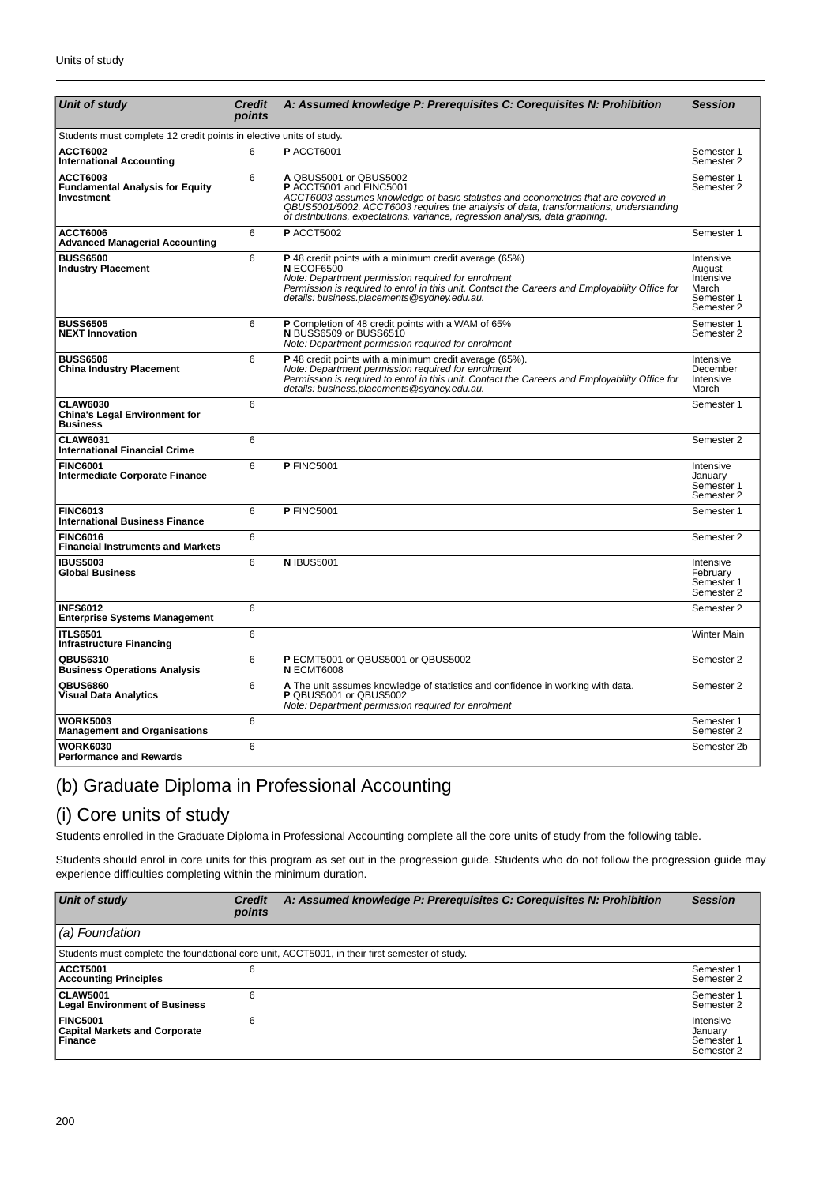| Unit of study | Credit points | A: Assumed knowledge P: Prerequisites C: Corequisites N: Prohibition | Session |
|---|---|---|---|
| Students must complete 12 credit points in elective units of study. | | | |
| **ACCT6002** **International Accounting** | 6 | **P** ACCT6001 | Semester 1 Semester 2 |
| **ACCT6003** **Fundamental Analysis for Equity Investment** | 6 | **A** QBUS5001 or QBUS5002 **P** ACCT5001 and FINC5001 *ACCT6003 assumes knowledge of basic statistics and econometrics that are covered in QBUS5001/5002. ACCT6003 requires the analysis of data, transformations, understanding of distributions, expectations, variance, regression analysis, data graphing.* | Semester 1 Semester 2 |
| **ACCT6006** **Advanced Managerial Accounting** | 6 | **P** ACCT5002 | Semester 1 |
| **BUSS6500** **Industry Placement** | 6 | **P** 48 credit points with a minimum credit average (65%) **N** ECOF6500 *Note: Department permission required for enrolment* *Permission is required to enrol in this unit. Contact the Careers and Employability Office for details: business.placements@sydney.edu.au.* | Intensive August Intensive March Semester 1 Semester 2 |
| **BUSS6505** **NEXT Innovation** | 6 | **P** Completion of 48 credit points with a WAM of 65% **N** BUSS6509 or BUSS6510 *Note: Department permission required for enrolment* | Semester 1 Semester 2 |
| **BUSS6506** **China Industry Placement** | 6 | **P** 48 credit points with a minimum credit average (65%). *Note: Department permission required for enrolment* *Permission is required to enrol in this unit. Contact the Careers and Employability Office for details: business.placements@sydney.edu.au.* | Intensive December Intensive March |
| **CLAW6030** **China's Legal Environment for Business** | 6 | | Semester 1 |
| **CLAW6031** **International Financial Crime** | 6 | | Semester 2 |
| **FINC6001** **Intermediate Corporate Finance** | 6 | **P** FINC5001 | Intensive January Semester 1 Semester 2 |
| **FINC6013** **International Business Finance** | 6 | **P** FINC5001 | Semester 1 |
| **FINC6016** **Financial Instruments and Markets** | 6 | | Semester 2 |
| **IBUS5003** **Global Business** | 6 | **N** IBUS5001 | Intensive February Semester 1 Semester 2 |
| **INFS6012** **Enterprise Systems Management** | 6 | | Semester 2 |
| **ITLS6501** **Infrastructure Financing** | 6 | | Winter Main |
| **QBUS6310** **Business Operations Analysis** | 6 | **P** ECMT5001 or QBUS5001 or QBUS5002 **N** ECMT6008 | Semester 2 |
| **QBUS6860** **Visual Data Analytics** | 6 | **A** The unit assumes knowledge of statistics and confidence in working with data. **P** QBUS5001 or QBUS5002 *Note: Department permission required for enrolment* | Semester 2 |
| **WORK5003** **Management and Organisations** | 6 | | Semester 1 Semester 2 |
| **WORK6030** **Performance and Rewards** | 6 | | Semester 2b |

## (b) Graduate Diploma in Professional Accounting

## (i) Core units of study

Students enrolled in the Graduate Diploma in Professional Accounting complete all the core units of study from the following table.

Students should enrol in core units for this program as set out in the progression guide. Students who do not follow the progression guide may experience difficulties completing within the minimum duration.

| Unit of study | Credit points | A: Assumed knowledge P: Prerequisites C: Corequisites N: Prohibition | Session |
|---|---|---|---|
| *(a) Foundation* | | | |
| Students must complete the foundational core unit, ACCT5001, in their first semester of study. | | | |
| **ACCT5001** **Accounting Principles** | 6 | | Semester 1 Semester 2 |
| **CLAW5001** **Legal Environment of Business** | 6 | | Semester 1 Semester 2 |
| **FINC5001** **Capital Markets and Corporate Finance** | 6 | | Intensive January Semester 1 Semester 2 |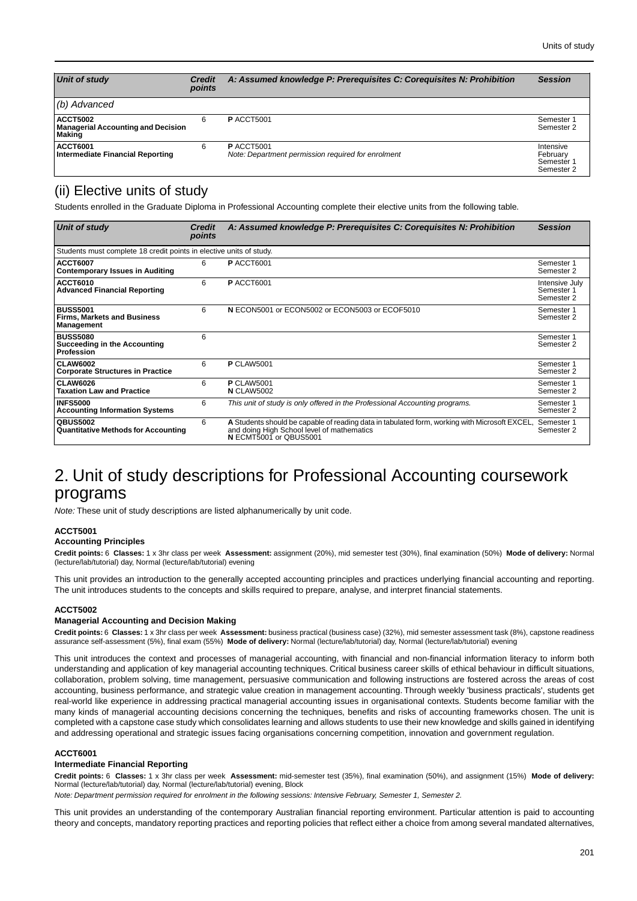| Unit of study | Credit points | A: Assumed knowledge P: Prerequisites C: Corequisites N: Prohibition | Session |
|---|---|---|---|
| *(b) Advanced* | | | |
| **ACCT5002** **Managerial Accounting and Decision Making** | 6 | **P** ACCT5001 | Semester 1 Semester 2 |
| **ACCT6001** **Intermediate Financial Reporting** | 6 | **P** ACCT5001 *Note: Department permission required for enrolment* | Intensive February Semester 1 Semester 2 |

## (ii) Elective units of study

Students enrolled in the Graduate Diploma in Professional Accounting complete their elective units from the following table.

| Unit of study | Credit points | A: Assumed knowledge P: Prerequisites C: Corequisites N: Prohibition | Session |
|---|---|---|---|
| Students must complete 18 credit points in elective units of study. | | | |
| **ACCT6007** **Contemporary Issues in Auditing** | 6 | **P** ACCT6001 | Semester 1 Semester 2 |
| **ACCT6010** **Advanced Financial Reporting** | 6 | **P** ACCT6001 | Intensive July Semester 1 Semester 2 |
| **BUSS5001** **Firms, Markets and Business Management** | 6 | **N** ECON5001 or ECON5002 or ECON5003 or ECOF5010 | Semester 1 Semester 2 |
| **BUSS5080** **Succeeding in the Accounting Profession** | 6 | | Semester 1 Semester 2 |
| **CLAW6002** **Corporate Structures in Practice** | 6 | **P** CLAW5001 | Semester 1 Semester 2 |
| **CLAW6026** **Taxation Law and Practice** | 6 | **P** CLAW5001 **N** CLAW5002 | Semester 1 Semester 2 |
| **INFS5000** **Accounting Information Systems** | 6 | *This unit of study is only offered in the Professional Accounting programs.* | Semester 1 Semester 2 |
| **QBUS5002** **Quantitative Methods for Accounting** | 6 | **A** Students should be capable of reading data in tabulated form, working with Microsoft EXCEL, and doing High School level of mathematics **N** ECMT5001 or QBUS5001 | Semester 1 Semester 2 |

# 2. Unit of study descriptions for Professional Accounting coursework programs

*Note:* These unit of study descriptions are listed alphanumerically by unit code.

#### ACCT5001
#### Accounting Principles

**Credit points:** 6 **Classes:** 1 x 3hr class per week **Assessment:** assignment (20%), mid semester test (30%), final examination (50%) **Mode of delivery:** Normal (lecture/lab/tutorial) day, Normal (lecture/lab/tutorial) evening

This unit provides an introduction to the generally accepted accounting principles and practices underlying financial accounting and reporting. The unit introduces students to the concepts and skills required to prepare, analyse, and interpret financial statements.

#### ACCT5002
#### Managerial Accounting and Decision Making

**Credit points:** 6 **Classes:** 1 x 3hr class per week **Assessment:** business practical (business case) (32%), mid semester assessment task (8%), capstone readiness assurance self-assessment (5%), final exam (55%) **Mode of delivery:** Normal (lecture/lab/tutorial) day, Normal (lecture/lab/tutorial) evening

This unit introduces the context and processes of managerial accounting, with financial and non-financial information literacy to inform both understanding and application of key managerial accounting techniques. Critical business career skills of ethical behaviour in difficult situations, collaboration, problem solving, time management, persuasive communication and following instructions are fostered across the areas of cost accounting, business performance, and strategic value creation in management accounting. Through weekly 'business practicals', students get real-world like experience in addressing practical managerial accounting issues in organisational contexts. Students become familiar with the many kinds of managerial accounting decisions concerning the techniques, benefits and risks of accounting frameworks chosen. The unit is completed with a capstone case study which consolidates learning and allows students to use their new knowledge and skills gained in identifying and addressing operational and strategic issues facing organisations concerning competition, innovation and government regulation.

#### ACCT6001
#### Intermediate Financial Reporting

**Credit points:** 6 **Classes:** 1 x 3hr class per week **Assessment:** mid-semester test (35%), final examination (50%), and assignment (15%) **Mode of delivery:** Normal (lecture/lab/tutorial) day, Normal (lecture/lab/tutorial) evening, Block

*Note: Department permission required for enrolment in the following sessions: Intensive February, Semester 1, Semester 2.*

This unit provides an understanding of the contemporary Australian financial reporting environment. Particular attention is paid to accounting theory and concepts, mandatory reporting practices and reporting policies that reflect either a choice from among several mandated alternatives,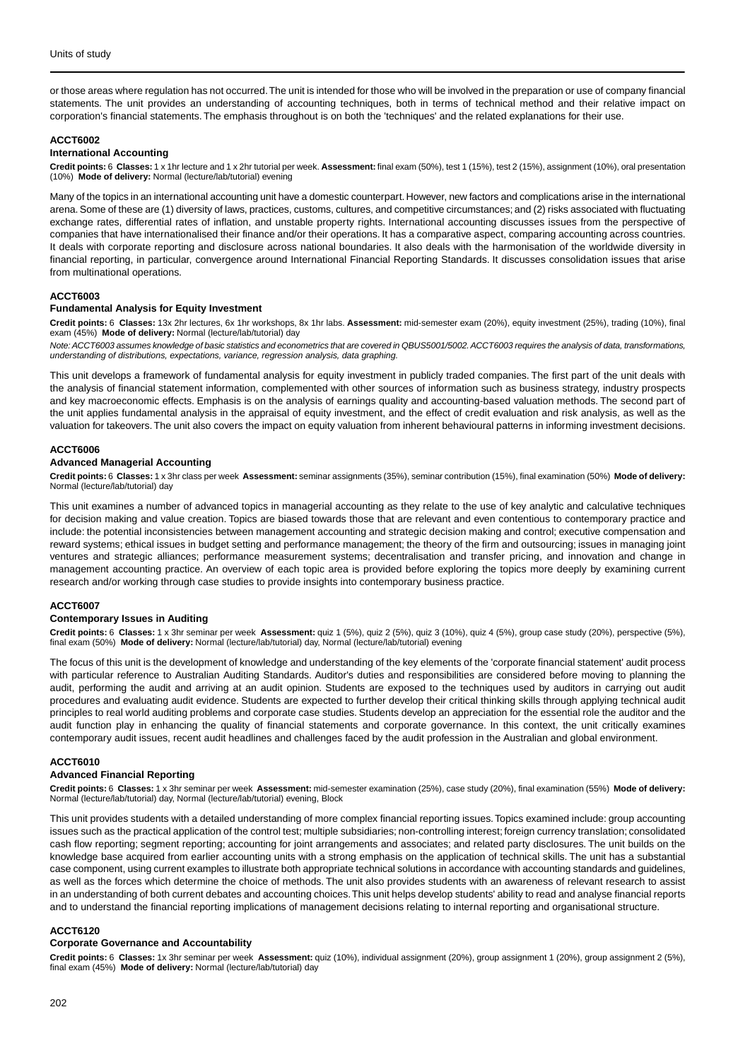or those areas where regulation has not occurred. The unit is intended for those who will be involved in the preparation or use of company financial statements. The unit provides an understanding of accounting techniques, both in terms of technical method and their relative impact on corporation's financial statements. The emphasis throughout is on both the 'techniques' and the related explanations for their use.

### ACCT6002

#### International Accounting

**Credit points:** 6 **Classes:** 1 x 1hr lecture and 1 x 2hr tutorial per week. **Assessment:** final exam (50%), test 1 (15%), test 2 (15%), assignment (10%), oral presentation (10%) **Mode of delivery:** Normal (lecture/lab/tutorial) evening

Many of the topics in an international accounting unit have a domestic counterpart. However, new factors and complications arise in the international arena. Some of these are (1) diversity of laws, practices, customs, cultures, and competitive circumstances; and (2) risks associated with fluctuating exchange rates, differential rates of inflation, and unstable property rights. International accounting discusses issues from the perspective of companies that have internationalised their finance and/or their operations. It has a comparative aspect, comparing accounting across countries. It deals with corporate reporting and disclosure across national boundaries. It also deals with the harmonisation of the worldwide diversity in financial reporting, in particular, convergence around International Financial Reporting Standards. It discusses consolidation issues that arise from multinational operations.

### ACCT6003

#### Fundamental Analysis for Equity Investment

**Credit points:** 6 **Classes:** 13x 2hr lectures, 6x 1hr workshops, 8x 1hr labs. **Assessment:** mid-semester exam (20%), equity investment (25%), trading (10%), final exam (45%) **Mode of delivery:** Normal (lecture/lab/tutorial) day

*Note: ACCT6003 assumes knowledge of basic statistics and econometrics that are covered in QBUS5001/5002. ACCT6003 requires the analysis of data, transformations, understanding of distributions, expectations, variance, regression analysis, data graphing.*

This unit develops a framework of fundamental analysis for equity investment in publicly traded companies. The first part of the unit deals with the analysis of financial statement information, complemented with other sources of information such as business strategy, industry prospects and key macroeconomic effects. Emphasis is on the analysis of earnings quality and accounting-based valuation methods. The second part of the unit applies fundamental analysis in the appraisal of equity investment, and the effect of credit evaluation and risk analysis, as well as the valuation for takeovers. The unit also covers the impact on equity valuation from inherent behavioural patterns in informing investment decisions.

### ACCT6006

#### Advanced Managerial Accounting

**Credit points:** 6 **Classes:** 1 x 3hr class per week **Assessment:** seminar assignments (35%), seminar contribution (15%), final examination (50%) **Mode of delivery:** Normal (lecture/lab/tutorial) day

This unit examines a number of advanced topics in managerial accounting as they relate to the use of key analytic and calculative techniques for decision making and value creation. Topics are biased towards those that are relevant and even contentious to contemporary practice and include: the potential inconsistencies between management accounting and strategic decision making and control; executive compensation and reward systems; ethical issues in budget setting and performance management; the theory of the firm and outsourcing; issues in managing joint ventures and strategic alliances; performance measurement systems; decentralisation and transfer pricing, and innovation and change in management accounting practice. An overview of each topic area is provided before exploring the topics more deeply by examining current research and/or working through case studies to provide insights into contemporary business practice.

### ACCT6007

#### Contemporary Issues in Auditing

**Credit points:** 6 **Classes:** 1 x 3hr seminar per week **Assessment:** quiz 1 (5%), quiz 2 (5%), quiz 3 (10%), quiz 4 (5%), group case study (20%), perspective (5%), final exam (50%) **Mode of delivery:** Normal (lecture/lab/tutorial) day, Normal (lecture/lab/tutorial) evening

The focus of this unit is the development of knowledge and understanding of the key elements of the 'corporate financial statement' audit process with particular reference to Australian Auditing Standards. Auditor's duties and responsibilities are considered before moving to planning the audit, performing the audit and arriving at an audit opinion. Students are exposed to the techniques used by auditors in carrying out audit procedures and evaluating audit evidence. Students are expected to further develop their critical thinking skills through applying technical audit principles to real world auditing problems and corporate case studies. Students develop an appreciation for the essential role the auditor and the audit function play in enhancing the quality of financial statements and corporate governance. In this context, the unit critically examines contemporary audit issues, recent audit headlines and challenges faced by the audit profession in the Australian and global environment.

### ACCT6010

#### Advanced Financial Reporting

**Credit points:** 6 **Classes:** 1 x 3hr seminar per week **Assessment:** mid-semester examination (25%), case study (20%), final examination (55%) **Mode of delivery:** Normal (lecture/lab/tutorial) day, Normal (lecture/lab/tutorial) evening, Block

This unit provides students with a detailed understanding of more complex financial reporting issues. Topics examined include: group accounting issues such as the practical application of the control test; multiple subsidiaries; non-controlling interest; foreign currency translation; consolidated cash flow reporting; segment reporting; accounting for joint arrangements and associates; and related party disclosures. The unit builds on the knowledge base acquired from earlier accounting units with a strong emphasis on the application of technical skills. The unit has a substantial case component, using current examples to illustrate both appropriate technical solutions in accordance with accounting standards and guidelines, as well as the forces which determine the choice of methods. The unit also provides students with an awareness of relevant research to assist in an understanding of both current debates and accounting choices. This unit helps develop students' ability to read and analyse financial reports and to understand the financial reporting implications of management decisions relating to internal reporting and organisational structure.

### ACCT6120

#### Corporate Governance and Accountability

**Credit points:** 6 **Classes:** 1x 3hr seminar per week **Assessment:** quiz (10%), individual assignment (20%), group assignment 1 (20%), group assignment 2 (5%), final exam (45%) **Mode of delivery:** Normal (lecture/lab/tutorial) day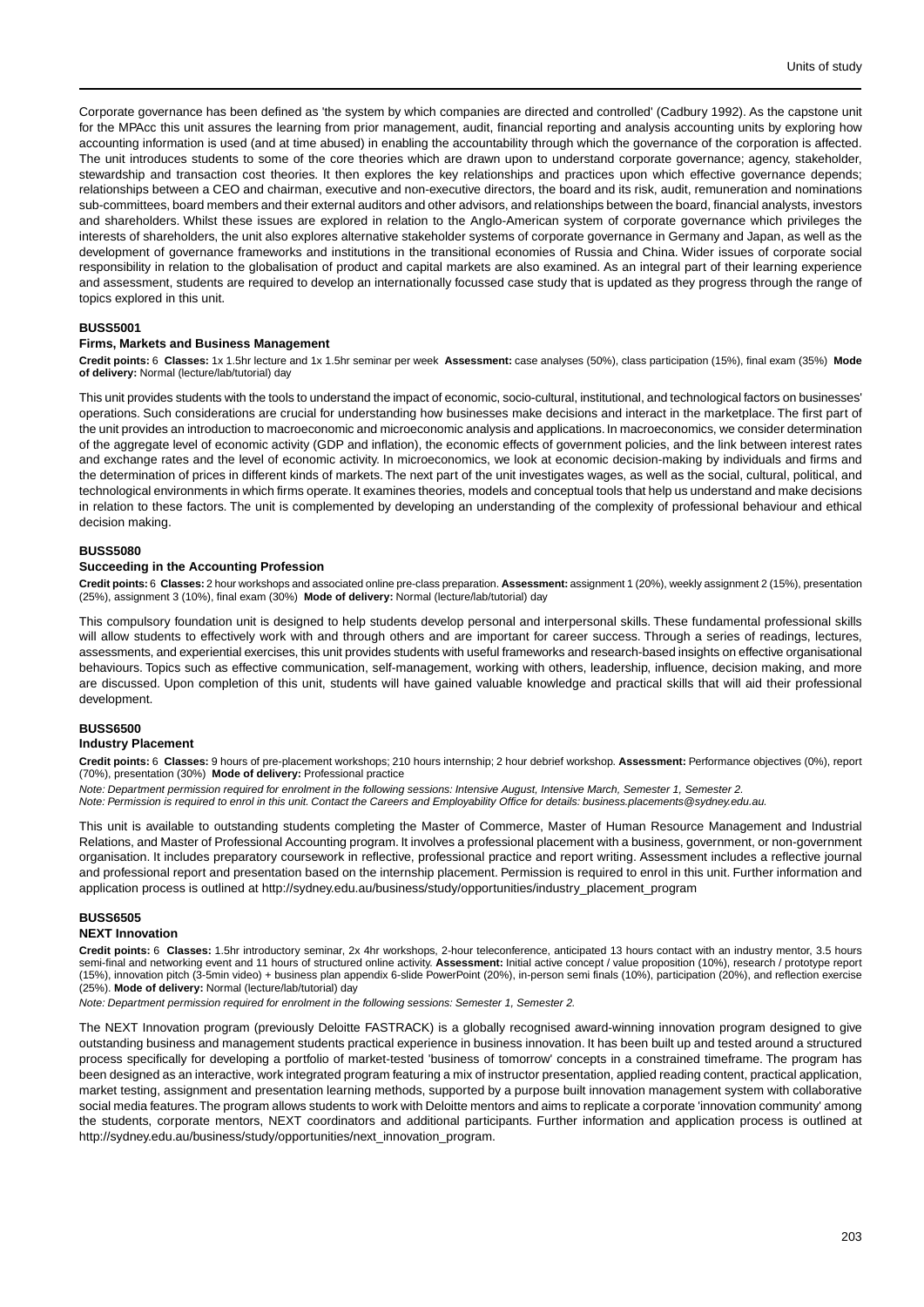Corporate governance has been defined as 'the system by which companies are directed and controlled' (Cadbury 1992). As the capstone unit for the MPAcc this unit assures the learning from prior management, audit, financial reporting and analysis accounting units by exploring how accounting information is used (and at time abused) in enabling the accountability through which the governance of the corporation is affected. The unit introduces students to some of the core theories which are drawn upon to understand corporate governance; agency, stakeholder, stewardship and transaction cost theories. It then explores the key relationships and practices upon which effective governance depends; relationships between a CEO and chairman, executive and non-executive directors, the board and its risk, audit, remuneration and nominations sub-committees, board members and their external auditors and other advisors, and relationships between the board, financial analysts, investors and shareholders. Whilst these issues are explored in relation to the Anglo-American system of corporate governance which privileges the interests of shareholders, the unit also explores alternative stakeholder systems of corporate governance in Germany and Japan, as well as the development of governance frameworks and institutions in the transitional economies of Russia and China. Wider issues of corporate social responsibility in relation to the globalisation of product and capital markets are also examined. As an integral part of their learning experience and assessment, students are required to develop an internationally focussed case study that is updated as they progress through the range of topics explored in this unit.

#### BUSS5001

#### Firms, Markets and Business Management

**Credit points:** 6 **Classes:** 1x 1.5hr lecture and 1x 1.5hr seminar per week **Assessment:** case analyses (50%), class participation (15%), final exam (35%) **Mode of delivery:** Normal (lecture/lab/tutorial) day

This unit provides students with the tools to understand the impact of economic, socio-cultural, institutional, and technological factors on businesses' operations. Such considerations are crucial for understanding how businesses make decisions and interact in the marketplace. The first part of the unit provides an introduction to macroeconomic and microeconomic analysis and applications. In macroeconomics, we consider determination of the aggregate level of economic activity (GDP and inflation), the economic effects of government policies, and the link between interest rates and exchange rates and the level of economic activity. In microeconomics, we look at economic decision-making by individuals and firms and the determination of prices in different kinds of markets. The next part of the unit investigates wages, as well as the social, cultural, political, and technological environments in which firms operate. It examines theories, models and conceptual tools that help us understand and make decisions in relation to these factors. The unit is complemented by developing an understanding of the complexity of professional behaviour and ethical decision making.

#### BUSS5080

#### Succeeding in the Accounting Profession

**Credit points:** 6 **Classes:** 2 hour workshops and associated online pre-class preparation. **Assessment:** assignment 1 (20%), weekly assignment 2 (15%), presentation (25%), assignment 3 (10%), final exam (30%) **Mode of delivery:** Normal (lecture/lab/tutorial) day

This compulsory foundation unit is designed to help students develop personal and interpersonal skills. These fundamental professional skills will allow students to effectively work with and through others and are important for career success. Through a series of readings, lectures, assessments, and experiential exercises, this unit provides students with useful frameworks and research-based insights on effective organisational behaviours. Topics such as effective communication, self-management, working with others, leadership, influence, decision making, and more are discussed. Upon completion of this unit, students will have gained valuable knowledge and practical skills that will aid their professional development.

#### BUSS6500

#### Industry Placement

**Credit points:** 6 **Classes:** 9 hours of pre-placement workshops; 210 hours internship; 2 hour debrief workshop. **Assessment:** Performance objectives (0%), report (70%), presentation (30%) **Mode of delivery:** Professional practice

*Note: Department permission required for enrolment in the following sessions: Intensive August, Intensive March, Semester 1, Semester 2.*
*Note: Permission is required to enrol in this unit. Contact the Careers and Employability Office for details: business.placements@sydney.edu.au.*

This unit is available to outstanding students completing the Master of Commerce, Master of Human Resource Management and Industrial Relations, and Master of Professional Accounting program. It involves a professional placement with a business, government, or non-government organisation. It includes preparatory coursework in reflective, professional practice and report writing. Assessment includes a reflective journal and professional report and presentation based on the internship placement. Permission is required to enrol in this unit. Further information and application process is outlined at http://sydney.edu.au/business/study/opportunities/industry_placement_program

#### BUSS6505

#### NEXT Innovation

**Credit points:** 6 **Classes:** 1.5hr introductory seminar, 2x 4hr workshops, 2-hour teleconference, anticipated 13 hours contact with an industry mentor, 3.5 hours semi-final and networking event and 11 hours of structured online activity. **Assessment:** Initial active concept / value proposition (10%), research / prototype report (15%), innovation pitch (3-5min video) + business plan appendix 6-slide PowerPoint (20%), in-person semi finals (10%), participation (20%), and reflection exercise (25%). **Mode of delivery:** Normal (lecture/lab/tutorial) day

*Note: Department permission required for enrolment in the following sessions: Semester 1, Semester 2.*

The NEXT Innovation program (previously Deloitte FASTRACK) is a globally recognised award-winning innovation program designed to give outstanding business and management students practical experience in business innovation. It has been built up and tested around a structured process specifically for developing a portfolio of market-tested 'business of tomorrow' concepts in a constrained timeframe. The program has been designed as an interactive, work integrated program featuring a mix of instructor presentation, applied reading content, practical application, market testing, assignment and presentation learning methods, supported by a purpose built innovation management system with collaborative social media features. The program allows students to work with Deloitte mentors and aims to replicate a corporate 'innovation community' among the students, corporate mentors, NEXT coordinators and additional participants. Further information and application process is outlined at http://sydney.edu.au/business/study/opportunities/next_innovation_program.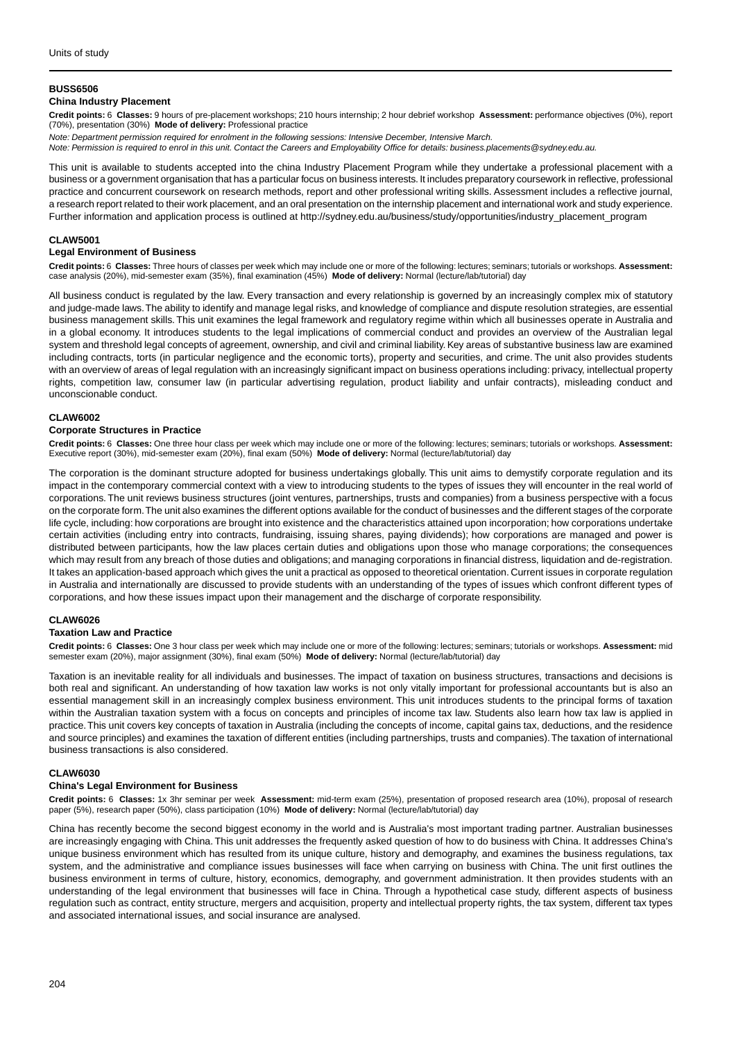### BUSS6506
#### China Industry Placement

**Credit points:** 6 **Classes:** 9 hours of pre-placement workshops; 210 hours internship; 2 hour debrief workshop **Assessment:** performance objectives (0%), report (70%), presentation (30%) **Mode of delivery:** Professional practice

*Note: Department permission required for enrolment in the following sessions: Intensive December, Intensive March.*
*Note: Permission is required to enrol in this unit. Contact the Careers and Employability Office for details: business.placements@sydney.edu.au.*

This unit is available to students accepted into the china Industry Placement Program while they undertake a professional placement with a business or a government organisation that has a particular focus on business interests. It includes preparatory coursework in reflective, professional practice and concurrent coursework on research methods, report and other professional writing skills. Assessment includes a reflective journal, a research report related to their work placement, and an oral presentation on the internship placement and international work and study experience. Further information and application process is outlined at http://sydney.edu.au/business/study/opportunities/industry_placement_program

### CLAW5001
#### Legal Environment of Business

**Credit points:** 6 **Classes:** Three hours of classes per week which may include one or more of the following: lectures; seminars; tutorials or workshops. **Assessment:** case analysis (20%), mid-semester exam (35%), final examination (45%) **Mode of delivery:** Normal (lecture/lab/tutorial) day

All business conduct is regulated by the law. Every transaction and every relationship is governed by an increasingly complex mix of statutory and judge-made laws. The ability to identify and manage legal risks, and knowledge of compliance and dispute resolution strategies, are essential business management skills. This unit examines the legal framework and regulatory regime within which all businesses operate in Australia and in a global economy. It introduces students to the legal implications of commercial conduct and provides an overview of the Australian legal system and threshold legal concepts of agreement, ownership, and civil and criminal liability. Key areas of substantive business law are examined including contracts, torts (in particular negligence and the economic torts), property and securities, and crime. The unit also provides students with an overview of areas of legal regulation with an increasingly significant impact on business operations including: privacy, intellectual property rights, competition law, consumer law (in particular advertising regulation, product liability and unfair contracts), misleading conduct and unconscionable conduct.

### CLAW6002
#### Corporate Structures in Practice

**Credit points:** 6 **Classes:** One three hour class per week which may include one or more of the following: lectures; seminars; tutorials or workshops. **Assessment:** Executive report (30%), mid-semester exam (20%), final exam (50%) **Mode of delivery:** Normal (lecture/lab/tutorial) day

The corporation is the dominant structure adopted for business undertakings globally. This unit aims to demystify corporate regulation and its impact in the contemporary commercial context with a view to introducing students to the types of issues they will encounter in the real world of corporations. The unit reviews business structures (joint ventures, partnerships, trusts and companies) from a business perspective with a focus on the corporate form. The unit also examines the different options available for the conduct of businesses and the different stages of the corporate life cycle, including: how corporations are brought into existence and the characteristics attained upon incorporation; how corporations undertake certain activities (including entry into contracts, fundraising, issuing shares, paying dividends); how corporations are managed and power is distributed between participants, how the law places certain duties and obligations upon those who manage corporations; the consequences which may result from any breach of those duties and obligations; and managing corporations in financial distress, liquidation and de-registration. It takes an application-based approach which gives the unit a practical as opposed to theoretical orientation. Current issues in corporate regulation in Australia and internationally are discussed to provide students with an understanding of the types of issues which confront different types of corporations, and how these issues impact upon their management and the discharge of corporate responsibility.

### CLAW6026
#### Taxation Law and Practice

**Credit points:** 6 **Classes:** One 3 hour class per week which may include one or more of the following: lectures; seminars; tutorials or workshops. **Assessment:** mid semester exam (20%), major assignment (30%), final exam (50%) **Mode of delivery:** Normal (lecture/lab/tutorial) day

Taxation is an inevitable reality for all individuals and businesses. The impact of taxation on business structures, transactions and decisions is both real and significant. An understanding of how taxation law works is not only vitally important for professional accountants but is also an essential management skill in an increasingly complex business environment. This unit introduces students to the principal forms of taxation within the Australian taxation system with a focus on concepts and principles of income tax law. Students also learn how tax law is applied in practice. This unit covers key concepts of taxation in Australia (including the concepts of income, capital gains tax, deductions, and the residence and source principles) and examines the taxation of different entities (including partnerships, trusts and companies). The taxation of international business transactions is also considered.

### CLAW6030
#### China's Legal Environment for Business

**Credit points:** 6 **Classes:** 1x 3hr seminar per week **Assessment:** mid-term exam (25%), presentation of proposed research area (10%), proposal of research paper (5%), research paper (50%), class participation (10%) **Mode of delivery:** Normal (lecture/lab/tutorial) day

China has recently become the second biggest economy in the world and is Australia's most important trading partner. Australian businesses are increasingly engaging with China. This unit addresses the frequently asked question of how to do business with China. It addresses China's unique business environment which has resulted from its unique culture, history and demography, and examines the business regulations, tax system, and the administrative and compliance issues businesses will face when carrying on business with China. The unit first outlines the business environment in terms of culture, history, economics, demography, and government administration. It then provides students with an understanding of the legal environment that businesses will face in China. Through a hypothetical case study, different aspects of business regulation such as contract, entity structure, mergers and acquisition, property and intellectual property rights, the tax system, different tax types and associated international issues, and social insurance are analysed.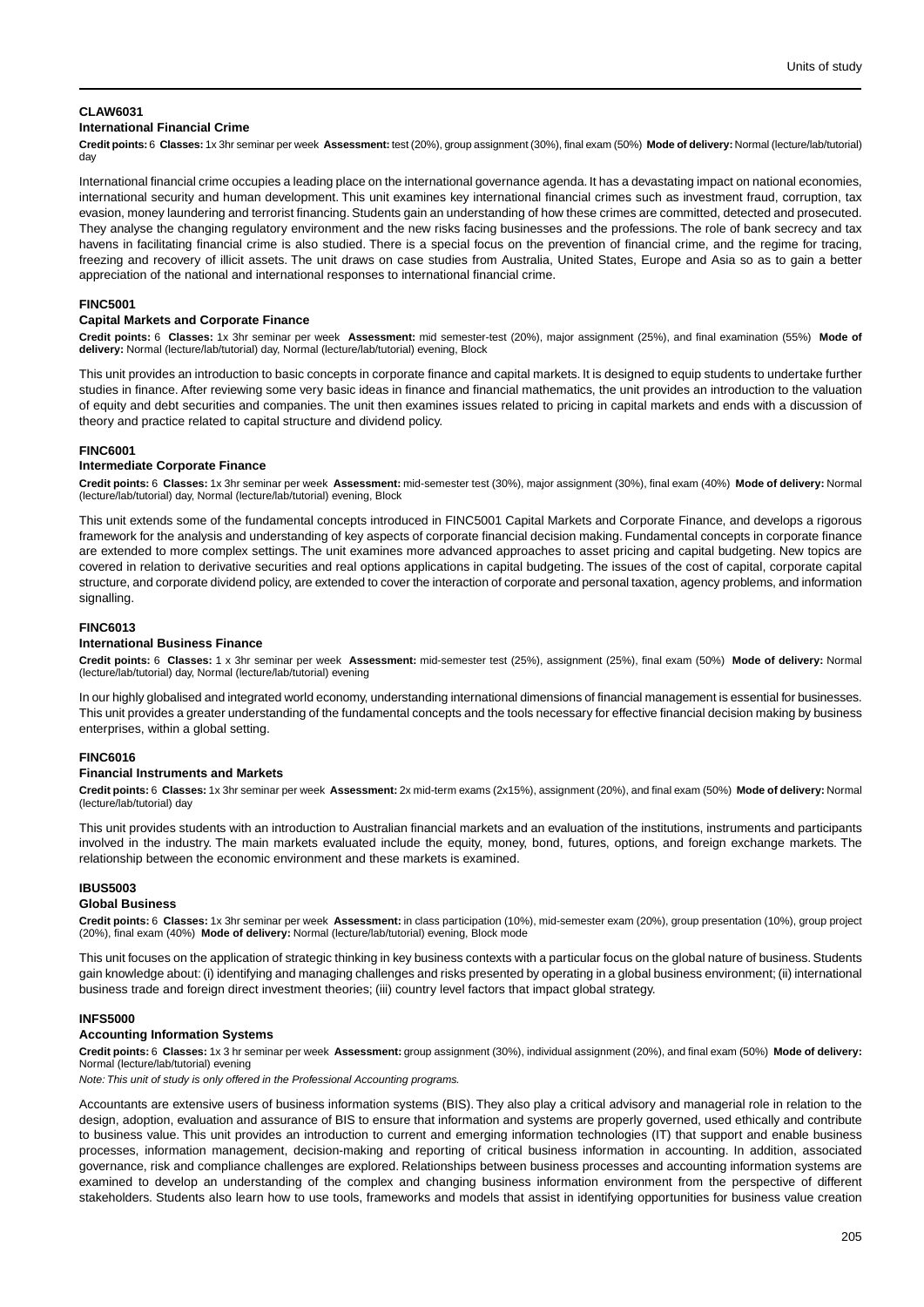#### CLAW6031

#### International Financial Crime

**Credit points:** 6 **Classes:** 1x 3hr seminar per week **Assessment:** test (20%), group assignment (30%), final exam (50%) **Mode of delivery:** Normal (lecture/lab/tutorial) day

International financial crime occupies a leading place on the international governance agenda. It has a devastating impact on national economies, international security and human development. This unit examines key international financial crimes such as investment fraud, corruption, tax evasion, money laundering and terrorist financing. Students gain an understanding of how these crimes are committed, detected and prosecuted. They analyse the changing regulatory environment and the new risks facing businesses and the professions. The role of bank secrecy and tax havens in facilitating financial crime is also studied. There is a special focus on the prevention of financial crime, and the regime for tracing, freezing and recovery of illicit assets. The unit draws on case studies from Australia, United States, Europe and Asia so as to gain a better appreciation of the national and international responses to international financial crime.

#### FINC5001

#### Capital Markets and Corporate Finance

**Credit points:** 6 **Classes:** 1x 3hr seminar per week **Assessment:** mid semester-test (20%), major assignment (25%), and final examination (55%) **Mode of delivery:** Normal (lecture/lab/tutorial) day, Normal (lecture/lab/tutorial) evening, Block

This unit provides an introduction to basic concepts in corporate finance and capital markets. It is designed to equip students to undertake further studies in finance. After reviewing some very basic ideas in finance and financial mathematics, the unit provides an introduction to the valuation of equity and debt securities and companies. The unit then examines issues related to pricing in capital markets and ends with a discussion of theory and practice related to capital structure and dividend policy.

#### FINC6001

#### Intermediate Corporate Finance

**Credit points:** 6 **Classes:** 1x 3hr seminar per week **Assessment:** mid-semester test (30%), major assignment (30%), final exam (40%) **Mode of delivery:** Normal (lecture/lab/tutorial) day, Normal (lecture/lab/tutorial) evening, Block

This unit extends some of the fundamental concepts introduced in FINC5001 Capital Markets and Corporate Finance, and develops a rigorous framework for the analysis and understanding of key aspects of corporate financial decision making. Fundamental concepts in corporate finance are extended to more complex settings. The unit examines more advanced approaches to asset pricing and capital budgeting. New topics are covered in relation to derivative securities and real options applications in capital budgeting. The issues of the cost of capital, corporate capital structure, and corporate dividend policy, are extended to cover the interaction of corporate and personal taxation, agency problems, and information signalling.

#### FINC6013

#### International Business Finance

**Credit points:** 6 **Classes:** 1 x 3hr seminar per week **Assessment:** mid-semester test (25%), assignment (25%), final exam (50%) **Mode of delivery:** Normal (lecture/lab/tutorial) day, Normal (lecture/lab/tutorial) evening

In our highly globalised and integrated world economy, understanding international dimensions of financial management is essential for businesses. This unit provides a greater understanding of the fundamental concepts and the tools necessary for effective financial decision making by business enterprises, within a global setting.

#### FINC6016

#### Financial Instruments and Markets

**Credit points:** 6 **Classes:** 1x 3hr seminar per week **Assessment:** 2x mid-term exams (2x15%), assignment (20%), and final exam (50%) **Mode of delivery:** Normal (lecture/lab/tutorial) day

This unit provides students with an introduction to Australian financial markets and an evaluation of the institutions, instruments and participants involved in the industry. The main markets evaluated include the equity, money, bond, futures, options, and foreign exchange markets. The relationship between the economic environment and these markets is examined.

#### IBUS5003

#### Global Business

**Credit points:** 6 **Classes:** 1x 3hr seminar per week **Assessment:** in class participation (10%), mid-semester exam (20%), group presentation (10%), group project (20%), final exam (40%) **Mode of delivery:** Normal (lecture/lab/tutorial) evening, Block mode

This unit focuses on the application of strategic thinking in key business contexts with a particular focus on the global nature of business. Students gain knowledge about: (i) identifying and managing challenges and risks presented by operating in a global business environment; (ii) international business trade and foreign direct investment theories; (iii) country level factors that impact global strategy.

#### INFS5000

#### Accounting Information Systems

**Credit points:** 6 **Classes:** 1x 3 hr seminar per week **Assessment:** group assignment (30%), individual assignment (20%), and final exam (50%) **Mode of delivery:** Normal (lecture/lab/tutorial) evening

*Note: This unit of study is only offered in the Professional Accounting programs.*

Accountants are extensive users of business information systems (BIS). They also play a critical advisory and managerial role in relation to the design, adoption, evaluation and assurance of BIS to ensure that information and systems are properly governed, used ethically and contribute to business value. This unit provides an introduction to current and emerging information technologies (IT) that support and enable business processes, information management, decision-making and reporting of critical business information in accounting. In addition, associated governance, risk and compliance challenges are explored. Relationships between business processes and accounting information systems are examined to develop an understanding of the complex and changing business information environment from the perspective of different stakeholders. Students also learn how to use tools, frameworks and models that assist in identifying opportunities for business value creation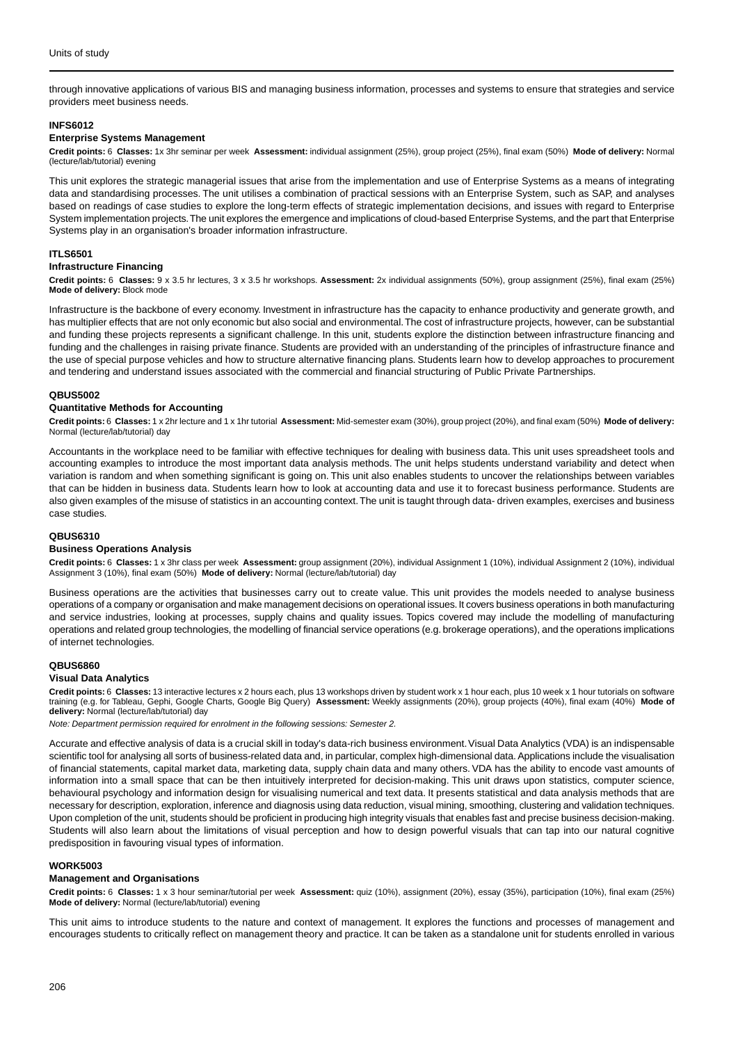through innovative applications of various BIS and managing business information, processes and systems to ensure that strategies and service providers meet business needs.

### INFS6012
#### Enterprise Systems Management

**Credit points:** 6 **Classes:** 1x 3hr seminar per week **Assessment:** individual assignment (25%), group project (25%), final exam (50%) **Mode of delivery:** Normal (lecture/lab/tutorial) evening

This unit explores the strategic managerial issues that arise from the implementation and use of Enterprise Systems as a means of integrating data and standardising processes. The unit utilises a combination of practical sessions with an Enterprise System, such as SAP, and analyses based on readings of case studies to explore the long-term effects of strategic implementation decisions, and issues with regard to Enterprise System implementation projects. The unit explores the emergence and implications of cloud-based Enterprise Systems, and the part that Enterprise Systems play in an organisation's broader information infrastructure.

### ITLS6501
#### Infrastructure Financing

**Credit points:** 6 **Classes:** 9 x 3.5 hr lectures, 3 x 3.5 hr workshops. **Assessment:** 2x individual assignments (50%), group assignment (25%), final exam (25%) **Mode of delivery:** Block mode

Infrastructure is the backbone of every economy. Investment in infrastructure has the capacity to enhance productivity and generate growth, and has multiplier effects that are not only economic but also social and environmental. The cost of infrastructure projects, however, can be substantial and funding these projects represents a significant challenge. In this unit, students explore the distinction between infrastructure financing and funding and the challenges in raising private finance. Students are provided with an understanding of the principles of infrastructure finance and the use of special purpose vehicles and how to structure alternative financing plans. Students learn how to develop approaches to procurement and tendering and understand issues associated with the commercial and financial structuring of Public Private Partnerships.

### QBUS5002
#### Quantitative Methods for Accounting

**Credit points:** 6 **Classes:** 1 x 2hr lecture and 1 x 1hr tutorial **Assessment:** Mid-semester exam (30%), group project (20%), and final exam (50%) **Mode of delivery:** Normal (lecture/lab/tutorial) day

Accountants in the workplace need to be familiar with effective techniques for dealing with business data. This unit uses spreadsheet tools and accounting examples to introduce the most important data analysis methods. The unit helps students understand variability and detect when variation is random and when something significant is going on. This unit also enables students to uncover the relationships between variables that can be hidden in business data. Students learn how to look at accounting data and use it to forecast business performance. Students are also given examples of the misuse of statistics in an accounting context. The unit is taught through data- driven examples, exercises and business case studies.

### QBUS6310
#### Business Operations Analysis

**Credit points:** 6 **Classes:** 1 x 3hr class per week **Assessment:** group assignment (20%), individual Assignment 1 (10%), individual Assignment 2 (10%), individual Assignment 3 (10%), final exam (50%) **Mode of delivery:** Normal (lecture/lab/tutorial) day

Business operations are the activities that businesses carry out to create value. This unit provides the models needed to analyse business operations of a company or organisation and make management decisions on operational issues. It covers business operations in both manufacturing and service industries, looking at processes, supply chains and quality issues. Topics covered may include the modelling of manufacturing operations and related group technologies, the modelling of financial service operations (e.g. brokerage operations), and the operations implications of internet technologies.

### QBUS6860
#### Visual Data Analytics

**Credit points:** 6 **Classes:** 13 interactive lectures x 2 hours each, plus 13 workshops driven by student work x 1 hour each, plus 10 week x 1 hour tutorials on software training (e.g. for Tableau, Gephi, Google Charts, Google Big Query) **Assessment:** Weekly assignments (20%), group projects (40%), final exam (40%) **Mode of delivery:** Normal (lecture/lab/tutorial) day

*Note: Department permission required for enrolment in the following sessions: Semester 2.*

Accurate and effective analysis of data is a crucial skill in today's data-rich business environment. Visual Data Analytics (VDA) is an indispensable scientific tool for analysing all sorts of business-related data and, in particular, complex high-dimensional data. Applications include the visualisation of financial statements, capital market data, marketing data, supply chain data and many others. VDA has the ability to encode vast amounts of information into a small space that can be then intuitively interpreted for decision-making. This unit draws upon statistics, computer science, behavioural psychology and information design for visualising numerical and text data. It presents statistical and data analysis methods that are necessary for description, exploration, inference and diagnosis using data reduction, visual mining, smoothing, clustering and validation techniques. Upon completion of the unit, students should be proficient in producing high integrity visuals that enables fast and precise business decision-making. Students will also learn about the limitations of visual perception and how to design powerful visuals that can tap into our natural cognitive predisposition in favouring visual types of information.

### WORK5003
#### Management and Organisations

**Credit points:** 6 **Classes:** 1 x 3 hour seminar/tutorial per week **Assessment:** quiz (10%), assignment (20%), essay (35%), participation (10%), final exam (25%) **Mode of delivery:** Normal (lecture/lab/tutorial) evening

This unit aims to introduce students to the nature and context of management. It explores the functions and processes of management and encourages students to critically reflect on management theory and practice. It can be taken as a standalone unit for students enrolled in various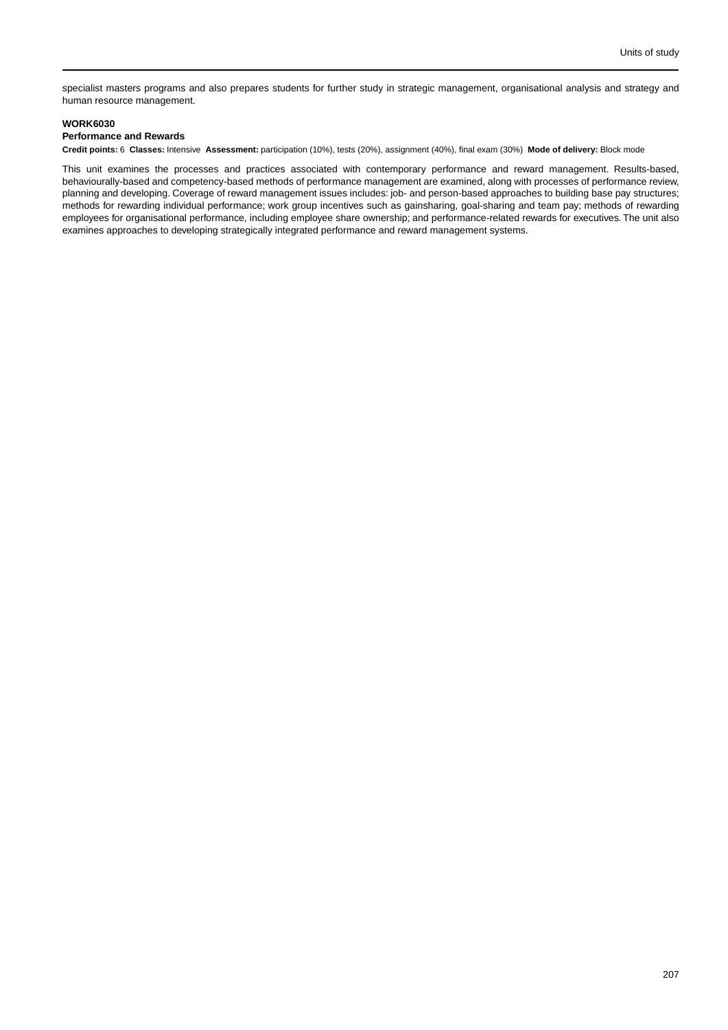specialist masters programs and also prepares students for further study in strategic management, organisational analysis and strategy and human resource management.

**WORK6030**
**Performance and Rewards**
**Credit points:** 6 **Classes:** Intensive **Assessment:** participation (10%), tests (20%), assignment (40%), final exam (30%) **Mode of delivery:** Block mode

This unit examines the processes and practices associated with contemporary performance and reward management. Results-based, behaviourally-based and competency-based methods of performance management are examined, along with processes of performance review, planning and developing. Coverage of reward management issues includes: job- and person-based approaches to building base pay structures; methods for rewarding individual performance; work group incentives such as gainsharing, goal-sharing and team pay; methods of rewarding employees for organisational performance, including employee share ownership; and performance-related rewards for executives. The unit also examines approaches to developing strategically integrated performance and reward management systems.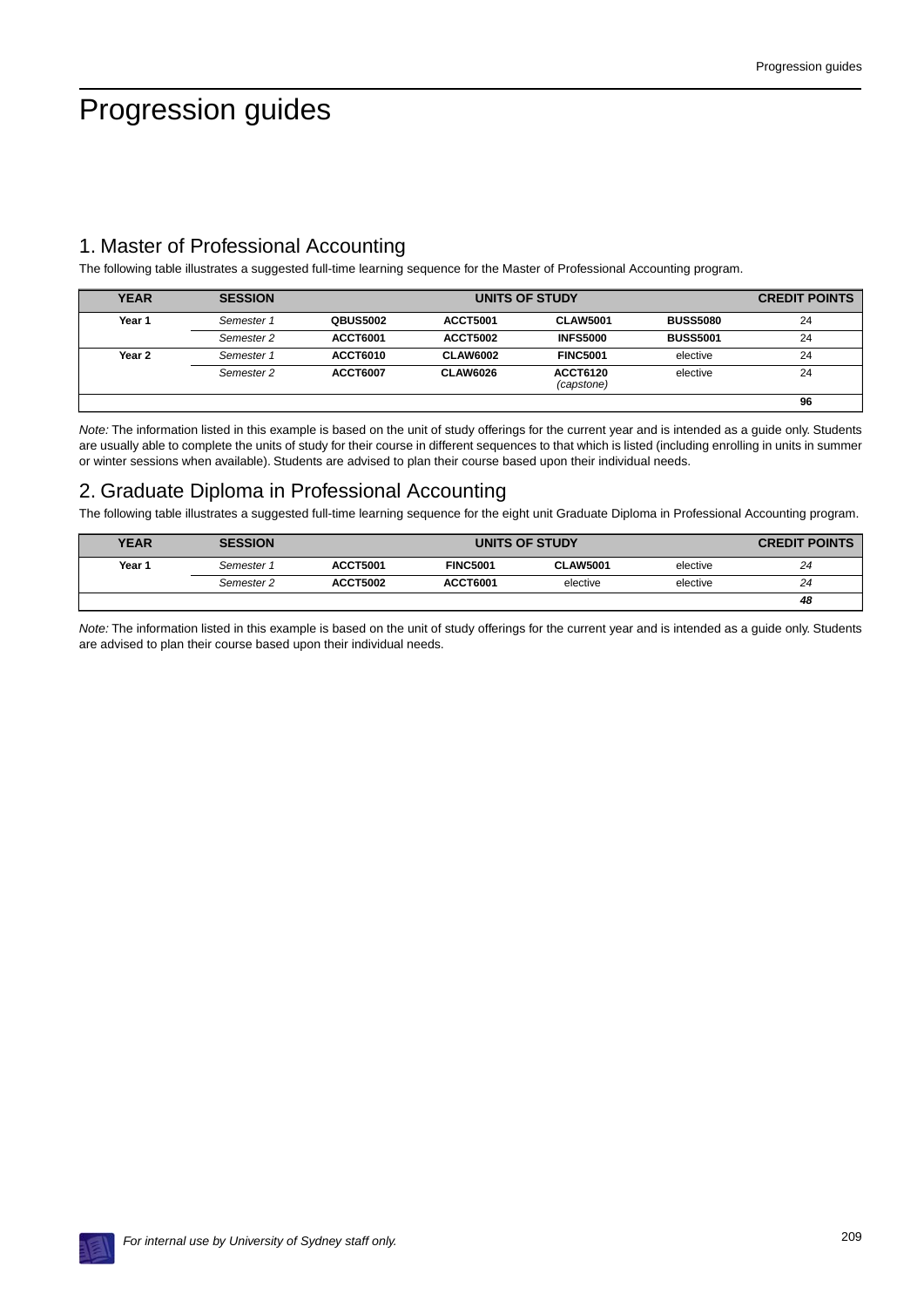# Progression guides

## 1. Master of Professional Accounting

The following table illustrates a suggested full-time learning sequence for the Master of Professional Accounting program.

| YEAR | SESSION | UNITS OF STUDY | | | | CREDIT POINTS |
|---|---|---|---|---|---|---|
| **Year 1** | *Semester 1* | **QBUS5002** | **ACCT5001** | **CLAW5001** | **BUSS5080** | 24 |
| | *Semester 2* | **ACCT6001** | **ACCT5002** | **INFS5000** | **BUSS5001** | 24 |
| **Year 2** | *Semester 1* | **ACCT6010** | **CLAW6002** | **FINC5001** | elective | 24 |
| | *Semester 2* | **ACCT6007** | **CLAW6026** | **ACCT6120** *(capstone)* | elective | 24 |
| | | | | | | **96** |

*Note:* The information listed in this example is based on the unit of study offerings for the current year and is intended as a guide only. Students are usually able to complete the units of study for their course in different sequences to that which is listed (including enrolling in units in summer or winter sessions when available). Students are advised to plan their course based upon their individual needs.

## 2. Graduate Diploma in Professional Accounting

The following table illustrates a suggested full-time learning sequence for the eight unit Graduate Diploma in Professional Accounting program.

| YEAR | SESSION | UNITS OF STUDY | | | | CREDIT POINTS |
|---|---|---|---|---|---|---|
| **Year 1** | *Semester 1* | **ACCT5001** | **FINC5001** | **CLAW5001** | elective | *24* |
| | *Semester 2* | **ACCT5002** | **ACCT6001** | elective | elective | *24* |
| | | | | | | ***48*** |

*Note:* The information listed in this example is based on the unit of study offerings for the current year and is intended as a guide only. Students are advised to plan their course based upon their individual needs.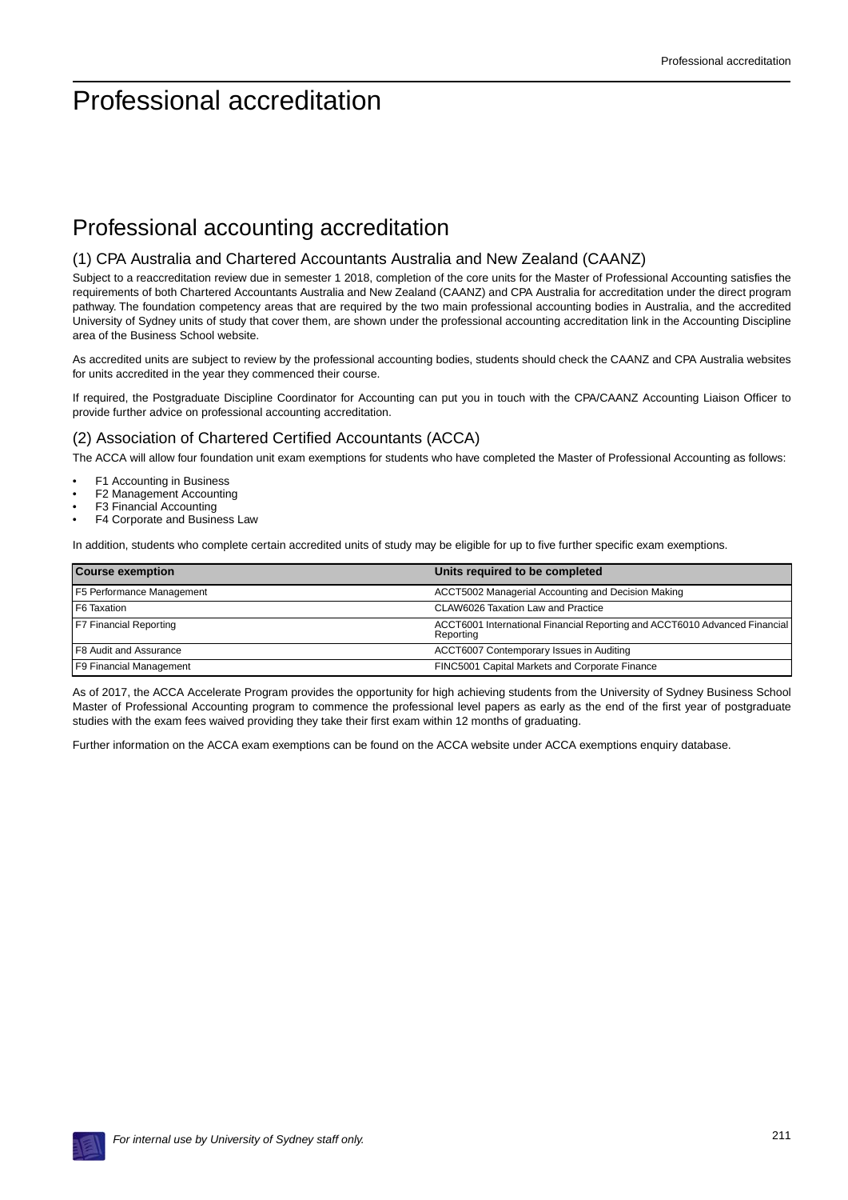# Professional accreditation

## Professional accounting accreditation

### (1) CPA Australia and Chartered Accountants Australia and New Zealand (CAANZ)

Subject to a reaccreditation review due in semester 1 2018, completion of the core units for the Master of Professional Accounting satisfies the requirements of both Chartered Accountants Australia and New Zealand (CAANZ) and CPA Australia for accreditation under the direct program pathway. The foundation competency areas that are required by the two main professional accounting bodies in Australia, and the accredited University of Sydney units of study that cover them, are shown under the professional accounting accreditation link in the Accounting Discipline area of the Business School website.

As accredited units are subject to review by the professional accounting bodies, students should check the CAANZ and CPA Australia websites for units accredited in the year they commenced their course.

If required, the Postgraduate Discipline Coordinator for Accounting can put you in touch with the CPA/CAANZ Accounting Liaison Officer to provide further advice on professional accounting accreditation.

### (2) Association of Chartered Certified Accountants (ACCA)

The ACCA will allow four foundation unit exam exemptions for students who have completed the Master of Professional Accounting as follows:

- F1 Accounting in Business
- F2 Management Accounting
- F3 Financial Accounting
- F4 Corporate and Business Law

In addition, students who complete certain accredited units of study may be eligible for up to five further specific exam exemptions.

| Course exemption | Units required to be completed |
|---|---|
| F5 Performance Management | ACCT5002 Managerial Accounting and Decision Making |
| F6 Taxation | CLAW6026 Taxation Law and Practice |
| F7 Financial Reporting | ACCT6001 International Financial Reporting and ACCT6010 Advanced Financial Reporting |
| F8 Audit and Assurance | ACCT6007 Contemporary Issues in Auditing |
| F9 Financial Management | FINC5001 Capital Markets and Corporate Finance |

As of 2017, the ACCA Accelerate Program provides the opportunity for high achieving students from the University of Sydney Business School Master of Professional Accounting program to commence the professional level papers as early as the end of the first year of postgraduate studies with the exam fees waived providing they take their first exam within 12 months of graduating.

Further information on the ACCA exam exemptions can be found on the ACCA website under ACCA exemptions enquiry database.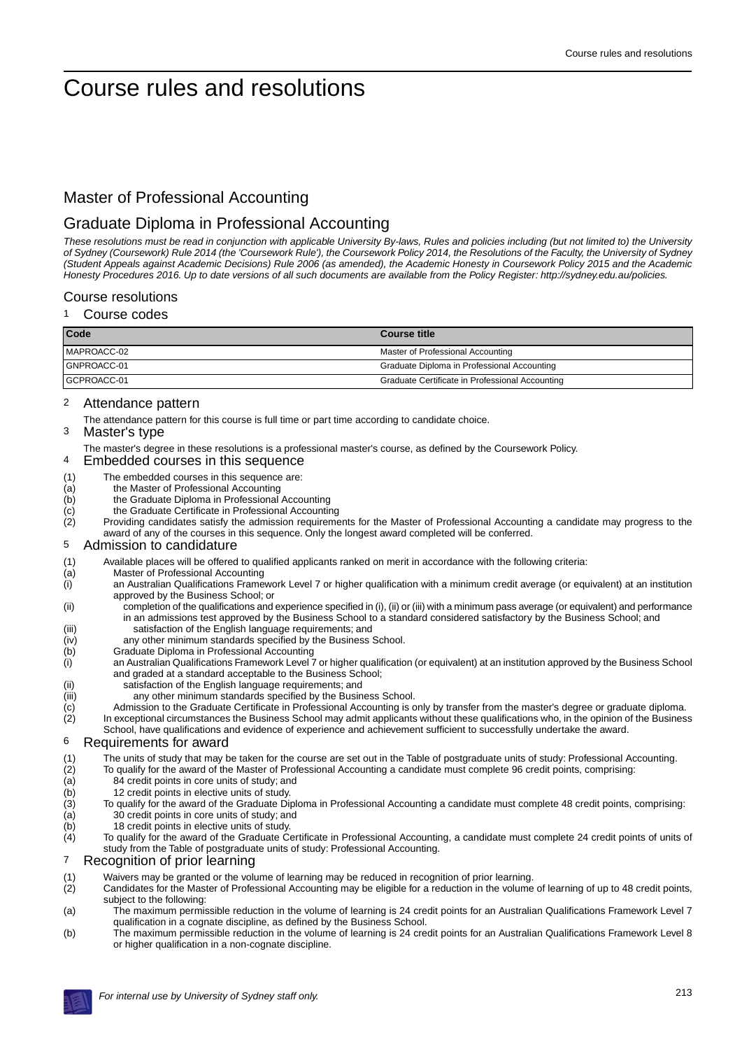# Course rules and resolutions

## Master of Professional Accounting

## Graduate Diploma in Professional Accounting

*These resolutions must be read in conjunction with applicable University By-laws, Rules and policies including (but not limited to) the University of Sydney (Coursework) Rule 2014 (the 'Coursework Rule'), the Coursework Policy 2014, the Resolutions of the Faculty, the University of Sydney (Student Appeals against Academic Decisions) Rule 2006 (as amended), the Academic Honesty in Coursework Policy 2015 and the Academic Honesty Procedures 2016. Up to date versions of all such documents are available from the Policy Register: http://sydney.edu.au/policies.*

### Course resolutions

#### 1 Course codes

| Code | Course title |
|---|---|
| MAPROACC-02 | Master of Professional Accounting |
| GNPROACC-01 | Graduate Diploma in Professional Accounting |
| GCPROACC-01 | Graduate Certificate in Professional Accounting |

#### 2 Attendance pattern

The attendance pattern for this course is full time or part time according to candidate choice.

#### 3 Master's type

The master's degree in these resolutions is a professional master's course, as defined by the Coursework Policy.

#### 4 Embedded courses in this sequence

(1) The embedded courses in this sequence are:
(a) the Master of Professional Accounting
(b) the Graduate Diploma in Professional Accounting
(c) the Graduate Certificate in Professional Accounting
(2) Providing candidates satisfy the admission requirements for the Master of Professional Accounting a candidate may progress to the award of any of the courses in this sequence. Only the longest award completed will be conferred.

#### 5 Admission to candidature

(1) Available places will be offered to qualified applicants ranked on merit in accordance with the following criteria:
(a) Master of Professional Accounting
(i) an Australian Qualifications Framework Level 7 or higher qualification with a minimum credit average (or equivalent) at an institution approved by the Business School; or
(ii) completion of the qualifications and experience specified in (i), (ii) or (iii) with a minimum pass average (or equivalent) and performance in an admissions test approved by the Business School to a standard considered satisfactory by the Business School; and
(iii) satisfaction of the English language requirements; and
(iv) any other minimum standards specified by the Business School.
(b) Graduate Diploma in Professional Accounting
(i) an Australian Qualifications Framework Level 7 or higher qualification (or equivalent) at an institution approved by the Business School and graded at a standard acceptable to the Business School;
(ii) satisfaction of the English language requirements; and
(iii) any other minimum standards specified by the Business School.
(c) Admission to the Graduate Certificate in Professional Accounting is only by transfer from the master's degree or graduate diploma.
(2) In exceptional circumstances the Business School may admit applicants without these qualifications who, in the opinion of the Business School, have qualifications and evidence of experience and achievement sufficient to successfully undertake the award.

#### 6 Requirements for award

(1) The units of study that may be taken for the course are set out in the Table of postgraduate units of study: Professional Accounting.
(2) To qualify for the award of the Master of Professional Accounting a candidate must complete 96 credit points, comprising:
(a) 84 credit points in core units of study; and
(b) 12 credit points in elective units of study.
(3) To qualify for the award of the Graduate Diploma in Professional Accounting a candidate must complete 48 credit points, comprising:
(a) 30 credit points in core units of study; and
(b) 18 credit points in elective units of study.
(4) To qualify for the award of the Graduate Certificate in Professional Accounting, a candidate must complete 24 credit points of units of study from the Table of postgraduate units of study: Professional Accounting.

#### 7 Recognition of prior learning

(1) Waivers may be granted or the volume of learning may be reduced in recognition of prior learning.
(2) Candidates for the Master of Professional Accounting may be eligible for a reduction in the volume of learning of up to 48 credit points, subject to the following:
(a) The maximum permissible reduction in the volume of learning is 24 credit points for an Australian Qualifications Framework Level 7 qualification in a cognate discipline, as defined by the Business School.
(b) The maximum permissible reduction in the volume of learning is 24 credit points for an Australian Qualifications Framework Level 8 or higher qualification in a non-cognate discipline.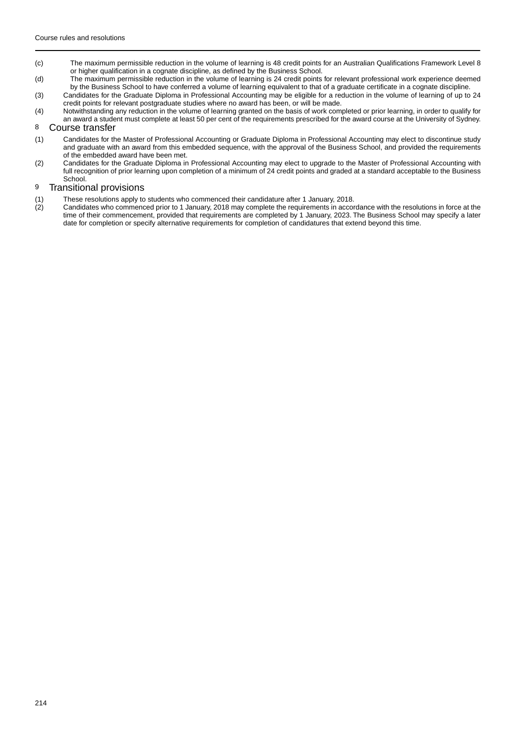(c) The maximum permissible reduction in the volume of learning is 48 credit points for an Australian Qualifications Framework Level 8 or higher qualification in a cognate discipline, as defined by the Business School.

(d) The maximum permissible reduction in the volume of learning is 24 credit points for relevant professional work experience deemed by the Business School to have conferred a volume of learning equivalent to that of a graduate certificate in a cognate discipline.

(3) Candidates for the Graduate Diploma in Professional Accounting may be eligible for a reduction in the volume of learning of up to 24 credit points for relevant postgraduate studies where no award has been, or will be made.

(4) Notwithstanding any reduction in the volume of learning granted on the basis of work completed or prior learning, in order to qualify for an award a student must complete at least 50 per cent of the requirements prescribed for the award course at the University of Sydney.

## 8 Course transfer

(1) Candidates for the Master of Professional Accounting or Graduate Diploma in Professional Accounting may elect to discontinue study and graduate with an award from this embedded sequence, with the approval of the Business School, and provided the requirements of the embedded award have been met.

(2) Candidates for the Graduate Diploma in Professional Accounting may elect to upgrade to the Master of Professional Accounting with full recognition of prior learning upon completion of a minimum of 24 credit points and graded at a standard acceptable to the Business School.

## 9 Transitional provisions

(1) These resolutions apply to students who commenced their candidature after 1 January, 2018.

(2) Candidates who commenced prior to 1 January, 2018 may complete the requirements in accordance with the resolutions in force at the time of their commencement, provided that requirements are completed by 1 January, 2023. The Business School may specify a later date for completion or specify alternative requirements for completion of candidatures that extend beyond this time.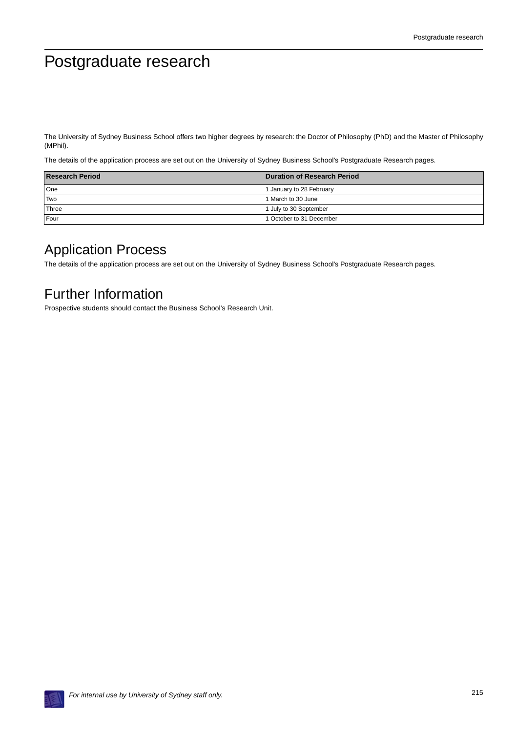# Postgraduate research

The University of Sydney Business School offers two higher degrees by research: the Doctor of Philosophy (PhD) and the Master of Philosophy (MPhil).

The details of the application process are set out on the University of Sydney Business School's Postgraduate Research pages.

| Research Period | Duration of Research Period |
|---|---|
| One | 1 January to 28 February |
| Two | 1 March to 30 June |
| Three | 1 July to 30 September |
| Four | 1 October to 31 December |

## Application Process

The details of the application process are set out on the University of Sydney Business School's Postgraduate Research pages.

## Further Information

Prospective students should contact the Business School's Research Unit.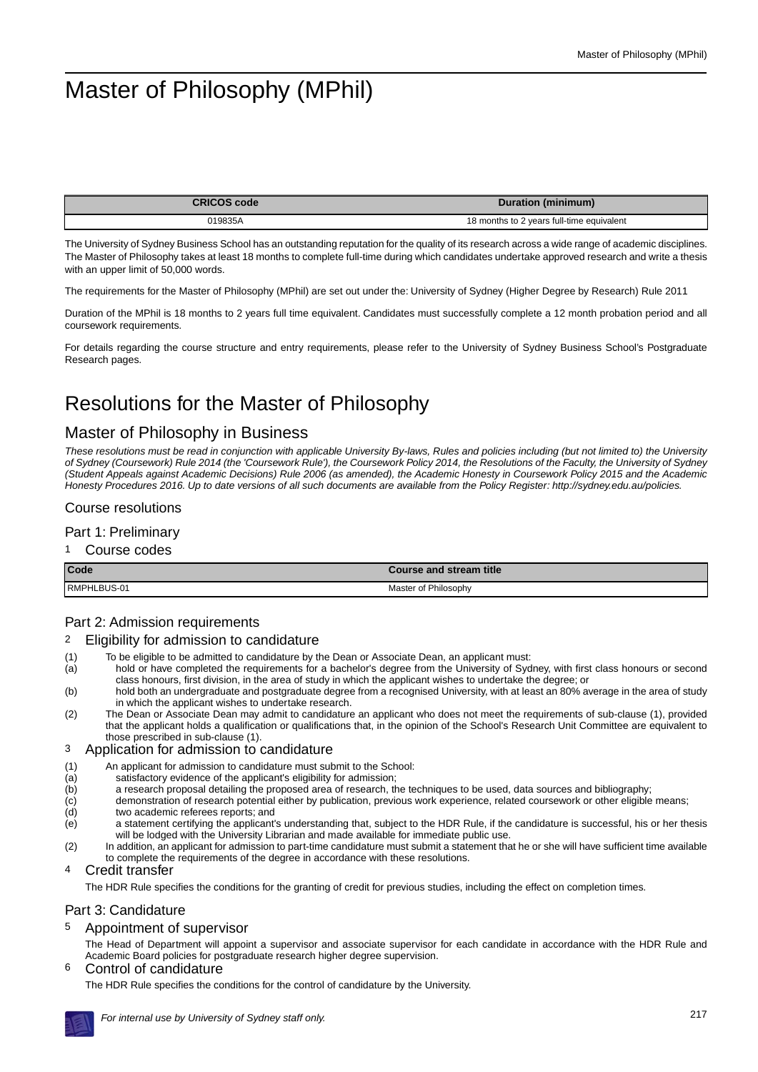# Master of Philosophy (MPhil)

| CRICOS code | Duration (minimum) |
|---|---|
| 019835A | 18 months to 2 years full-time equivalent |

The University of Sydney Business School has an outstanding reputation for the quality of its research across a wide range of academic disciplines. The Master of Philosophy takes at least 18 months to complete full-time during which candidates undertake approved research and write a thesis with an upper limit of 50,000 words.

The requirements for the Master of Philosophy (MPhil) are set out under the: University of Sydney (Higher Degree by Research) Rule 2011

Duration of the MPhil is 18 months to 2 years full time equivalent. Candidates must successfully complete a 12 month probation period and all coursework requirements.

For details regarding the course structure and entry requirements, please refer to the University of Sydney Business School's Postgraduate Research pages.

# Resolutions for the Master of Philosophy

## Master of Philosophy in Business

*These resolutions must be read in conjunction with applicable University By-laws, Rules and policies including (but not limited to) the University of Sydney (Coursework) Rule 2014 (the 'Coursework Rule'), the Coursework Policy 2014, the Resolutions of the Faculty, the University of Sydney (Student Appeals against Academic Decisions) Rule 2006 (as amended), the Academic Honesty in Coursework Policy 2015 and the Academic Honesty Procedures 2016. Up to date versions of all such documents are available from the Policy Register: http://sydney.edu.au/policies.*

### Course resolutions

### Part 1: Preliminary

#### 1 Course codes

| Code | Course and stream title |
|---|---|
| RMPHLBUS-01 | Master of Philosophy |

### Part 2: Admission requirements

#### 2 Eligibility for admission to candidature

(1) To be eligible to be admitted to candidature by the Dean or Associate Dean, an applicant must:

(a) hold or have completed the requirements for a bachelor's degree from the University of Sydney, with first class honours or second class honours, first division, in the area of study in which the applicant wishes to undertake the degree; or

(b) hold both an undergraduate and postgraduate degree from a recognised University, with at least an 80% average in the area of study in which the applicant wishes to undertake research.

(2) The Dean or Associate Dean may admit to candidature an applicant who does not meet the requirements of sub-clause (1), provided that the applicant holds a qualification or qualifications that, in the opinion of the School's Research Unit Committee are equivalent to those prescribed in sub-clause (1).

#### 3 Application for admission to candidature

(1) An applicant for admission to candidature must submit to the School:

(a) satisfactory evidence of the applicant's eligibility for admission;

(b) a research proposal detailing the proposed area of research, the techniques to be used, data sources and bibliography;

(c) demonstration of research potential either by publication, previous work experience, related coursework or other eligible means;

(d) two academic referees reports; and

(e) a statement certifying the applicant's understanding that, subject to the HDR Rule, if the candidature is successful, his or her thesis will be lodged with the University Librarian and made available for immediate public use.

(2) In addition, an applicant for admission to part-time candidature must submit a statement that he or she will have sufficient time available to complete the requirements of the degree in accordance with these resolutions.

#### 4 Credit transfer

The HDR Rule specifies the conditions for the granting of credit for previous studies, including the effect on completion times.

### Part 3: Candidature

#### 5 Appointment of supervisor

The Head of Department will appoint a supervisor and associate supervisor for each candidate in accordance with the HDR Rule and Academic Board policies for postgraduate research higher degree supervision.

#### 6 Control of candidature

The HDR Rule specifies the conditions for the control of candidature by the University.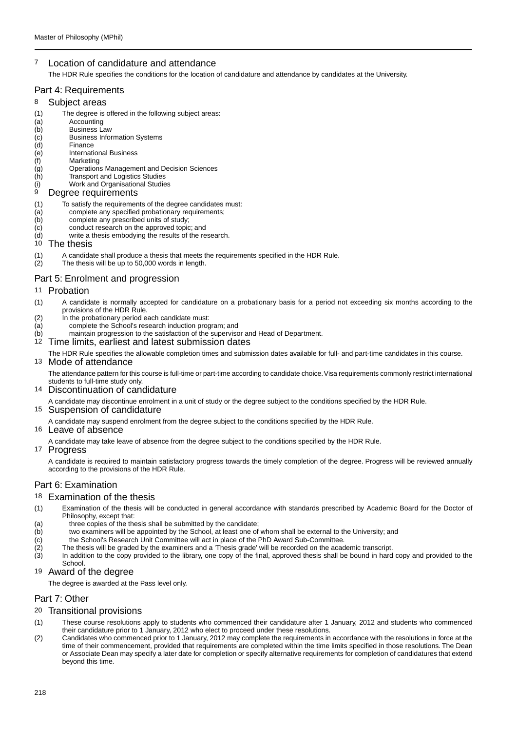### 7 Location of candidature and attendance

The HDR Rule specifies the conditions for the location of candidature and attendance by candidates at the University.

## Part 4: Requirements

### 8 Subject areas

(1) The degree is offered in the following subject areas:

(a) Accounting
(b) Business Law
(c) Business Information Systems
(d) Finance
(e) International Business
(f) Marketing
(g) Operations Management and Decision Sciences
(h) Transport and Logistics Studies
(i) Work and Organisational Studies

### 9 Degree requirements

(1) To satisfy the requirements of the degree candidates must:

(a) complete any specified probationary requirements;
(b) complete any prescribed units of study;
(c) conduct research on the approved topic; and
(d) write a thesis embodying the results of the research.

### 10 The thesis

(1) A candidate shall produce a thesis that meets the requirements specified in the HDR Rule.
(2) The thesis will be up to 50,000 words in length.

## Part 5: Enrolment and progression

### 11 Probation

(1) A candidate is normally accepted for candidature on a probationary basis for a period not exceeding six months according to the provisions of the HDR Rule.
(2) In the probationary period each candidate must:

(a) complete the School's research induction program; and
(b) maintain progression to the satisfaction of the supervisor and Head of Department.

### 12 Time limits, earliest and latest submission dates

The HDR Rule specifies the allowable completion times and submission dates available for full- and part-time candidates in this course.

### 13 Mode of attendance

The attendance pattern for this course is full-time or part-time according to candidate choice. Visa requirements commonly restrict international students to full-time study only.

### 14 Discontinuation of candidature

A candidate may discontinue enrolment in a unit of study or the degree subject to the conditions specified by the HDR Rule.

### 15 Suspension of candidature

A candidate may suspend enrolment from the degree subject to the conditions specified by the HDR Rule.

### 16 Leave of absence

A candidate may take leave of absence from the degree subject to the conditions specified by the HDR Rule.

### 17 Progress

A candidate is required to maintain satisfactory progress towards the timely completion of the degree. Progress will be reviewed annually according to the provisions of the HDR Rule.

## Part 6: Examination

### 18 Examination of the thesis

(1) Examination of the thesis will be conducted in general accordance with standards prescribed by Academic Board for the Doctor of Philosophy, except that:

(a) three copies of the thesis shall be submitted by the candidate;
(b) two examiners will be appointed by the School, at least one of whom shall be external to the University; and
(c) the School's Research Unit Committee will act in place of the PhD Award Sub-Committee.

(2) The thesis will be graded by the examiners and a 'Thesis grade' will be recorded on the academic transcript.
(3) In addition to the copy provided to the library, one copy of the final, approved thesis shall be bound in hard copy and provided to the School.

### 19 Award of the degree

The degree is awarded at the Pass level only.

## Part 7: Other

### 20 Transitional provisions

(1) These course resolutions apply to students who commenced their candidature after 1 January, 2012 and students who commenced their candidature prior to 1 January, 2012 who elect to proceed under these resolutions.
(2) Candidates who commenced prior to 1 January, 2012 may complete the requirements in accordance with the resolutions in force at the time of their commencement, provided that requirements are completed within the time limits specified in those resolutions. The Dean or Associate Dean may specify a later date for completion or specify alternative requirements for completion of candidatures that extend beyond this time.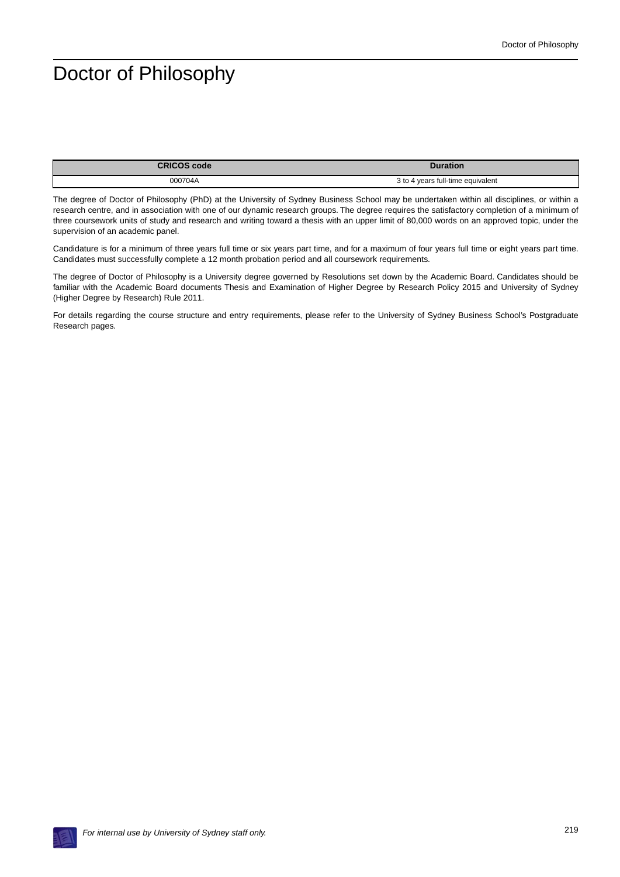# Doctor of Philosophy

| CRICOS code | Duration |
|---|---|
| 000704A | 3 to 4 years full-time equivalent |

The degree of Doctor of Philosophy (PhD) at the University of Sydney Business School may be undertaken within all disciplines, or within a research centre, and in association with one of our dynamic research groups. The degree requires the satisfactory completion of a minimum of three coursework units of study and research and writing toward a thesis with an upper limit of 80,000 words on an approved topic, under the supervision of an academic panel.

Candidature is for a minimum of three years full time or six years part time, and for a maximum of four years full time or eight years part time. Candidates must successfully complete a 12 month probation period and all coursework requirements.

The degree of Doctor of Philosophy is a University degree governed by Resolutions set down by the Academic Board. Candidates should be familiar with the Academic Board documents Thesis and Examination of Higher Degree by Research Policy 2015 and University of Sydney (Higher Degree by Research) Rule 2011.

For details regarding the course structure and entry requirements, please refer to the University of Sydney Business School's Postgraduate Research pages.

*For internal use by University of Sydney staff only.*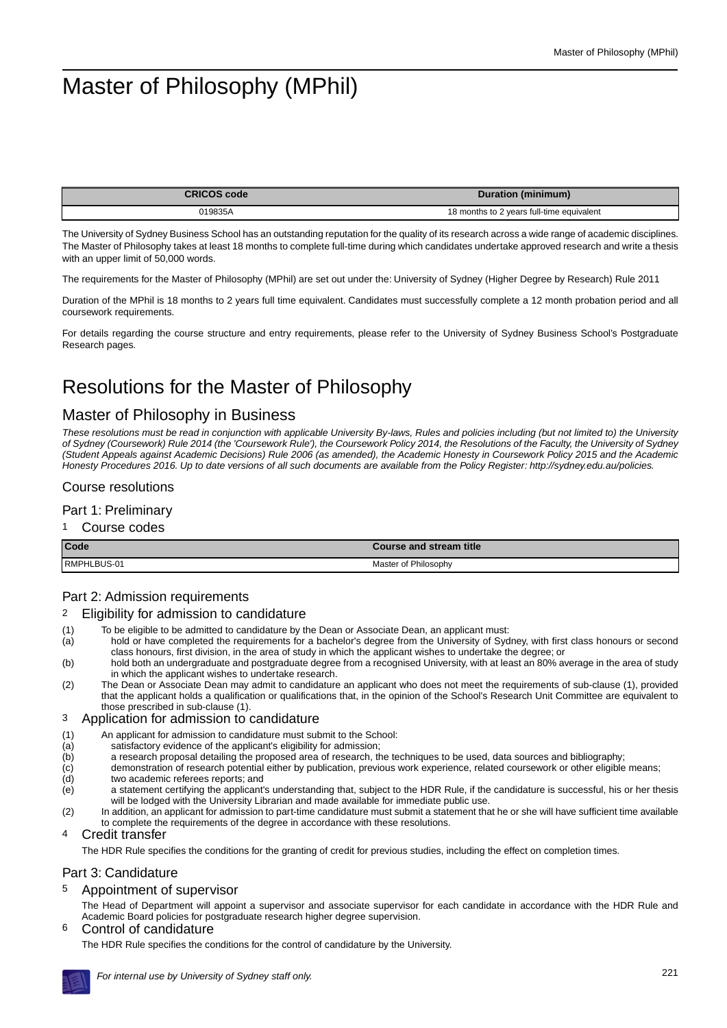# Master of Philosophy (MPhil)

| CRICOS code | Duration (minimum) |
|---|---|
| 019835A | 18 months to 2 years full-time equivalent |

The University of Sydney Business School has an outstanding reputation for the quality of its research across a wide range of academic disciplines. The Master of Philosophy takes at least 18 months to complete full-time during which candidates undertake approved research and write a thesis with an upper limit of 50,000 words.

The requirements for the Master of Philosophy (MPhil) are set out under the: University of Sydney (Higher Degree by Research) Rule 2011

Duration of the MPhil is 18 months to 2 years full time equivalent. Candidates must successfully complete a 12 month probation period and all coursework requirements.

For details regarding the course structure and entry requirements, please refer to the University of Sydney Business School's Postgraduate Research pages.

# Resolutions for the Master of Philosophy

## Master of Philosophy in Business

*These resolutions must be read in conjunction with applicable University By-laws, Rules and policies including (but not limited to) the University of Sydney (Coursework) Rule 2014 (the 'Coursework Rule'), the Coursework Policy 2014, the Resolutions of the Faculty, the University of Sydney (Student Appeals against Academic Decisions) Rule 2006 (as amended), the Academic Honesty in Coursework Policy 2015 and the Academic Honesty Procedures 2016. Up to date versions of all such documents are available from the Policy Register: http://sydney.edu.au/policies.*

### Course resolutions

#### Part 1: Preliminary

##### 1 Course codes

| Code | Course and stream title |
|---|---|
| RMPHLBUS-01 | Master of Philosophy |

#### Part 2: Admission requirements

##### 2 Eligibility for admission to candidature

(1) To be eligible to be admitted to candidature by the Dean or Associate Dean, an applicant must:

(a) hold or have completed the requirements for a bachelor's degree from the University of Sydney, with first class honours or second class honours, first division, in the area of study in which the applicant wishes to undertake the degree; or

(b) hold both an undergraduate and postgraduate degree from a recognised University, with at least an 80% average in the area of study in which the applicant wishes to undertake research.

(2) The Dean or Associate Dean may admit to candidature an applicant who does not meet the requirements of sub-clause (1), provided that the applicant holds a qualification or qualifications that, in the opinion of the School's Research Unit Committee are equivalent to those prescribed in sub-clause (1).

##### 3 Application for admission to candidature

(1) An applicant for admission to candidature must submit to the School:

(a) satisfactory evidence of the applicant's eligibility for admission;

(b) a research proposal detailing the proposed area of research, the techniques to be used, data sources and bibliography;

(c) demonstration of research potential either by publication, previous work experience, related coursework or other eligible means;

(d) two academic referees reports; and

(e) a statement certifying the applicant's understanding that, subject to the HDR Rule, if the candidature is successful, his or her thesis will be lodged with the University Librarian and made available for immediate public use.

(2) In addition, an applicant for admission to part-time candidature must submit a statement that he or she will have sufficient time available to complete the requirements of the degree in accordance with these resolutions.

##### 4 Credit transfer

The HDR Rule specifies the conditions for the granting of credit for previous studies, including the effect on completion times.

#### Part 3: Candidature

##### 5 Appointment of supervisor

The Head of Department will appoint a supervisor and associate supervisor for each candidate in accordance with the HDR Rule and Academic Board policies for postgraduate research higher degree supervision.

##### 6 Control of candidature

The HDR Rule specifies the conditions for the control of candidature by the University.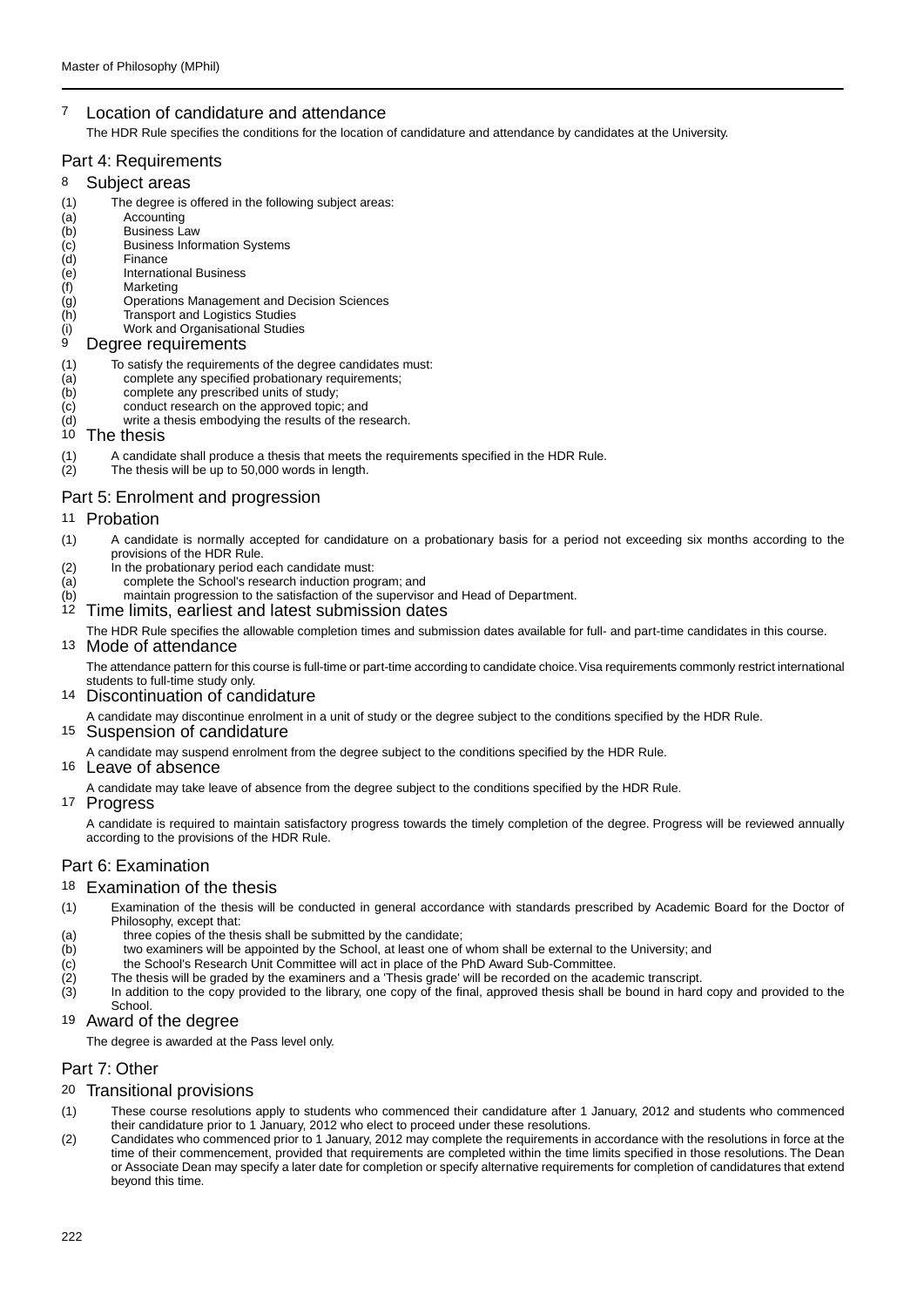## 7 Location of candidature and attendance

The HDR Rule specifies the conditions for the location of candidature and attendance by candidates at the University.

# Part 4: Requirements

## 8 Subject areas

(1) The degree is offered in the following subject areas:
(a) Accounting
(b) Business Law
(c) Business Information Systems
(d) Finance
(e) International Business
(f) Marketing
(g) Operations Management and Decision Sciences
(h) Transport and Logistics Studies
(i) Work and Organisational Studies

## 9 Degree requirements

(1) To satisfy the requirements of the degree candidates must:
(a) complete any specified probationary requirements;
(b) complete any prescribed units of study;
(c) conduct research on the approved topic; and
(d) write a thesis embodying the results of the research.

## 10 The thesis

(1) A candidate shall produce a thesis that meets the requirements specified in the HDR Rule.
(2) The thesis will be up to 50,000 words in length.

# Part 5: Enrolment and progression

## 11 Probation

(1) A candidate is normally accepted for candidature on a probationary basis for a period not exceeding six months according to the provisions of the HDR Rule.
(2) In the probationary period each candidate must:
(a) complete the School's research induction program; and
(b) maintain progression to the satisfaction of the supervisor and Head of Department.

## 12 Time limits, earliest and latest submission dates

The HDR Rule specifies the allowable completion times and submission dates available for full- and part-time candidates in this course.

## 13 Mode of attendance

The attendance pattern for this course is full-time or part-time according to candidate choice. Visa requirements commonly restrict international students to full-time study only.

## 14 Discontinuation of candidature

A candidate may discontinue enrolment in a unit of study or the degree subject to the conditions specified by the HDR Rule.

## 15 Suspension of candidature

A candidate may suspend enrolment from the degree subject to the conditions specified by the HDR Rule.

## 16 Leave of absence

A candidate may take leave of absence from the degree subject to the conditions specified by the HDR Rule.

## 17 Progress

A candidate is required to maintain satisfactory progress towards the timely completion of the degree. Progress will be reviewed annually according to the provisions of the HDR Rule.

# Part 6: Examination

## 18 Examination of the thesis

(1) Examination of the thesis will be conducted in general accordance with standards prescribed by Academic Board for the Doctor of Philosophy, except that:
(a) three copies of the thesis shall be submitted by the candidate;
(b) two examiners will be appointed by the School, at least one of whom shall be external to the University; and
(c) the School's Research Unit Committee will act in place of the PhD Award Sub-Committee.
(2) The thesis will be graded by the examiners and a 'Thesis grade' will be recorded on the academic transcript.
(3) In addition to the copy provided to the library, one copy of the final, approved thesis shall be bound in hard copy and provided to the School.

## 19 Award of the degree

The degree is awarded at the Pass level only.

# Part 7: Other

## 20 Transitional provisions

(1) These course resolutions apply to students who commenced their candidature after 1 January, 2012 and students who commenced their candidature prior to 1 January, 2012 who elect to proceed under these resolutions.
(2) Candidates who commenced prior to 1 January, 2012 may complete the requirements in accordance with the resolutions in force at the time of their commencement, provided that requirements are completed within the time limits specified in those resolutions. The Dean or Associate Dean may specify a later date for completion or specify alternative requirements for completion of candidatures that extend beyond this time.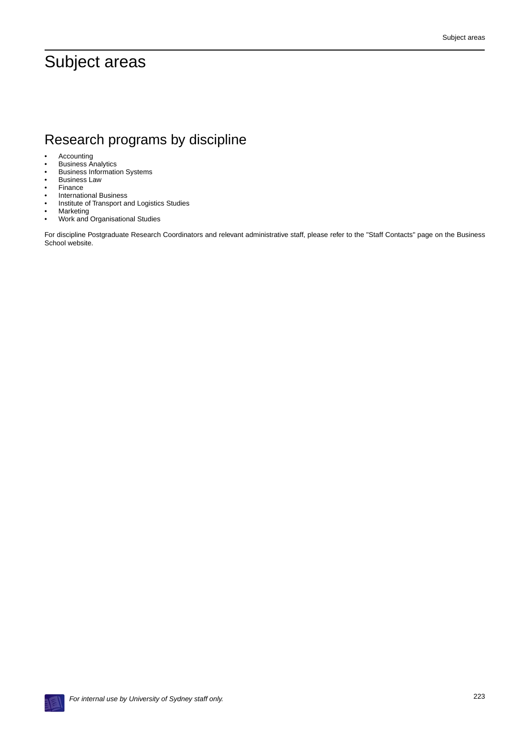# Subject areas

## Research programs by discipline

- Accounting
- Business Analytics
- Business Information Systems
- Business Law
- Finance
- International Business
- Institute of Transport and Logistics Studies
- Marketing
- Work and Organisational Studies

For discipline Postgraduate Research Coordinators and relevant administrative staff, please refer to the "Staff Contacts" page on the Business School website.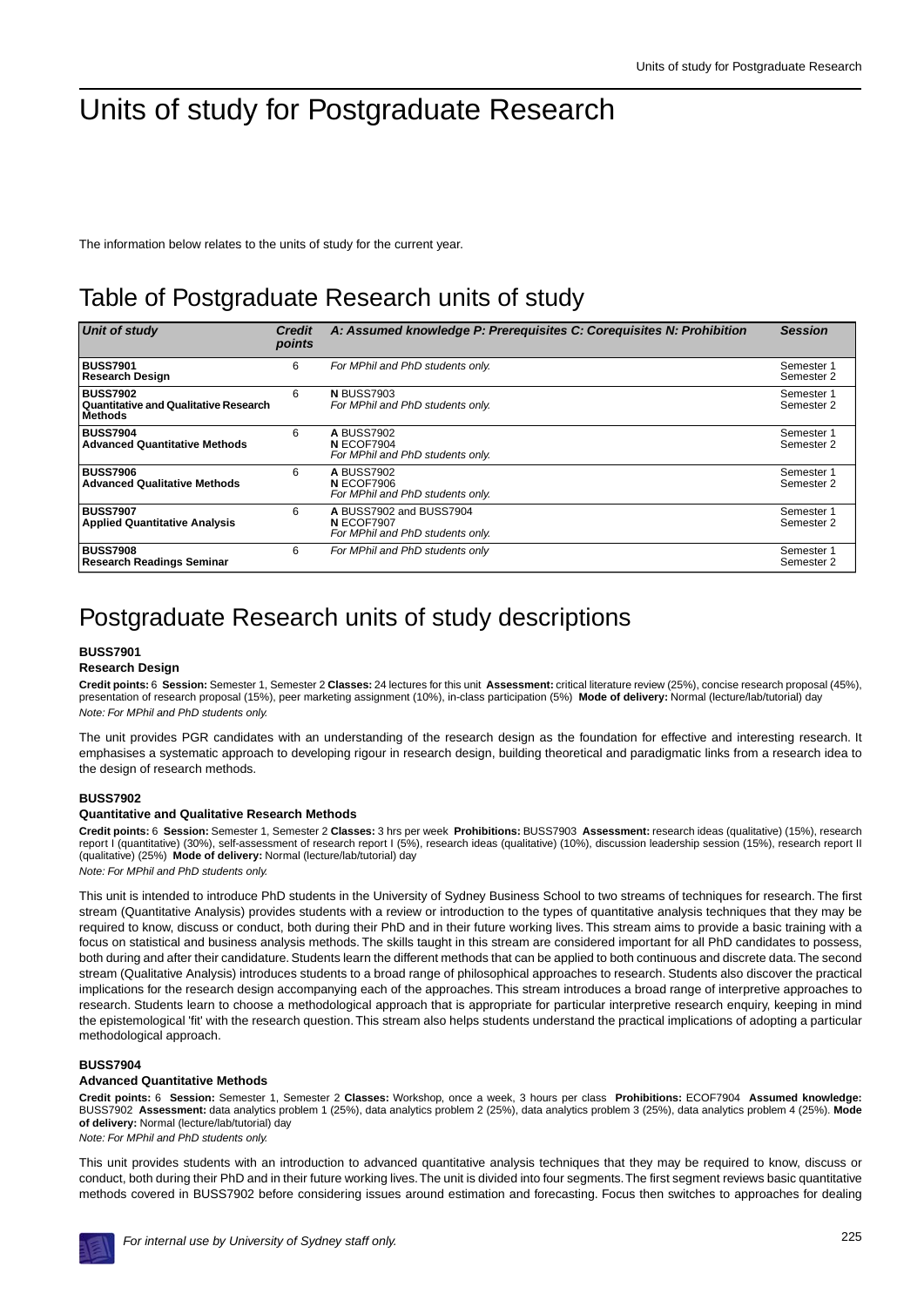# Units of study for Postgraduate Research

The information below relates to the units of study for the current year.

## Table of Postgraduate Research units of study

| Unit of study | Credit points | A: Assumed knowledge P: Prerequisites C: Corequisites N: Prohibition | Session |
|---|---|---|---|
| **BUSS7901**<br>**Research Design** | 6 | *For MPhil and PhD students only.* | Semester 1<br>Semester 2 |
| **BUSS7902**<br>**Quantitative and Qualitative Research Methods** | 6 | **N** BUSS7903<br>*For MPhil and PhD students only.* | Semester 1<br>Semester 2 |
| **BUSS7904**<br>**Advanced Quantitative Methods** | 6 | **A** BUSS7902<br>**N** ECOF7904<br>*For MPhil and PhD students only.* | Semester 1<br>Semester 2 |
| **BUSS7906**<br>**Advanced Qualitative Methods** | 6 | **A** BUSS7902<br>**N** ECOF7906<br>*For MPhil and PhD students only.* | Semester 1<br>Semester 2 |
| **BUSS7907**<br>**Applied Quantitative Analysis** | 6 | **A** BUSS7902 and BUSS7904<br>**N** ECOF7907<br>*For MPhil and PhD students only.* | Semester 1<br>Semester 2 |
| **BUSS7908**<br>**Research Readings Seminar** | 6 | *For MPhil and PhD students only* | Semester 1<br>Semester 2 |

## Postgraduate Research units of study descriptions

#### BUSS7901
#### Research Design

**Credit points:** 6 **Session:** Semester 1, Semester 2 **Classes:** 24 lectures for this unit **Assessment:** critical literature review (25%), concise research proposal (45%), presentation of research proposal (15%), peer marketing assignment (10%), in-class participation (5%) **Mode of delivery:** Normal (lecture/lab/tutorial) day

*Note: For MPhil and PhD students only.*

The unit provides PGR candidates with an understanding of the research design as the foundation for effective and interesting research. It emphasises a systematic approach to developing rigour in research design, building theoretical and paradigmatic links from a research idea to the design of research methods.

#### BUSS7902
#### Quantitative and Qualitative Research Methods

**Credit points:** 6 **Session:** Semester 1, Semester 2 **Classes:** 3 hrs per week **Prohibitions:** BUSS7903 **Assessment:** research ideas (qualitative) (15%), research report I (quantitative) (30%), self-assessment of research report I (5%), research ideas (qualitative) (10%), discussion leadership session (15%), research report II (qualitative) (25%) **Mode of delivery:** Normal (lecture/lab/tutorial) day

*Note: For MPhil and PhD students only.*

This unit is intended to introduce PhD students in the University of Sydney Business School to two streams of techniques for research. The first stream (Quantitative Analysis) provides students with a review or introduction to the types of quantitative analysis techniques that they may be required to know, discuss or conduct, both during their PhD and in their future working lives. This stream aims to provide a basic training with a focus on statistical and business analysis methods. The skills taught in this stream are considered important for all PhD candidates to possess, both during and after their candidature. Students learn the different methods that can be applied to both continuous and discrete data. The second stream (Qualitative Analysis) introduces students to a broad range of philosophical approaches to research. Students also discover the practical implications for the research design accompanying each of the approaches. This stream introduces a broad range of interpretive approaches to research. Students learn to choose a methodological approach that is appropriate for particular interpretive research enquiry, keeping in mind the epistemological 'fit' with the research question. This stream also helps students understand the practical implications of adopting a particular methodological approach.

#### BUSS7904
#### Advanced Quantitative Methods

**Credit points:** 6 **Session:** Semester 1, Semester 2 **Classes:** Workshop, once a week, 3 hours per class **Prohibitions:** ECOF7904 **Assumed knowledge:** BUSS7902 **Assessment:** data analytics problem 1 (25%), data analytics problem 2 (25%), data analytics problem 3 (25%), data analytics problem 4 (25%). **Mode of delivery:** Normal (lecture/lab/tutorial) day

*Note: For MPhil and PhD students only.*

This unit provides students with an introduction to advanced quantitative analysis techniques that they may be required to know, discuss or conduct, both during their PhD and in their future working lives. The unit is divided into four segments. The first segment reviews basic quantitative methods covered in BUSS7902 before considering issues around estimation and forecasting. Focus then switches to approaches for dealing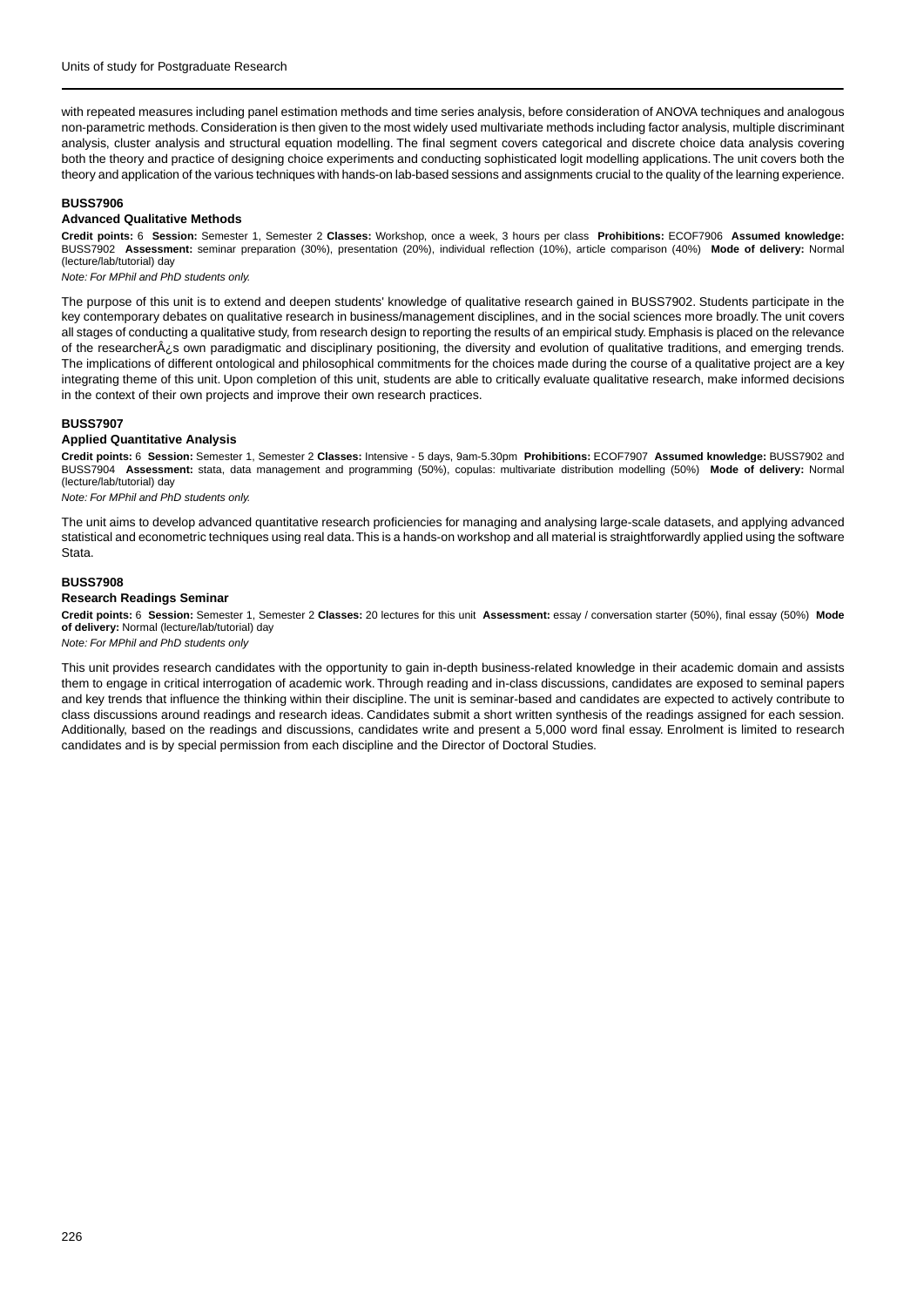with repeated measures including panel estimation methods and time series analysis, before consideration of ANOVA techniques and analogous non-parametric methods. Consideration is then given to the most widely used multivariate methods including factor analysis, multiple discriminant analysis, cluster analysis and structural equation modelling. The final segment covers categorical and discrete choice data analysis covering both the theory and practice of designing choice experiments and conducting sophisticated logit modelling applications. The unit covers both the theory and application of the various techniques with hands-on lab-based sessions and assignments crucial to the quality of the learning experience.

### BUSS7906

#### Advanced Qualitative Methods

**Credit points:** 6 **Session:** Semester 1, Semester 2 **Classes:** Workshop, once a week, 3 hours per class **Prohibitions:** ECOF7906 **Assumed knowledge:** BUSS7902 **Assessment:** seminar preparation (30%), presentation (20%), individual reflection (10%), article comparison (40%) **Mode of delivery:** Normal (lecture/lab/tutorial) day

*Note: For MPhil and PhD students only.*

The purpose of this unit is to extend and deepen students' knowledge of qualitative research gained in BUSS7902. Students participate in the key contemporary debates on qualitative research in business/management disciplines, and in the social sciences more broadly. The unit covers all stages of conducting a qualitative study, from research design to reporting the results of an empirical study. Emphasis is placed on the relevance of the researcherÂ¿s own paradigmatic and disciplinary positioning, the diversity and evolution of qualitative traditions, and emerging trends. The implications of different ontological and philosophical commitments for the choices made during the course of a qualitative project are a key integrating theme of this unit. Upon completion of this unit, students are able to critically evaluate qualitative research, make informed decisions in the context of their own projects and improve their own research practices.

### BUSS7907

#### Applied Quantitative Analysis

**Credit points:** 6 **Session:** Semester 1, Semester 2 **Classes:** Intensive - 5 days, 9am-5.30pm **Prohibitions:** ECOF7907 **Assumed knowledge:** BUSS7902 and BUSS7904 **Assessment:** stata, data management and programming (50%), copulas: multivariate distribution modelling (50%) **Mode of delivery:** Normal (lecture/lab/tutorial) day

*Note: For MPhil and PhD students only.*

The unit aims to develop advanced quantitative research proficiencies for managing and analysing large-scale datasets, and applying advanced statistical and econometric techniques using real data. This is a hands-on workshop and all material is straightforwardly applied using the software Stata.

### BUSS7908

#### Research Readings Seminar

**Credit points:** 6 **Session:** Semester 1, Semester 2 **Classes:** 20 lectures for this unit **Assessment:** essay / conversation starter (50%), final essay (50%) **Mode of delivery:** Normal (lecture/lab/tutorial) day

*Note: For MPhil and PhD students only*

This unit provides research candidates with the opportunity to gain in-depth business-related knowledge in their academic domain and assists them to engage in critical interrogation of academic work. Through reading and in-class discussions, candidates are exposed to seminal papers and key trends that influence the thinking within their discipline. The unit is seminar-based and candidates are expected to actively contribute to class discussions around readings and research ideas. Candidates submit a short written synthesis of the readings assigned for each session. Additionally, based on the readings and discussions, candidates write and present a 5,000 word final essay. Enrolment is limited to research candidates and is by special permission from each discipline and the Director of Doctoral Studies.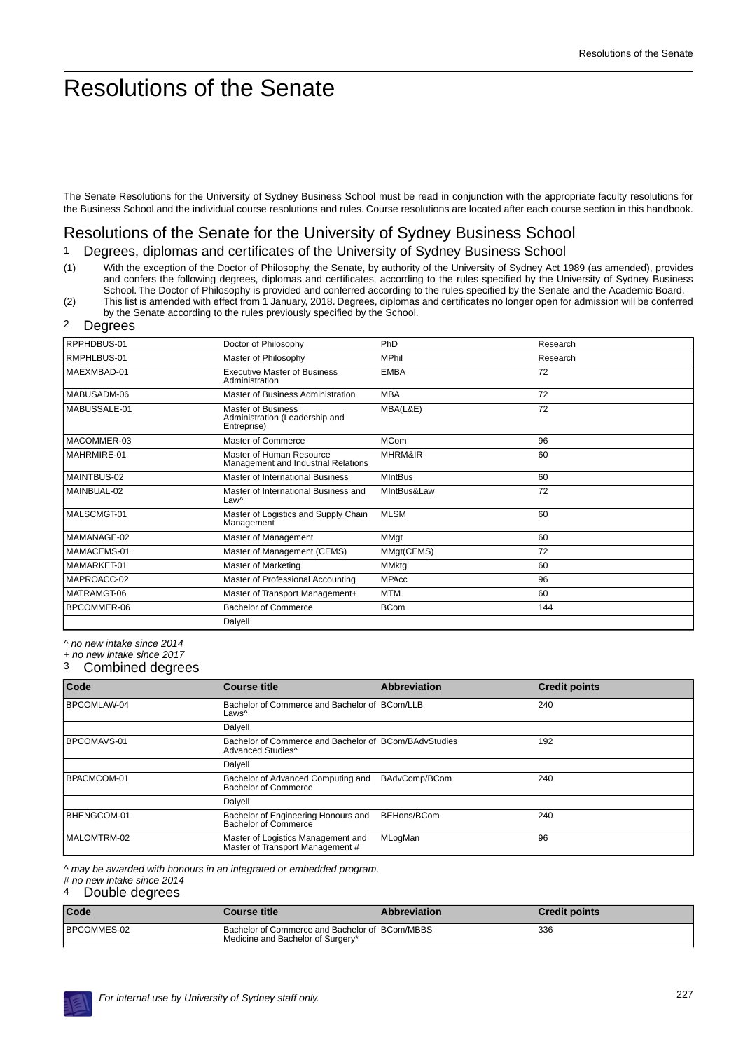# Resolutions of the Senate

The Senate Resolutions for the University of Sydney Business School must be read in conjunction with the appropriate faculty resolutions for the Business School and the individual course resolutions and rules. Course resolutions are located after each course section in this handbook.

## Resolutions of the Senate for the University of Sydney Business School

### 1 Degrees, diplomas and certificates of the University of Sydney Business School

(1) With the exception of the Doctor of Philosophy, the Senate, by authority of the University of Sydney Act 1989 (as amended), provides and confers the following degrees, diplomas and certificates, according to the rules specified by the University of Sydney Business School. The Doctor of Philosophy is provided and conferred according to the rules specified by the Senate and the Academic Board.

(2) This list is amended with effect from 1 January, 2018. Degrees, diplomas and certificates no longer open for admission will be conferred by the Senate according to the rules previously specified by the School.

### 2 Degrees

| | | | |
|---|---|---|---|
| RPPHDBUS-01 | Doctor of Philosophy | PhD | Research |
| RMPHLBUS-01 | Master of Philosophy | MPhil | Research |
| MAEXMBAD-01 | Executive Master of Business Administration | EMBA | 72 |
| MABUSADM-06 | Master of Business Administration | MBA | 72 |
| MABUSSALE-01 | Master of Business Administration (Leadership and Entreprise) | MBA(L&E) | 72 |
| MACOMMER-03 | Master of Commerce | MCom | 96 |
| MAHRMIRE-01 | Master of Human Resource Management and Industrial Relations | MHRM&IR | 60 |
| MAINTBUS-02 | Master of International Business | MIntBus | 60 |
| MAINBUAL-02 | Master of International Business and Law^ | MIntBus&Law | 72 |
| MALSCMGT-01 | Master of Logistics and Supply Chain Management | MLSM | 60 |
| MAMANAGE-02 | Master of Management | MMgt | 60 |
| MAMACEMS-01 | Master of Management (CEMS) | MMgt(CEMS) | 72 |
| MAMARKET-01 | Master of Marketing | MMktg | 60 |
| MAPROACC-02 | Master of Professional Accounting | MPAcc | 96 |
| MATRAMGT-06 | Master of Transport Management+ | MTM | 60 |
| BPCOMMER-06 | Bachelor of Commerce | BCom | 144 |
| | Dalyell | | |

*^ no new intake since 2014*
*+ no new intake since 2017*

### 3 Combined degrees

| Code | Course title | Abbreviation | Credit points |
|---|---|---|---|
| BPCOMLAW-04 | Bachelor of Commerce and Bachelor of Laws^ | BCom/LLB | 240 |
| | Dalyell | | |
| BPCOMAVS-01 | Bachelor of Commerce and Bachelor of Advanced Studies^ | BCom/BAdvStudies | 192 |
| | Dalyell | | |
| BPACMCOM-01 | Bachelor of Advanced Computing and Bachelor of Commerce | BAdvComp/BCom | 240 |
| | Dalyell | | |
| BHENGCOM-01 | Bachelor of Engineering Honours and Bachelor of Commerce | BEHons/BCom | 240 |
| MALOMTRM-02 | Master of Logistics Management and Master of Transport Management # | MLogMan | 96 |

*^ may be awarded with honours in an integrated or embedded program.*
*# no new intake since 2014*

### 4 Double degrees

| Code | Course title | Abbreviation | Credit points |
|---|---|---|---|
| BPCOMMES-02 | Bachelor of Commerce and Bachelor of Medicine and Bachelor of Surgery* | BCom/MBBS | 336 |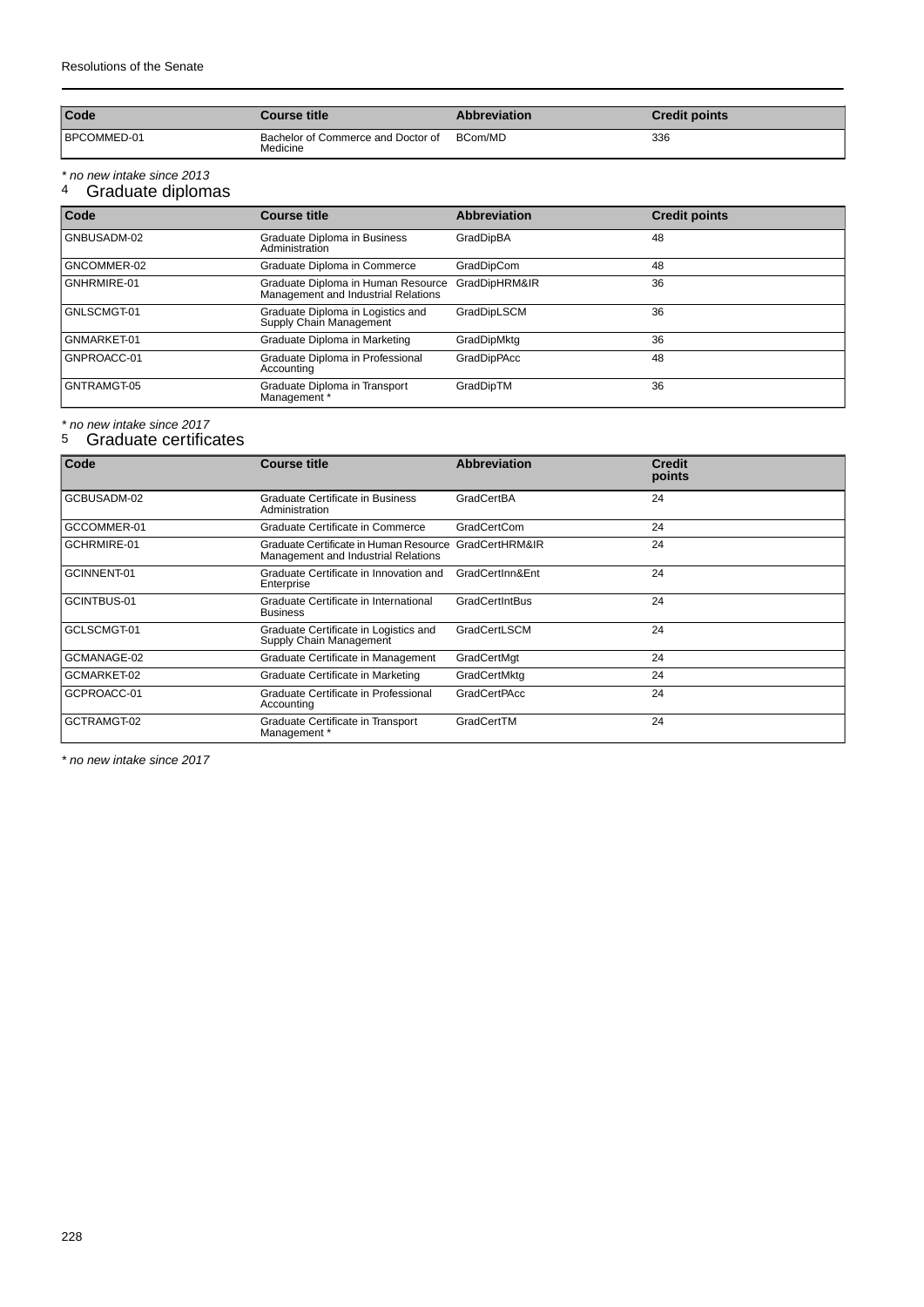| Code | Course title | Abbreviation | Credit points |
|---|---|---|---|
| BPCOMMED-01 | Bachelor of Commerce and Doctor of Medicine | BCom/MD | 336 |

*\* no new intake since 2013*

## 4 Graduate diplomas

| Code | Course title | Abbreviation | Credit points |
|---|---|---|---|
| GNBUSADM-02 | Graduate Diploma in Business Administration | GradDipBA | 48 |
| GNCOMMER-02 | Graduate Diploma in Commerce | GradDipCom | 48 |
| GNHRMIRE-01 | Graduate Diploma in Human Resource Management and Industrial Relations | GradDipHRM&IR | 36 |
| GNLSCMGT-01 | Graduate Diploma in Logistics and Supply Chain Management | GradDipLSCM | 36 |
| GNMARKET-01 | Graduate Diploma in Marketing | GradDipMktg | 36 |
| GNPROACC-01 | Graduate Diploma in Professional Accounting | GradDipPAcc | 48 |
| GNTRAMGT-05 | Graduate Diploma in Transport Management * | GradDipTM | 36 |

*\* no new intake since 2017*

## 5 Graduate certificates

| Code | Course title | Abbreviation | Credit points |
|---|---|---|---|
| GCBUSADM-02 | Graduate Certificate in Business Administration | GradCertBA | 24 |
| GCCOMMER-01 | Graduate Certificate in Commerce | GradCertCom | 24 |
| GCHRMIRE-01 | Graduate Certificate in Human Resource Management and Industrial Relations | GradCertHRM&IR | 24 |
| GCINNENT-01 | Graduate Certificate in Innovation and Enterprise | GradCertInn&Ent | 24 |
| GCINTBUS-01 | Graduate Certificate in International Business | GradCertIntBus | 24 |
| GCLSCMGT-01 | Graduate Certificate in Logistics and Supply Chain Management | GradCertLSCM | 24 |
| GCMANAGE-02 | Graduate Certificate in Management | GradCertMgt | 24 |
| GCMARKET-02 | Graduate Certificate in Marketing | GradCertMktg | 24 |
| GCPROACC-01 | Graduate Certificate in Professional Accounting | GradCertPAcc | 24 |
| GCTRAMGT-02 | Graduate Certificate in Transport Management * | GradCertTM | 24 |

*\* no new intake since 2017*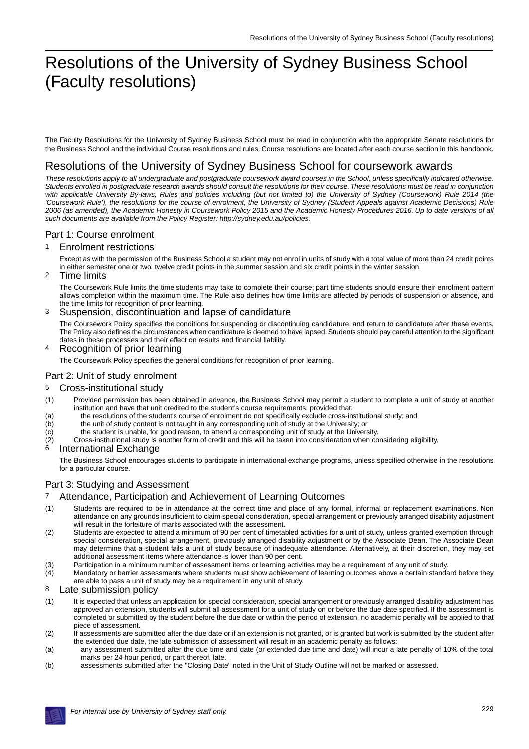# Resolutions of the University of Sydney Business School (Faculty resolutions)

The Faculty Resolutions for the University of Sydney Business School must be read in conjunction with the appropriate Senate resolutions for the Business School and the individual Course resolutions and rules. Course resolutions are located after each course section in this handbook.

## Resolutions of the University of Sydney Business School for coursework awards

*These resolutions apply to all undergraduate and postgraduate coursework award courses in the School, unless specifically indicated otherwise. Students enrolled in postgraduate research awards should consult the resolutions for their course. These resolutions must be read in conjunction with applicable University By-laws, Rules and policies including (but not limited to) the University of Sydney (Coursework) Rule 2014 (the 'Coursework Rule'), the resolutions for the course of enrolment, the University of Sydney (Student Appeals against Academic Decisions) Rule 2006 (as amended), the Academic Honesty in Coursework Policy 2015 and the Academic Honesty Procedures 2016. Up to date versions of all such documents are available from the Policy Register: http://sydney.edu.au/policies.*

### Part 1: Course enrolment

#### 1 Enrolment restrictions

Except as with the permission of the Business School a student may not enrol in units of study with a total value of more than 24 credit points in either semester one or two, twelve credit points in the summer session and six credit points in the winter session.

#### 2 Time limits

The Coursework Rule limits the time students may take to complete their course; part time students should ensure their enrolment pattern allows completion within the maximum time. The Rule also defines how time limits are affected by periods of suspension or absence, and the time limits for recognition of prior learning.

#### 3 Suspension, discontinuation and lapse of candidature

The Coursework Policy specifies the conditions for suspending or discontinuing candidature, and return to candidature after these events. The Policy also defines the circumstances when candidature is deemed to have lapsed. Students should pay careful attention to the significant dates in these processes and their effect on results and financial liability.

#### 4 Recognition of prior learning

The Coursework Policy specifies the general conditions for recognition of prior learning.

### Part 2: Unit of study enrolment

#### 5 Cross-institutional study

(1) Provided permission has been obtained in advance, the Business School may permit a student to complete a unit of study at another institution and have that unit credited to the student's course requirements, provided that:

(a) the resolutions of the student's course of enrolment do not specifically exclude cross-institutional study; and

(b) the unit of study content is not taught in any corresponding unit of study at the University; or

(c) the student is unable, for good reason, to attend a corresponding unit of study at the University.

(2) Cross-institutional study is another form of credit and this will be taken into consideration when considering eligibility.

#### 6 International Exchange

The Business School encourages students to participate in international exchange programs, unless specified otherwise in the resolutions for a particular course.

### Part 3: Studying and Assessment

#### 7 Attendance, Participation and Achievement of Learning Outcomes

(1) Students are required to be in attendance at the correct time and place of any formal, informal or replacement examinations. Non attendance on any grounds insufficient to claim special consideration, special arrangement or previously arranged disability adjustment will result in the forfeiture of marks associated with the assessment.

(2) Students are expected to attend a minimum of 90 per cent of timetabled activities for a unit of study, unless granted exemption through special consideration, special arrangement, previously arranged disability adjustment or by the Associate Dean. The Associate Dean may determine that a student fails a unit of study because of inadequate attendance. Alternatively, at their discretion, they may set additional assessment items where attendance is lower than 90 per cent.

(3) Participation in a minimum number of assessment items or learning activities may be a requirement of any unit of study.

(4) Mandatory or barrier assessments where students must show achievement of learning outcomes above a certain standard before they are able to pass a unit of study may be a requirement in any unit of study.

#### 8 Late submission policy

(1) It is expected that unless an application for special consideration, special arrangement or previously arranged disability adjustment has approved an extension, students will submit all assessment for a unit of study on or before the due date specified. If the assessment is completed or submitted by the student before the due date or within the period of extension, no academic penalty will be applied to that piece of assessment.

(2) If assessments are submitted after the due date or if an extension is not granted, or is granted but work is submitted by the student after the extended due date, the late submission of assessment will result in an academic penalty as follows:

(a) any assessment submitted after the due time and date (or extended due time and date) will incur a late penalty of 10% of the total marks per 24 hour period, or part thereof, late.

(b) assessments submitted after the "Closing Date" noted in the Unit of Study Outline will not be marked or assessed.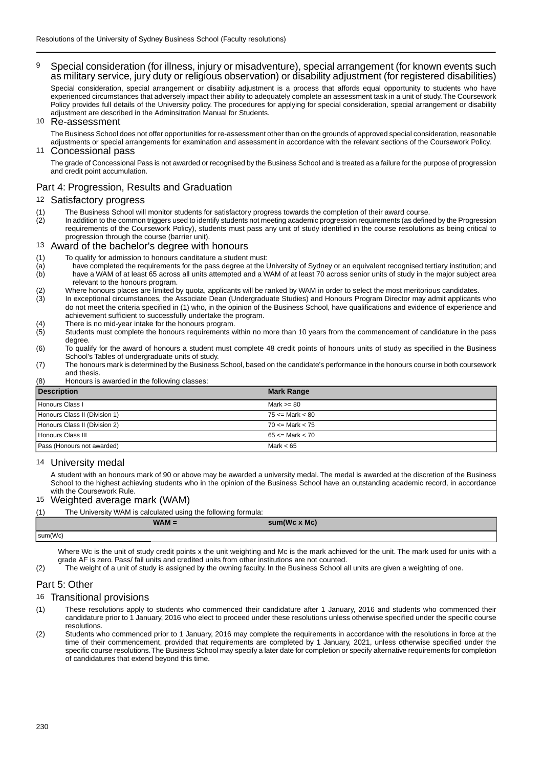### 9 Special consideration (for illness, injury or misadventure), special arrangement (for known events such as military service, jury duty or religious observation) or disability adjustment (for registered disabilities)

Special consideration, special arrangement or disability adjustment is a process that affords equal opportunity to students who have experienced circumstances that adversely impact their ability to adequately complete an assessment task in a unit of study. The Coursework Policy provides full details of the University policy. The procedures for applying for special consideration, special arrangement or disability adjustment are described in the Adminsitration Manual for Students.

### 10 Re-assessment

The Business School does not offer opportunities for re-assessment other than on the grounds of approved special consideration, reasonable adjustments or special arrangements for examination and assessment in accordance with the relevant sections of the Coursework Policy.

### 11 Concessional pass

The grade of Concessional Pass is not awarded or recognised by the Business School and is treated as a failure for the purpose of progression and credit point accumulation.

## Part 4: Progression, Results and Graduation

### 12 Satisfactory progress

(1) The Business School will monitor students for satisfactory progress towards the completion of their award course.

(2) In addition to the common triggers used to identify students not meeting academic progression requirements (as defined by the Progression requirements of the Coursework Policy), students must pass any unit of study identified in the course resolutions as being critical to progression through the course (barrier unit).

### 13 Award of the bachelor's degree with honours

(1) To qualify for admission to honours canditature a student must:

(a) have completed the requirements for the pass degree at the University of Sydney or an equivalent recognised tertiary institution; and

(b) have a WAM of at least 65 across all units attempted and a WAM of at least 70 across senior units of study in the major subject area relevant to the honours program.

(2) Where honours places are limited by quota, applicants will be ranked by WAM in order to select the most meritorious candidates.

(3) In exceptional circumstances, the Associate Dean (Undergraduate Studies) and Honours Program Director may admit applicants who do not meet the criteria specified in (1) who, in the opinion of the Business School, have qualifications and evidence of experience and achievement sufficient to successfully undertake the program.

(4) There is no mid-year intake for the honours program.

(5) Students must complete the honours requirements within no more than 10 years from the commencement of candidature in the pass degree.

(6) To qualify for the award of honours a student must complete 48 credit points of honours units of study as specified in the Business School's Tables of undergraduate units of study.

(7) The honours mark is determined by the Business School, based on the candidate's performance in the honours course in both coursework and thesis.

(8) Honours is awarded in the following classes:

| Description | Mark Range |
|---|---|
| Honours Class I | Mark >= 80 |
| Honours Class II (Division 1) | 75 <= Mark < 80 |
| Honours Class II (Division 2) | 70 <= Mark < 75 |
| Honours Class III | 65 <= Mark < 70 |
| Pass (Honours not awarded) | Mark < 65 |

### 14 University medal

A student with an honours mark of 90 or above may be awarded a university medal. The medal is awarded at the discretion of the Business School to the highest achieving students who in the opinion of the Business School have an outstanding academic record, in accordance with the Coursework Rule.

### 15 Weighted average mark (WAM)

(1) The University WAM is calculated using the following formula:

$$WAM = \frac{\text{sum}(Wc \times Mc)}{\text{sum}(Wc)}$$

Where Wc is the unit of study credit points x the unit weighting and Mc is the mark achieved for the unit. The mark used for units with a grade AF is zero. Pass/ fail units and credited units from other institutions are not counted.

(2) The weight of a unit of study is assigned by the owning faculty. In the Business School all units are given a weighting of one.

## Part 5: Other

### 16 Transitional provisions

(1) These resolutions apply to students who commenced their candidature after 1 January, 2016 and students who commenced their candidature prior to 1 January, 2016 who elect to proceed under these resolutions unless otherwise specified under the specific course resolutions.

(2) Students who commenced prior to 1 January, 2016 may complete the requirements in accordance with the resolutions in force at the time of their commencement, provided that requirements are completed by 1 January, 2021, unless otherwise specified under the specific course resolutions. The Business School may specify a later date for completion or specify alternative requirements for completion of candidatures that extend beyond this time.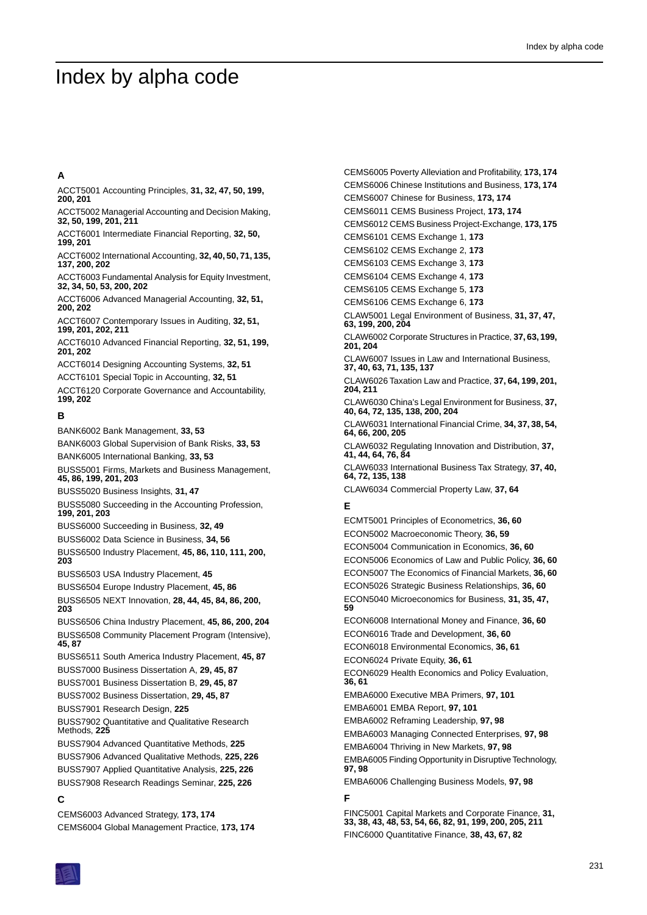# Index by alpha code

### A

ACCT5001 Accounting Principles, **31, 32, 47, 50, 199, 200, 201**

ACCT5002 Managerial Accounting and Decision Making, **32, 50, 199, 201, 211**

ACCT6001 Intermediate Financial Reporting, **32, 50, 199, 201**

ACCT6002 International Accounting, **32, 40, 50, 71, 135, 137, 200, 202**

ACCT6003 Fundamental Analysis for Equity Investment, **32, 34, 50, 53, 200, 202**

ACCT6006 Advanced Managerial Accounting, **32, 51, 200, 202**

ACCT6007 Contemporary Issues in Auditing, **32, 51, 199, 201, 202, 211**

ACCT6010 Advanced Financial Reporting, **32, 51, 199, 201, 202**

ACCT6014 Designing Accounting Systems, **32, 51**

ACCT6101 Special Topic in Accounting, **32, 51**

ACCT6120 Corporate Governance and Accountability, **199, 202**

### B

BANK6002 Bank Management, **33, 53**

BANK6003 Global Supervision of Bank Risks, **33, 53**

BANK6005 International Banking, **33, 53**

BUSS5001 Firms, Markets and Business Management, **45, 86, 199, 201, 203**

BUSS5020 Business Insights, **31, 47**

BUSS5080 Succeeding in the Accounting Profession, **199, 201, 203**

BUSS6000 Succeeding in Business, **32, 49**

BUSS6002 Data Science in Business, **34, 56**

BUSS6500 Industry Placement, **45, 86, 110, 111, 200, 203**

BUSS6503 USA Industry Placement, **45**

BUSS6504 Europe Industry Placement, **45, 86**

BUSS6505 NEXT Innovation, **28, 44, 45, 84, 86, 200, 203**

BUSS6506 China Industry Placement, **45, 86, 200, 204**

BUSS6508 Community Placement Program (Intensive), **45, 87**

BUSS6511 South America Industry Placement, **45, 87**

BUSS7000 Business Dissertation A, **29, 45, 87**

BUSS7001 Business Dissertation B, **29, 45, 87**

BUSS7002 Business Dissertation, **29, 45, 87**

BUSS7901 Research Design, **225**

BUSS7902 Quantitative and Qualitative Research Methods, **225**

BUSS7904 Advanced Quantitative Methods, **225**

BUSS7906 Advanced Qualitative Methods, **225, 226**

BUSS7907 Applied Quantitative Analysis, **225, 226**

BUSS7908 Research Readings Seminar, **225, 226**

### C

CEMS6003 Advanced Strategy, **173, 174**

CEMS6004 Global Management Practice, **173, 174**

CEMS6005 Poverty Alleviation and Profitability, **173, 174**

CEMS6006 Chinese Institutions and Business, **173, 174**

CEMS6007 Chinese for Business, **173, 174**

CEMS6011 CEMS Business Project, **173, 174**

CEMS6012 CEMS Business Project-Exchange, **173, 175**

CEMS6101 CEMS Exchange 1, **173**

CEMS6102 CEMS Exchange 2, **173**

CEMS6103 CEMS Exchange 3, **173**

CEMS6104 CEMS Exchange 4, **173**

CEMS6105 CEMS Exchange 5, **173**

CEMS6106 CEMS Exchange 6, **173**

CLAW5001 Legal Environment of Business, **31, 37, 47, 63, 199, 200, 204**

CLAW6002 Corporate Structures in Practice, **37, 63, 199, 201, 204**

CLAW6007 Issues in Law and International Business, **37, 40, 63, 71, 135, 137**

CLAW6026 Taxation Law and Practice, **37, 64, 199, 201, 204, 211**

CLAW6030 China's Legal Environment for Business, **37, 40, 64, 72, 135, 138, 200, 204**

CLAW6031 International Financial Crime, **34, 37, 38, 54, 64, 66, 200, 205**

CLAW6032 Regulating Innovation and Distribution, **37, 41, 44, 64, 76, 84**

CLAW6033 International Business Tax Strategy, **37, 40, 64, 72, 135, 138**

CLAW6034 Commercial Property Law, **37, 64**

### E

ECMT5001 Principles of Econometrics, **36, 60**

ECON5002 Macroeconomic Theory, **36, 59**

ECON5004 Communication in Economics, **36, 60**

ECON5006 Economics of Law and Public Policy, **36, 60**

ECON5007 The Economics of Financial Markets, **36, 60**

ECON5026 Strategic Business Relationships, **36, 60**

ECON5040 Microeconomics for Business, **31, 35, 47, 59**

ECON6008 International Money and Finance, **36, 60**

ECON6016 Trade and Development, **36, 60**

ECON6018 Environmental Economics, **36, 61**

ECON6024 Private Equity, **36, 61**

ECON6029 Health Economics and Policy Evaluation, **36, 61**

EMBA6000 Executive MBA Primers, **97, 101**

EMBA6001 EMBA Report, **97, 101**

EMBA6002 Reframing Leadership, **97, 98**

EMBA6003 Managing Connected Enterprises, **97, 98**

EMBA6004 Thriving in New Markets, **97, 98**

EMBA6005 Finding Opportunity in Disruptive Technology, **97, 98**

EMBA6006 Challenging Business Models, **97, 98**

### F

FINC5001 Capital Markets and Corporate Finance, **31, 33, 38, 43, 48, 53, 54, 66, 82, 91, 199, 200, 205, 211**

FINC6000 Quantitative Finance, **38, 43, 67, 82**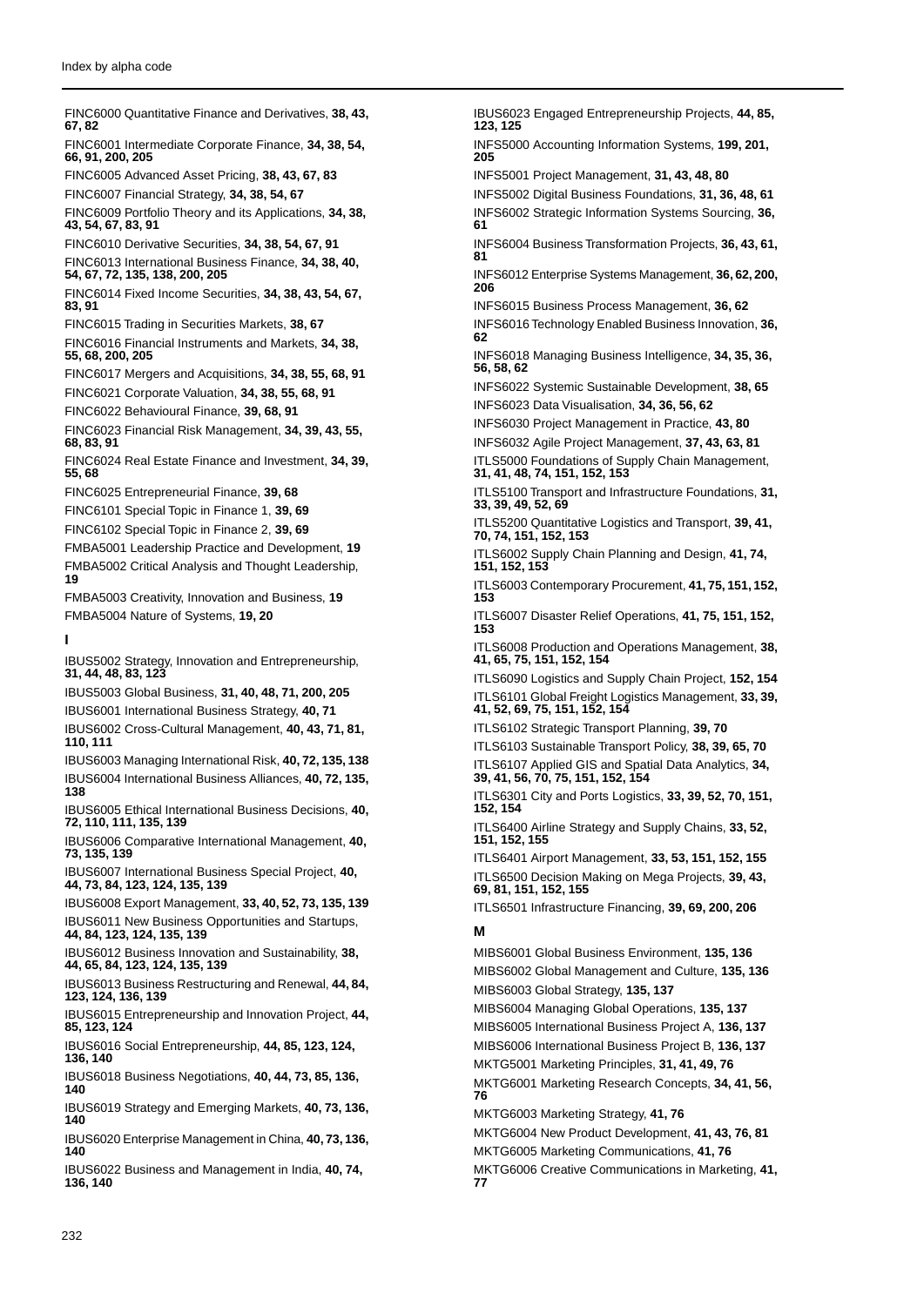FINC6000 Quantitative Finance and Derivatives, **38, 43, 67, 82**

FINC6001 Intermediate Corporate Finance, **34, 38, 54, 66, 91, 200, 205**

FINC6005 Advanced Asset Pricing, **38, 43, 67, 83**

FINC6007 Financial Strategy, **34, 38, 54, 67**

FINC6009 Portfolio Theory and its Applications, **34, 38, 43, 54, 67, 83, 91**

FINC6010 Derivative Securities, **34, 38, 54, 67, 91**

FINC6013 International Business Finance, **34, 38, 40, 54, 67, 72, 135, 138, 200, 205**

FINC6014 Fixed Income Securities, **34, 38, 43, 54, 67, 83, 91**

FINC6015 Trading in Securities Markets, **38, 67**

FINC6016 Financial Instruments and Markets, **34, 38, 55, 68, 200, 205**

FINC6017 Mergers and Acquisitions, **34, 38, 55, 68, 91**

FINC6021 Corporate Valuation, **34, 38, 55, 68, 91**

FINC6022 Behavioural Finance, **39, 68, 91**

FINC6023 Financial Risk Management, **34, 39, 43, 55, 68, 83, 91**

FINC6024 Real Estate Finance and Investment, **34, 39, 55, 68**

FINC6025 Entrepreneurial Finance, **39, 68**

FINC6101 Special Topic in Finance 1, **39, 69**

FINC6102 Special Topic in Finance 2, **39, 69**

FMBA5001 Leadership Practice and Development, **19**

FMBA5002 Critical Analysis and Thought Leadership, **19**

FMBA5003 Creativity, Innovation and Business, **19**

FMBA5004 Nature of Systems, **19, 20**

### I

IBUS5002 Strategy, Innovation and Entrepreneurship, **31, 44, 48, 83, 123**

IBUS5003 Global Business, **31, 40, 48, 71, 200, 205**

IBUS6001 International Business Strategy, **40, 71**

IBUS6002 Cross-Cultural Management, **40, 43, 71, 81, 110, 111**

IBUS6003 Managing International Risk, **40, 72, 135, 138**

IBUS6004 International Business Alliances, **40, 72, 135, 138**

IBUS6005 Ethical International Business Decisions, **40, 72, 110, 111, 135, 139**

IBUS6006 Comparative International Management, **40, 73, 135, 139**

IBUS6007 International Business Special Project, **40, 44, 73, 84, 123, 124, 135, 139**

IBUS6008 Export Management, **33, 40, 52, 73, 135, 139**

IBUS6011 New Business Opportunities and Startups, **44, 84, 123, 124, 135, 139**

IBUS6012 Business Innovation and Sustainability, **38, 44, 65, 84, 123, 124, 135, 139**

IBUS6013 Business Restructuring and Renewal, **44, 84, 123, 124, 136, 139**

IBUS6015 Entrepreneurship and Innovation Project, **44, 85, 123, 124**

IBUS6016 Social Entrepreneurship, **44, 85, 123, 124, 136, 140**

IBUS6018 Business Negotiations, **40, 44, 73, 85, 136, 140**

IBUS6019 Strategy and Emerging Markets, **40, 73, 136, 140**

IBUS6020 Enterprise Management in China, **40, 73, 136, 140**

IBUS6022 Business and Management in India, **40, 74, 136, 140**

IBUS6023 Engaged Entrepreneurship Projects, **44, 85, 123, 125**

INFS5000 Accounting Information Systems, **199, 201, 205**

INFS5001 Project Management, **31, 43, 48, 80**

INFS5002 Digital Business Foundations, **31, 36, 48, 61**

INFS6002 Strategic Information Systems Sourcing, **36, 61**

INFS6004 Business Transformation Projects, **36, 43, 61, 81**

INFS6012 Enterprise Systems Management, **36, 62, 200, 206**

INFS6015 Business Process Management, **36, 62**

INFS6016 Technology Enabled Business Innovation, **36, 62**

INFS6018 Managing Business Intelligence, **34, 35, 36, 56, 58, 62**

INFS6022 Systemic Sustainable Development, **38, 65**

INFS6023 Data Visualisation, **34, 36, 56, 62**

INFS6030 Project Management in Practice, **43, 80**

INFS6032 Agile Project Management, **37, 43, 63, 81**

ITLS5000 Foundations of Supply Chain Management, **31, 41, 48, 74, 151, 152, 153**

ITLS5100 Transport and Infrastructure Foundations, **31, 33, 39, 49, 52, 69**

ITLS5200 Quantitative Logistics and Transport, **39, 41, 70, 74, 151, 152, 153**

ITLS6002 Supply Chain Planning and Design, **41, 74, 151, 152, 153**

ITLS6003 Contemporary Procurement, **41, 75, 151, 152, 153**

ITLS6007 Disaster Relief Operations, **41, 75, 151, 152, 153**

ITLS6008 Production and Operations Management, **38, 41, 65, 75, 151, 152, 154**

ITLS6090 Logistics and Supply Chain Project, **152, 154**

ITLS6101 Global Freight Logistics Management, **33, 39, 41, 52, 69, 75, 151, 152, 154**

ITLS6102 Strategic Transport Planning, **39, 70**

ITLS6103 Sustainable Transport Policy, **38, 39, 65, 70**

ITLS6107 Applied GIS and Spatial Data Analytics, **34, 39, 41, 56, 70, 75, 151, 152, 154**

ITLS6301 City and Ports Logistics, **33, 39, 52, 70, 151, 152, 154**

ITLS6400 Airline Strategy and Supply Chains, **33, 52, 151, 152, 155**

ITLS6401 Airport Management, **33, 53, 151, 152, 155**

ITLS6500 Decision Making on Mega Projects, **39, 43, 69, 81, 151, 152, 155**

ITLS6501 Infrastructure Financing, **39, 69, 200, 206**

### M

MIBS6001 Global Business Environment, **135, 136**

MIBS6002 Global Management and Culture, **135, 136**

MIBS6003 Global Strategy, **135, 137**

MIBS6004 Managing Global Operations, **135, 137**

MIBS6005 International Business Project A, **136, 137**

MIBS6006 International Business Project B, **136, 137**

MKTG5001 Marketing Principles, **31, 41, 49, 76**

MKTG6001 Marketing Research Concepts, **34, 41, 56, 76**

MKTG6003 Marketing Strategy, **41, 76**

MKTG6004 New Product Development, **41, 43, 76, 81**

MKTG6005 Marketing Communications, **41, 76**

MKTG6006 Creative Communications in Marketing, **41, 77**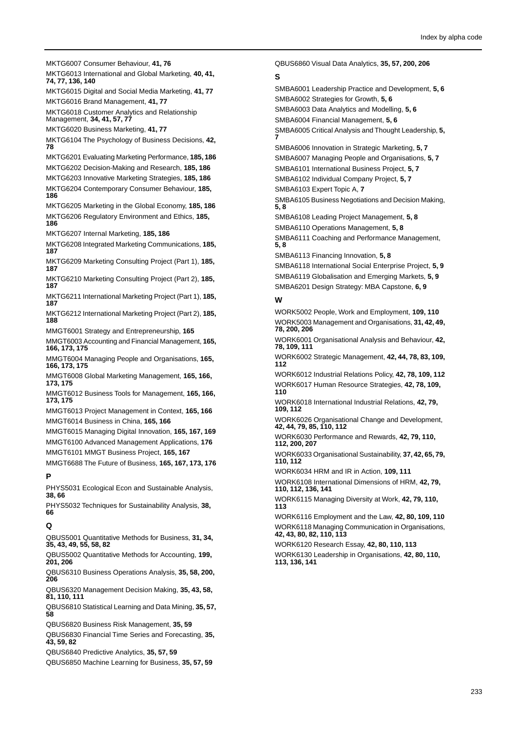MKTG6007 Consumer Behaviour, **41, 76**

MKTG6013 International and Global Marketing, **40, 41, 74, 77, 136, 140**

MKTG6015 Digital and Social Media Marketing, **41, 77**

MKTG6016 Brand Management, **41, 77**

MKTG6018 Customer Analytics and Relationship Management, **34, 41, 57, 77**

MKTG6020 Business Marketing, **41, 77**

MKTG6104 The Psychology of Business Decisions, **42, 78**

MKTG6201 Evaluating Marketing Performance, **185, 186**

MKTG6202 Decision-Making and Research, **185, 186**

MKTG6203 Innovative Marketing Strategies, **185, 186**

MKTG6204 Contemporary Consumer Behaviour, **185, 186**

MKTG6205 Marketing in the Global Economy, **185, 186**

MKTG6206 Regulatory Environment and Ethics, **185, 186**

MKTG6207 Internal Marketing, **185, 186**

MKTG6208 Integrated Marketing Communications, **185, 187**

MKTG6209 Marketing Consulting Project (Part 1), **185, 187**

MKTG6210 Marketing Consulting Project (Part 2), **185, 187**

MKTG6211 International Marketing Project (Part 1), **185, 187**

MKTG6212 International Marketing Project (Part 2), **185, 188**

MMGT6001 Strategy and Entrepreneurship, **165**

MMGT6003 Accounting and Financial Management, **165, 166, 173, 175**

MMGT6004 Managing People and Organisations, **165, 166, 173, 175**

MMGT6008 Global Marketing Management, **165, 166, 173, 175**

MMGT6012 Business Tools for Management, **165, 166, 173, 175**

MMGT6013 Project Management in Context, **165, 166**

MMGT6014 Business in China, **165, 166**

MMGT6015 Managing Digital Innovation, **165, 167, 169**

MMGT6100 Advanced Management Applications, **176**

MMGT6101 MMGT Business Project, **165, 167**

MMGT6688 The Future of Business, **165, 167, 173, 176**

## P

PHYS5031 Ecological Econ and Sustainable Analysis, **38, 66**

PHYS5032 Techniques for Sustainability Analysis, **38, 66**

## Q

QBUS5001 Quantitative Methods for Business, **31, 34, 35, 43, 49, 55, 58, 82**

QBUS5002 Quantitative Methods for Accounting, **199, 201, 206**

QBUS6310 Business Operations Analysis, **35, 58, 200, 206**

QBUS6320 Management Decision Making, **35, 43, 58, 81, 110, 111**

QBUS6810 Statistical Learning and Data Mining, **35, 57, 58**

QBUS6820 Business Risk Management, **35, 59**

QBUS6830 Financial Time Series and Forecasting, **35, 43, 59, 82**

QBUS6840 Predictive Analytics, **35, 57, 59**

QBUS6850 Machine Learning for Business, **35, 57, 59**

QBUS6860 Visual Data Analytics, **35, 57, 200, 206**

## S

SMBA6001 Leadership Practice and Development, **5, 6**

SMBA6002 Strategies for Growth, **5, 6**

SMBA6003 Data Analytics and Modelling, **5, 6**

SMBA6004 Financial Management, **5, 6**

SMBA6005 Critical Analysis and Thought Leadership, **5, 7**

SMBA6006 Innovation in Strategic Marketing, **5, 7**

SMBA6007 Managing People and Organisations, **5, 7**

SMBA6101 International Business Project, **5, 7**

SMBA6102 Individual Company Project, **5, 7**

SMBA6103 Expert Topic A, **7**

SMBA6105 Business Negotiations and Decision Making, **5, 8**

SMBA6108 Leading Project Management, **5, 8**

SMBA6110 Operations Management, **5, 8**

SMBA6111 Coaching and Performance Management, **5, 8**

SMBA6113 Financing Innovation, **5, 8**

SMBA6118 International Social Enterprise Project, **5, 9**

SMBA6119 Globalisation and Emerging Markets, **5, 9**

SMBA6201 Design Strategy: MBA Capstone, **6, 9**

## W

WORK5002 People, Work and Employment, **109, 110**

WORK5003 Management and Organisations, **31, 42, 49, 78, 200, 206**

WORK6001 Organisational Analysis and Behaviour, **42, 78, 109, 111**

WORK6002 Strategic Management, **42, 44, 78, 83, 109, 112**

WORK6012 Industrial Relations Policy, **42, 78, 109, 112**

WORK6017 Human Resource Strategies, **42, 78, 109, 110**

WORK6018 International Industrial Relations, **42, 79, 109, 112**

WORK6026 Organisational Change and Development, **42, 44, 79, 85, 110, 112**

WORK6030 Performance and Rewards, **42, 79, 110, 112, 200, 207**

WORK6033 Organisational Sustainability, **37, 42, 65, 79, 110, 112**

WORK6034 HRM and IR in Action, **109, 111**

WORK6108 International Dimensions of HRM, **42, 79, 110, 112, 136, 141**

WORK6115 Managing Diversity at Work, **42, 79, 110, 113**

WORK6116 Employment and the Law, **42, 80, 109, 110**

WORK6118 Managing Communication in Organisations, **42, 43, 80, 82, 110, 113**

WORK6120 Research Essay, **42, 80, 110, 113**

WORK6130 Leadership in Organisations, **42, 80, 110, 113, 136, 141**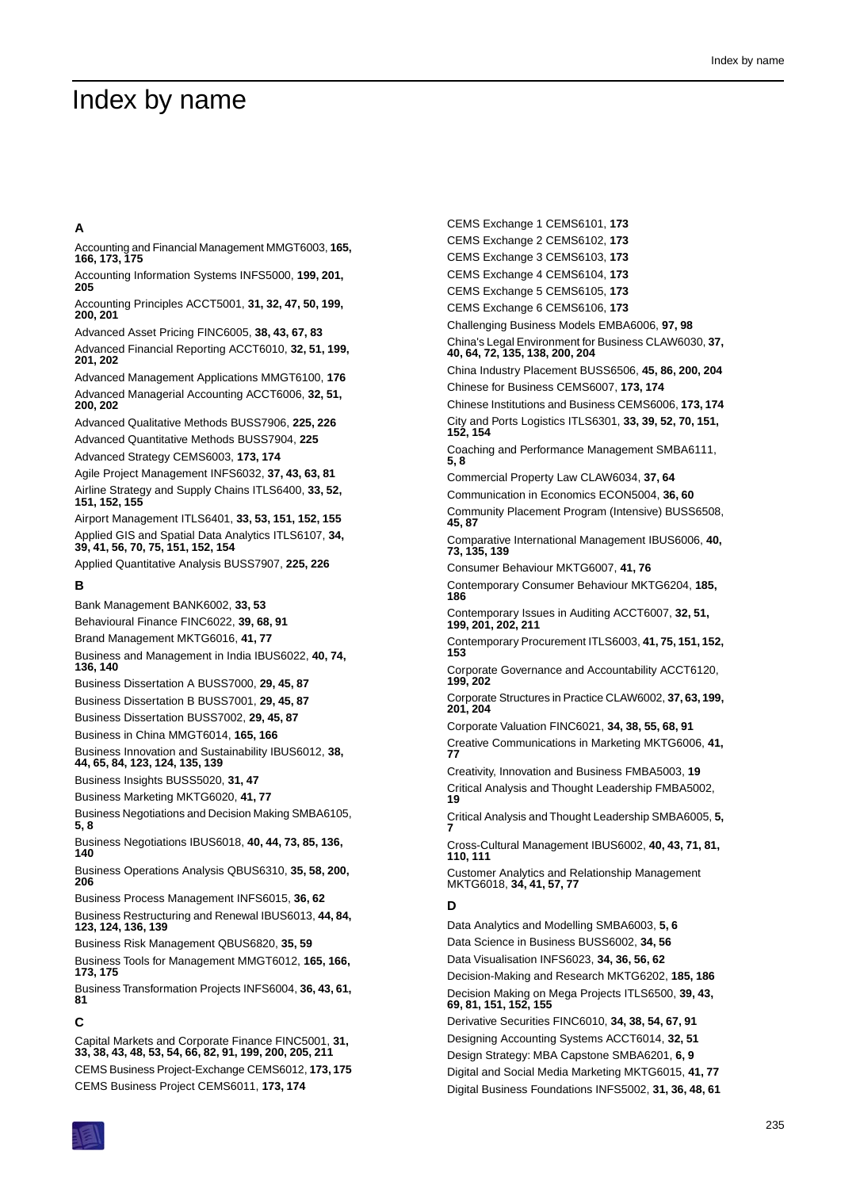# Index by name

## A

Accounting and Financial Management MMGT6003, **165, 166, 173, 175**

Accounting Information Systems INFS5000, **199, 201, 205**

Accounting Principles ACCT5001, **31, 32, 47, 50, 199, 200, 201**

Advanced Asset Pricing FINC6005, **38, 43, 67, 83**

Advanced Financial Reporting ACCT6010, **32, 51, 199, 201, 202**

Advanced Management Applications MMGT6100, **176**

Advanced Managerial Accounting ACCT6006, **32, 51, 200, 202**

Advanced Qualitative Methods BUSS7906, **225, 226**

Advanced Quantitative Methods BUSS7904, **225**

Advanced Strategy CEMS6003, **173, 174**

Agile Project Management INFS6032, **37, 43, 63, 81**

Airline Strategy and Supply Chains ITLS6400, **33, 52, 151, 152, 155**

Airport Management ITLS6401, **33, 53, 151, 152, 155**

Applied GIS and Spatial Data Analytics ITLS6107, **34, 39, 41, 56, 70, 75, 151, 152, 154**

Applied Quantitative Analysis BUSS7907, **225, 226**

## B

Bank Management BANK6002, **33, 53**

Behavioural Finance FINC6022, **39, 68, 91**

Brand Management MKTG6016, **41, 77**

Business and Management in India IBUS6022, **40, 74, 136, 140**

Business Dissertation A BUSS7000, **29, 45, 87**

Business Dissertation B BUSS7001, **29, 45, 87**

Business Dissertation BUSS7002, **29, 45, 87**

Business in China MMGT6014, **165, 166**

Business Innovation and Sustainability IBUS6012, **38, 44, 65, 84, 123, 124, 135, 139**

Business Insights BUSS5020, **31, 47**

Business Marketing MKTG6020, **41, 77**

Business Negotiations and Decision Making SMBA6105, **5, 8**

Business Negotiations IBUS6018, **40, 44, 73, 85, 136, 140**

Business Operations Analysis QBUS6310, **35, 58, 200, 206**

Business Process Management INFS6015, **36, 62**

Business Restructuring and Renewal IBUS6013, **44, 84, 123, 124, 136, 139**

Business Risk Management QBUS6820, **35, 59**

Business Tools for Management MMGT6012, **165, 166, 173, 175**

Business Transformation Projects INFS6004, **36, 43, 61, 81**

## C

Capital Markets and Corporate Finance FINC5001, **31, 33, 38, 43, 48, 53, 54, 66, 82, 91, 199, 200, 205, 211**

CEMS Business Project-Exchange CEMS6012, **173, 175**

CEMS Business Project CEMS6011, **173, 174**

CEMS Exchange 1 CEMS6101, **173**

CEMS Exchange 2 CEMS6102, **173**

CEMS Exchange 3 CEMS6103, **173**

CEMS Exchange 4 CEMS6104, **173**

CEMS Exchange 5 CEMS6105, **173**

CEMS Exchange 6 CEMS6106, **173**

Challenging Business Models EMBA6006, **97, 98**

China's Legal Environment for Business CLAW6030, **37, 40, 64, 72, 135, 138, 200, 204**

China Industry Placement BUSS6506, **45, 86, 200, 204**

Chinese for Business CEMS6007, **173, 174**

Chinese Institutions and Business CEMS6006, **173, 174**

City and Ports Logistics ITLS6301, **33, 39, 52, 70, 151, 152, 154**

Coaching and Performance Management SMBA6111, **5, 8**

Commercial Property Law CLAW6034, **37, 64**

Communication in Economics ECON5004, **36, 60**

Community Placement Program (Intensive) BUSS6508, **45, 87**

Comparative International Management IBUS6006, **40, 73, 135, 139**

Consumer Behaviour MKTG6007, **41, 76**

Contemporary Consumer Behaviour MKTG6204, **185, 186**

Contemporary Issues in Auditing ACCT6007, **32, 51, 199, 201, 202, 211**

Contemporary Procurement ITLS6003, **41, 75, 151, 152, 153**

Corporate Governance and Accountability ACCT6120, **199, 202**

Corporate Structures in Practice CLAW6002, **37, 63, 199, 201, 204**

Corporate Valuation FINC6021, **34, 38, 55, 68, 91**

Creative Communications in Marketing MKTG6006, **41, 77**

Creativity, Innovation and Business FMBA5003, **19**

Critical Analysis and Thought Leadership FMBA5002, **19**

Critical Analysis and Thought Leadership SMBA6005, **5, 7**

Cross-Cultural Management IBUS6002, **40, 43, 71, 81, 110, 111**

Customer Analytics and Relationship Management MKTG6018, **34, 41, 57, 77**

## D

Data Analytics and Modelling SMBA6003, **5, 6**

Data Science in Business BUSS6002, **34, 56**

Data Visualisation INFS6023, **34, 36, 56, 62**

Decision-Making and Research MKTG6202, **185, 186**

Decision Making on Mega Projects ITLS6500, **39, 43, 69, 81, 151, 152, 155**

Derivative Securities FINC6010, **34, 38, 54, 67, 91**

Designing Accounting Systems ACCT6014, **32, 51**

Design Strategy: MBA Capstone SMBA6201, **6, 9**

Digital and Social Media Marketing MKTG6015, **41, 77**

Digital Business Foundations INFS5002, **31, 36, 48, 61**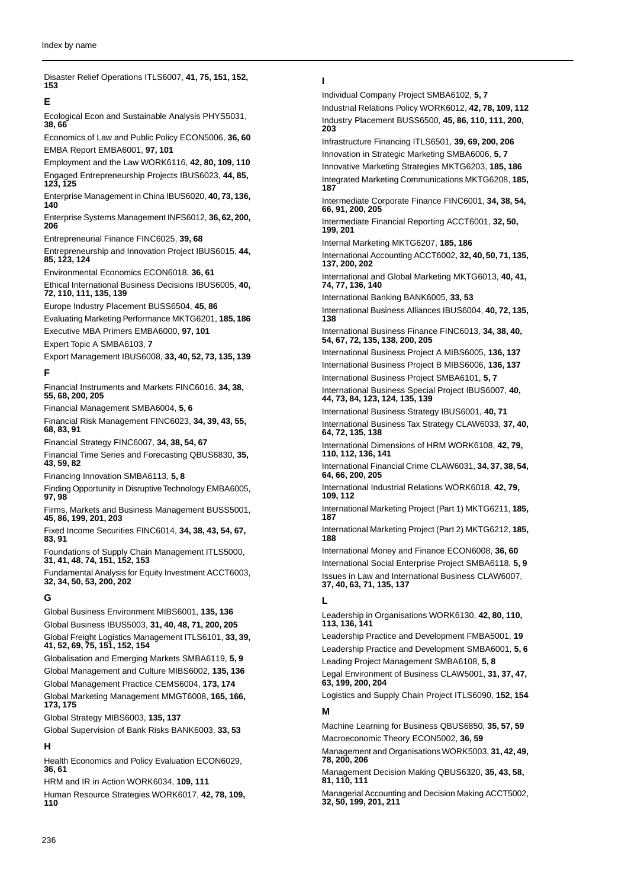Disaster Relief Operations ITLS6007, **41, 75, 151, 152, 153**

## E

Ecological Econ and Sustainable Analysis PHYS5031, **38, 66**

Economics of Law and Public Policy ECON5006, **36, 60**

EMBA Report EMBA6001, **97, 101**

Employment and the Law WORK6116, **42, 80, 109, 110**

Engaged Entrepreneurship Projects IBUS6023, **44, 85, 123, 125**

Enterprise Management in China IBUS6020, **40, 73, 136, 140**

Enterprise Systems Management INFS6012, **36, 62, 200, 206**

Entrepreneurial Finance FINC6025, **39, 68**

Entrepreneurship and Innovation Project IBUS6015, **44, 85, 123, 124**

Environmental Economics ECON6018, **36, 61**

Ethical International Business Decisions IBUS6005, **40, 72, 110, 111, 135, 139**

Europe Industry Placement BUSS6504, **45, 86**

Evaluating Marketing Performance MKTG6201, **185, 186**

Executive MBA Primers EMBA6000, **97, 101**

Expert Topic A SMBA6103, **7**

Export Management IBUS6008, **33, 40, 52, 73, 135, 139**

## F

Financial Instruments and Markets FINC6016, **34, 38, 55, 68, 200, 205**

Financial Management SMBA6004, **5, 6**

Financial Risk Management FINC6023, **34, 39, 43, 55, 68, 83, 91**

Financial Strategy FINC6007, **34, 38, 54, 67**

Financial Time Series and Forecasting QBUS6830, **35, 43, 59, 82**

Financing Innovation SMBA6113, **5, 8**

Finding Opportunity in Disruptive Technology EMBA6005, **97, 98**

Firms, Markets and Business Management BUSS5001, **45, 86, 199, 201, 203**

Fixed Income Securities FINC6014, **34, 38, 43, 54, 67, 83, 91**

Foundations of Supply Chain Management ITLS5000, **31, 41, 48, 74, 151, 152, 153**

Fundamental Analysis for Equity Investment ACCT6003, **32, 34, 50, 53, 200, 202**

## G

Global Business Environment MIBS6001, **135, 136**

Global Business IBUS5003, **31, 40, 48, 71, 200, 205**

Global Freight Logistics Management ITLS6101, **33, 39, 41, 52, 69, 75, 151, 152, 154**

Globalisation and Emerging Markets SMBA6119, **5, 9**

Global Management and Culture MIBS6002, **135, 136**

Global Management Practice CEMS6004, **173, 174**

Global Marketing Management MMGT6008, **165, 166, 173, 175**

Global Strategy MIBS6003, **135, 137**

Global Supervision of Bank Risks BANK6003, **33, 53**

## H

Health Economics and Policy Evaluation ECON6029, **36, 61**

HRM and IR in Action WORK6034, **109, 111**

Human Resource Strategies WORK6017, **42, 78, 109, 110**

## I

Individual Company Project SMBA6102, **5, 7**

Industrial Relations Policy WORK6012, **42, 78, 109, 112**

Industry Placement BUSS6500, **45, 86, 110, 111, 200, 203**

Infrastructure Financing ITLS6501, **39, 69, 200, 206**

Innovation in Strategic Marketing SMBA6006, **5, 7**

Innovative Marketing Strategies MKTG6203, **185, 186**

Integrated Marketing Communications MKTG6208, **185, 187**

Intermediate Corporate Finance FINC6001, **34, 38, 54, 66, 91, 200, 205**

Intermediate Financial Reporting ACCT6001, **32, 50, 199, 201**

Internal Marketing MKTG6207, **185, 186**

International Accounting ACCT6002, **32, 40, 50, 71, 135, 137, 200, 202**

International and Global Marketing MKTG6013, **40, 41, 74, 77, 136, 140**

International Banking BANK6005, **33, 53**

International Business Alliances IBUS6004, **40, 72, 135, 138**

International Business Finance FINC6013, **34, 38, 40, 54, 67, 72, 135, 138, 200, 205**

International Business Project A MIBS6005, **136, 137**

International Business Project B MIBS6006, **136, 137**

International Business Project SMBA6101, **5, 7**

International Business Special Project IBUS6007, **40, 44, 73, 84, 123, 124, 135, 139**

International Business Strategy IBUS6001, **40, 71**

International Business Tax Strategy CLAW6033, **37, 40, 64, 72, 135, 138**

International Dimensions of HRM WORK6108, **42, 79, 110, 112, 136, 141**

International Financial Crime CLAW6031, **34, 37, 38, 54, 64, 66, 200, 205**

International Industrial Relations WORK6018, **42, 79, 109, 112**

International Marketing Project (Part 1) MKTG6211, **185, 187**

International Marketing Project (Part 2) MKTG6212, **185, 188**

International Money and Finance ECON6008, **36, 60**

International Social Enterprise Project SMBA6118, **5, 9**

Issues in Law and International Business CLAW6007, **37, 40, 63, 71, 135, 137**

## L

Leadership in Organisations WORK6130, **42, 80, 110, 113, 136, 141**

Leadership Practice and Development FMBA5001, **19**

Leadership Practice and Development SMBA6001, **5, 6**

Leading Project Management SMBA6108, **5, 8**

Legal Environment of Business CLAW5001, **31, 37, 47, 63, 199, 200, 204**

Logistics and Supply Chain Project ITLS6090, **152, 154**

## M

Machine Learning for Business QBUS6850, **35, 57, 59**

Macroeconomic Theory ECON5002, **36, 59**

Management and Organisations WORK5003, **31, 42, 49, 78, 200, 206**

Management Decision Making QBUS6320, **35, 43, 58, 81, 110, 111**

Managerial Accounting and Decision Making ACCT5002, **32, 50, 199, 201, 211**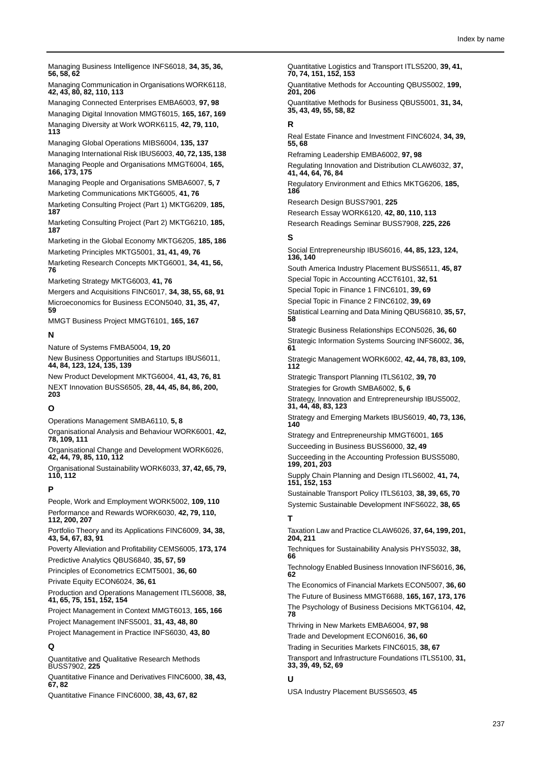Managing Business Intelligence INFS6018, **34, 35, 36, 56, 58, 62**

Managing Communication in Organisations WORK6118, **42, 43, 80, 82, 110, 113**

Managing Connected Enterprises EMBA6003, **97, 98**

Managing Digital Innovation MMGT6015, **165, 167, 169**

Managing Diversity at Work WORK6115, **42, 79, 110, 113**

Managing Global Operations MIBS6004, **135, 137**

Managing International Risk IBUS6003, **40, 72, 135, 138**

Managing People and Organisations MMGT6004, **165, 166, 173, 175**

Managing People and Organisations SMBA6007, **5, 7**

Marketing Communications MKTG6005, **41, 76**

Marketing Consulting Project (Part 1) MKTG6209, **185, 187**

Marketing Consulting Project (Part 2) MKTG6210, **185, 187**

Marketing in the Global Economy MKTG6205, **185, 186**

Marketing Principles MKTG5001, **31, 41, 49, 76**

Marketing Research Concepts MKTG6001, **34, 41, 56, 76**

Marketing Strategy MKTG6003, **41, 76**

Mergers and Acquisitions FINC6017, **34, 38, 55, 68, 91**

Microeconomics for Business ECON5040, **31, 35, 47, 59**

MMGT Business Project MMGT6101, **165, 167**

### N

Nature of Systems FMBA5004, **19, 20**

New Business Opportunities and Startups IBUS6011, **44, 84, 123, 124, 135, 139**

New Product Development MKTG6004, **41, 43, 76, 81**

NEXT Innovation BUSS6505, **28, 44, 45, 84, 86, 200, 203**

### O

Operations Management SMBA6110, **5, 8**

Organisational Analysis and Behaviour WORK6001, **42, 78, 109, 111**

Organisational Change and Development WORK6026, **42, 44, 79, 85, 110, 112**

Organisational Sustainability WORK6033, **37, 42, 65, 79, 110, 112**

### P

People, Work and Employment WORK5002, **109, 110**

Performance and Rewards WORK6030, **42, 79, 110, 112, 200, 207**

Portfolio Theory and its Applications FINC6009, **34, 38, 43, 54, 67, 83, 91**

Poverty Alleviation and Profitability CEMS6005, **173, 174**

Predictive Analytics QBUS6840, **35, 57, 59**

Principles of Econometrics ECMT5001, **36, 60**

Private Equity ECON6024, **36, 61**

Production and Operations Management ITLS6008, **38, 41, 65, 75, 151, 152, 154**

Project Management in Context MMGT6013, **165, 166**

Project Management INFS5001, **31, 43, 48, 80**

Project Management in Practice INFS6030, **43, 80**

### Q

Quantitative and Qualitative Research Methods BUSS7902, **225**

Quantitative Finance and Derivatives FINC6000, **38, 43, 67, 82**

Quantitative Finance FINC6000, **38, 43, 67, 82**

Quantitative Logistics and Transport ITLS5200, **39, 41, 70, 74, 151, 152, 153**

Quantitative Methods for Accounting QBUS5002, **199, 201, 206**

Quantitative Methods for Business QBUS5001, **31, 34, 35, 43, 49, 55, 58, 82**

### R

Real Estate Finance and Investment FINC6024, **34, 39, 55, 68**

Reframing Leadership EMBA6002, **97, 98**

Regulating Innovation and Distribution CLAW6032, **37, 41, 44, 64, 76, 84**

Regulatory Environment and Ethics MKTG6206, **185, 186**

Research Design BUSS7901, **225**

Research Essay WORK6120, **42, 80, 110, 113**

Research Readings Seminar BUSS7908, **225, 226**

### S

Social Entrepreneurship IBUS6016, **44, 85, 123, 124, 136, 140**

South America Industry Placement BUSS6511, **45, 87**

Special Topic in Accounting ACCT6101, **32, 51**

Special Topic in Finance 1 FINC6101, **39, 69**

Special Topic in Finance 2 FINC6102, **39, 69**

Statistical Learning and Data Mining QBUS6810, **35, 57, 58**

Strategic Business Relationships ECON5026, **36, 60**

Strategic Information Systems Sourcing INFS6002, **36, 61**

Strategic Management WORK6002, **42, 44, 78, 83, 109, 112**

Strategic Transport Planning ITLS6102, **39, 70**

Strategies for Growth SMBA6002, **5, 6**

Strategy, Innovation and Entrepreneurship IBUS5002, **31, 44, 48, 83, 123**

Strategy and Emerging Markets IBUS6019, **40, 73, 136, 140**

Strategy and Entrepreneurship MMGT6001, **165**

Succeeding in Business BUSS6000, **32, 49**

Succeeding in the Accounting Profession BUSS5080, **199, 201, 203**

Supply Chain Planning and Design ITLS6002, **41, 74, 151, 152, 153**

Sustainable Transport Policy ITLS6103, **38, 39, 65, 70**

Systemic Sustainable Development INFS6022, **38, 65**

### T

Taxation Law and Practice CLAW6026, **37, 64, 199, 201, 204, 211**

Techniques for Sustainability Analysis PHYS5032, **38, 66**

Technology Enabled Business Innovation INFS6016, **36, 62**

The Economics of Financial Markets ECON5007, **36, 60**

The Future of Business MMGT6688, **165, 167, 173, 176**

The Psychology of Business Decisions MKTG6104, **42, 78**

Thriving in New Markets EMBA6004, **97, 98**

Trade and Development ECON6016, **36, 60**

Trading in Securities Markets FINC6015, **38, 67**

Transport and Infrastructure Foundations ITLS5100, **31, 33, 39, 49, 52, 69**

### U

USA Industry Placement BUSS6503, **45**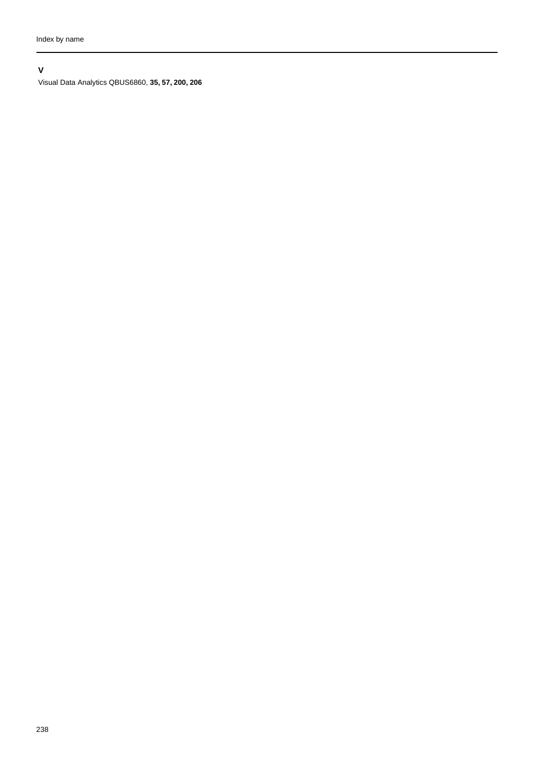**V**

Visual Data Analytics QBUS6860, **35, 57, 200, 206**